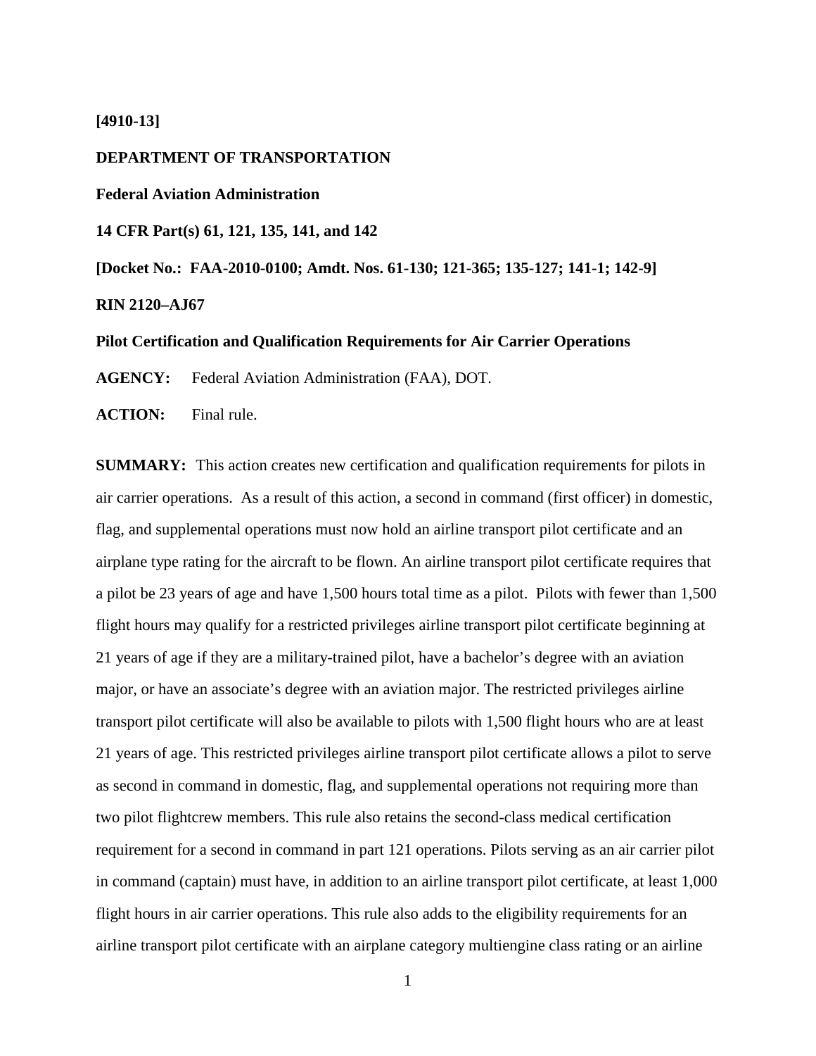**[4910-13]**

**DEPARTMENT OF TRANSPORTATION**

**Federal Aviation Administration**

**14 CFR Part(s) 61, 121, 135, 141, and 142**

**[Docket No.: FAA-2010-0100; Amdt. Nos. 61-130; 121-365; 135-127; 141-1; 142-9]**

**RIN 2120–AJ67**

**Pilot Certification and Qualification Requirements for Air Carrier Operations**

**AGENCY:** Federal Aviation Administration (FAA), DOT.

**ACTION:** Final rule.

**SUMMARY:** This action creates new certification and qualification requirements for pilots in air carrier operations. As a result of this action, a second in command (first officer) in domestic, flag, and supplemental operations must now hold an airline transport pilot certificate and an airplane type rating for the aircraft to be flown. An airline transport pilot certificate requires that a pilot be 23 years of age and have 1,500 hours total time as a pilot. Pilots with fewer than 1,500 flight hours may qualify for a restricted privileges airline transport pilot certificate beginning at 21 years of age if they are a military-trained pilot, have a bachelor's degree with an aviation major, or have an associate's degree with an aviation major. The restricted privileges airline transport pilot certificate will also be available to pilots with 1,500 flight hours who are at least 21 years of age. This restricted privileges airline transport pilot certificate allows a pilot to serve as second in command in domestic, flag, and supplemental operations not requiring more than two pilot flightcrew members. This rule also retains the second-class medical certification requirement for a second in command in part 121 operations. Pilots serving as an air carrier pilot in command (captain) must have, in addition to an airline transport pilot certificate, at least 1,000 flight hours in air carrier operations. This rule also adds to the eligibility requirements for an airline transport pilot certificate with an airplane category multiengine class rating or an airline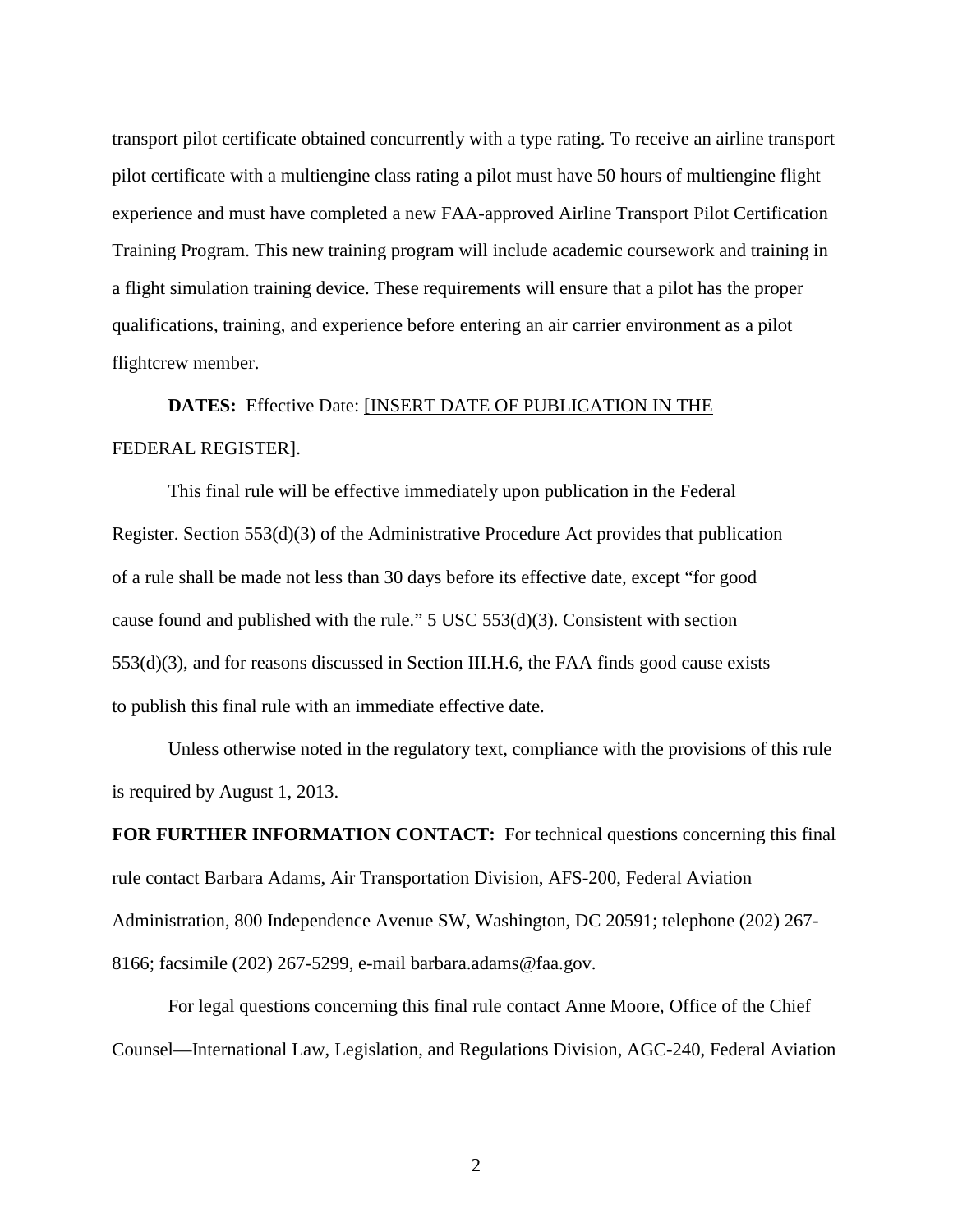transport pilot certificate obtained concurrently with a type rating. To receive an airline transport pilot certificate with a multiengine class rating a pilot must have 50 hours of multiengine flight experience and must have completed a new FAA-approved Airline Transport Pilot Certification Training Program. This new training program will include academic coursework and training in a flight simulation training device. These requirements will ensure that a pilot has the proper qualifications, training, and experience before entering an air carrier environment as a pilot flightcrew member.

**DATES:** Effective Date: [INSERT DATE OF PUBLICATION IN THE FEDERAL REGISTER].

This final rule will be effective immediately upon publication in the Federal Register. Section 553(d)(3) of the Administrative Procedure Act provides that publication of a rule shall be made not less than 30 days before its effective date, except "for good cause found and published with the rule." 5 USC 553(d)(3). Consistent with section 553(d)(3), and for reasons discussed in Section III.H.6, the FAA finds good cause exists to publish this final rule with an immediate effective date.

Unless otherwise noted in the regulatory text, compliance with the provisions of this rule is required by August 1, 2013.

**FOR FURTHER INFORMATION CONTACT:** For technical questions concerning this final rule contact Barbara Adams, Air Transportation Division, AFS-200, Federal Aviation Administration, 800 Independence Avenue SW, Washington, DC 20591; telephone (202) 267-8166; facsimile (202) 267-5299, e-mail barbara.adams@faa.gov.

For legal questions concerning this final rule contact Anne Moore, Office of the Chief Counsel—International Law, Legislation, and Regulations Division, AGC-240, Federal Aviation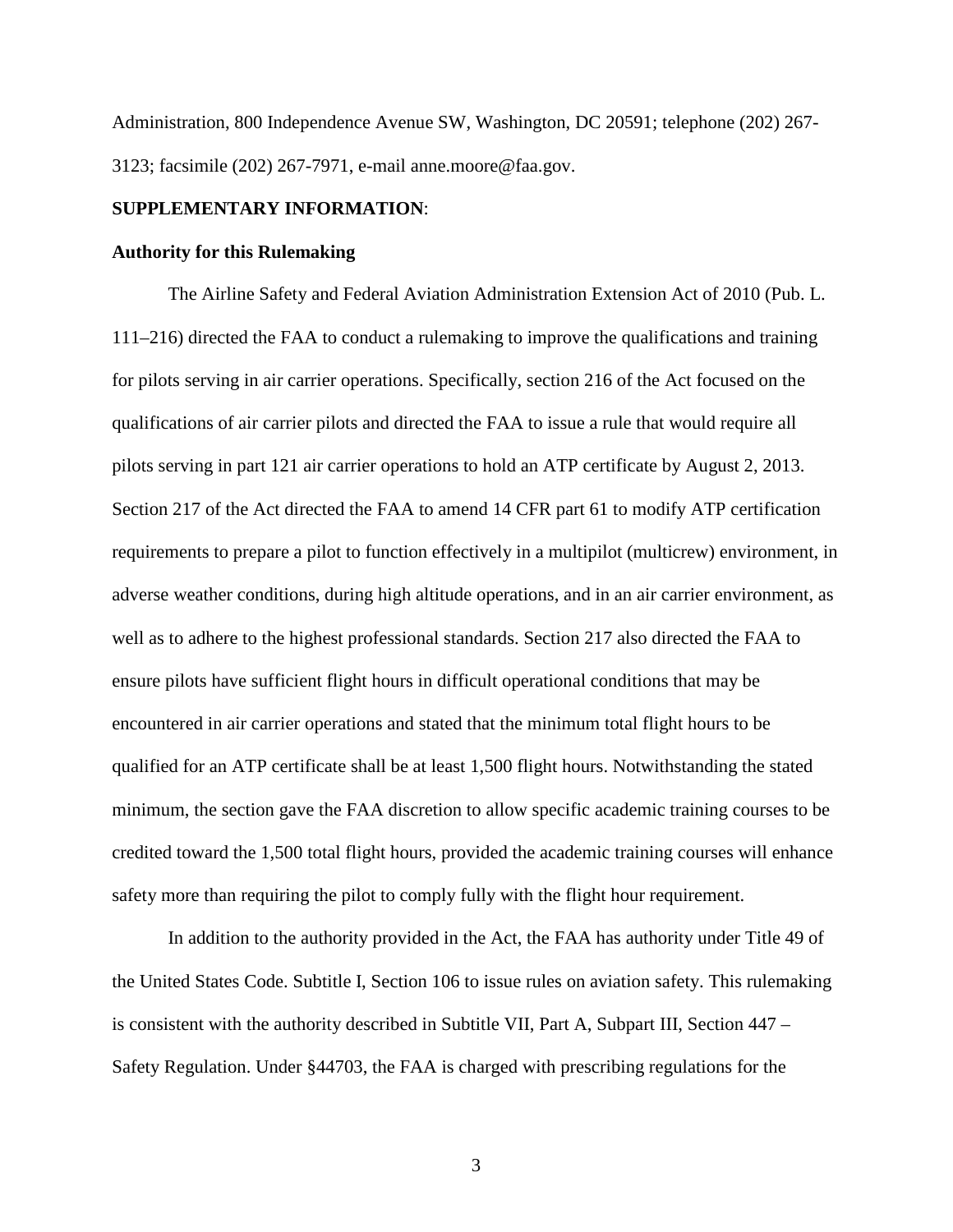Administration, 800 Independence Avenue SW, Washington, DC 20591; telephone (202) 267-3123; facsimile (202) 267-7971, e-mail anne.moore@faa.gov.

**SUPPLEMENTARY INFORMATION**:

**Authority for this Rulemaking**

The Airline Safety and Federal Aviation Administration Extension Act of 2010 (Pub. L. 111–216) directed the FAA to conduct a rulemaking to improve the qualifications and training for pilots serving in air carrier operations. Specifically, section 216 of the Act focused on the qualifications of air carrier pilots and directed the FAA to issue a rule that would require all pilots serving in part 121 air carrier operations to hold an ATP certificate by August 2, 2013. Section 217 of the Act directed the FAA to amend 14 CFR part 61 to modify ATP certification requirements to prepare a pilot to function effectively in a multipilot (multicrew) environment, in adverse weather conditions, during high altitude operations, and in an air carrier environment, as well as to adhere to the highest professional standards. Section 217 also directed the FAA to ensure pilots have sufficient flight hours in difficult operational conditions that may be encountered in air carrier operations and stated that the minimum total flight hours to be qualified for an ATP certificate shall be at least 1,500 flight hours. Notwithstanding the stated minimum, the section gave the FAA discretion to allow specific academic training courses to be credited toward the 1,500 total flight hours, provided the academic training courses will enhance safety more than requiring the pilot to comply fully with the flight hour requirement.

In addition to the authority provided in the Act, the FAA has authority under Title 49 of the United States Code. Subtitle I, Section 106 to issue rules on aviation safety. This rulemaking is consistent with the authority described in Subtitle VII, Part A, Subpart III, Section 447 – Safety Regulation. Under §44703, the FAA is charged with prescribing regulations for the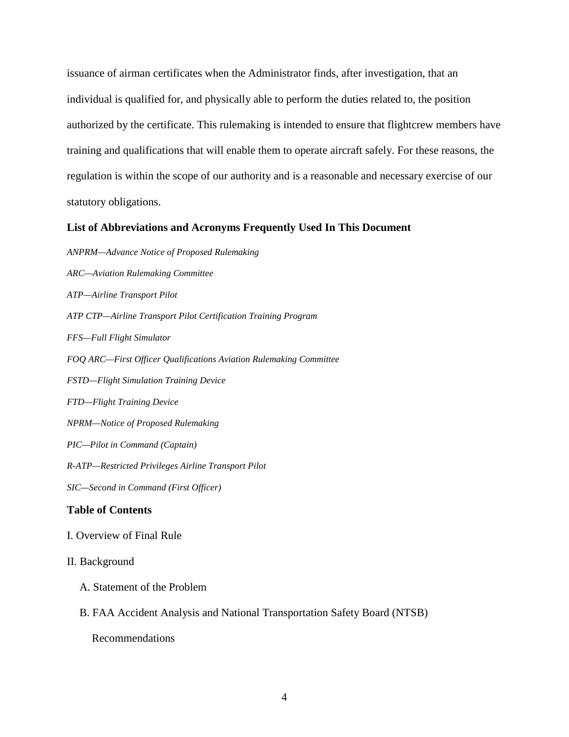issuance of airman certificates when the Administrator finds, after investigation, that an individual is qualified for, and physically able to perform the duties related to, the position authorized by the certificate. This rulemaking is intended to ensure that flightcrew members have training and qualifications that will enable them to operate aircraft safely. For these reasons, the regulation is within the scope of our authority and is a reasonable and necessary exercise of our statutory obligations.

**List of Abbreviations and Acronyms Frequently Used In This Document**

*ANPRM—Advance Notice of Proposed Rulemaking*

*ARC—Aviation Rulemaking Committee*

*ATP—Airline Transport Pilot*

*ATP CTP—Airline Transport Pilot Certification Training Program*

*FFS—Full Flight Simulator*

*FOQ ARC—First Officer Qualifications Aviation Rulemaking Committee*

*FSTD—Flight Simulation Training Device*

*FTD—Flight Training Device*

*NPRM—Notice of Proposed Rulemaking*

*PIC—Pilot in Command (Captain)*

*R-ATP—Restricted Privileges Airline Transport Pilot*

*SIC—Second in Command (First Officer)*

**Table of Contents**

I. Overview of Final Rule

II. Background

A. Statement of the Problem

B. FAA Accident Analysis and National Transportation Safety Board (NTSB) Recommendations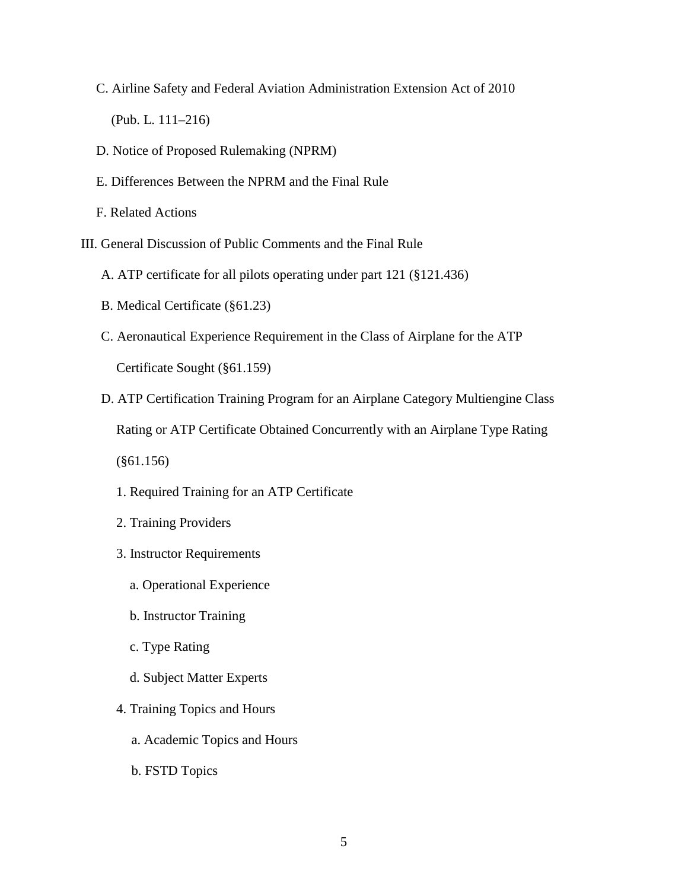C. Airline Safety and Federal Aviation Administration Extension Act of 2010 (Pub. L. 111–216)

D. Notice of Proposed Rulemaking (NPRM)

E. Differences Between the NPRM and the Final Rule

F. Related Actions

III. General Discussion of Public Comments and the Final Rule

A. ATP certificate for all pilots operating under part 121 (§121.436)

B. Medical Certificate (§61.23)

C. Aeronautical Experience Requirement in the Class of Airplane for the ATP Certificate Sought (§61.159)

D. ATP Certification Training Program for an Airplane Category Multiengine Class Rating or ATP Certificate Obtained Concurrently with an Airplane Type Rating (§61.156)

1. Required Training for an ATP Certificate

2. Training Providers

3. Instructor Requirements

a. Operational Experience

b. Instructor Training

c. Type Rating

d. Subject Matter Experts

4. Training Topics and Hours

a. Academic Topics and Hours

b. FSTD Topics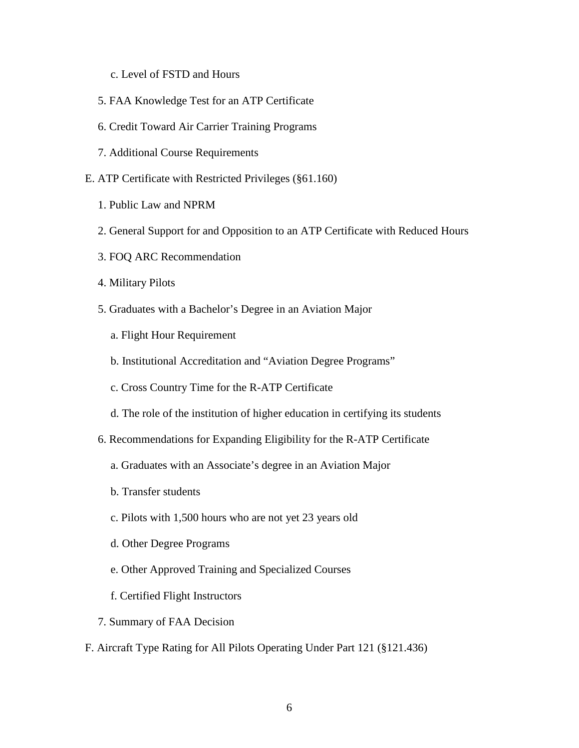c. Level of FSTD and Hours

5. FAA Knowledge Test for an ATP Certificate

6. Credit Toward Air Carrier Training Programs

7. Additional Course Requirements

E. ATP Certificate with Restricted Privileges (§61.160)

1. Public Law and NPRM

2. General Support for and Opposition to an ATP Certificate with Reduced Hours

3. FOQ ARC Recommendation

4. Military Pilots

5. Graduates with a Bachelor's Degree in an Aviation Major

a. Flight Hour Requirement

b. Institutional Accreditation and "Aviation Degree Programs"

c. Cross Country Time for the R-ATP Certificate

d. The role of the institution of higher education in certifying its students

6. Recommendations for Expanding Eligibility for the R-ATP Certificate

a. Graduates with an Associate's degree in an Aviation Major

b. Transfer students

c. Pilots with 1,500 hours who are not yet 23 years old

d. Other Degree Programs

e. Other Approved Training and Specialized Courses

f. Certified Flight Instructors

7. Summary of FAA Decision

F. Aircraft Type Rating for All Pilots Operating Under Part 121 (§121.436)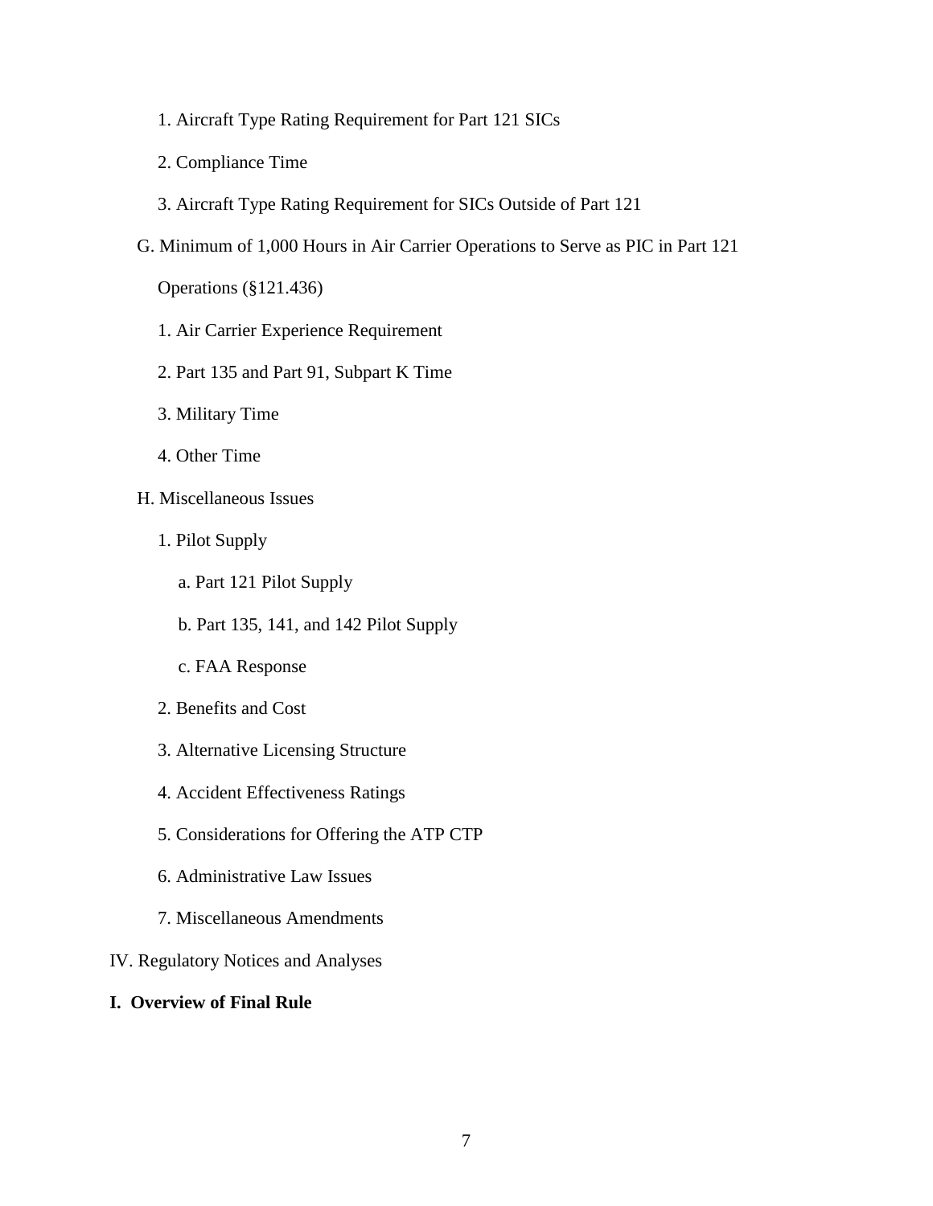1. Aircraft Type Rating Requirement for Part 121 SICs

2. Compliance Time

3. Aircraft Type Rating Requirement for SICs Outside of Part 121

G. Minimum of 1,000 Hours in Air Carrier Operations to Serve as PIC in Part 121 Operations (§121.436)

1. Air Carrier Experience Requirement

2. Part 135 and Part 91, Subpart K Time

3. Military Time

4. Other Time

H. Miscellaneous Issues

1. Pilot Supply

a. Part 121 Pilot Supply

b. Part 135, 141, and 142 Pilot Supply

c. FAA Response

2. Benefits and Cost

3. Alternative Licensing Structure

4. Accident Effectiveness Ratings

5. Considerations for Offering the ATP CTP

6. Administrative Law Issues

7. Miscellaneous Amendments

IV. Regulatory Notices and Analyses

## I. Overview of Final Rule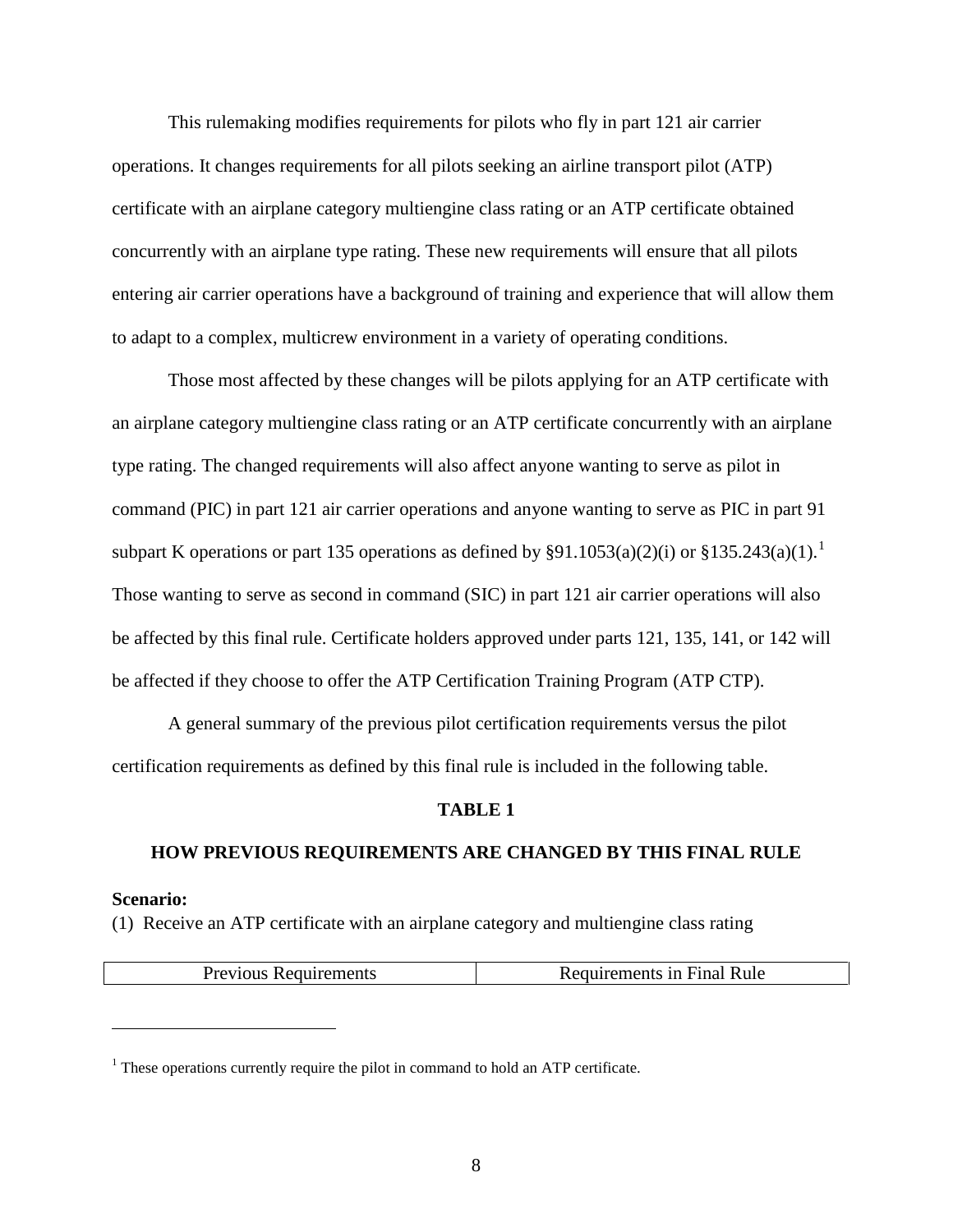This rulemaking modifies requirements for pilots who fly in part 121 air carrier operations. It changes requirements for all pilots seeking an airline transport pilot (ATP) certificate with an airplane category multiengine class rating or an ATP certificate obtained concurrently with an airplane type rating. These new requirements will ensure that all pilots entering air carrier operations have a background of training and experience that will allow them to adapt to a complex, multicrew environment in a variety of operating conditions.

Those most affected by these changes will be pilots applying for an ATP certificate with an airplane category multiengine class rating or an ATP certificate concurrently with an airplane type rating. The changed requirements will also affect anyone wanting to serve as pilot in command (PIC) in part 121 air carrier operations and anyone wanting to serve as PIC in part 91 subpart K operations or part 135 operations as defined by §91.1053(a)(2)(i) or §135.243(a)(1).[1] Those wanting to serve as second in command (SIC) in part 121 air carrier operations will also be affected by this final rule. Certificate holders approved under parts 121, 135, 141, or 142 will be affected if they choose to offer the ATP Certification Training Program (ATP CTP).

A general summary of the previous pilot certification requirements versus the pilot certification requirements as defined by this final rule is included in the following table.

**TABLE 1**

**HOW PREVIOUS REQUIREMENTS ARE CHANGED BY THIS FINAL RULE**

**Scenario:**

(1) Receive an ATP certificate with an airplane category and multiengine class rating

| Previous Requirements | Requirements in Final Rule |
|---|---|

[1] These operations currently require the pilot in command to hold an ATP certificate.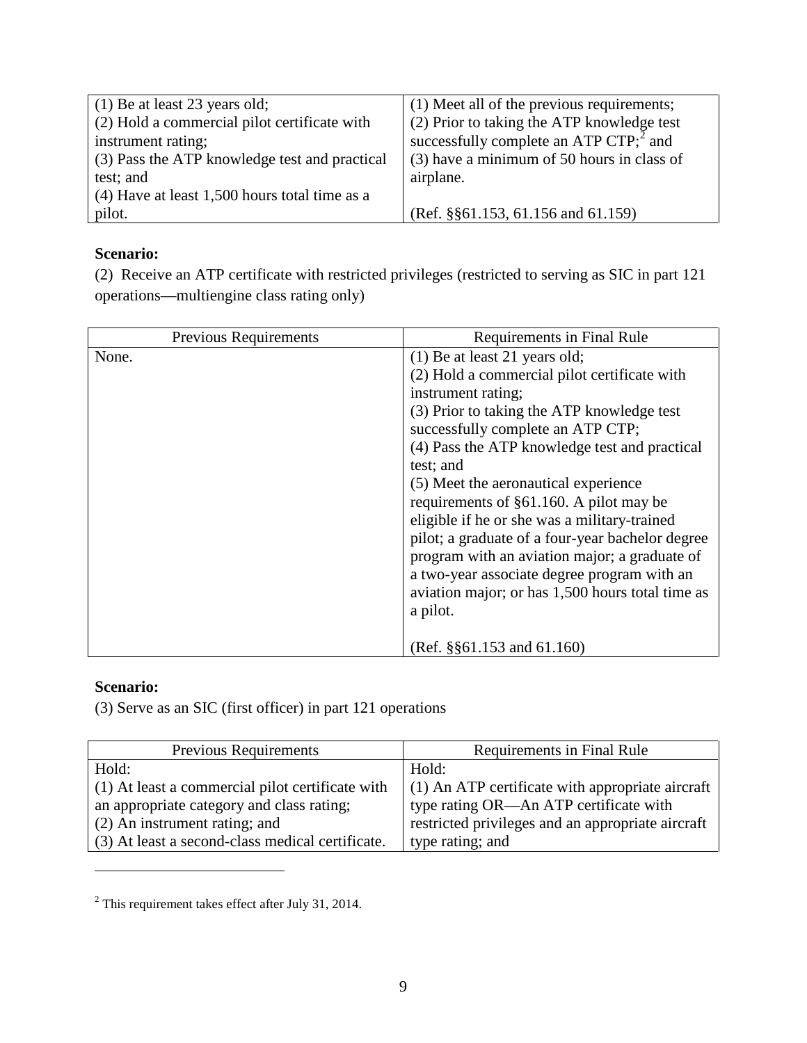| | |
|---|---|
| (1) Be at least 23 years old;<br>(2) Hold a commercial pilot certificate with instrument rating;<br>(3) Pass the ATP knowledge test and practical test; and<br>(4) Have at least 1,500 hours total time as a pilot. | (1) Meet all of the previous requirements;<br>(2) Prior to taking the ATP knowledge test successfully complete an ATP CTP;[2] and<br>(3) have a minimum of 50 hours in class of airplane.<br><br>(Ref. §§61.153, 61.156 and 61.159) |

**Scenario:**

(2) Receive an ATP certificate with restricted privileges (restricted to serving as SIC in part 121 operations—multiengine class rating only)

| Previous Requirements | Requirements in Final Rule |
|---|---|
| None. | (1) Be at least 21 years old;<br>(2) Hold a commercial pilot certificate with instrument rating;<br>(3) Prior to taking the ATP knowledge test successfully complete an ATP CTP;<br>(4) Pass the ATP knowledge test and practical test; and<br>(5) Meet the aeronautical experience requirements of §61.160. A pilot may be eligible if he or she was a military-trained pilot; a graduate of a four-year bachelor degree program with an aviation major; a graduate of a two-year associate degree program with an aviation major; or has 1,500 hours total time as a pilot.<br><br>(Ref. §§61.153 and 61.160) |

**Scenario:**

(3) Serve as an SIC (first officer) in part 121 operations

| Previous Requirements | Requirements in Final Rule |
|---|---|
| Hold:<br>(1) At least a commercial pilot certificate with an appropriate category and class rating;<br>(2) An instrument rating; and<br>(3) At least a second-class medical certificate. | Hold:<br>(1) An ATP certificate with appropriate aircraft type rating OR—An ATP certificate with restricted privileges and an appropriate aircraft type rating; and |

[2] This requirement takes effect after July 31, 2014.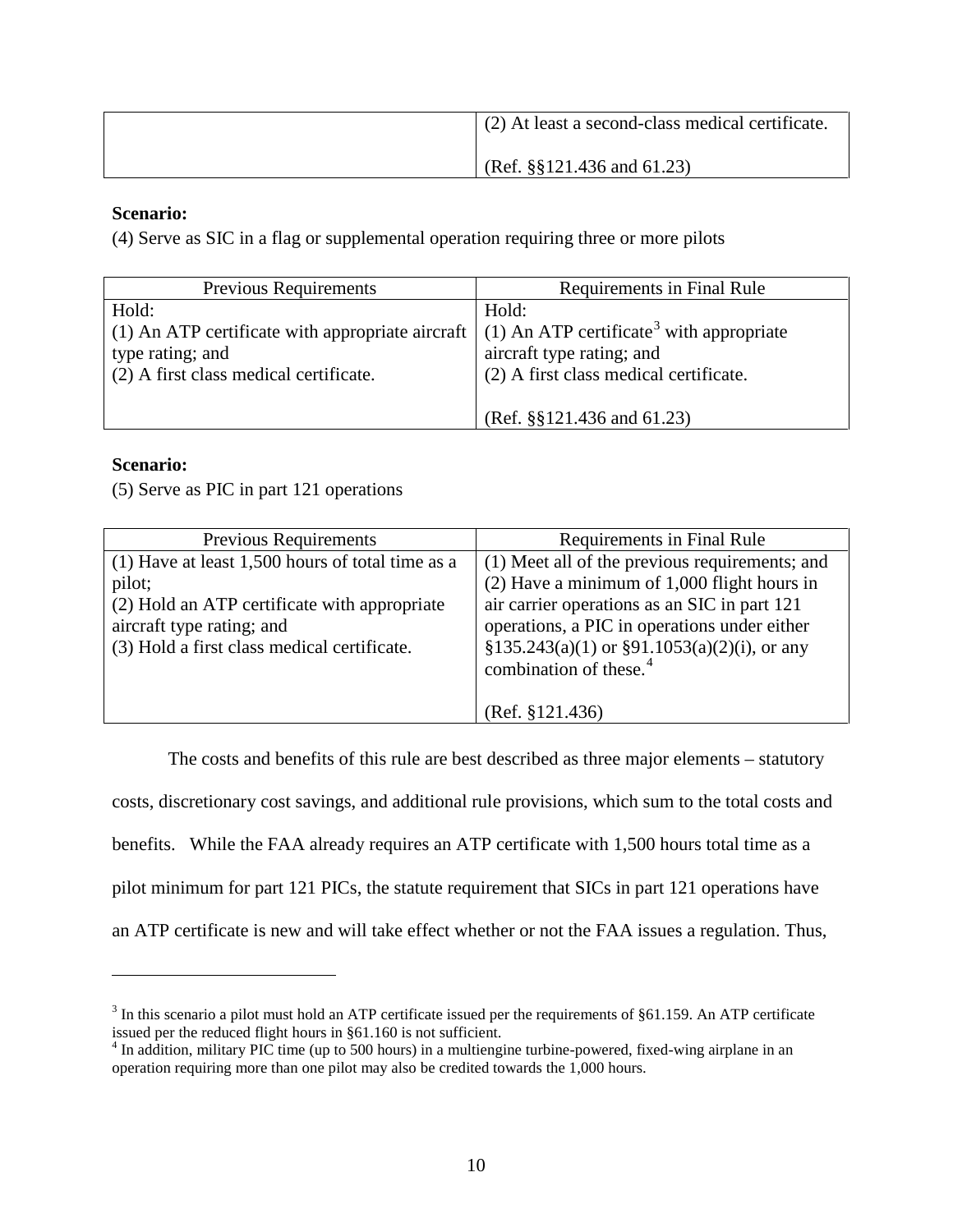| | |
|---|---|
| | (2) At least a second-class medical certificate.<br><br>(Ref. §§121.436 and 61.23) |

**Scenario:**
(4) Serve as SIC in a flag or supplemental operation requiring three or more pilots

| Previous Requirements | Requirements in Final Rule |
|---|---|
| Hold:<br>(1) An ATP certificate with appropriate aircraft type rating; and<br>(2) A first class medical certificate. | Hold:<br>(1) An ATP certificate[3] with appropriate aircraft type rating; and<br>(2) A first class medical certificate.<br><br>(Ref. §§121.436 and 61.23) |

**Scenario:**
(5) Serve as PIC in part 121 operations

| Previous Requirements | Requirements in Final Rule |
|---|---|
| (1) Have at least 1,500 hours of total time as a pilot;<br>(2) Hold an ATP certificate with appropriate aircraft type rating; and<br>(3) Hold a first class medical certificate. | (1) Meet all of the previous requirements; and<br>(2) Have a minimum of 1,000 flight hours in air carrier operations as an SIC in part 121 operations, a PIC in operations under either §135.243(a)(1) or §91.1053(a)(2)(i), or any combination of these.[4]<br><br>(Ref. §121.436) |

The costs and benefits of this rule are best described as three major elements – statutory costs, discretionary cost savings, and additional rule provisions, which sum to the total costs and benefits. While the FAA already requires an ATP certificate with 1,500 hours total time as a pilot minimum for part 121 PICs, the statute requirement that SICs in part 121 operations have an ATP certificate is new and will take effect whether or not the FAA issues a regulation. Thus,

[3] In this scenario a pilot must hold an ATP certificate issued per the requirements of §61.159. An ATP certificate issued per the reduced flight hours in §61.160 is not sufficient.

[4] In addition, military PIC time (up to 500 hours) in a multiengine turbine-powered, fixed-wing airplane in an operation requiring more than one pilot may also be credited towards the 1,000 hours.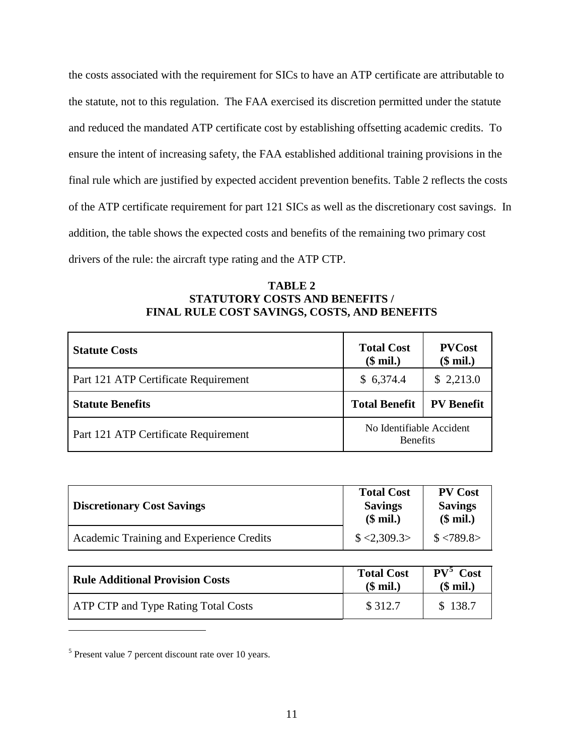the costs associated with the requirement for SICs to have an ATP certificate are attributable to the statute, not to this regulation. The FAA exercised its discretion permitted under the statute and reduced the mandated ATP certificate cost by establishing offsetting academic credits. To ensure the intent of increasing safety, the FAA established additional training provisions in the final rule which are justified by expected accident prevention benefits. Table 2 reflects the costs of the ATP certificate requirement for part 121 SICs as well as the discretionary cost savings. In addition, the table shows the expected costs and benefits of the remaining two primary cost drivers of the rule: the aircraft type rating and the ATP CTP.

**TABLE 2**
**STATUTORY COSTS AND BENEFITS /**
**FINAL RULE COST SAVINGS, COSTS, AND BENEFITS**

| **Statute Costs** | **Total Cost ($ mil.)** | **PVCost ($ mil.)** |
|---|---|---|
| Part 121 ATP Certificate Requirement | $ 6,374.4 | $ 2,213.0 |
| **Statute Benefits** | **Total Benefit** | **PV Benefit** |
| Part 121 ATP Certificate Requirement | No Identifiable Accident Benefits | |

| **Discretionary Cost Savings** | **Total Cost Savings ($ mil.)** | **PV Cost Savings ($ mil.)** |
|---|---|---|
| Academic Training and Experience Credits | $ <2,309.3> | $ <789.8> |

| **Rule Additional Provision Costs** | **Total Cost ($ mil.)** | **PV[5] Cost ($ mil.)** |
|---|---|---|
| ATP CTP and Type Rating Total Costs | $ 312.7 | $ 138.7 |

[5] Present value 7 percent discount rate over 10 years.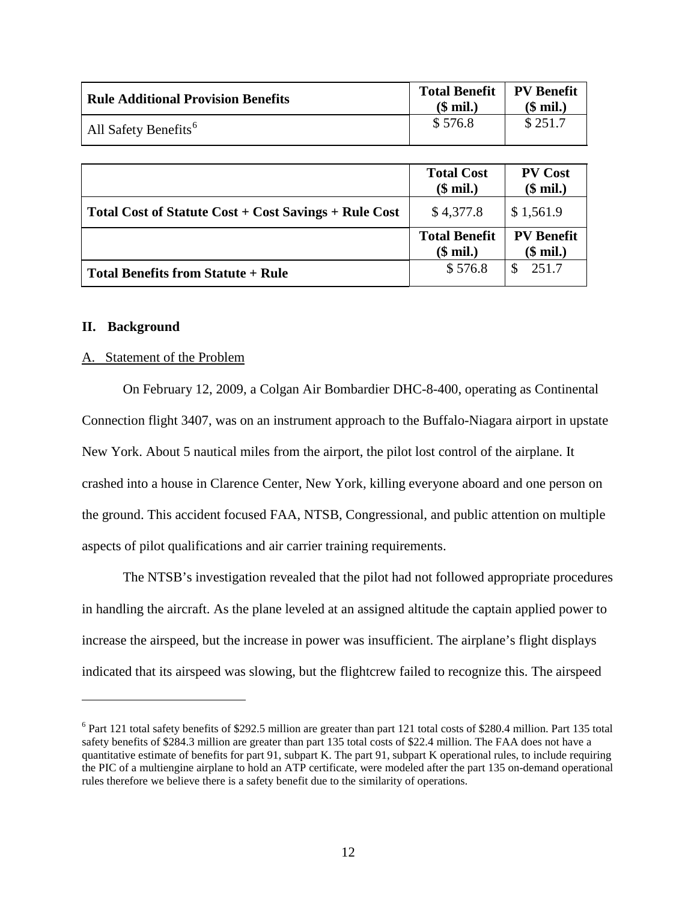| Rule Additional Provision Benefits | Total Benefit ($ mil.) | PV Benefit ($ mil.) |
|---|---|---|
| All Safety Benefits[6] | $ 576.8 | $ 251.7 |

| | Total Cost ($ mil.) | PV Cost ($ mil.) |
|---|---|---|
| **Total Cost of Statute Cost + Cost Savings + Rule Cost** | $ 4,377.8 | $ 1,561.9 |
| | **Total Benefit ($ mil.)** | **PV Benefit ($ mil.)** |
| **Total Benefits from Statute + Rule** | $ 576.8 | $ 251.7 |

## II. Background

### A. Statement of the Problem

On February 12, 2009, a Colgan Air Bombardier DHC-8-400, operating as Continental Connection flight 3407, was on an instrument approach to the Buffalo-Niagara airport in upstate New York. About 5 nautical miles from the airport, the pilot lost control of the airplane. It crashed into a house in Clarence Center, New York, killing everyone aboard and one person on the ground. This accident focused FAA, NTSB, Congressional, and public attention on multiple aspects of pilot qualifications and air carrier training requirements.

The NTSB's investigation revealed that the pilot had not followed appropriate procedures in handling the aircraft. As the plane leveled at an assigned altitude the captain applied power to increase the airspeed, but the increase in power was insufficient. The airplane's flight displays indicated that its airspeed was slowing, but the flightcrew failed to recognize this. The airspeed

[6] Part 121 total safety benefits of $292.5 million are greater than part 121 total costs of $280.4 million. Part 135 total safety benefits of $284.3 million are greater than part 135 total costs of $22.4 million. The FAA does not have a quantitative estimate of benefits for part 91, subpart K. The part 91, subpart K operational rules, to include requiring the PIC of a multiengine airplane to hold an ATP certificate, were modeled after the part 135 on-demand operational rules therefore we believe there is a safety benefit due to the similarity of operations.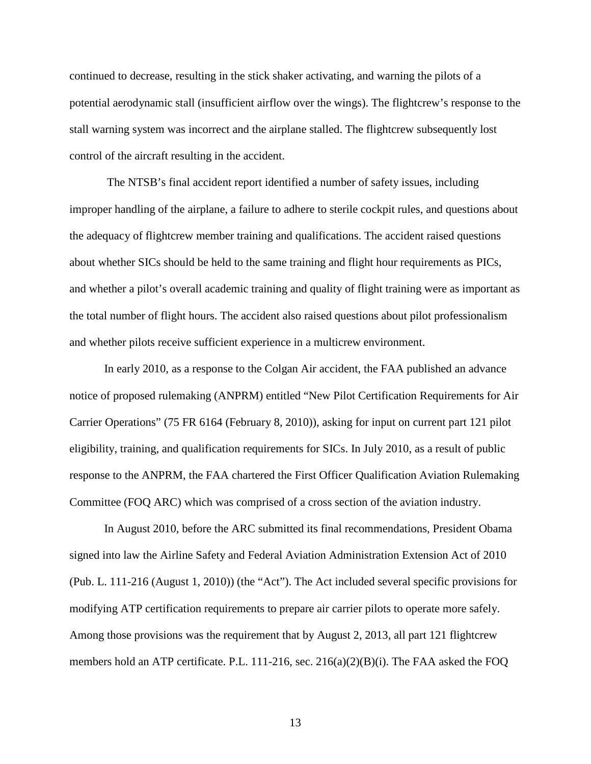continued to decrease, resulting in the stick shaker activating, and warning the pilots of a potential aerodynamic stall (insufficient airflow over the wings). The flightcrew's response to the stall warning system was incorrect and the airplane stalled. The flightcrew subsequently lost control of the aircraft resulting in the accident.

The NTSB's final accident report identified a number of safety issues, including improper handling of the airplane, a failure to adhere to sterile cockpit rules, and questions about the adequacy of flightcrew member training and qualifications. The accident raised questions about whether SICs should be held to the same training and flight hour requirements as PICs, and whether a pilot's overall academic training and quality of flight training were as important as the total number of flight hours. The accident also raised questions about pilot professionalism and whether pilots receive sufficient experience in a multicrew environment.

In early 2010, as a response to the Colgan Air accident, the FAA published an advance notice of proposed rulemaking (ANPRM) entitled "New Pilot Certification Requirements for Air Carrier Operations" (75 FR 6164 (February 8, 2010)), asking for input on current part 121 pilot eligibility, training, and qualification requirements for SICs. In July 2010, as a result of public response to the ANPRM, the FAA chartered the First Officer Qualification Aviation Rulemaking Committee (FOQ ARC) which was comprised of a cross section of the aviation industry.

In August 2010, before the ARC submitted its final recommendations, President Obama signed into law the Airline Safety and Federal Aviation Administration Extension Act of 2010 (Pub. L. 111-216 (August 1, 2010)) (the "Act"). The Act included several specific provisions for modifying ATP certification requirements to prepare air carrier pilots to operate more safely. Among those provisions was the requirement that by August 2, 2013, all part 121 flightcrew members hold an ATP certificate. P.L. 111-216, sec. 216(a)(2)(B)(i). The FAA asked the FOQ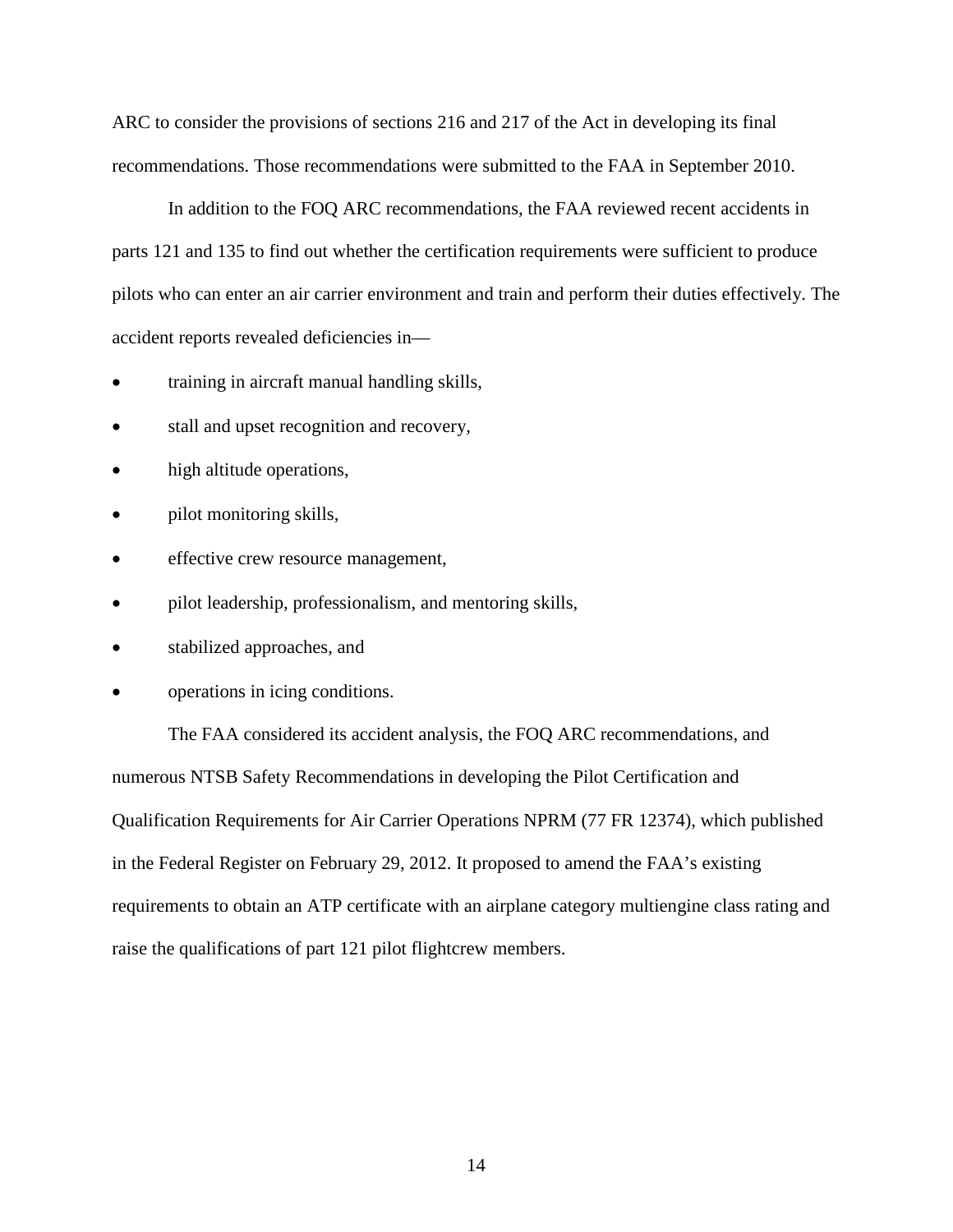ARC to consider the provisions of sections 216 and 217 of the Act in developing its final recommendations. Those recommendations were submitted to the FAA in September 2010.

In addition to the FOQ ARC recommendations, the FAA reviewed recent accidents in parts 121 and 135 to find out whether the certification requirements were sufficient to produce pilots who can enter an air carrier environment and train and perform their duties effectively. The accident reports revealed deficiencies in—

- training in aircraft manual handling skills,
- stall and upset recognition and recovery,
- high altitude operations,
- pilot monitoring skills,
- effective crew resource management,
- pilot leadership, professionalism, and mentoring skills,
- stabilized approaches, and
- operations in icing conditions.

The FAA considered its accident analysis, the FOQ ARC recommendations, and numerous NTSB Safety Recommendations in developing the Pilot Certification and Qualification Requirements for Air Carrier Operations NPRM (77 FR 12374), which published in the Federal Register on February 29, 2012. It proposed to amend the FAA's existing requirements to obtain an ATP certificate with an airplane category multiengine class rating and raise the qualifications of part 121 pilot flightcrew members.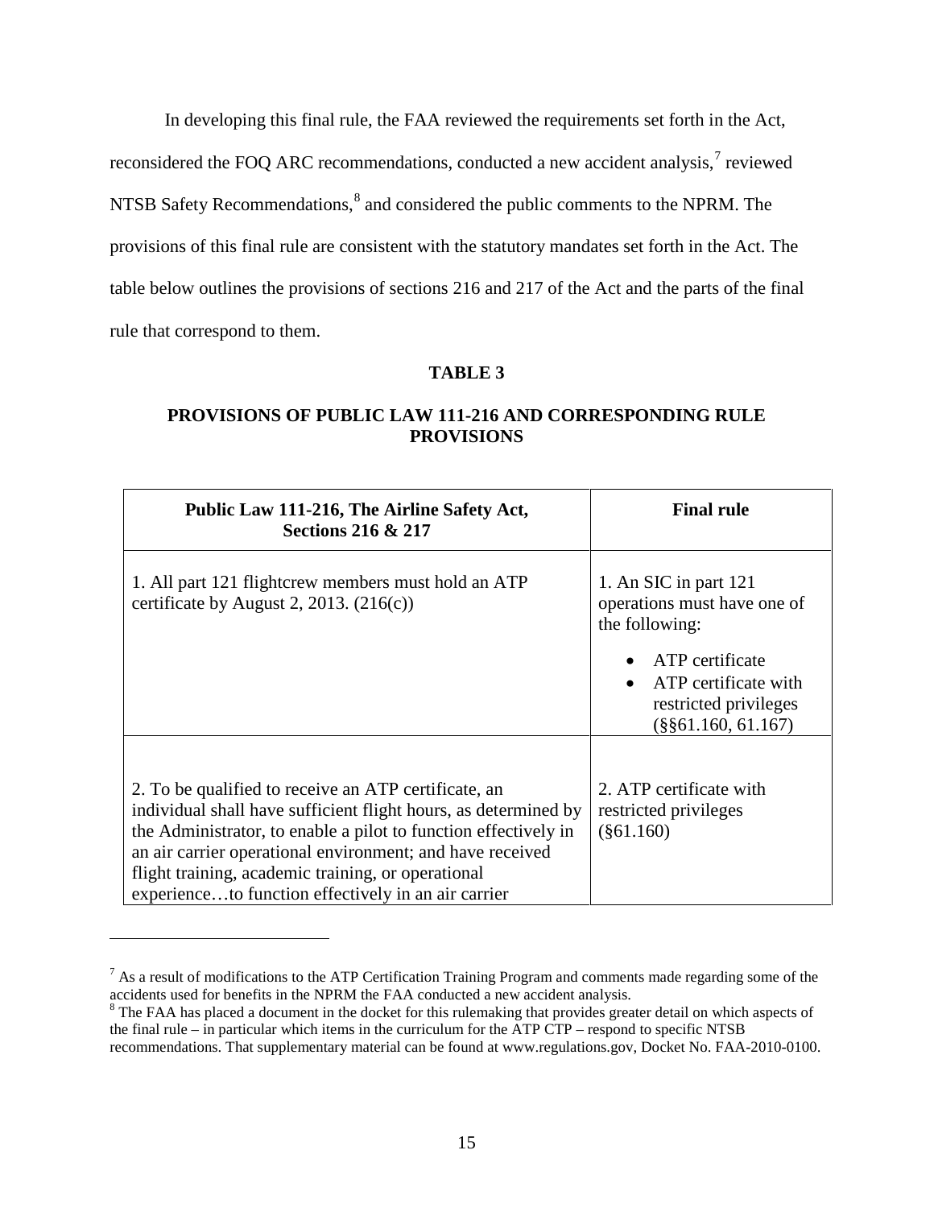In developing this final rule, the FAA reviewed the requirements set forth in the Act, reconsidered the FOQ ARC recommendations, conducted a new accident analysis,[7] reviewed NTSB Safety Recommendations,[8] and considered the public comments to the NPRM. The provisions of this final rule are consistent with the statutory mandates set forth in the Act. The table below outlines the provisions of sections 216 and 217 of the Act and the parts of the final rule that correspond to them.

**TABLE 3**

**PROVISIONS OF PUBLIC LAW 111-216 AND CORRESPONDING RULE PROVISIONS**

| Public Law 111-216, The Airline Safety Act, Sections 216 & 217 | Final rule |
|---|---|
| 1. All part 121 flightcrew members must hold an ATP certificate by August 2, 2013. (216(c)) | 1. An SIC in part 121 operations must have one of the following: <br>• ATP certificate <br>• ATP certificate with restricted privileges (§§61.160, 61.167) |
| 2. To be qualified to receive an ATP certificate, an individual shall have sufficient flight hours, as determined by the Administrator, to enable a pilot to function effectively in an air carrier operational environment; and have received flight training, academic training, or operational experience…to function effectively in an air carrier | 2. ATP certificate with restricted privileges (§61.160) |

[7] As a result of modifications to the ATP Certification Training Program and comments made regarding some of the accidents used for benefits in the NPRM the FAA conducted a new accident analysis.

[8] The FAA has placed a document in the docket for this rulemaking that provides greater detail on which aspects of the final rule – in particular which items in the curriculum for the ATP CTP – respond to specific NTSB recommendations. That supplementary material can be found at www.regulations.gov, Docket No. FAA-2010-0100.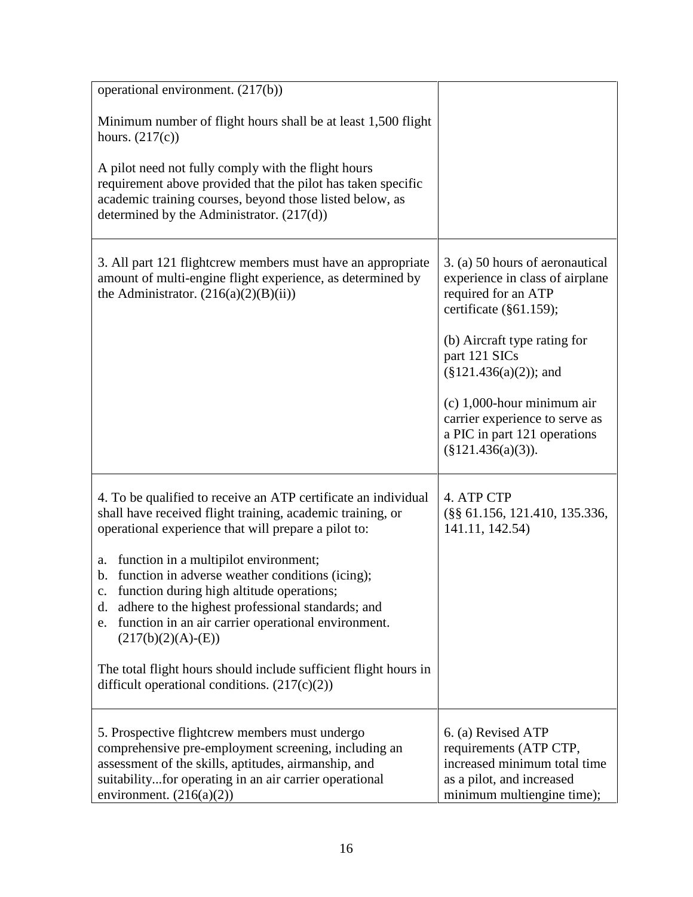| | |
|---|---|
| operational environment. (217(b))<br><br>Minimum number of flight hours shall be at least 1,500 flight hours. (217(c))<br><br>A pilot need not fully comply with the flight hours requirement above provided that the pilot has taken specific academic training courses, beyond those listed below, as determined by the Administrator. (217(d)) | |
| 3. All part 121 flightcrew members must have an appropriate amount of multi-engine flight experience, as determined by the Administrator. (216(a)(2)(B)(ii)) | 3. (a) 50 hours of aeronautical experience in class of airplane required for an ATP certificate (§61.159);<br><br>(b) Aircraft type rating for part 121 SICs (§121.436(a)(2)); and<br><br>(c) 1,000-hour minimum air carrier experience to serve as a PIC in part 121 operations (§121.436(a)(3)). |
| 4. To be qualified to receive an ATP certificate an individual shall have received flight training, academic training, or operational experience that will prepare a pilot to:<br><br>a. function in a multipilot environment;<br>b. function in adverse weather conditions (icing);<br>c. function during high altitude operations;<br>d. adhere to the highest professional standards; and<br>e. function in an air carrier operational environment. (217(b)(2)(A)-(E))<br><br>The total flight hours should include sufficient flight hours in difficult operational conditions. (217(c)(2)) | 4. ATP CTP (§§ 61.156, 121.410, 135.336, 141.11, 142.54) |
| 5. Prospective flightcrew members must undergo comprehensive pre-employment screening, including an assessment of the skills, aptitudes, airmanship, and suitability...for operating in an air carrier operational environment. (216(a)(2)) | 6. (a) Revised ATP requirements (ATP CTP, increased minimum total time as a pilot, and increased minimum multiengine time); |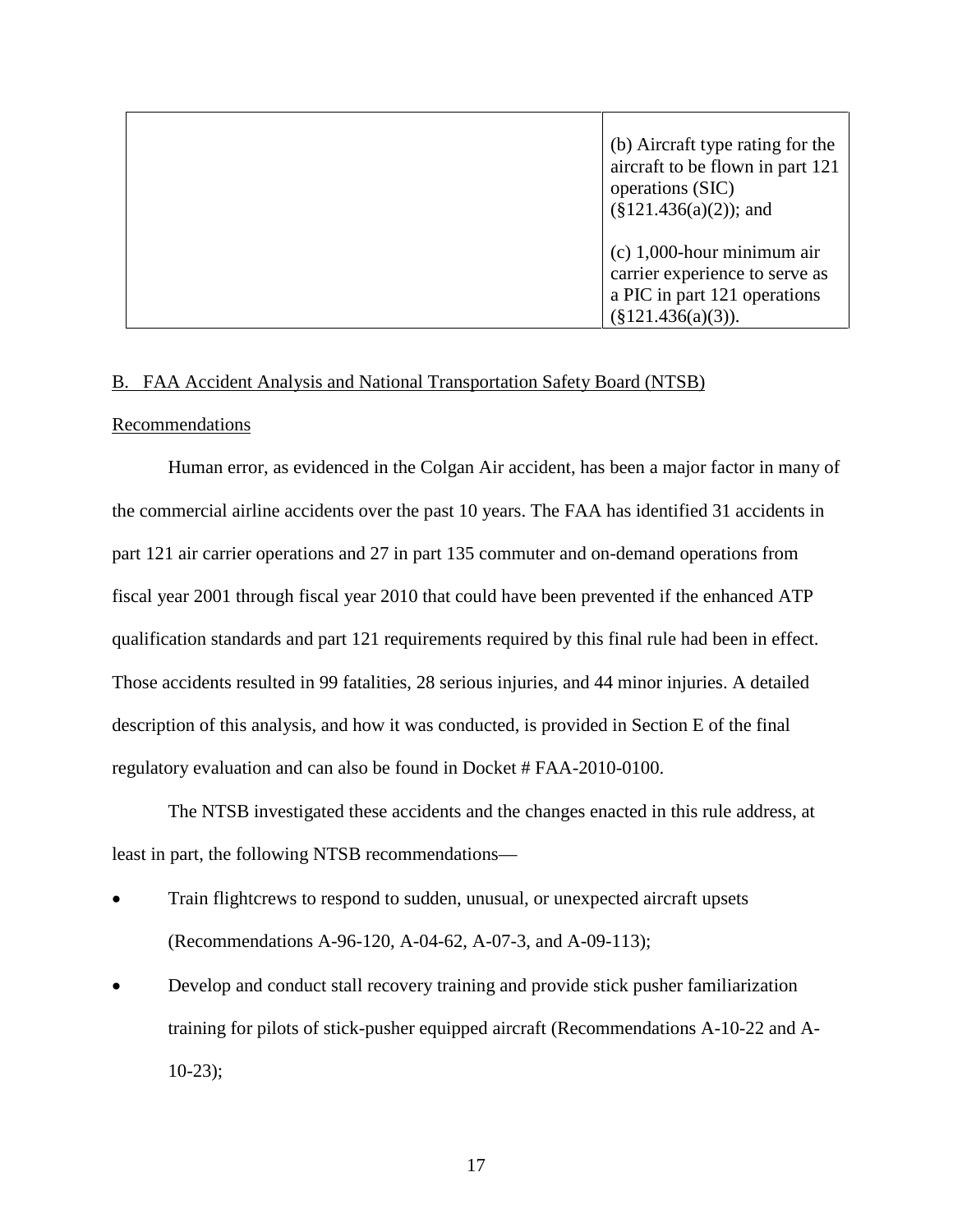| | |
|---|---|
| | (b) Aircraft type rating for the aircraft to be flown in part 121 operations (SIC) (§121.436(a)(2)); and<br><br>(c) 1,000-hour minimum air carrier experience to serve as a PIC in part 121 operations (§121.436(a)(3)). |

B. FAA Accident Analysis and National Transportation Safety Board (NTSB) Recommendations

Human error, as evidenced in the Colgan Air accident, has been a major factor in many of the commercial airline accidents over the past 10 years. The FAA has identified 31 accidents in part 121 air carrier operations and 27 in part 135 commuter and on-demand operations from fiscal year 2001 through fiscal year 2010 that could have been prevented if the enhanced ATP qualification standards and part 121 requirements required by this final rule had been in effect. Those accidents resulted in 99 fatalities, 28 serious injuries, and 44 minor injuries. A detailed description of this analysis, and how it was conducted, is provided in Section E of the final regulatory evaluation and can also be found in Docket # FAA-2010-0100.

The NTSB investigated these accidents and the changes enacted in this rule address, at least in part, the following NTSB recommendations—

- Train flightcrews to respond to sudden, unusual, or unexpected aircraft upsets (Recommendations A-96-120, A-04-62, A-07-3, and A-09-113);
- Develop and conduct stall recovery training and provide stick pusher familiarization training for pilots of stick-pusher equipped aircraft (Recommendations A-10-22 and A-10-23);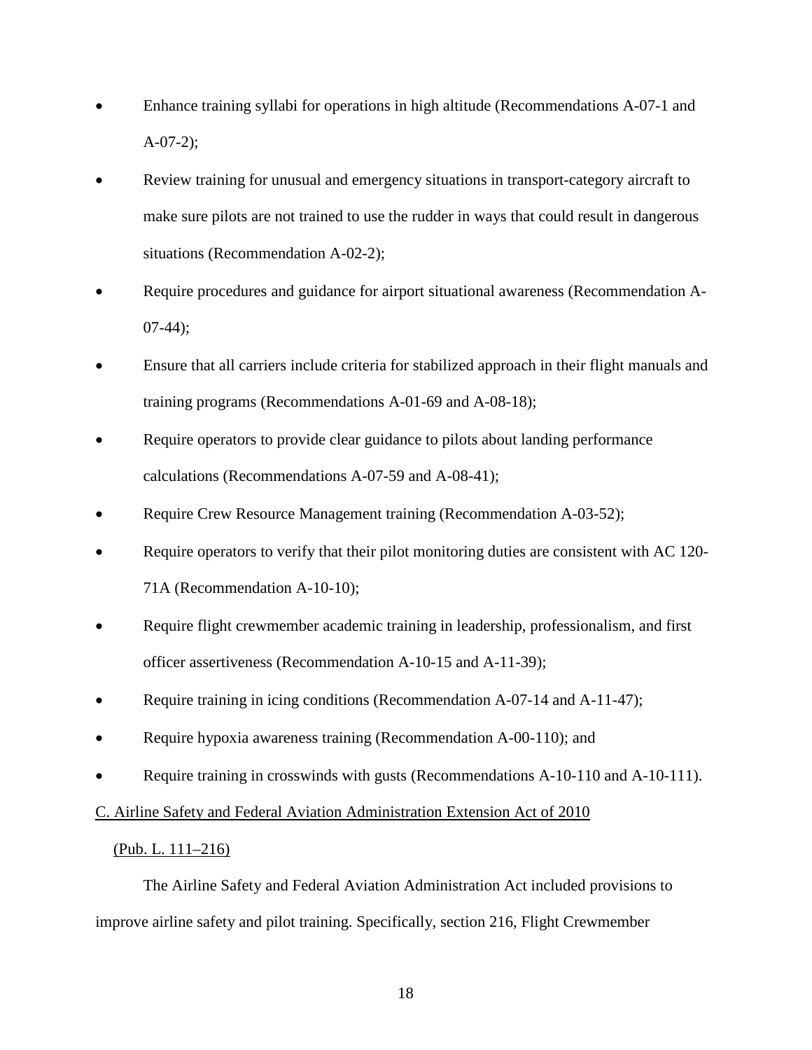- Enhance training syllabi for operations in high altitude (Recommendations A-07-1 and A-07-2);
- Review training for unusual and emergency situations in transport-category aircraft to make sure pilots are not trained to use the rudder in ways that could result in dangerous situations (Recommendation A-02-2);
- Require procedures and guidance for airport situational awareness (Recommendation A-07-44);
- Ensure that all carriers include criteria for stabilized approach in their flight manuals and training programs (Recommendations A-01-69 and A-08-18);
- Require operators to provide clear guidance to pilots about landing performance calculations (Recommendations A-07-59 and A-08-41);
- Require Crew Resource Management training (Recommendation A-03-52);
- Require operators to verify that their pilot monitoring duties are consistent with AC 120-71A (Recommendation A-10-10);
- Require flight crewmember academic training in leadership, professionalism, and first officer assertiveness (Recommendation A-10-15 and A-11-39);
- Require training in icing conditions (Recommendation A-07-14 and A-11-47);
- Require hypoxia awareness training (Recommendation A-00-110); and
- Require training in crosswinds with gusts (Recommendations A-10-110 and A-10-111).

C. Airline Safety and Federal Aviation Administration Extension Act of 2010 (Pub. L. 111–216)

The Airline Safety and Federal Aviation Administration Act included provisions to improve airline safety and pilot training. Specifically, section 216, Flight Crewmember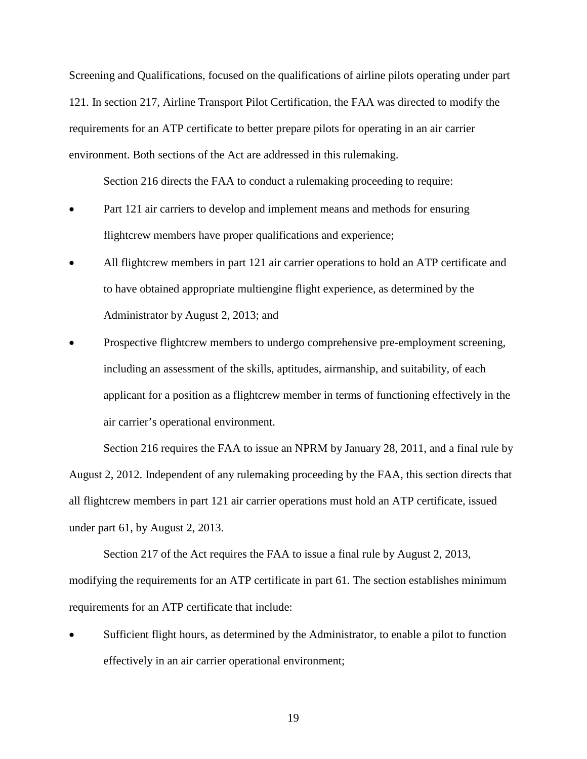Screening and Qualifications, focused on the qualifications of airline pilots operating under part 121. In section 217, Airline Transport Pilot Certification, the FAA was directed to modify the requirements for an ATP certificate to better prepare pilots for operating in an air carrier environment. Both sections of the Act are addressed in this rulemaking.

Section 216 directs the FAA to conduct a rulemaking proceeding to require:

- Part 121 air carriers to develop and implement means and methods for ensuring flightcrew members have proper qualifications and experience;
- All flightcrew members in part 121 air carrier operations to hold an ATP certificate and to have obtained appropriate multiengine flight experience, as determined by the Administrator by August 2, 2013; and
- Prospective flightcrew members to undergo comprehensive pre-employment screening, including an assessment of the skills, aptitudes, airmanship, and suitability, of each applicant for a position as a flightcrew member in terms of functioning effectively in the air carrier's operational environment.

Section 216 requires the FAA to issue an NPRM by January 28, 2011, and a final rule by August 2, 2012. Independent of any rulemaking proceeding by the FAA, this section directs that all flightcrew members in part 121 air carrier operations must hold an ATP certificate, issued under part 61, by August 2, 2013.

Section 217 of the Act requires the FAA to issue a final rule by August 2, 2013, modifying the requirements for an ATP certificate in part 61. The section establishes minimum requirements for an ATP certificate that include:

- Sufficient flight hours, as determined by the Administrator, to enable a pilot to function effectively in an air carrier operational environment;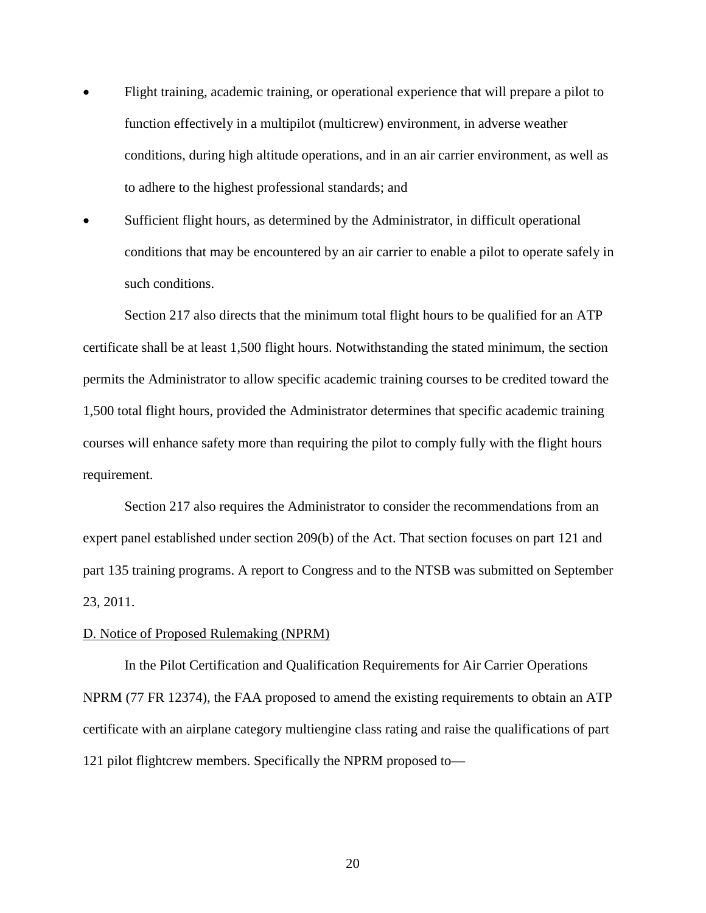- Flight training, academic training, or operational experience that will prepare a pilot to function effectively in a multipilot (multicrew) environment, in adverse weather conditions, during high altitude operations, and in an air carrier environment, as well as to adhere to the highest professional standards; and
- Sufficient flight hours, as determined by the Administrator, in difficult operational conditions that may be encountered by an air carrier to enable a pilot to operate safely in such conditions.

Section 217 also directs that the minimum total flight hours to be qualified for an ATP certificate shall be at least 1,500 flight hours. Notwithstanding the stated minimum, the section permits the Administrator to allow specific academic training courses to be credited toward the 1,500 total flight hours, provided the Administrator determines that specific academic training courses will enhance safety more than requiring the pilot to comply fully with the flight hours requirement.

Section 217 also requires the Administrator to consider the recommendations from an expert panel established under section 209(b) of the Act. That section focuses on part 121 and part 135 training programs. A report to Congress and to the NTSB was submitted on September 23, 2011.

D. Notice of Proposed Rulemaking (NPRM)

In the Pilot Certification and Qualification Requirements for Air Carrier Operations NPRM (77 FR 12374), the FAA proposed to amend the existing requirements to obtain an ATP certificate with an airplane category multiengine class rating and raise the qualifications of part 121 pilot flightcrew members. Specifically the NPRM proposed to—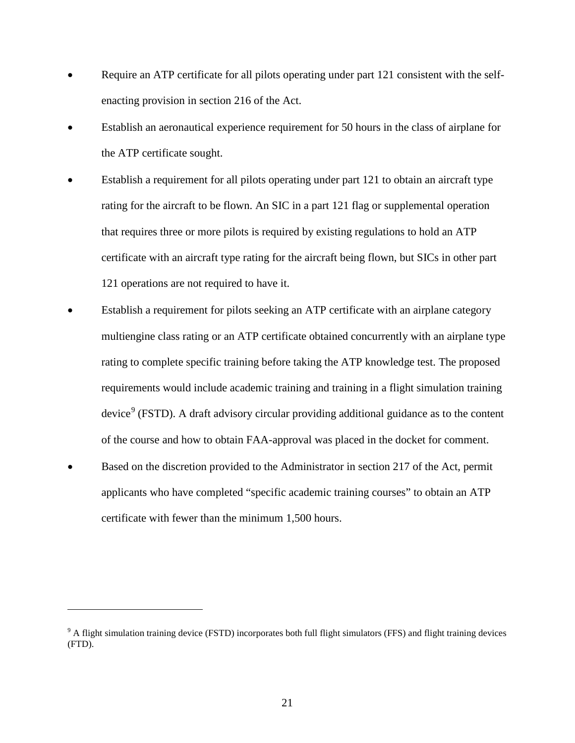- Require an ATP certificate for all pilots operating under part 121 consistent with the self-enacting provision in section 216 of the Act.
- Establish an aeronautical experience requirement for 50 hours in the class of airplane for the ATP certificate sought.
- Establish a requirement for all pilots operating under part 121 to obtain an aircraft type rating for the aircraft to be flown. An SIC in a part 121 flag or supplemental operation that requires three or more pilots is required by existing regulations to hold an ATP certificate with an aircraft type rating for the aircraft being flown, but SICs in other part 121 operations are not required to have it.
- Establish a requirement for pilots seeking an ATP certificate with an airplane category multiengine class rating or an ATP certificate obtained concurrently with an airplane type rating to complete specific training before taking the ATP knowledge test. The proposed requirements would include academic training and training in a flight simulation training device[9] (FSTD). A draft advisory circular providing additional guidance as to the content of the course and how to obtain FAA-approval was placed in the docket for comment.
- Based on the discretion provided to the Administrator in section 217 of the Act, permit applicants who have completed "specific academic training courses" to obtain an ATP certificate with fewer than the minimum 1,500 hours.

---

[9] A flight simulation training device (FSTD) incorporates both full flight simulators (FFS) and flight training devices (FTD).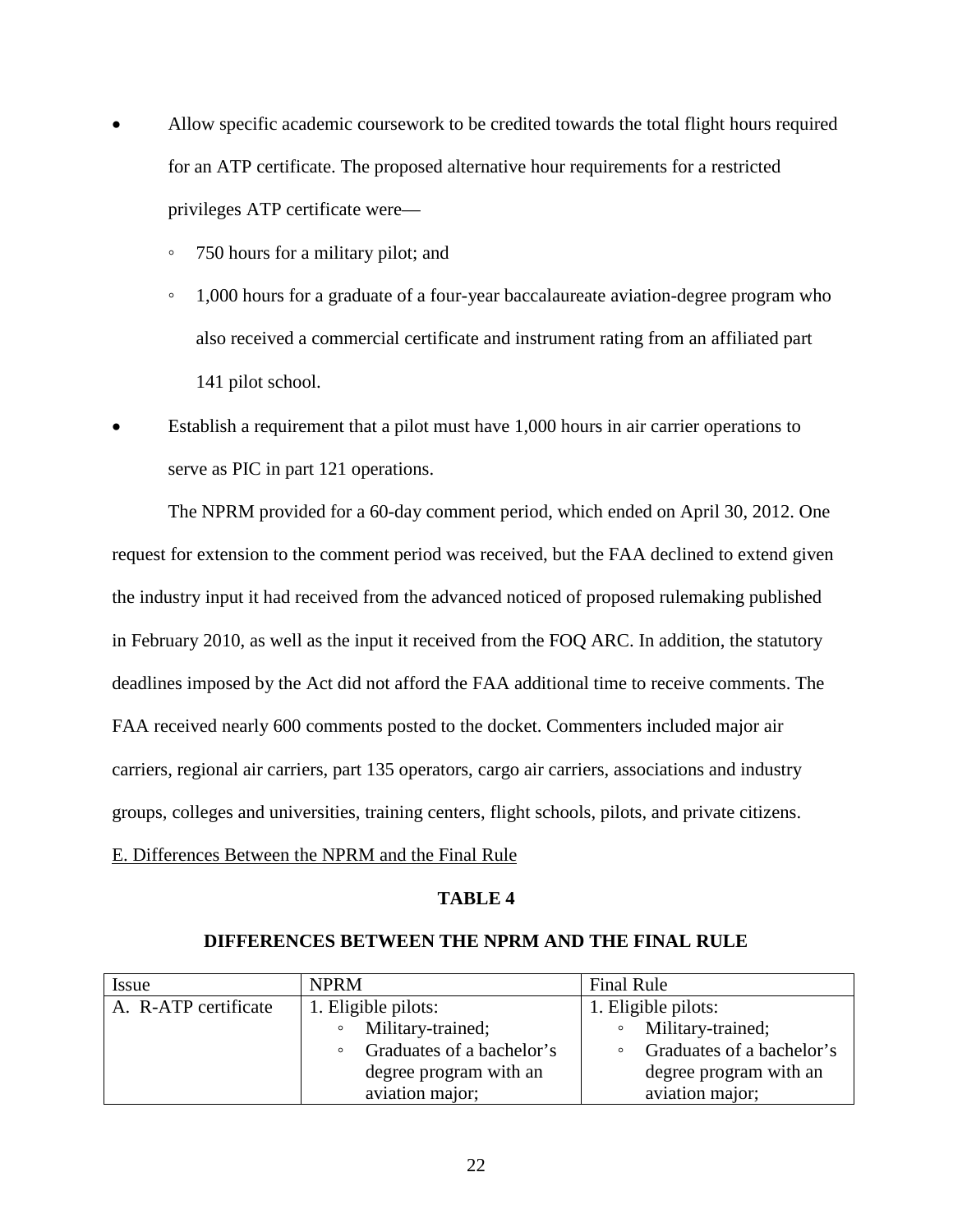- Allow specific academic coursework to be credited towards the total flight hours required for an ATP certificate. The proposed alternative hour requirements for a restricted privileges ATP certificate were—
    - 750 hours for a military pilot; and
    - 1,000 hours for a graduate of a four-year baccalaureate aviation-degree program who also received a commercial certificate and instrument rating from an affiliated part 141 pilot school.
- Establish a requirement that a pilot must have 1,000 hours in air carrier operations to serve as PIC in part 121 operations.

The NPRM provided for a 60-day comment period, which ended on April 30, 2012. One request for extension to the comment period was received, but the FAA declined to extend given the industry input it had received from the advanced noticed of proposed rulemaking published in February 2010, as well as the input it received from the FOQ ARC. In addition, the statutory deadlines imposed by the Act did not afford the FAA additional time to receive comments. The FAA received nearly 600 comments posted to the docket. Commenters included major air carriers, regional air carriers, part 135 operators, cargo air carriers, associations and industry groups, colleges and universities, training centers, flight schools, pilots, and private citizens.

E. Differences Between the NPRM and the Final Rule

**TABLE 4**

**DIFFERENCES BETWEEN THE NPRM AND THE FINAL RULE**

| Issue | NPRM | Final Rule |
|---|---|---|
| A. R-ATP certificate | 1. Eligible pilots:<br>◦ Military-trained;<br>◦ Graduates of a bachelor's degree program with an aviation major; | 1. Eligible pilots:<br>◦ Military-trained;<br>◦ Graduates of a bachelor's degree program with an aviation major; |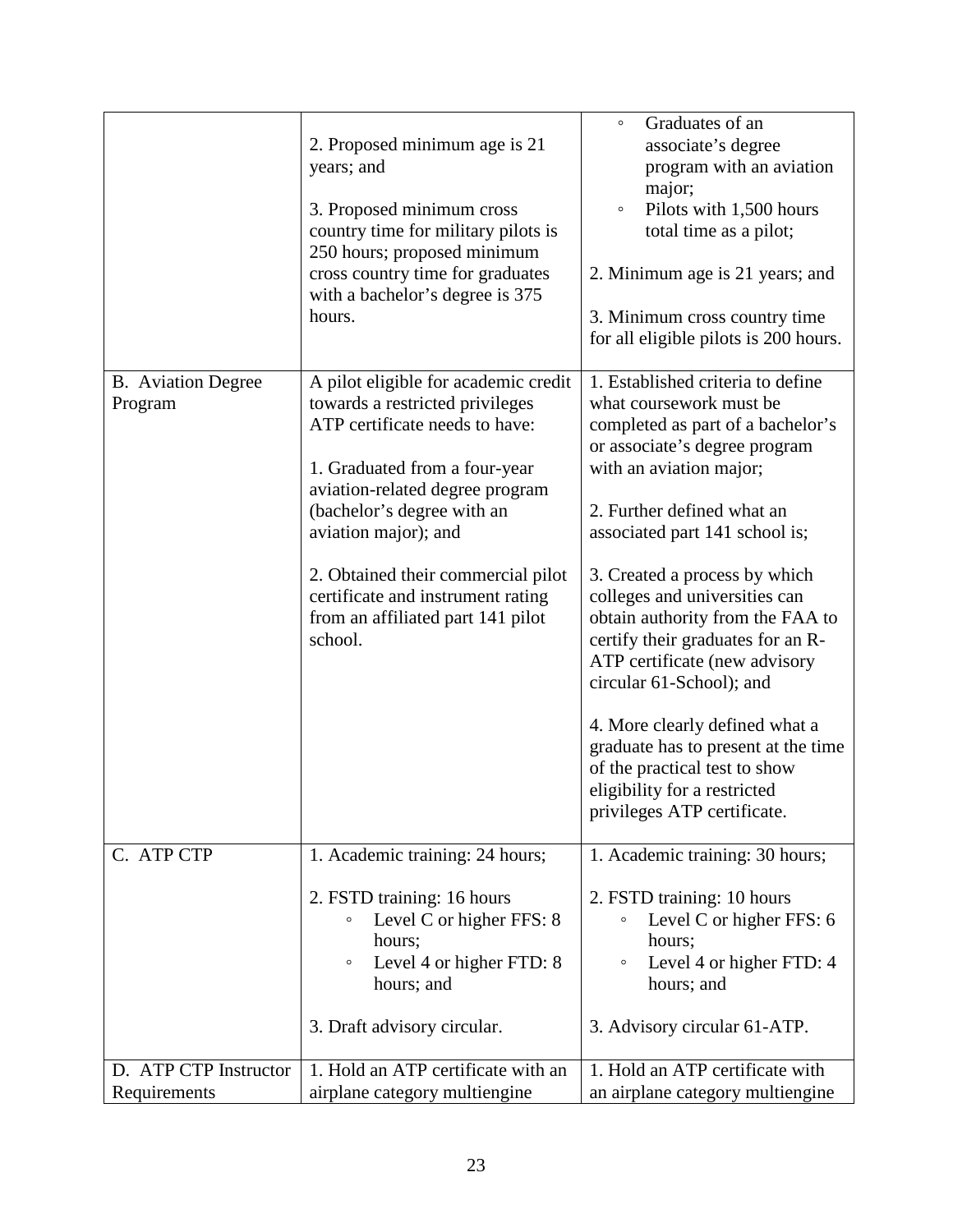| | | |
|---|---|---|
| | 2. Proposed minimum age is 21 years; and<br><br>3. Proposed minimum cross country time for military pilots is 250 hours; proposed minimum cross country time for graduates with a bachelor's degree is 375 hours. | ◦ Graduates of an associate's degree program with an aviation major;<br>◦ Pilots with 1,500 hours total time as a pilot;<br><br>2. Minimum age is 21 years; and<br><br>3. Minimum cross country time for all eligible pilots is 200 hours. |
| B. Aviation Degree Program | A pilot eligible for academic credit towards a restricted privileges ATP certificate needs to have:<br><br>1. Graduated from a four-year aviation-related degree program (bachelor's degree with an aviation major); and<br><br>2. Obtained their commercial pilot certificate and instrument rating from an affiliated part 141 pilot school. | 1. Established criteria to define what coursework must be completed as part of a bachelor's or associate's degree program with an aviation major;<br><br>2. Further defined what an associated part 141 school is;<br><br>3. Created a process by which colleges and universities can obtain authority from the FAA to certify their graduates for an R-ATP certificate (new advisory circular 61-School); and<br><br>4. More clearly defined what a graduate has to present at the time of the practical test to show eligibility for a restricted privileges ATP certificate. |
| C. ATP CTP | 1. Academic training: 24 hours;<br><br>2. FSTD training: 16 hours<br>◦ Level C or higher FFS: 8 hours;<br>◦ Level 4 or higher FTD: 8 hours; and<br><br>3. Draft advisory circular. | 1. Academic training: 30 hours;<br><br>2. FSTD training: 10 hours<br>◦ Level C or higher FFS: 6 hours;<br>◦ Level 4 or higher FTD: 4 hours; and<br><br>3. Advisory circular 61-ATP. |
| D. ATP CTP Instructor Requirements | 1. Hold an ATP certificate with an airplane category multiengine | 1. Hold an ATP certificate with an airplane category multiengine |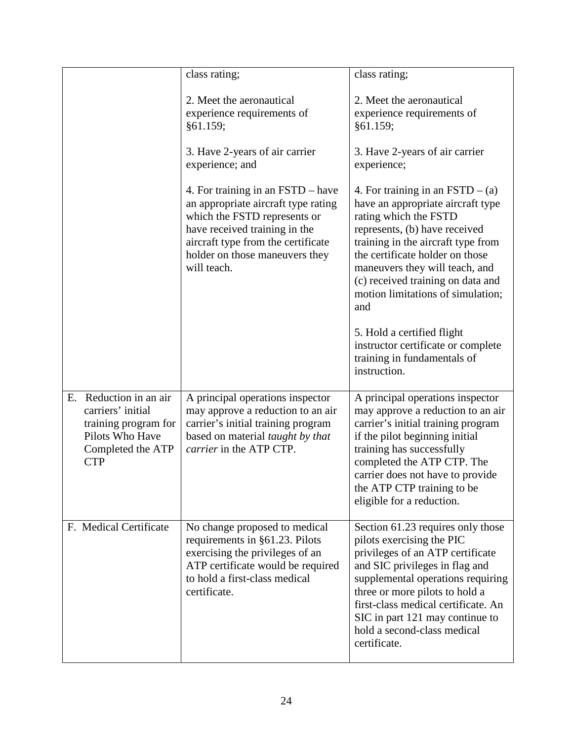| | | |
|---|---|---|
| | class rating;<br><br>2. Meet the aeronautical experience requirements of §61.159;<br><br>3. Have 2-years of air carrier experience; and<br><br>4. For training in an FSTD – have an appropriate aircraft type rating which the FSTD represents or have received training in the aircraft type from the certificate holder on those maneuvers they will teach. | class rating;<br><br>2. Meet the aeronautical experience requirements of §61.159;<br><br>3. Have 2-years of air carrier experience;<br><br>4. For training in an FSTD – (a) have an appropriate aircraft type rating which the FSTD represents, (b) have received training in the aircraft type from the certificate holder on those maneuvers they will teach, and (c) received training on data and motion limitations of simulation; and<br><br>5. Hold a certified flight instructor certificate or complete training in fundamentals of instruction. |
| E. Reduction in an air carriers' initial training program for Pilots Who Have Completed the ATP CTP | A principal operations inspector may approve a reduction to an air carrier's initial training program based on material *taught by that carrier* in the ATP CTP. | A principal operations inspector may approve a reduction to an air carrier's initial training program if the pilot beginning initial training has successfully completed the ATP CTP. The carrier does not have to provide the ATP CTP training to be eligible for a reduction. |
| F. Medical Certificate | No change proposed to medical requirements in §61.23. Pilots exercising the privileges of an ATP certificate would be required to hold a first-class medical certificate. | Section 61.23 requires only those pilots exercising the PIC privileges of an ATP certificate and SIC privileges in flag and supplemental operations requiring three or more pilots to hold a first-class medical certificate. An SIC in part 121 may continue to hold a second-class medical certificate. |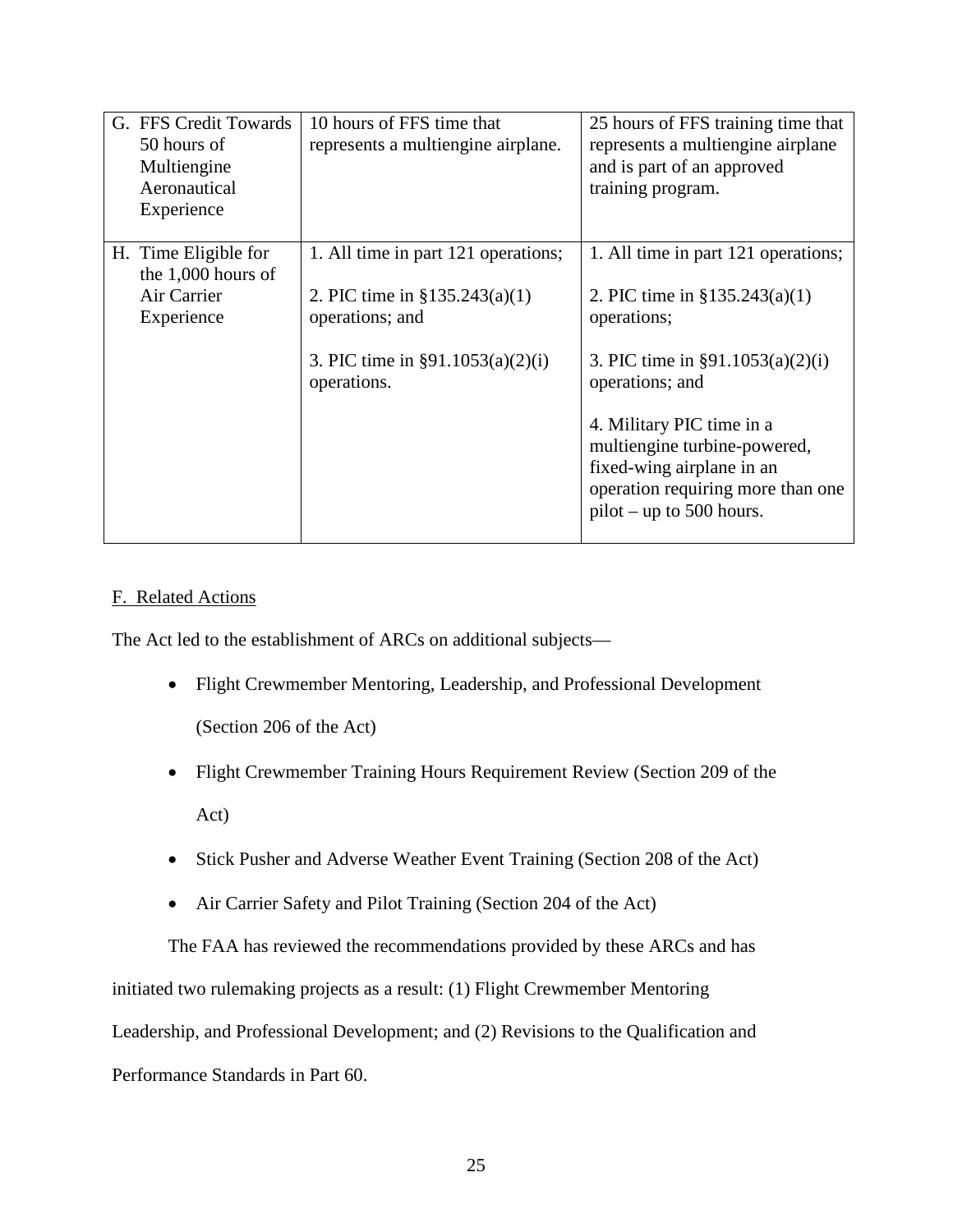| | | |
|---|---|---|
| G. FFS Credit Towards 50 hours of Multiengine Aeronautical Experience | 10 hours of FFS time that represents a multiengine airplane. | 25 hours of FFS training time that represents a multiengine airplane and is part of an approved training program. |
| H. Time Eligible for the 1,000 hours of Air Carrier Experience | 1. All time in part 121 operations;<br><br>2. PIC time in §135.243(a)(1) operations; and<br><br>3. PIC time in §91.1053(a)(2)(i) operations. | 1. All time in part 121 operations;<br><br>2. PIC time in §135.243(a)(1) operations;<br><br>3. PIC time in §91.1053(a)(2)(i) operations; and<br><br>4. Military PIC time in a multiengine turbine-powered, fixed-wing airplane in an operation requiring more than one pilot – up to 500 hours. |

F. Related Actions

The Act led to the establishment of ARCs on additional subjects—

- Flight Crewmember Mentoring, Leadership, and Professional Development (Section 206 of the Act)
- Flight Crewmember Training Hours Requirement Review (Section 209 of the Act)
- Stick Pusher and Adverse Weather Event Training (Section 208 of the Act)
- Air Carrier Safety and Pilot Training (Section 204 of the Act)

The FAA has reviewed the recommendations provided by these ARCs and has initiated two rulemaking projects as a result: (1) Flight Crewmember Mentoring Leadership, and Professional Development; and (2) Revisions to the Qualification and Performance Standards in Part 60.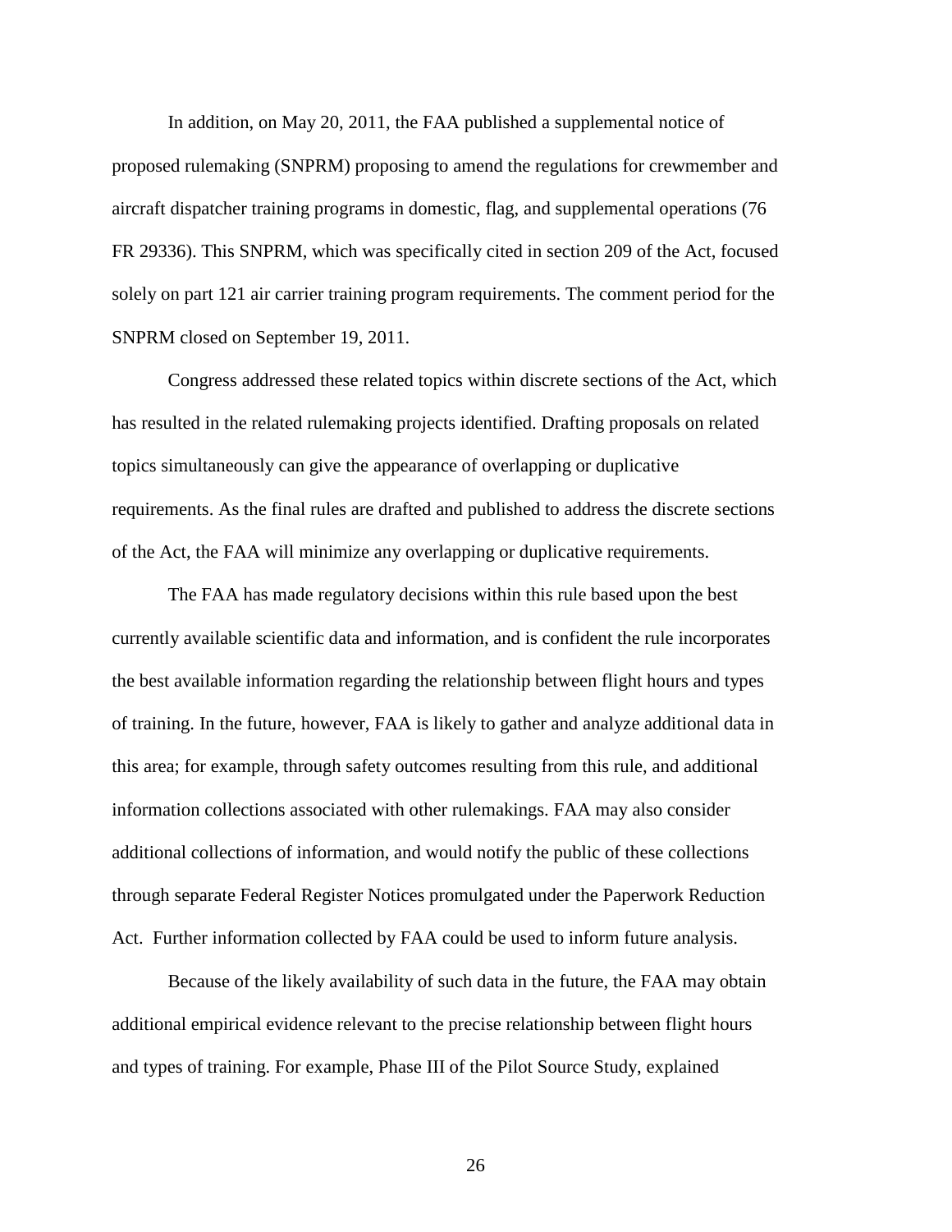In addition, on May 20, 2011, the FAA published a supplemental notice of proposed rulemaking (SNPRM) proposing to amend the regulations for crewmember and aircraft dispatcher training programs in domestic, flag, and supplemental operations (76 FR 29336). This SNPRM, which was specifically cited in section 209 of the Act, focused solely on part 121 air carrier training program requirements. The comment period for the SNPRM closed on September 19, 2011.

Congress addressed these related topics within discrete sections of the Act, which has resulted in the related rulemaking projects identified. Drafting proposals on related topics simultaneously can give the appearance of overlapping or duplicative requirements. As the final rules are drafted and published to address the discrete sections of the Act, the FAA will minimize any overlapping or duplicative requirements.

The FAA has made regulatory decisions within this rule based upon the best currently available scientific data and information, and is confident the rule incorporates the best available information regarding the relationship between flight hours and types of training. In the future, however, FAA is likely to gather and analyze additional data in this area; for example, through safety outcomes resulting from this rule, and additional information collections associated with other rulemakings. FAA may also consider additional collections of information, and would notify the public of these collections through separate Federal Register Notices promulgated under the Paperwork Reduction Act. Further information collected by FAA could be used to inform future analysis.

Because of the likely availability of such data in the future, the FAA may obtain additional empirical evidence relevant to the precise relationship between flight hours and types of training. For example, Phase III of the Pilot Source Study, explained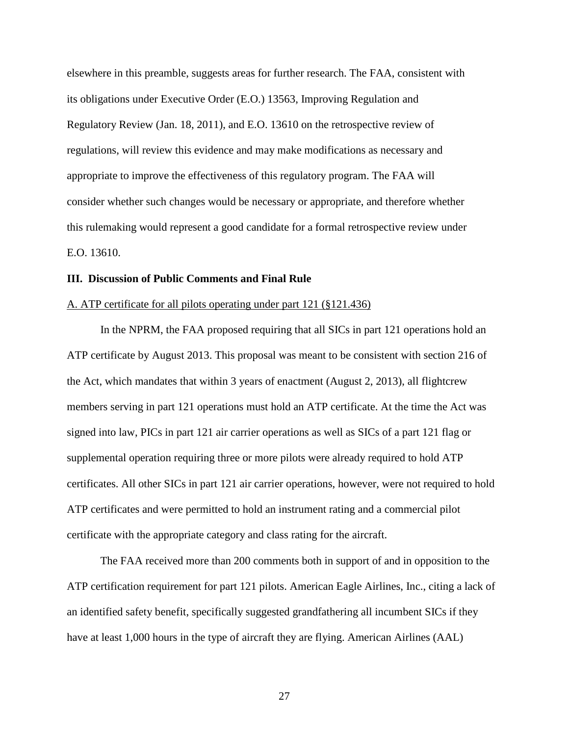elsewhere in this preamble, suggests areas for further research. The FAA, consistent with its obligations under Executive Order (E.O.) 13563, Improving Regulation and Regulatory Review (Jan. 18, 2011), and E.O. 13610 on the retrospective review of regulations, will review this evidence and may make modifications as necessary and appropriate to improve the effectiveness of this regulatory program. The FAA will consider whether such changes would be necessary or appropriate, and therefore whether this rulemaking would represent a good candidate for a formal retrospective review under E.O. 13610.

## III. Discussion of Public Comments and Final Rule

### A. ATP certificate for all pilots operating under part 121 (§121.436)

In the NPRM, the FAA proposed requiring that all SICs in part 121 operations hold an ATP certificate by August 2013. This proposal was meant to be consistent with section 216 of the Act, which mandates that within 3 years of enactment (August 2, 2013), all flightcrew members serving in part 121 operations must hold an ATP certificate. At the time the Act was signed into law, PICs in part 121 air carrier operations as well as SICs of a part 121 flag or supplemental operation requiring three or more pilots were already required to hold ATP certificates. All other SICs in part 121 air carrier operations, however, were not required to hold ATP certificates and were permitted to hold an instrument rating and a commercial pilot certificate with the appropriate category and class rating for the aircraft.

The FAA received more than 200 comments both in support of and in opposition to the ATP certification requirement for part 121 pilots. American Eagle Airlines, Inc., citing a lack of an identified safety benefit, specifically suggested grandfathering all incumbent SICs if they have at least 1,000 hours in the type of aircraft they are flying. American Airlines (AAL)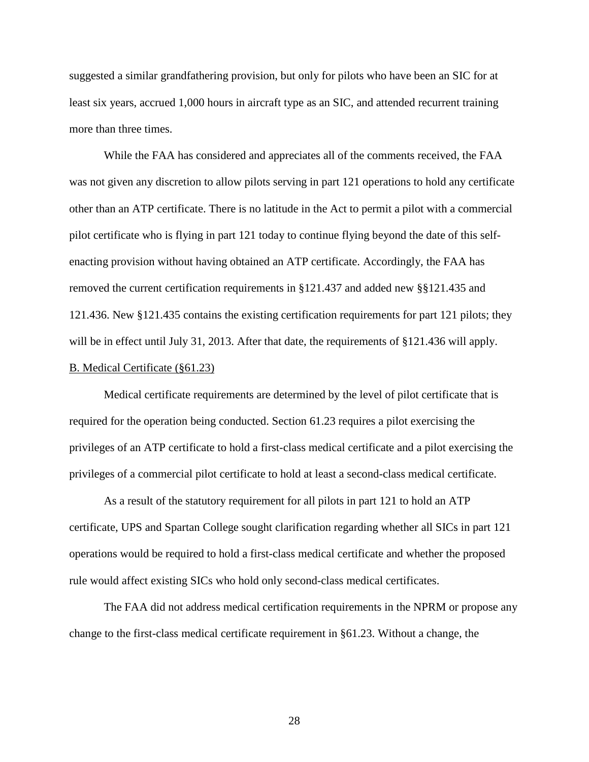suggested a similar grandfathering provision, but only for pilots who have been an SIC for at least six years, accrued 1,000 hours in aircraft type as an SIC, and attended recurrent training more than three times.

While the FAA has considered and appreciates all of the comments received, the FAA was not given any discretion to allow pilots serving in part 121 operations to hold any certificate other than an ATP certificate. There is no latitude in the Act to permit a pilot with a commercial pilot certificate who is flying in part 121 today to continue flying beyond the date of this self-enacting provision without having obtained an ATP certificate. Accordingly, the FAA has removed the current certification requirements in §121.437 and added new §§121.435 and 121.436. New §121.435 contains the existing certification requirements for part 121 pilots; they will be in effect until July 31, 2013. After that date, the requirements of §121.436 will apply.

B. Medical Certificate (§61.23)

Medical certificate requirements are determined by the level of pilot certificate that is required for the operation being conducted. Section 61.23 requires a pilot exercising the privileges of an ATP certificate to hold a first-class medical certificate and a pilot exercising the privileges of a commercial pilot certificate to hold at least a second-class medical certificate.

As a result of the statutory requirement for all pilots in part 121 to hold an ATP certificate, UPS and Spartan College sought clarification regarding whether all SICs in part 121 operations would be required to hold a first-class medical certificate and whether the proposed rule would affect existing SICs who hold only second-class medical certificates.

The FAA did not address medical certification requirements in the NPRM or propose any change to the first-class medical certificate requirement in §61.23. Without a change, the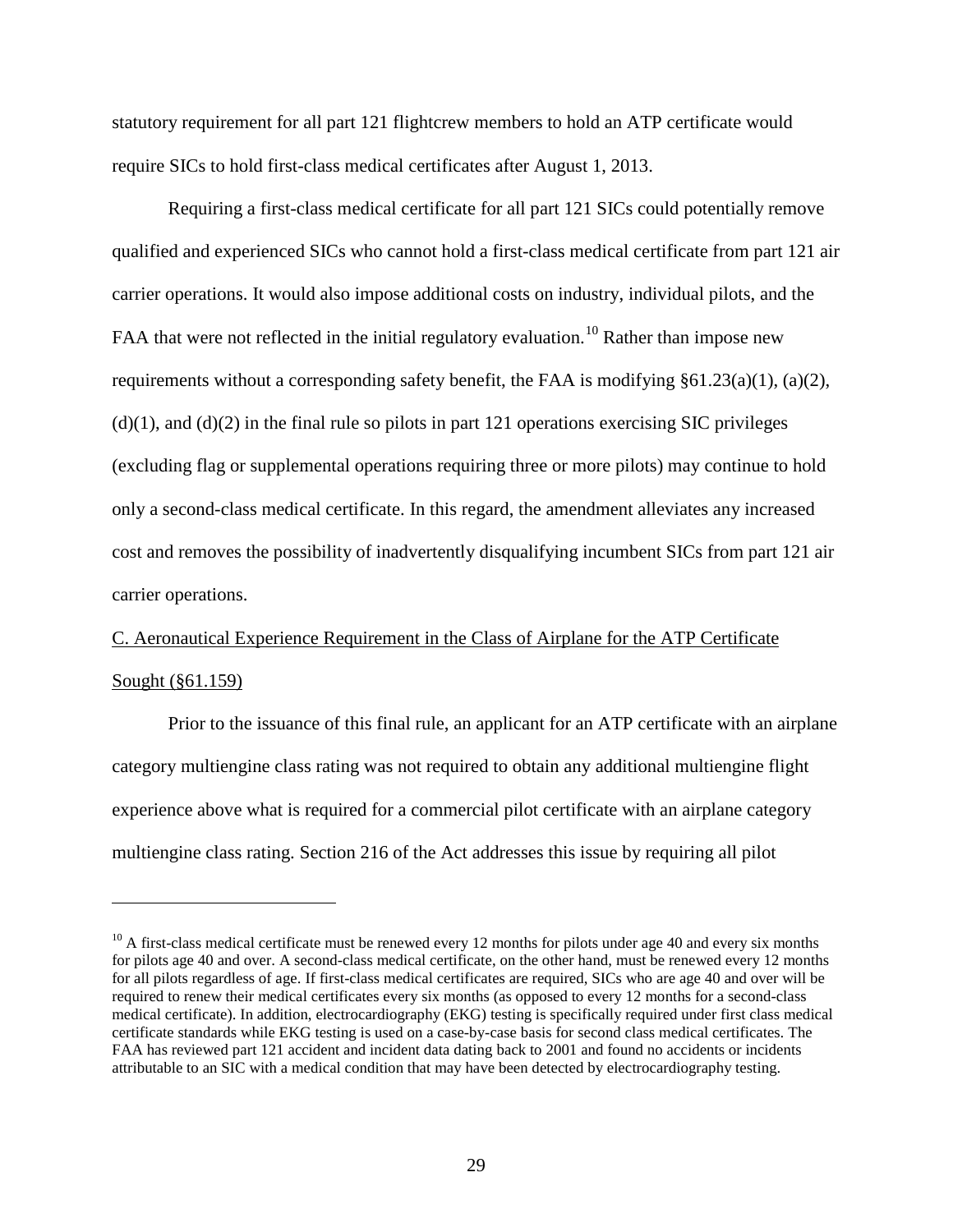statutory requirement for all part 121 flightcrew members to hold an ATP certificate would require SICs to hold first-class medical certificates after August 1, 2013.

Requiring a first-class medical certificate for all part 121 SICs could potentially remove qualified and experienced SICs who cannot hold a first-class medical certificate from part 121 air carrier operations. It would also impose additional costs on industry, individual pilots, and the FAA that were not reflected in the initial regulatory evaluation.[10] Rather than impose new requirements without a corresponding safety benefit, the FAA is modifying §61.23(a)(1), (a)(2), (d)(1), and (d)(2) in the final rule so pilots in part 121 operations exercising SIC privileges (excluding flag or supplemental operations requiring three or more pilots) may continue to hold only a second-class medical certificate. In this regard, the amendment alleviates any increased cost and removes the possibility of inadvertently disqualifying incumbent SICs from part 121 air carrier operations.

C. Aeronautical Experience Requirement in the Class of Airplane for the ATP Certificate Sought (§61.159)

Prior to the issuance of this final rule, an applicant for an ATP certificate with an airplane category multiengine class rating was not required to obtain any additional multiengine flight experience above what is required for a commercial pilot certificate with an airplane category multiengine class rating. Section 216 of the Act addresses this issue by requiring all pilot

[10] A first-class medical certificate must be renewed every 12 months for pilots under age 40 and every six months for pilots age 40 and over. A second-class medical certificate, on the other hand, must be renewed every 12 months for all pilots regardless of age. If first-class medical certificates are required, SICs who are age 40 and over will be required to renew their medical certificates every six months (as opposed to every 12 months for a second-class medical certificate). In addition, electrocardiography (EKG) testing is specifically required under first class medical certificate standards while EKG testing is used on a case-by-case basis for second class medical certificates. The FAA has reviewed part 121 accident and incident data dating back to 2001 and found no accidents or incidents attributable to an SIC with a medical condition that may have been detected by electrocardiography testing.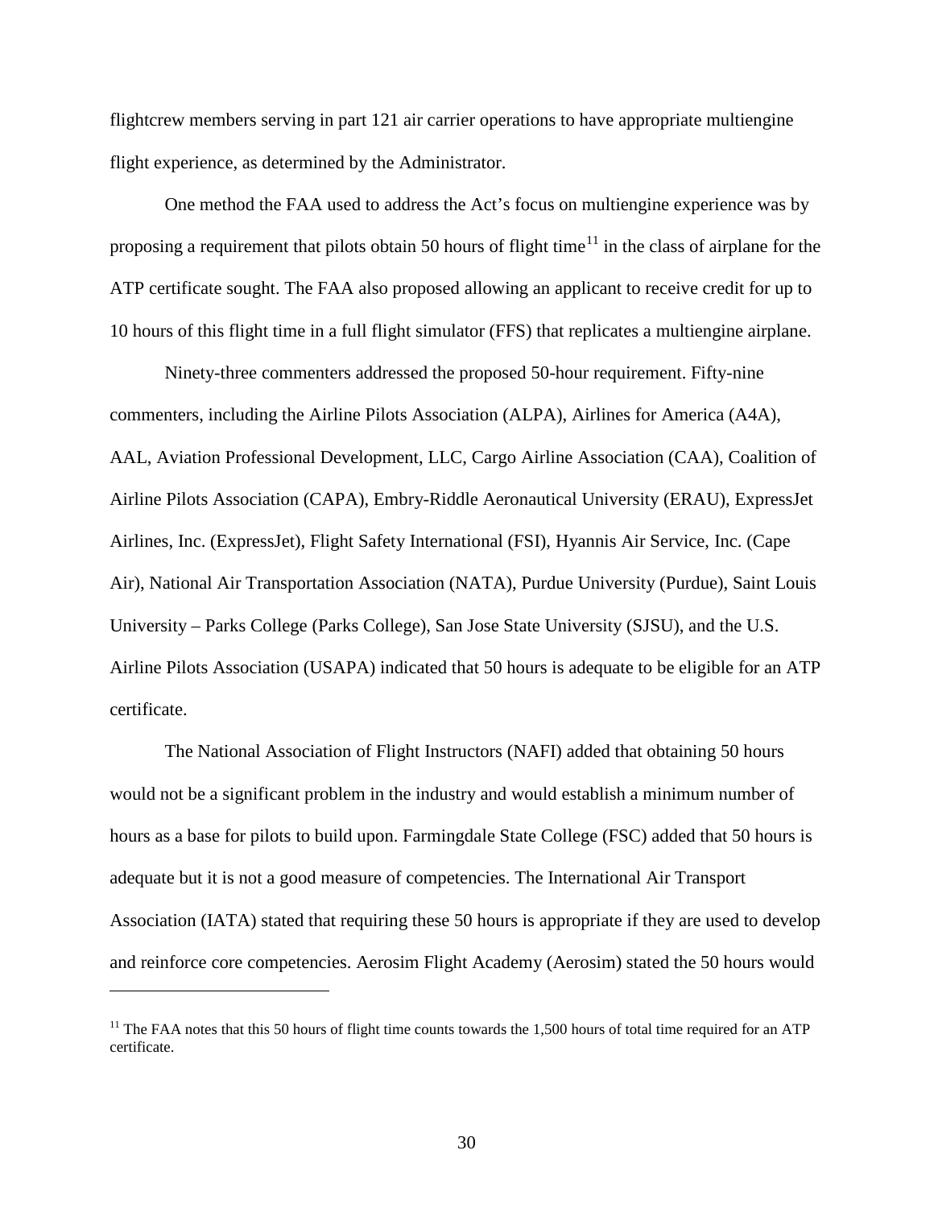flightcrew members serving in part 121 air carrier operations to have appropriate multiengine flight experience, as determined by the Administrator.

One method the FAA used to address the Act's focus on multiengine experience was by proposing a requirement that pilots obtain 50 hours of flight time[11] in the class of airplane for the ATP certificate sought. The FAA also proposed allowing an applicant to receive credit for up to 10 hours of this flight time in a full flight simulator (FFS) that replicates a multiengine airplane.

Ninety-three commenters addressed the proposed 50-hour requirement. Fifty-nine commenters, including the Airline Pilots Association (ALPA), Airlines for America (A4A), AAL, Aviation Professional Development, LLC, Cargo Airline Association (CAA), Coalition of Airline Pilots Association (CAPA), Embry-Riddle Aeronautical University (ERAU), ExpressJet Airlines, Inc. (ExpressJet), Flight Safety International (FSI), Hyannis Air Service, Inc. (Cape Air), National Air Transportation Association (NATA), Purdue University (Purdue), Saint Louis University – Parks College (Parks College), San Jose State University (SJSU), and the U.S. Airline Pilots Association (USAPA) indicated that 50 hours is adequate to be eligible for an ATP certificate.

The National Association of Flight Instructors (NAFI) added that obtaining 50 hours would not be a significant problem in the industry and would establish a minimum number of hours as a base for pilots to build upon. Farmingdale State College (FSC) added that 50 hours is adequate but it is not a good measure of competencies. The International Air Transport Association (IATA) stated that requiring these 50 hours is appropriate if they are used to develop and reinforce core competencies. Aerosim Flight Academy (Aerosim) stated the 50 hours would

[11] The FAA notes that this 50 hours of flight time counts towards the 1,500 hours of total time required for an ATP certificate.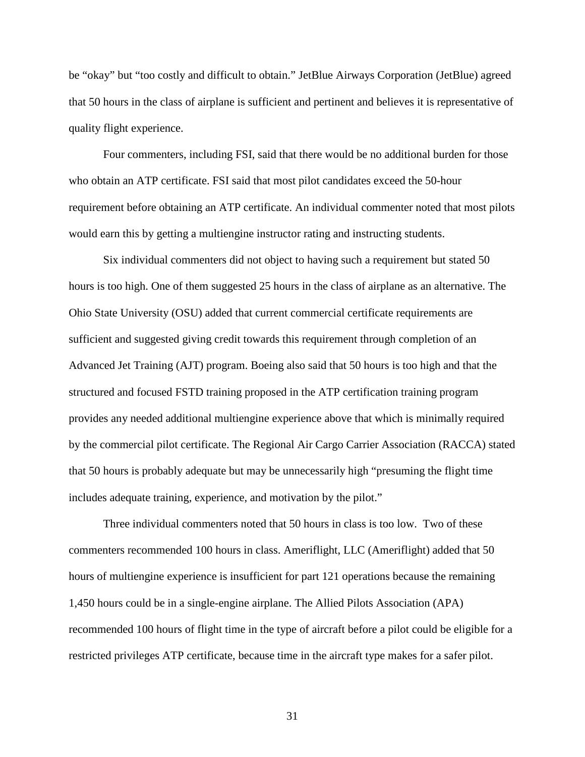be "okay" but "too costly and difficult to obtain." JetBlue Airways Corporation (JetBlue) agreed that 50 hours in the class of airplane is sufficient and pertinent and believes it is representative of quality flight experience.

Four commenters, including FSI, said that there would be no additional burden for those who obtain an ATP certificate. FSI said that most pilot candidates exceed the 50-hour requirement before obtaining an ATP certificate. An individual commenter noted that most pilots would earn this by getting a multiengine instructor rating and instructing students.

Six individual commenters did not object to having such a requirement but stated 50 hours is too high. One of them suggested 25 hours in the class of airplane as an alternative. The Ohio State University (OSU) added that current commercial certificate requirements are sufficient and suggested giving credit towards this requirement through completion of an Advanced Jet Training (AJT) program. Boeing also said that 50 hours is too high and that the structured and focused FSTD training proposed in the ATP certification training program provides any needed additional multiengine experience above that which is minimally required by the commercial pilot certificate. The Regional Air Cargo Carrier Association (RACCA) stated that 50 hours is probably adequate but may be unnecessarily high "presuming the flight time includes adequate training, experience, and motivation by the pilot."

Three individual commenters noted that 50 hours in class is too low. Two of these commenters recommended 100 hours in class. Ameriflight, LLC (Ameriflight) added that 50 hours of multiengine experience is insufficient for part 121 operations because the remaining 1,450 hours could be in a single-engine airplane. The Allied Pilots Association (APA) recommended 100 hours of flight time in the type of aircraft before a pilot could be eligible for a restricted privileges ATP certificate, because time in the aircraft type makes for a safer pilot.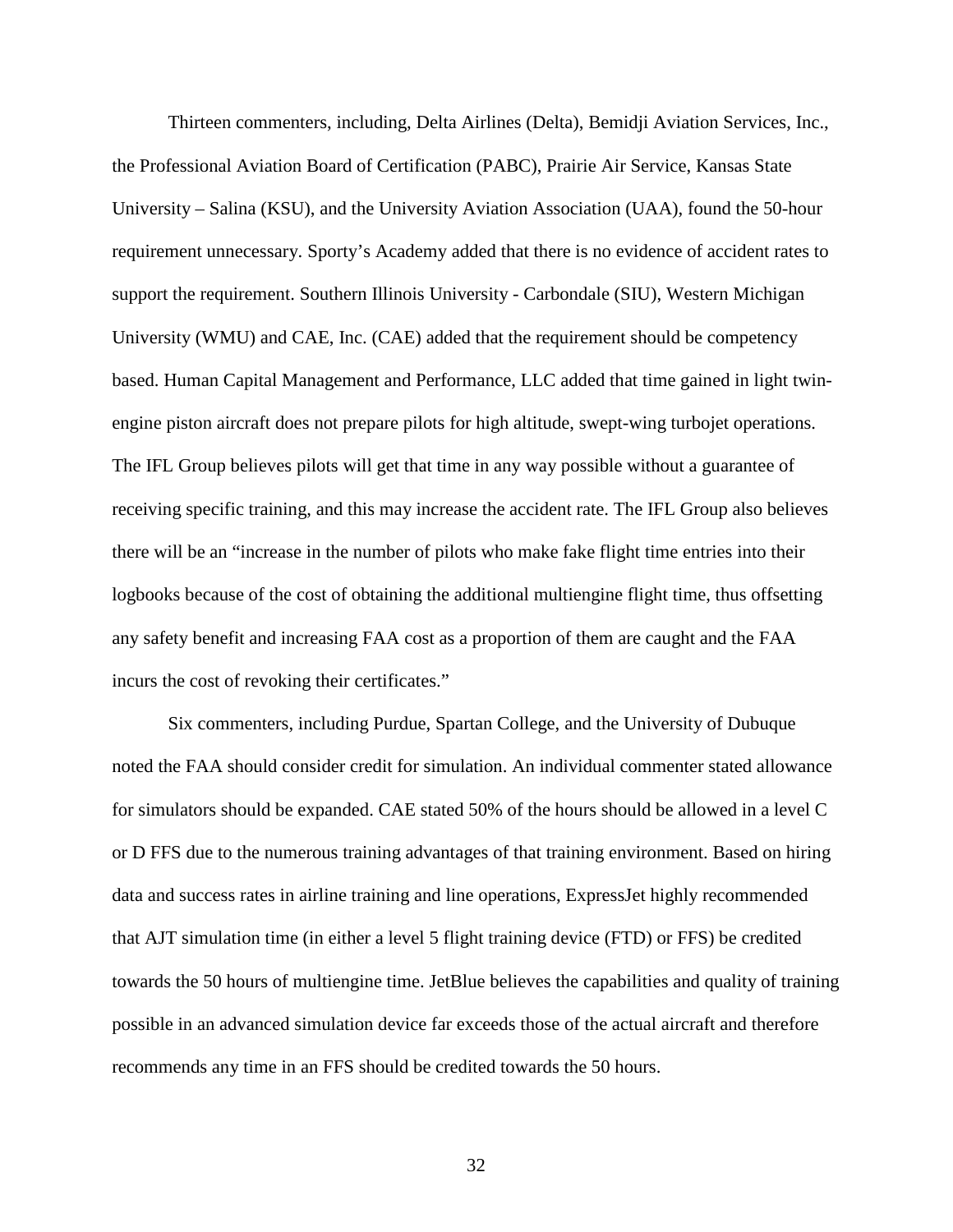Thirteen commenters, including, Delta Airlines (Delta), Bemidji Aviation Services, Inc., the Professional Aviation Board of Certification (PABC), Prairie Air Service, Kansas State University – Salina (KSU), and the University Aviation Association (UAA), found the 50-hour requirement unnecessary. Sporty's Academy added that there is no evidence of accident rates to support the requirement. Southern Illinois University - Carbondale (SIU), Western Michigan University (WMU) and CAE, Inc. (CAE) added that the requirement should be competency based. Human Capital Management and Performance, LLC added that time gained in light twin-engine piston aircraft does not prepare pilots for high altitude, swept-wing turbojet operations. The IFL Group believes pilots will get that time in any way possible without a guarantee of receiving specific training, and this may increase the accident rate. The IFL Group also believes there will be an "increase in the number of pilots who make fake flight time entries into their logbooks because of the cost of obtaining the additional multiengine flight time, thus offsetting any safety benefit and increasing FAA cost as a proportion of them are caught and the FAA incurs the cost of revoking their certificates."

Six commenters, including Purdue, Spartan College, and the University of Dubuque noted the FAA should consider credit for simulation. An individual commenter stated allowance for simulators should be expanded. CAE stated 50% of the hours should be allowed in a level C or D FFS due to the numerous training advantages of that training environment. Based on hiring data and success rates in airline training and line operations, ExpressJet highly recommended that AJT simulation time (in either a level 5 flight training device (FTD) or FFS) be credited towards the 50 hours of multiengine time. JetBlue believes the capabilities and quality of training possible in an advanced simulation device far exceeds those of the actual aircraft and therefore recommends any time in an FFS should be credited towards the 50 hours.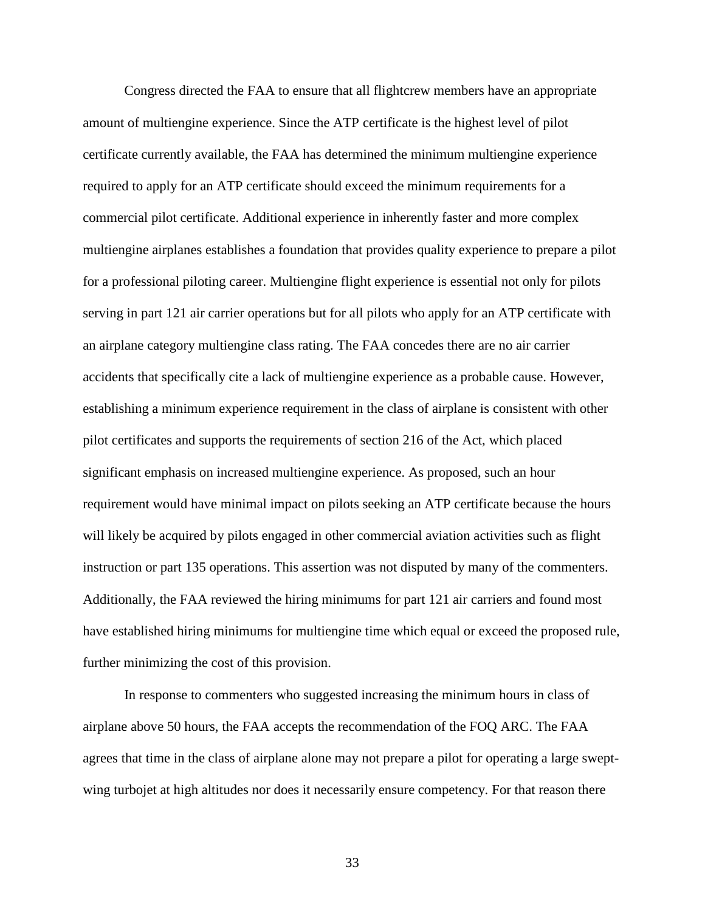Congress directed the FAA to ensure that all flightcrew members have an appropriate amount of multiengine experience. Since the ATP certificate is the highest level of pilot certificate currently available, the FAA has determined the minimum multiengine experience required to apply for an ATP certificate should exceed the minimum requirements for a commercial pilot certificate. Additional experience in inherently faster and more complex multiengine airplanes establishes a foundation that provides quality experience to prepare a pilot for a professional piloting career. Multiengine flight experience is essential not only for pilots serving in part 121 air carrier operations but for all pilots who apply for an ATP certificate with an airplane category multiengine class rating. The FAA concedes there are no air carrier accidents that specifically cite a lack of multiengine experience as a probable cause. However, establishing a minimum experience requirement in the class of airplane is consistent with other pilot certificates and supports the requirements of section 216 of the Act, which placed significant emphasis on increased multiengine experience. As proposed, such an hour requirement would have minimal impact on pilots seeking an ATP certificate because the hours will likely be acquired by pilots engaged in other commercial aviation activities such as flight instruction or part 135 operations. This assertion was not disputed by many of the commenters. Additionally, the FAA reviewed the hiring minimums for part 121 air carriers and found most have established hiring minimums for multiengine time which equal or exceed the proposed rule, further minimizing the cost of this provision.

In response to commenters who suggested increasing the minimum hours in class of airplane above 50 hours, the FAA accepts the recommendation of the FOQ ARC. The FAA agrees that time in the class of airplane alone may not prepare a pilot for operating a large swept-wing turbojet at high altitudes nor does it necessarily ensure competency. For that reason there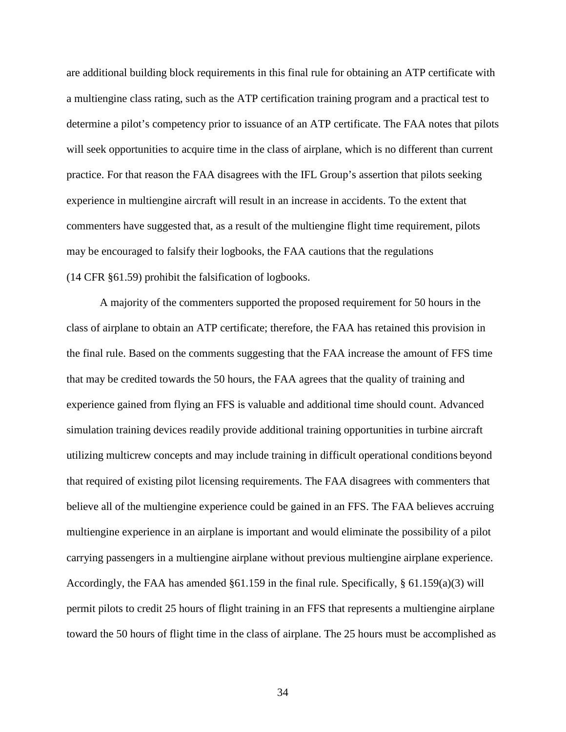are additional building block requirements in this final rule for obtaining an ATP certificate with a multiengine class rating, such as the ATP certification training program and a practical test to determine a pilot's competency prior to issuance of an ATP certificate. The FAA notes that pilots will seek opportunities to acquire time in the class of airplane, which is no different than current practice. For that reason the FAA disagrees with the IFL Group's assertion that pilots seeking experience in multiengine aircraft will result in an increase in accidents. To the extent that commenters have suggested that, as a result of the multiengine flight time requirement, pilots may be encouraged to falsify their logbooks, the FAA cautions that the regulations (14 CFR §61.59) prohibit the falsification of logbooks.

A majority of the commenters supported the proposed requirement for 50 hours in the class of airplane to obtain an ATP certificate; therefore, the FAA has retained this provision in the final rule. Based on the comments suggesting that the FAA increase the amount of FFS time that may be credited towards the 50 hours, the FAA agrees that the quality of training and experience gained from flying an FFS is valuable and additional time should count. Advanced simulation training devices readily provide additional training opportunities in turbine aircraft utilizing multicrew concepts and may include training in difficult operational conditions beyond that required of existing pilot licensing requirements. The FAA disagrees with commenters that believe all of the multiengine experience could be gained in an FFS. The FAA believes accruing multiengine experience in an airplane is important and would eliminate the possibility of a pilot carrying passengers in a multiengine airplane without previous multiengine airplane experience. Accordingly, the FAA has amended §61.159 in the final rule. Specifically, § 61.159(a)(3) will permit pilots to credit 25 hours of flight training in an FFS that represents a multiengine airplane toward the 50 hours of flight time in the class of airplane. The 25 hours must be accomplished as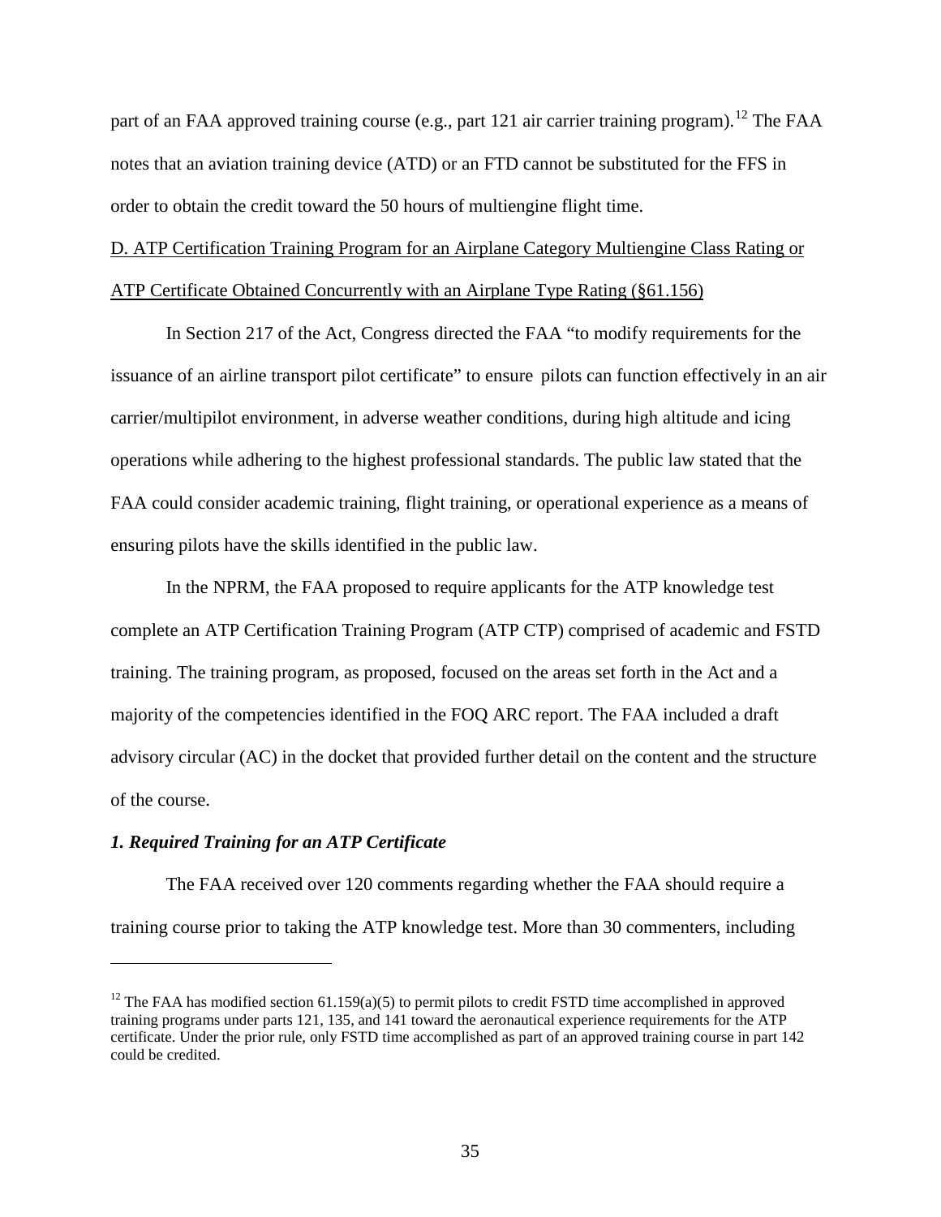part of an FAA approved training course (e.g., part 121 air carrier training program).[12] The FAA notes that an aviation training device (ATD) or an FTD cannot be substituted for the FFS in order to obtain the credit toward the 50 hours of multiengine flight time.

D. ATP Certification Training Program for an Airplane Category Multiengine Class Rating or ATP Certificate Obtained Concurrently with an Airplane Type Rating (§61.156)

In Section 217 of the Act, Congress directed the FAA "to modify requirements for the issuance of an airline transport pilot certificate" to ensure pilots can function effectively in an air carrier/multipilot environment, in adverse weather conditions, during high altitude and icing operations while adhering to the highest professional standards. The public law stated that the FAA could consider academic training, flight training, or operational experience as a means of ensuring pilots have the skills identified in the public law.

In the NPRM, the FAA proposed to require applicants for the ATP knowledge test complete an ATP Certification Training Program (ATP CTP) comprised of academic and FSTD training. The training program, as proposed, focused on the areas set forth in the Act and a majority of the competencies identified in the FOQ ARC report. The FAA included a draft advisory circular (AC) in the docket that provided further detail on the content and the structure of the course.

### *1. Required Training for an ATP Certificate*

The FAA received over 120 comments regarding whether the FAA should require a training course prior to taking the ATP knowledge test. More than 30 commenters, including

---

[12] The FAA has modified section 61.159(a)(5) to permit pilots to credit FSTD time accomplished in approved training programs under parts 121, 135, and 141 toward the aeronautical experience requirements for the ATP certificate. Under the prior rule, only FSTD time accomplished as part of an approved training course in part 142 could be credited.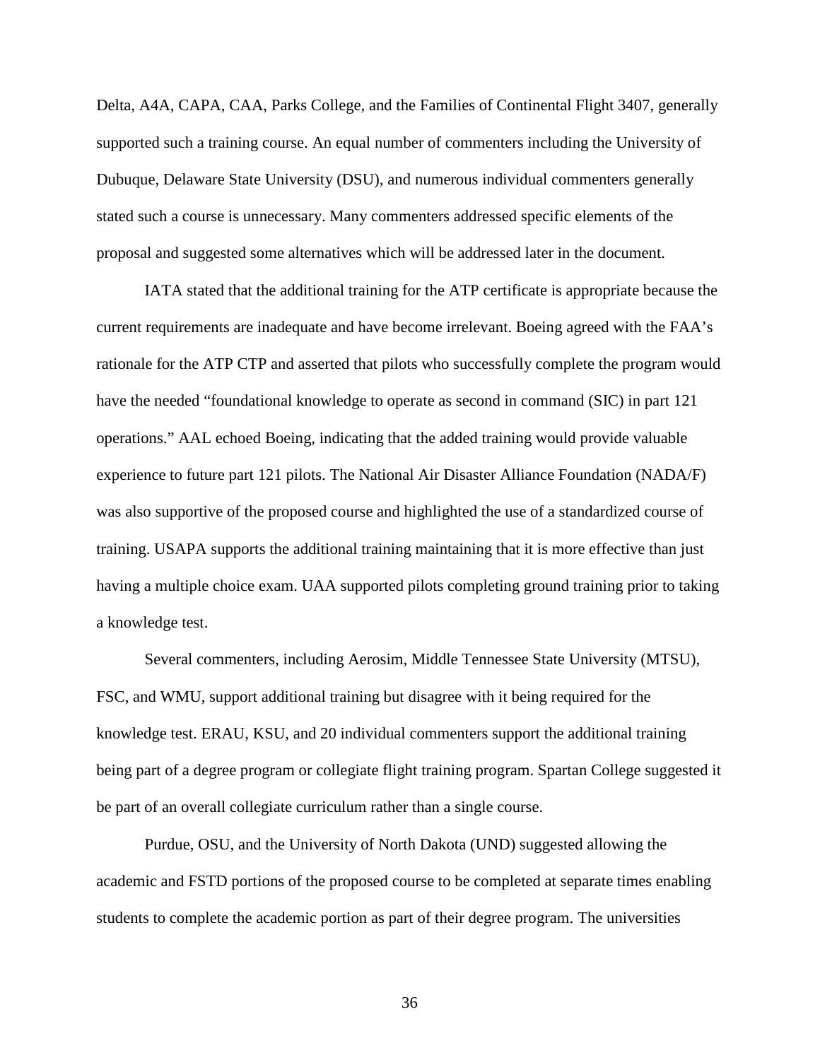Delta, A4A, CAPA, CAA, Parks College, and the Families of Continental Flight 3407, generally supported such a training course. An equal number of commenters including the University of Dubuque, Delaware State University (DSU), and numerous individual commenters generally stated such a course is unnecessary. Many commenters addressed specific elements of the proposal and suggested some alternatives which will be addressed later in the document.

IATA stated that the additional training for the ATP certificate is appropriate because the current requirements are inadequate and have become irrelevant. Boeing agreed with the FAA's rationale for the ATP CTP and asserted that pilots who successfully complete the program would have the needed "foundational knowledge to operate as second in command (SIC) in part 121 operations." AAL echoed Boeing, indicating that the added training would provide valuable experience to future part 121 pilots. The National Air Disaster Alliance Foundation (NADA/F) was also supportive of the proposed course and highlighted the use of a standardized course of training. USAPA supports the additional training maintaining that it is more effective than just having a multiple choice exam. UAA supported pilots completing ground training prior to taking a knowledge test.

Several commenters, including Aerosim, Middle Tennessee State University (MTSU), FSC, and WMU, support additional training but disagree with it being required for the knowledge test. ERAU, KSU, and 20 individual commenters support the additional training being part of a degree program or collegiate flight training program. Spartan College suggested it be part of an overall collegiate curriculum rather than a single course.

Purdue, OSU, and the University of North Dakota (UND) suggested allowing the academic and FSTD portions of the proposed course to be completed at separate times enabling students to complete the academic portion as part of their degree program. The universities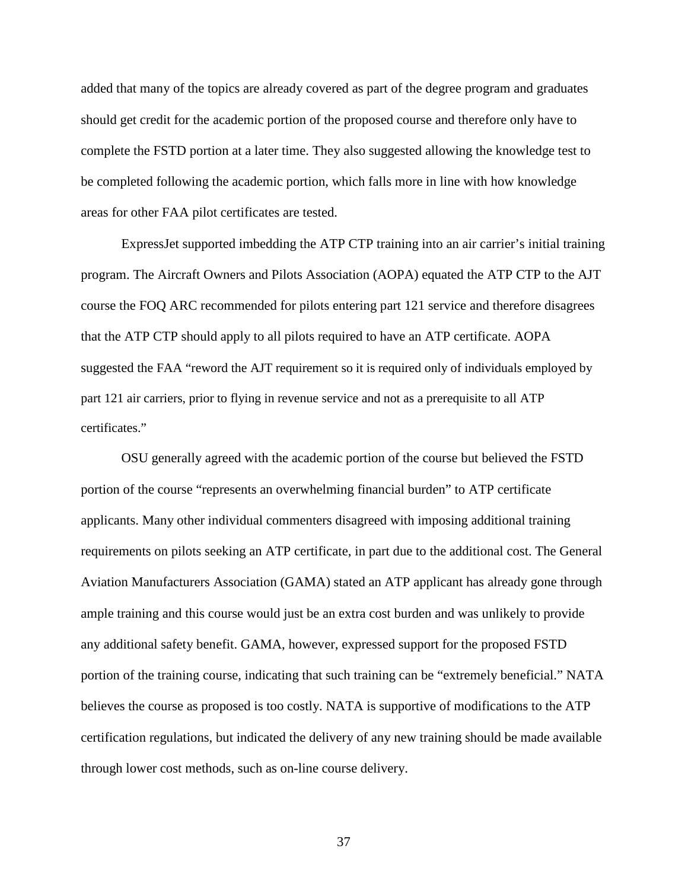added that many of the topics are already covered as part of the degree program and graduates should get credit for the academic portion of the proposed course and therefore only have to complete the FSTD portion at a later time. They also suggested allowing the knowledge test to be completed following the academic portion, which falls more in line with how knowledge areas for other FAA pilot certificates are tested.

ExpressJet supported imbedding the ATP CTP training into an air carrier's initial training program. The Aircraft Owners and Pilots Association (AOPA) equated the ATP CTP to the AJT course the FOQ ARC recommended for pilots entering part 121 service and therefore disagrees that the ATP CTP should apply to all pilots required to have an ATP certificate. AOPA suggested the FAA "reword the AJT requirement so it is required only of individuals employed by part 121 air carriers, prior to flying in revenue service and not as a prerequisite to all ATP certificates."

OSU generally agreed with the academic portion of the course but believed the FSTD portion of the course "represents an overwhelming financial burden" to ATP certificate applicants. Many other individual commenters disagreed with imposing additional training requirements on pilots seeking an ATP certificate, in part due to the additional cost. The General Aviation Manufacturers Association (GAMA) stated an ATP applicant has already gone through ample training and this course would just be an extra cost burden and was unlikely to provide any additional safety benefit. GAMA, however, expressed support for the proposed FSTD portion of the training course, indicating that such training can be "extremely beneficial." NATA believes the course as proposed is too costly. NATA is supportive of modifications to the ATP certification regulations, but indicated the delivery of any new training should be made available through lower cost methods, such as on-line course delivery.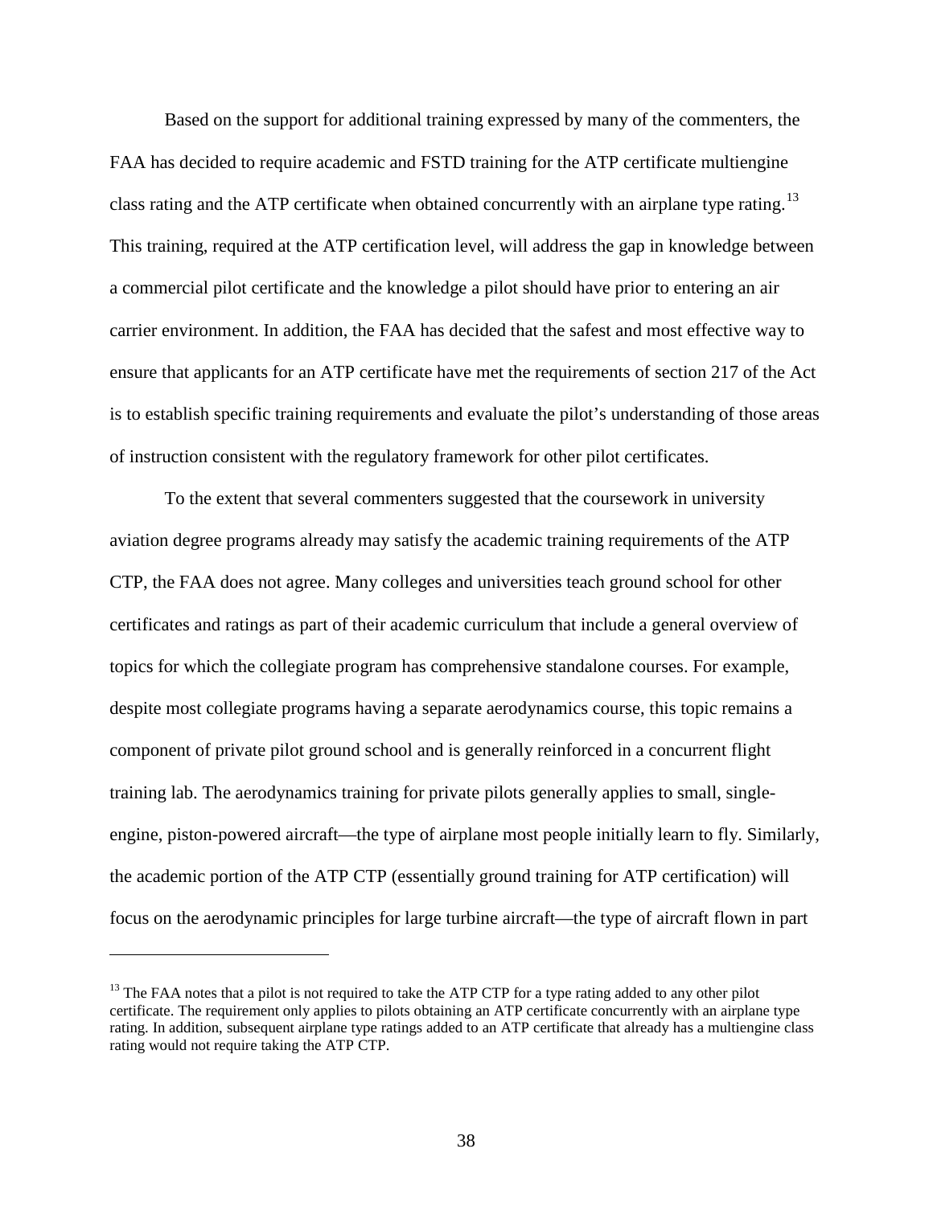Based on the support for additional training expressed by many of the commenters, the FAA has decided to require academic and FSTD training for the ATP certificate multiengine class rating and the ATP certificate when obtained concurrently with an airplane type rating.[13] This training, required at the ATP certification level, will address the gap in knowledge between a commercial pilot certificate and the knowledge a pilot should have prior to entering an air carrier environment. In addition, the FAA has decided that the safest and most effective way to ensure that applicants for an ATP certificate have met the requirements of section 217 of the Act is to establish specific training requirements and evaluate the pilot's understanding of those areas of instruction consistent with the regulatory framework for other pilot certificates.

To the extent that several commenters suggested that the coursework in university aviation degree programs already may satisfy the academic training requirements of the ATP CTP, the FAA does not agree. Many colleges and universities teach ground school for other certificates and ratings as part of their academic curriculum that include a general overview of topics for which the collegiate program has comprehensive standalone courses. For example, despite most collegiate programs having a separate aerodynamics course, this topic remains a component of private pilot ground school and is generally reinforced in a concurrent flight training lab. The aerodynamics training for private pilots generally applies to small, single-engine, piston-powered aircraft—the type of airplane most people initially learn to fly. Similarly, the academic portion of the ATP CTP (essentially ground training for ATP certification) will focus on the aerodynamic principles for large turbine aircraft—the type of aircraft flown in part

[13] The FAA notes that a pilot is not required to take the ATP CTP for a type rating added to any other pilot certificate. The requirement only applies to pilots obtaining an ATP certificate concurrently with an airplane type rating. In addition, subsequent airplane type ratings added to an ATP certificate that already has a multiengine class rating would not require taking the ATP CTP.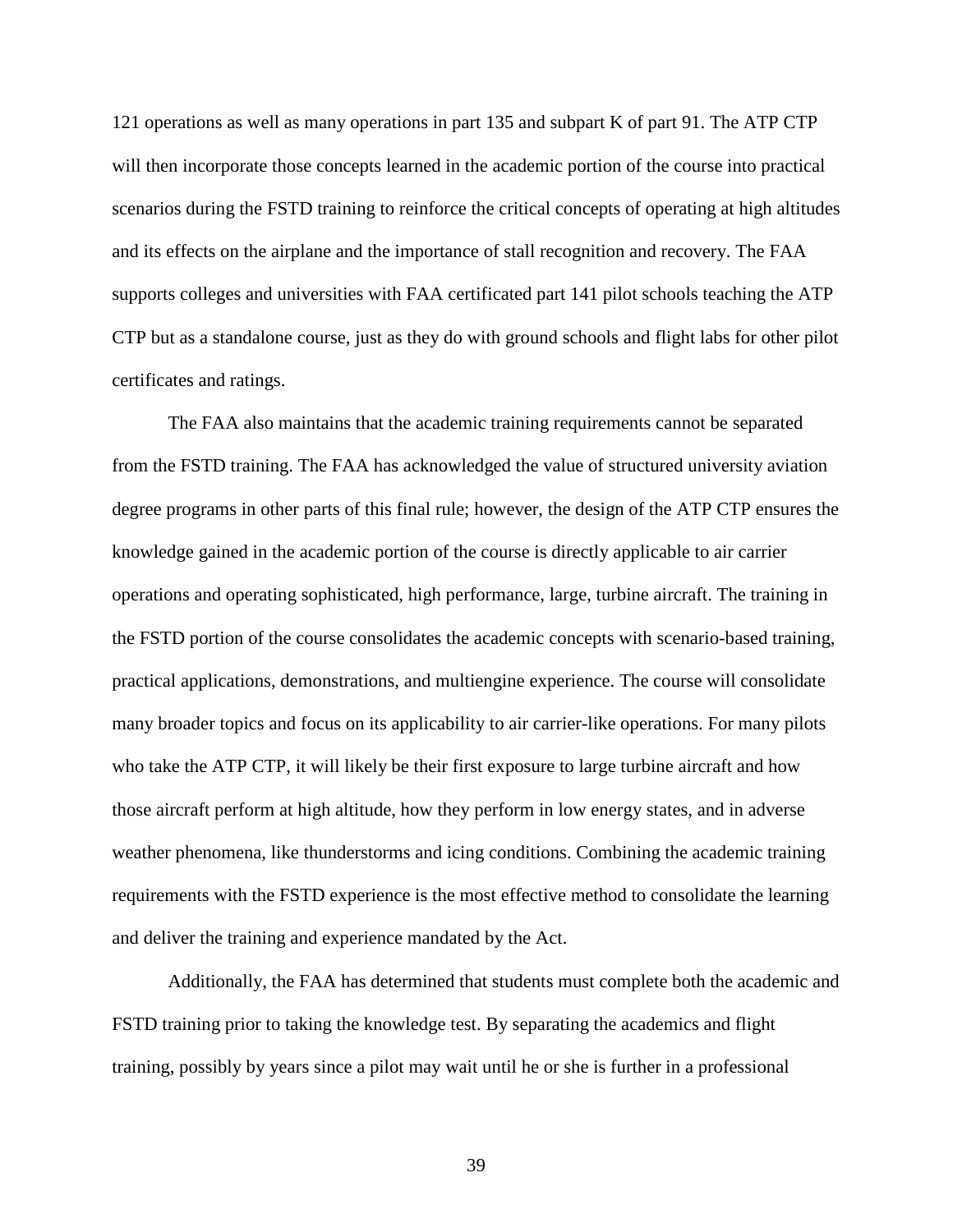121 operations as well as many operations in part 135 and subpart K of part 91. The ATP CTP will then incorporate those concepts learned in the academic portion of the course into practical scenarios during the FSTD training to reinforce the critical concepts of operating at high altitudes and its effects on the airplane and the importance of stall recognition and recovery. The FAA supports colleges and universities with FAA certificated part 141 pilot schools teaching the ATP CTP but as a standalone course, just as they do with ground schools and flight labs for other pilot certificates and ratings.

The FAA also maintains that the academic training requirements cannot be separated from the FSTD training. The FAA has acknowledged the value of structured university aviation degree programs in other parts of this final rule; however, the design of the ATP CTP ensures the knowledge gained in the academic portion of the course is directly applicable to air carrier operations and operating sophisticated, high performance, large, turbine aircraft. The training in the FSTD portion of the course consolidates the academic concepts with scenario-based training, practical applications, demonstrations, and multiengine experience. The course will consolidate many broader topics and focus on its applicability to air carrier-like operations. For many pilots who take the ATP CTP, it will likely be their first exposure to large turbine aircraft and how those aircraft perform at high altitude, how they perform in low energy states, and in adverse weather phenomena, like thunderstorms and icing conditions. Combining the academic training requirements with the FSTD experience is the most effective method to consolidate the learning and deliver the training and experience mandated by the Act.

Additionally, the FAA has determined that students must complete both the academic and FSTD training prior to taking the knowledge test. By separating the academics and flight training, possibly by years since a pilot may wait until he or she is further in a professional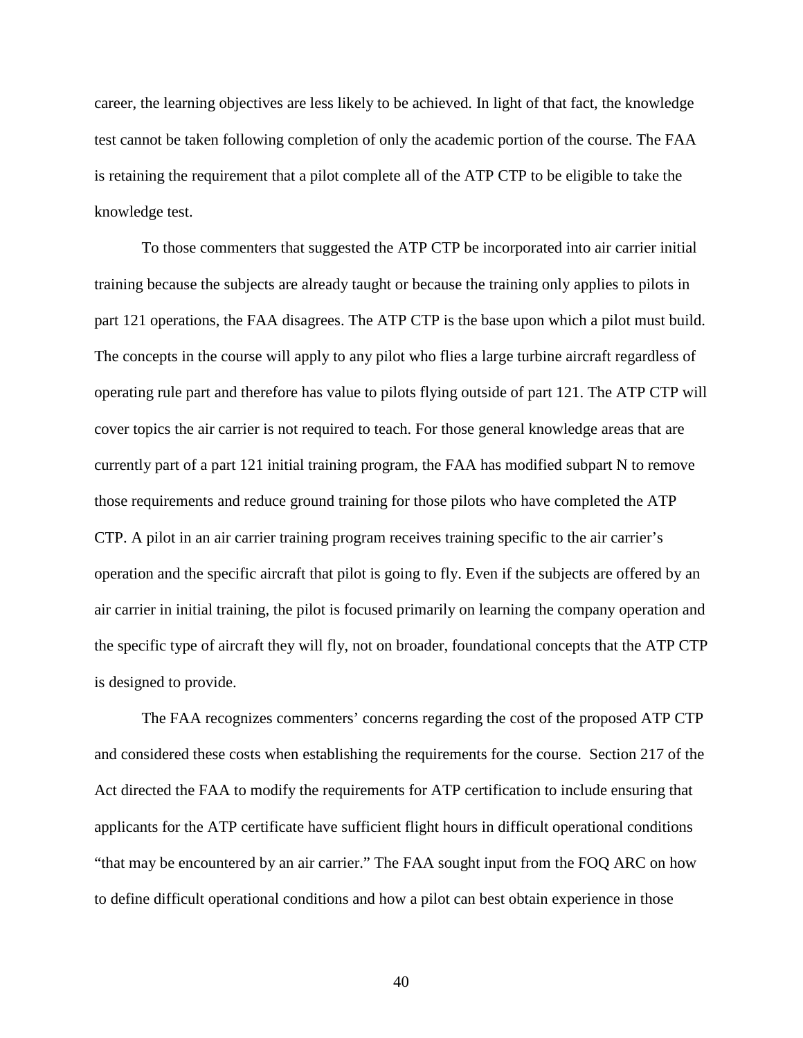career, the learning objectives are less likely to be achieved. In light of that fact, the knowledge test cannot be taken following completion of only the academic portion of the course. The FAA is retaining the requirement that a pilot complete all of the ATP CTP to be eligible to take the knowledge test.

To those commenters that suggested the ATP CTP be incorporated into air carrier initial training because the subjects are already taught or because the training only applies to pilots in part 121 operations, the FAA disagrees. The ATP CTP is the base upon which a pilot must build. The concepts in the course will apply to any pilot who flies a large turbine aircraft regardless of operating rule part and therefore has value to pilots flying outside of part 121. The ATP CTP will cover topics the air carrier is not required to teach. For those general knowledge areas that are currently part of a part 121 initial training program, the FAA has modified subpart N to remove those requirements and reduce ground training for those pilots who have completed the ATP CTP. A pilot in an air carrier training program receives training specific to the air carrier's operation and the specific aircraft that pilot is going to fly. Even if the subjects are offered by an air carrier in initial training, the pilot is focused primarily on learning the company operation and the specific type of aircraft they will fly, not on broader, foundational concepts that the ATP CTP is designed to provide.

The FAA recognizes commenters' concerns regarding the cost of the proposed ATP CTP and considered these costs when establishing the requirements for the course. Section 217 of the Act directed the FAA to modify the requirements for ATP certification to include ensuring that applicants for the ATP certificate have sufficient flight hours in difficult operational conditions "that may be encountered by an air carrier." The FAA sought input from the FOQ ARC on how to define difficult operational conditions and how a pilot can best obtain experience in those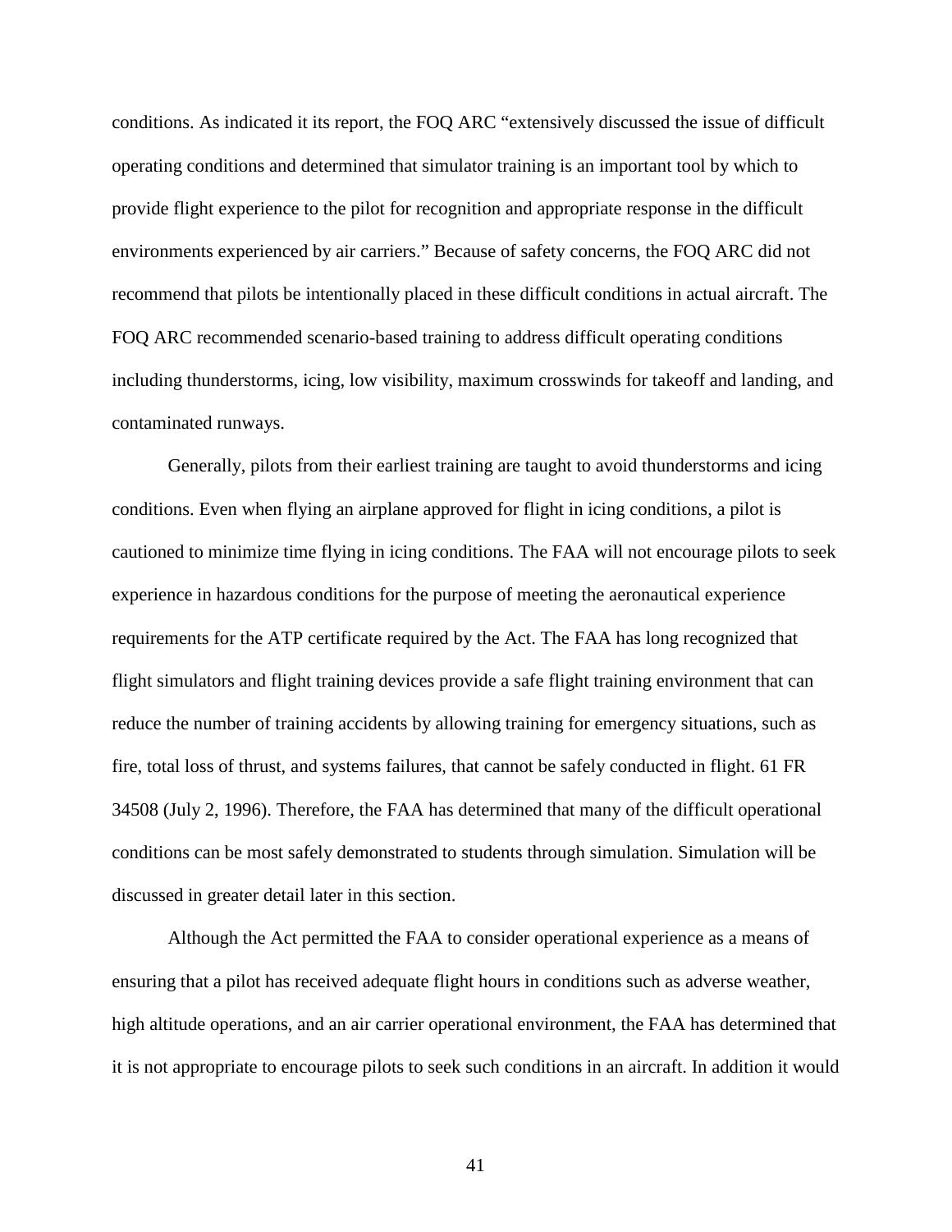conditions. As indicated it its report, the FOQ ARC "extensively discussed the issue of difficult operating conditions and determined that simulator training is an important tool by which to provide flight experience to the pilot for recognition and appropriate response in the difficult environments experienced by air carriers." Because of safety concerns, the FOQ ARC did not recommend that pilots be intentionally placed in these difficult conditions in actual aircraft. The FOQ ARC recommended scenario-based training to address difficult operating conditions including thunderstorms, icing, low visibility, maximum crosswinds for takeoff and landing, and contaminated runways.

Generally, pilots from their earliest training are taught to avoid thunderstorms and icing conditions. Even when flying an airplane approved for flight in icing conditions, a pilot is cautioned to minimize time flying in icing conditions. The FAA will not encourage pilots to seek experience in hazardous conditions for the purpose of meeting the aeronautical experience requirements for the ATP certificate required by the Act. The FAA has long recognized that flight simulators and flight training devices provide a safe flight training environment that can reduce the number of training accidents by allowing training for emergency situations, such as fire, total loss of thrust, and systems failures, that cannot be safely conducted in flight. 61 FR 34508 (July 2, 1996). Therefore, the FAA has determined that many of the difficult operational conditions can be most safely demonstrated to students through simulation. Simulation will be discussed in greater detail later in this section.

Although the Act permitted the FAA to consider operational experience as a means of ensuring that a pilot has received adequate flight hours in conditions such as adverse weather, high altitude operations, and an air carrier operational environment, the FAA has determined that it is not appropriate to encourage pilots to seek such conditions in an aircraft. In addition it would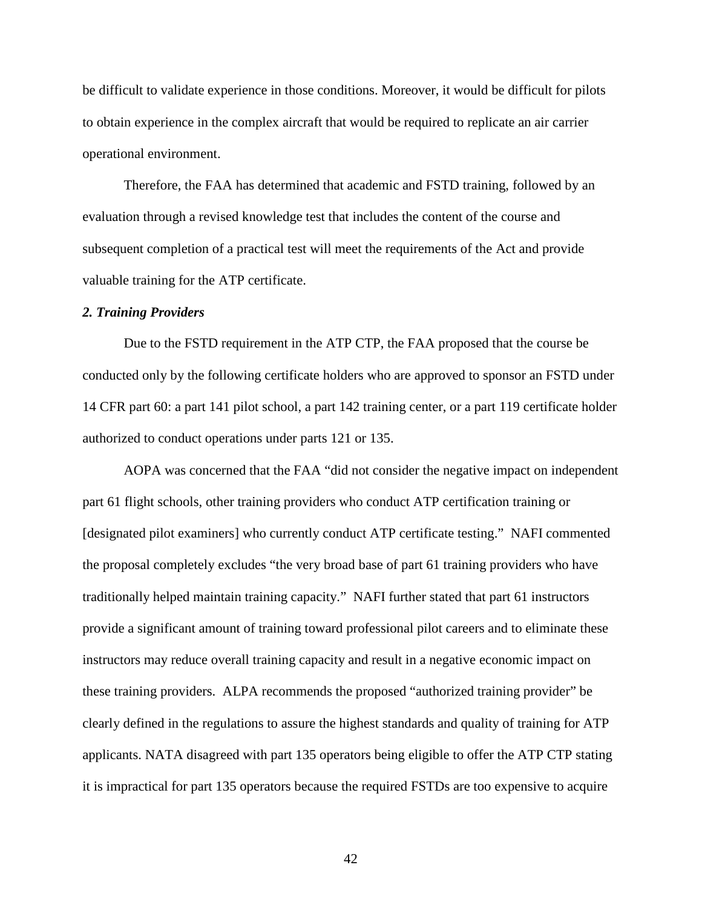be difficult to validate experience in those conditions. Moreover, it would be difficult for pilots to obtain experience in the complex aircraft that would be required to replicate an air carrier operational environment.

Therefore, the FAA has determined that academic and FSTD training, followed by an evaluation through a revised knowledge test that includes the content of the course and subsequent completion of a practical test will meet the requirements of the Act and provide valuable training for the ATP certificate.

***2. Training Providers***

Due to the FSTD requirement in the ATP CTP, the FAA proposed that the course be conducted only by the following certificate holders who are approved to sponsor an FSTD under 14 CFR part 60: a part 141 pilot school, a part 142 training center, or a part 119 certificate holder authorized to conduct operations under parts 121 or 135.

AOPA was concerned that the FAA "did not consider the negative impact on independent part 61 flight schools, other training providers who conduct ATP certification training or [designated pilot examiners] who currently conduct ATP certificate testing." NAFI commented the proposal completely excludes "the very broad base of part 61 training providers who have traditionally helped maintain training capacity." NAFI further stated that part 61 instructors provide a significant amount of training toward professional pilot careers and to eliminate these instructors may reduce overall training capacity and result in a negative economic impact on these training providers. ALPA recommends the proposed "authorized training provider" be clearly defined in the regulations to assure the highest standards and quality of training for ATP applicants. NATA disagreed with part 135 operators being eligible to offer the ATP CTP stating it is impractical for part 135 operators because the required FSTDs are too expensive to acquire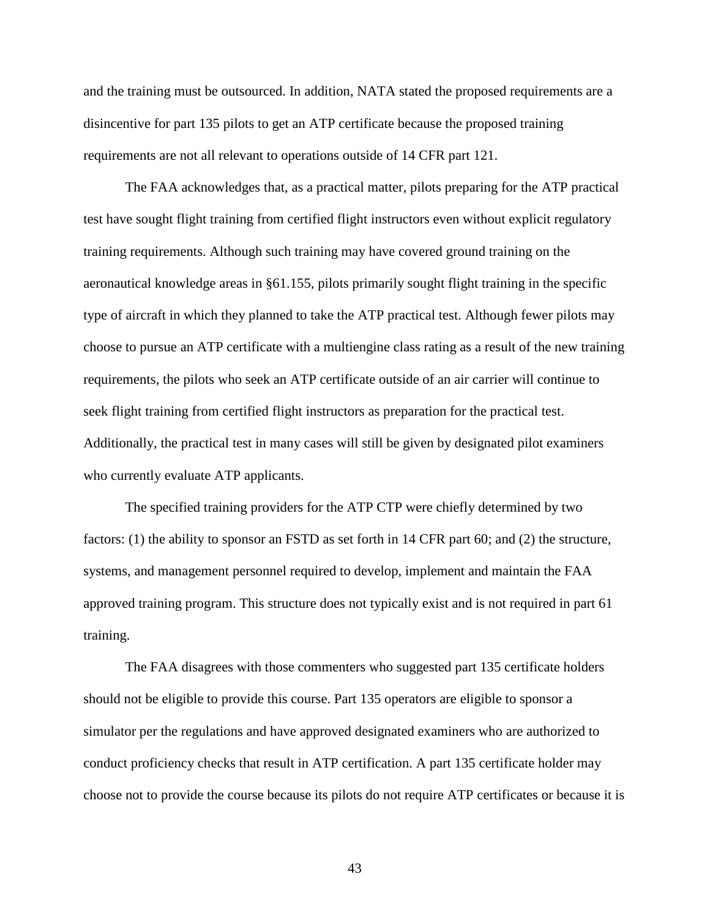and the training must be outsourced. In addition, NATA stated the proposed requirements are a disincentive for part 135 pilots to get an ATP certificate because the proposed training requirements are not all relevant to operations outside of 14 CFR part 121.

The FAA acknowledges that, as a practical matter, pilots preparing for the ATP practical test have sought flight training from certified flight instructors even without explicit regulatory training requirements. Although such training may have covered ground training on the aeronautical knowledge areas in §61.155, pilots primarily sought flight training in the specific type of aircraft in which they planned to take the ATP practical test. Although fewer pilots may choose to pursue an ATP certificate with a multiengine class rating as a result of the new training requirements, the pilots who seek an ATP certificate outside of an air carrier will continue to seek flight training from certified flight instructors as preparation for the practical test. Additionally, the practical test in many cases will still be given by designated pilot examiners who currently evaluate ATP applicants.

The specified training providers for the ATP CTP were chiefly determined by two factors: (1) the ability to sponsor an FSTD as set forth in 14 CFR part 60; and (2) the structure, systems, and management personnel required to develop, implement and maintain the FAA approved training program. This structure does not typically exist and is not required in part 61 training.

The FAA disagrees with those commenters who suggested part 135 certificate holders should not be eligible to provide this course. Part 135 operators are eligible to sponsor a simulator per the regulations and have approved designated examiners who are authorized to conduct proficiency checks that result in ATP certification. A part 135 certificate holder may choose not to provide the course because its pilots do not require ATP certificates or because it is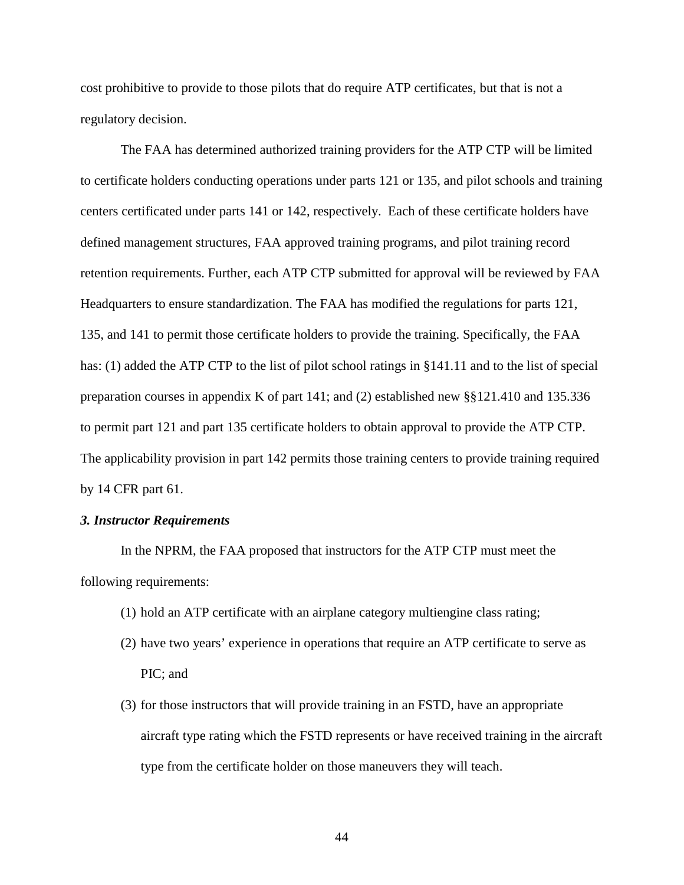cost prohibitive to provide to those pilots that do require ATP certificates, but that is not a regulatory decision.

The FAA has determined authorized training providers for the ATP CTP will be limited to certificate holders conducting operations under parts 121 or 135, and pilot schools and training centers certificated under parts 141 or 142, respectively. Each of these certificate holders have defined management structures, FAA approved training programs, and pilot training record retention requirements. Further, each ATP CTP submitted for approval will be reviewed by FAA Headquarters to ensure standardization. The FAA has modified the regulations for parts 121, 135, and 141 to permit those certificate holders to provide the training. Specifically, the FAA has: (1) added the ATP CTP to the list of pilot school ratings in §141.11 and to the list of special preparation courses in appendix K of part 141; and (2) established new §§121.410 and 135.336 to permit part 121 and part 135 certificate holders to obtain approval to provide the ATP CTP. The applicability provision in part 142 permits those training centers to provide training required by 14 CFR part 61.

***3. Instructor Requirements***

In the NPRM, the FAA proposed that instructors for the ATP CTP must meet the following requirements:

(1) hold an ATP certificate with an airplane category multiengine class rating;

(2) have two years' experience in operations that require an ATP certificate to serve as PIC; and

(3) for those instructors that will provide training in an FSTD, have an appropriate aircraft type rating which the FSTD represents or have received training in the aircraft type from the certificate holder on those maneuvers they will teach.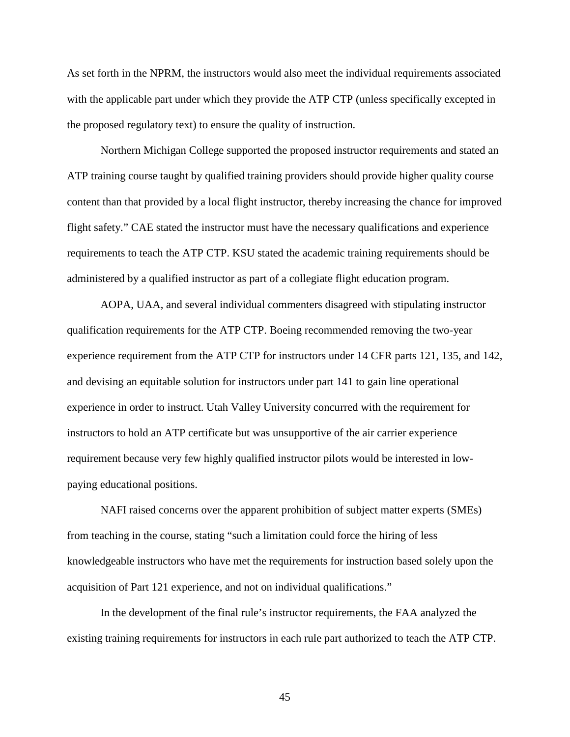As set forth in the NPRM, the instructors would also meet the individual requirements associated with the applicable part under which they provide the ATP CTP (unless specifically excepted in the proposed regulatory text) to ensure the quality of instruction.

Northern Michigan College supported the proposed instructor requirements and stated an ATP training course taught by qualified training providers should provide higher quality course content than that provided by a local flight instructor, thereby increasing the chance for improved flight safety." CAE stated the instructor must have the necessary qualifications and experience requirements to teach the ATP CTP. KSU stated the academic training requirements should be administered by a qualified instructor as part of a collegiate flight education program.

AOPA, UAA, and several individual commenters disagreed with stipulating instructor qualification requirements for the ATP CTP. Boeing recommended removing the two-year experience requirement from the ATP CTP for instructors under 14 CFR parts 121, 135, and 142, and devising an equitable solution for instructors under part 141 to gain line operational experience in order to instruct. Utah Valley University concurred with the requirement for instructors to hold an ATP certificate but was unsupportive of the air carrier experience requirement because very few highly qualified instructor pilots would be interested in low-paying educational positions.

NAFI raised concerns over the apparent prohibition of subject matter experts (SMEs) from teaching in the course, stating "such a limitation could force the hiring of less knowledgeable instructors who have met the requirements for instruction based solely upon the acquisition of Part 121 experience, and not on individual qualifications."

In the development of the final rule's instructor requirements, the FAA analyzed the existing training requirements for instructors in each rule part authorized to teach the ATP CTP.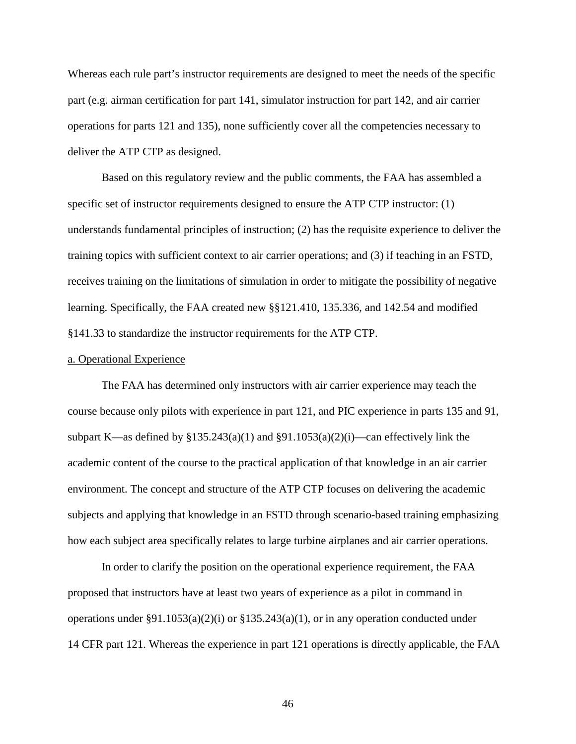Whereas each rule part's instructor requirements are designed to meet the needs of the specific part (e.g. airman certification for part 141, simulator instruction for part 142, and air carrier operations for parts 121 and 135), none sufficiently cover all the competencies necessary to deliver the ATP CTP as designed.

Based on this regulatory review and the public comments, the FAA has assembled a specific set of instructor requirements designed to ensure the ATP CTP instructor: (1) understands fundamental principles of instruction; (2) has the requisite experience to deliver the training topics with sufficient context to air carrier operations; and (3) if teaching in an FSTD, receives training on the limitations of simulation in order to mitigate the possibility of negative learning. Specifically, the FAA created new §§121.410, 135.336, and 142.54 and modified §141.33 to standardize the instructor requirements for the ATP CTP.

a. Operational Experience

The FAA has determined only instructors with air carrier experience may teach the course because only pilots with experience in part 121, and PIC experience in parts 135 and 91, subpart K—as defined by §135.243(a)(1) and §91.1053(a)(2)(i)—can effectively link the academic content of the course to the practical application of that knowledge in an air carrier environment. The concept and structure of the ATP CTP focuses on delivering the academic subjects and applying that knowledge in an FSTD through scenario-based training emphasizing how each subject area specifically relates to large turbine airplanes and air carrier operations.

In order to clarify the position on the operational experience requirement, the FAA proposed that instructors have at least two years of experience as a pilot in command in operations under §91.1053(a)(2)(i) or §135.243(a)(1), or in any operation conducted under 14 CFR part 121. Whereas the experience in part 121 operations is directly applicable, the FAA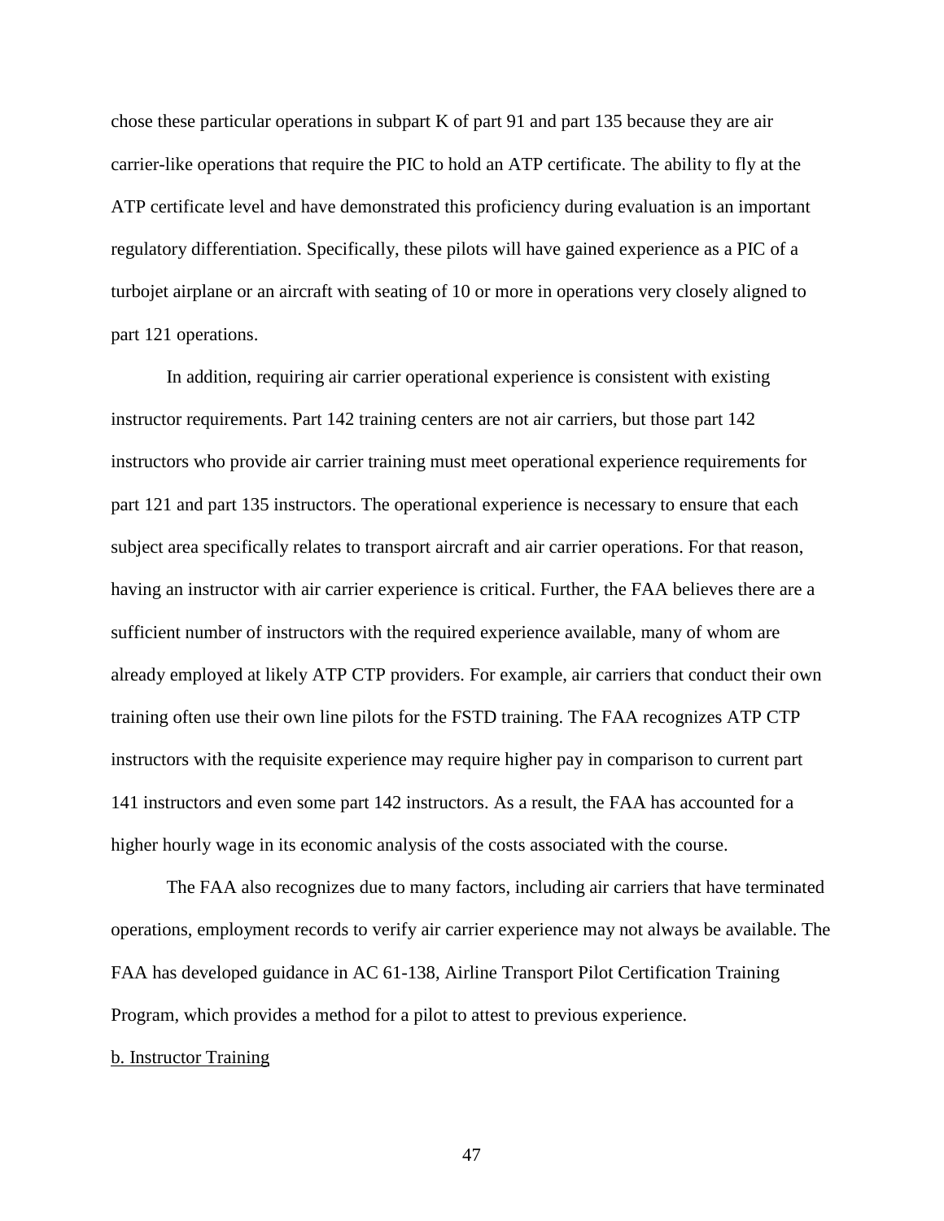chose these particular operations in subpart K of part 91 and part 135 because they are air carrier-like operations that require the PIC to hold an ATP certificate. The ability to fly at the ATP certificate level and have demonstrated this proficiency during evaluation is an important regulatory differentiation. Specifically, these pilots will have gained experience as a PIC of a turbojet airplane or an aircraft with seating of 10 or more in operations very closely aligned to part 121 operations.

In addition, requiring air carrier operational experience is consistent with existing instructor requirements. Part 142 training centers are not air carriers, but those part 142 instructors who provide air carrier training must meet operational experience requirements for part 121 and part 135 instructors. The operational experience is necessary to ensure that each subject area specifically relates to transport aircraft and air carrier operations. For that reason, having an instructor with air carrier experience is critical. Further, the FAA believes there are a sufficient number of instructors with the required experience available, many of whom are already employed at likely ATP CTP providers. For example, air carriers that conduct their own training often use their own line pilots for the FSTD training. The FAA recognizes ATP CTP instructors with the requisite experience may require higher pay in comparison to current part 141 instructors and even some part 142 instructors. As a result, the FAA has accounted for a higher hourly wage in its economic analysis of the costs associated with the course.

The FAA also recognizes due to many factors, including air carriers that have terminated operations, employment records to verify air carrier experience may not always be available. The FAA has developed guidance in AC 61-138, Airline Transport Pilot Certification Training Program, which provides a method for a pilot to attest to previous experience.

<u>b. Instructor Training</u>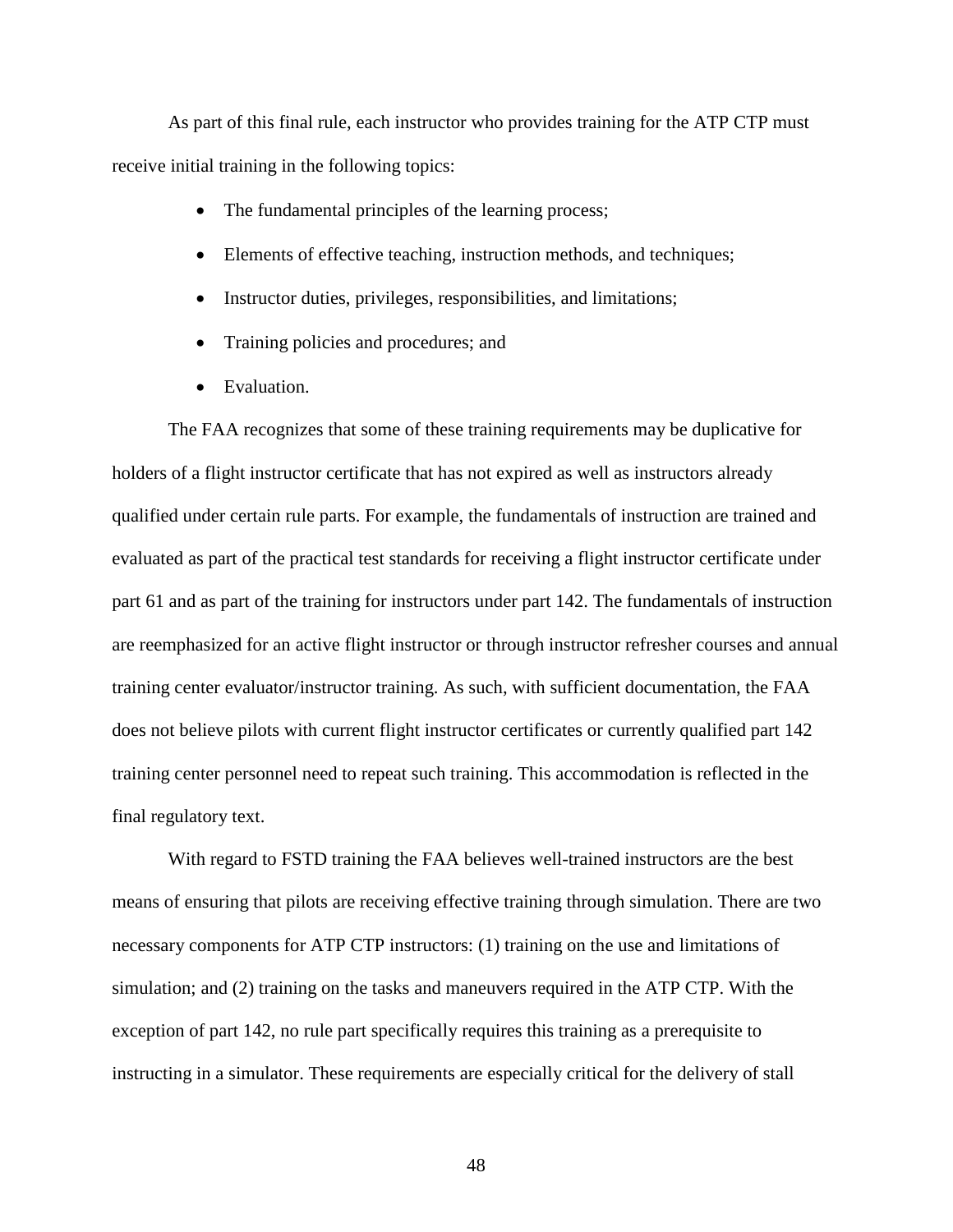As part of this final rule, each instructor who provides training for the ATP CTP must receive initial training in the following topics:

- The fundamental principles of the learning process;
- Elements of effective teaching, instruction methods, and techniques;
- Instructor duties, privileges, responsibilities, and limitations;
- Training policies and procedures; and
- Evaluation.

The FAA recognizes that some of these training requirements may be duplicative for holders of a flight instructor certificate that has not expired as well as instructors already qualified under certain rule parts. For example, the fundamentals of instruction are trained and evaluated as part of the practical test standards for receiving a flight instructor certificate under part 61 and as part of the training for instructors under part 142. The fundamentals of instruction are reemphasized for an active flight instructor or through instructor refresher courses and annual training center evaluator/instructor training. As such, with sufficient documentation, the FAA does not believe pilots with current flight instructor certificates or currently qualified part 142 training center personnel need to repeat such training. This accommodation is reflected in the final regulatory text.

With regard to FSTD training the FAA believes well-trained instructors are the best means of ensuring that pilots are receiving effective training through simulation. There are two necessary components for ATP CTP instructors: (1) training on the use and limitations of simulation; and (2) training on the tasks and maneuvers required in the ATP CTP. With the exception of part 142, no rule part specifically requires this training as a prerequisite to instructing in a simulator. These requirements are especially critical for the delivery of stall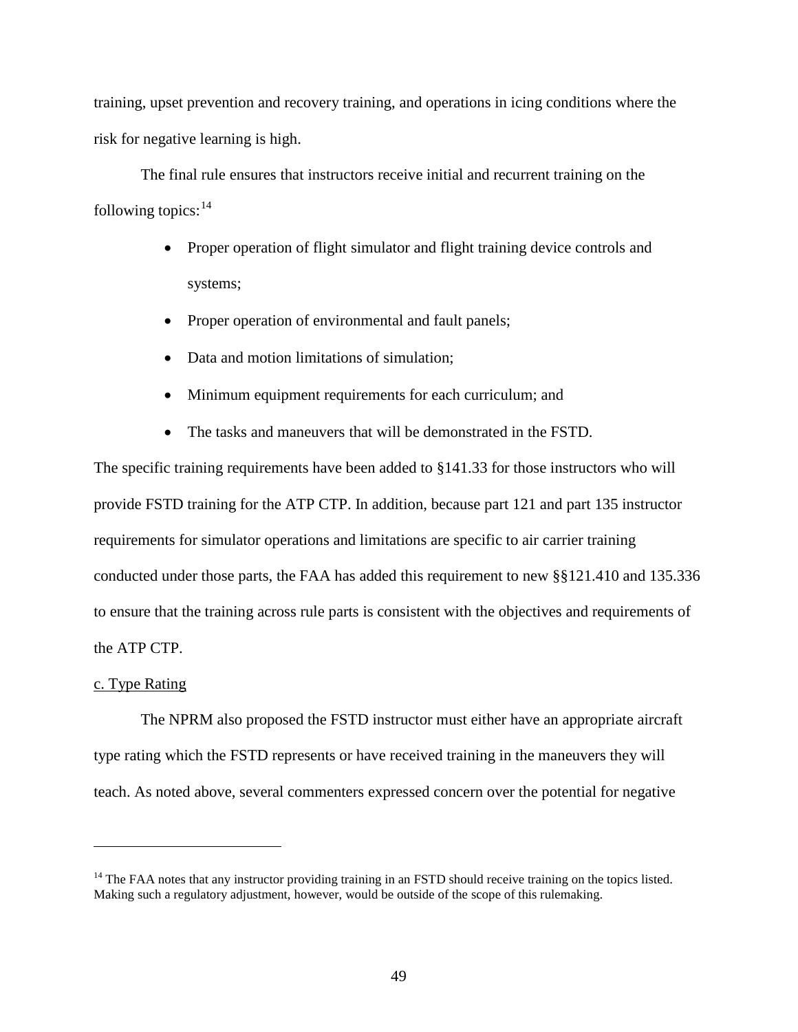training, upset prevention and recovery training, and operations in icing conditions where the risk for negative learning is high.

The final rule ensures that instructors receive initial and recurrent training on the following topics:[14]

- Proper operation of flight simulator and flight training device controls and systems;
- Proper operation of environmental and fault panels;
- Data and motion limitations of simulation;
- Minimum equipment requirements for each curriculum; and
- The tasks and maneuvers that will be demonstrated in the FSTD.

The specific training requirements have been added to §141.33 for those instructors who will provide FSTD training for the ATP CTP. In addition, because part 121 and part 135 instructor requirements for simulator operations and limitations are specific to air carrier training conducted under those parts, the FAA has added this requirement to new §§121.410 and 135.336 to ensure that the training across rule parts is consistent with the objectives and requirements of the ATP CTP.

c. Type Rating

The NPRM also proposed the FSTD instructor must either have an appropriate aircraft type rating which the FSTD represents or have received training in the maneuvers they will teach. As noted above, several commenters expressed concern over the potential for negative

---

[14] The FAA notes that any instructor providing training in an FSTD should receive training on the topics listed. Making such a regulatory adjustment, however, would be outside of the scope of this rulemaking.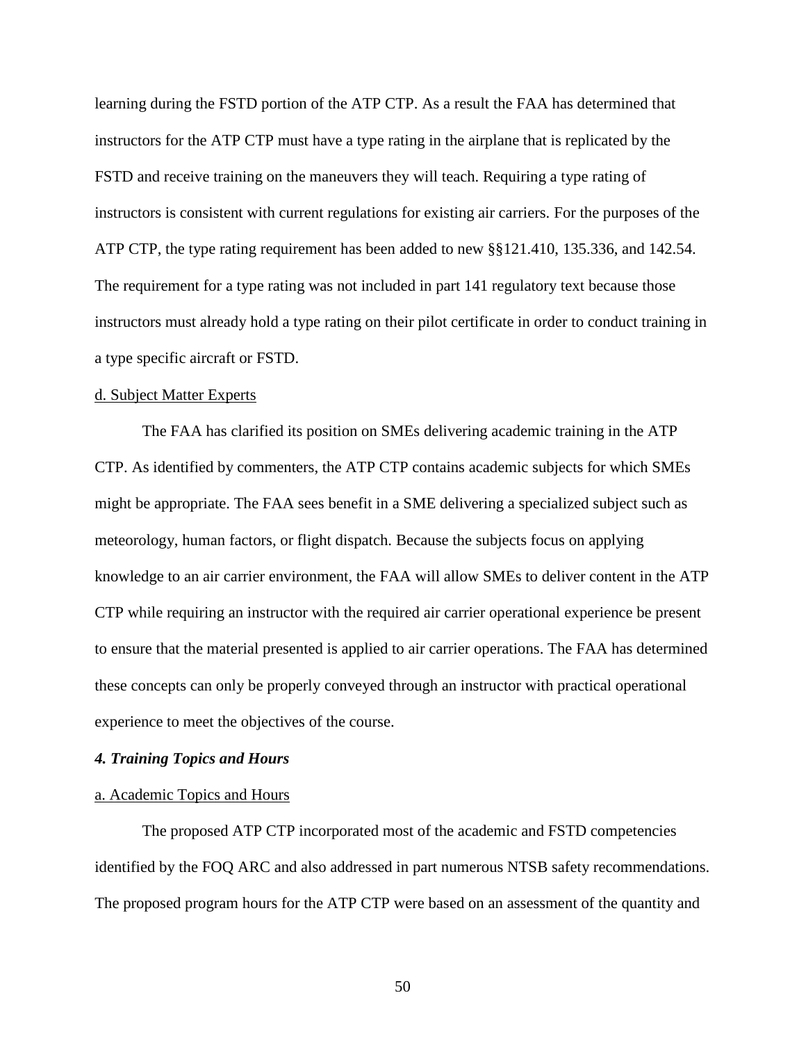learning during the FSTD portion of the ATP CTP. As a result the FAA has determined that instructors for the ATP CTP must have a type rating in the airplane that is replicated by the FSTD and receive training on the maneuvers they will teach. Requiring a type rating of instructors is consistent with current regulations for existing air carriers. For the purposes of the ATP CTP, the type rating requirement has been added to new §§121.410, 135.336, and 142.54. The requirement for a type rating was not included in part 141 regulatory text because those instructors must already hold a type rating on their pilot certificate in order to conduct training in a type specific aircraft or FSTD.

d. Subject Matter Experts

The FAA has clarified its position on SMEs delivering academic training in the ATP CTP. As identified by commenters, the ATP CTP contains academic subjects for which SMEs might be appropriate. The FAA sees benefit in a SME delivering a specialized subject such as meteorology, human factors, or flight dispatch. Because the subjects focus on applying knowledge to an air carrier environment, the FAA will allow SMEs to deliver content in the ATP CTP while requiring an instructor with the required air carrier operational experience be present to ensure that the material presented is applied to air carrier operations. The FAA has determined these concepts can only be properly conveyed through an instructor with practical operational experience to meet the objectives of the course.

### *4. Training Topics and Hours*

a. Academic Topics and Hours

The proposed ATP CTP incorporated most of the academic and FSTD competencies identified by the FOQ ARC and also addressed in part numerous NTSB safety recommendations. The proposed program hours for the ATP CTP were based on an assessment of the quantity and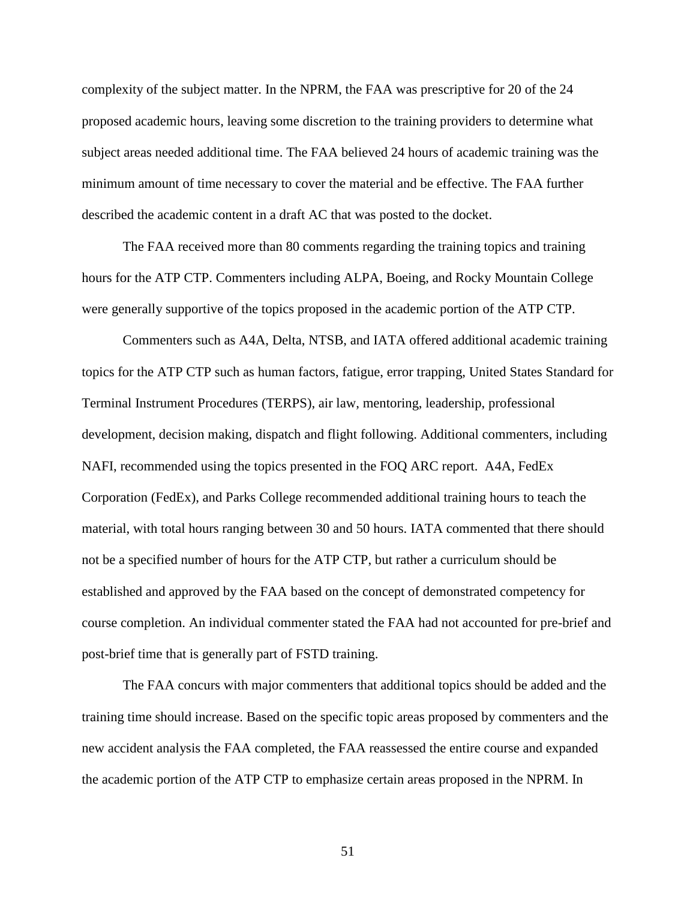complexity of the subject matter. In the NPRM, the FAA was prescriptive for 20 of the 24 proposed academic hours, leaving some discretion to the training providers to determine what subject areas needed additional time. The FAA believed 24 hours of academic training was the minimum amount of time necessary to cover the material and be effective. The FAA further described the academic content in a draft AC that was posted to the docket.

The FAA received more than 80 comments regarding the training topics and training hours for the ATP CTP. Commenters including ALPA, Boeing, and Rocky Mountain College were generally supportive of the topics proposed in the academic portion of the ATP CTP.

Commenters such as A4A, Delta, NTSB, and IATA offered additional academic training topics for the ATP CTP such as human factors, fatigue, error trapping, United States Standard for Terminal Instrument Procedures (TERPS), air law, mentoring, leadership, professional development, decision making, dispatch and flight following. Additional commenters, including NAFI, recommended using the topics presented in the FOQ ARC report. A4A, FedEx Corporation (FedEx), and Parks College recommended additional training hours to teach the material, with total hours ranging between 30 and 50 hours. IATA commented that there should not be a specified number of hours for the ATP CTP, but rather a curriculum should be established and approved by the FAA based on the concept of demonstrated competency for course completion. An individual commenter stated the FAA had not accounted for pre-brief and post-brief time that is generally part of FSTD training.

The FAA concurs with major commenters that additional topics should be added and the training time should increase. Based on the specific topic areas proposed by commenters and the new accident analysis the FAA completed, the FAA reassessed the entire course and expanded the academic portion of the ATP CTP to emphasize certain areas proposed in the NPRM. In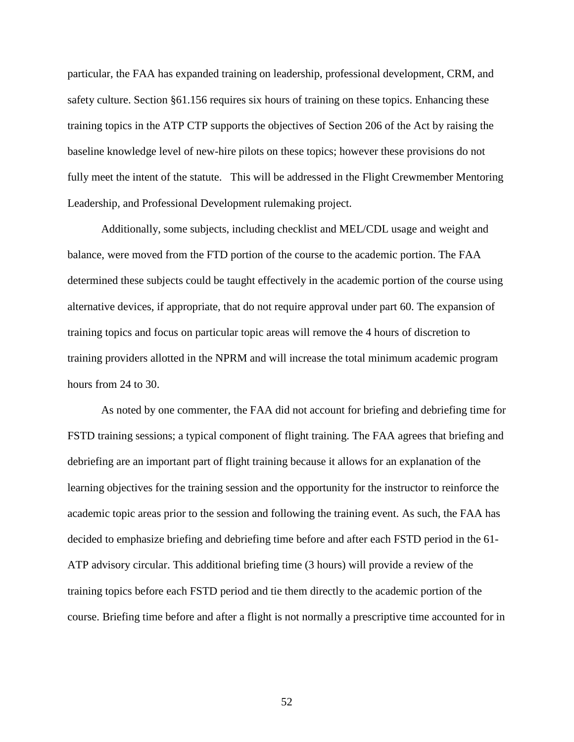particular, the FAA has expanded training on leadership, professional development, CRM, and safety culture. Section §61.156 requires six hours of training on these topics. Enhancing these training topics in the ATP CTP supports the objectives of Section 206 of the Act by raising the baseline knowledge level of new-hire pilots on these topics; however these provisions do not fully meet the intent of the statute. This will be addressed in the Flight Crewmember Mentoring Leadership, and Professional Development rulemaking project.

Additionally, some subjects, including checklist and MEL/CDL usage and weight and balance, were moved from the FTD portion of the course to the academic portion. The FAA determined these subjects could be taught effectively in the academic portion of the course using alternative devices, if appropriate, that do not require approval under part 60. The expansion of training topics and focus on particular topic areas will remove the 4 hours of discretion to training providers allotted in the NPRM and will increase the total minimum academic program hours from 24 to 30.

As noted by one commenter, the FAA did not account for briefing and debriefing time for FSTD training sessions; a typical component of flight training. The FAA agrees that briefing and debriefing are an important part of flight training because it allows for an explanation of the learning objectives for the training session and the opportunity for the instructor to reinforce the academic topic areas prior to the session and following the training event. As such, the FAA has decided to emphasize briefing and debriefing time before and after each FSTD period in the 61-ATP advisory circular. This additional briefing time (3 hours) will provide a review of the training topics before each FSTD period and tie them directly to the academic portion of the course. Briefing time before and after a flight is not normally a prescriptive time accounted for in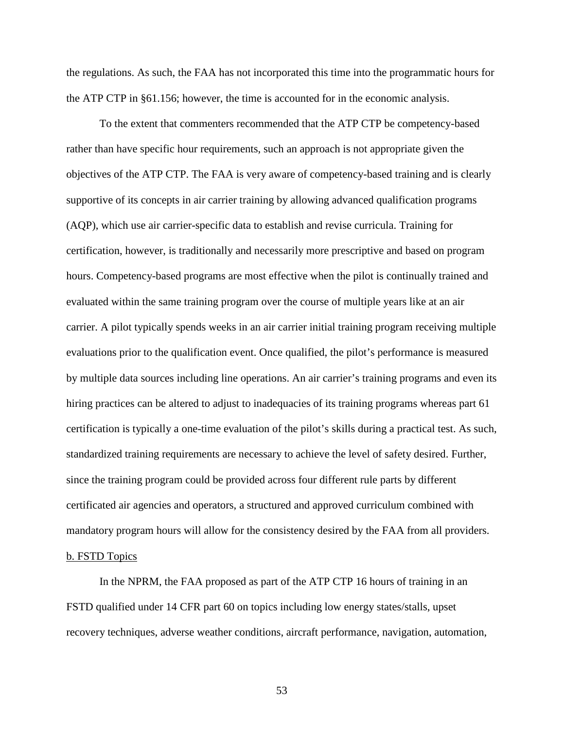the regulations. As such, the FAA has not incorporated this time into the programmatic hours for the ATP CTP in §61.156; however, the time is accounted for in the economic analysis.

To the extent that commenters recommended that the ATP CTP be competency-based rather than have specific hour requirements, such an approach is not appropriate given the objectives of the ATP CTP. The FAA is very aware of competency-based training and is clearly supportive of its concepts in air carrier training by allowing advanced qualification programs (AQP), which use air carrier-specific data to establish and revise curricula. Training for certification, however, is traditionally and necessarily more prescriptive and based on program hours. Competency-based programs are most effective when the pilot is continually trained and evaluated within the same training program over the course of multiple years like at an air carrier. A pilot typically spends weeks in an air carrier initial training program receiving multiple evaluations prior to the qualification event. Once qualified, the pilot's performance is measured by multiple data sources including line operations. An air carrier's training programs and even its hiring practices can be altered to adjust to inadequacies of its training programs whereas part 61 certification is typically a one-time evaluation of the pilot's skills during a practical test. As such, standardized training requirements are necessary to achieve the level of safety desired. Further, since the training program could be provided across four different rule parts by different certificated air agencies and operators, a structured and approved curriculum combined with mandatory program hours will allow for the consistency desired by the FAA from all providers.

b. FSTD Topics

In the NPRM, the FAA proposed as part of the ATP CTP 16 hours of training in an FSTD qualified under 14 CFR part 60 on topics including low energy states/stalls, upset recovery techniques, adverse weather conditions, aircraft performance, navigation, automation,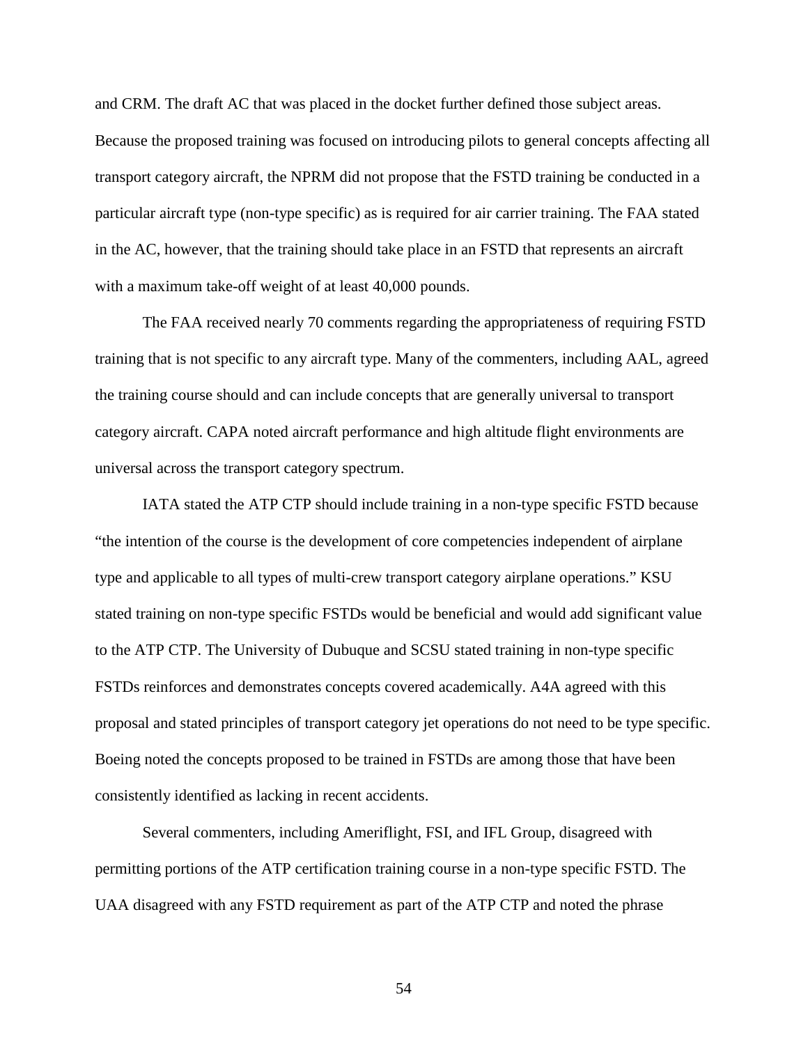and CRM. The draft AC that was placed in the docket further defined those subject areas. Because the proposed training was focused on introducing pilots to general concepts affecting all transport category aircraft, the NPRM did not propose that the FSTD training be conducted in a particular aircraft type (non-type specific) as is required for air carrier training. The FAA stated in the AC, however, that the training should take place in an FSTD that represents an aircraft with a maximum take-off weight of at least 40,000 pounds.

The FAA received nearly 70 comments regarding the appropriateness of requiring FSTD training that is not specific to any aircraft type. Many of the commenters, including AAL, agreed the training course should and can include concepts that are generally universal to transport category aircraft. CAPA noted aircraft performance and high altitude flight environments are universal across the transport category spectrum.

IATA stated the ATP CTP should include training in a non-type specific FSTD because "the intention of the course is the development of core competencies independent of airplane type and applicable to all types of multi-crew transport category airplane operations." KSU stated training on non-type specific FSTDs would be beneficial and would add significant value to the ATP CTP. The University of Dubuque and SCSU stated training in non-type specific FSTDs reinforces and demonstrates concepts covered academically. A4A agreed with this proposal and stated principles of transport category jet operations do not need to be type specific. Boeing noted the concepts proposed to be trained in FSTDs are among those that have been consistently identified as lacking in recent accidents.

Several commenters, including Ameriflight, FSI, and IFL Group, disagreed with permitting portions of the ATP certification training course in a non-type specific FSTD. The UAA disagreed with any FSTD requirement as part of the ATP CTP and noted the phrase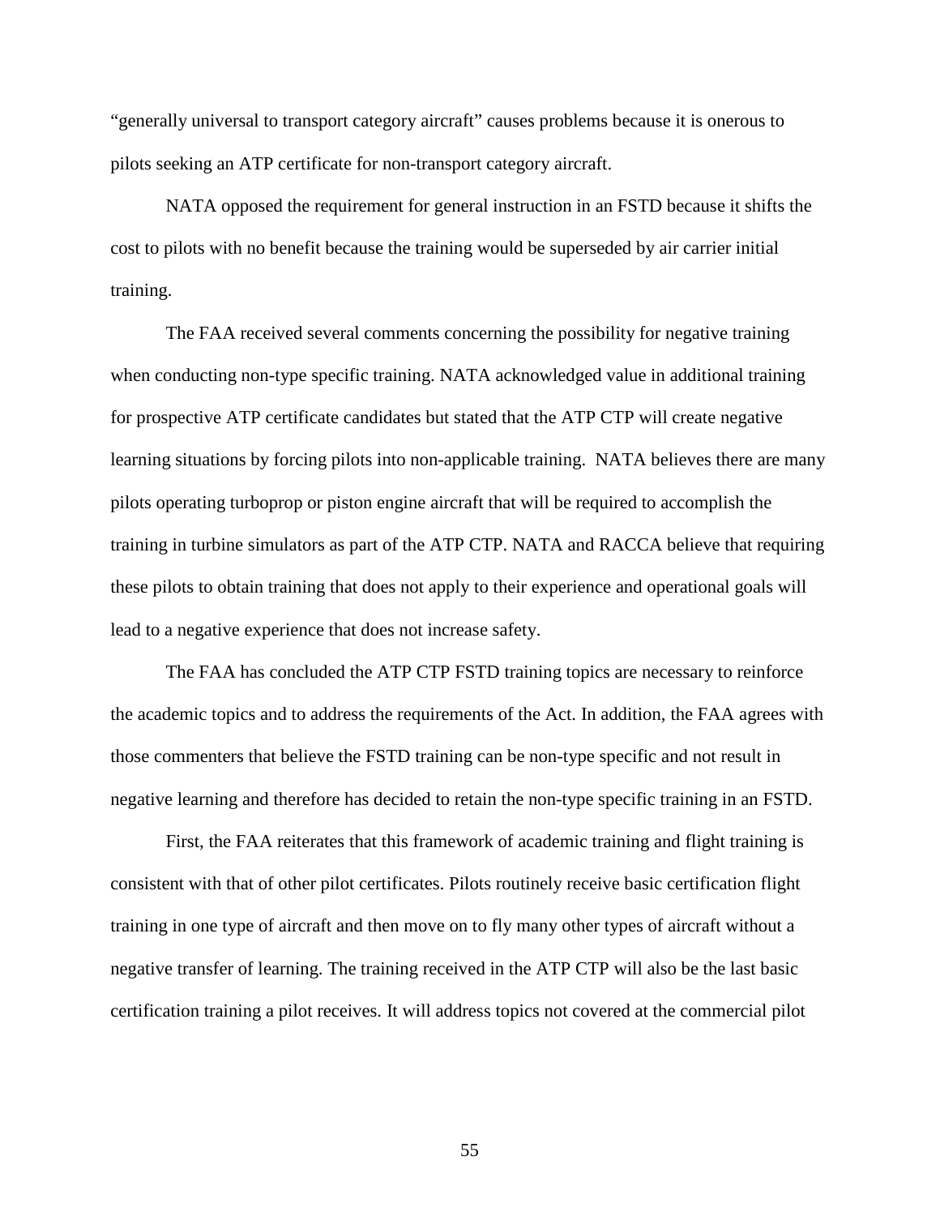"generally universal to transport category aircraft" causes problems because it is onerous to pilots seeking an ATP certificate for non-transport category aircraft.

NATA opposed the requirement for general instruction in an FSTD because it shifts the cost to pilots with no benefit because the training would be superseded by air carrier initial training.

The FAA received several comments concerning the possibility for negative training when conducting non-type specific training. NATA acknowledged value in additional training for prospective ATP certificate candidates but stated that the ATP CTP will create negative learning situations by forcing pilots into non-applicable training. NATA believes there are many pilots operating turboprop or piston engine aircraft that will be required to accomplish the training in turbine simulators as part of the ATP CTP. NATA and RACCA believe that requiring these pilots to obtain training that does not apply to their experience and operational goals will lead to a negative experience that does not increase safety.

The FAA has concluded the ATP CTP FSTD training topics are necessary to reinforce the academic topics and to address the requirements of the Act. In addition, the FAA agrees with those commenters that believe the FSTD training can be non-type specific and not result in negative learning and therefore has decided to retain the non-type specific training in an FSTD.

First, the FAA reiterates that this framework of academic training and flight training is consistent with that of other pilot certificates. Pilots routinely receive basic certification flight training in one type of aircraft and then move on to fly many other types of aircraft without a negative transfer of learning. The training received in the ATP CTP will also be the last basic certification training a pilot receives. It will address topics not covered at the commercial pilot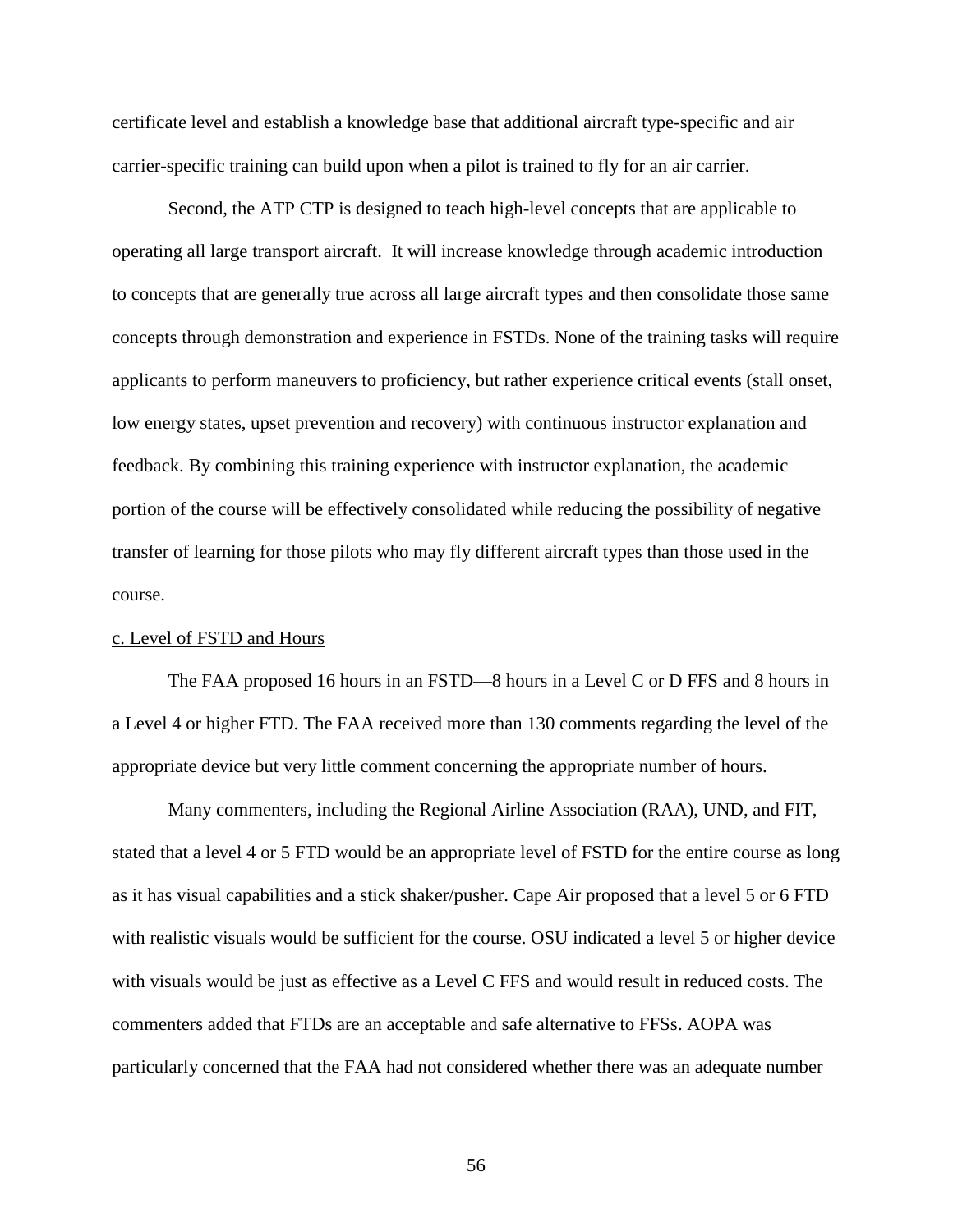certificate level and establish a knowledge base that additional aircraft type-specific and air carrier-specific training can build upon when a pilot is trained to fly for an air carrier.

Second, the ATP CTP is designed to teach high-level concepts that are applicable to operating all large transport aircraft. It will increase knowledge through academic introduction to concepts that are generally true across all large aircraft types and then consolidate those same concepts through demonstration and experience in FSTDs. None of the training tasks will require applicants to perform maneuvers to proficiency, but rather experience critical events (stall onset, low energy states, upset prevention and recovery) with continuous instructor explanation and feedback. By combining this training experience with instructor explanation, the academic portion of the course will be effectively consolidated while reducing the possibility of negative transfer of learning for those pilots who may fly different aircraft types than those used in the course.

c. Level of FSTD and Hours

The FAA proposed 16 hours in an FSTD—8 hours in a Level C or D FFS and 8 hours in a Level 4 or higher FTD. The FAA received more than 130 comments regarding the level of the appropriate device but very little comment concerning the appropriate number of hours.

Many commenters, including the Regional Airline Association (RAA), UND, and FIT, stated that a level 4 or 5 FTD would be an appropriate level of FSTD for the entire course as long as it has visual capabilities and a stick shaker/pusher. Cape Air proposed that a level 5 or 6 FTD with realistic visuals would be sufficient for the course. OSU indicated a level 5 or higher device with visuals would be just as effective as a Level C FFS and would result in reduced costs. The commenters added that FTDs are an acceptable and safe alternative to FFSs. AOPA was particularly concerned that the FAA had not considered whether there was an adequate number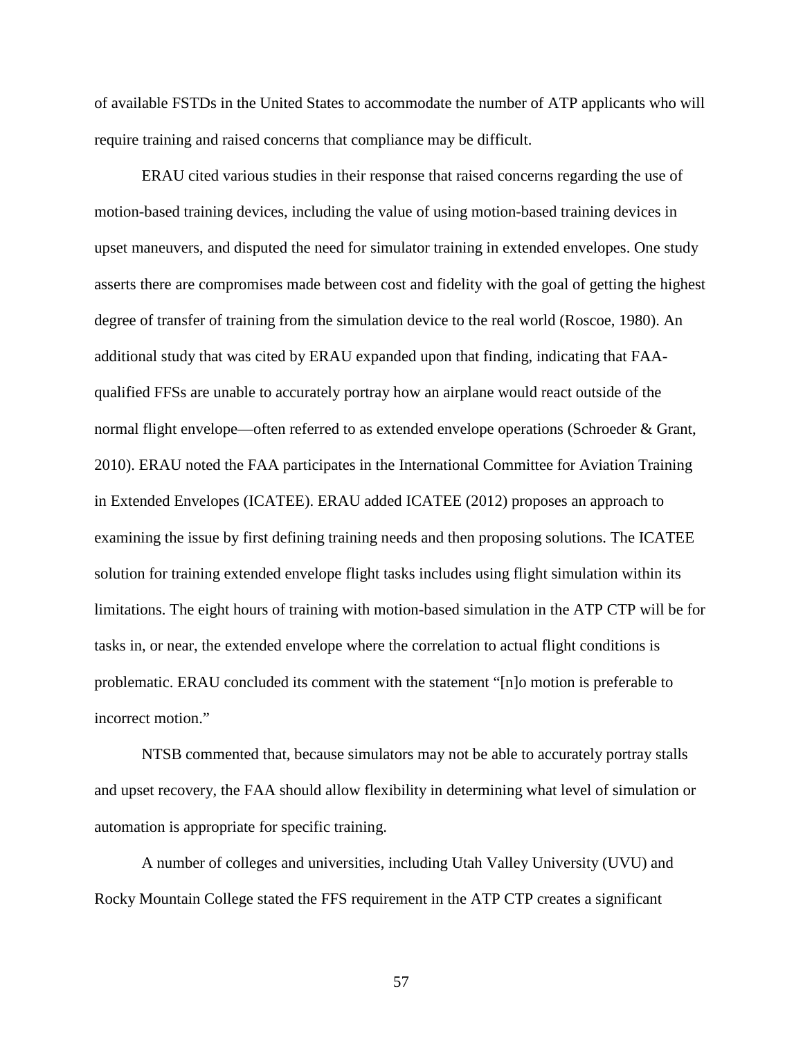of available FSTDs in the United States to accommodate the number of ATP applicants who will require training and raised concerns that compliance may be difficult.

ERAU cited various studies in their response that raised concerns regarding the use of motion-based training devices, including the value of using motion-based training devices in upset maneuvers, and disputed the need for simulator training in extended envelopes. One study asserts there are compromises made between cost and fidelity with the goal of getting the highest degree of transfer of training from the simulation device to the real world (Roscoe, 1980). An additional study that was cited by ERAU expanded upon that finding, indicating that FAA-qualified FFSs are unable to accurately portray how an airplane would react outside of the normal flight envelope—often referred to as extended envelope operations (Schroeder & Grant, 2010). ERAU noted the FAA participates in the International Committee for Aviation Training in Extended Envelopes (ICATEE). ERAU added ICATEE (2012) proposes an approach to examining the issue by first defining training needs and then proposing solutions. The ICATEE solution for training extended envelope flight tasks includes using flight simulation within its limitations. The eight hours of training with motion-based simulation in the ATP CTP will be for tasks in, or near, the extended envelope where the correlation to actual flight conditions is problematic. ERAU concluded its comment with the statement "[n]o motion is preferable to incorrect motion."

NTSB commented that, because simulators may not be able to accurately portray stalls and upset recovery, the FAA should allow flexibility in determining what level of simulation or automation is appropriate for specific training.

A number of colleges and universities, including Utah Valley University (UVU) and Rocky Mountain College stated the FFS requirement in the ATP CTP creates a significant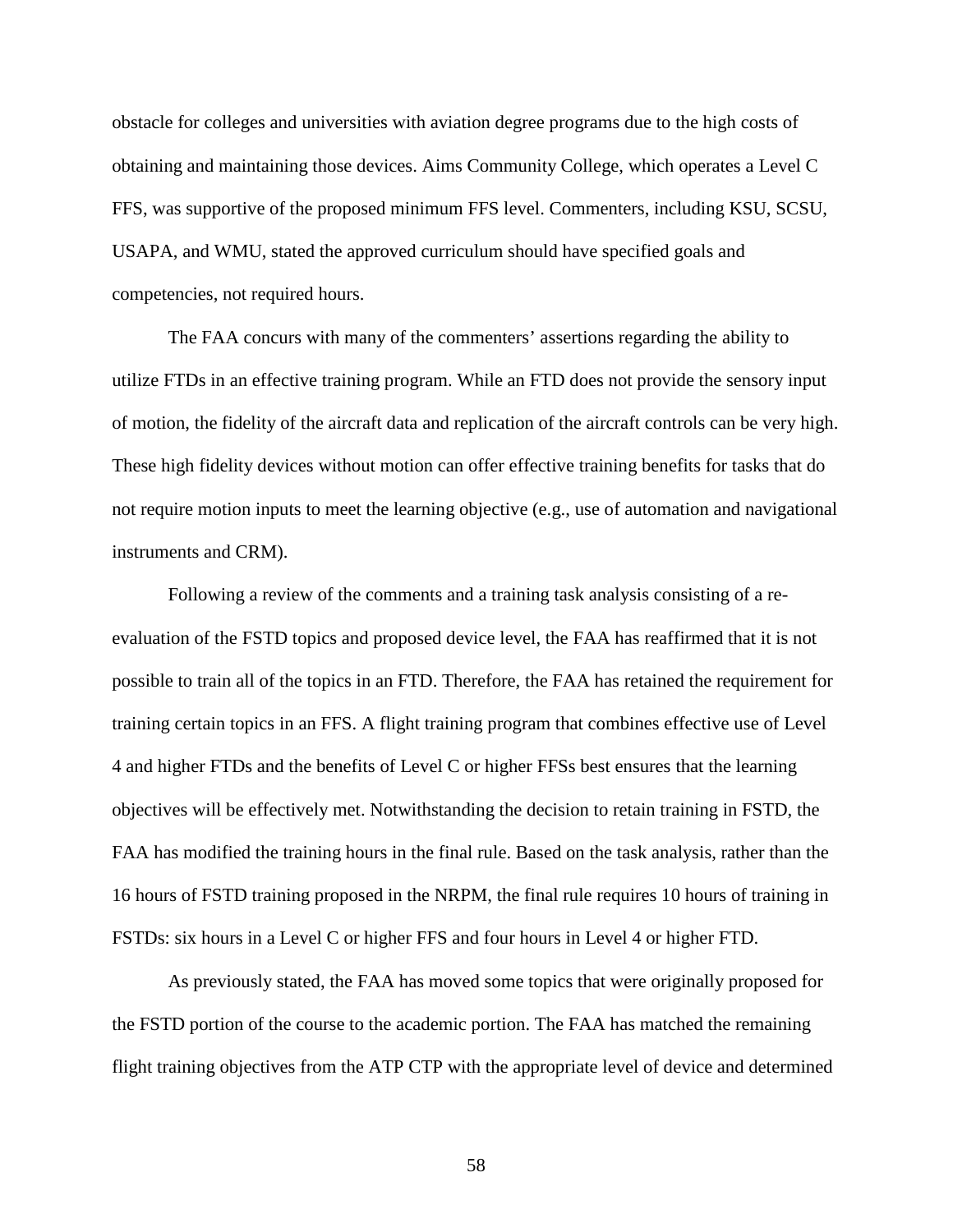obstacle for colleges and universities with aviation degree programs due to the high costs of obtaining and maintaining those devices. Aims Community College, which operates a Level C FFS, was supportive of the proposed minimum FFS level. Commenters, including KSU, SCSU, USAPA, and WMU, stated the approved curriculum should have specified goals and competencies, not required hours.

The FAA concurs with many of the commenters' assertions regarding the ability to utilize FTDs in an effective training program. While an FTD does not provide the sensory input of motion, the fidelity of the aircraft data and replication of the aircraft controls can be very high. These high fidelity devices without motion can offer effective training benefits for tasks that do not require motion inputs to meet the learning objective (e.g., use of automation and navigational instruments and CRM).

Following a review of the comments and a training task analysis consisting of a re-evaluation of the FSTD topics and proposed device level, the FAA has reaffirmed that it is not possible to train all of the topics in an FTD. Therefore, the FAA has retained the requirement for training certain topics in an FFS. A flight training program that combines effective use of Level 4 and higher FTDs and the benefits of Level C or higher FFSs best ensures that the learning objectives will be effectively met. Notwithstanding the decision to retain training in FSTD, the FAA has modified the training hours in the final rule. Based on the task analysis, rather than the 16 hours of FSTD training proposed in the NRPM, the final rule requires 10 hours of training in FSTDs: six hours in a Level C or higher FFS and four hours in Level 4 or higher FTD.

As previously stated, the FAA has moved some topics that were originally proposed for the FSTD portion of the course to the academic portion. The FAA has matched the remaining flight training objectives from the ATP CTP with the appropriate level of device and determined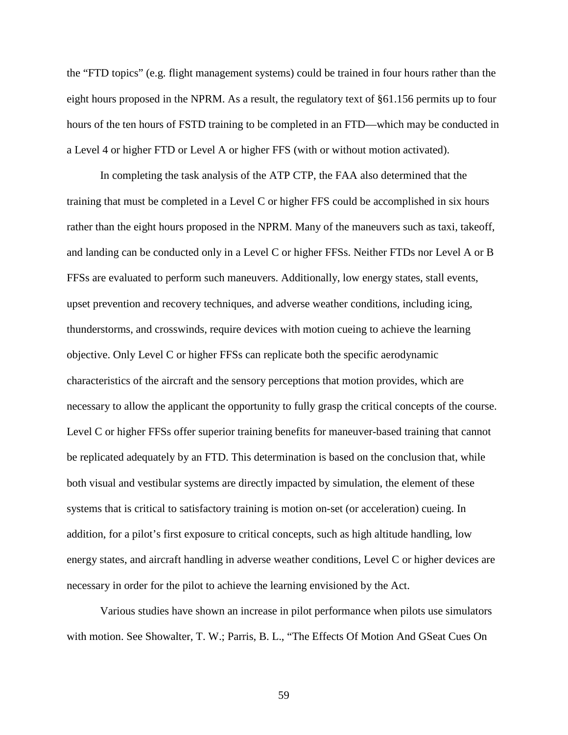the "FTD topics" (e.g. flight management systems) could be trained in four hours rather than the eight hours proposed in the NPRM. As a result, the regulatory text of §61.156 permits up to four hours of the ten hours of FSTD training to be completed in an FTD—which may be conducted in a Level 4 or higher FTD or Level A or higher FFS (with or without motion activated).

In completing the task analysis of the ATP CTP, the FAA also determined that the training that must be completed in a Level C or higher FFS could be accomplished in six hours rather than the eight hours proposed in the NPRM. Many of the maneuvers such as taxi, takeoff, and landing can be conducted only in a Level C or higher FFSs. Neither FTDs nor Level A or B FFSs are evaluated to perform such maneuvers. Additionally, low energy states, stall events, upset prevention and recovery techniques, and adverse weather conditions, including icing, thunderstorms, and crosswinds, require devices with motion cueing to achieve the learning objective. Only Level C or higher FFSs can replicate both the specific aerodynamic characteristics of the aircraft and the sensory perceptions that motion provides, which are necessary to allow the applicant the opportunity to fully grasp the critical concepts of the course. Level C or higher FFSs offer superior training benefits for maneuver-based training that cannot be replicated adequately by an FTD. This determination is based on the conclusion that, while both visual and vestibular systems are directly impacted by simulation, the element of these systems that is critical to satisfactory training is motion on-set (or acceleration) cueing. In addition, for a pilot's first exposure to critical concepts, such as high altitude handling, low energy states, and aircraft handling in adverse weather conditions, Level C or higher devices are necessary in order for the pilot to achieve the learning envisioned by the Act.

Various studies have shown an increase in pilot performance when pilots use simulators with motion. See Showalter, T. W.; Parris, B. L., "The Effects Of Motion And GSeat Cues On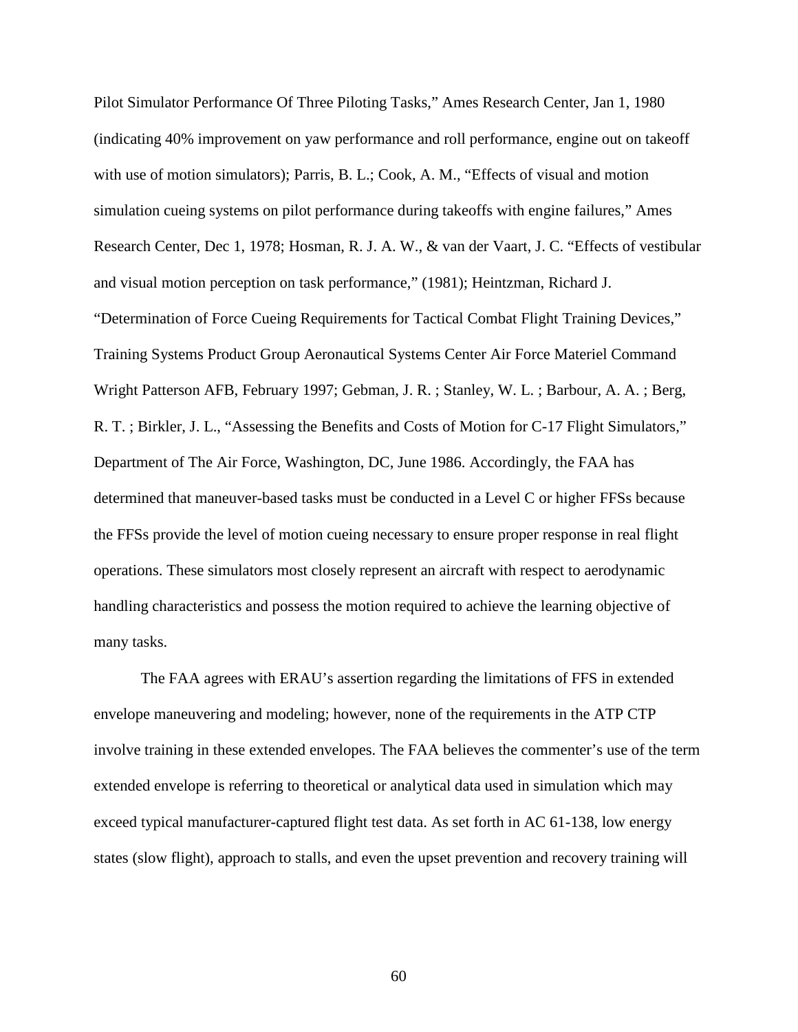Pilot Simulator Performance Of Three Piloting Tasks," Ames Research Center, Jan 1, 1980 (indicating 40% improvement on yaw performance and roll performance, engine out on takeoff with use of motion simulators); Parris, B. L.; Cook, A. M., "Effects of visual and motion simulation cueing systems on pilot performance during takeoffs with engine failures," Ames Research Center, Dec 1, 1978; Hosman, R. J. A. W., & van der Vaart, J. C. "Effects of vestibular and visual motion perception on task performance," (1981); Heintzman, Richard J. "Determination of Force Cueing Requirements for Tactical Combat Flight Training Devices," Training Systems Product Group Aeronautical Systems Center Air Force Materiel Command Wright Patterson AFB, February 1997; Gebman, J. R. ; Stanley, W. L. ; Barbour, A. A. ; Berg, R. T. ; Birkler, J. L., "Assessing the Benefits and Costs of Motion for C-17 Flight Simulators," Department of The Air Force, Washington, DC, June 1986. Accordingly, the FAA has determined that maneuver-based tasks must be conducted in a Level C or higher FFSs because the FFSs provide the level of motion cueing necessary to ensure proper response in real flight operations. These simulators most closely represent an aircraft with respect to aerodynamic handling characteristics and possess the motion required to achieve the learning objective of many tasks.

The FAA agrees with ERAU's assertion regarding the limitations of FFS in extended envelope maneuvering and modeling; however, none of the requirements in the ATP CTP involve training in these extended envelopes. The FAA believes the commenter's use of the term extended envelope is referring to theoretical or analytical data used in simulation which may exceed typical manufacturer-captured flight test data. As set forth in AC 61-138, low energy states (slow flight), approach to stalls, and even the upset prevention and recovery training will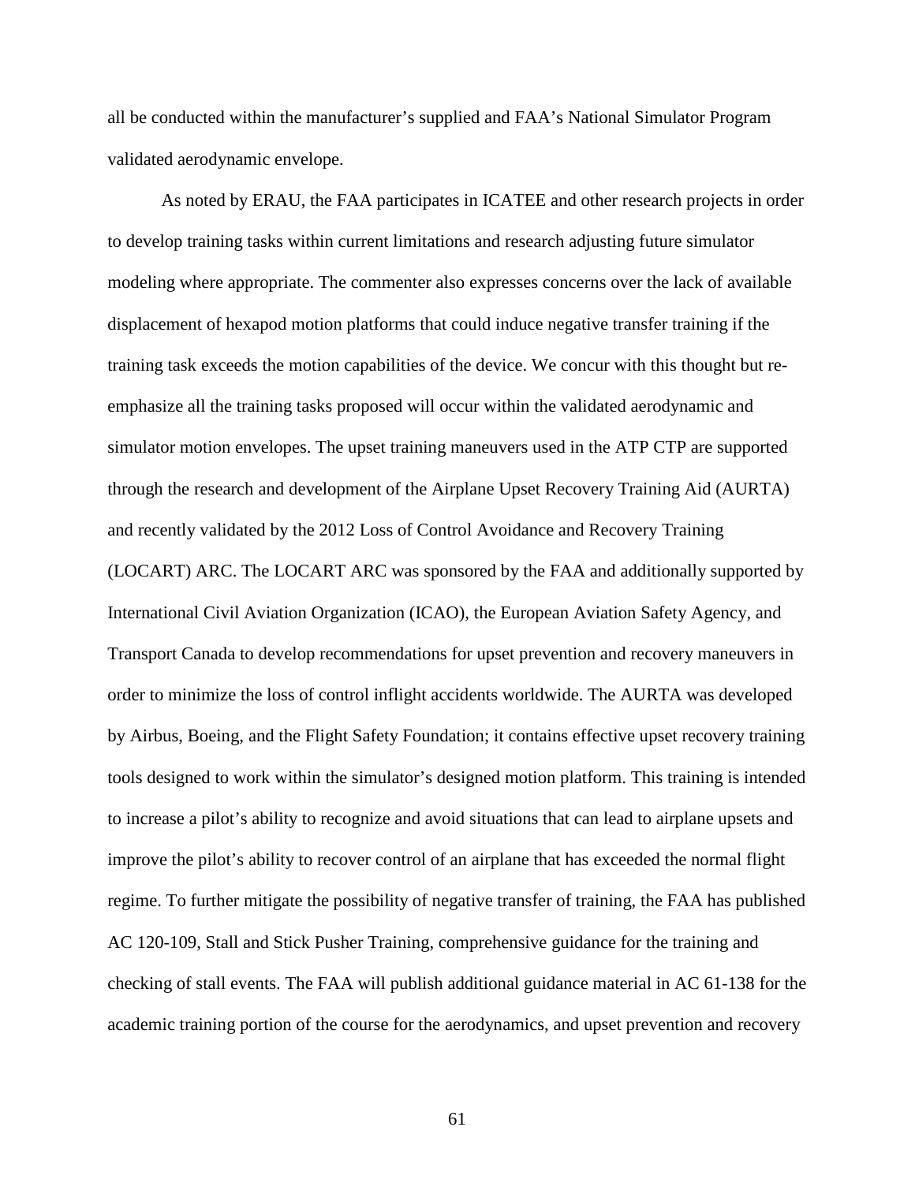all be conducted within the manufacturer's supplied and FAA's National Simulator Program validated aerodynamic envelope.

As noted by ERAU, the FAA participates in ICATEE and other research projects in order to develop training tasks within current limitations and research adjusting future simulator modeling where appropriate. The commenter also expresses concerns over the lack of available displacement of hexapod motion platforms that could induce negative transfer training if the training task exceeds the motion capabilities of the device. We concur with this thought but re-emphasize all the training tasks proposed will occur within the validated aerodynamic and simulator motion envelopes. The upset training maneuvers used in the ATP CTP are supported through the research and development of the Airplane Upset Recovery Training Aid (AURTA) and recently validated by the 2012 Loss of Control Avoidance and Recovery Training (LOCART) ARC. The LOCART ARC was sponsored by the FAA and additionally supported by International Civil Aviation Organization (ICAO), the European Aviation Safety Agency, and Transport Canada to develop recommendations for upset prevention and recovery maneuvers in order to minimize the loss of control inflight accidents worldwide. The AURTA was developed by Airbus, Boeing, and the Flight Safety Foundation; it contains effective upset recovery training tools designed to work within the simulator's designed motion platform. This training is intended to increase a pilot's ability to recognize and avoid situations that can lead to airplane upsets and improve the pilot's ability to recover control of an airplane that has exceeded the normal flight regime. To further mitigate the possibility of negative transfer of training, the FAA has published AC 120-109, Stall and Stick Pusher Training, comprehensive guidance for the training and checking of stall events. The FAA will publish additional guidance material in AC 61-138 for the academic training portion of the course for the aerodynamics, and upset prevention and recovery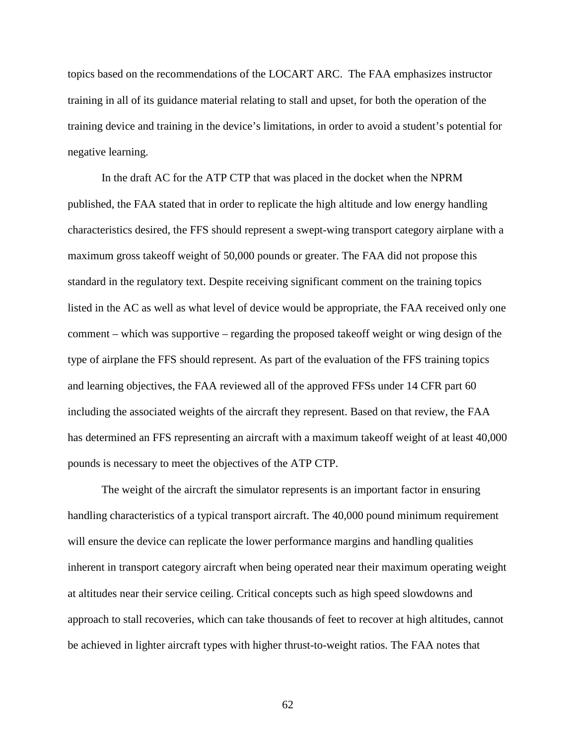topics based on the recommendations of the LOCART ARC. The FAA emphasizes instructor training in all of its guidance material relating to stall and upset, for both the operation of the training device and training in the device's limitations, in order to avoid a student's potential for negative learning.

In the draft AC for the ATP CTP that was placed in the docket when the NPRM published, the FAA stated that in order to replicate the high altitude and low energy handling characteristics desired, the FFS should represent a swept-wing transport category airplane with a maximum gross takeoff weight of 50,000 pounds or greater. The FAA did not propose this standard in the regulatory text. Despite receiving significant comment on the training topics listed in the AC as well as what level of device would be appropriate, the FAA received only one comment – which was supportive – regarding the proposed takeoff weight or wing design of the type of airplane the FFS should represent. As part of the evaluation of the FFS training topics and learning objectives, the FAA reviewed all of the approved FFSs under 14 CFR part 60 including the associated weights of the aircraft they represent. Based on that review, the FAA has determined an FFS representing an aircraft with a maximum takeoff weight of at least 40,000 pounds is necessary to meet the objectives of the ATP CTP.

The weight of the aircraft the simulator represents is an important factor in ensuring handling characteristics of a typical transport aircraft. The 40,000 pound minimum requirement will ensure the device can replicate the lower performance margins and handling qualities inherent in transport category aircraft when being operated near their maximum operating weight at altitudes near their service ceiling. Critical concepts such as high speed slowdowns and approach to stall recoveries, which can take thousands of feet to recover at high altitudes, cannot be achieved in lighter aircraft types with higher thrust-to-weight ratios. The FAA notes that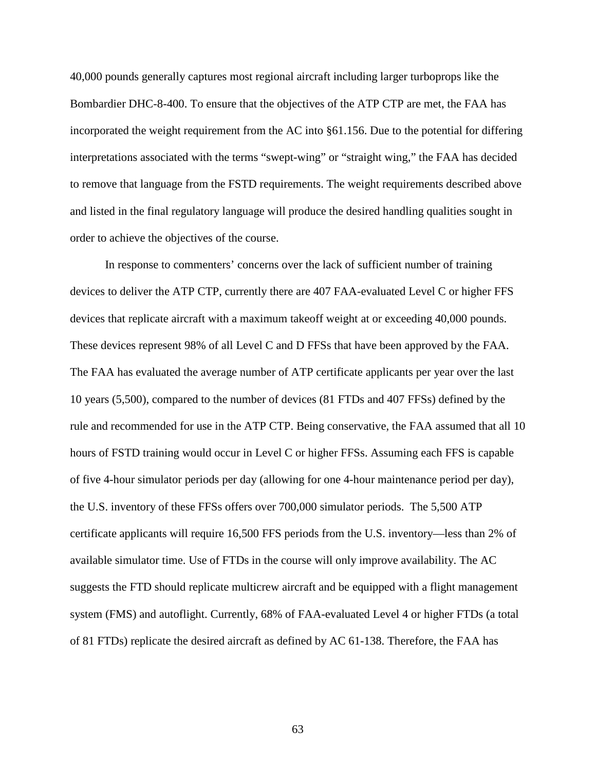40,000 pounds generally captures most regional aircraft including larger turboprops like the Bombardier DHC-8-400. To ensure that the objectives of the ATP CTP are met, the FAA has incorporated the weight requirement from the AC into §61.156. Due to the potential for differing interpretations associated with the terms “swept-wing” or “straight wing,” the FAA has decided to remove that language from the FSTD requirements. The weight requirements described above and listed in the final regulatory language will produce the desired handling qualities sought in order to achieve the objectives of the course.

In response to commenters’ concerns over the lack of sufficient number of training devices to deliver the ATP CTP, currently there are 407 FAA-evaluated Level C or higher FFS devices that replicate aircraft with a maximum takeoff weight at or exceeding 40,000 pounds. These devices represent 98% of all Level C and D FFSs that have been approved by the FAA. The FAA has evaluated the average number of ATP certificate applicants per year over the last 10 years (5,500), compared to the number of devices (81 FTDs and 407 FFSs) defined by the rule and recommended for use in the ATP CTP. Being conservative, the FAA assumed that all 10 hours of FSTD training would occur in Level C or higher FFSs. Assuming each FFS is capable of five 4-hour simulator periods per day (allowing for one 4-hour maintenance period per day), the U.S. inventory of these FFSs offers over 700,000 simulator periods. The 5,500 ATP certificate applicants will require 16,500 FFS periods from the U.S. inventory—less than 2% of available simulator time. Use of FTDs in the course will only improve availability. The AC suggests the FTD should replicate multicrew aircraft and be equipped with a flight management system (FMS) and autoflight. Currently, 68% of FAA-evaluated Level 4 or higher FTDs (a total of 81 FTDs) replicate the desired aircraft as defined by AC 61-138. Therefore, the FAA has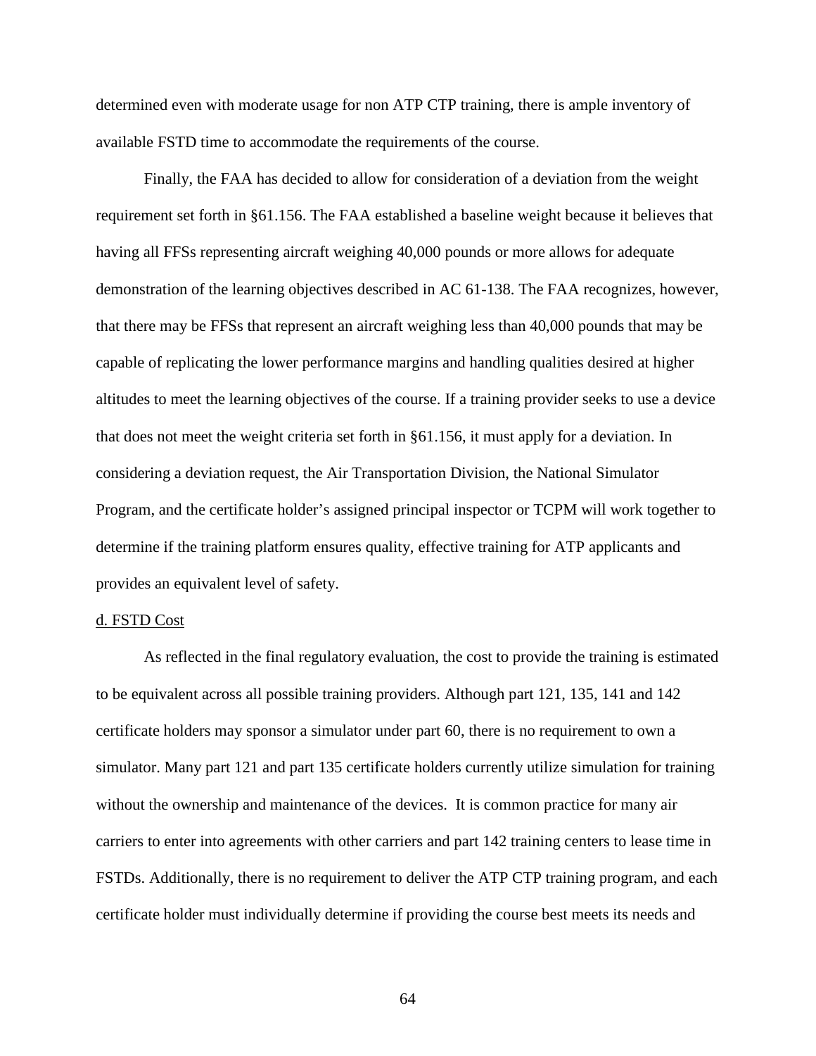determined even with moderate usage for non ATP CTP training, there is ample inventory of available FSTD time to accommodate the requirements of the course.

Finally, the FAA has decided to allow for consideration of a deviation from the weight requirement set forth in §61.156. The FAA established a baseline weight because it believes that having all FFSs representing aircraft weighing 40,000 pounds or more allows for adequate demonstration of the learning objectives described in AC 61-138. The FAA recognizes, however, that there may be FFSs that represent an aircraft weighing less than 40,000 pounds that may be capable of replicating the lower performance margins and handling qualities desired at higher altitudes to meet the learning objectives of the course. If a training provider seeks to use a device that does not meet the weight criteria set forth in §61.156, it must apply for a deviation. In considering a deviation request, the Air Transportation Division, the National Simulator Program, and the certificate holder's assigned principal inspector or TCPM will work together to determine if the training platform ensures quality, effective training for ATP applicants and provides an equivalent level of safety.

d. FSTD Cost

As reflected in the final regulatory evaluation, the cost to provide the training is estimated to be equivalent across all possible training providers. Although part 121, 135, 141 and 142 certificate holders may sponsor a simulator under part 60, there is no requirement to own a simulator. Many part 121 and part 135 certificate holders currently utilize simulation for training without the ownership and maintenance of the devices. It is common practice for many air carriers to enter into agreements with other carriers and part 142 training centers to lease time in FSTDs. Additionally, there is no requirement to deliver the ATP CTP training program, and each certificate holder must individually determine if providing the course best meets its needs and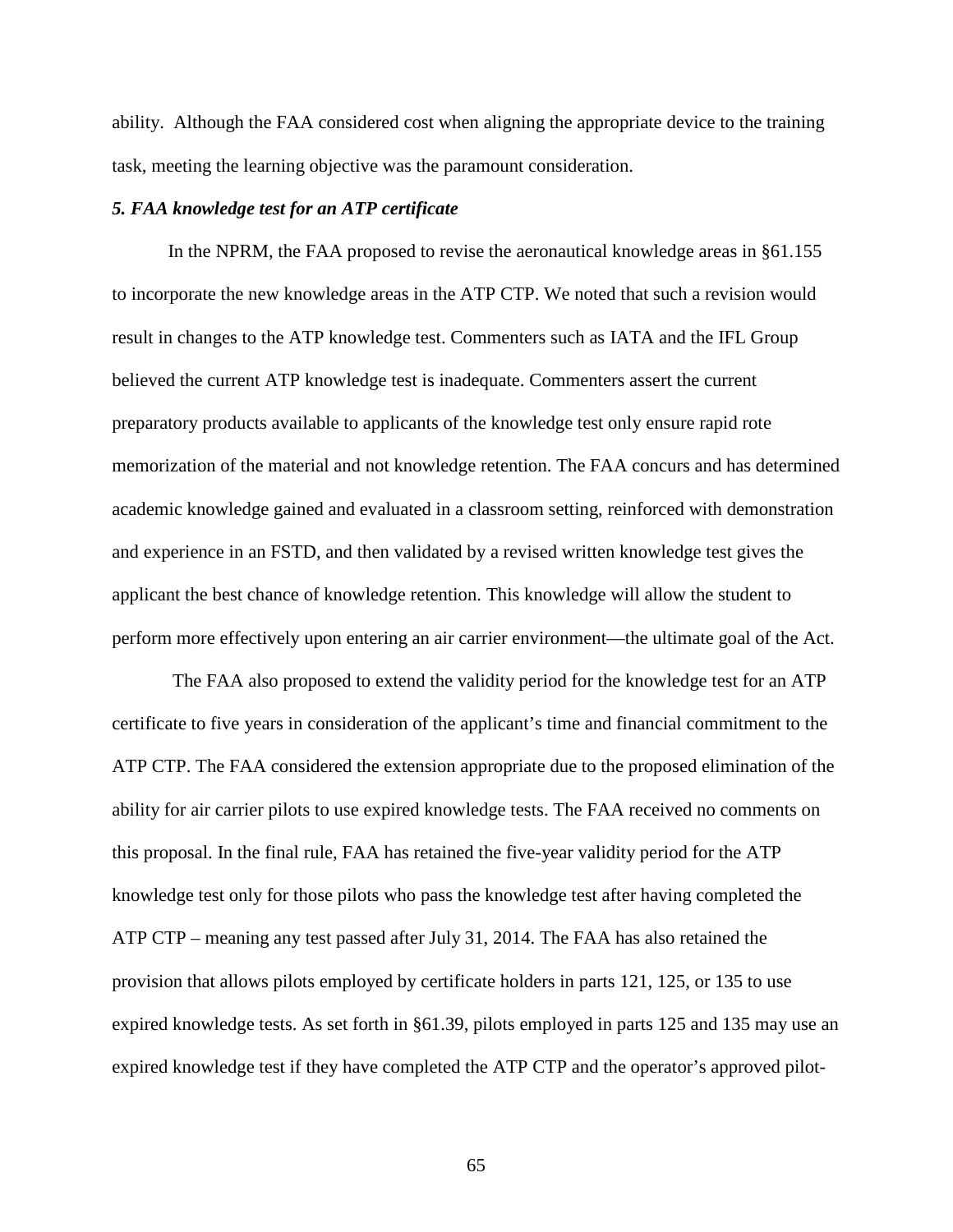ability. Although the FAA considered cost when aligning the appropriate device to the training task, meeting the learning objective was the paramount consideration.

***5. FAA knowledge test for an ATP certificate***

In the NPRM, the FAA proposed to revise the aeronautical knowledge areas in §61.155 to incorporate the new knowledge areas in the ATP CTP. We noted that such a revision would result in changes to the ATP knowledge test. Commenters such as IATA and the IFL Group believed the current ATP knowledge test is inadequate. Commenters assert the current preparatory products available to applicants of the knowledge test only ensure rapid rote memorization of the material and not knowledge retention. The FAA concurs and has determined academic knowledge gained and evaluated in a classroom setting, reinforced with demonstration and experience in an FSTD, and then validated by a revised written knowledge test gives the applicant the best chance of knowledge retention. This knowledge will allow the student to perform more effectively upon entering an air carrier environment—the ultimate goal of the Act.

The FAA also proposed to extend the validity period for the knowledge test for an ATP certificate to five years in consideration of the applicant's time and financial commitment to the ATP CTP. The FAA considered the extension appropriate due to the proposed elimination of the ability for air carrier pilots to use expired knowledge tests. The FAA received no comments on this proposal. In the final rule, FAA has retained the five-year validity period for the ATP knowledge test only for those pilots who pass the knowledge test after having completed the ATP CTP – meaning any test passed after July 31, 2014. The FAA has also retained the provision that allows pilots employed by certificate holders in parts 121, 125, or 135 to use expired knowledge tests. As set forth in §61.39, pilots employed in parts 125 and 135 may use an expired knowledge test if they have completed the ATP CTP and the operator's approved pilot-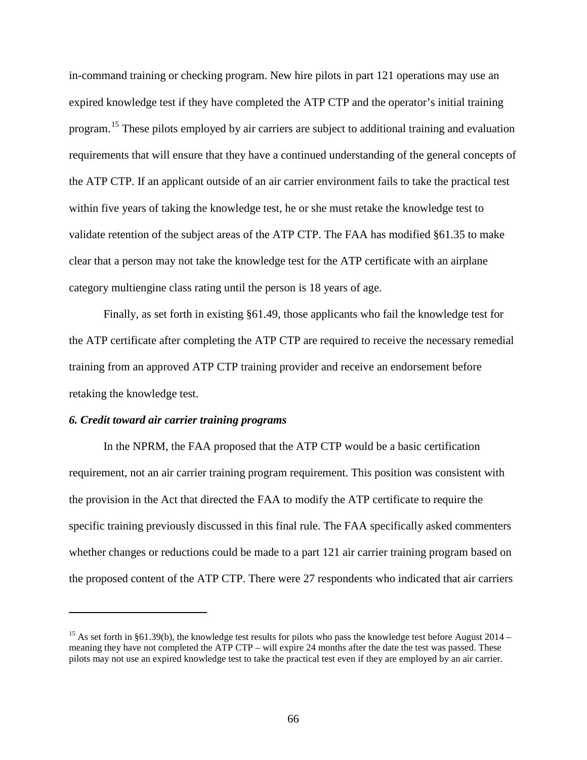in-command training or checking program. New hire pilots in part 121 operations may use an expired knowledge test if they have completed the ATP CTP and the operator's initial training program.[15] These pilots employed by air carriers are subject to additional training and evaluation requirements that will ensure that they have a continued understanding of the general concepts of the ATP CTP. If an applicant outside of an air carrier environment fails to take the practical test within five years of taking the knowledge test, he or she must retake the knowledge test to validate retention of the subject areas of the ATP CTP. The FAA has modified §61.35 to make clear that a person may not take the knowledge test for the ATP certificate with an airplane category multiengine class rating until the person is 18 years of age.

Finally, as set forth in existing §61.49, those applicants who fail the knowledge test for the ATP certificate after completing the ATP CTP are required to receive the necessary remedial training from an approved ATP CTP training provider and receive an endorsement before retaking the knowledge test.

***6. Credit toward air carrier training programs***

In the NPRM, the FAA proposed that the ATP CTP would be a basic certification requirement, not an air carrier training program requirement. This position was consistent with the provision in the Act that directed the FAA to modify the ATP certificate to require the specific training previously discussed in this final rule. The FAA specifically asked commenters whether changes or reductions could be made to a part 121 air carrier training program based on the proposed content of the ATP CTP. There were 27 respondents who indicated that air carriers

---

[15] As set forth in §61.39(b), the knowledge test results for pilots who pass the knowledge test before August 2014 – meaning they have not completed the ATP CTP – will expire 24 months after the date the test was passed. These pilots may not use an expired knowledge test to take the practical test even if they are employed by an air carrier.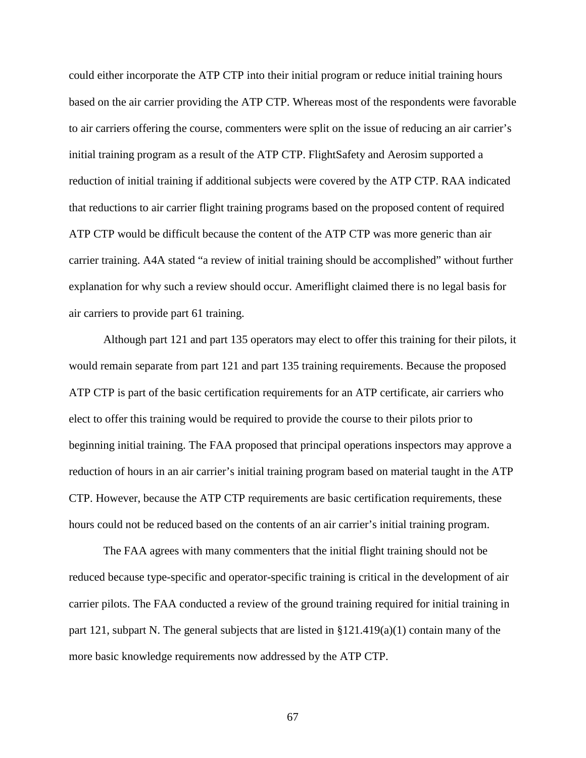could either incorporate the ATP CTP into their initial program or reduce initial training hours based on the air carrier providing the ATP CTP. Whereas most of the respondents were favorable to air carriers offering the course, commenters were split on the issue of reducing an air carrier's initial training program as a result of the ATP CTP. FlightSafety and Aerosim supported a reduction of initial training if additional subjects were covered by the ATP CTP. RAA indicated that reductions to air carrier flight training programs based on the proposed content of required ATP CTP would be difficult because the content of the ATP CTP was more generic than air carrier training. A4A stated "a review of initial training should be accomplished" without further explanation for why such a review should occur. Ameriflight claimed there is no legal basis for air carriers to provide part 61 training.

Although part 121 and part 135 operators may elect to offer this training for their pilots, it would remain separate from part 121 and part 135 training requirements. Because the proposed ATP CTP is part of the basic certification requirements for an ATP certificate, air carriers who elect to offer this training would be required to provide the course to their pilots prior to beginning initial training. The FAA proposed that principal operations inspectors may approve a reduction of hours in an air carrier's initial training program based on material taught in the ATP CTP. However, because the ATP CTP requirements are basic certification requirements, these hours could not be reduced based on the contents of an air carrier's initial training program.

The FAA agrees with many commenters that the initial flight training should not be reduced because type-specific and operator-specific training is critical in the development of air carrier pilots. The FAA conducted a review of the ground training required for initial training in part 121, subpart N. The general subjects that are listed in §121.419(a)(1) contain many of the more basic knowledge requirements now addressed by the ATP CTP.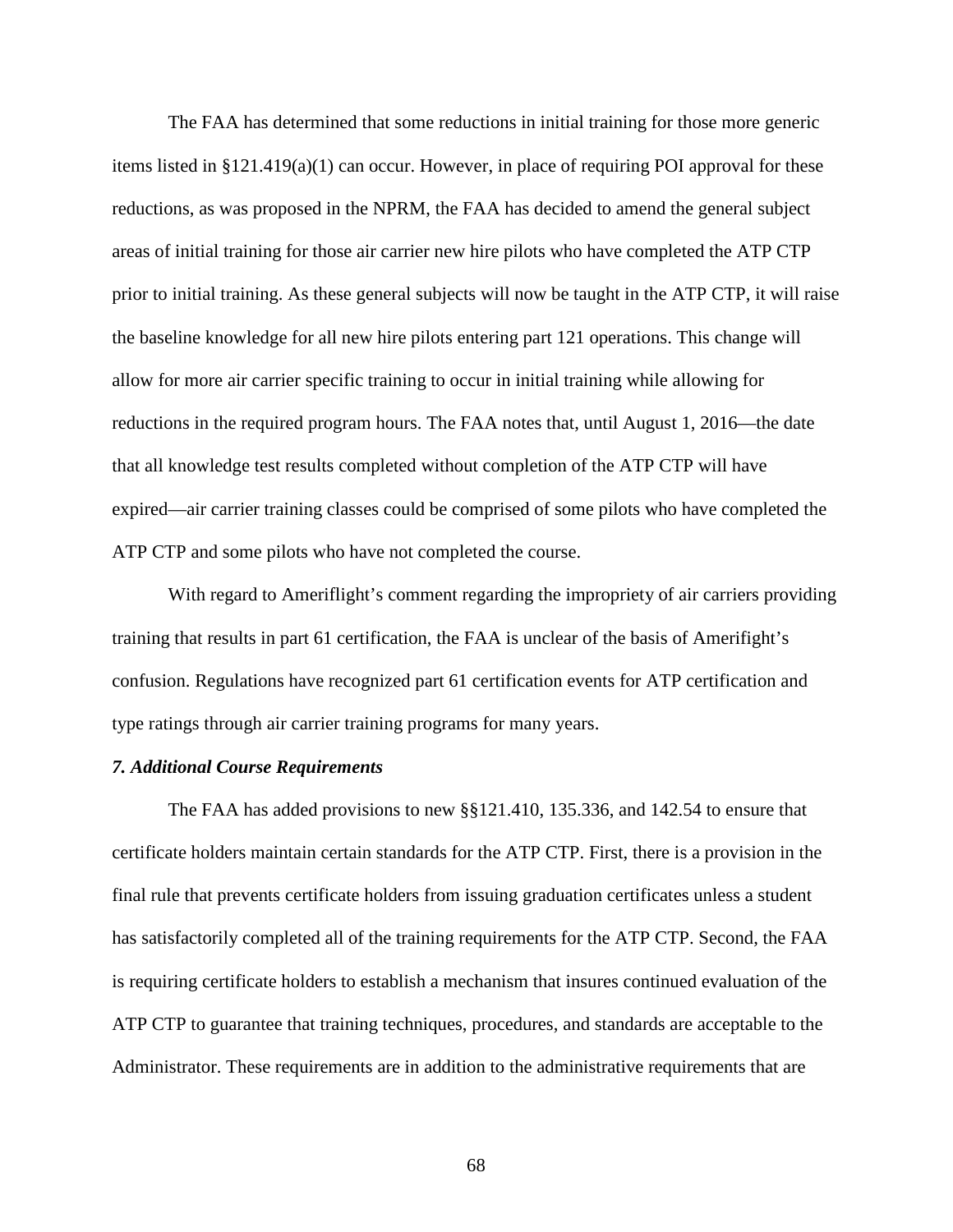The FAA has determined that some reductions in initial training for those more generic items listed in §121.419(a)(1) can occur. However, in place of requiring POI approval for these reductions, as was proposed in the NPRM, the FAA has decided to amend the general subject areas of initial training for those air carrier new hire pilots who have completed the ATP CTP prior to initial training. As these general subjects will now be taught in the ATP CTP, it will raise the baseline knowledge for all new hire pilots entering part 121 operations. This change will allow for more air carrier specific training to occur in initial training while allowing for reductions in the required program hours. The FAA notes that, until August 1, 2016—the date that all knowledge test results completed without completion of the ATP CTP will have expired—air carrier training classes could be comprised of some pilots who have completed the ATP CTP and some pilots who have not completed the course.

With regard to Ameriflight's comment regarding the impropriety of air carriers providing training that results in part 61 certification, the FAA is unclear of the basis of Amerifight's confusion. Regulations have recognized part 61 certification events for ATP certification and type ratings through air carrier training programs for many years.

***7. Additional Course Requirements***

The FAA has added provisions to new §§121.410, 135.336, and 142.54 to ensure that certificate holders maintain certain standards for the ATP CTP. First, there is a provision in the final rule that prevents certificate holders from issuing graduation certificates unless a student has satisfactorily completed all of the training requirements for the ATP CTP. Second, the FAA is requiring certificate holders to establish a mechanism that insures continued evaluation of the ATP CTP to guarantee that training techniques, procedures, and standards are acceptable to the Administrator. These requirements are in addition to the administrative requirements that are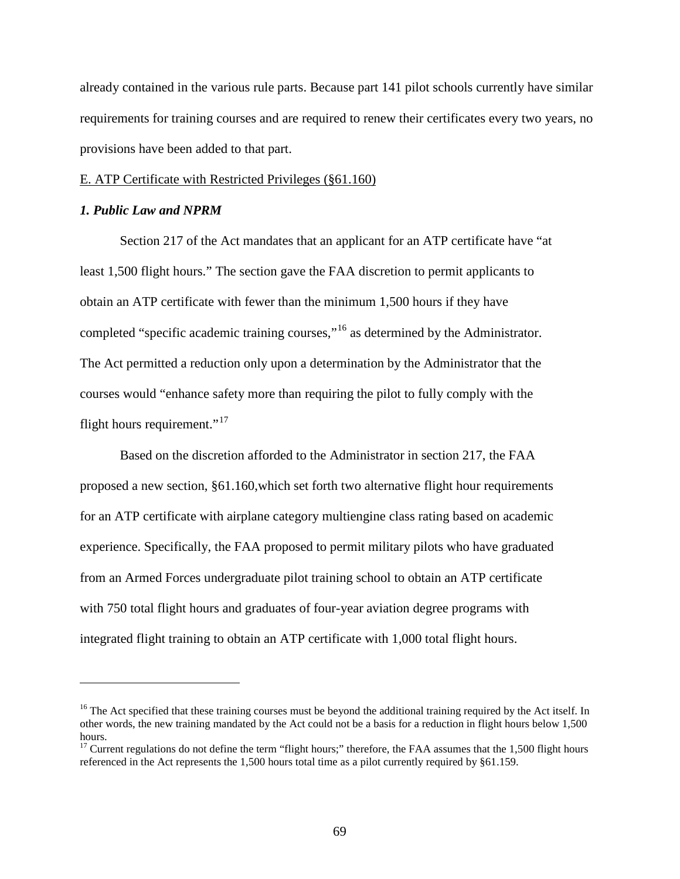already contained in the various rule parts. Because part 141 pilot schools currently have similar requirements for training courses and are required to renew their certificates every two years, no provisions have been added to that part.

## E. ATP Certificate with Restricted Privileges (§61.160)

### *1. Public Law and NPRM*

Section 217 of the Act mandates that an applicant for an ATP certificate have "at least 1,500 flight hours." The section gave the FAA discretion to permit applicants to obtain an ATP certificate with fewer than the minimum 1,500 hours if they have completed "specific academic training courses,"[16] as determined by the Administrator. The Act permitted a reduction only upon a determination by the Administrator that the courses would "enhance safety more than requiring the pilot to fully comply with the flight hours requirement."[17]

Based on the discretion afforded to the Administrator in section 217, the FAA proposed a new section, §61.160,which set forth two alternative flight hour requirements for an ATP certificate with airplane category multiengine class rating based on academic experience. Specifically, the FAA proposed to permit military pilots who have graduated from an Armed Forces undergraduate pilot training school to obtain an ATP certificate with 750 total flight hours and graduates of four-year aviation degree programs with integrated flight training to obtain an ATP certificate with 1,000 total flight hours.

---

[16] The Act specified that these training courses must be beyond the additional training required by the Act itself. In other words, the new training mandated by the Act could not be a basis for a reduction in flight hours below 1,500 hours.

[17] Current regulations do not define the term "flight hours;" therefore, the FAA assumes that the 1,500 flight hours referenced in the Act represents the 1,500 hours total time as a pilot currently required by §61.159.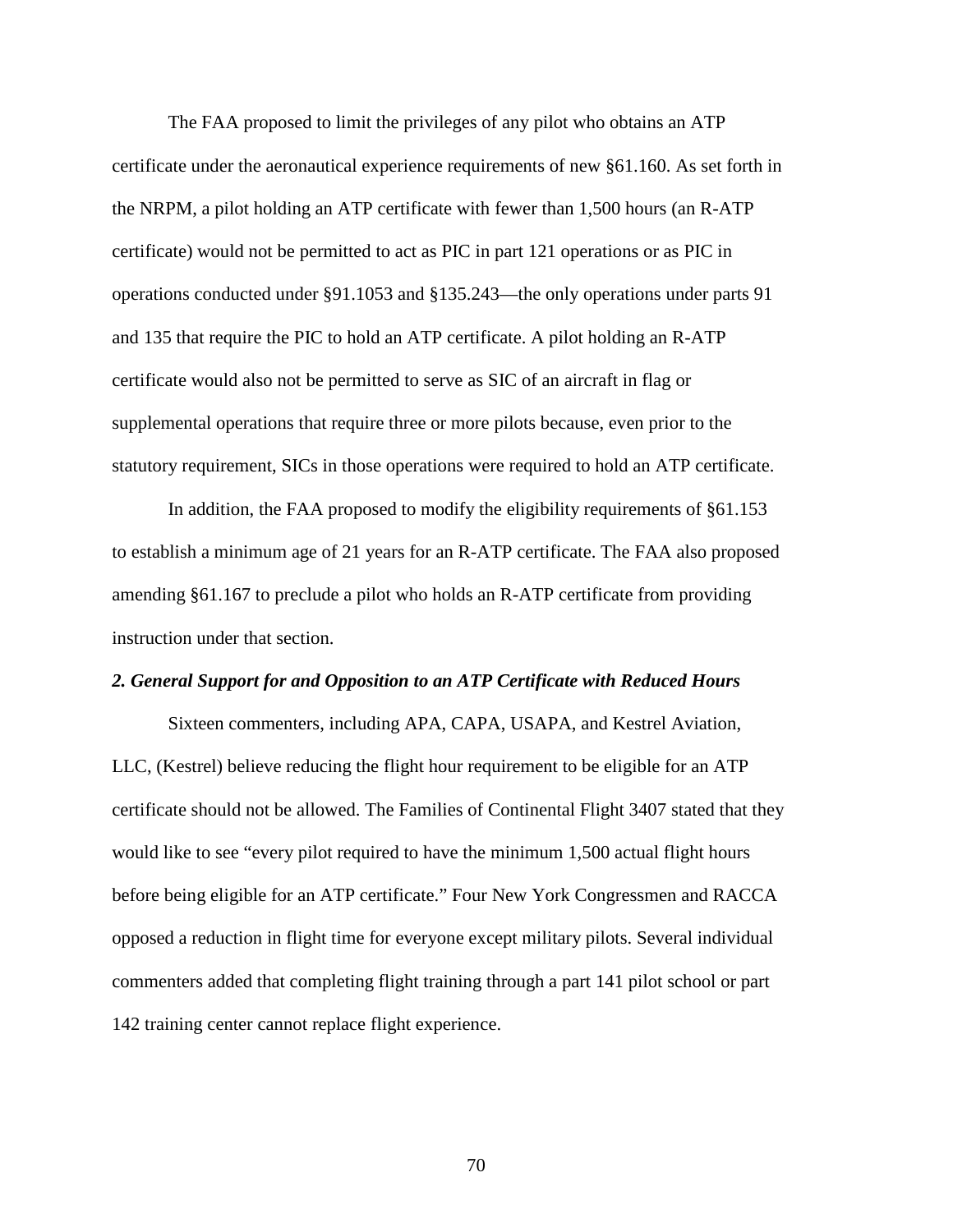The FAA proposed to limit the privileges of any pilot who obtains an ATP certificate under the aeronautical experience requirements of new §61.160. As set forth in the NRPM, a pilot holding an ATP certificate with fewer than 1,500 hours (an R-ATP certificate) would not be permitted to act as PIC in part 121 operations or as PIC in operations conducted under §91.1053 and §135.243—the only operations under parts 91 and 135 that require the PIC to hold an ATP certificate. A pilot holding an R-ATP certificate would also not be permitted to serve as SIC of an aircraft in flag or supplemental operations that require three or more pilots because, even prior to the statutory requirement, SICs in those operations were required to hold an ATP certificate.

In addition, the FAA proposed to modify the eligibility requirements of §61.153 to establish a minimum age of 21 years for an R-ATP certificate. The FAA also proposed amending §61.167 to preclude a pilot who holds an R-ATP certificate from providing instruction under that section.

### *2. General Support for and Opposition to an ATP Certificate with Reduced Hours*

Sixteen commenters, including APA, CAPA, USAPA, and Kestrel Aviation, LLC, (Kestrel) believe reducing the flight hour requirement to be eligible for an ATP certificate should not be allowed. The Families of Continental Flight 3407 stated that they would like to see "every pilot required to have the minimum 1,500 actual flight hours before being eligible for an ATP certificate." Four New York Congressmen and RACCA opposed a reduction in flight time for everyone except military pilots. Several individual commenters added that completing flight training through a part 141 pilot school or part 142 training center cannot replace flight experience.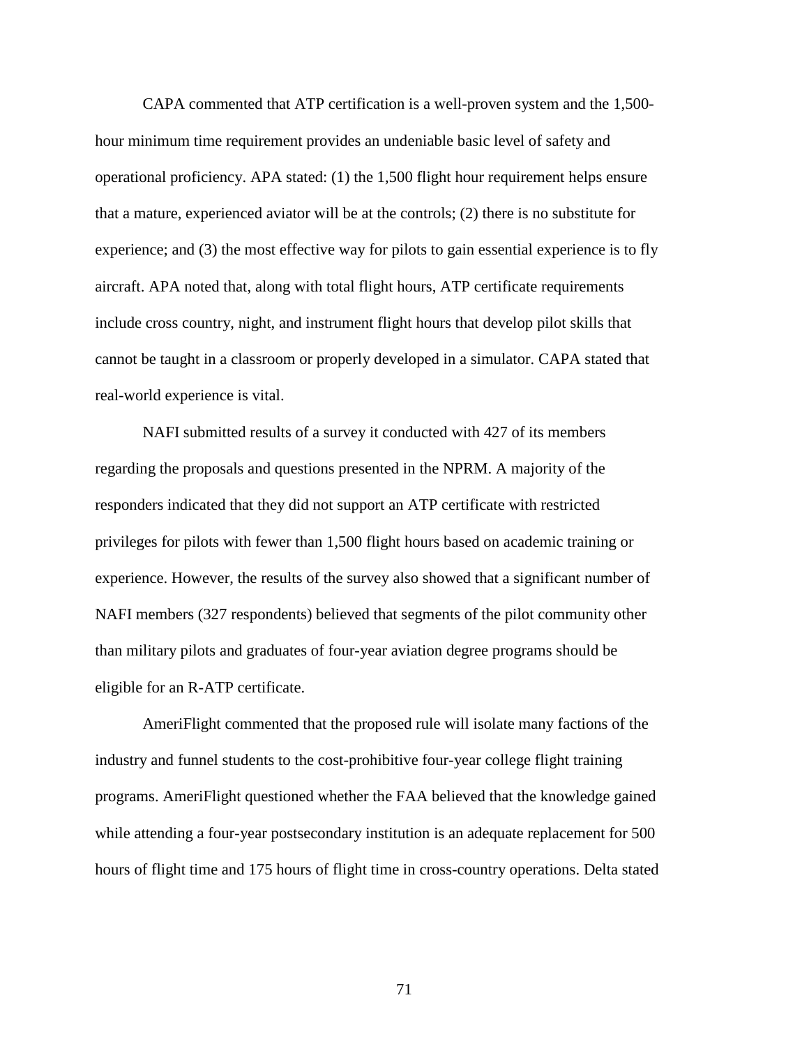CAPA commented that ATP certification is a well-proven system and the 1,500-hour minimum time requirement provides an undeniable basic level of safety and operational proficiency. APA stated: (1) the 1,500 flight hour requirement helps ensure that a mature, experienced aviator will be at the controls; (2) there is no substitute for experience; and (3) the most effective way for pilots to gain essential experience is to fly aircraft. APA noted that, along with total flight hours, ATP certificate requirements include cross country, night, and instrument flight hours that develop pilot skills that cannot be taught in a classroom or properly developed in a simulator. CAPA stated that real-world experience is vital.

NAFI submitted results of a survey it conducted with 427 of its members regarding the proposals and questions presented in the NPRM. A majority of the responders indicated that they did not support an ATP certificate with restricted privileges for pilots with fewer than 1,500 flight hours based on academic training or experience. However, the results of the survey also showed that a significant number of NAFI members (327 respondents) believed that segments of the pilot community other than military pilots and graduates of four-year aviation degree programs should be eligible for an R-ATP certificate.

AmeriFlight commented that the proposed rule will isolate many factions of the industry and funnel students to the cost-prohibitive four-year college flight training programs. AmeriFlight questioned whether the FAA believed that the knowledge gained while attending a four-year postsecondary institution is an adequate replacement for 500 hours of flight time and 175 hours of flight time in cross-country operations. Delta stated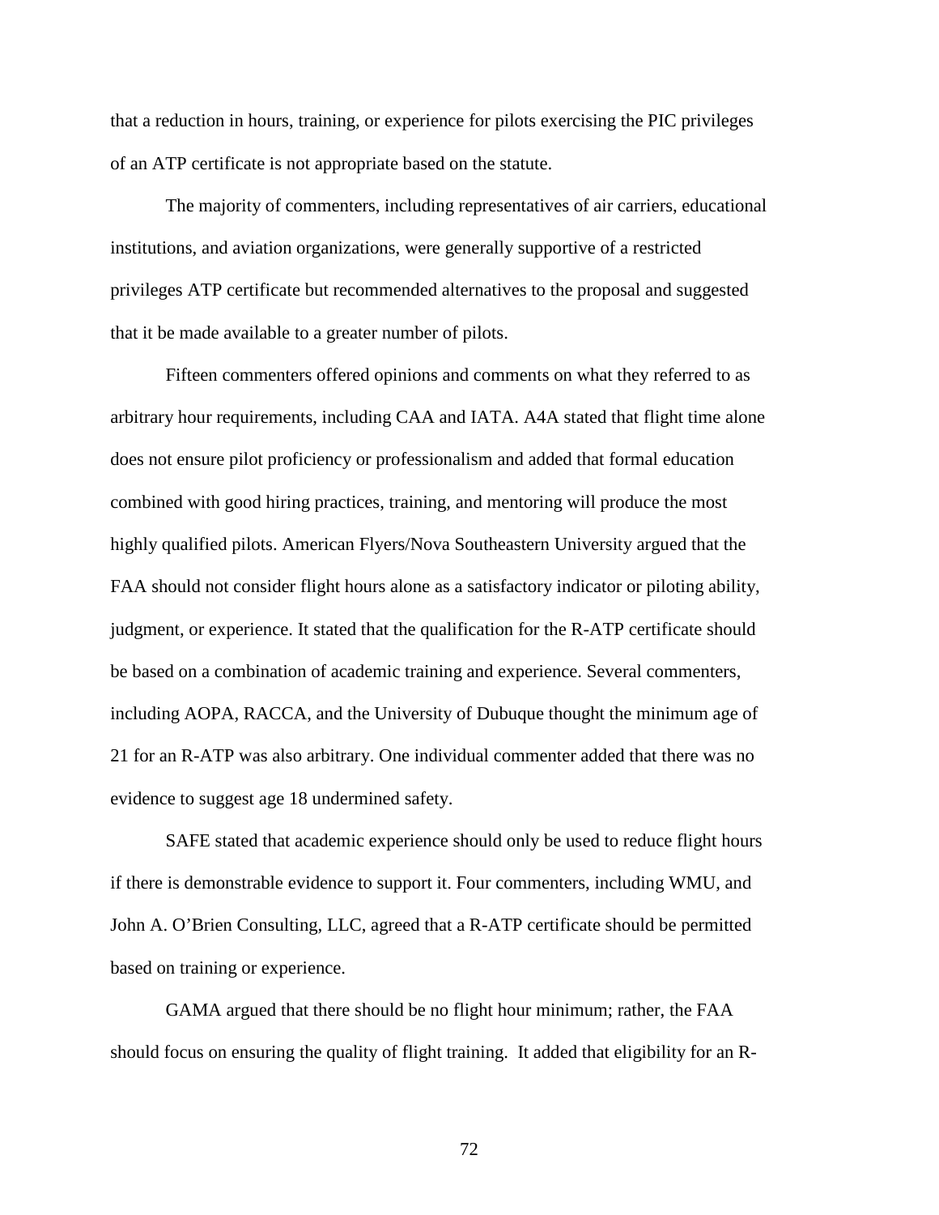that a reduction in hours, training, or experience for pilots exercising the PIC privileges of an ATP certificate is not appropriate based on the statute.

The majority of commenters, including representatives of air carriers, educational institutions, and aviation organizations, were generally supportive of a restricted privileges ATP certificate but recommended alternatives to the proposal and suggested that it be made available to a greater number of pilots.

Fifteen commenters offered opinions and comments on what they referred to as arbitrary hour requirements, including CAA and IATA. A4A stated that flight time alone does not ensure pilot proficiency or professionalism and added that formal education combined with good hiring practices, training, and mentoring will produce the most highly qualified pilots. American Flyers/Nova Southeastern University argued that the FAA should not consider flight hours alone as a satisfactory indicator or piloting ability, judgment, or experience. It stated that the qualification for the R-ATP certificate should be based on a combination of academic training and experience. Several commenters, including AOPA, RACCA, and the University of Dubuque thought the minimum age of 21 for an R-ATP was also arbitrary. One individual commenter added that there was no evidence to suggest age 18 undermined safety.

SAFE stated that academic experience should only be used to reduce flight hours if there is demonstrable evidence to support it. Four commenters, including WMU, and John A. O'Brien Consulting, LLC, agreed that a R-ATP certificate should be permitted based on training or experience.

GAMA argued that there should be no flight hour minimum; rather, the FAA should focus on ensuring the quality of flight training. It added that eligibility for an R-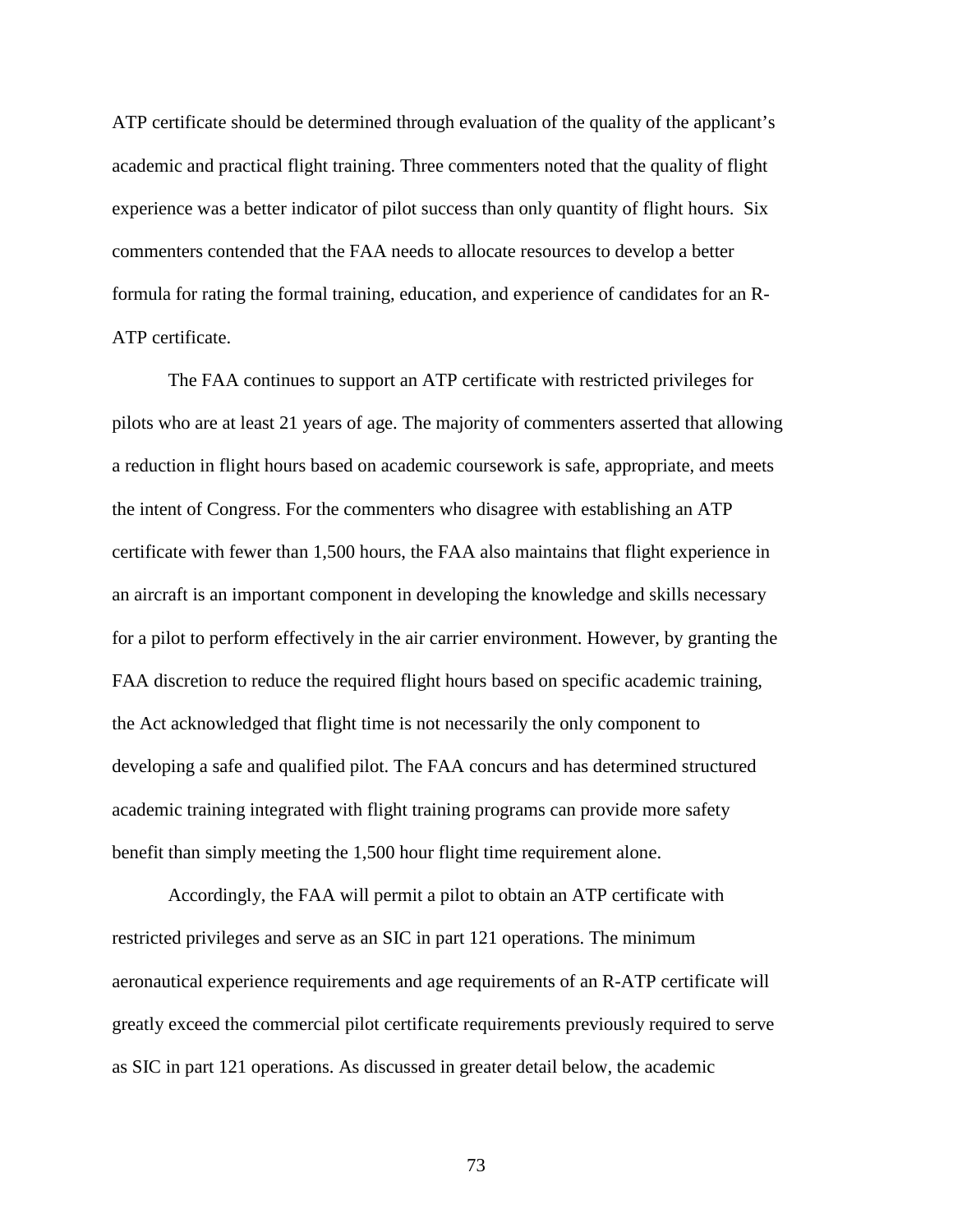ATP certificate should be determined through evaluation of the quality of the applicant's academic and practical flight training. Three commenters noted that the quality of flight experience was a better indicator of pilot success than only quantity of flight hours. Six commenters contended that the FAA needs to allocate resources to develop a better formula for rating the formal training, education, and experience of candidates for an R-ATP certificate.

The FAA continues to support an ATP certificate with restricted privileges for pilots who are at least 21 years of age. The majority of commenters asserted that allowing a reduction in flight hours based on academic coursework is safe, appropriate, and meets the intent of Congress. For the commenters who disagree with establishing an ATP certificate with fewer than 1,500 hours, the FAA also maintains that flight experience in an aircraft is an important component in developing the knowledge and skills necessary for a pilot to perform effectively in the air carrier environment. However, by granting the FAA discretion to reduce the required flight hours based on specific academic training, the Act acknowledged that flight time is not necessarily the only component to developing a safe and qualified pilot. The FAA concurs and has determined structured academic training integrated with flight training programs can provide more safety benefit than simply meeting the 1,500 hour flight time requirement alone.

Accordingly, the FAA will permit a pilot to obtain an ATP certificate with restricted privileges and serve as an SIC in part 121 operations. The minimum aeronautical experience requirements and age requirements of an R-ATP certificate will greatly exceed the commercial pilot certificate requirements previously required to serve as SIC in part 121 operations. As discussed in greater detail below, the academic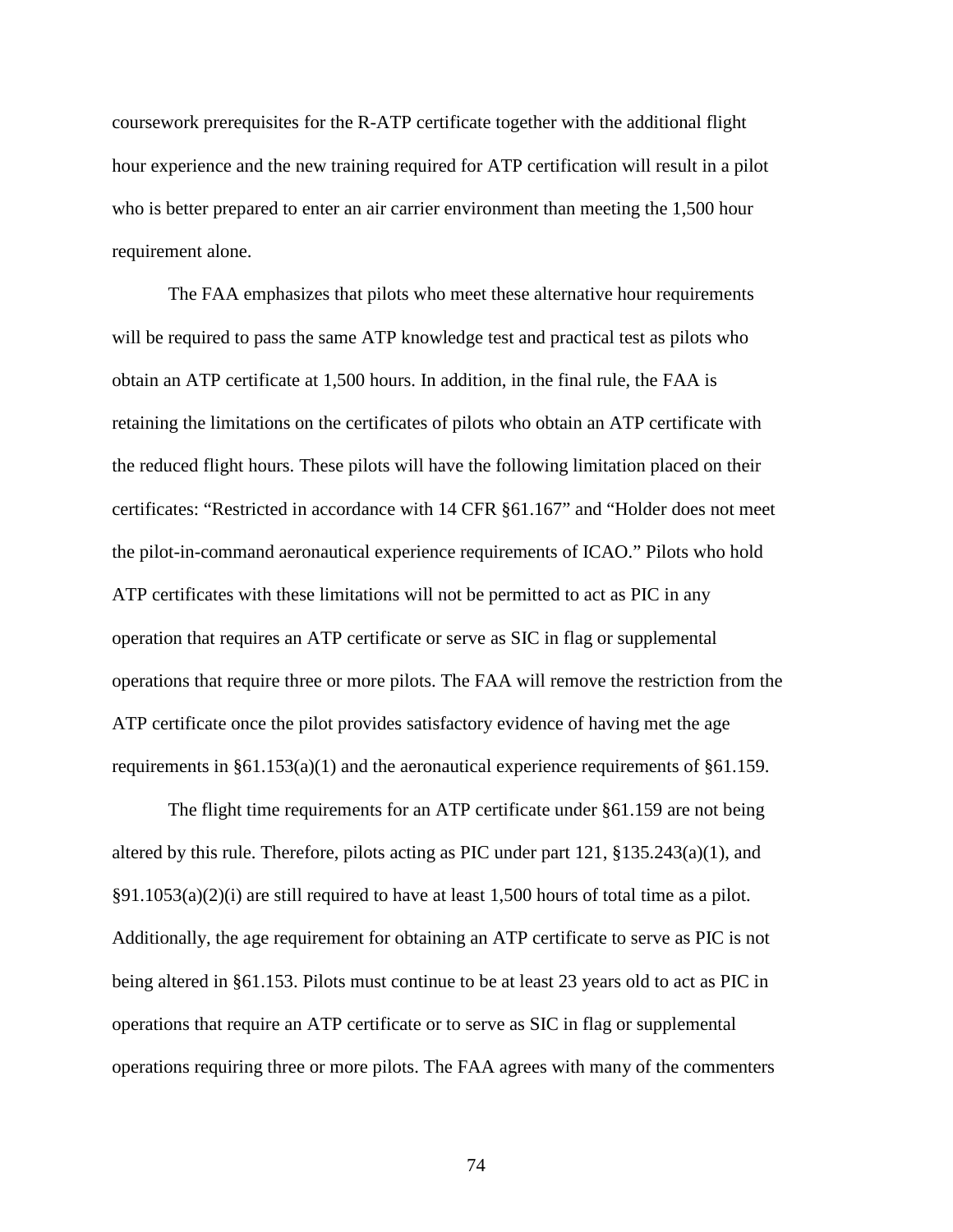coursework prerequisites for the R-ATP certificate together with the additional flight hour experience and the new training required for ATP certification will result in a pilot who is better prepared to enter an air carrier environment than meeting the 1,500 hour requirement alone.

The FAA emphasizes that pilots who meet these alternative hour requirements will be required to pass the same ATP knowledge test and practical test as pilots who obtain an ATP certificate at 1,500 hours. In addition, in the final rule, the FAA is retaining the limitations on the certificates of pilots who obtain an ATP certificate with the reduced flight hours. These pilots will have the following limitation placed on their certificates: "Restricted in accordance with 14 CFR §61.167" and "Holder does not meet the pilot-in-command aeronautical experience requirements of ICAO." Pilots who hold ATP certificates with these limitations will not be permitted to act as PIC in any operation that requires an ATP certificate or serve as SIC in flag or supplemental operations that require three or more pilots. The FAA will remove the restriction from the ATP certificate once the pilot provides satisfactory evidence of having met the age requirements in §61.153(a)(1) and the aeronautical experience requirements of §61.159.

The flight time requirements for an ATP certificate under §61.159 are not being altered by this rule. Therefore, pilots acting as PIC under part 121, §135.243(a)(1), and §91.1053(a)(2)(i) are still required to have at least 1,500 hours of total time as a pilot. Additionally, the age requirement for obtaining an ATP certificate to serve as PIC is not being altered in §61.153. Pilots must continue to be at least 23 years old to act as PIC in operations that require an ATP certificate or to serve as SIC in flag or supplemental operations requiring three or more pilots. The FAA agrees with many of the commenters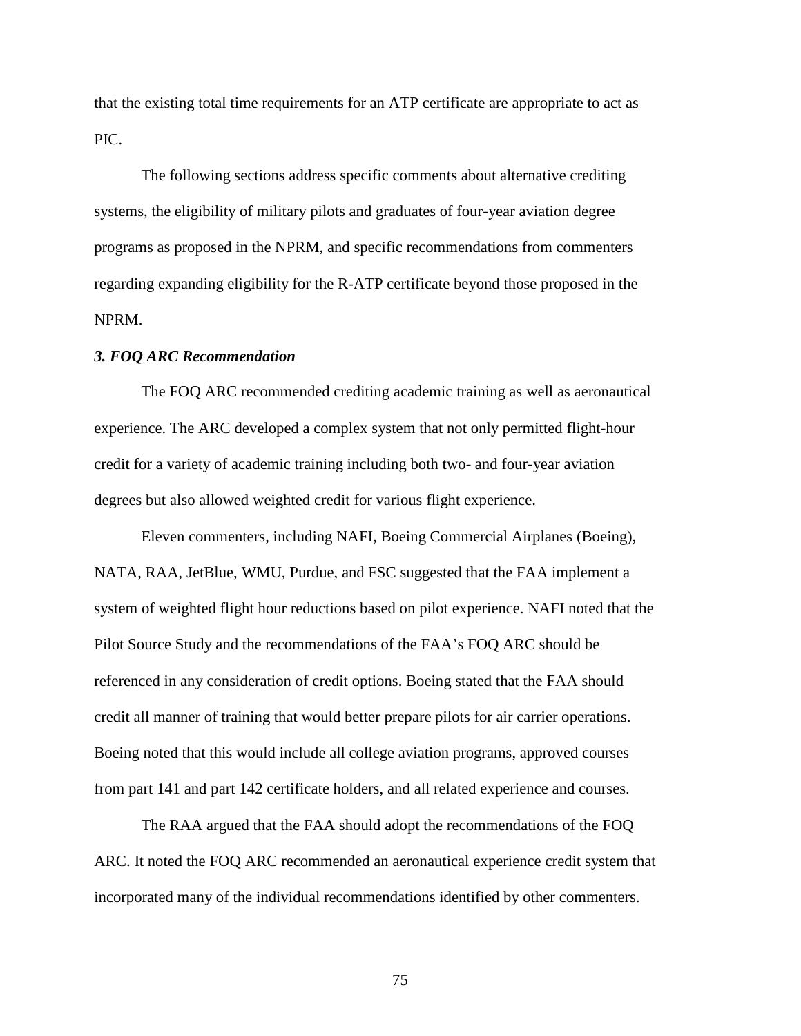that the existing total time requirements for an ATP certificate are appropriate to act as PIC.

The following sections address specific comments about alternative crediting systems, the eligibility of military pilots and graduates of four-year aviation degree programs as proposed in the NPRM, and specific recommendations from commenters regarding expanding eligibility for the R-ATP certificate beyond those proposed in the NPRM.

***3. FOQ ARC Recommendation***

The FOQ ARC recommended crediting academic training as well as aeronautical experience. The ARC developed a complex system that not only permitted flight-hour credit for a variety of academic training including both two- and four-year aviation degrees but also allowed weighted credit for various flight experience.

Eleven commenters, including NAFI, Boeing Commercial Airplanes (Boeing), NATA, RAA, JetBlue, WMU, Purdue, and FSC suggested that the FAA implement a system of weighted flight hour reductions based on pilot experience. NAFI noted that the Pilot Source Study and the recommendations of the FAA's FOQ ARC should be referenced in any consideration of credit options. Boeing stated that the FAA should credit all manner of training that would better prepare pilots for air carrier operations. Boeing noted that this would include all college aviation programs, approved courses from part 141 and part 142 certificate holders, and all related experience and courses.

The RAA argued that the FAA should adopt the recommendations of the FOQ ARC. It noted the FOQ ARC recommended an aeronautical experience credit system that incorporated many of the individual recommendations identified by other commenters.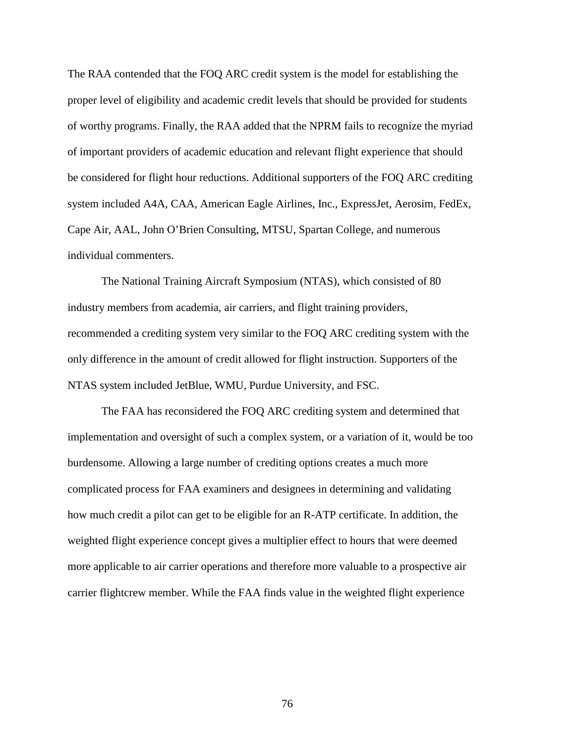The RAA contended that the FOQ ARC credit system is the model for establishing the proper level of eligibility and academic credit levels that should be provided for students of worthy programs. Finally, the RAA added that the NPRM fails to recognize the myriad of important providers of academic education and relevant flight experience that should be considered for flight hour reductions. Additional supporters of the FOQ ARC crediting system included A4A, CAA, American Eagle Airlines, Inc., ExpressJet, Aerosim, FedEx, Cape Air, AAL, John O'Brien Consulting, MTSU, Spartan College, and numerous individual commenters.

The National Training Aircraft Symposium (NTAS), which consisted of 80 industry members from academia, air carriers, and flight training providers, recommended a crediting system very similar to the FOQ ARC crediting system with the only difference in the amount of credit allowed for flight instruction. Supporters of the NTAS system included JetBlue, WMU, Purdue University, and FSC.

The FAA has reconsidered the FOQ ARC crediting system and determined that implementation and oversight of such a complex system, or a variation of it, would be too burdensome. Allowing a large number of crediting options creates a much more complicated process for FAA examiners and designees in determining and validating how much credit a pilot can get to be eligible for an R-ATP certificate. In addition, the weighted flight experience concept gives a multiplier effect to hours that were deemed more applicable to air carrier operations and therefore more valuable to a prospective air carrier flightcrew member. While the FAA finds value in the weighted flight experience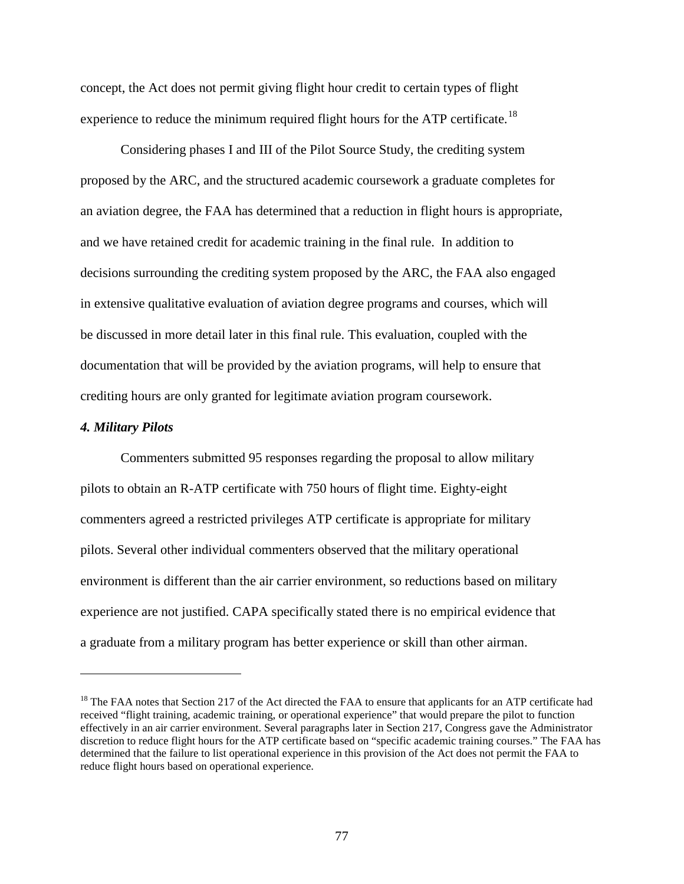concept, the Act does not permit giving flight hour credit to certain types of flight experience to reduce the minimum required flight hours for the ATP certificate.[18]

Considering phases I and III of the Pilot Source Study, the crediting system proposed by the ARC, and the structured academic coursework a graduate completes for an aviation degree, the FAA has determined that a reduction in flight hours is appropriate, and we have retained credit for academic training in the final rule. In addition to decisions surrounding the crediting system proposed by the ARC, the FAA also engaged in extensive qualitative evaluation of aviation degree programs and courses, which will be discussed in more detail later in this final rule. This evaluation, coupled with the documentation that will be provided by the aviation programs, will help to ensure that crediting hours are only granted for legitimate aviation program coursework.

***4. Military Pilots***

Commenters submitted 95 responses regarding the proposal to allow military pilots to obtain an R-ATP certificate with 750 hours of flight time. Eighty-eight commenters agreed a restricted privileges ATP certificate is appropriate for military pilots. Several other individual commenters observed that the military operational environment is different than the air carrier environment, so reductions based on military experience are not justified. CAPA specifically stated there is no empirical evidence that a graduate from a military program has better experience or skill than other airman.

---

[18] The FAA notes that Section 217 of the Act directed the FAA to ensure that applicants for an ATP certificate had received "flight training, academic training, or operational experience" that would prepare the pilot to function effectively in an air carrier environment. Several paragraphs later in Section 217, Congress gave the Administrator discretion to reduce flight hours for the ATP certificate based on "specific academic training courses." The FAA has determined that the failure to list operational experience in this provision of the Act does not permit the FAA to reduce flight hours based on operational experience.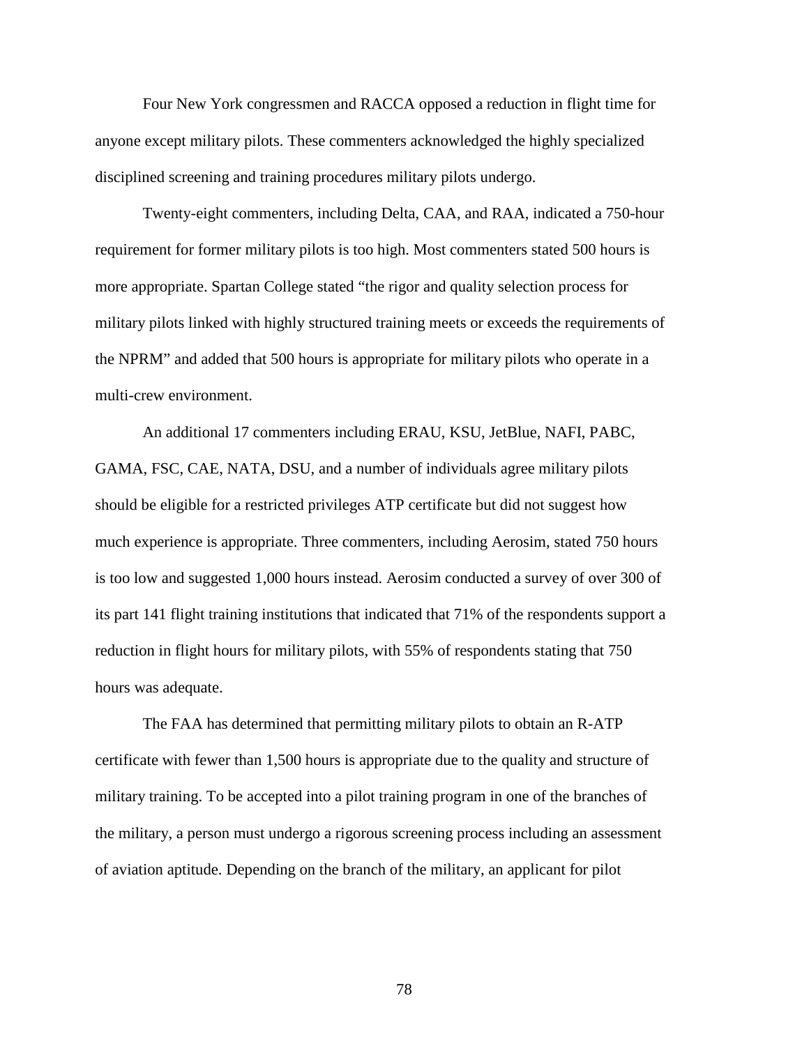Four New York congressmen and RACCA opposed a reduction in flight time for anyone except military pilots. These commenters acknowledged the highly specialized disciplined screening and training procedures military pilots undergo.

Twenty-eight commenters, including Delta, CAA, and RAA, indicated a 750-hour requirement for former military pilots is too high. Most commenters stated 500 hours is more appropriate. Spartan College stated "the rigor and quality selection process for military pilots linked with highly structured training meets or exceeds the requirements of the NPRM" and added that 500 hours is appropriate for military pilots who operate in a multi-crew environment.

An additional 17 commenters including ERAU, KSU, JetBlue, NAFI, PABC, GAMA, FSC, CAE, NATA, DSU, and a number of individuals agree military pilots should be eligible for a restricted privileges ATP certificate but did not suggest how much experience is appropriate. Three commenters, including Aerosim, stated 750 hours is too low and suggested 1,000 hours instead. Aerosim conducted a survey of over 300 of its part 141 flight training institutions that indicated that 71% of the respondents support a reduction in flight hours for military pilots, with 55% of respondents stating that 750 hours was adequate.

The FAA has determined that permitting military pilots to obtain an R-ATP certificate with fewer than 1,500 hours is appropriate due to the quality and structure of military training. To be accepted into a pilot training program in one of the branches of the military, a person must undergo a rigorous screening process including an assessment of aviation aptitude. Depending on the branch of the military, an applicant for pilot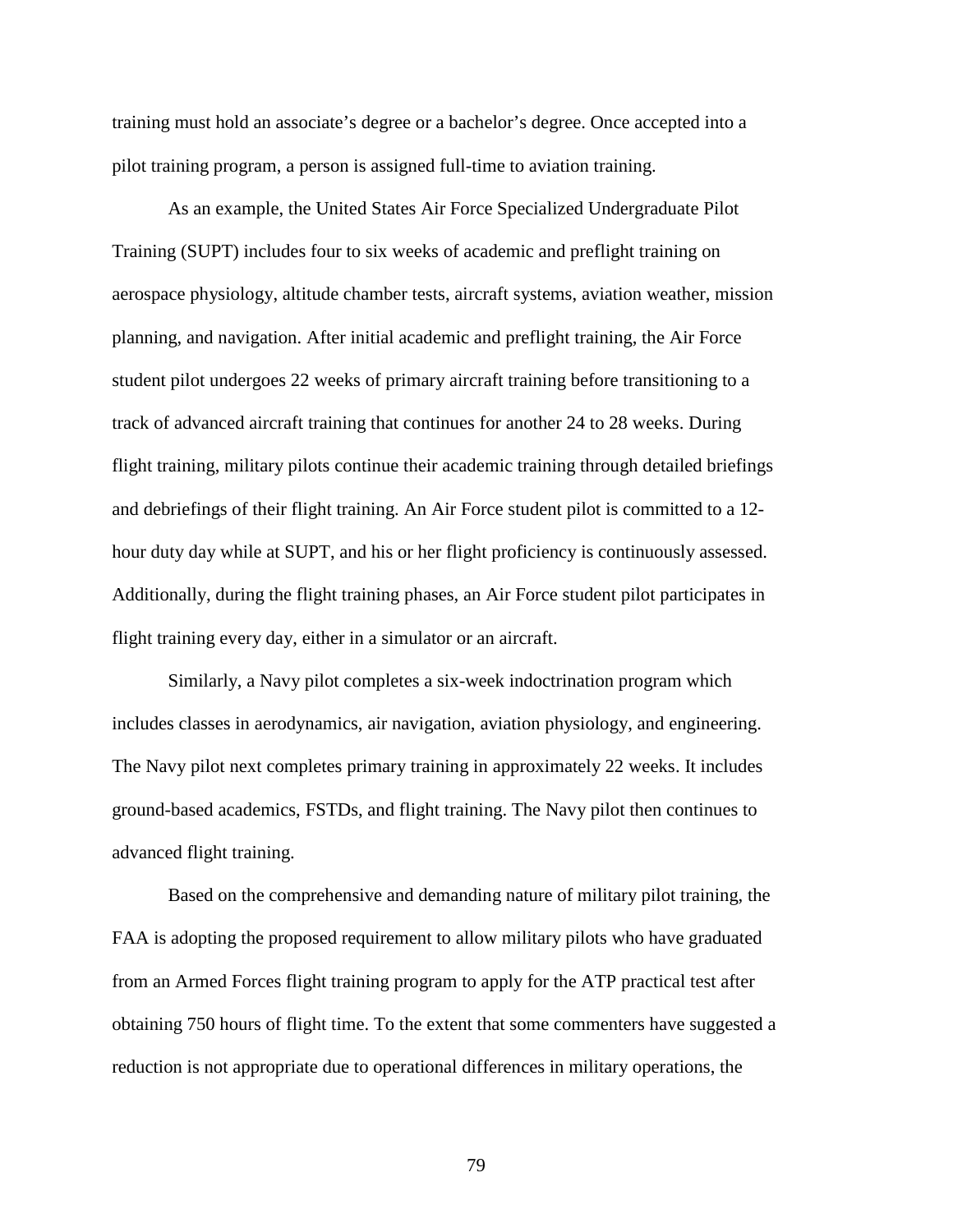training must hold an associate's degree or a bachelor's degree. Once accepted into a pilot training program, a person is assigned full-time to aviation training.

As an example, the United States Air Force Specialized Undergraduate Pilot Training (SUPT) includes four to six weeks of academic and preflight training on aerospace physiology, altitude chamber tests, aircraft systems, aviation weather, mission planning, and navigation. After initial academic and preflight training, the Air Force student pilot undergoes 22 weeks of primary aircraft training before transitioning to a track of advanced aircraft training that continues for another 24 to 28 weeks. During flight training, military pilots continue their academic training through detailed briefings and debriefings of their flight training. An Air Force student pilot is committed to a 12-hour duty day while at SUPT, and his or her flight proficiency is continuously assessed. Additionally, during the flight training phases, an Air Force student pilot participates in flight training every day, either in a simulator or an aircraft.

Similarly, a Navy pilot completes a six-week indoctrination program which includes classes in aerodynamics, air navigation, aviation physiology, and engineering. The Navy pilot next completes primary training in approximately 22 weeks. It includes ground-based academics, FSTDs, and flight training. The Navy pilot then continues to advanced flight training.

Based on the comprehensive and demanding nature of military pilot training, the FAA is adopting the proposed requirement to allow military pilots who have graduated from an Armed Forces flight training program to apply for the ATP practical test after obtaining 750 hours of flight time. To the extent that some commenters have suggested a reduction is not appropriate due to operational differences in military operations, the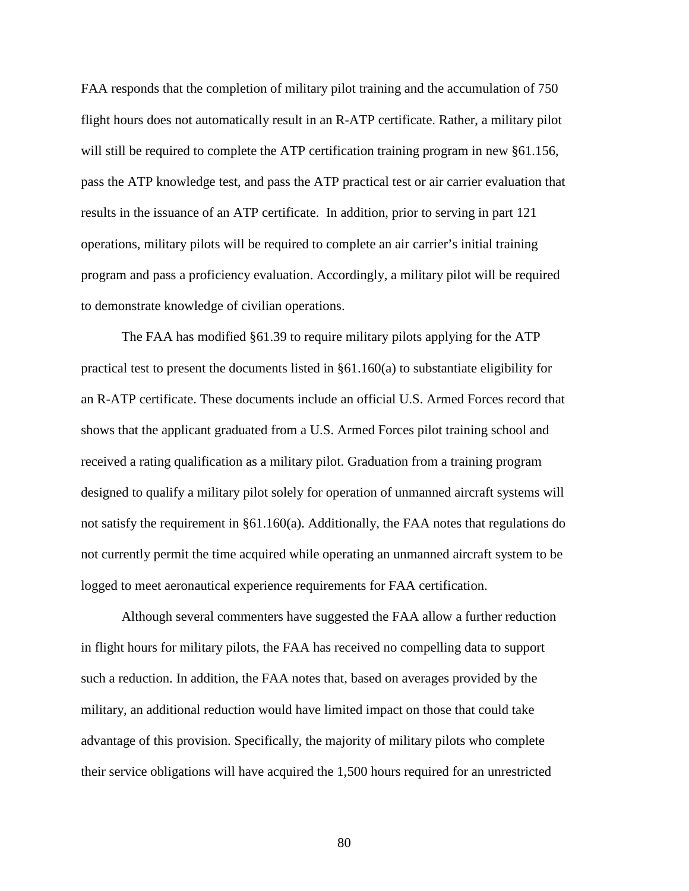FAA responds that the completion of military pilot training and the accumulation of 750 flight hours does not automatically result in an R-ATP certificate. Rather, a military pilot will still be required to complete the ATP certification training program in new §61.156, pass the ATP knowledge test, and pass the ATP practical test or air carrier evaluation that results in the issuance of an ATP certificate. In addition, prior to serving in part 121 operations, military pilots will be required to complete an air carrier's initial training program and pass a proficiency evaluation. Accordingly, a military pilot will be required to demonstrate knowledge of civilian operations.

The FAA has modified §61.39 to require military pilots applying for the ATP practical test to present the documents listed in §61.160(a) to substantiate eligibility for an R-ATP certificate. These documents include an official U.S. Armed Forces record that shows that the applicant graduated from a U.S. Armed Forces pilot training school and received a rating qualification as a military pilot. Graduation from a training program designed to qualify a military pilot solely for operation of unmanned aircraft systems will not satisfy the requirement in §61.160(a). Additionally, the FAA notes that regulations do not currently permit the time acquired while operating an unmanned aircraft system to be logged to meet aeronautical experience requirements for FAA certification.

Although several commenters have suggested the FAA allow a further reduction in flight hours for military pilots, the FAA has received no compelling data to support such a reduction. In addition, the FAA notes that, based on averages provided by the military, an additional reduction would have limited impact on those that could take advantage of this provision. Specifically, the majority of military pilots who complete their service obligations will have acquired the 1,500 hours required for an unrestricted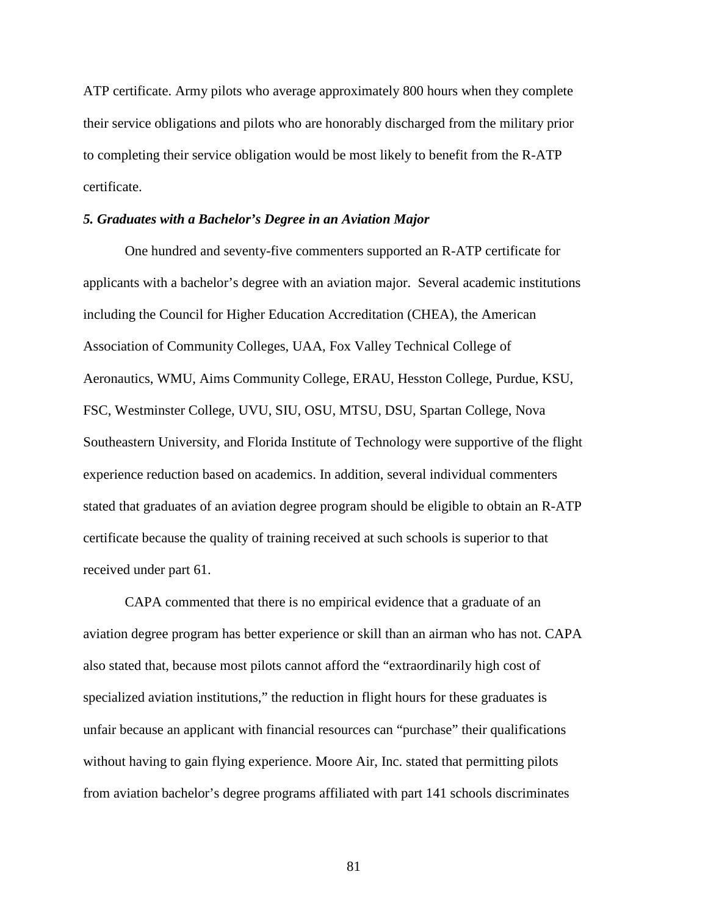ATP certificate. Army pilots who average approximately 800 hours when they complete their service obligations and pilots who are honorably discharged from the military prior to completing their service obligation would be most likely to benefit from the R-ATP certificate.

### *5. Graduates with a Bachelor's Degree in an Aviation Major*

One hundred and seventy-five commenters supported an R-ATP certificate for applicants with a bachelor's degree with an aviation major. Several academic institutions including the Council for Higher Education Accreditation (CHEA), the American Association of Community Colleges, UAA, Fox Valley Technical College of Aeronautics, WMU, Aims Community College, ERAU, Hesston College, Purdue, KSU, FSC, Westminster College, UVU, SIU, OSU, MTSU, DSU, Spartan College, Nova Southeastern University, and Florida Institute of Technology were supportive of the flight experience reduction based on academics. In addition, several individual commenters stated that graduates of an aviation degree program should be eligible to obtain an R-ATP certificate because the quality of training received at such schools is superior to that received under part 61.

CAPA commented that there is no empirical evidence that a graduate of an aviation degree program has better experience or skill than an airman who has not. CAPA also stated that, because most pilots cannot afford the "extraordinarily high cost of specialized aviation institutions," the reduction in flight hours for these graduates is unfair because an applicant with financial resources can "purchase" their qualifications without having to gain flying experience. Moore Air, Inc. stated that permitting pilots from aviation bachelor's degree programs affiliated with part 141 schools discriminates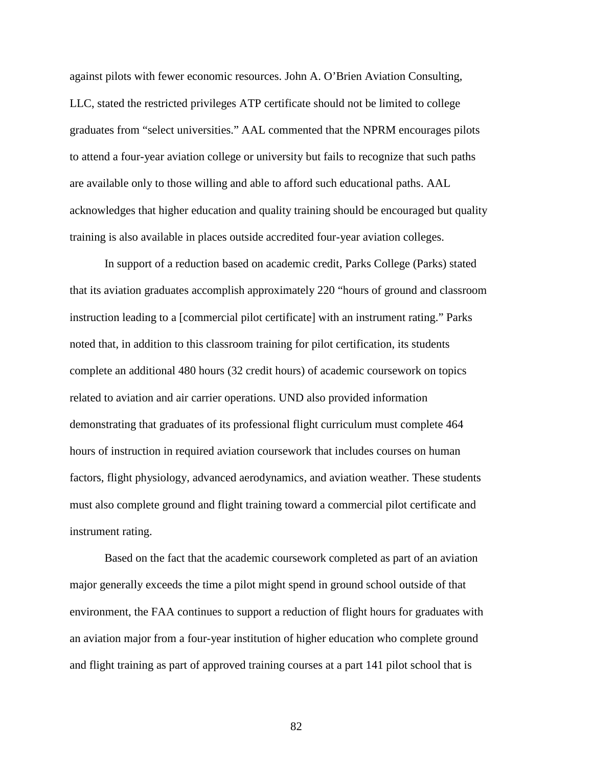against pilots with fewer economic resources. John A. O'Brien Aviation Consulting, LLC, stated the restricted privileges ATP certificate should not be limited to college graduates from "select universities." AAL commented that the NPRM encourages pilots to attend a four-year aviation college or university but fails to recognize that such paths are available only to those willing and able to afford such educational paths. AAL acknowledges that higher education and quality training should be encouraged but quality training is also available in places outside accredited four-year aviation colleges.

In support of a reduction based on academic credit, Parks College (Parks) stated that its aviation graduates accomplish approximately 220 "hours of ground and classroom instruction leading to a [commercial pilot certificate] with an instrument rating." Parks noted that, in addition to this classroom training for pilot certification, its students complete an additional 480 hours (32 credit hours) of academic coursework on topics related to aviation and air carrier operations. UND also provided information demonstrating that graduates of its professional flight curriculum must complete 464 hours of instruction in required aviation coursework that includes courses on human factors, flight physiology, advanced aerodynamics, and aviation weather. These students must also complete ground and flight training toward a commercial pilot certificate and instrument rating.

Based on the fact that the academic coursework completed as part of an aviation major generally exceeds the time a pilot might spend in ground school outside of that environment, the FAA continues to support a reduction of flight hours for graduates with an aviation major from a four-year institution of higher education who complete ground and flight training as part of approved training courses at a part 141 pilot school that is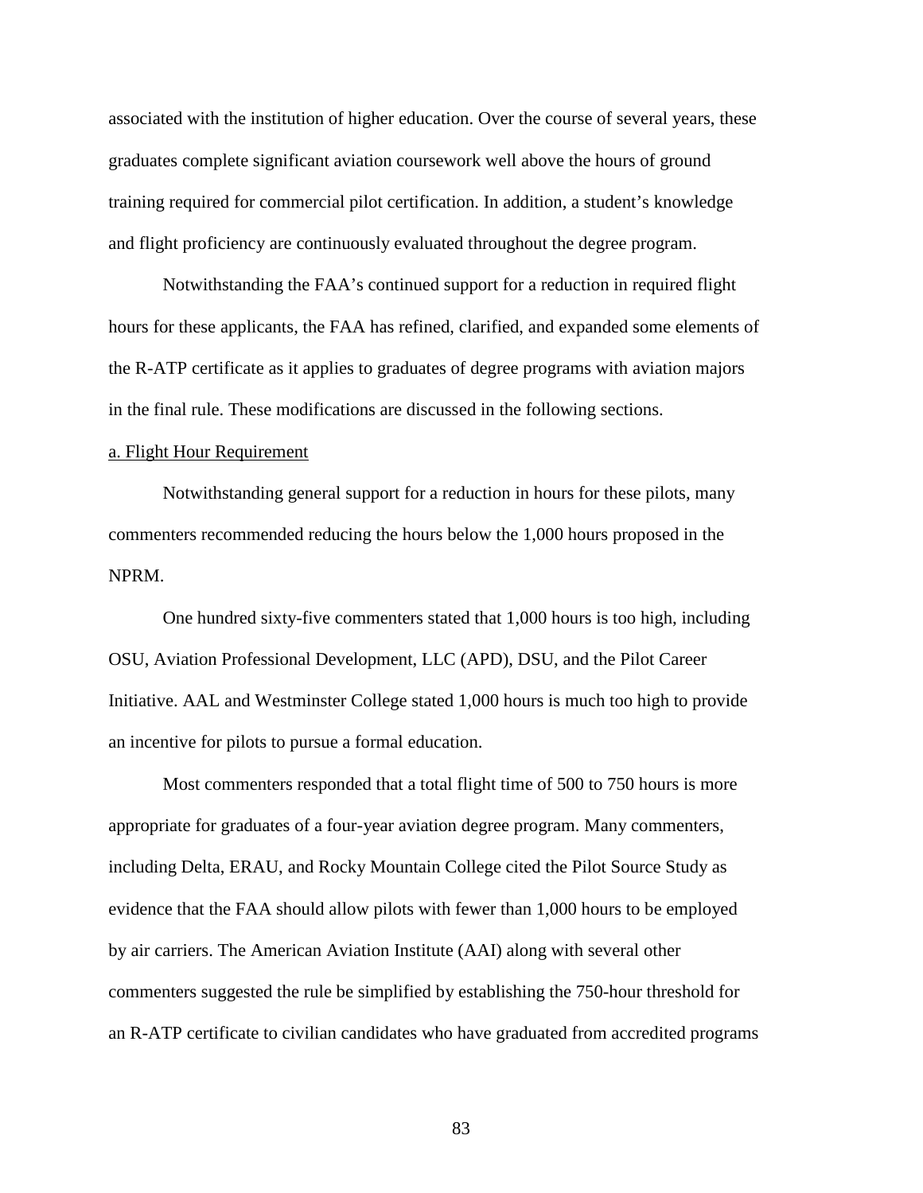associated with the institution of higher education. Over the course of several years, these graduates complete significant aviation coursework well above the hours of ground training required for commercial pilot certification. In addition, a student's knowledge and flight proficiency are continuously evaluated throughout the degree program.

Notwithstanding the FAA's continued support for a reduction in required flight hours for these applicants, the FAA has refined, clarified, and expanded some elements of the R-ATP certificate as it applies to graduates of degree programs with aviation majors in the final rule. These modifications are discussed in the following sections.

a. Flight Hour Requirement

Notwithstanding general support for a reduction in hours for these pilots, many commenters recommended reducing the hours below the 1,000 hours proposed in the NPRM.

One hundred sixty-five commenters stated that 1,000 hours is too high, including OSU, Aviation Professional Development, LLC (APD), DSU, and the Pilot Career Initiative. AAL and Westminster College stated 1,000 hours is much too high to provide an incentive for pilots to pursue a formal education.

Most commenters responded that a total flight time of 500 to 750 hours is more appropriate for graduates of a four-year aviation degree program. Many commenters, including Delta, ERAU, and Rocky Mountain College cited the Pilot Source Study as evidence that the FAA should allow pilots with fewer than 1,000 hours to be employed by air carriers. The American Aviation Institute (AAI) along with several other commenters suggested the rule be simplified by establishing the 750-hour threshold for an R-ATP certificate to civilian candidates who have graduated from accredited programs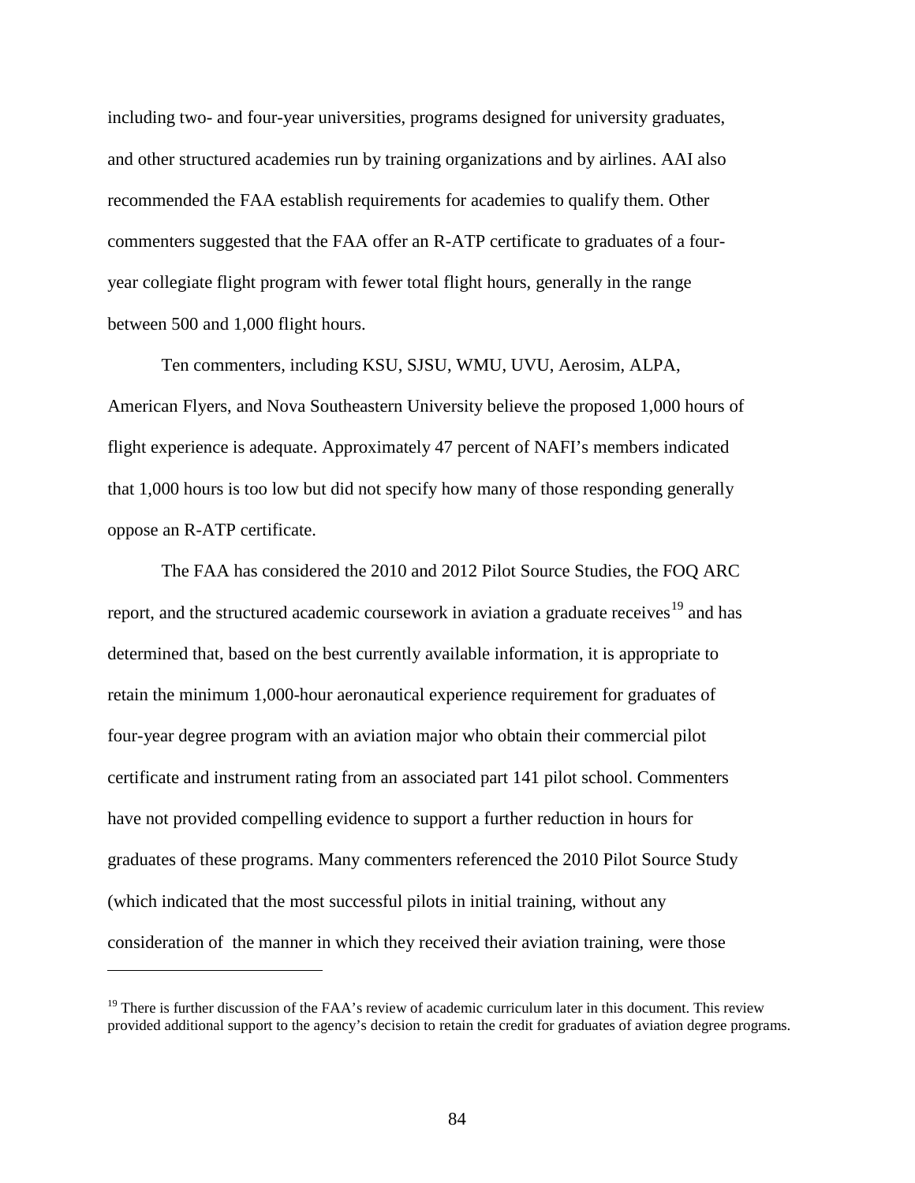including two- and four-year universities, programs designed for university graduates, and other structured academies run by training organizations and by airlines. AAI also recommended the FAA establish requirements for academies to qualify them. Other commenters suggested that the FAA offer an R-ATP certificate to graduates of a four-year collegiate flight program with fewer total flight hours, generally in the range between 500 and 1,000 flight hours.

Ten commenters, including KSU, SJSU, WMU, UVU, Aerosim, ALPA, American Flyers, and Nova Southeastern University believe the proposed 1,000 hours of flight experience is adequate. Approximately 47 percent of NAFI's members indicated that 1,000 hours is too low but did not specify how many of those responding generally oppose an R-ATP certificate.

The FAA has considered the 2010 and 2012 Pilot Source Studies, the FOQ ARC report, and the structured academic coursework in aviation a graduate receives[19] and has determined that, based on the best currently available information, it is appropriate to retain the minimum 1,000-hour aeronautical experience requirement for graduates of four-year degree program with an aviation major who obtain their commercial pilot certificate and instrument rating from an associated part 141 pilot school. Commenters have not provided compelling evidence to support a further reduction in hours for graduates of these programs. Many commenters referenced the 2010 Pilot Source Study (which indicated that the most successful pilots in initial training, without any consideration of the manner in which they received their aviation training, were those

[19] There is further discussion of the FAA's review of academic curriculum later in this document. This review provided additional support to the agency's decision to retain the credit for graduates of aviation degree programs.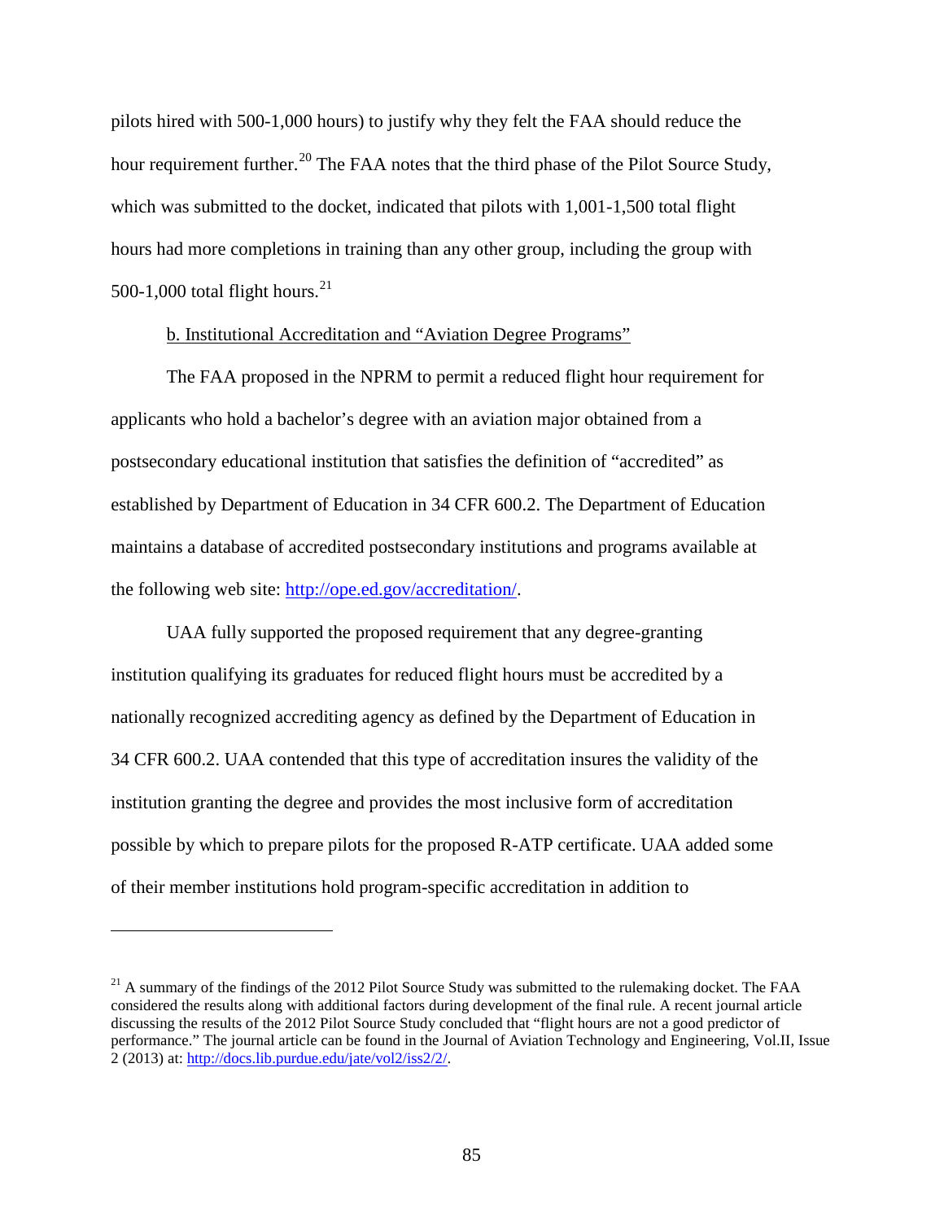pilots hired with 500-1,000 hours) to justify why they felt the FAA should reduce the hour requirement further.[20] The FAA notes that the third phase of the Pilot Source Study, which was submitted to the docket, indicated that pilots with 1,001-1,500 total flight hours had more completions in training than any other group, including the group with 500-1,000 total flight hours.[21]

b. Institutional Accreditation and "Aviation Degree Programs"

The FAA proposed in the NPRM to permit a reduced flight hour requirement for applicants who hold a bachelor's degree with an aviation major obtained from a postsecondary educational institution that satisfies the definition of "accredited" as established by Department of Education in 34 CFR 600.2. The Department of Education maintains a database of accredited postsecondary institutions and programs available at the following web site: http://ope.ed.gov/accreditation/.

UAA fully supported the proposed requirement that any degree-granting institution qualifying its graduates for reduced flight hours must be accredited by a nationally recognized accrediting agency as defined by the Department of Education in 34 CFR 600.2. UAA contended that this type of accreditation insures the validity of the institution granting the degree and provides the most inclusive form of accreditation possible by which to prepare pilots for the proposed R-ATP certificate. UAA added some of their member institutions hold program-specific accreditation in addition to

---

[21] A summary of the findings of the 2012 Pilot Source Study was submitted to the rulemaking docket. The FAA considered the results along with additional factors during development of the final rule. A recent journal article discussing the results of the 2012 Pilot Source Study concluded that "flight hours are not a good predictor of performance." The journal article can be found in the Journal of Aviation Technology and Engineering, Vol.II, Issue 2 (2013) at: http://docs.lib.purdue.edu/jate/vol2/iss2/2/.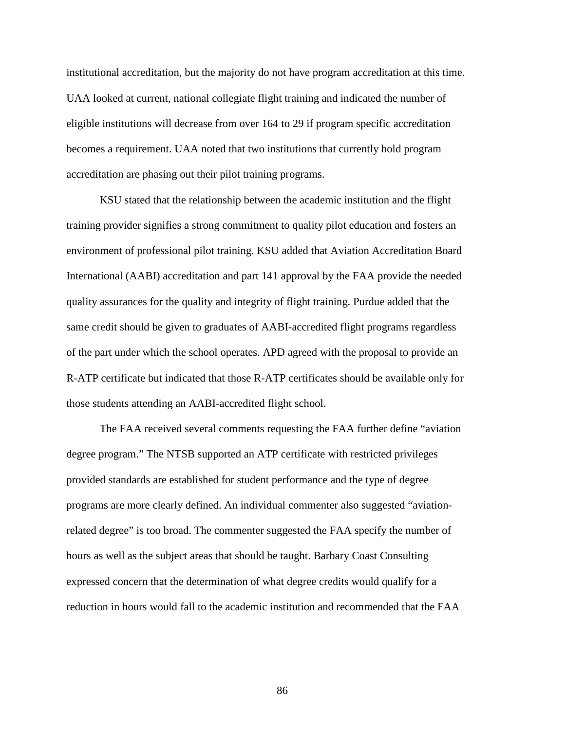institutional accreditation, but the majority do not have program accreditation at this time. UAA looked at current, national collegiate flight training and indicated the number of eligible institutions will decrease from over 164 to 29 if program specific accreditation becomes a requirement. UAA noted that two institutions that currently hold program accreditation are phasing out their pilot training programs.

KSU stated that the relationship between the academic institution and the flight training provider signifies a strong commitment to quality pilot education and fosters an environment of professional pilot training. KSU added that Aviation Accreditation Board International (AABI) accreditation and part 141 approval by the FAA provide the needed quality assurances for the quality and integrity of flight training. Purdue added that the same credit should be given to graduates of AABI-accredited flight programs regardless of the part under which the school operates. APD agreed with the proposal to provide an R-ATP certificate but indicated that those R-ATP certificates should be available only for those students attending an AABI-accredited flight school.

The FAA received several comments requesting the FAA further define "aviation degree program." The NTSB supported an ATP certificate with restricted privileges provided standards are established for student performance and the type of degree programs are more clearly defined. An individual commenter also suggested "aviation-related degree" is too broad. The commenter suggested the FAA specify the number of hours as well as the subject areas that should be taught. Barbary Coast Consulting expressed concern that the determination of what degree credits would qualify for a reduction in hours would fall to the academic institution and recommended that the FAA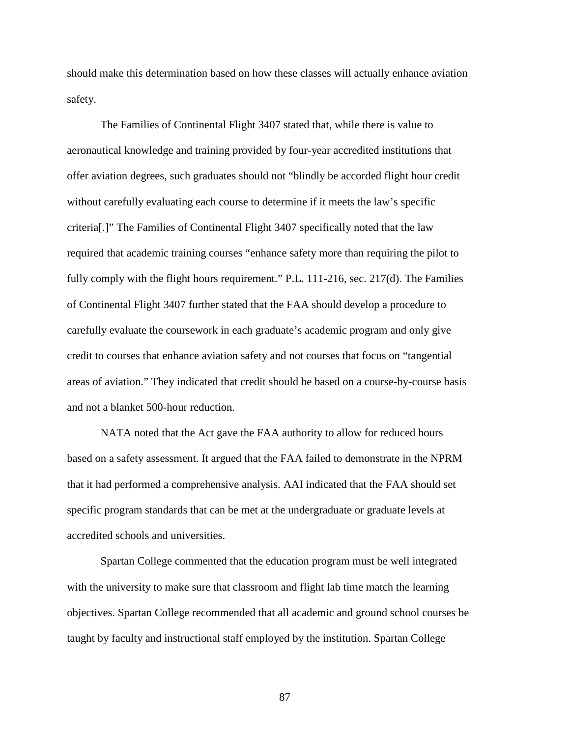should make this determination based on how these classes will actually enhance aviation safety.

The Families of Continental Flight 3407 stated that, while there is value to aeronautical knowledge and training provided by four-year accredited institutions that offer aviation degrees, such graduates should not "blindly be accorded flight hour credit without carefully evaluating each course to determine if it meets the law's specific criteria[.]" The Families of Continental Flight 3407 specifically noted that the law required that academic training courses "enhance safety more than requiring the pilot to fully comply with the flight hours requirement." P.L. 111-216, sec. 217(d). The Families of Continental Flight 3407 further stated that the FAA should develop a procedure to carefully evaluate the coursework in each graduate's academic program and only give credit to courses that enhance aviation safety and not courses that focus on "tangential areas of aviation." They indicated that credit should be based on a course-by-course basis and not a blanket 500-hour reduction.

NATA noted that the Act gave the FAA authority to allow for reduced hours based on a safety assessment. It argued that the FAA failed to demonstrate in the NPRM that it had performed a comprehensive analysis. AAI indicated that the FAA should set specific program standards that can be met at the undergraduate or graduate levels at accredited schools and universities.

Spartan College commented that the education program must be well integrated with the university to make sure that classroom and flight lab time match the learning objectives. Spartan College recommended that all academic and ground school courses be taught by faculty and instructional staff employed by the institution. Spartan College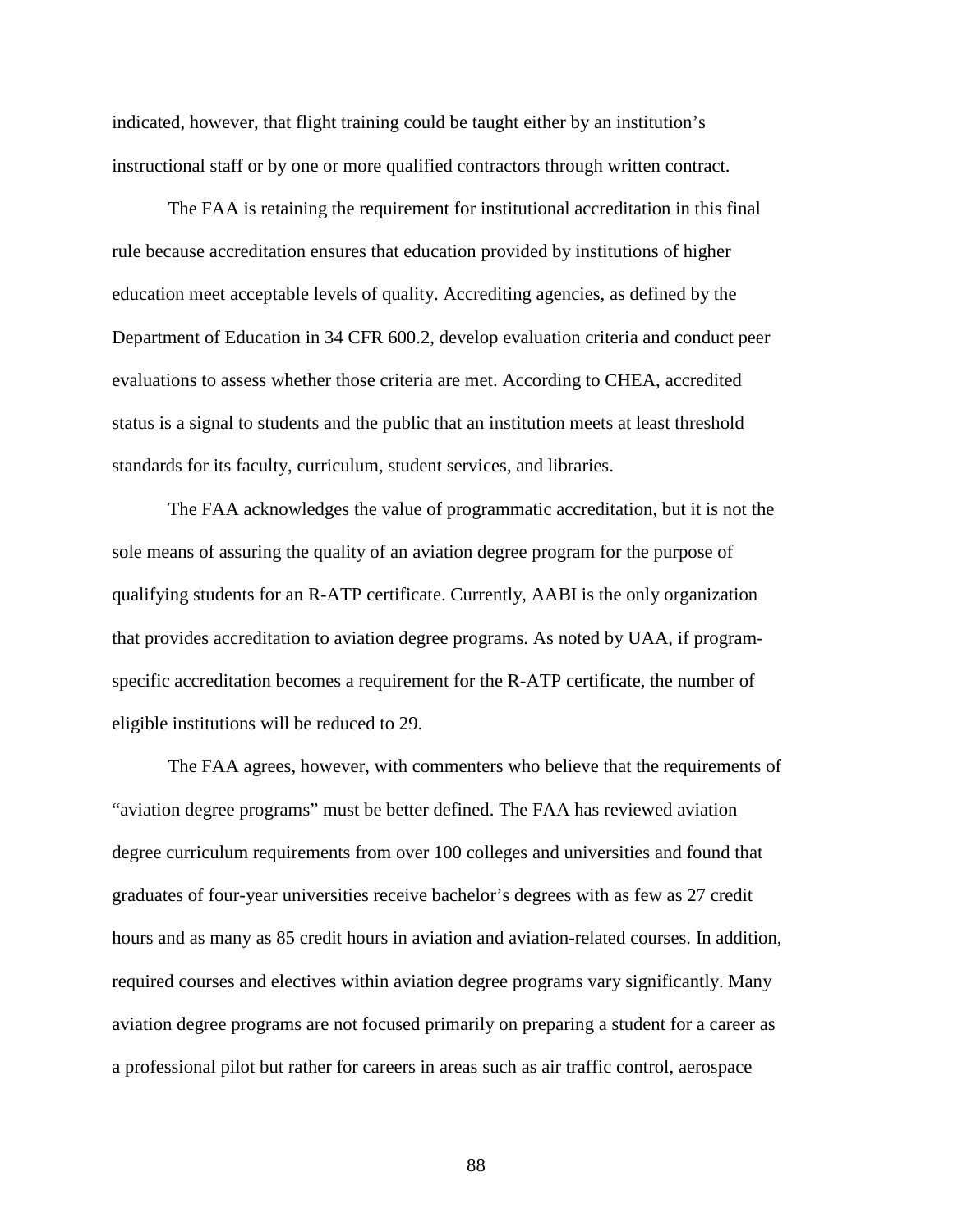indicated, however, that flight training could be taught either by an institution's instructional staff or by one or more qualified contractors through written contract.

The FAA is retaining the requirement for institutional accreditation in this final rule because accreditation ensures that education provided by institutions of higher education meet acceptable levels of quality. Accrediting agencies, as defined by the Department of Education in 34 CFR 600.2, develop evaluation criteria and conduct peer evaluations to assess whether those criteria are met. According to CHEA, accredited status is a signal to students and the public that an institution meets at least threshold standards for its faculty, curriculum, student services, and libraries.

The FAA acknowledges the value of programmatic accreditation, but it is not the sole means of assuring the quality of an aviation degree program for the purpose of qualifying students for an R-ATP certificate. Currently, AABI is the only organization that provides accreditation to aviation degree programs. As noted by UAA, if program-specific accreditation becomes a requirement for the R-ATP certificate, the number of eligible institutions will be reduced to 29.

The FAA agrees, however, with commenters who believe that the requirements of "aviation degree programs" must be better defined. The FAA has reviewed aviation degree curriculum requirements from over 100 colleges and universities and found that graduates of four-year universities receive bachelor's degrees with as few as 27 credit hours and as many as 85 credit hours in aviation and aviation-related courses. In addition, required courses and electives within aviation degree programs vary significantly. Many aviation degree programs are not focused primarily on preparing a student for a career as a professional pilot but rather for careers in areas such as air traffic control, aerospace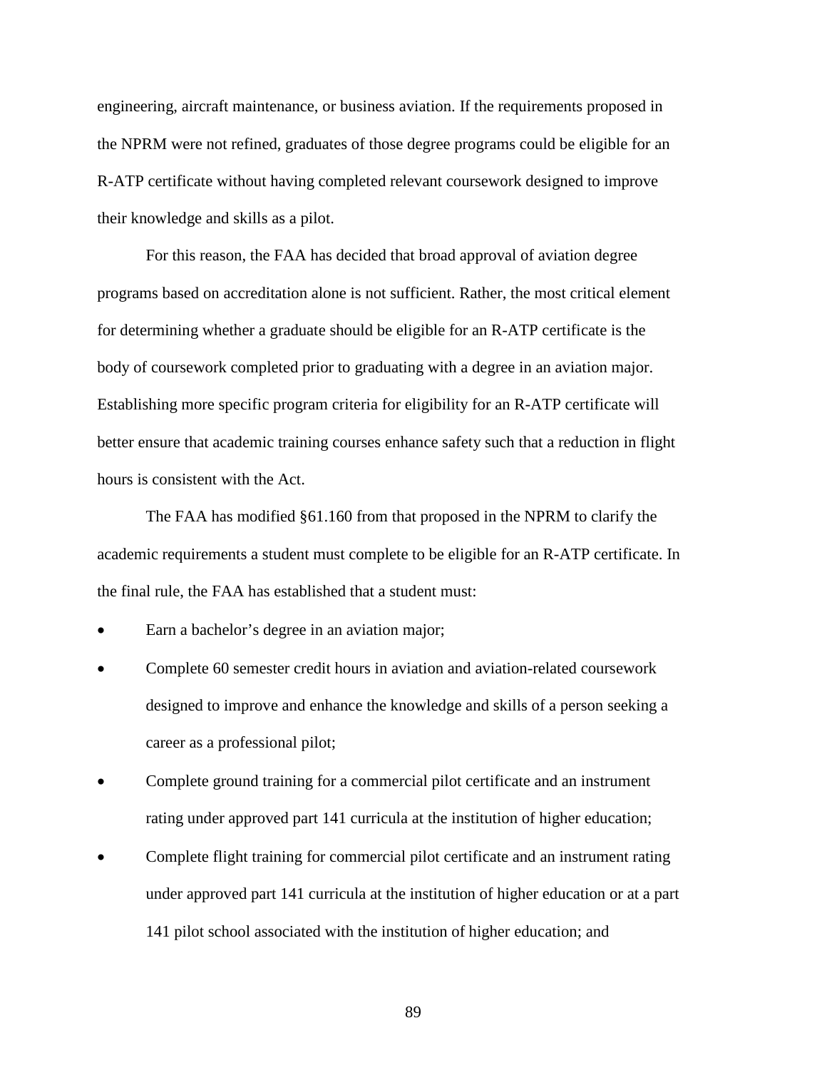engineering, aircraft maintenance, or business aviation. If the requirements proposed in the NPRM were not refined, graduates of those degree programs could be eligible for an R-ATP certificate without having completed relevant coursework designed to improve their knowledge and skills as a pilot.

For this reason, the FAA has decided that broad approval of aviation degree programs based on accreditation alone is not sufficient. Rather, the most critical element for determining whether a graduate should be eligible for an R-ATP certificate is the body of coursework completed prior to graduating with a degree in an aviation major. Establishing more specific program criteria for eligibility for an R-ATP certificate will better ensure that academic training courses enhance safety such that a reduction in flight hours is consistent with the Act.

The FAA has modified §61.160 from that proposed in the NPRM to clarify the academic requirements a student must complete to be eligible for an R-ATP certificate. In the final rule, the FAA has established that a student must:

- Earn a bachelor's degree in an aviation major;
- Complete 60 semester credit hours in aviation and aviation-related coursework designed to improve and enhance the knowledge and skills of a person seeking a career as a professional pilot;
- Complete ground training for a commercial pilot certificate and an instrument rating under approved part 141 curricula at the institution of higher education;
- Complete flight training for commercial pilot certificate and an instrument rating under approved part 141 curricula at the institution of higher education or at a part 141 pilot school associated with the institution of higher education; and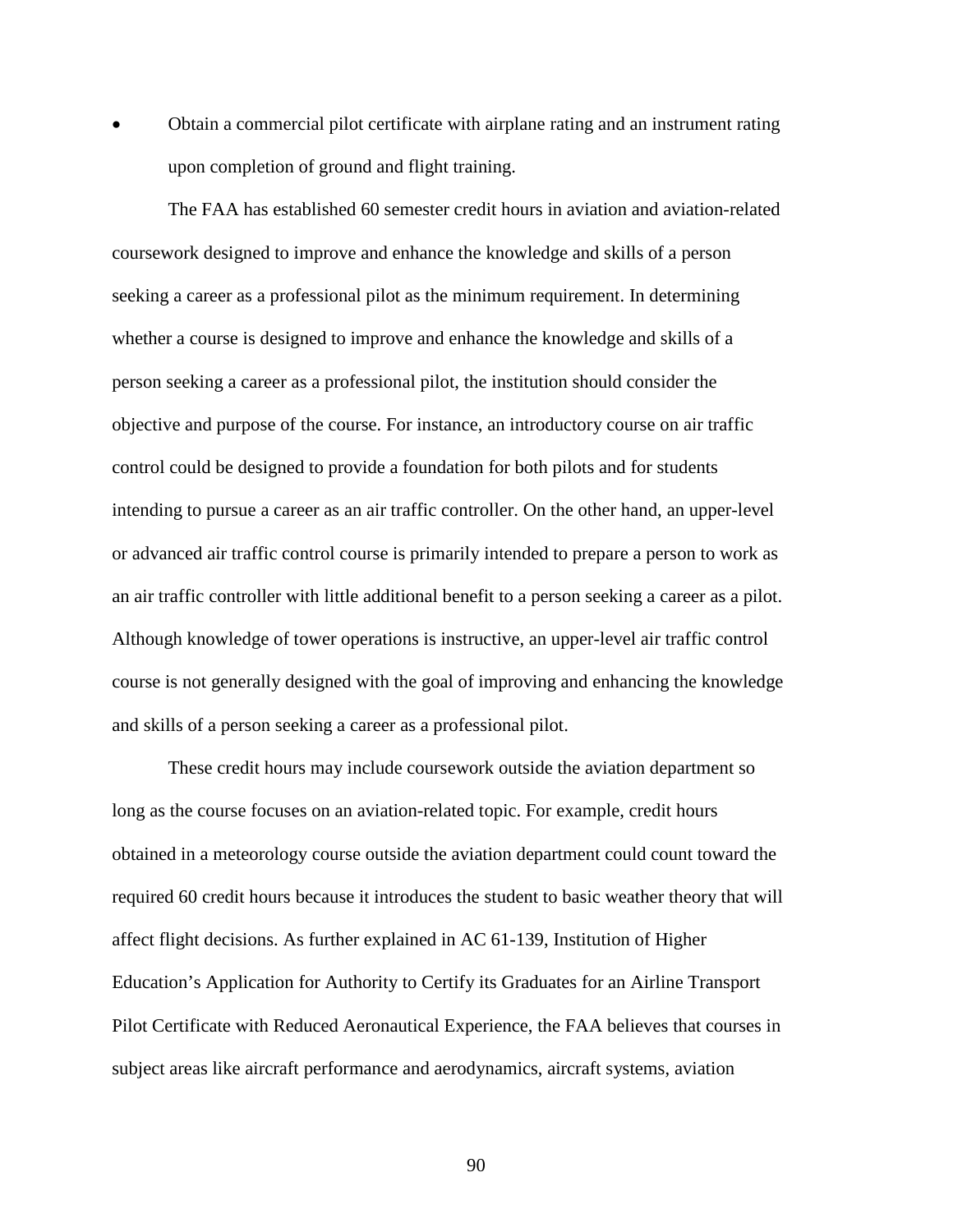- Obtain a commercial pilot certificate with airplane rating and an instrument rating upon completion of ground and flight training.

The FAA has established 60 semester credit hours in aviation and aviation-related coursework designed to improve and enhance the knowledge and skills of a person seeking a career as a professional pilot as the minimum requirement. In determining whether a course is designed to improve and enhance the knowledge and skills of a person seeking a career as a professional pilot, the institution should consider the objective and purpose of the course. For instance, an introductory course on air traffic control could be designed to provide a foundation for both pilots and for students intending to pursue a career as an air traffic controller. On the other hand, an upper-level or advanced air traffic control course is primarily intended to prepare a person to work as an air traffic controller with little additional benefit to a person seeking a career as a pilot. Although knowledge of tower operations is instructive, an upper-level air traffic control course is not generally designed with the goal of improving and enhancing the knowledge and skills of a person seeking a career as a professional pilot.

These credit hours may include coursework outside the aviation department so long as the course focuses on an aviation-related topic. For example, credit hours obtained in a meteorology course outside the aviation department could count toward the required 60 credit hours because it introduces the student to basic weather theory that will affect flight decisions. As further explained in AC 61-139, Institution of Higher Education's Application for Authority to Certify its Graduates for an Airline Transport Pilot Certificate with Reduced Aeronautical Experience, the FAA believes that courses in subject areas like aircraft performance and aerodynamics, aircraft systems, aviation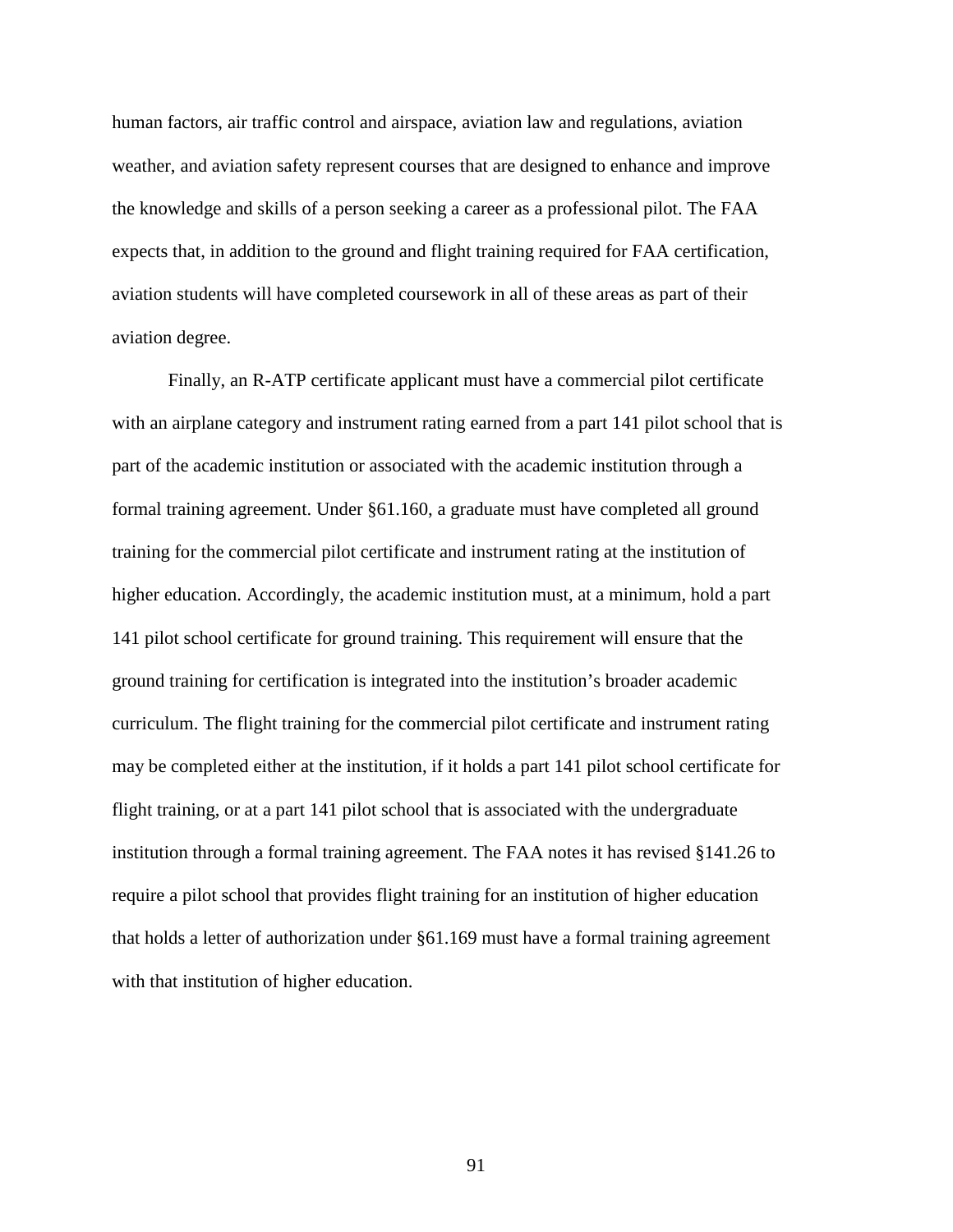human factors, air traffic control and airspace, aviation law and regulations, aviation weather, and aviation safety represent courses that are designed to enhance and improve the knowledge and skills of a person seeking a career as a professional pilot. The FAA expects that, in addition to the ground and flight training required for FAA certification, aviation students will have completed coursework in all of these areas as part of their aviation degree.

Finally, an R-ATP certificate applicant must have a commercial pilot certificate with an airplane category and instrument rating earned from a part 141 pilot school that is part of the academic institution or associated with the academic institution through a formal training agreement. Under §61.160, a graduate must have completed all ground training for the commercial pilot certificate and instrument rating at the institution of higher education. Accordingly, the academic institution must, at a minimum, hold a part 141 pilot school certificate for ground training. This requirement will ensure that the ground training for certification is integrated into the institution's broader academic curriculum. The flight training for the commercial pilot certificate and instrument rating may be completed either at the institution, if it holds a part 141 pilot school certificate for flight training, or at a part 141 pilot school that is associated with the undergraduate institution through a formal training agreement. The FAA notes it has revised §141.26 to require a pilot school that provides flight training for an institution of higher education that holds a letter of authorization under §61.169 must have a formal training agreement with that institution of higher education.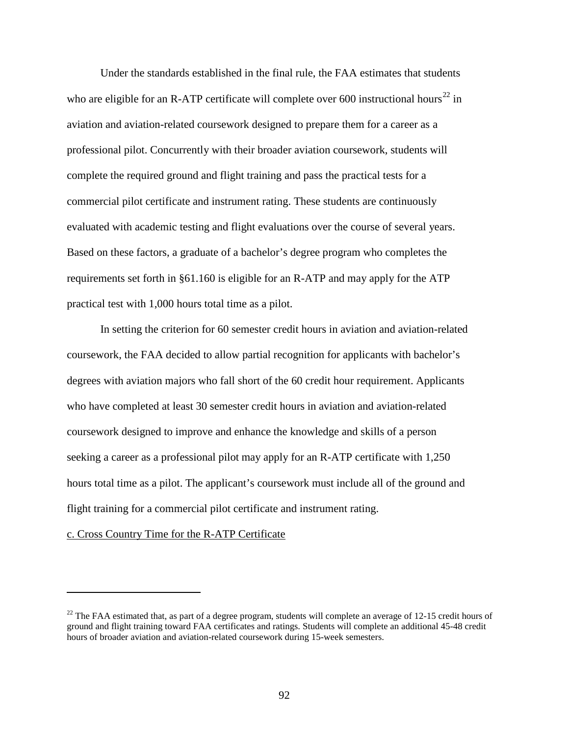Under the standards established in the final rule, the FAA estimates that students who are eligible for an R-ATP certificate will complete over 600 instructional hours[22] in aviation and aviation-related coursework designed to prepare them for a career as a professional pilot. Concurrently with their broader aviation coursework, students will complete the required ground and flight training and pass the practical tests for a commercial pilot certificate and instrument rating. These students are continuously evaluated with academic testing and flight evaluations over the course of several years. Based on these factors, a graduate of a bachelor's degree program who completes the requirements set forth in §61.160 is eligible for an R-ATP and may apply for the ATP practical test with 1,000 hours total time as a pilot.

In setting the criterion for 60 semester credit hours in aviation and aviation-related coursework, the FAA decided to allow partial recognition for applicants with bachelor's degrees with aviation majors who fall short of the 60 credit hour requirement. Applicants who have completed at least 30 semester credit hours in aviation and aviation-related coursework designed to improve and enhance the knowledge and skills of a person seeking a career as a professional pilot may apply for an R-ATP certificate with 1,250 hours total time as a pilot. The applicant's coursework must include all of the ground and flight training for a commercial pilot certificate and instrument rating.

c. Cross Country Time for the R-ATP Certificate

[22] The FAA estimated that, as part of a degree program, students will complete an average of 12-15 credit hours of ground and flight training toward FAA certificates and ratings. Students will complete an additional 45-48 credit hours of broader aviation and aviation-related coursework during 15-week semesters.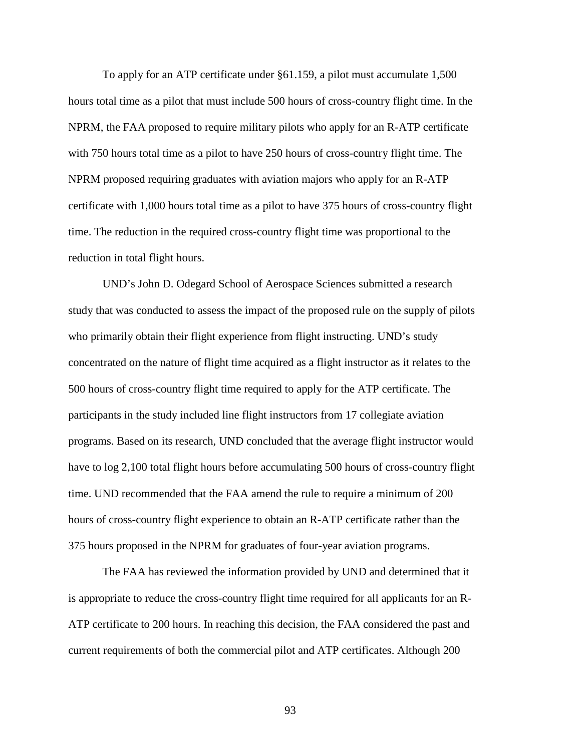To apply for an ATP certificate under §61.159, a pilot must accumulate 1,500 hours total time as a pilot that must include 500 hours of cross-country flight time. In the NPRM, the FAA proposed to require military pilots who apply for an R-ATP certificate with 750 hours total time as a pilot to have 250 hours of cross-country flight time. The NPRM proposed requiring graduates with aviation majors who apply for an R-ATP certificate with 1,000 hours total time as a pilot to have 375 hours of cross-country flight time. The reduction in the required cross-country flight time was proportional to the reduction in total flight hours.

UND's John D. Odegard School of Aerospace Sciences submitted a research study that was conducted to assess the impact of the proposed rule on the supply of pilots who primarily obtain their flight experience from flight instructing. UND's study concentrated on the nature of flight time acquired as a flight instructor as it relates to the 500 hours of cross-country flight time required to apply for the ATP certificate. The participants in the study included line flight instructors from 17 collegiate aviation programs. Based on its research, UND concluded that the average flight instructor would have to log 2,100 total flight hours before accumulating 500 hours of cross-country flight time. UND recommended that the FAA amend the rule to require a minimum of 200 hours of cross-country flight experience to obtain an R-ATP certificate rather than the 375 hours proposed in the NPRM for graduates of four-year aviation programs.

The FAA has reviewed the information provided by UND and determined that it is appropriate to reduce the cross-country flight time required for all applicants for an R-ATP certificate to 200 hours. In reaching this decision, the FAA considered the past and current requirements of both the commercial pilot and ATP certificates. Although 200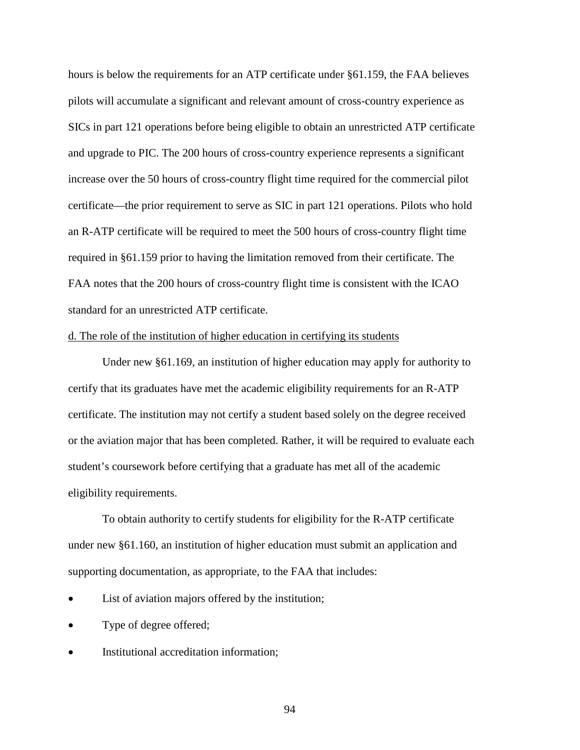hours is below the requirements for an ATP certificate under §61.159, the FAA believes pilots will accumulate a significant and relevant amount of cross-country experience as SICs in part 121 operations before being eligible to obtain an unrestricted ATP certificate and upgrade to PIC. The 200 hours of cross-country experience represents a significant increase over the 50 hours of cross-country flight time required for the commercial pilot certificate—the prior requirement to serve as SIC in part 121 operations. Pilots who hold an R-ATP certificate will be required to meet the 500 hours of cross-country flight time required in §61.159 prior to having the limitation removed from their certificate. The FAA notes that the 200 hours of cross-country flight time is consistent with the ICAO standard for an unrestricted ATP certificate.

d. The role of the institution of higher education in certifying its students

Under new §61.169, an institution of higher education may apply for authority to certify that its graduates have met the academic eligibility requirements for an R-ATP certificate. The institution may not certify a student based solely on the degree received or the aviation major that has been completed. Rather, it will be required to evaluate each student's coursework before certifying that a graduate has met all of the academic eligibility requirements.

To obtain authority to certify students for eligibility for the R-ATP certificate under new §61.160, an institution of higher education must submit an application and supporting documentation, as appropriate, to the FAA that includes:

- List of aviation majors offered by the institution;
- Type of degree offered;
- Institutional accreditation information;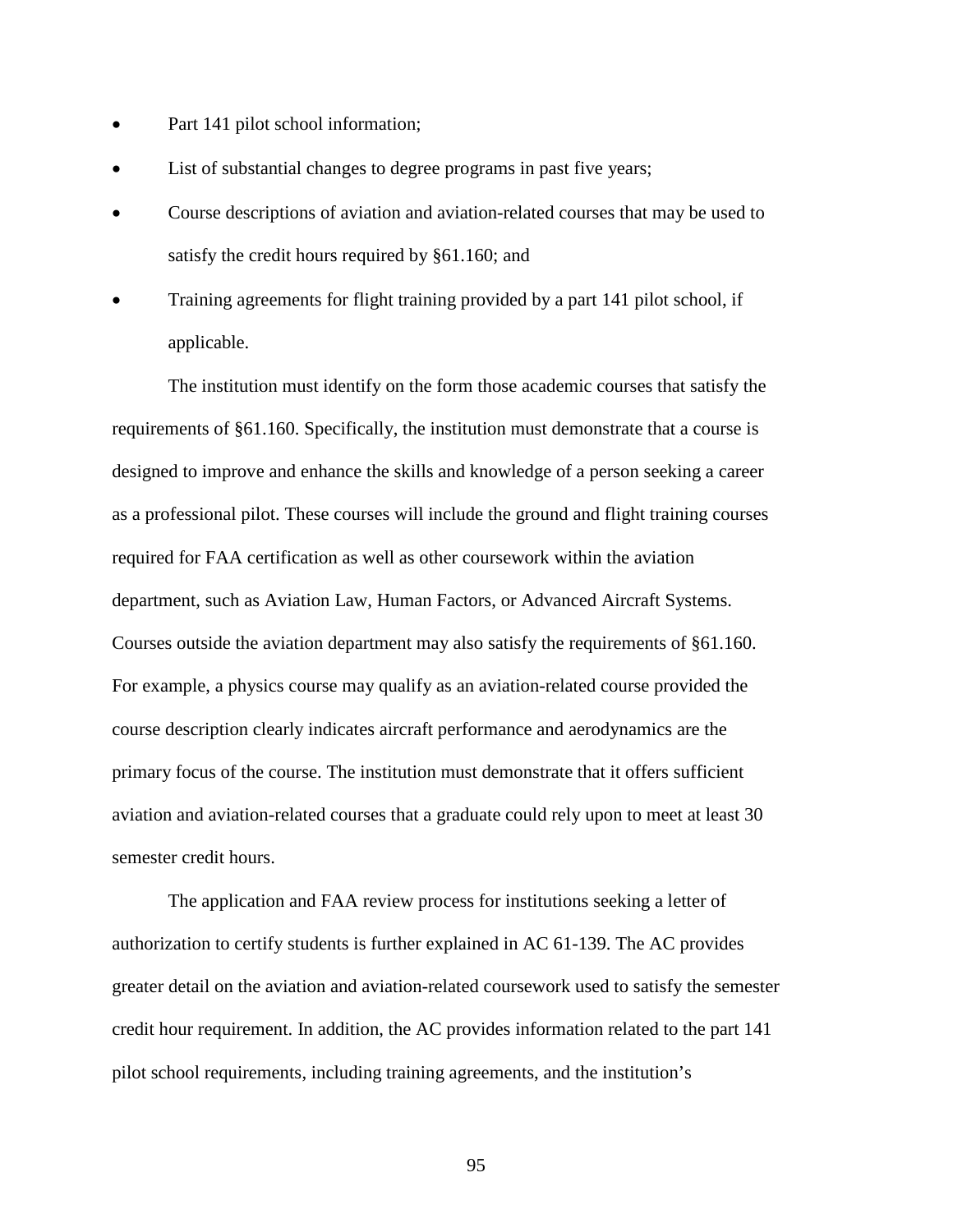- Part 141 pilot school information;
- List of substantial changes to degree programs in past five years;
- Course descriptions of aviation and aviation-related courses that may be used to satisfy the credit hours required by §61.160; and
- Training agreements for flight training provided by a part 141 pilot school, if applicable.

The institution must identify on the form those academic courses that satisfy the requirements of §61.160. Specifically, the institution must demonstrate that a course is designed to improve and enhance the skills and knowledge of a person seeking a career as a professional pilot. These courses will include the ground and flight training courses required for FAA certification as well as other coursework within the aviation department, such as Aviation Law, Human Factors, or Advanced Aircraft Systems. Courses outside the aviation department may also satisfy the requirements of §61.160. For example, a physics course may qualify as an aviation-related course provided the course description clearly indicates aircraft performance and aerodynamics are the primary focus of the course. The institution must demonstrate that it offers sufficient aviation and aviation-related courses that a graduate could rely upon to meet at least 30 semester credit hours.

The application and FAA review process for institutions seeking a letter of authorization to certify students is further explained in AC 61-139. The AC provides greater detail on the aviation and aviation-related coursework used to satisfy the semester credit hour requirement. In addition, the AC provides information related to the part 141 pilot school requirements, including training agreements, and the institution's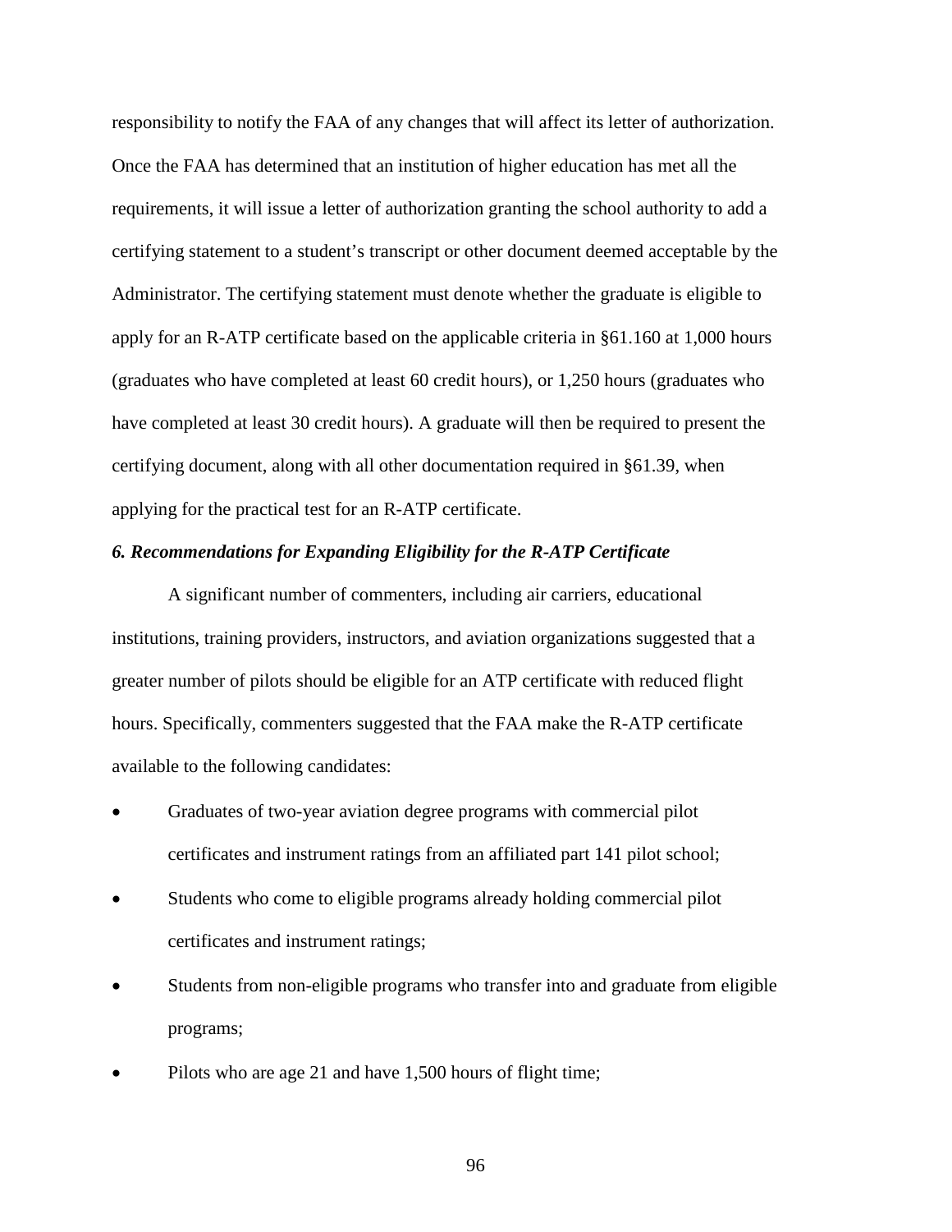responsibility to notify the FAA of any changes that will affect its letter of authorization. Once the FAA has determined that an institution of higher education has met all the requirements, it will issue a letter of authorization granting the school authority to add a certifying statement to a student's transcript or other document deemed acceptable by the Administrator. The certifying statement must denote whether the graduate is eligible to apply for an R-ATP certificate based on the applicable criteria in §61.160 at 1,000 hours (graduates who have completed at least 60 credit hours), or 1,250 hours (graduates who have completed at least 30 credit hours). A graduate will then be required to present the certifying document, along with all other documentation required in §61.39, when applying for the practical test for an R-ATP certificate.

***6. Recommendations for Expanding Eligibility for the R-ATP Certificate***

A significant number of commenters, including air carriers, educational institutions, training providers, instructors, and aviation organizations suggested that a greater number of pilots should be eligible for an ATP certificate with reduced flight hours. Specifically, commenters suggested that the FAA make the R-ATP certificate available to the following candidates:

- Graduates of two-year aviation degree programs with commercial pilot certificates and instrument ratings from an affiliated part 141 pilot school;
- Students who come to eligible programs already holding commercial pilot certificates and instrument ratings;
- Students from non-eligible programs who transfer into and graduate from eligible programs;
- Pilots who are age 21 and have 1,500 hours of flight time;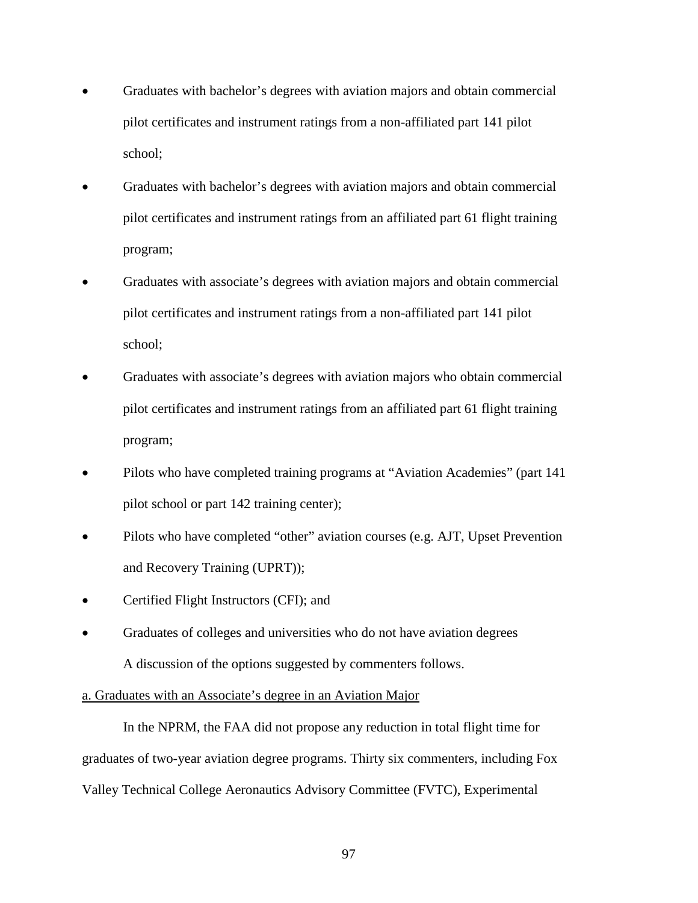- Graduates with bachelor's degrees with aviation majors and obtain commercial pilot certificates and instrument ratings from a non-affiliated part 141 pilot school;
- Graduates with bachelor's degrees with aviation majors and obtain commercial pilot certificates and instrument ratings from an affiliated part 61 flight training program;
- Graduates with associate's degrees with aviation majors and obtain commercial pilot certificates and instrument ratings from a non-affiliated part 141 pilot school;
- Graduates with associate's degrees with aviation majors who obtain commercial pilot certificates and instrument ratings from an affiliated part 61 flight training program;
- Pilots who have completed training programs at "Aviation Academies" (part 141 pilot school or part 142 training center);
- Pilots who have completed "other" aviation courses (e.g. AJT, Upset Prevention and Recovery Training (UPRT));
- Certified Flight Instructors (CFI); and
- Graduates of colleges and universities who do not have aviation degrees

A discussion of the options suggested by commenters follows.

<u>a. Graduates with an Associate's degree in an Aviation Major</u>

In the NPRM, the FAA did not propose any reduction in total flight time for graduates of two-year aviation degree programs. Thirty six commenters, including Fox Valley Technical College Aeronautics Advisory Committee (FVTC), Experimental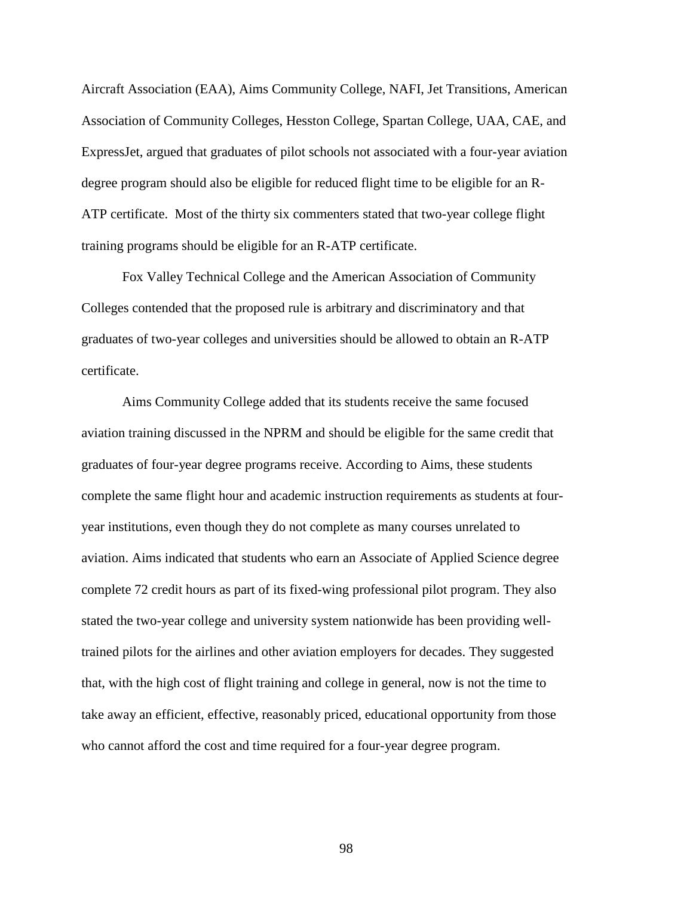Aircraft Association (EAA), Aims Community College, NAFI, Jet Transitions, American Association of Community Colleges, Hesston College, Spartan College, UAA, CAE, and ExpressJet, argued that graduates of pilot schools not associated with a four-year aviation degree program should also be eligible for reduced flight time to be eligible for an R-ATP certificate. Most of the thirty six commenters stated that two-year college flight training programs should be eligible for an R-ATP certificate.

Fox Valley Technical College and the American Association of Community Colleges contended that the proposed rule is arbitrary and discriminatory and that graduates of two-year colleges and universities should be allowed to obtain an R-ATP certificate.

Aims Community College added that its students receive the same focused aviation training discussed in the NPRM and should be eligible for the same credit that graduates of four-year degree programs receive. According to Aims, these students complete the same flight hour and academic instruction requirements as students at four-year institutions, even though they do not complete as many courses unrelated to aviation. Aims indicated that students who earn an Associate of Applied Science degree complete 72 credit hours as part of its fixed-wing professional pilot program. They also stated the two-year college and university system nationwide has been providing well-trained pilots for the airlines and other aviation employers for decades. They suggested that, with the high cost of flight training and college in general, now is not the time to take away an efficient, effective, reasonably priced, educational opportunity from those who cannot afford the cost and time required for a four-year degree program.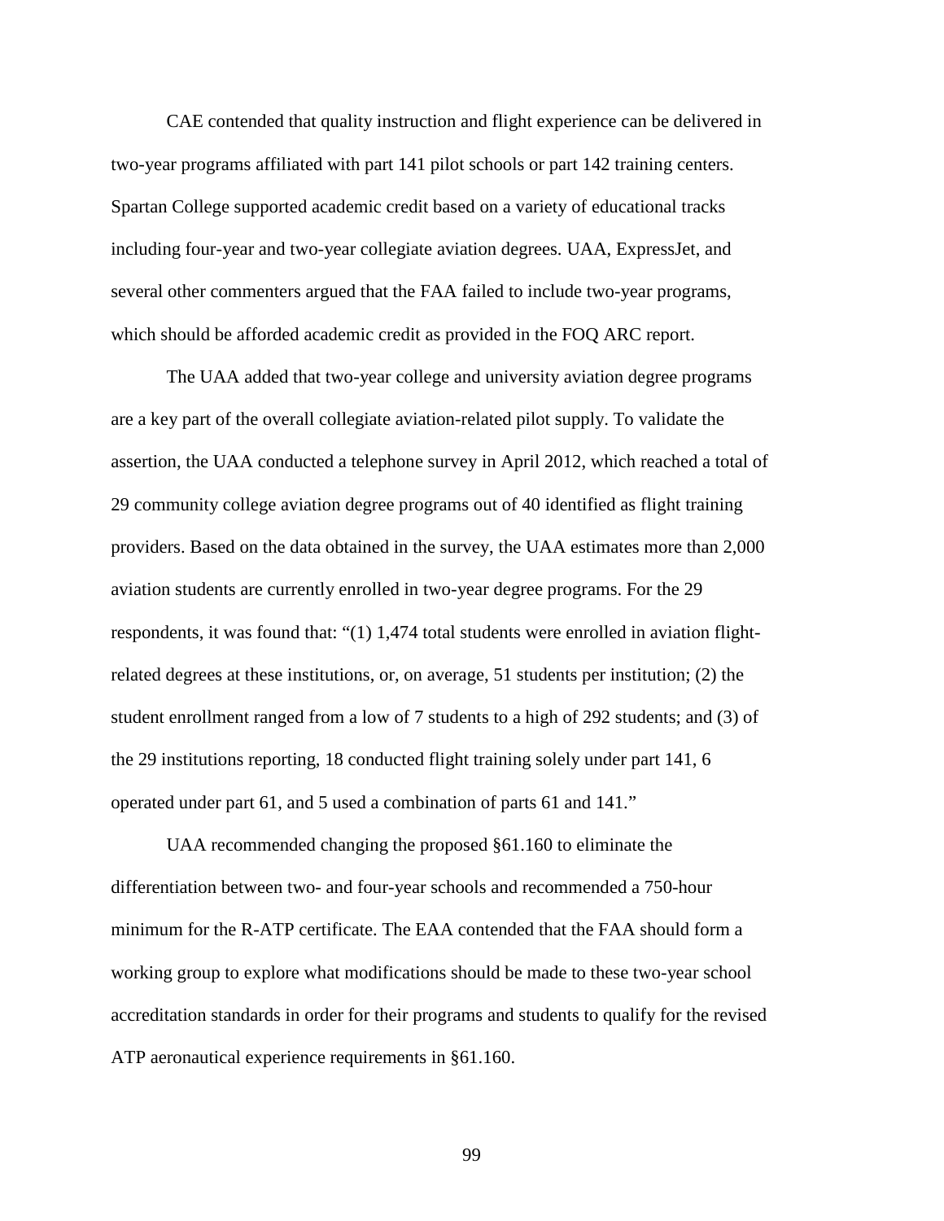CAE contended that quality instruction and flight experience can be delivered in two-year programs affiliated with part 141 pilot schools or part 142 training centers. Spartan College supported academic credit based on a variety of educational tracks including four-year and two-year collegiate aviation degrees. UAA, ExpressJet, and several other commenters argued that the FAA failed to include two-year programs, which should be afforded academic credit as provided in the FOQ ARC report.

The UAA added that two-year college and university aviation degree programs are a key part of the overall collegiate aviation-related pilot supply. To validate the assertion, the UAA conducted a telephone survey in April 2012, which reached a total of 29 community college aviation degree programs out of 40 identified as flight training providers. Based on the data obtained in the survey, the UAA estimates more than 2,000 aviation students are currently enrolled in two-year degree programs. For the 29 respondents, it was found that: "(1) 1,474 total students were enrolled in aviation flight-related degrees at these institutions, or, on average, 51 students per institution; (2) the student enrollment ranged from a low of 7 students to a high of 292 students; and (3) of the 29 institutions reporting, 18 conducted flight training solely under part 141, 6 operated under part 61, and 5 used a combination of parts 61 and 141."

UAA recommended changing the proposed §61.160 to eliminate the differentiation between two- and four-year schools and recommended a 750-hour minimum for the R-ATP certificate. The EAA contended that the FAA should form a working group to explore what modifications should be made to these two-year school accreditation standards in order for their programs and students to qualify for the revised ATP aeronautical experience requirements in §61.160.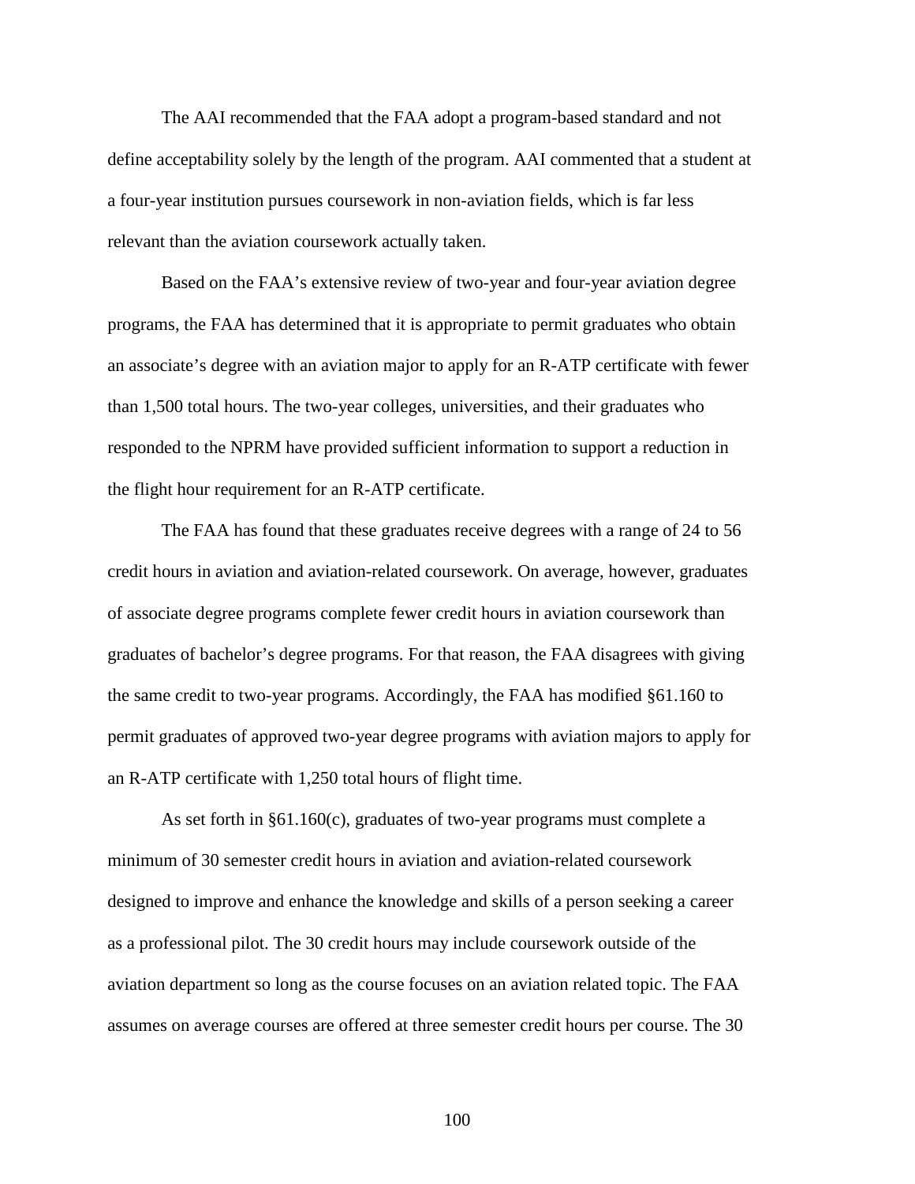The AAI recommended that the FAA adopt a program-based standard and not define acceptability solely by the length of the program. AAI commented that a student at a four-year institution pursues coursework in non-aviation fields, which is far less relevant than the aviation coursework actually taken.

Based on the FAA's extensive review of two-year and four-year aviation degree programs, the FAA has determined that it is appropriate to permit graduates who obtain an associate's degree with an aviation major to apply for an R-ATP certificate with fewer than 1,500 total hours. The two-year colleges, universities, and their graduates who responded to the NPRM have provided sufficient information to support a reduction in the flight hour requirement for an R-ATP certificate.

The FAA has found that these graduates receive degrees with a range of 24 to 56 credit hours in aviation and aviation-related coursework. On average, however, graduates of associate degree programs complete fewer credit hours in aviation coursework than graduates of bachelor's degree programs. For that reason, the FAA disagrees with giving the same credit to two-year programs. Accordingly, the FAA has modified §61.160 to permit graduates of approved two-year degree programs with aviation majors to apply for an R-ATP certificate with 1,250 total hours of flight time.

As set forth in §61.160(c), graduates of two-year programs must complete a minimum of 30 semester credit hours in aviation and aviation-related coursework designed to improve and enhance the knowledge and skills of a person seeking a career as a professional pilot. The 30 credit hours may include coursework outside of the aviation department so long as the course focuses on an aviation related topic. The FAA assumes on average courses are offered at three semester credit hours per course. The 30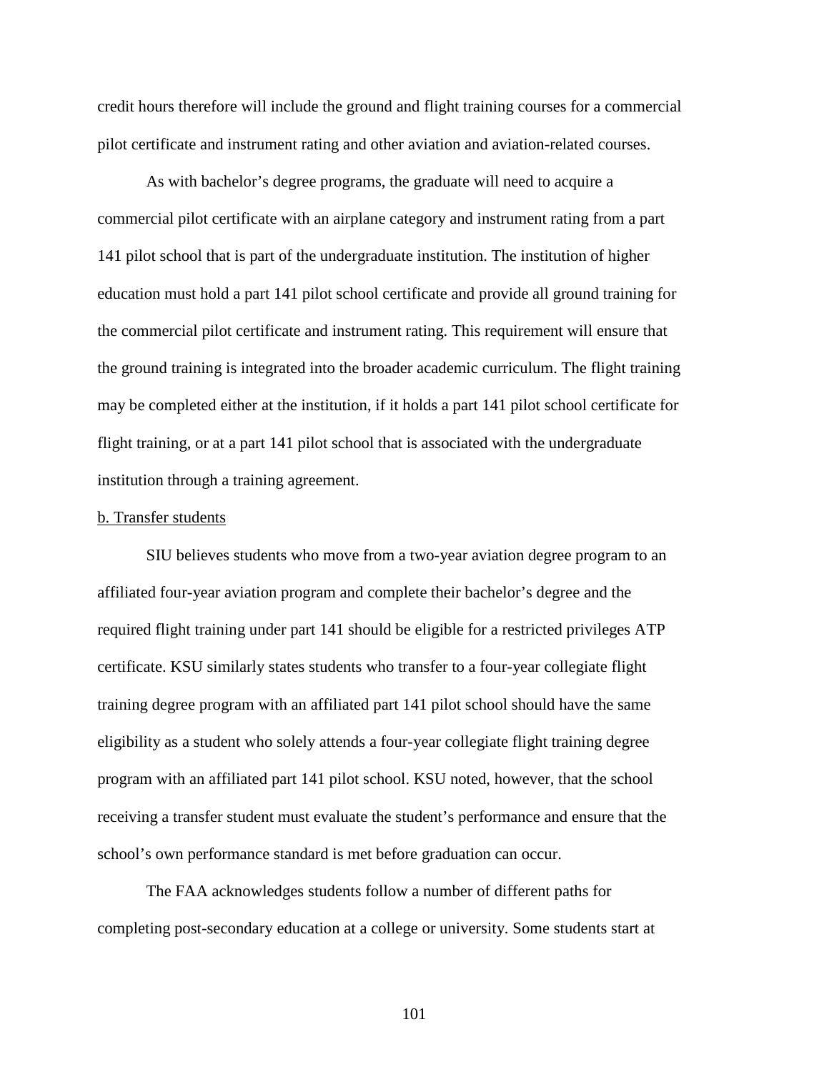credit hours therefore will include the ground and flight training courses for a commercial pilot certificate and instrument rating and other aviation and aviation-related courses.

As with bachelor's degree programs, the graduate will need to acquire a commercial pilot certificate with an airplane category and instrument rating from a part 141 pilot school that is part of the undergraduate institution. The institution of higher education must hold a part 141 pilot school certificate and provide all ground training for the commercial pilot certificate and instrument rating. This requirement will ensure that the ground training is integrated into the broader academic curriculum. The flight training may be completed either at the institution, if it holds a part 141 pilot school certificate for flight training, or at a part 141 pilot school that is associated with the undergraduate institution through a training agreement.

b. Transfer students

SIU believes students who move from a two-year aviation degree program to an affiliated four-year aviation program and complete their bachelor's degree and the required flight training under part 141 should be eligible for a restricted privileges ATP certificate. KSU similarly states students who transfer to a four-year collegiate flight training degree program with an affiliated part 141 pilot school should have the same eligibility as a student who solely attends a four-year collegiate flight training degree program with an affiliated part 141 pilot school. KSU noted, however, that the school receiving a transfer student must evaluate the student's performance and ensure that the school's own performance standard is met before graduation can occur.

The FAA acknowledges students follow a number of different paths for completing post-secondary education at a college or university. Some students start at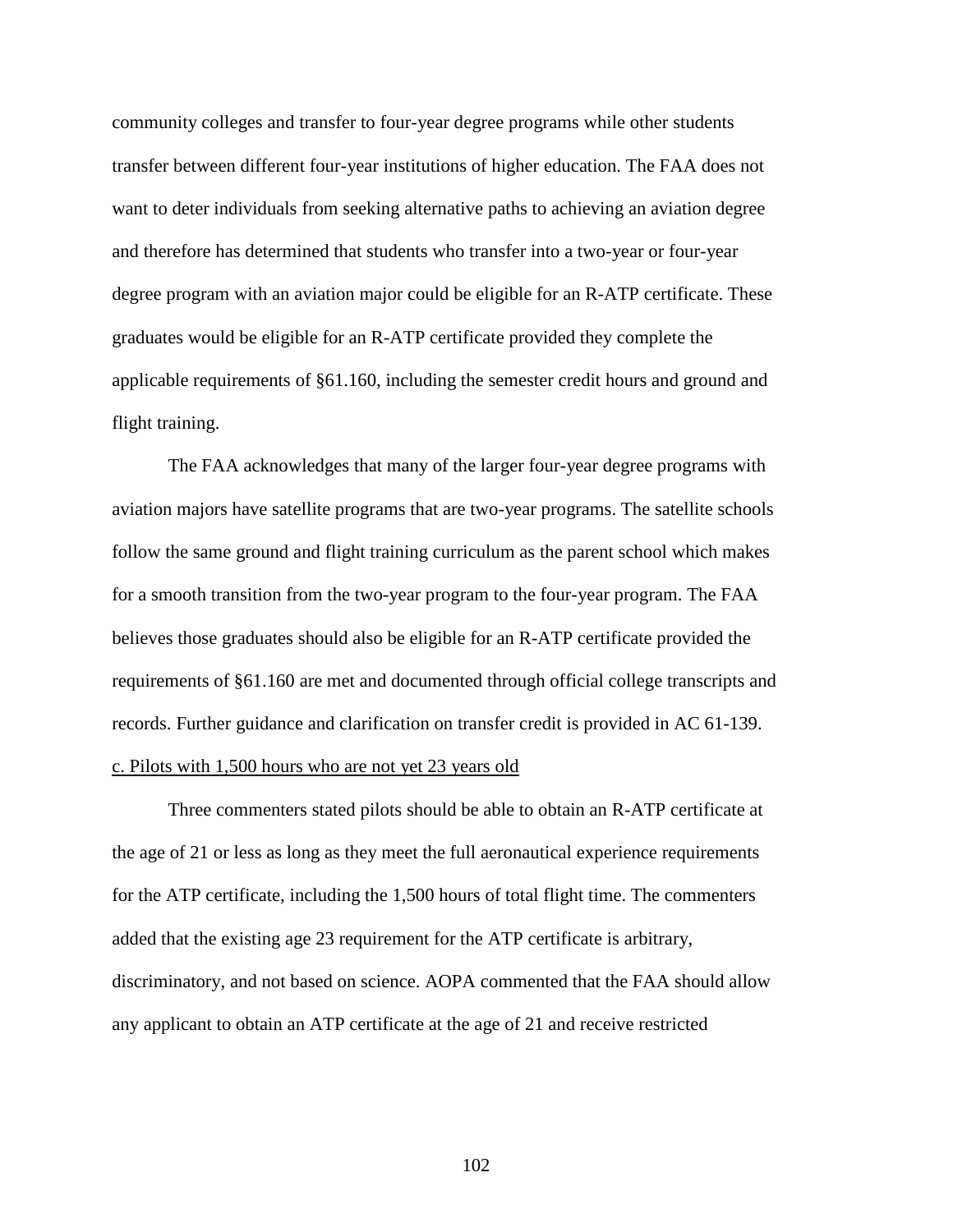community colleges and transfer to four-year degree programs while other students transfer between different four-year institutions of higher education. The FAA does not want to deter individuals from seeking alternative paths to achieving an aviation degree and therefore has determined that students who transfer into a two-year or four-year degree program with an aviation major could be eligible for an R-ATP certificate. These graduates would be eligible for an R-ATP certificate provided they complete the applicable requirements of §61.160, including the semester credit hours and ground and flight training.

The FAA acknowledges that many of the larger four-year degree programs with aviation majors have satellite programs that are two-year programs. The satellite schools follow the same ground and flight training curriculum as the parent school which makes for a smooth transition from the two-year program to the four-year program. The FAA believes those graduates should also be eligible for an R-ATP certificate provided the requirements of §61.160 are met and documented through official college transcripts and records. Further guidance and clarification on transfer credit is provided in AC 61-139.

c. Pilots with 1,500 hours who are not yet 23 years old

Three commenters stated pilots should be able to obtain an R-ATP certificate at the age of 21 or less as long as they meet the full aeronautical experience requirements for the ATP certificate, including the 1,500 hours of total flight time. The commenters added that the existing age 23 requirement for the ATP certificate is arbitrary, discriminatory, and not based on science. AOPA commented that the FAA should allow any applicant to obtain an ATP certificate at the age of 21 and receive restricted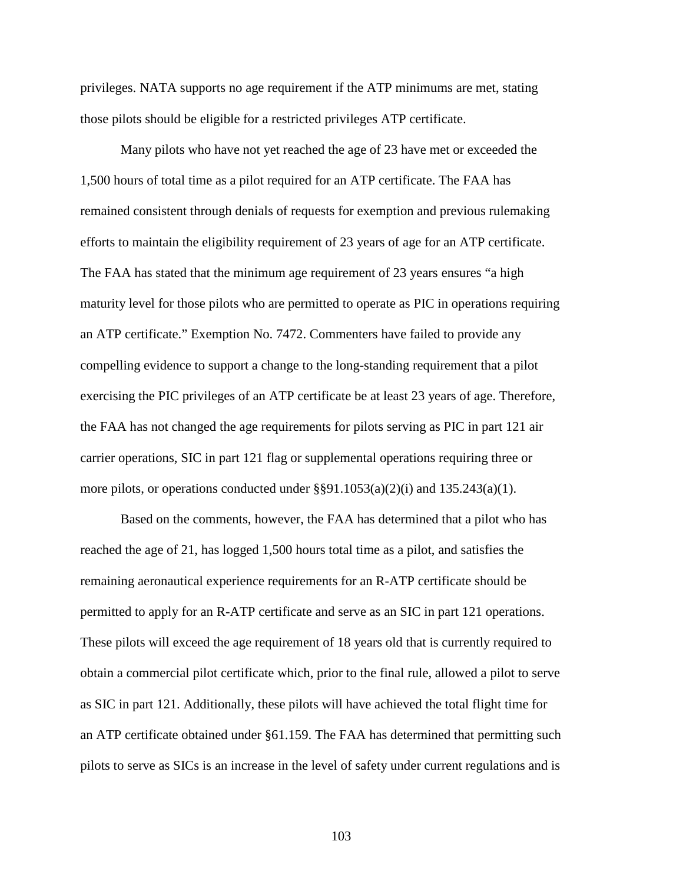privileges. NATA supports no age requirement if the ATP minimums are met, stating those pilots should be eligible for a restricted privileges ATP certificate.

Many pilots who have not yet reached the age of 23 have met or exceeded the 1,500 hours of total time as a pilot required for an ATP certificate. The FAA has remained consistent through denials of requests for exemption and previous rulemaking efforts to maintain the eligibility requirement of 23 years of age for an ATP certificate. The FAA has stated that the minimum age requirement of 23 years ensures "a high maturity level for those pilots who are permitted to operate as PIC in operations requiring an ATP certificate." Exemption No. 7472. Commenters have failed to provide any compelling evidence to support a change to the long-standing requirement that a pilot exercising the PIC privileges of an ATP certificate be at least 23 years of age. Therefore, the FAA has not changed the age requirements for pilots serving as PIC in part 121 air carrier operations, SIC in part 121 flag or supplemental operations requiring three or more pilots, or operations conducted under §§91.1053(a)(2)(i) and 135.243(a)(1).

Based on the comments, however, the FAA has determined that a pilot who has reached the age of 21, has logged 1,500 hours total time as a pilot, and satisfies the remaining aeronautical experience requirements for an R-ATP certificate should be permitted to apply for an R-ATP certificate and serve as an SIC in part 121 operations. These pilots will exceed the age requirement of 18 years old that is currently required to obtain a commercial pilot certificate which, prior to the final rule, allowed a pilot to serve as SIC in part 121. Additionally, these pilots will have achieved the total flight time for an ATP certificate obtained under §61.159. The FAA has determined that permitting such pilots to serve as SICs is an increase in the level of safety under current regulations and is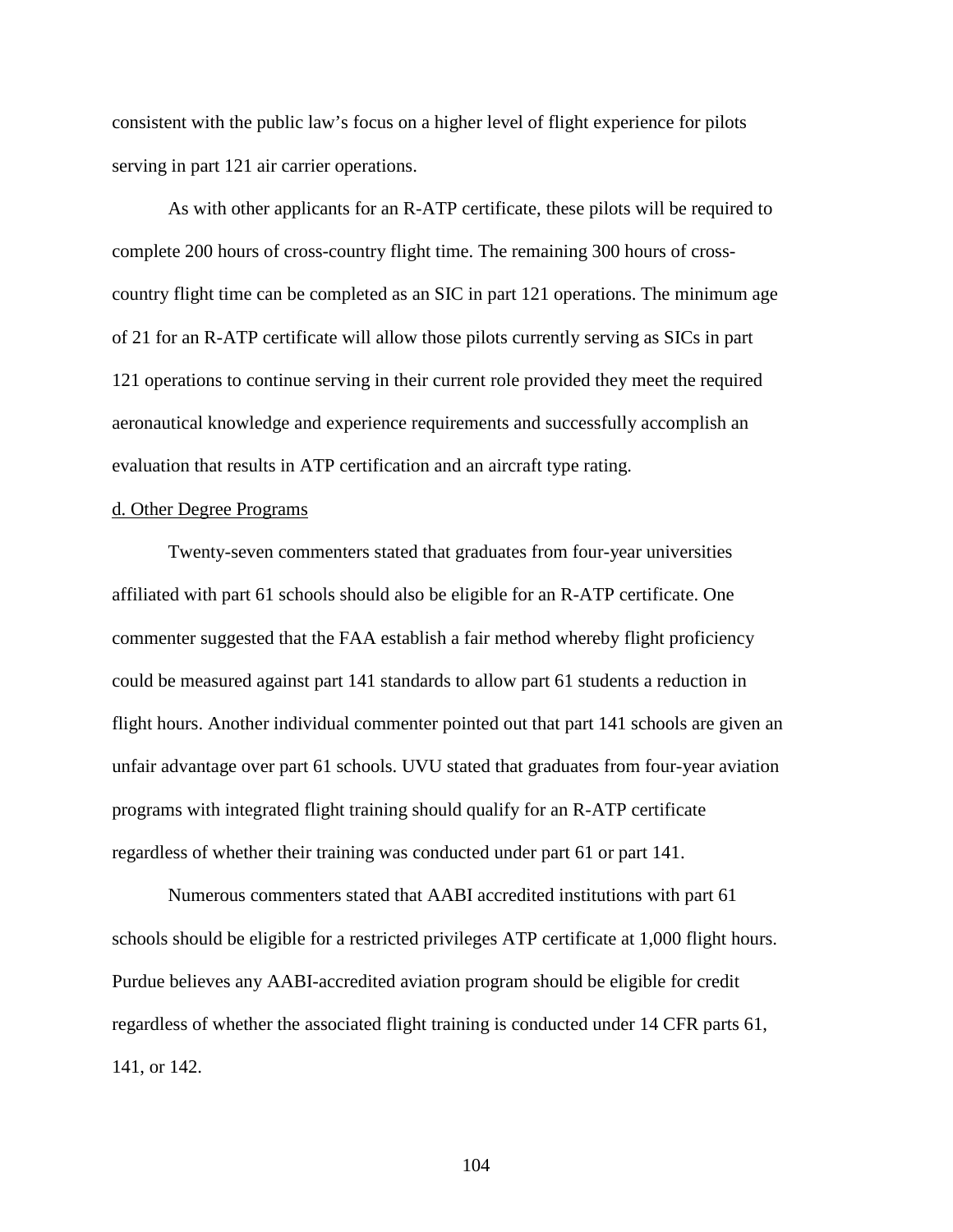consistent with the public law's focus on a higher level of flight experience for pilots serving in part 121 air carrier operations.

As with other applicants for an R-ATP certificate, these pilots will be required to complete 200 hours of cross-country flight time. The remaining 300 hours of cross-country flight time can be completed as an SIC in part 121 operations. The minimum age of 21 for an R-ATP certificate will allow those pilots currently serving as SICs in part 121 operations to continue serving in their current role provided they meet the required aeronautical knowledge and experience requirements and successfully accomplish an evaluation that results in ATP certification and an aircraft type rating.

d. Other Degree Programs

Twenty-seven commenters stated that graduates from four-year universities affiliated with part 61 schools should also be eligible for an R-ATP certificate. One commenter suggested that the FAA establish a fair method whereby flight proficiency could be measured against part 141 standards to allow part 61 students a reduction in flight hours. Another individual commenter pointed out that part 141 schools are given an unfair advantage over part 61 schools. UVU stated that graduates from four-year aviation programs with integrated flight training should qualify for an R-ATP certificate regardless of whether their training was conducted under part 61 or part 141.

Numerous commenters stated that AABI accredited institutions with part 61 schools should be eligible for a restricted privileges ATP certificate at 1,000 flight hours. Purdue believes any AABI-accredited aviation program should be eligible for credit regardless of whether the associated flight training is conducted under 14 CFR parts 61, 141, or 142.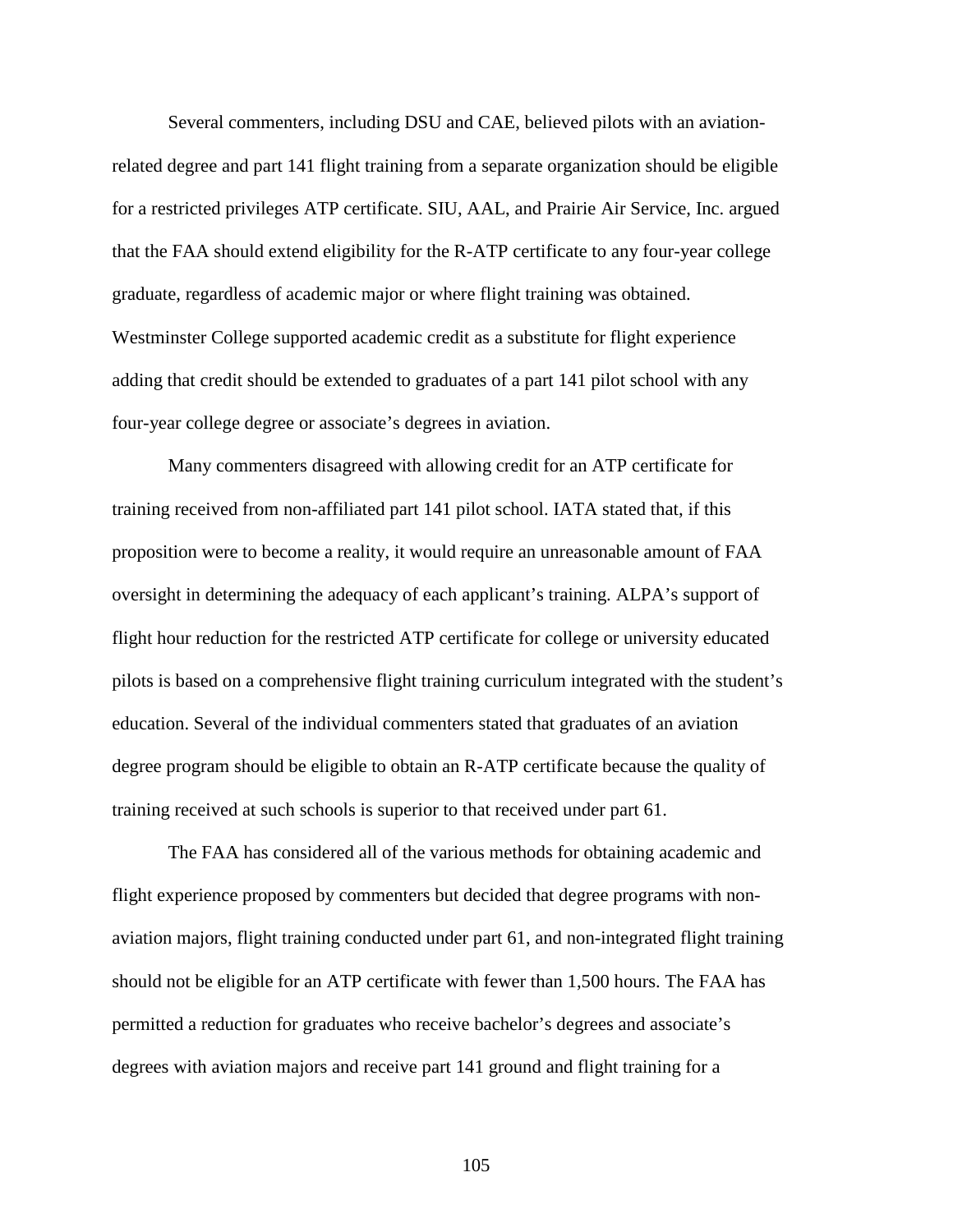Several commenters, including DSU and CAE, believed pilots with an aviation-related degree and part 141 flight training from a separate organization should be eligible for a restricted privileges ATP certificate. SIU, AAL, and Prairie Air Service, Inc. argued that the FAA should extend eligibility for the R-ATP certificate to any four-year college graduate, regardless of academic major or where flight training was obtained. Westminster College supported academic credit as a substitute for flight experience adding that credit should be extended to graduates of a part 141 pilot school with any four-year college degree or associate's degrees in aviation.

Many commenters disagreed with allowing credit for an ATP certificate for training received from non-affiliated part 141 pilot school. IATA stated that, if this proposition were to become a reality, it would require an unreasonable amount of FAA oversight in determining the adequacy of each applicant's training. ALPA's support of flight hour reduction for the restricted ATP certificate for college or university educated pilots is based on a comprehensive flight training curriculum integrated with the student's education. Several of the individual commenters stated that graduates of an aviation degree program should be eligible to obtain an R-ATP certificate because the quality of training received at such schools is superior to that received under part 61.

The FAA has considered all of the various methods for obtaining academic and flight experience proposed by commenters but decided that degree programs with non-aviation majors, flight training conducted under part 61, and non-integrated flight training should not be eligible for an ATP certificate with fewer than 1,500 hours. The FAA has permitted a reduction for graduates who receive bachelor's degrees and associate's degrees with aviation majors and receive part 141 ground and flight training for a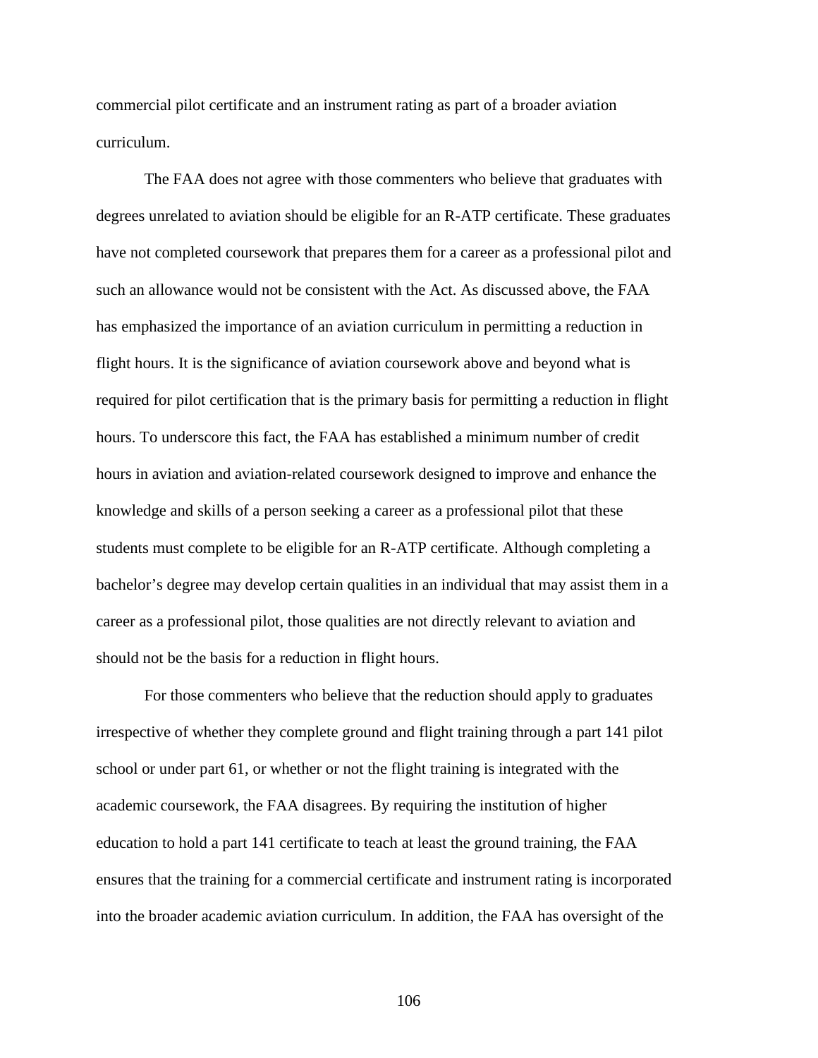commercial pilot certificate and an instrument rating as part of a broader aviation curriculum.

The FAA does not agree with those commenters who believe that graduates with degrees unrelated to aviation should be eligible for an R-ATP certificate. These graduates have not completed coursework that prepares them for a career as a professional pilot and such an allowance would not be consistent with the Act. As discussed above, the FAA has emphasized the importance of an aviation curriculum in permitting a reduction in flight hours. It is the significance of aviation coursework above and beyond what is required for pilot certification that is the primary basis for permitting a reduction in flight hours. To underscore this fact, the FAA has established a minimum number of credit hours in aviation and aviation-related coursework designed to improve and enhance the knowledge and skills of a person seeking a career as a professional pilot that these students must complete to be eligible for an R-ATP certificate. Although completing a bachelor's degree may develop certain qualities in an individual that may assist them in a career as a professional pilot, those qualities are not directly relevant to aviation and should not be the basis for a reduction in flight hours.

For those commenters who believe that the reduction should apply to graduates irrespective of whether they complete ground and flight training through a part 141 pilot school or under part 61, or whether or not the flight training is integrated with the academic coursework, the FAA disagrees. By requiring the institution of higher education to hold a part 141 certificate to teach at least the ground training, the FAA ensures that the training for a commercial certificate and instrument rating is incorporated into the broader academic aviation curriculum. In addition, the FAA has oversight of the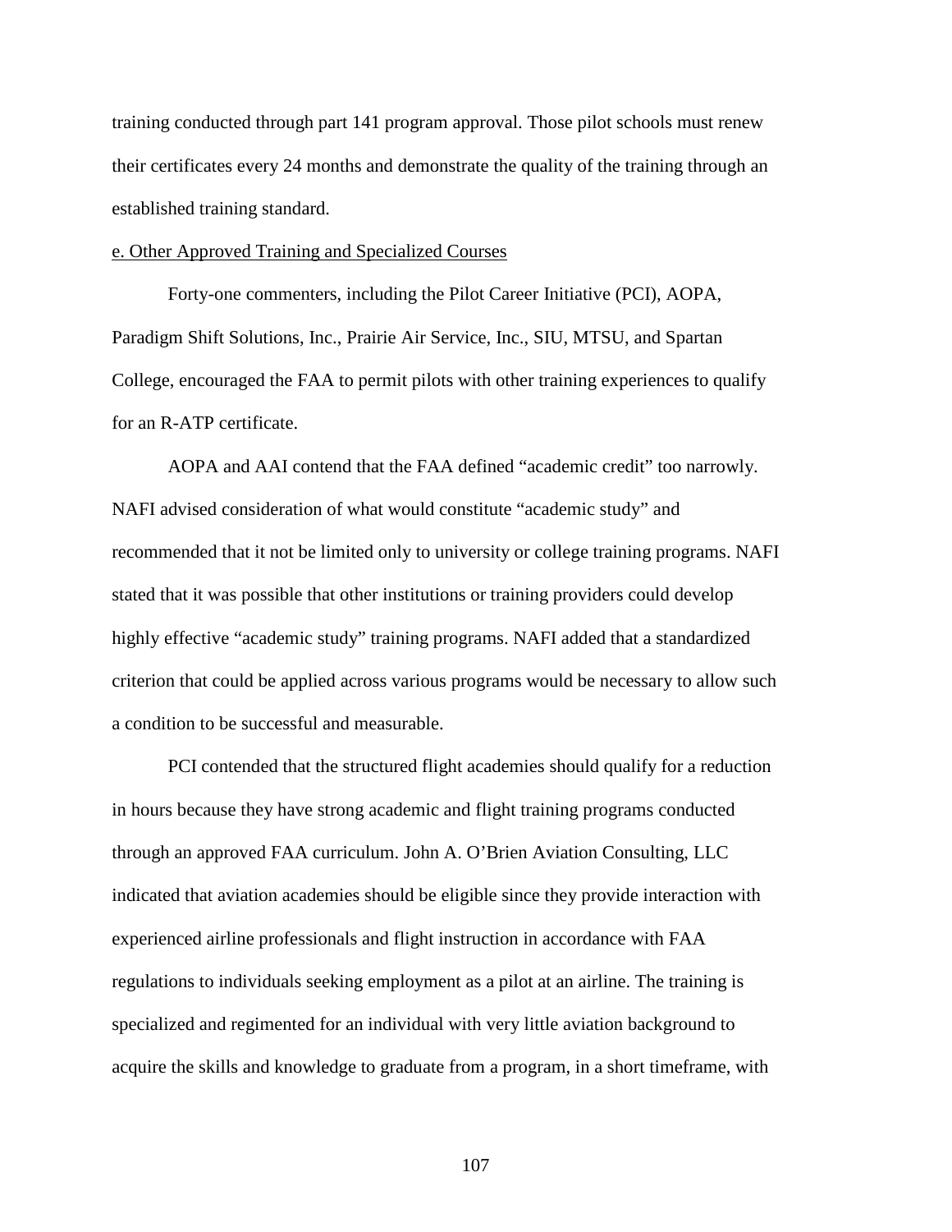training conducted through part 141 program approval. Those pilot schools must renew their certificates every 24 months and demonstrate the quality of the training through an established training standard.

e. Other Approved Training and Specialized Courses

Forty-one commenters, including the Pilot Career Initiative (PCI), AOPA, Paradigm Shift Solutions, Inc., Prairie Air Service, Inc., SIU, MTSU, and Spartan College, encouraged the FAA to permit pilots with other training experiences to qualify for an R-ATP certificate.

AOPA and AAI contend that the FAA defined "academic credit" too narrowly. NAFI advised consideration of what would constitute "academic study" and recommended that it not be limited only to university or college training programs. NAFI stated that it was possible that other institutions or training providers could develop highly effective "academic study" training programs. NAFI added that a standardized criterion that could be applied across various programs would be necessary to allow such a condition to be successful and measurable.

PCI contended that the structured flight academies should qualify for a reduction in hours because they have strong academic and flight training programs conducted through an approved FAA curriculum. John A. O'Brien Aviation Consulting, LLC indicated that aviation academies should be eligible since they provide interaction with experienced airline professionals and flight instruction in accordance with FAA regulations to individuals seeking employment as a pilot at an airline. The training is specialized and regimented for an individual with very little aviation background to acquire the skills and knowledge to graduate from a program, in a short timeframe, with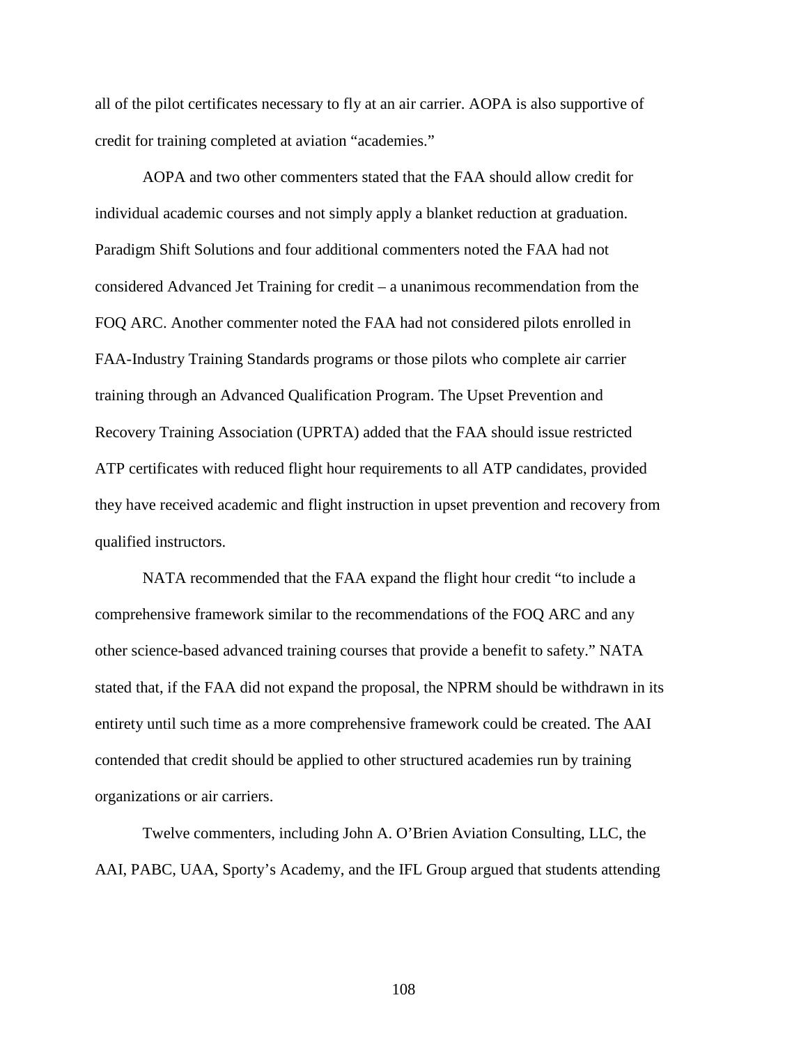all of the pilot certificates necessary to fly at an air carrier. AOPA is also supportive of credit for training completed at aviation "academies."

AOPA and two other commenters stated that the FAA should allow credit for individual academic courses and not simply apply a blanket reduction at graduation. Paradigm Shift Solutions and four additional commenters noted the FAA had not considered Advanced Jet Training for credit – a unanimous recommendation from the FOQ ARC. Another commenter noted the FAA had not considered pilots enrolled in FAA-Industry Training Standards programs or those pilots who complete air carrier training through an Advanced Qualification Program. The Upset Prevention and Recovery Training Association (UPRTA) added that the FAA should issue restricted ATP certificates with reduced flight hour requirements to all ATP candidates, provided they have received academic and flight instruction in upset prevention and recovery from qualified instructors.

NATA recommended that the FAA expand the flight hour credit "to include a comprehensive framework similar to the recommendations of the FOQ ARC and any other science-based advanced training courses that provide a benefit to safety." NATA stated that, if the FAA did not expand the proposal, the NPRM should be withdrawn in its entirety until such time as a more comprehensive framework could be created. The AAI contended that credit should be applied to other structured academies run by training organizations or air carriers.

Twelve commenters, including John A. O'Brien Aviation Consulting, LLC, the AAI, PABC, UAA, Sporty's Academy, and the IFL Group argued that students attending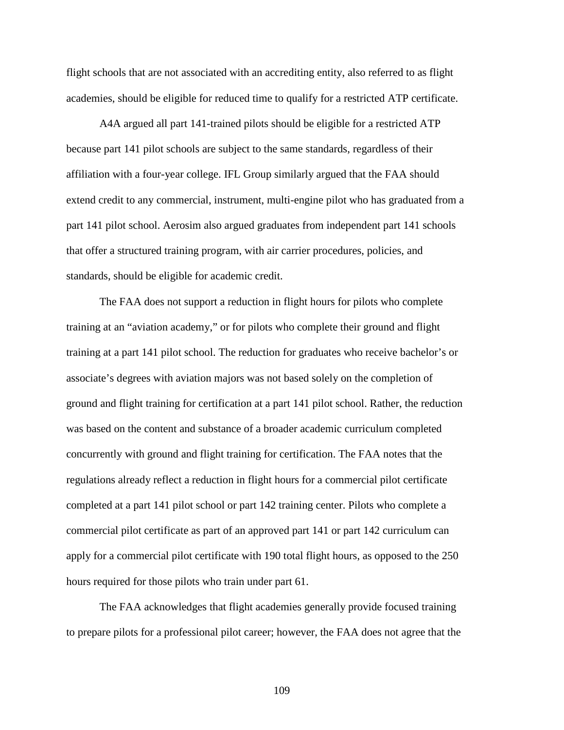flight schools that are not associated with an accrediting entity, also referred to as flight academies, should be eligible for reduced time to qualify for a restricted ATP certificate.

A4A argued all part 141-trained pilots should be eligible for a restricted ATP because part 141 pilot schools are subject to the same standards, regardless of their affiliation with a four-year college. IFL Group similarly argued that the FAA should extend credit to any commercial, instrument, multi-engine pilot who has graduated from a part 141 pilot school. Aerosim also argued graduates from independent part 141 schools that offer a structured training program, with air carrier procedures, policies, and standards, should be eligible for academic credit.

The FAA does not support a reduction in flight hours for pilots who complete training at an "aviation academy," or for pilots who complete their ground and flight training at a part 141 pilot school. The reduction for graduates who receive bachelor's or associate's degrees with aviation majors was not based solely on the completion of ground and flight training for certification at a part 141 pilot school. Rather, the reduction was based on the content and substance of a broader academic curriculum completed concurrently with ground and flight training for certification. The FAA notes that the regulations already reflect a reduction in flight hours for a commercial pilot certificate completed at a part 141 pilot school or part 142 training center. Pilots who complete a commercial pilot certificate as part of an approved part 141 or part 142 curriculum can apply for a commercial pilot certificate with 190 total flight hours, as opposed to the 250 hours required for those pilots who train under part 61.

The FAA acknowledges that flight academies generally provide focused training to prepare pilots for a professional pilot career; however, the FAA does not agree that the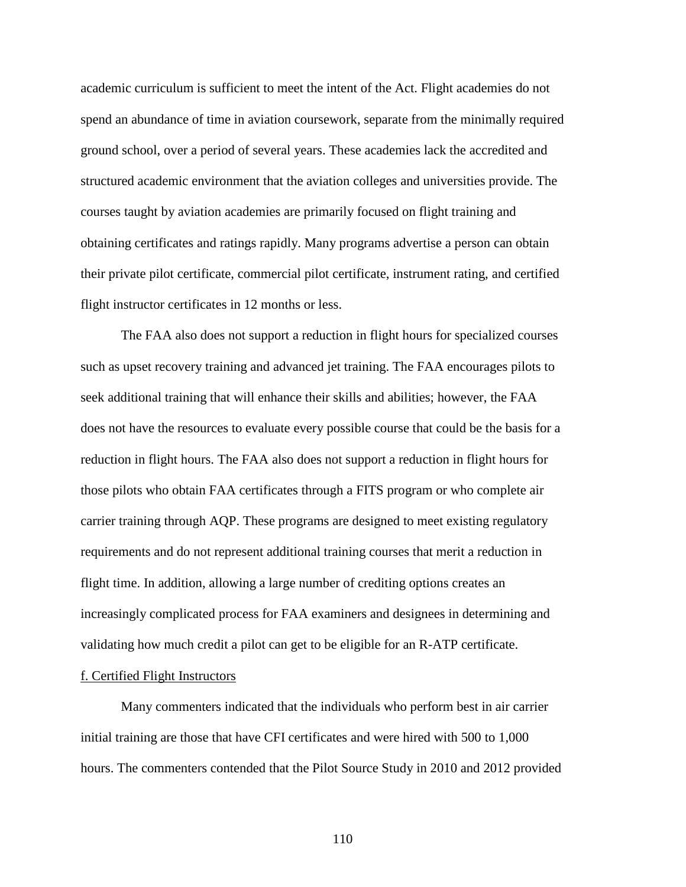academic curriculum is sufficient to meet the intent of the Act. Flight academies do not spend an abundance of time in aviation coursework, separate from the minimally required ground school, over a period of several years. These academies lack the accredited and structured academic environment that the aviation colleges and universities provide. The courses taught by aviation academies are primarily focused on flight training and obtaining certificates and ratings rapidly. Many programs advertise a person can obtain their private pilot certificate, commercial pilot certificate, instrument rating, and certified flight instructor certificates in 12 months or less.

The FAA also does not support a reduction in flight hours for specialized courses such as upset recovery training and advanced jet training. The FAA encourages pilots to seek additional training that will enhance their skills and abilities; however, the FAA does not have the resources to evaluate every possible course that could be the basis for a reduction in flight hours. The FAA also does not support a reduction in flight hours for those pilots who obtain FAA certificates through a FITS program or who complete air carrier training through AQP. These programs are designed to meet existing regulatory requirements and do not represent additional training courses that merit a reduction in flight time. In addition, allowing a large number of crediting options creates an increasingly complicated process for FAA examiners and designees in determining and validating how much credit a pilot can get to be eligible for an R-ATP certificate.

f. Certified Flight Instructors

Many commenters indicated that the individuals who perform best in air carrier initial training are those that have CFI certificates and were hired with 500 to 1,000 hours. The commenters contended that the Pilot Source Study in 2010 and 2012 provided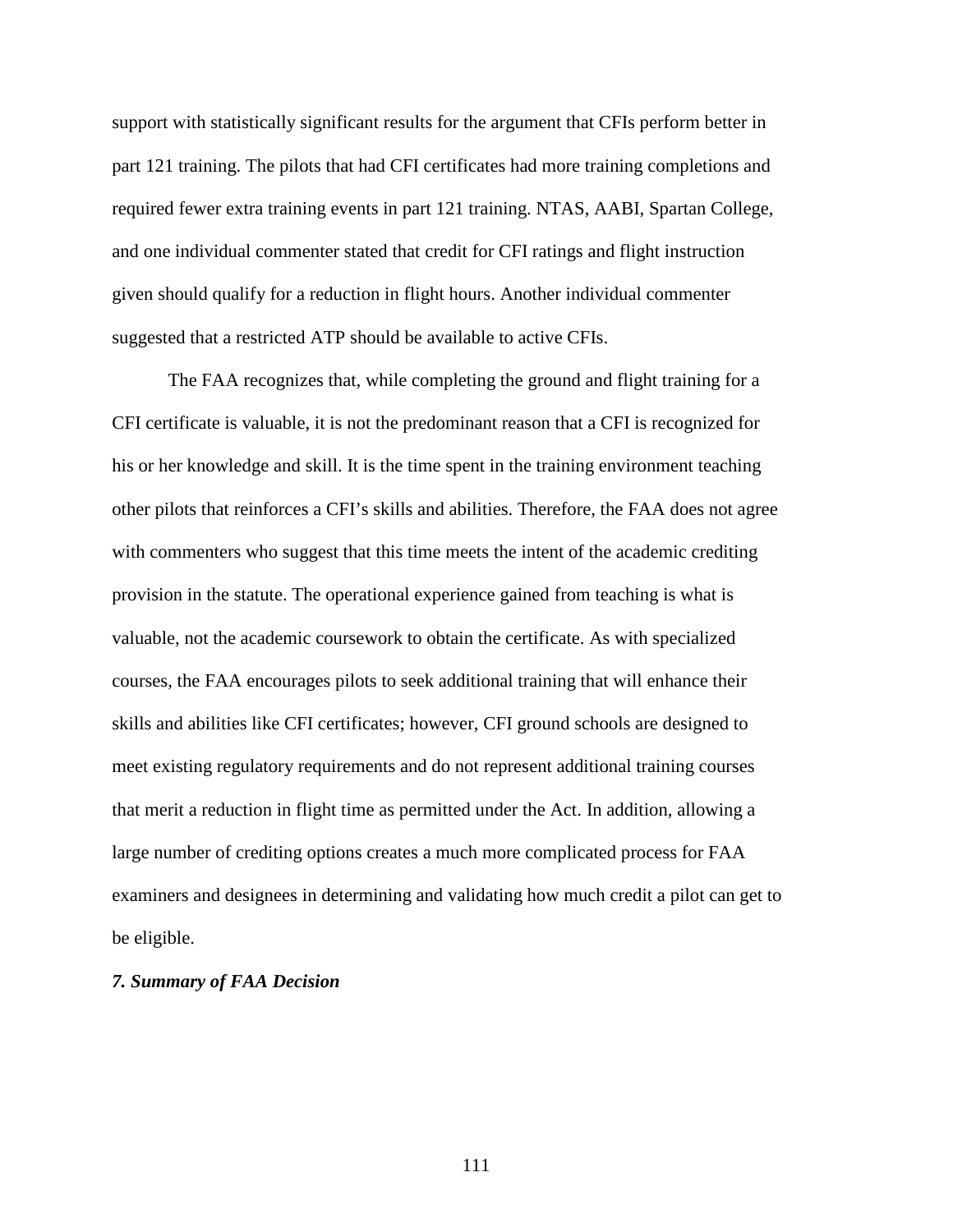support with statistically significant results for the argument that CFIs perform better in part 121 training. The pilots that had CFI certificates had more training completions and required fewer extra training events in part 121 training. NTAS, AABI, Spartan College, and one individual commenter stated that credit for CFI ratings and flight instruction given should qualify for a reduction in flight hours. Another individual commenter suggested that a restricted ATP should be available to active CFIs.

The FAA recognizes that, while completing the ground and flight training for a CFI certificate is valuable, it is not the predominant reason that a CFI is recognized for his or her knowledge and skill. It is the time spent in the training environment teaching other pilots that reinforces a CFI's skills and abilities. Therefore, the FAA does not agree with commenters who suggest that this time meets the intent of the academic crediting provision in the statute. The operational experience gained from teaching is what is valuable, not the academic coursework to obtain the certificate. As with specialized courses, the FAA encourages pilots to seek additional training that will enhance their skills and abilities like CFI certificates; however, CFI ground schools are designed to meet existing regulatory requirements and do not represent additional training courses that merit a reduction in flight time as permitted under the Act. In addition, allowing a large number of crediting options creates a much more complicated process for FAA examiners and designees in determining and validating how much credit a pilot can get to be eligible.

***7. Summary of FAA Decision***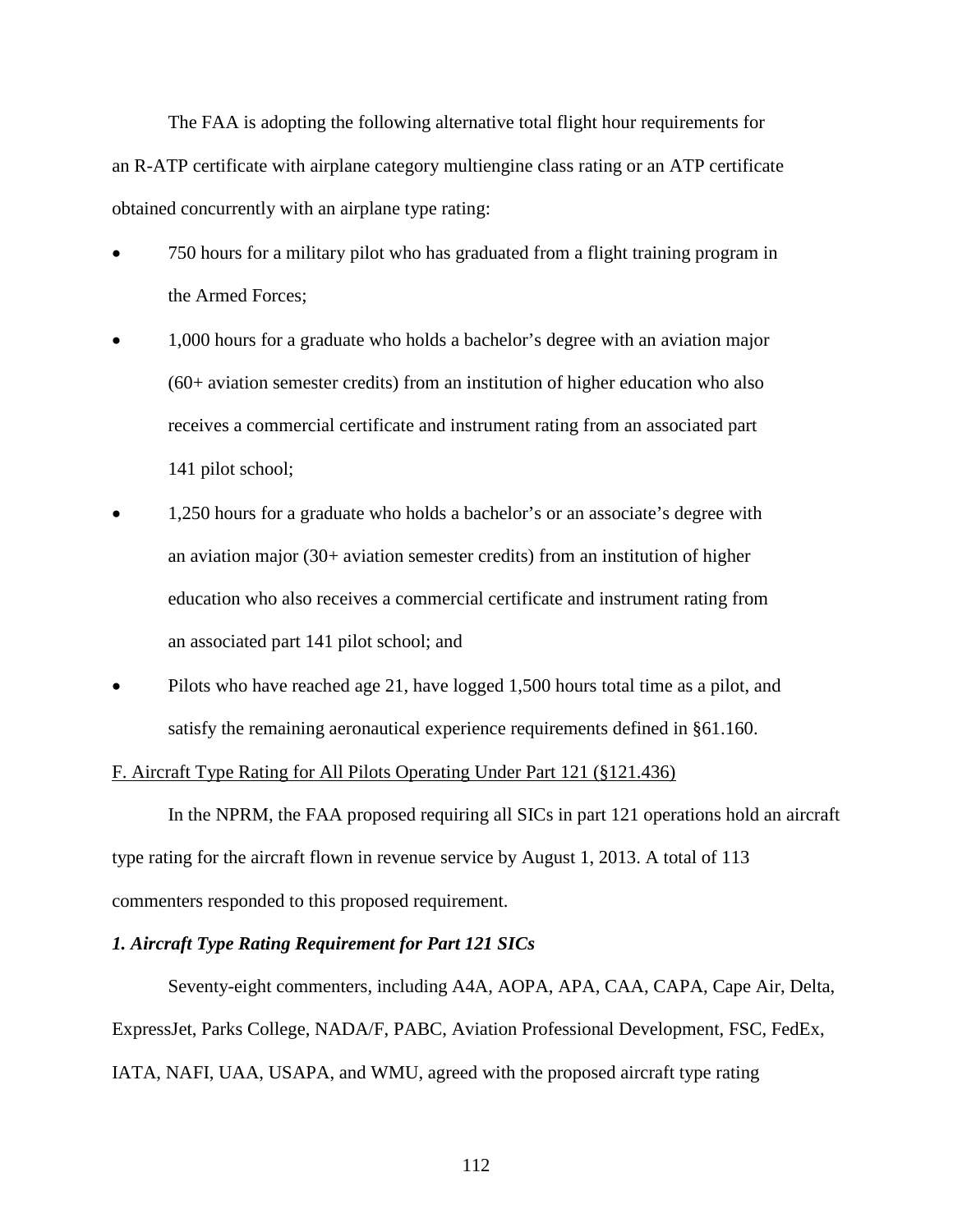The FAA is adopting the following alternative total flight hour requirements for an R-ATP certificate with airplane category multiengine class rating or an ATP certificate obtained concurrently with an airplane type rating:

- 750 hours for a military pilot who has graduated from a flight training program in the Armed Forces;
- 1,000 hours for a graduate who holds a bachelor's degree with an aviation major (60+ aviation semester credits) from an institution of higher education who also receives a commercial certificate and instrument rating from an associated part 141 pilot school;
- 1,250 hours for a graduate who holds a bachelor's or an associate's degree with an aviation major (30+ aviation semester credits) from an institution of higher education who also receives a commercial certificate and instrument rating from an associated part 141 pilot school; and
- Pilots who have reached age 21, have logged 1,500 hours total time as a pilot, and satisfy the remaining aeronautical experience requirements defined in §61.160.

## F. Aircraft Type Rating for All Pilots Operating Under Part 121 (§121.436)

In the NPRM, the FAA proposed requiring all SICs in part 121 operations hold an aircraft type rating for the aircraft flown in revenue service by August 1, 2013. A total of 113 commenters responded to this proposed requirement.

### *1. Aircraft Type Rating Requirement for Part 121 SICs*

Seventy-eight commenters, including A4A, AOPA, APA, CAA, CAPA, Cape Air, Delta, ExpressJet, Parks College, NADA/F, PABC, Aviation Professional Development, FSC, FedEx, IATA, NAFI, UAA, USAPA, and WMU, agreed with the proposed aircraft type rating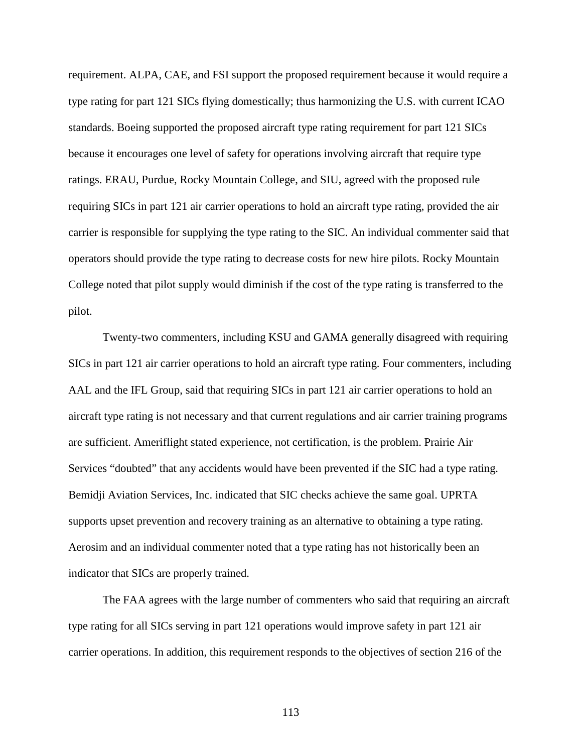requirement. ALPA, CAE, and FSI support the proposed requirement because it would require a type rating for part 121 SICs flying domestically; thus harmonizing the U.S. with current ICAO standards. Boeing supported the proposed aircraft type rating requirement for part 121 SICs because it encourages one level of safety for operations involving aircraft that require type ratings. ERAU, Purdue, Rocky Mountain College, and SIU, agreed with the proposed rule requiring SICs in part 121 air carrier operations to hold an aircraft type rating, provided the air carrier is responsible for supplying the type rating to the SIC. An individual commenter said that operators should provide the type rating to decrease costs for new hire pilots. Rocky Mountain College noted that pilot supply would diminish if the cost of the type rating is transferred to the pilot.

Twenty-two commenters, including KSU and GAMA generally disagreed with requiring SICs in part 121 air carrier operations to hold an aircraft type rating. Four commenters, including AAL and the IFL Group, said that requiring SICs in part 121 air carrier operations to hold an aircraft type rating is not necessary and that current regulations and air carrier training programs are sufficient. Ameriflight stated experience, not certification, is the problem. Prairie Air Services "doubted" that any accidents would have been prevented if the SIC had a type rating. Bemidji Aviation Services, Inc. indicated that SIC checks achieve the same goal. UPRTA supports upset prevention and recovery training as an alternative to obtaining a type rating. Aerosim and an individual commenter noted that a type rating has not historically been an indicator that SICs are properly trained.

The FAA agrees with the large number of commenters who said that requiring an aircraft type rating for all SICs serving in part 121 operations would improve safety in part 121 air carrier operations. In addition, this requirement responds to the objectives of section 216 of the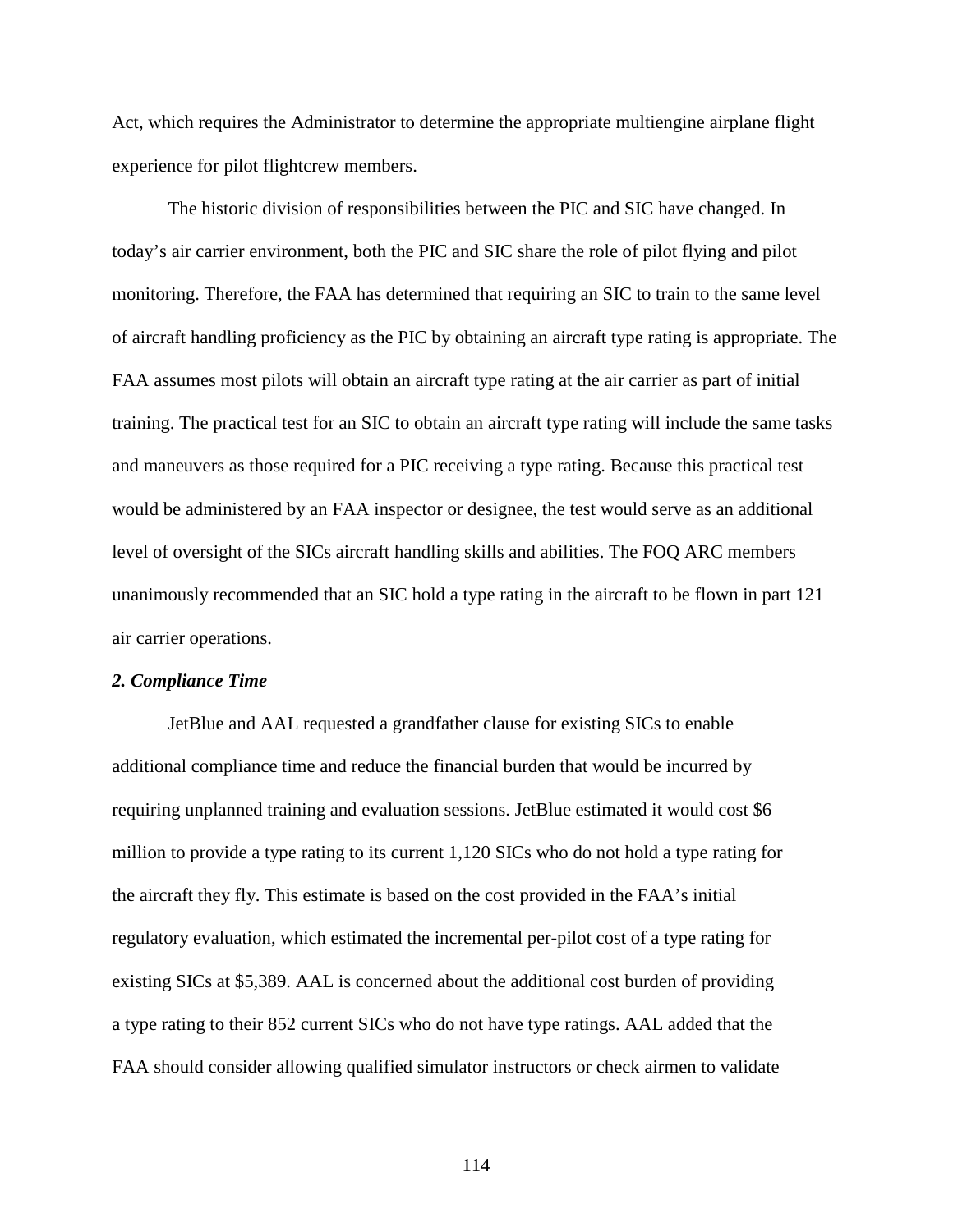Act, which requires the Administrator to determine the appropriate multiengine airplane flight experience for pilot flightcrew members.

The historic division of responsibilities between the PIC and SIC have changed. In today's air carrier environment, both the PIC and SIC share the role of pilot flying and pilot monitoring. Therefore, the FAA has determined that requiring an SIC to train to the same level of aircraft handling proficiency as the PIC by obtaining an aircraft type rating is appropriate. The FAA assumes most pilots will obtain an aircraft type rating at the air carrier as part of initial training. The practical test for an SIC to obtain an aircraft type rating will include the same tasks and maneuvers as those required for a PIC receiving a type rating. Because this practical test would be administered by an FAA inspector or designee, the test would serve as an additional level of oversight of the SICs aircraft handling skills and abilities. The FOQ ARC members unanimously recommended that an SIC hold a type rating in the aircraft to be flown in part 121 air carrier operations.

***2. Compliance Time***

JetBlue and AAL requested a grandfather clause for existing SICs to enable additional compliance time and reduce the financial burden that would be incurred by requiring unplanned training and evaluation sessions. JetBlue estimated it would cost $6 million to provide a type rating to its current 1,120 SICs who do not hold a type rating for the aircraft they fly. This estimate is based on the cost provided in the FAA's initial regulatory evaluation, which estimated the incremental per-pilot cost of a type rating for existing SICs at $5,389. AAL is concerned about the additional cost burden of providing a type rating to their 852 current SICs who do not have type ratings. AAL added that the FAA should consider allowing qualified simulator instructors or check airmen to validate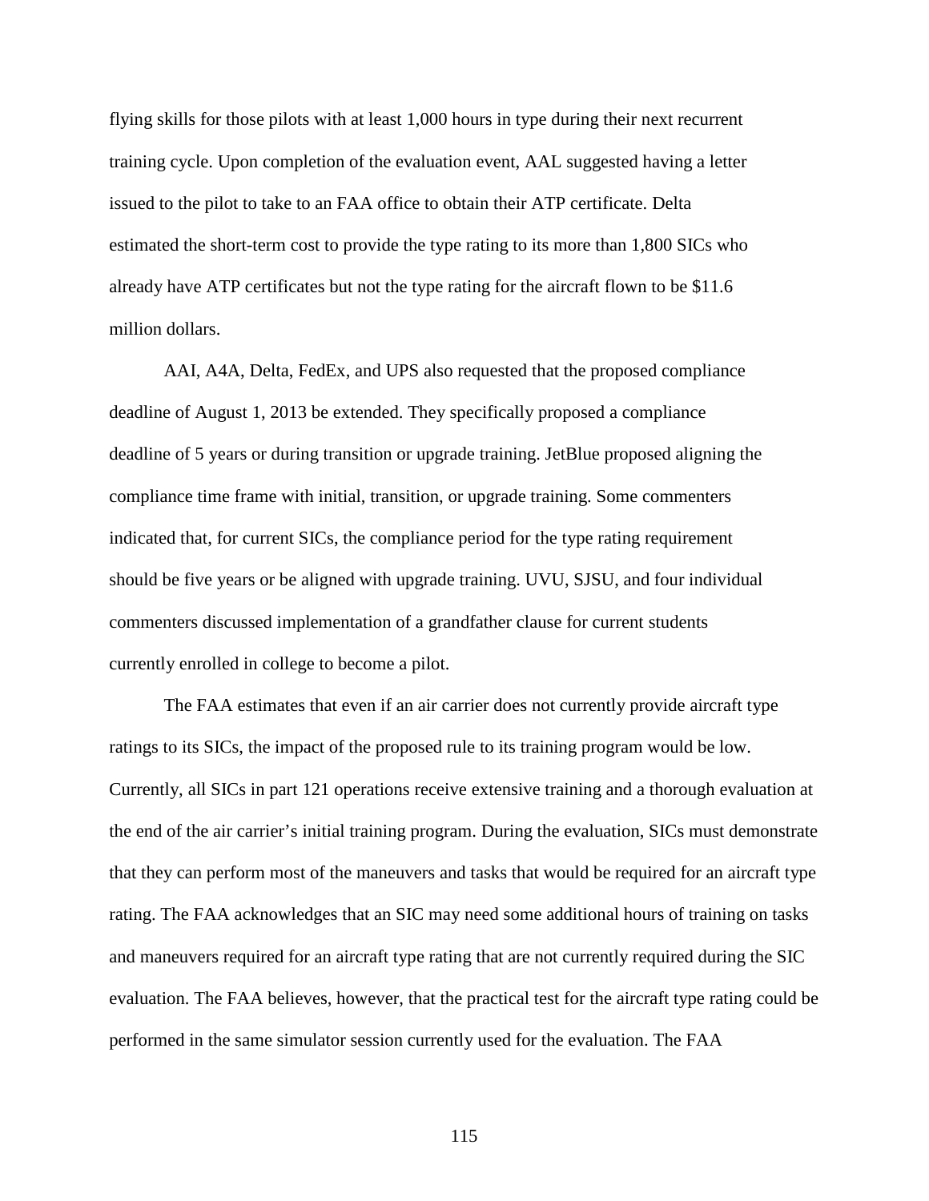flying skills for those pilots with at least 1,000 hours in type during their next recurrent training cycle. Upon completion of the evaluation event, AAL suggested having a letter issued to the pilot to take to an FAA office to obtain their ATP certificate. Delta estimated the short-term cost to provide the type rating to its more than 1,800 SICs who already have ATP certificates but not the type rating for the aircraft flown to be $11.6 million dollars.

AAI, A4A, Delta, FedEx, and UPS also requested that the proposed compliance deadline of August 1, 2013 be extended. They specifically proposed a compliance deadline of 5 years or during transition or upgrade training. JetBlue proposed aligning the compliance time frame with initial, transition, or upgrade training. Some commenters indicated that, for current SICs, the compliance period for the type rating requirement should be five years or be aligned with upgrade training. UVU, SJSU, and four individual commenters discussed implementation of a grandfather clause for current students currently enrolled in college to become a pilot.

The FAA estimates that even if an air carrier does not currently provide aircraft type ratings to its SICs, the impact of the proposed rule to its training program would be low. Currently, all SICs in part 121 operations receive extensive training and a thorough evaluation at the end of the air carrier's initial training program. During the evaluation, SICs must demonstrate that they can perform most of the maneuvers and tasks that would be required for an aircraft type rating. The FAA acknowledges that an SIC may need some additional hours of training on tasks and maneuvers required for an aircraft type rating that are not currently required during the SIC evaluation. The FAA believes, however, that the practical test for the aircraft type rating could be performed in the same simulator session currently used for the evaluation. The FAA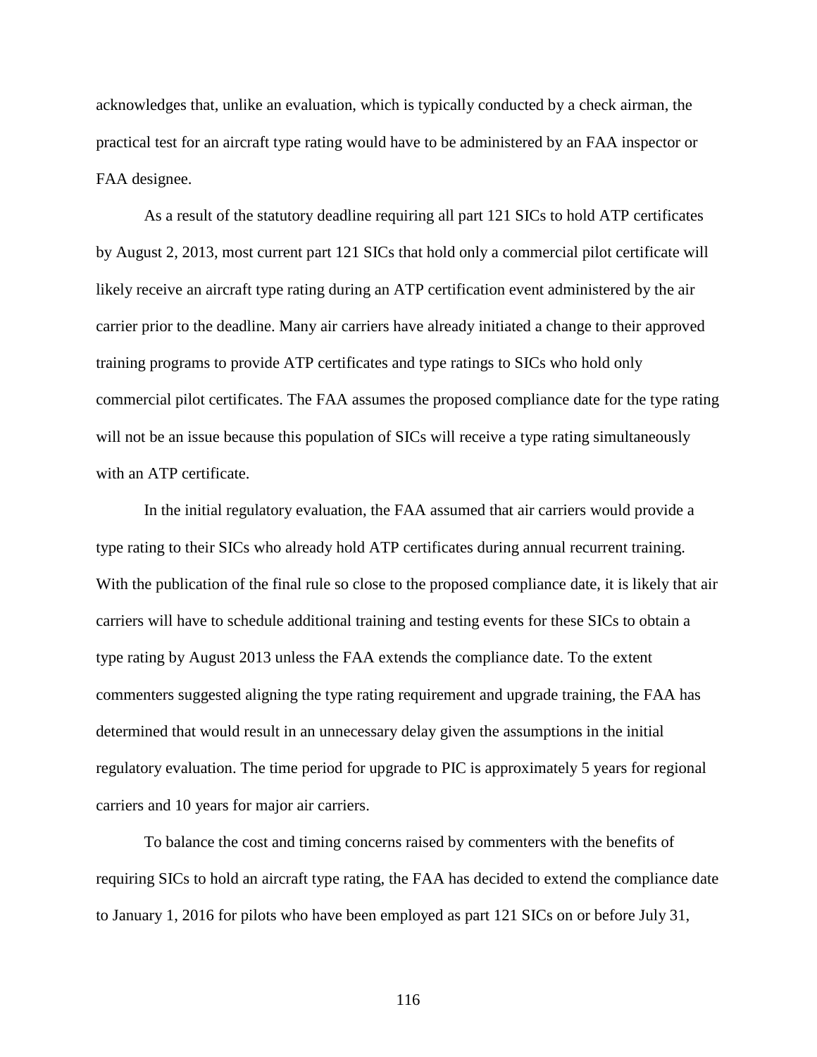acknowledges that, unlike an evaluation, which is typically conducted by a check airman, the practical test for an aircraft type rating would have to be administered by an FAA inspector or FAA designee.

As a result of the statutory deadline requiring all part 121 SICs to hold ATP certificates by August 2, 2013, most current part 121 SICs that hold only a commercial pilot certificate will likely receive an aircraft type rating during an ATP certification event administered by the air carrier prior to the deadline. Many air carriers have already initiated a change to their approved training programs to provide ATP certificates and type ratings to SICs who hold only commercial pilot certificates. The FAA assumes the proposed compliance date for the type rating will not be an issue because this population of SICs will receive a type rating simultaneously with an ATP certificate.

In the initial regulatory evaluation, the FAA assumed that air carriers would provide a type rating to their SICs who already hold ATP certificates during annual recurrent training. With the publication of the final rule so close to the proposed compliance date, it is likely that air carriers will have to schedule additional training and testing events for these SICs to obtain a type rating by August 2013 unless the FAA extends the compliance date. To the extent commenters suggested aligning the type rating requirement and upgrade training, the FAA has determined that would result in an unnecessary delay given the assumptions in the initial regulatory evaluation. The time period for upgrade to PIC is approximately 5 years for regional carriers and 10 years for major air carriers.

To balance the cost and timing concerns raised by commenters with the benefits of requiring SICs to hold an aircraft type rating, the FAA has decided to extend the compliance date to January 1, 2016 for pilots who have been employed as part 121 SICs on or before July 31,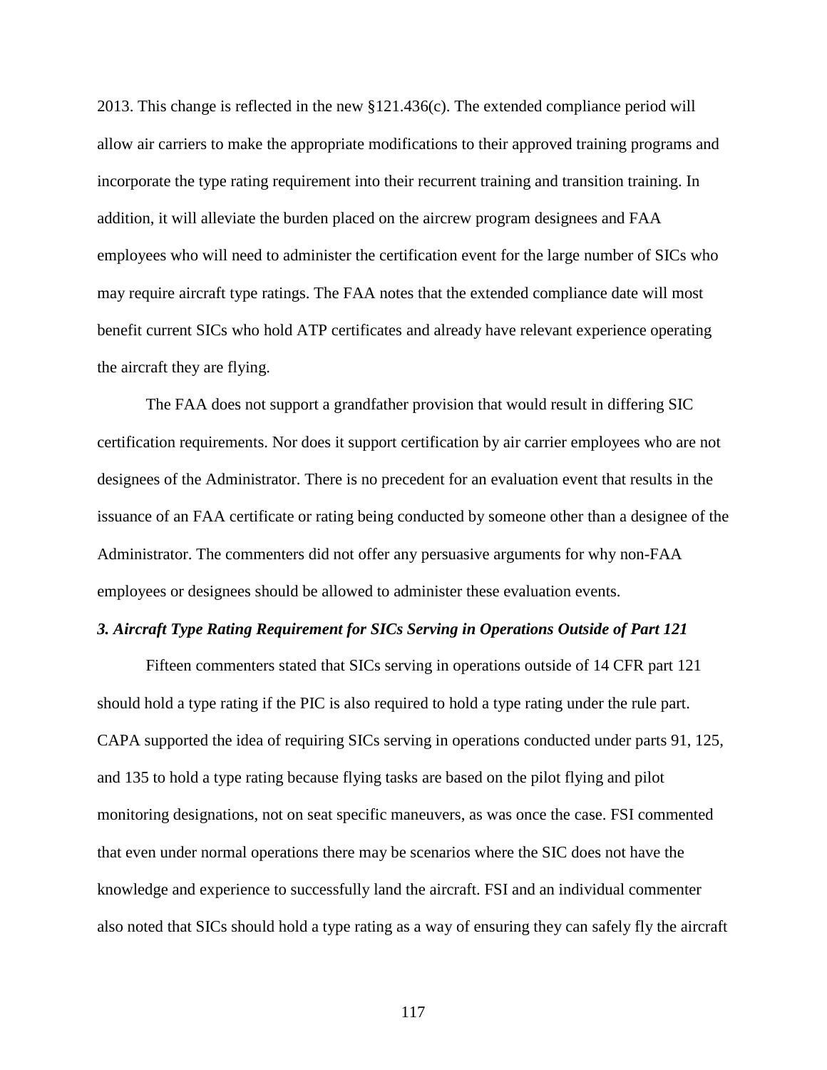2013. This change is reflected in the new §121.436(c). The extended compliance period will allow air carriers to make the appropriate modifications to their approved training programs and incorporate the type rating requirement into their recurrent training and transition training. In addition, it will alleviate the burden placed on the aircrew program designees and FAA employees who will need to administer the certification event for the large number of SICs who may require aircraft type ratings. The FAA notes that the extended compliance date will most benefit current SICs who hold ATP certificates and already have relevant experience operating the aircraft they are flying.

The FAA does not support a grandfather provision that would result in differing SIC certification requirements. Nor does it support certification by air carrier employees who are not designees of the Administrator. There is no precedent for an evaluation event that results in the issuance of an FAA certificate or rating being conducted by someone other than a designee of the Administrator. The commenters did not offer any persuasive arguments for why non-FAA employees or designees should be allowed to administer these evaluation events.

***3. Aircraft Type Rating Requirement for SICs Serving in Operations Outside of Part 121***

Fifteen commenters stated that SICs serving in operations outside of 14 CFR part 121 should hold a type rating if the PIC is also required to hold a type rating under the rule part. CAPA supported the idea of requiring SICs serving in operations conducted under parts 91, 125, and 135 to hold a type rating because flying tasks are based on the pilot flying and pilot monitoring designations, not on seat specific maneuvers, as was once the case. FSI commented that even under normal operations there may be scenarios where the SIC does not have the knowledge and experience to successfully land the aircraft. FSI and an individual commenter also noted that SICs should hold a type rating as a way of ensuring they can safely fly the aircraft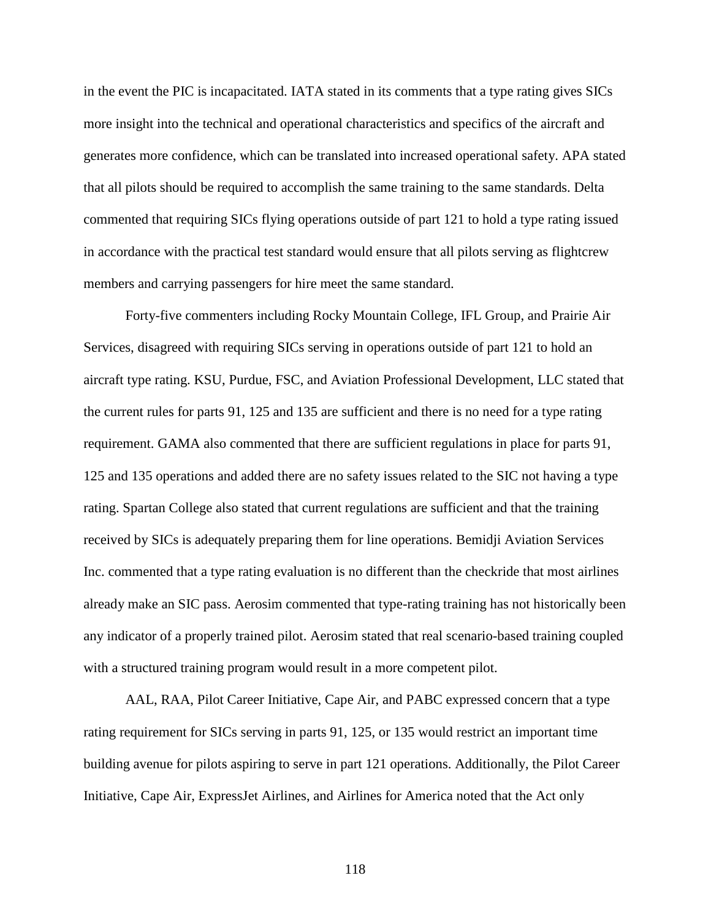in the event the PIC is incapacitated. IATA stated in its comments that a type rating gives SICs more insight into the technical and operational characteristics and specifics of the aircraft and generates more confidence, which can be translated into increased operational safety. APA stated that all pilots should be required to accomplish the same training to the same standards. Delta commented that requiring SICs flying operations outside of part 121 to hold a type rating issued in accordance with the practical test standard would ensure that all pilots serving as flightcrew members and carrying passengers for hire meet the same standard.

Forty-five commenters including Rocky Mountain College, IFL Group, and Prairie Air Services, disagreed with requiring SICs serving in operations outside of part 121 to hold an aircraft type rating. KSU, Purdue, FSC, and Aviation Professional Development, LLC stated that the current rules for parts 91, 125 and 135 are sufficient and there is no need for a type rating requirement. GAMA also commented that there are sufficient regulations in place for parts 91, 125 and 135 operations and added there are no safety issues related to the SIC not having a type rating. Spartan College also stated that current regulations are sufficient and that the training received by SICs is adequately preparing them for line operations. Bemidji Aviation Services Inc. commented that a type rating evaluation is no different than the checkride that most airlines already make an SIC pass. Aerosim commented that type-rating training has not historically been any indicator of a properly trained pilot. Aerosim stated that real scenario-based training coupled with a structured training program would result in a more competent pilot.

AAL, RAA, Pilot Career Initiative, Cape Air, and PABC expressed concern that a type rating requirement for SICs serving in parts 91, 125, or 135 would restrict an important time building avenue for pilots aspiring to serve in part 121 operations. Additionally, the Pilot Career Initiative, Cape Air, ExpressJet Airlines, and Airlines for America noted that the Act only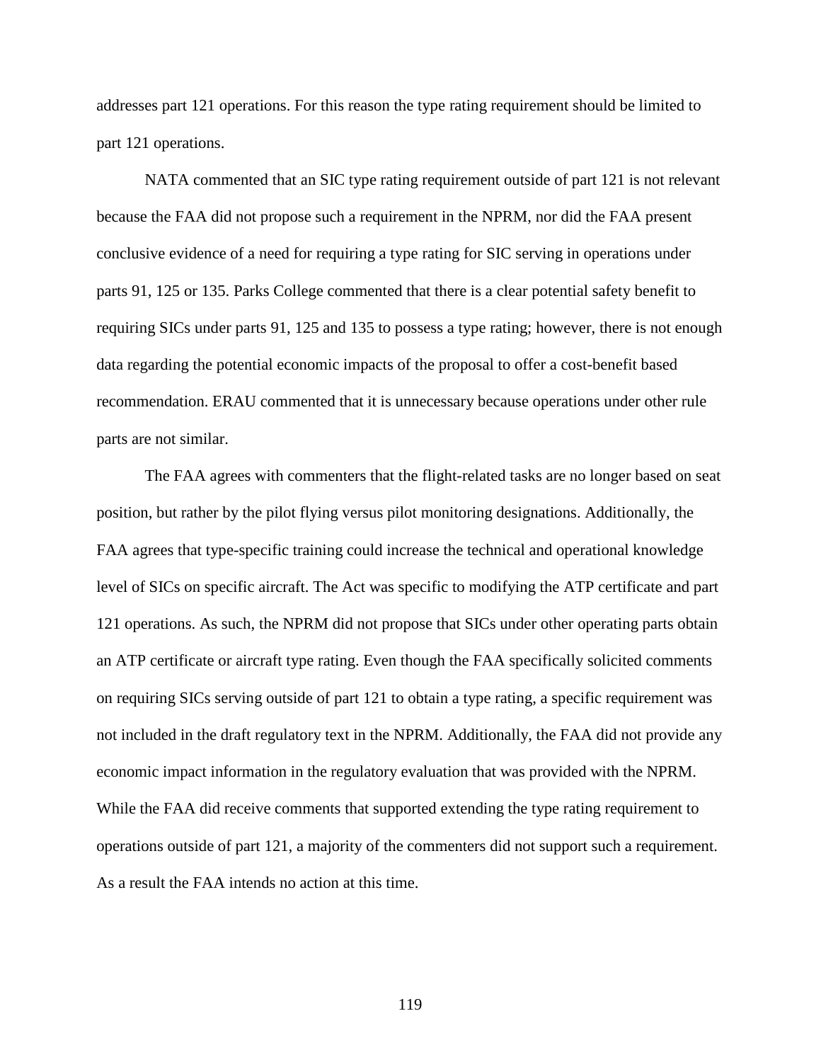addresses part 121 operations. For this reason the type rating requirement should be limited to part 121 operations.

NATA commented that an SIC type rating requirement outside of part 121 is not relevant because the FAA did not propose such a requirement in the NPRM, nor did the FAA present conclusive evidence of a need for requiring a type rating for SIC serving in operations under parts 91, 125 or 135. Parks College commented that there is a clear potential safety benefit to requiring SICs under parts 91, 125 and 135 to possess a type rating; however, there is not enough data regarding the potential economic impacts of the proposal to offer a cost-benefit based recommendation. ERAU commented that it is unnecessary because operations under other rule parts are not similar.

The FAA agrees with commenters that the flight-related tasks are no longer based on seat position, but rather by the pilot flying versus pilot monitoring designations. Additionally, the FAA agrees that type-specific training could increase the technical and operational knowledge level of SICs on specific aircraft. The Act was specific to modifying the ATP certificate and part 121 operations. As such, the NPRM did not propose that SICs under other operating parts obtain an ATP certificate or aircraft type rating. Even though the FAA specifically solicited comments on requiring SICs serving outside of part 121 to obtain a type rating, a specific requirement was not included in the draft regulatory text in the NPRM. Additionally, the FAA did not provide any economic impact information in the regulatory evaluation that was provided with the NPRM. While the FAA did receive comments that supported extending the type rating requirement to operations outside of part 121, a majority of the commenters did not support such a requirement. As a result the FAA intends no action at this time.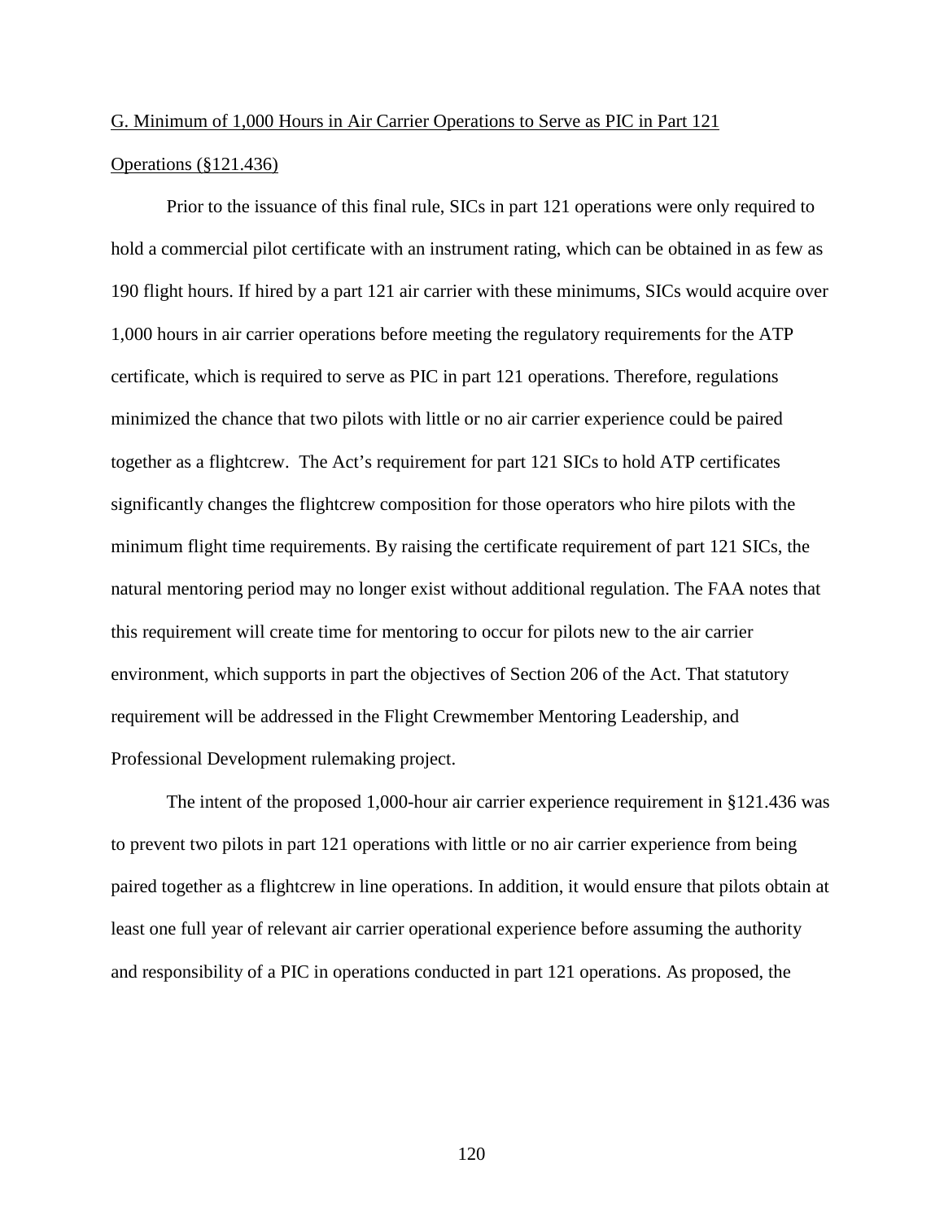## G. Minimum of 1,000 Hours in Air Carrier Operations to Serve as PIC in Part 121 Operations (§121.436)

Prior to the issuance of this final rule, SICs in part 121 operations were only required to hold a commercial pilot certificate with an instrument rating, which can be obtained in as few as 190 flight hours. If hired by a part 121 air carrier with these minimums, SICs would acquire over 1,000 hours in air carrier operations before meeting the regulatory requirements for the ATP certificate, which is required to serve as PIC in part 121 operations. Therefore, regulations minimized the chance that two pilots with little or no air carrier experience could be paired together as a flightcrew. The Act's requirement for part 121 SICs to hold ATP certificates significantly changes the flightcrew composition for those operators who hire pilots with the minimum flight time requirements. By raising the certificate requirement of part 121 SICs, the natural mentoring period may no longer exist without additional regulation. The FAA notes that this requirement will create time for mentoring to occur for pilots new to the air carrier environment, which supports in part the objectives of Section 206 of the Act. That statutory requirement will be addressed in the Flight Crewmember Mentoring Leadership, and Professional Development rulemaking project.

The intent of the proposed 1,000-hour air carrier experience requirement in §121.436 was to prevent two pilots in part 121 operations with little or no air carrier experience from being paired together as a flightcrew in line operations. In addition, it would ensure that pilots obtain at least one full year of relevant air carrier operational experience before assuming the authority and responsibility of a PIC in operations conducted in part 121 operations. As proposed, the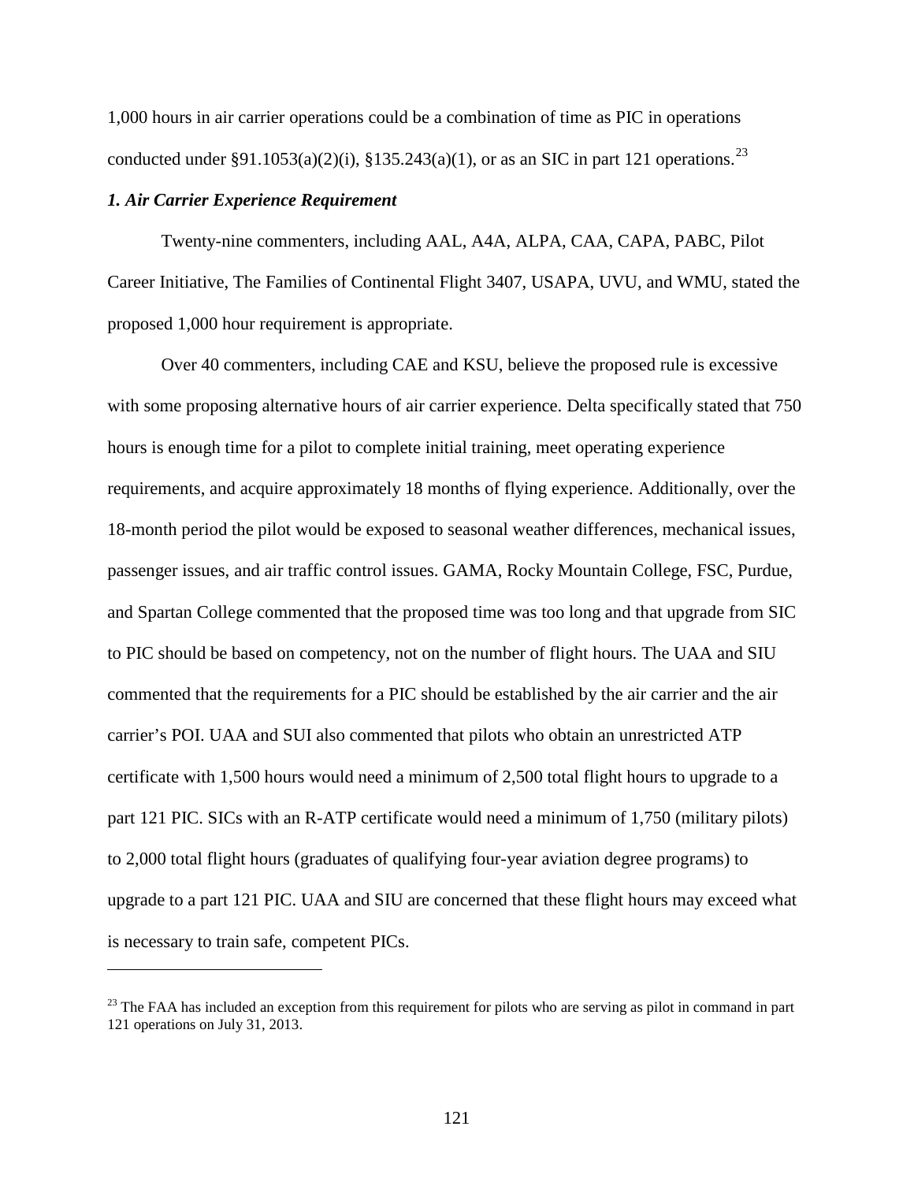1,000 hours in air carrier operations could be a combination of time as PIC in operations conducted under §91.1053(a)(2)(i), §135.243(a)(1), or as an SIC in part 121 operations.[23]

### *1. Air Carrier Experience Requirement*

Twenty-nine commenters, including AAL, A4A, ALPA, CAA, CAPA, PABC, Pilot Career Initiative, The Families of Continental Flight 3407, USAPA, UVU, and WMU, stated the proposed 1,000 hour requirement is appropriate.

Over 40 commenters, including CAE and KSU, believe the proposed rule is excessive with some proposing alternative hours of air carrier experience. Delta specifically stated that 750 hours is enough time for a pilot to complete initial training, meet operating experience requirements, and acquire approximately 18 months of flying experience. Additionally, over the 18-month period the pilot would be exposed to seasonal weather differences, mechanical issues, passenger issues, and air traffic control issues. GAMA, Rocky Mountain College, FSC, Purdue, and Spartan College commented that the proposed time was too long and that upgrade from SIC to PIC should be based on competency, not on the number of flight hours. The UAA and SIU commented that the requirements for a PIC should be established by the air carrier and the air carrier's POI. UAA and SUI also commented that pilots who obtain an unrestricted ATP certificate with 1,500 hours would need a minimum of 2,500 total flight hours to upgrade to a part 121 PIC. SICs with an R-ATP certificate would need a minimum of 1,750 (military pilots) to 2,000 total flight hours (graduates of qualifying four-year aviation degree programs) to upgrade to a part 121 PIC. UAA and SIU are concerned that these flight hours may exceed what is necessary to train safe, competent PICs.

---

[23] The FAA has included an exception from this requirement for pilots who are serving as pilot in command in part 121 operations on July 31, 2013.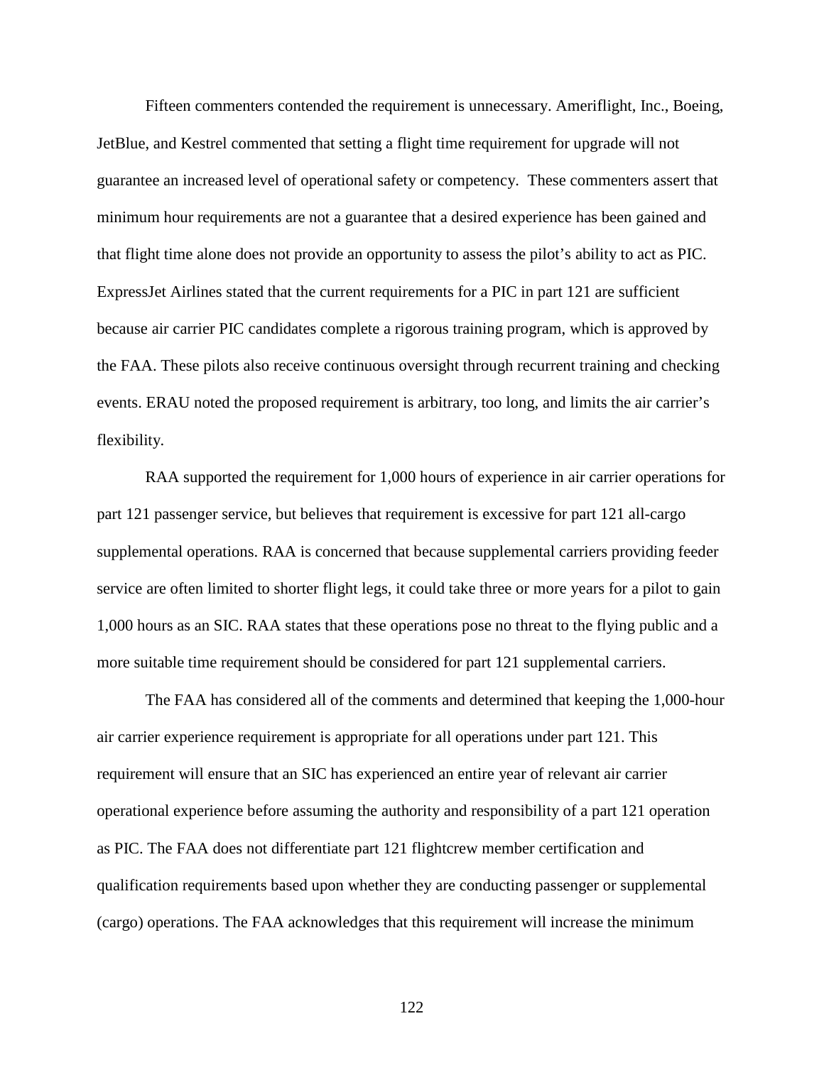Fifteen commenters contended the requirement is unnecessary. Ameriflight, Inc., Boeing, JetBlue, and Kestrel commented that setting a flight time requirement for upgrade will not guarantee an increased level of operational safety or competency. These commenters assert that minimum hour requirements are not a guarantee that a desired experience has been gained and that flight time alone does not provide an opportunity to assess the pilot's ability to act as PIC. ExpressJet Airlines stated that the current requirements for a PIC in part 121 are sufficient because air carrier PIC candidates complete a rigorous training program, which is approved by the FAA. These pilots also receive continuous oversight through recurrent training and checking events. ERAU noted the proposed requirement is arbitrary, too long, and limits the air carrier's flexibility.

RAA supported the requirement for 1,000 hours of experience in air carrier operations for part 121 passenger service, but believes that requirement is excessive for part 121 all-cargo supplemental operations. RAA is concerned that because supplemental carriers providing feeder service are often limited to shorter flight legs, it could take three or more years for a pilot to gain 1,000 hours as an SIC. RAA states that these operations pose no threat to the flying public and a more suitable time requirement should be considered for part 121 supplemental carriers.

The FAA has considered all of the comments and determined that keeping the 1,000-hour air carrier experience requirement is appropriate for all operations under part 121. This requirement will ensure that an SIC has experienced an entire year of relevant air carrier operational experience before assuming the authority and responsibility of a part 121 operation as PIC. The FAA does not differentiate part 121 flightcrew member certification and qualification requirements based upon whether they are conducting passenger or supplemental (cargo) operations. The FAA acknowledges that this requirement will increase the minimum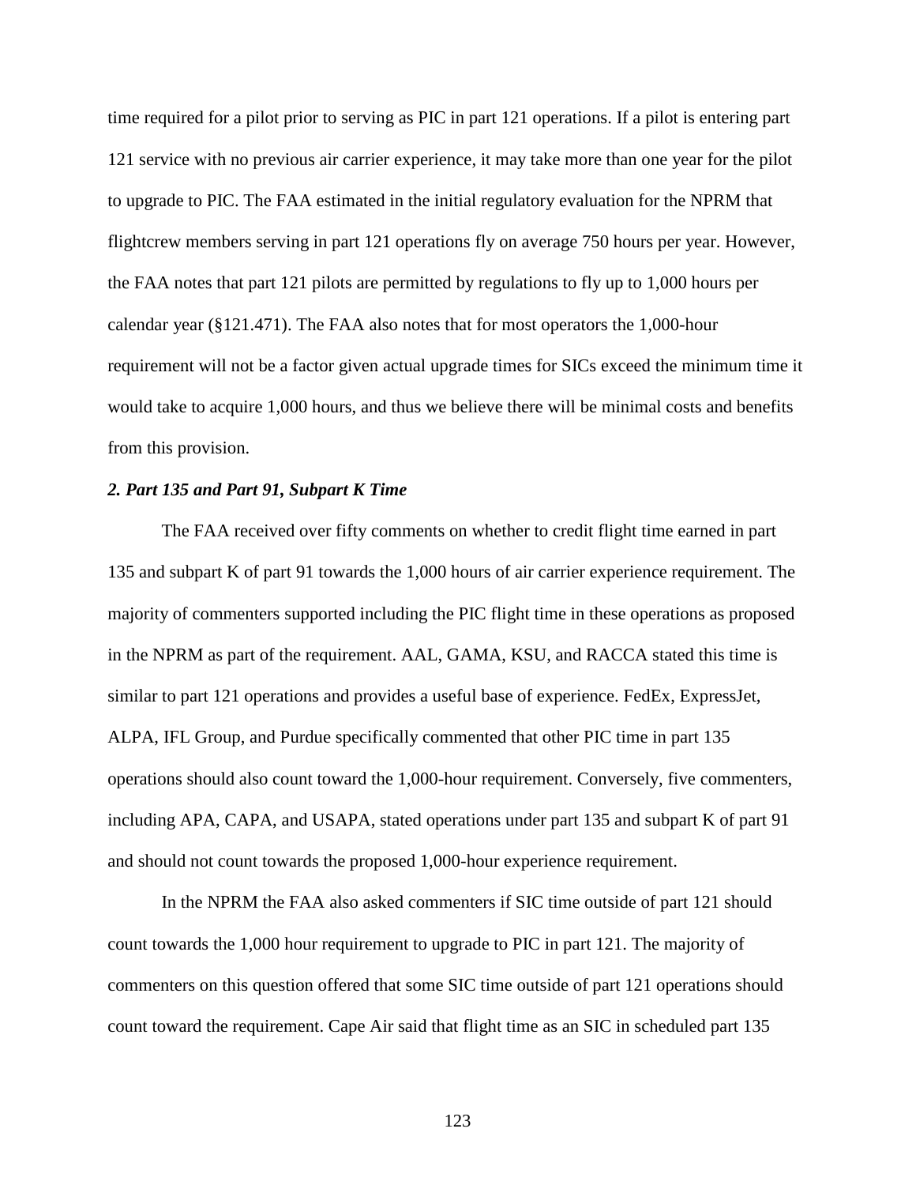time required for a pilot prior to serving as PIC in part 121 operations. If a pilot is entering part 121 service with no previous air carrier experience, it may take more than one year for the pilot to upgrade to PIC. The FAA estimated in the initial regulatory evaluation for the NPRM that flightcrew members serving in part 121 operations fly on average 750 hours per year. However, the FAA notes that part 121 pilots are permitted by regulations to fly up to 1,000 hours per calendar year (§121.471). The FAA also notes that for most operators the 1,000-hour requirement will not be a factor given actual upgrade times for SICs exceed the minimum time it would take to acquire 1,000 hours, and thus we believe there will be minimal costs and benefits from this provision.

***2. Part 135 and Part 91, Subpart K Time***

The FAA received over fifty comments on whether to credit flight time earned in part 135 and subpart K of part 91 towards the 1,000 hours of air carrier experience requirement. The majority of commenters supported including the PIC flight time in these operations as proposed in the NPRM as part of the requirement. AAL, GAMA, KSU, and RACCA stated this time is similar to part 121 operations and provides a useful base of experience. FedEx, ExpressJet, ALPA, IFL Group, and Purdue specifically commented that other PIC time in part 135 operations should also count toward the 1,000-hour requirement. Conversely, five commenters, including APA, CAPA, and USAPA, stated operations under part 135 and subpart K of part 91 and should not count towards the proposed 1,000-hour experience requirement.

In the NPRM the FAA also asked commenters if SIC time outside of part 121 should count towards the 1,000 hour requirement to upgrade to PIC in part 121. The majority of commenters on this question offered that some SIC time outside of part 121 operations should count toward the requirement. Cape Air said that flight time as an SIC in scheduled part 135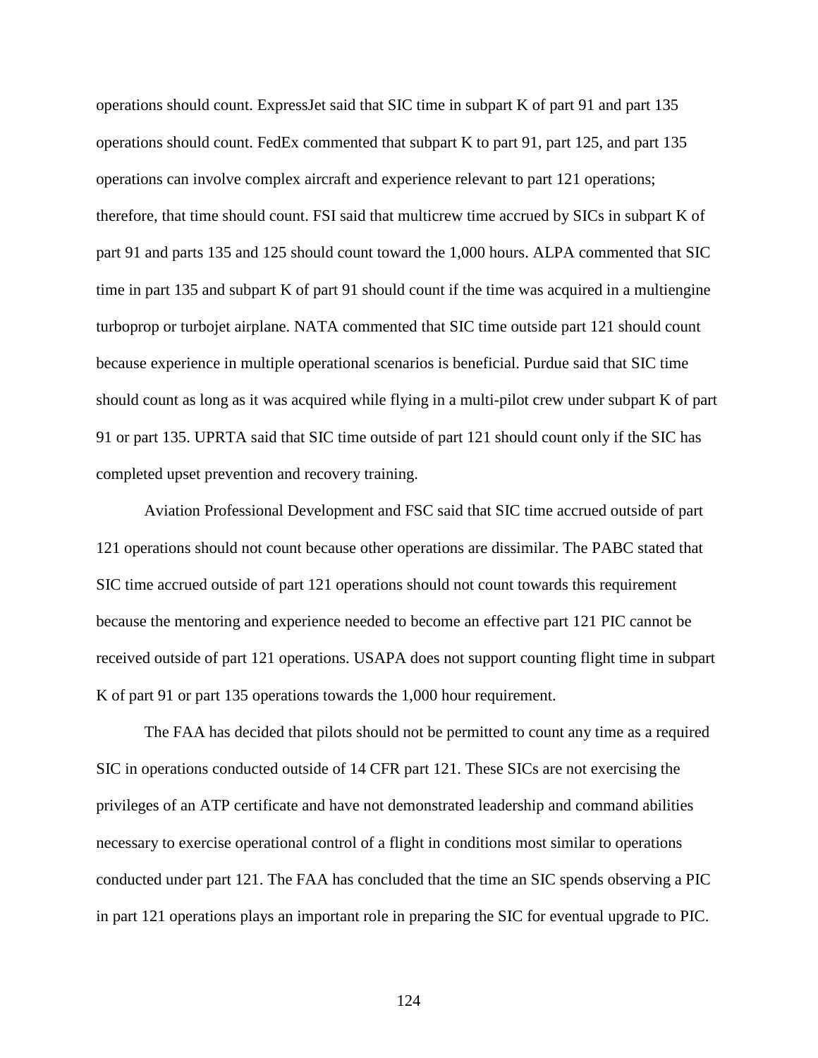operations should count. ExpressJet said that SIC time in subpart K of part 91 and part 135 operations should count. FedEx commented that subpart K to part 91, part 125, and part 135 operations can involve complex aircraft and experience relevant to part 121 operations; therefore, that time should count. FSI said that multicrew time accrued by SICs in subpart K of part 91 and parts 135 and 125 should count toward the 1,000 hours. ALPA commented that SIC time in part 135 and subpart K of part 91 should count if the time was acquired in a multiengine turboprop or turbojet airplane. NATA commented that SIC time outside part 121 should count because experience in multiple operational scenarios is beneficial. Purdue said that SIC time should count as long as it was acquired while flying in a multi-pilot crew under subpart K of part 91 or part 135. UPRTA said that SIC time outside of part 121 should count only if the SIC has completed upset prevention and recovery training.

Aviation Professional Development and FSC said that SIC time accrued outside of part 121 operations should not count because other operations are dissimilar. The PABC stated that SIC time accrued outside of part 121 operations should not count towards this requirement because the mentoring and experience needed to become an effective part 121 PIC cannot be received outside of part 121 operations. USAPA does not support counting flight time in subpart K of part 91 or part 135 operations towards the 1,000 hour requirement.

The FAA has decided that pilots should not be permitted to count any time as a required SIC in operations conducted outside of 14 CFR part 121. These SICs are not exercising the privileges of an ATP certificate and have not demonstrated leadership and command abilities necessary to exercise operational control of a flight in conditions most similar to operations conducted under part 121. The FAA has concluded that the time an SIC spends observing a PIC in part 121 operations plays an important role in preparing the SIC for eventual upgrade to PIC.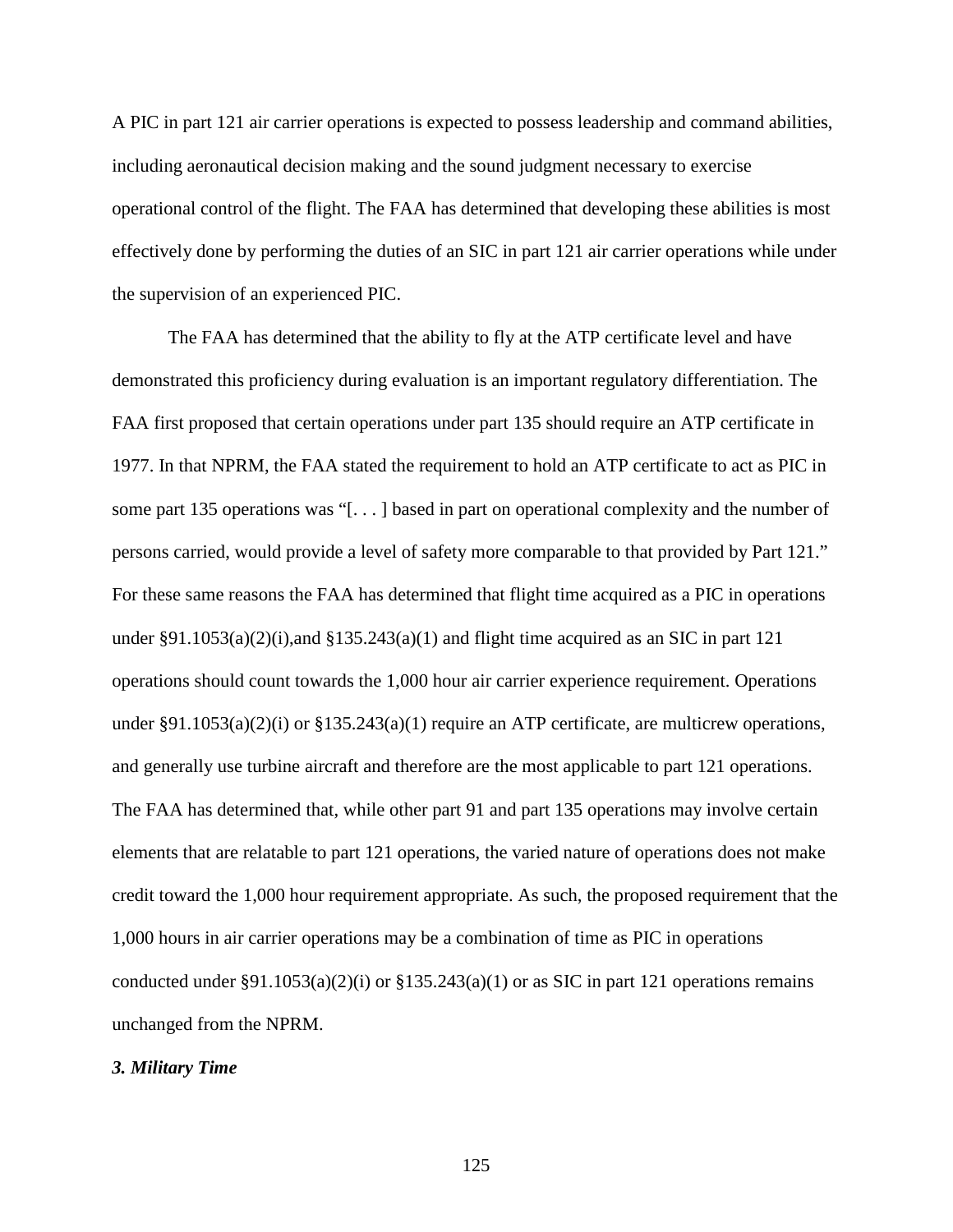A PIC in part 121 air carrier operations is expected to possess leadership and command abilities, including aeronautical decision making and the sound judgment necessary to exercise operational control of the flight. The FAA has determined that developing these abilities is most effectively done by performing the duties of an SIC in part 121 air carrier operations while under the supervision of an experienced PIC.

The FAA has determined that the ability to fly at the ATP certificate level and have demonstrated this proficiency during evaluation is an important regulatory differentiation. The FAA first proposed that certain operations under part 135 should require an ATP certificate in 1977. In that NPRM, the FAA stated the requirement to hold an ATP certificate to act as PIC in some part 135 operations was "[. . . ] based in part on operational complexity and the number of persons carried, would provide a level of safety more comparable to that provided by Part 121." For these same reasons the FAA has determined that flight time acquired as a PIC in operations under §91.1053(a)(2)(i),and §135.243(a)(1) and flight time acquired as an SIC in part 121 operations should count towards the 1,000 hour air carrier experience requirement. Operations under §91.1053(a)(2)(i) or §135.243(a)(1) require an ATP certificate, are multicrew operations, and generally use turbine aircraft and therefore are the most applicable to part 121 operations. The FAA has determined that, while other part 91 and part 135 operations may involve certain elements that are relatable to part 121 operations, the varied nature of operations does not make credit toward the 1,000 hour requirement appropriate. As such, the proposed requirement that the 1,000 hours in air carrier operations may be a combination of time as PIC in operations conducted under §91.1053(a)(2)(i) or §135.243(a)(1) or as SIC in part 121 operations remains unchanged from the NPRM.

***3. Military Time***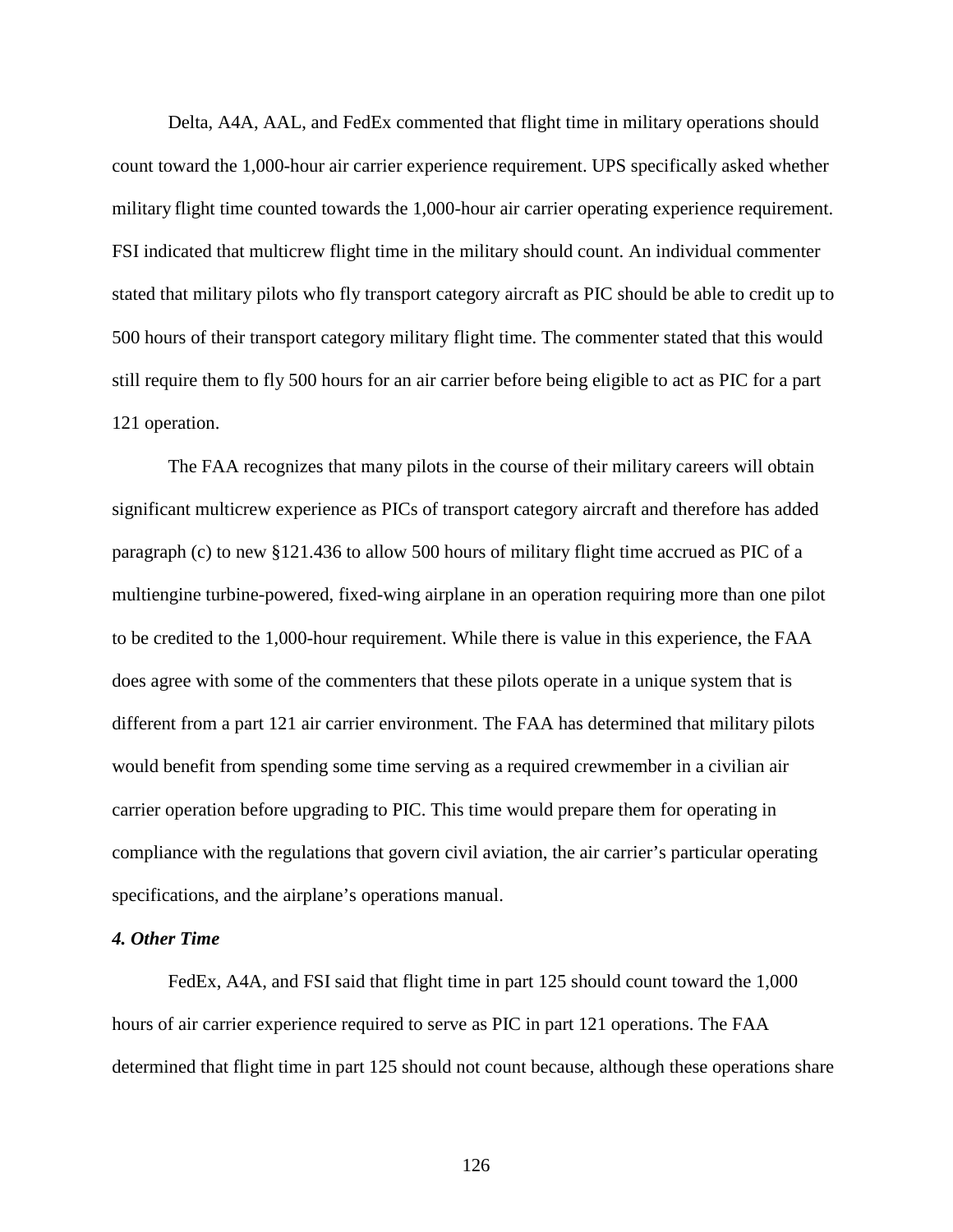Delta, A4A, AAL, and FedEx commented that flight time in military operations should count toward the 1,000-hour air carrier experience requirement. UPS specifically asked whether military flight time counted towards the 1,000-hour air carrier operating experience requirement. FSI indicated that multicrew flight time in the military should count. An individual commenter stated that military pilots who fly transport category aircraft as PIC should be able to credit up to 500 hours of their transport category military flight time. The commenter stated that this would still require them to fly 500 hours for an air carrier before being eligible to act as PIC for a part 121 operation.

The FAA recognizes that many pilots in the course of their military careers will obtain significant multicrew experience as PICs of transport category aircraft and therefore has added paragraph (c) to new §121.436 to allow 500 hours of military flight time accrued as PIC of a multiengine turbine-powered, fixed-wing airplane in an operation requiring more than one pilot to be credited to the 1,000-hour requirement. While there is value in this experience, the FAA does agree with some of the commenters that these pilots operate in a unique system that is different from a part 121 air carrier environment. The FAA has determined that military pilots would benefit from spending some time serving as a required crewmember in a civilian air carrier operation before upgrading to PIC. This time would prepare them for operating in compliance with the regulations that govern civil aviation, the air carrier's particular operating specifications, and the airplane's operations manual.

***4. Other Time***

FedEx, A4A, and FSI said that flight time in part 125 should count toward the 1,000 hours of air carrier experience required to serve as PIC in part 121 operations. The FAA determined that flight time in part 125 should not count because, although these operations share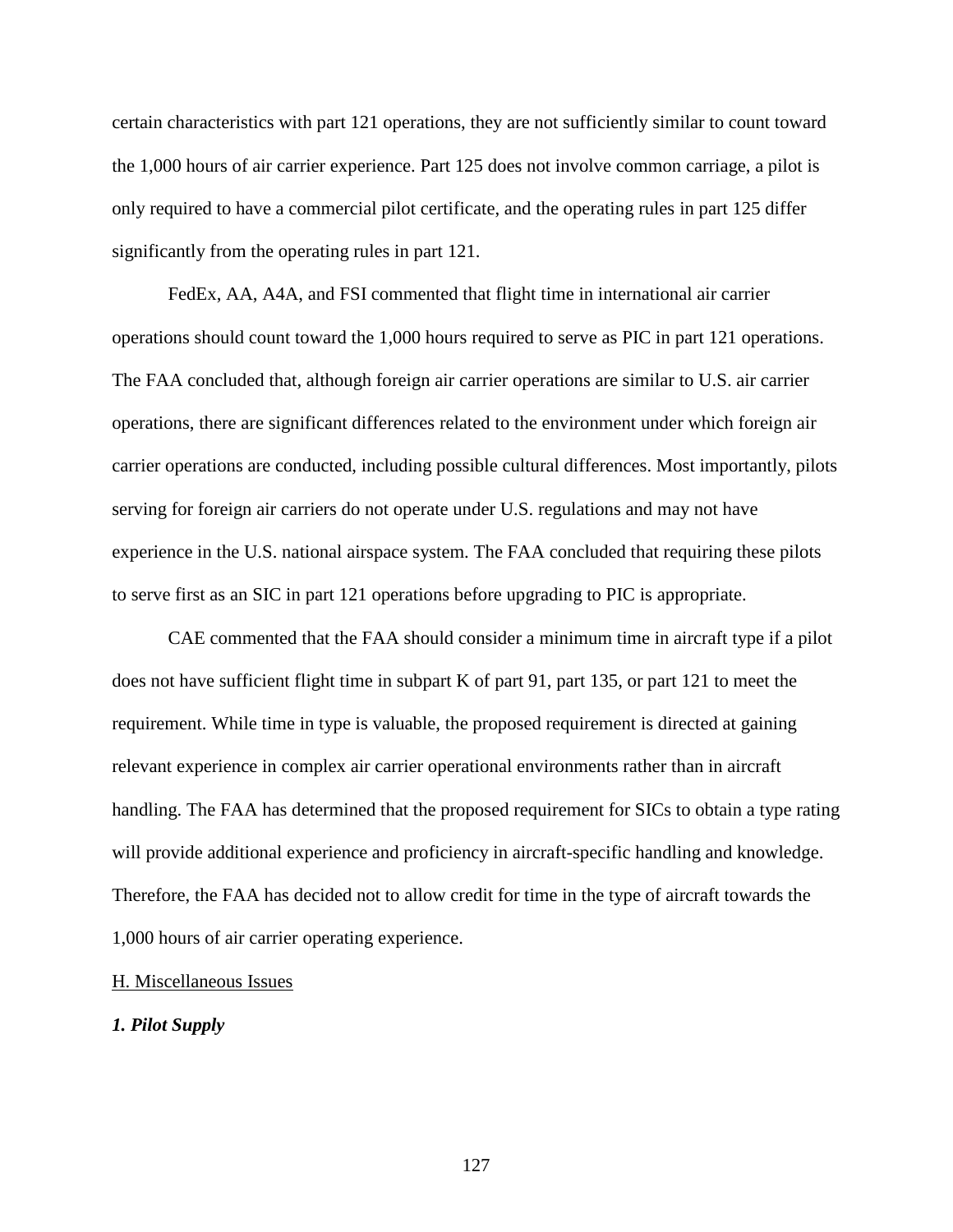certain characteristics with part 121 operations, they are not sufficiently similar to count toward the 1,000 hours of air carrier experience. Part 125 does not involve common carriage, a pilot is only required to have a commercial pilot certificate, and the operating rules in part 125 differ significantly from the operating rules in part 121.

FedEx, AA, A4A, and FSI commented that flight time in international air carrier operations should count toward the 1,000 hours required to serve as PIC in part 121 operations. The FAA concluded that, although foreign air carrier operations are similar to U.S. air carrier operations, there are significant differences related to the environment under which foreign air carrier operations are conducted, including possible cultural differences. Most importantly, pilots serving for foreign air carriers do not operate under U.S. regulations and may not have experience in the U.S. national airspace system. The FAA concluded that requiring these pilots to serve first as an SIC in part 121 operations before upgrading to PIC is appropriate.

CAE commented that the FAA should consider a minimum time in aircraft type if a pilot does not have sufficient flight time in subpart K of part 91, part 135, or part 121 to meet the requirement. While time in type is valuable, the proposed requirement is directed at gaining relevant experience in complex air carrier operational environments rather than in aircraft handling. The FAA has determined that the proposed requirement for SICs to obtain a type rating will provide additional experience and proficiency in aircraft-specific handling and knowledge. Therefore, the FAA has decided not to allow credit for time in the type of aircraft towards the 1,000 hours of air carrier operating experience.

## H. Miscellaneous Issues

### *1. Pilot Supply*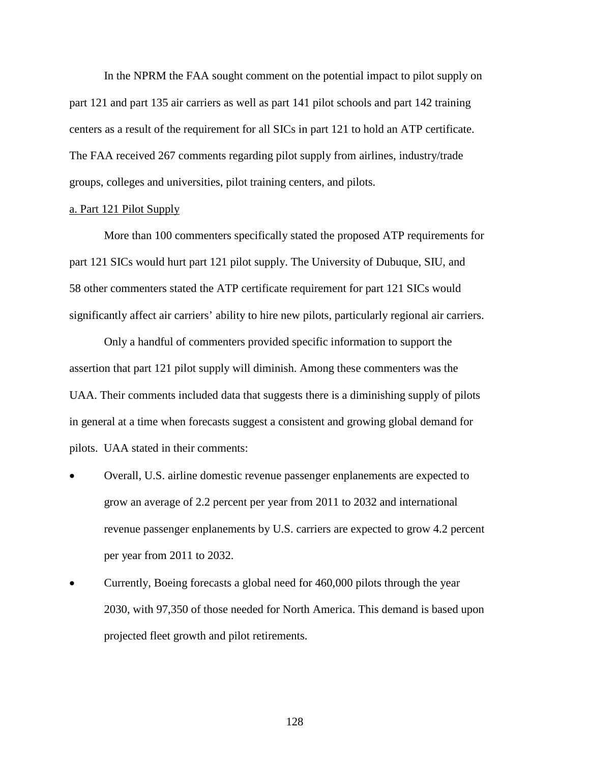In the NPRM the FAA sought comment on the potential impact to pilot supply on part 121 and part 135 air carriers as well as part 141 pilot schools and part 142 training centers as a result of the requirement for all SICs in part 121 to hold an ATP certificate. The FAA received 267 comments regarding pilot supply from airlines, industry/trade groups, colleges and universities, pilot training centers, and pilots.

a. Part 121 Pilot Supply

More than 100 commenters specifically stated the proposed ATP requirements for part 121 SICs would hurt part 121 pilot supply. The University of Dubuque, SIU, and 58 other commenters stated the ATP certificate requirement for part 121 SICs would significantly affect air carriers' ability to hire new pilots, particularly regional air carriers.

Only a handful of commenters provided specific information to support the assertion that part 121 pilot supply will diminish. Among these commenters was the UAA. Their comments included data that suggests there is a diminishing supply of pilots in general at a time when forecasts suggest a consistent and growing global demand for pilots. UAA stated in their comments:

- Overall, U.S. airline domestic revenue passenger enplanements are expected to grow an average of 2.2 percent per year from 2011 to 2032 and international revenue passenger enplanements by U.S. carriers are expected to grow 4.2 percent per year from 2011 to 2032.
- Currently, Boeing forecasts a global need for 460,000 pilots through the year 2030, with 97,350 of those needed for North America. This demand is based upon projected fleet growth and pilot retirements.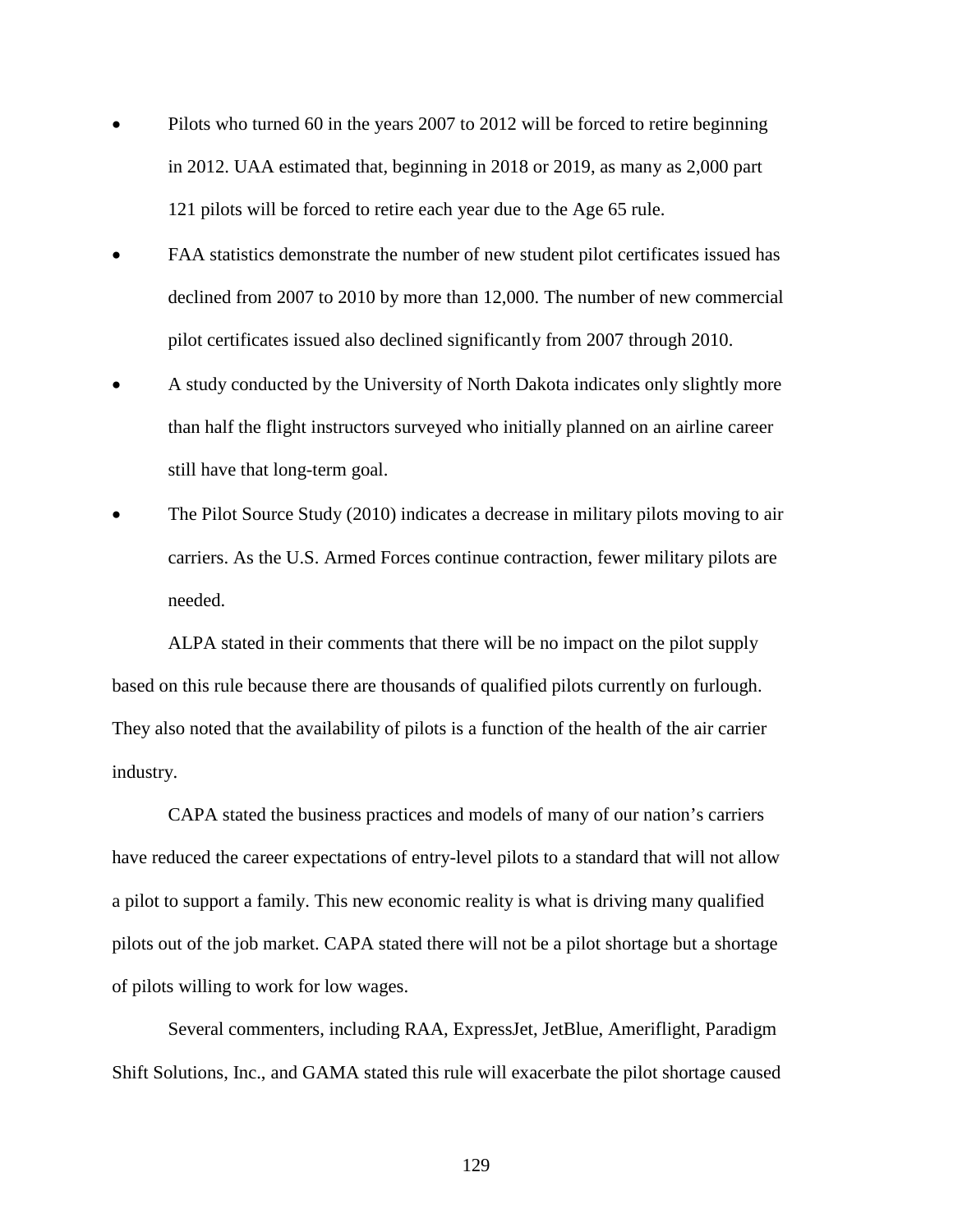- Pilots who turned 60 in the years 2007 to 2012 will be forced to retire beginning in 2012. UAA estimated that, beginning in 2018 or 2019, as many as 2,000 part 121 pilots will be forced to retire each year due to the Age 65 rule.
- FAA statistics demonstrate the number of new student pilot certificates issued has declined from 2007 to 2010 by more than 12,000. The number of new commercial pilot certificates issued also declined significantly from 2007 through 2010.
- A study conducted by the University of North Dakota indicates only slightly more than half the flight instructors surveyed who initially planned on an airline career still have that long-term goal.
- The Pilot Source Study (2010) indicates a decrease in military pilots moving to air carriers. As the U.S. Armed Forces continue contraction, fewer military pilots are needed.

ALPA stated in their comments that there will be no impact on the pilot supply based on this rule because there are thousands of qualified pilots currently on furlough. They also noted that the availability of pilots is a function of the health of the air carrier industry.

CAPA stated the business practices and models of many of our nation's carriers have reduced the career expectations of entry-level pilots to a standard that will not allow a pilot to support a family. This new economic reality is what is driving many qualified pilots out of the job market. CAPA stated there will not be a pilot shortage but a shortage of pilots willing to work for low wages.

Several commenters, including RAA, ExpressJet, JetBlue, Ameriflight, Paradigm Shift Solutions, Inc., and GAMA stated this rule will exacerbate the pilot shortage caused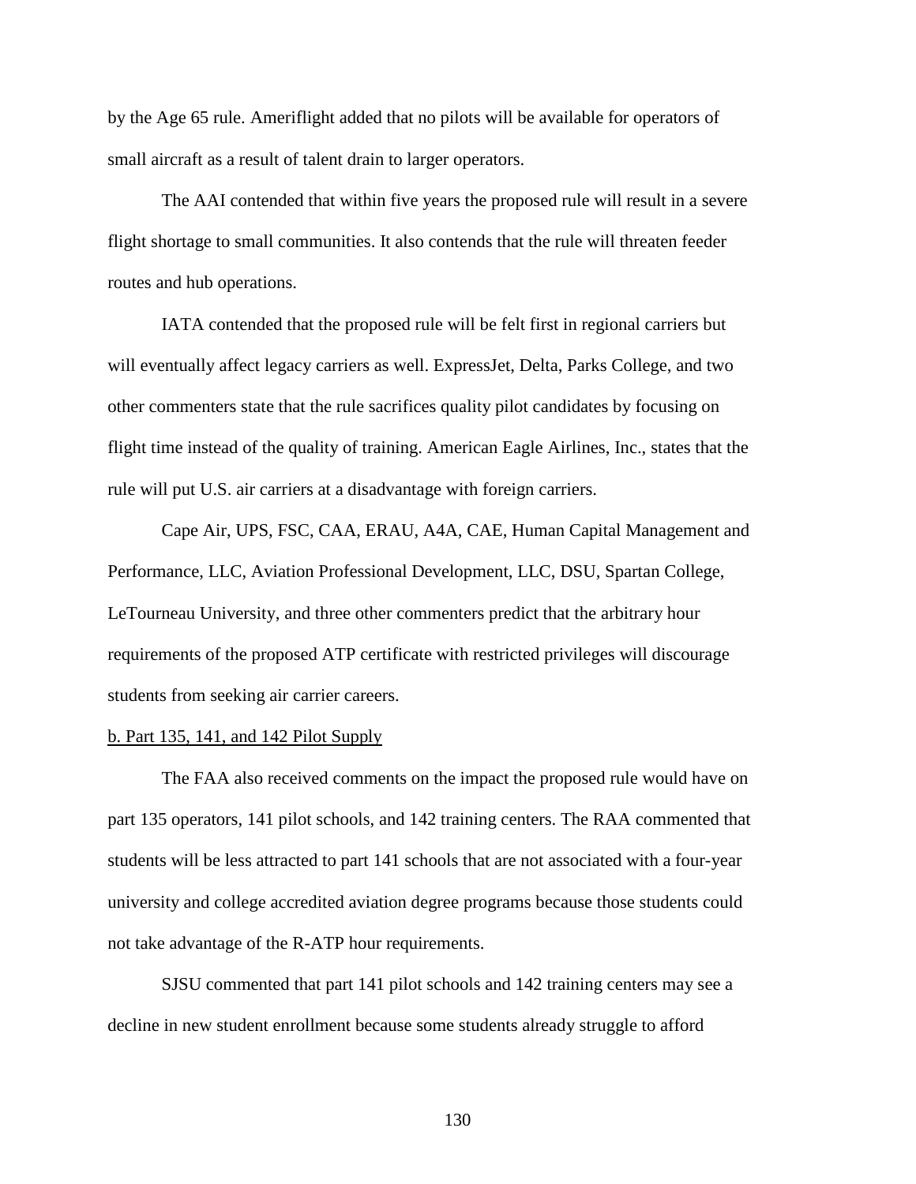by the Age 65 rule. Ameriflight added that no pilots will be available for operators of small aircraft as a result of talent drain to larger operators.

The AAI contended that within five years the proposed rule will result in a severe flight shortage to small communities. It also contends that the rule will threaten feeder routes and hub operations.

IATA contended that the proposed rule will be felt first in regional carriers but will eventually affect legacy carriers as well. ExpressJet, Delta, Parks College, and two other commenters state that the rule sacrifices quality pilot candidates by focusing on flight time instead of the quality of training. American Eagle Airlines, Inc., states that the rule will put U.S. air carriers at a disadvantage with foreign carriers.

Cape Air, UPS, FSC, CAA, ERAU, A4A, CAE, Human Capital Management and Performance, LLC, Aviation Professional Development, LLC, DSU, Spartan College, LeTourneau University, and three other commenters predict that the arbitrary hour requirements of the proposed ATP certificate with restricted privileges will discourage students from seeking air carrier careers.

b. Part 135, 141, and 142 Pilot Supply

The FAA also received comments on the impact the proposed rule would have on part 135 operators, 141 pilot schools, and 142 training centers. The RAA commented that students will be less attracted to part 141 schools that are not associated with a four-year university and college accredited aviation degree programs because those students could not take advantage of the R-ATP hour requirements.

SJSU commented that part 141 pilot schools and 142 training centers may see a decline in new student enrollment because some students already struggle to afford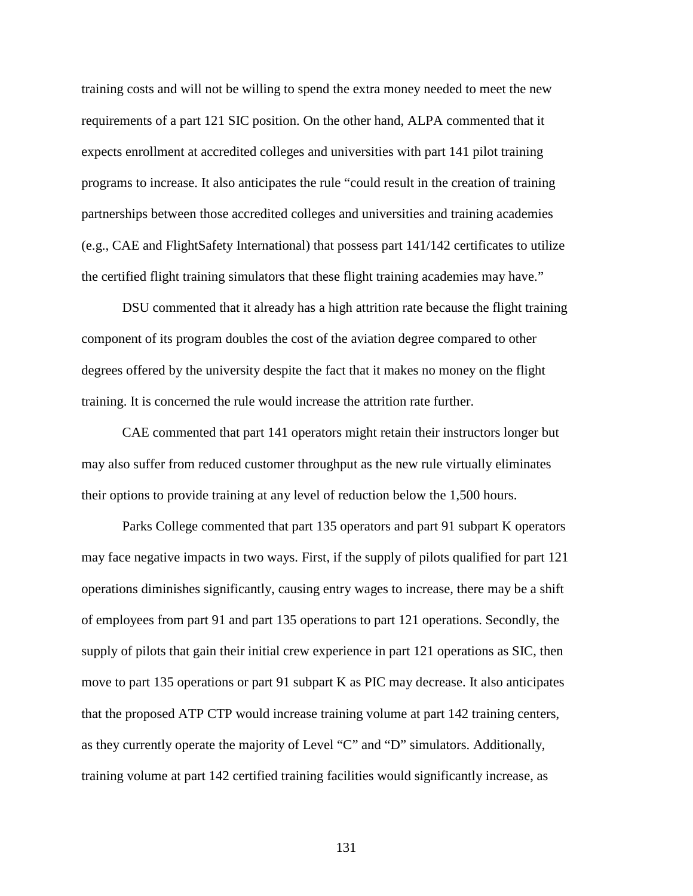training costs and will not be willing to spend the extra money needed to meet the new requirements of a part 121 SIC position. On the other hand, ALPA commented that it expects enrollment at accredited colleges and universities with part 141 pilot training programs to increase. It also anticipates the rule "could result in the creation of training partnerships between those accredited colleges and universities and training academies (e.g., CAE and FlightSafety International) that possess part 141/142 certificates to utilize the certified flight training simulators that these flight training academies may have."

DSU commented that it already has a high attrition rate because the flight training component of its program doubles the cost of the aviation degree compared to other degrees offered by the university despite the fact that it makes no money on the flight training. It is concerned the rule would increase the attrition rate further.

CAE commented that part 141 operators might retain their instructors longer but may also suffer from reduced customer throughput as the new rule virtually eliminates their options to provide training at any level of reduction below the 1,500 hours.

Parks College commented that part 135 operators and part 91 subpart K operators may face negative impacts in two ways. First, if the supply of pilots qualified for part 121 operations diminishes significantly, causing entry wages to increase, there may be a shift of employees from part 91 and part 135 operations to part 121 operations. Secondly, the supply of pilots that gain their initial crew experience in part 121 operations as SIC, then move to part 135 operations or part 91 subpart K as PIC may decrease. It also anticipates that the proposed ATP CTP would increase training volume at part 142 training centers, as they currently operate the majority of Level "C" and "D" simulators. Additionally, training volume at part 142 certified training facilities would significantly increase, as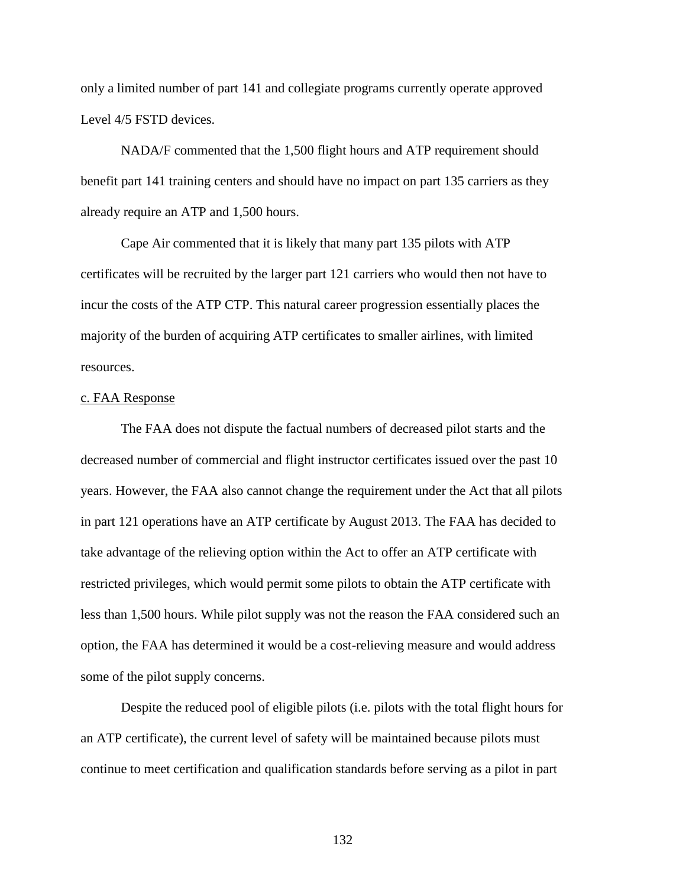only a limited number of part 141 and collegiate programs currently operate approved Level 4/5 FSTD devices.

NADA/F commented that the 1,500 flight hours and ATP requirement should benefit part 141 training centers and should have no impact on part 135 carriers as they already require an ATP and 1,500 hours.

Cape Air commented that it is likely that many part 135 pilots with ATP certificates will be recruited by the larger part 121 carriers who would then not have to incur the costs of the ATP CTP. This natural career progression essentially places the majority of the burden of acquiring ATP certificates to smaller airlines, with limited resources.

c. FAA Response

The FAA does not dispute the factual numbers of decreased pilot starts and the decreased number of commercial and flight instructor certificates issued over the past 10 years. However, the FAA also cannot change the requirement under the Act that all pilots in part 121 operations have an ATP certificate by August 2013. The FAA has decided to take advantage of the relieving option within the Act to offer an ATP certificate with restricted privileges, which would permit some pilots to obtain the ATP certificate with less than 1,500 hours. While pilot supply was not the reason the FAA considered such an option, the FAA has determined it would be a cost-relieving measure and would address some of the pilot supply concerns.

Despite the reduced pool of eligible pilots (i.e. pilots with the total flight hours for an ATP certificate), the current level of safety will be maintained because pilots must continue to meet certification and qualification standards before serving as a pilot in part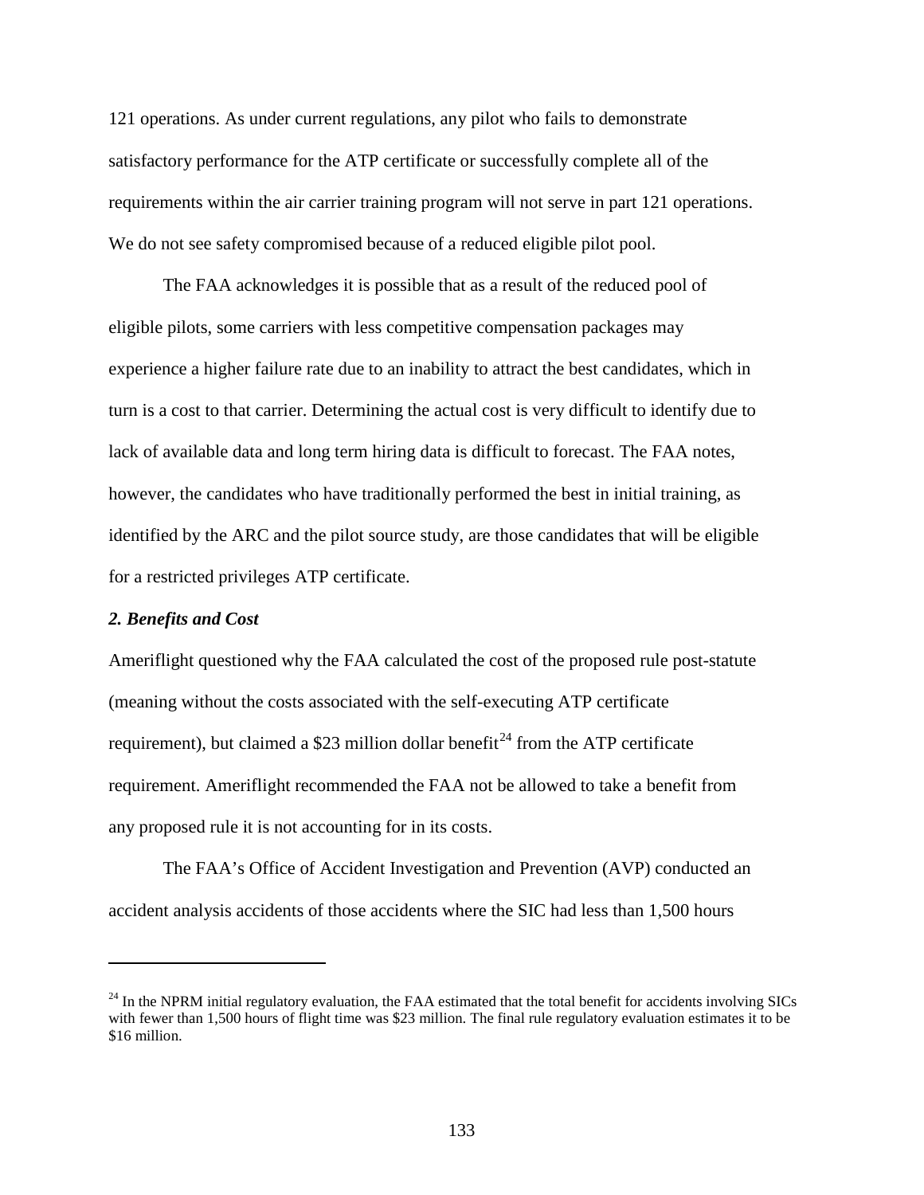121 operations. As under current regulations, any pilot who fails to demonstrate satisfactory performance for the ATP certificate or successfully complete all of the requirements within the air carrier training program will not serve in part 121 operations. We do not see safety compromised because of a reduced eligible pilot pool.

The FAA acknowledges it is possible that as a result of the reduced pool of eligible pilots, some carriers with less competitive compensation packages may experience a higher failure rate due to an inability to attract the best candidates, which in turn is a cost to that carrier. Determining the actual cost is very difficult to identify due to lack of available data and long term hiring data is difficult to forecast. The FAA notes, however, the candidates who have traditionally performed the best in initial training, as identified by the ARC and the pilot source study, are those candidates that will be eligible for a restricted privileges ATP certificate.

### *2. Benefits and Cost*

Ameriflight questioned why the FAA calculated the cost of the proposed rule post-statute (meaning without the costs associated with the self-executing ATP certificate requirement), but claimed a $23 million dollar benefit[24] from the ATP certificate requirement. Ameriflight recommended the FAA not be allowed to take a benefit from any proposed rule it is not accounting for in its costs.

The FAA's Office of Accident Investigation and Prevention (AVP) conducted an accident analysis accidents of those accidents where the SIC had less than 1,500 hours

---

[24] In the NPRM initial regulatory evaluation, the FAA estimated that the total benefit for accidents involving SICs with fewer than 1,500 hours of flight time was $23 million. The final rule regulatory evaluation estimates it to be $16 million.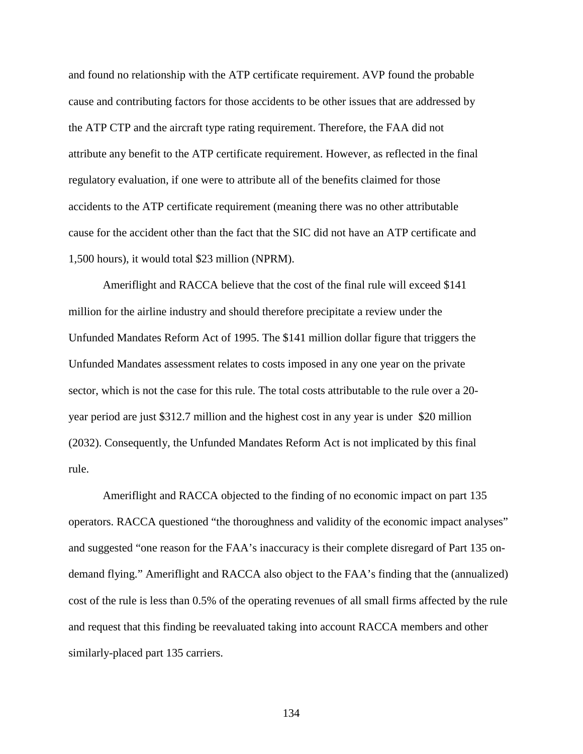and found no relationship with the ATP certificate requirement. AVP found the probable cause and contributing factors for those accidents to be other issues that are addressed by the ATP CTP and the aircraft type rating requirement. Therefore, the FAA did not attribute any benefit to the ATP certificate requirement. However, as reflected in the final regulatory evaluation, if one were to attribute all of the benefits claimed for those accidents to the ATP certificate requirement (meaning there was no other attributable cause for the accident other than the fact that the SIC did not have an ATP certificate and 1,500 hours), it would total $23 million (NPRM).

Ameriflight and RACCA believe that the cost of the final rule will exceed $141 million for the airline industry and should therefore precipitate a review under the Unfunded Mandates Reform Act of 1995. The $141 million dollar figure that triggers the Unfunded Mandates assessment relates to costs imposed in any one year on the private sector, which is not the case for this rule. The total costs attributable to the rule over a 20-year period are just $312.7 million and the highest cost in any year is under $20 million (2032). Consequently, the Unfunded Mandates Reform Act is not implicated by this final rule.

Ameriflight and RACCA objected to the finding of no economic impact on part 135 operators. RACCA questioned "the thoroughness and validity of the economic impact analyses" and suggested "one reason for the FAA's inaccuracy is their complete disregard of Part 135 on-demand flying." Ameriflight and RACCA also object to the FAA's finding that the (annualized) cost of the rule is less than 0.5% of the operating revenues of all small firms affected by the rule and request that this finding be reevaluated taking into account RACCA members and other similarly-placed part 135 carriers.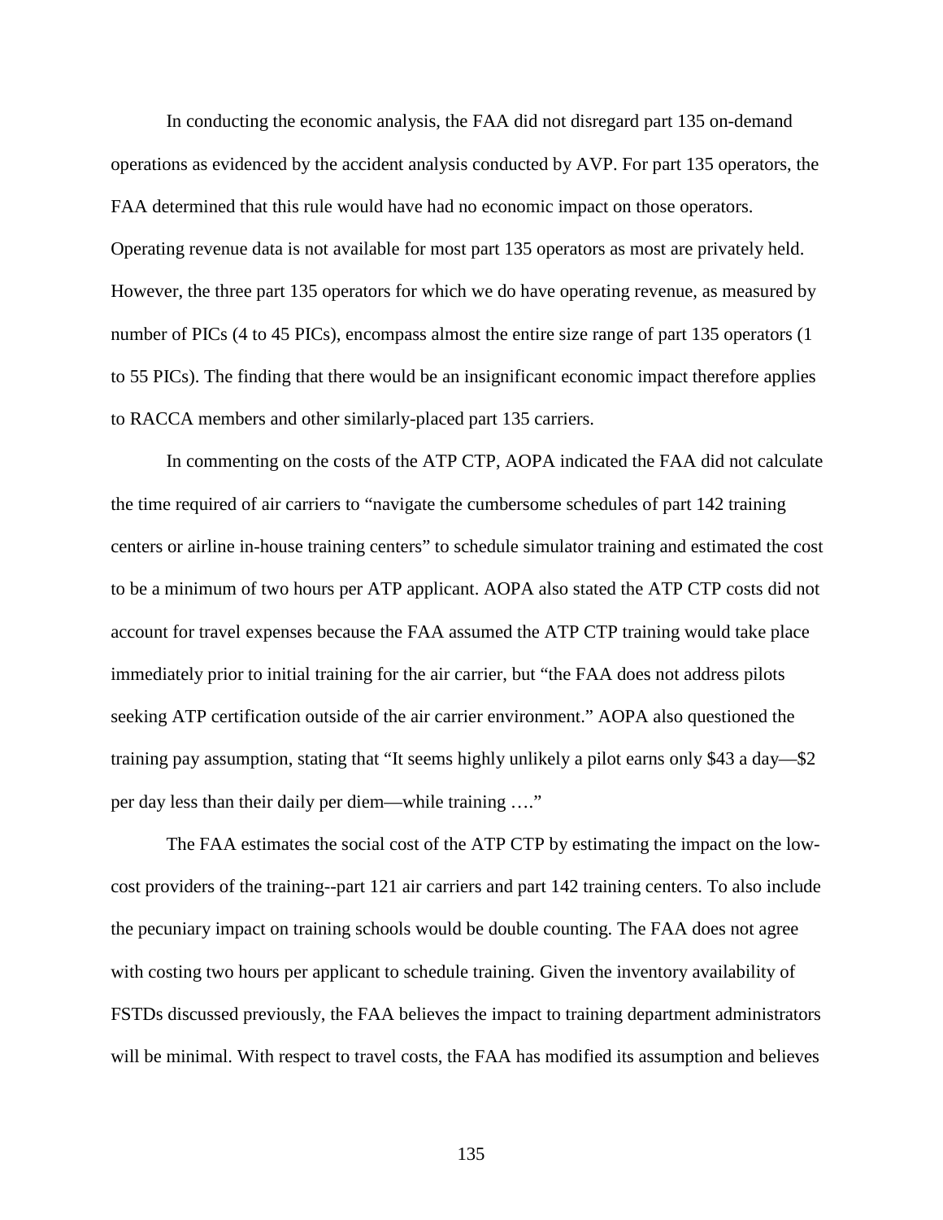In conducting the economic analysis, the FAA did not disregard part 135 on-demand operations as evidenced by the accident analysis conducted by AVP. For part 135 operators, the FAA determined that this rule would have had no economic impact on those operators. Operating revenue data is not available for most part 135 operators as most are privately held. However, the three part 135 operators for which we do have operating revenue, as measured by number of PICs (4 to 45 PICs), encompass almost the entire size range of part 135 operators (1 to 55 PICs). The finding that there would be an insignificant economic impact therefore applies to RACCA members and other similarly-placed part 135 carriers.

In commenting on the costs of the ATP CTP, AOPA indicated the FAA did not calculate the time required of air carriers to "navigate the cumbersome schedules of part 142 training centers or airline in-house training centers" to schedule simulator training and estimated the cost to be a minimum of two hours per ATP applicant. AOPA also stated the ATP CTP costs did not account for travel expenses because the FAA assumed the ATP CTP training would take place immediately prior to initial training for the air carrier, but "the FAA does not address pilots seeking ATP certification outside of the air carrier environment." AOPA also questioned the training pay assumption, stating that "It seems highly unlikely a pilot earns only $43 a day—$2 per day less than their daily per diem—while training …."

The FAA estimates the social cost of the ATP CTP by estimating the impact on the low-cost providers of the training--part 121 air carriers and part 142 training centers. To also include the pecuniary impact on training schools would be double counting. The FAA does not agree with costing two hours per applicant to schedule training. Given the inventory availability of FSTDs discussed previously, the FAA believes the impact to training department administrators will be minimal. With respect to travel costs, the FAA has modified its assumption and believes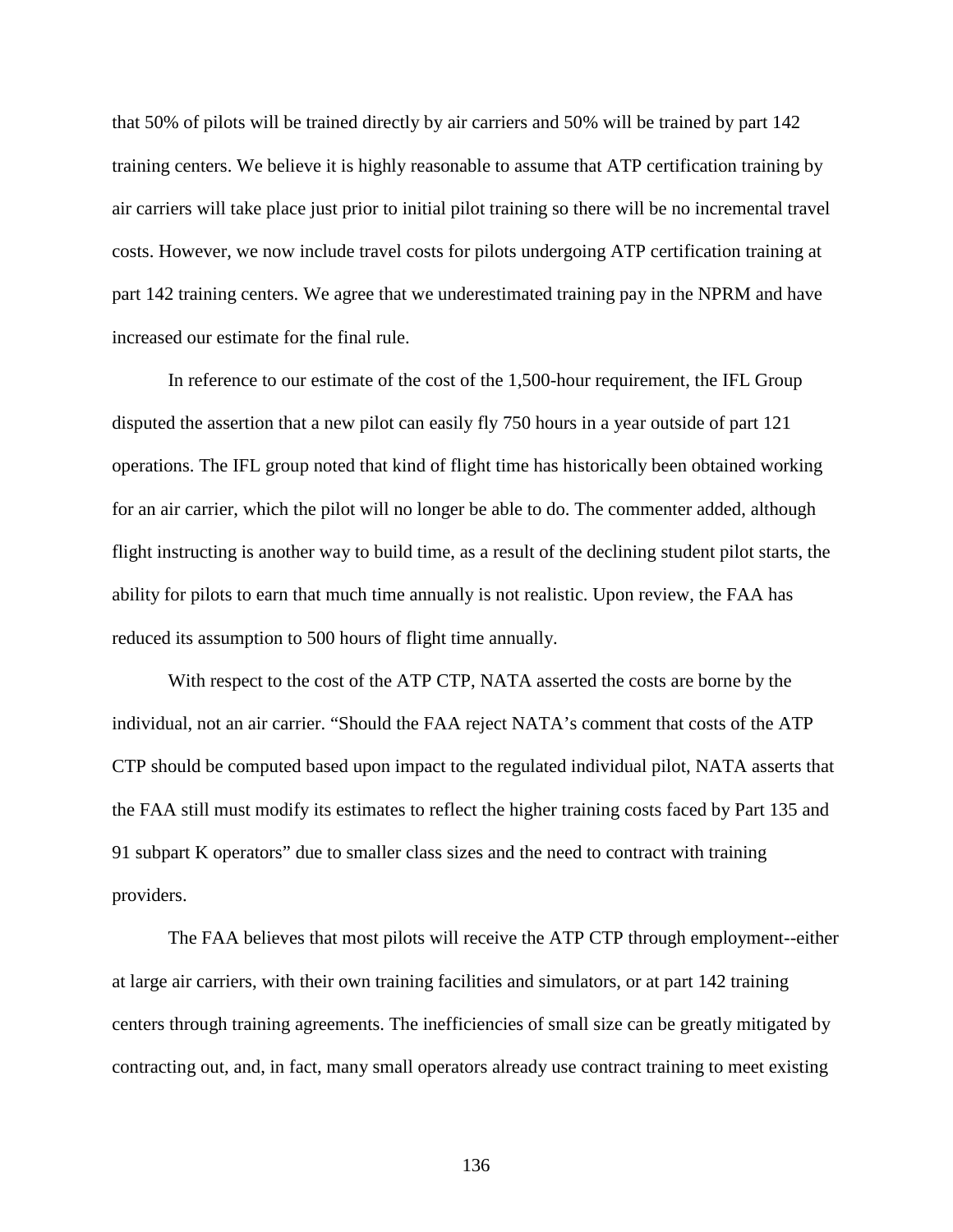that 50% of pilots will be trained directly by air carriers and 50% will be trained by part 142 training centers. We believe it is highly reasonable to assume that ATP certification training by air carriers will take place just prior to initial pilot training so there will be no incremental travel costs. However, we now include travel costs for pilots undergoing ATP certification training at part 142 training centers. We agree that we underestimated training pay in the NPRM and have increased our estimate for the final rule.

In reference to our estimate of the cost of the 1,500-hour requirement, the IFL Group disputed the assertion that a new pilot can easily fly 750 hours in a year outside of part 121 operations. The IFL group noted that kind of flight time has historically been obtained working for an air carrier, which the pilot will no longer be able to do. The commenter added, although flight instructing is another way to build time, as a result of the declining student pilot starts, the ability for pilots to earn that much time annually is not realistic. Upon review, the FAA has reduced its assumption to 500 hours of flight time annually.

With respect to the cost of the ATP CTP, NATA asserted the costs are borne by the individual, not an air carrier. "Should the FAA reject NATA's comment that costs of the ATP CTP should be computed based upon impact to the regulated individual pilot, NATA asserts that the FAA still must modify its estimates to reflect the higher training costs faced by Part 135 and 91 subpart K operators" due to smaller class sizes and the need to contract with training providers.

The FAA believes that most pilots will receive the ATP CTP through employment--either at large air carriers, with their own training facilities and simulators, or at part 142 training centers through training agreements. The inefficiencies of small size can be greatly mitigated by contracting out, and, in fact, many small operators already use contract training to meet existing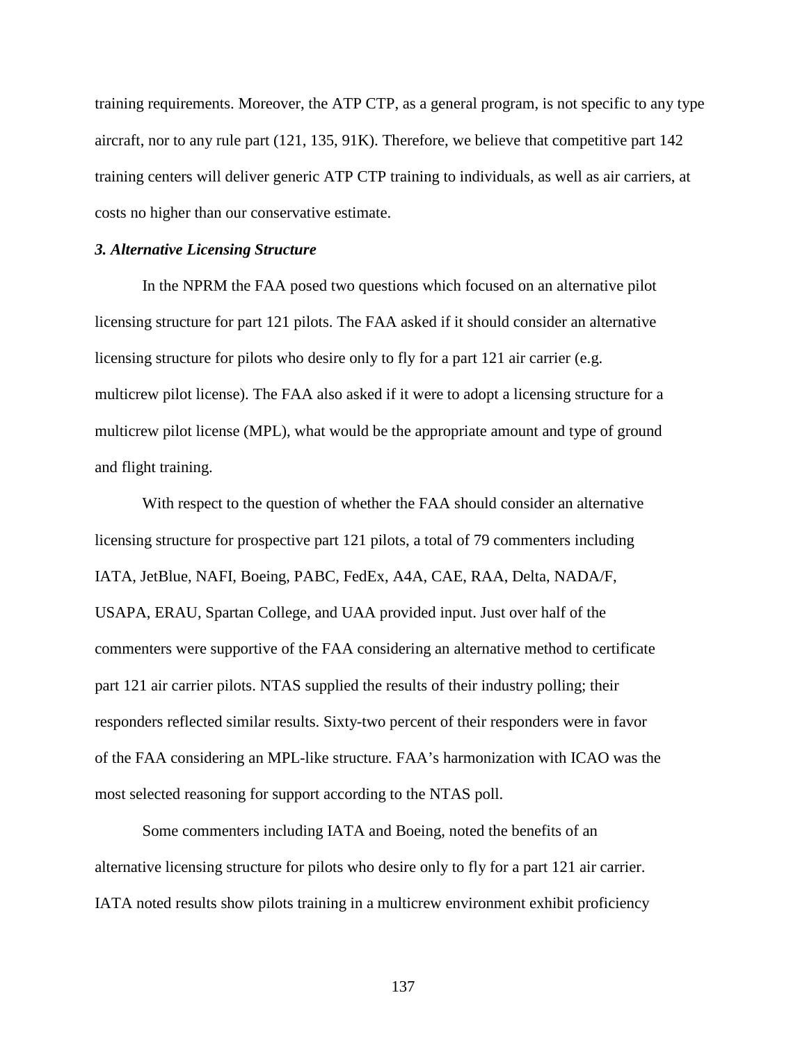training requirements. Moreover, the ATP CTP, as a general program, is not specific to any type aircraft, nor to any rule part (121, 135, 91K). Therefore, we believe that competitive part 142 training centers will deliver generic ATP CTP training to individuals, as well as air carriers, at costs no higher than our conservative estimate.

### *3. Alternative Licensing Structure*

In the NPRM the FAA posed two questions which focused on an alternative pilot licensing structure for part 121 pilots. The FAA asked if it should consider an alternative licensing structure for pilots who desire only to fly for a part 121 air carrier (e.g. multicrew pilot license). The FAA also asked if it were to adopt a licensing structure for a multicrew pilot license (MPL), what would be the appropriate amount and type of ground and flight training.

With respect to the question of whether the FAA should consider an alternative licensing structure for prospective part 121 pilots, a total of 79 commenters including IATA, JetBlue, NAFI, Boeing, PABC, FedEx, A4A, CAE, RAA, Delta, NADA/F, USAPA, ERAU, Spartan College, and UAA provided input. Just over half of the commenters were supportive of the FAA considering an alternative method to certificate part 121 air carrier pilots. NTAS supplied the results of their industry polling; their responders reflected similar results. Sixty-two percent of their responders were in favor of the FAA considering an MPL-like structure. FAA's harmonization with ICAO was the most selected reasoning for support according to the NTAS poll.

Some commenters including IATA and Boeing, noted the benefits of an alternative licensing structure for pilots who desire only to fly for a part 121 air carrier. IATA noted results show pilots training in a multicrew environment exhibit proficiency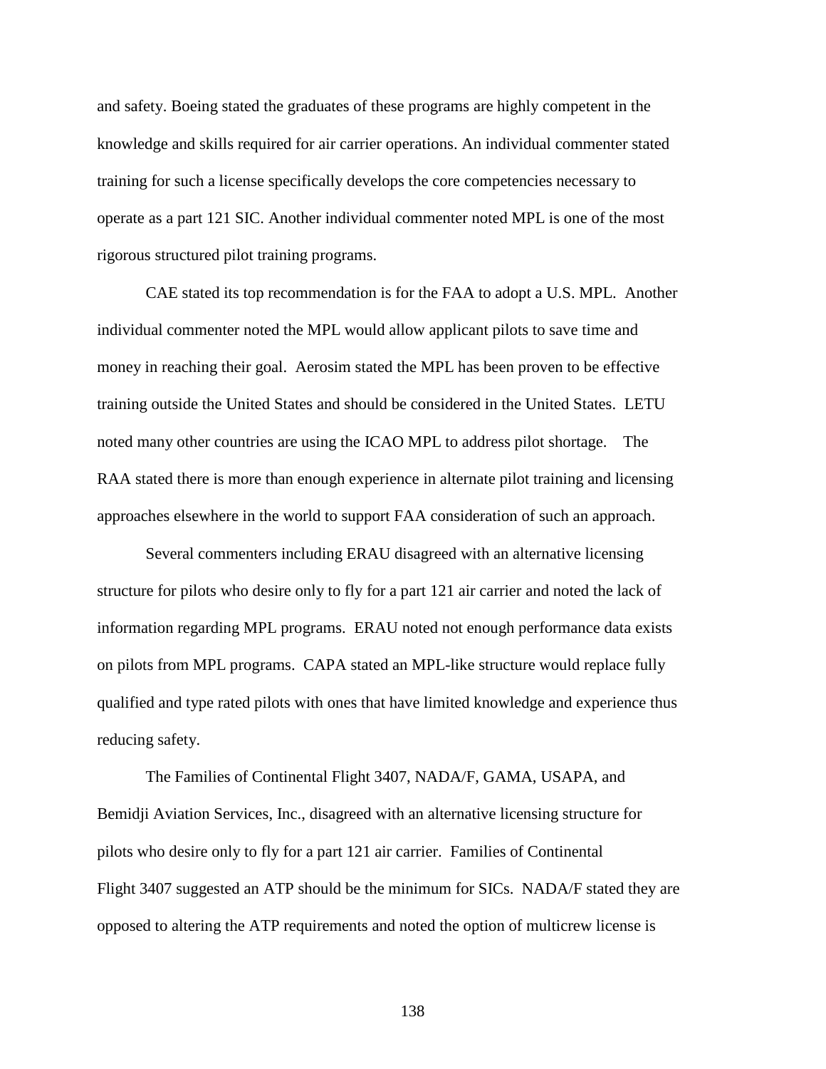and safety. Boeing stated the graduates of these programs are highly competent in the knowledge and skills required for air carrier operations. An individual commenter stated training for such a license specifically develops the core competencies necessary to operate as a part 121 SIC. Another individual commenter noted MPL is one of the most rigorous structured pilot training programs.

CAE stated its top recommendation is for the FAA to adopt a U.S. MPL. Another individual commenter noted the MPL would allow applicant pilots to save time and money in reaching their goal. Aerosim stated the MPL has been proven to be effective training outside the United States and should be considered in the United States. LETU noted many other countries are using the ICAO MPL to address pilot shortage. The RAA stated there is more than enough experience in alternate pilot training and licensing approaches elsewhere in the world to support FAA consideration of such an approach.

Several commenters including ERAU disagreed with an alternative licensing structure for pilots who desire only to fly for a part 121 air carrier and noted the lack of information regarding MPL programs. ERAU noted not enough performance data exists on pilots from MPL programs. CAPA stated an MPL-like structure would replace fully qualified and type rated pilots with ones that have limited knowledge and experience thus reducing safety.

The Families of Continental Flight 3407, NADA/F, GAMA, USAPA, and Bemidji Aviation Services, Inc., disagreed with an alternative licensing structure for pilots who desire only to fly for a part 121 air carrier. Families of Continental Flight 3407 suggested an ATP should be the minimum for SICs. NADA/F stated they are opposed to altering the ATP requirements and noted the option of multicrew license is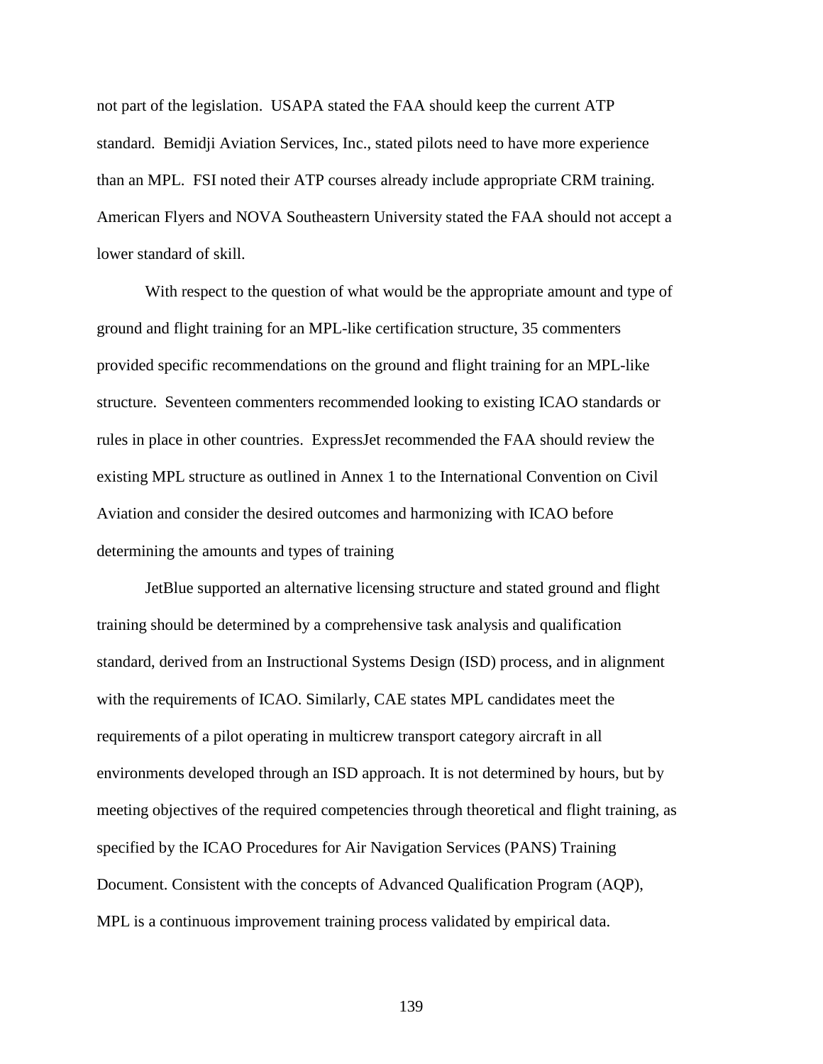not part of the legislation. USAPA stated the FAA should keep the current ATP standard. Bemidji Aviation Services, Inc., stated pilots need to have more experience than an MPL. FSI noted their ATP courses already include appropriate CRM training. American Flyers and NOVA Southeastern University stated the FAA should not accept a lower standard of skill.

With respect to the question of what would be the appropriate amount and type of ground and flight training for an MPL-like certification structure, 35 commenters provided specific recommendations on the ground and flight training for an MPL-like structure. Seventeen commenters recommended looking to existing ICAO standards or rules in place in other countries. ExpressJet recommended the FAA should review the existing MPL structure as outlined in Annex 1 to the International Convention on Civil Aviation and consider the desired outcomes and harmonizing with ICAO before determining the amounts and types of training

JetBlue supported an alternative licensing structure and stated ground and flight training should be determined by a comprehensive task analysis and qualification standard, derived from an Instructional Systems Design (ISD) process, and in alignment with the requirements of ICAO. Similarly, CAE states MPL candidates meet the requirements of a pilot operating in multicrew transport category aircraft in all environments developed through an ISD approach. It is not determined by hours, but by meeting objectives of the required competencies through theoretical and flight training, as specified by the ICAO Procedures for Air Navigation Services (PANS) Training Document. Consistent with the concepts of Advanced Qualification Program (AQP), MPL is a continuous improvement training process validated by empirical data.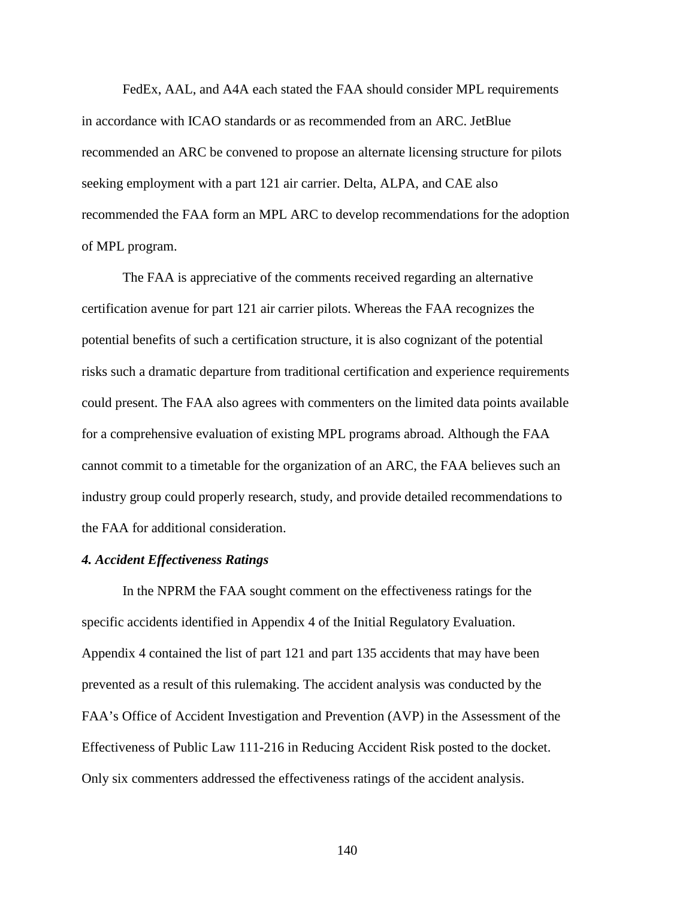FedEx, AAL, and A4A each stated the FAA should consider MPL requirements in accordance with ICAO standards or as recommended from an ARC. JetBlue recommended an ARC be convened to propose an alternate licensing structure for pilots seeking employment with a part 121 air carrier. Delta, ALPA, and CAE also recommended the FAA form an MPL ARC to develop recommendations for the adoption of MPL program.

The FAA is appreciative of the comments received regarding an alternative certification avenue for part 121 air carrier pilots. Whereas the FAA recognizes the potential benefits of such a certification structure, it is also cognizant of the potential risks such a dramatic departure from traditional certification and experience requirements could present. The FAA also agrees with commenters on the limited data points available for a comprehensive evaluation of existing MPL programs abroad. Although the FAA cannot commit to a timetable for the organization of an ARC, the FAA believes such an industry group could properly research, study, and provide detailed recommendations to the FAA for additional consideration.

#### *4. Accident Effectiveness Ratings*

In the NPRM the FAA sought comment on the effectiveness ratings for the specific accidents identified in Appendix 4 of the Initial Regulatory Evaluation. Appendix 4 contained the list of part 121 and part 135 accidents that may have been prevented as a result of this rulemaking. The accident analysis was conducted by the FAA's Office of Accident Investigation and Prevention (AVP) in the Assessment of the Effectiveness of Public Law 111-216 in Reducing Accident Risk posted to the docket. Only six commenters addressed the effectiveness ratings of the accident analysis.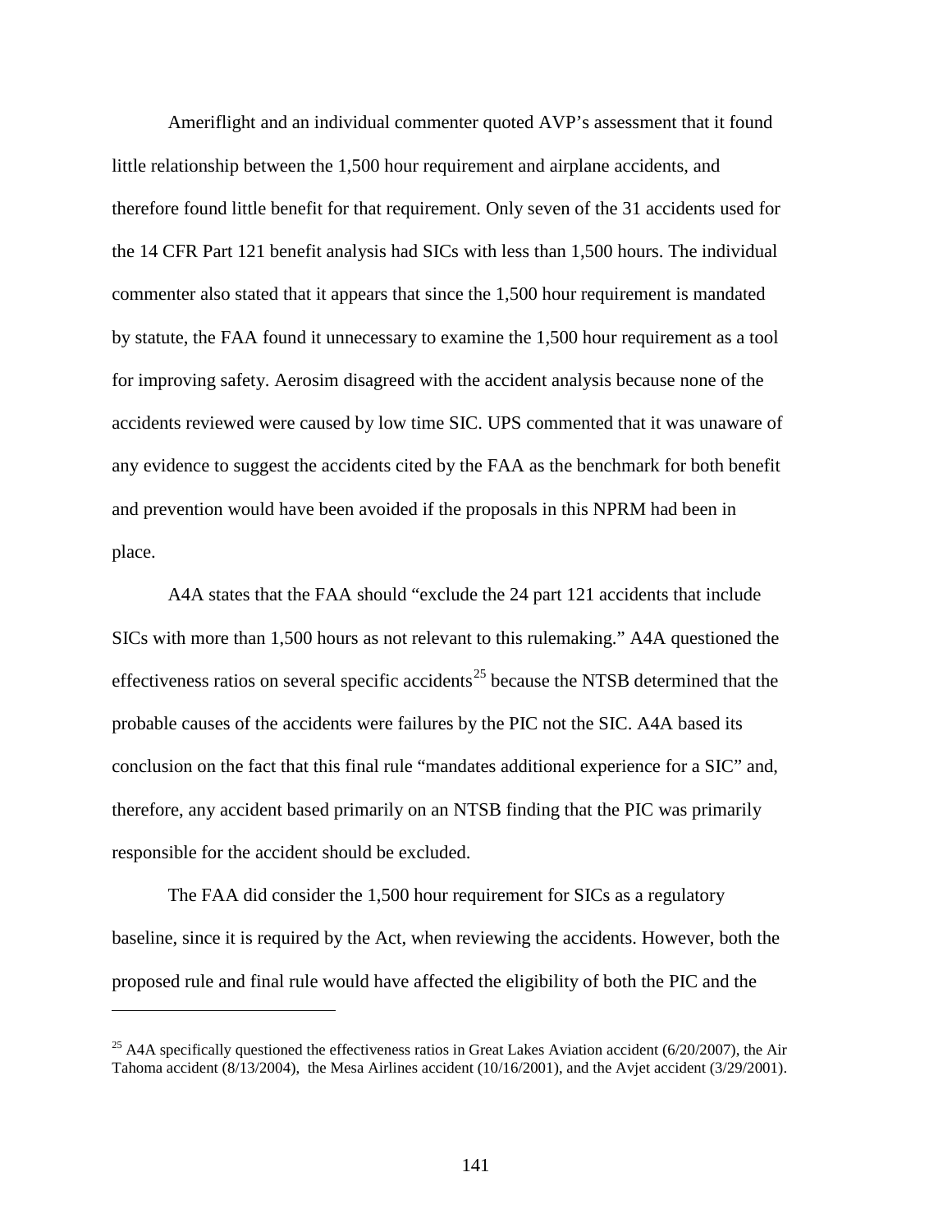Ameriflight and an individual commenter quoted AVP's assessment that it found little relationship between the 1,500 hour requirement and airplane accidents, and therefore found little benefit for that requirement. Only seven of the 31 accidents used for the 14 CFR Part 121 benefit analysis had SICs with less than 1,500 hours. The individual commenter also stated that it appears that since the 1,500 hour requirement is mandated by statute, the FAA found it unnecessary to examine the 1,500 hour requirement as a tool for improving safety. Aerosim disagreed with the accident analysis because none of the accidents reviewed were caused by low time SIC. UPS commented that it was unaware of any evidence to suggest the accidents cited by the FAA as the benchmark for both benefit and prevention would have been avoided if the proposals in this NPRM had been in place.

A4A states that the FAA should "exclude the 24 part 121 accidents that include SICs with more than 1,500 hours as not relevant to this rulemaking." A4A questioned the effectiveness ratios on several specific accidents[25] because the NTSB determined that the probable causes of the accidents were failures by the PIC not the SIC. A4A based its conclusion on the fact that this final rule "mandates additional experience for a SIC" and, therefore, any accident based primarily on an NTSB finding that the PIC was primarily responsible for the accident should be excluded.

The FAA did consider the 1,500 hour requirement for SICs as a regulatory baseline, since it is required by the Act, when reviewing the accidents. However, both the proposed rule and final rule would have affected the eligibility of both the PIC and the

[25] A4A specifically questioned the effectiveness ratios in Great Lakes Aviation accident (6/20/2007), the Air Tahoma accident (8/13/2004), the Mesa Airlines accident (10/16/2001), and the Avjet accident (3/29/2001).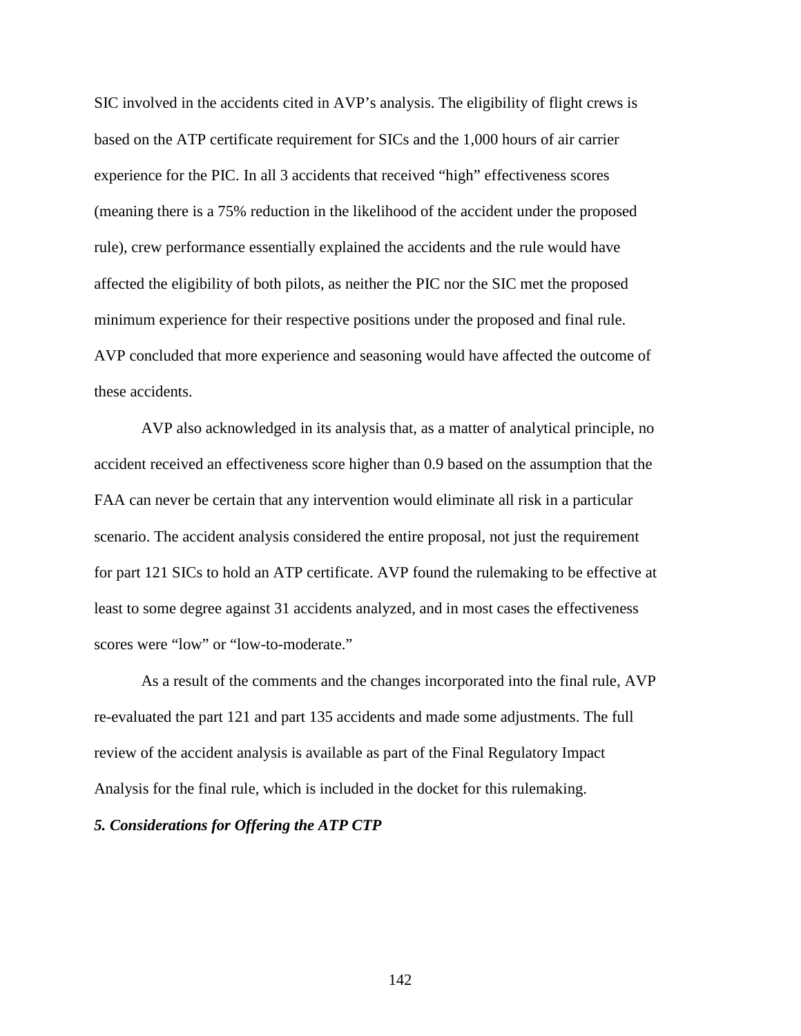SIC involved in the accidents cited in AVP's analysis. The eligibility of flight crews is based on the ATP certificate requirement for SICs and the 1,000 hours of air carrier experience for the PIC. In all 3 accidents that received "high" effectiveness scores (meaning there is a 75% reduction in the likelihood of the accident under the proposed rule), crew performance essentially explained the accidents and the rule would have affected the eligibility of both pilots, as neither the PIC nor the SIC met the proposed minimum experience for their respective positions under the proposed and final rule. AVP concluded that more experience and seasoning would have affected the outcome of these accidents.

AVP also acknowledged in its analysis that, as a matter of analytical principle, no accident received an effectiveness score higher than 0.9 based on the assumption that the FAA can never be certain that any intervention would eliminate all risk in a particular scenario. The accident analysis considered the entire proposal, not just the requirement for part 121 SICs to hold an ATP certificate. AVP found the rulemaking to be effective at least to some degree against 31 accidents analyzed, and in most cases the effectiveness scores were "low" or "low-to-moderate."

As a result of the comments and the changes incorporated into the final rule, AVP re-evaluated the part 121 and part 135 accidents and made some adjustments. The full review of the accident analysis is available as part of the Final Regulatory Impact Analysis for the final rule, which is included in the docket for this rulemaking.

***5. Considerations for Offering the ATP CTP***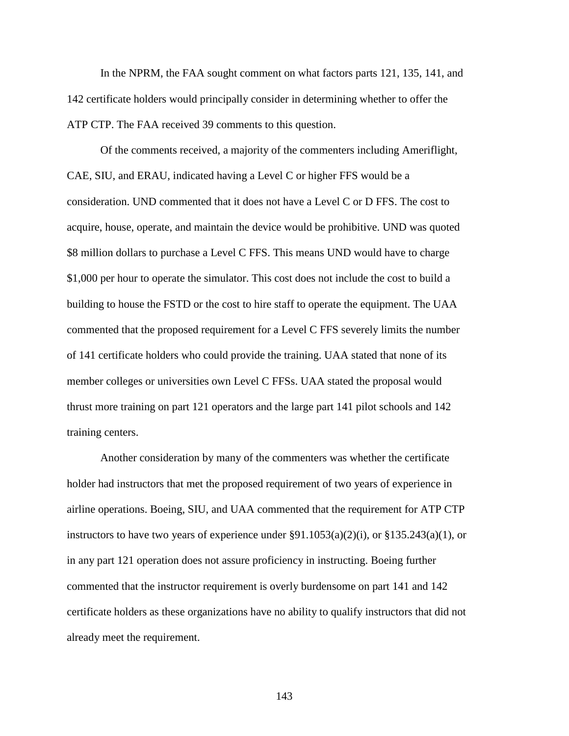In the NPRM, the FAA sought comment on what factors parts 121, 135, 141, and 142 certificate holders would principally consider in determining whether to offer the ATP CTP. The FAA received 39 comments to this question.

Of the comments received, a majority of the commenters including Ameriflight, CAE, SIU, and ERAU, indicated having a Level C or higher FFS would be a consideration. UND commented that it does not have a Level C or D FFS. The cost to acquire, house, operate, and maintain the device would be prohibitive. UND was quoted $8 million dollars to purchase a Level C FFS. This means UND would have to charge $1,000 per hour to operate the simulator. This cost does not include the cost to build a building to house the FSTD or the cost to hire staff to operate the equipment. The UAA commented that the proposed requirement for a Level C FFS severely limits the number of 141 certificate holders who could provide the training. UAA stated that none of its member colleges or universities own Level C FFSs. UAA stated the proposal would thrust more training on part 121 operators and the large part 141 pilot schools and 142 training centers.

Another consideration by many of the commenters was whether the certificate holder had instructors that met the proposed requirement of two years of experience in airline operations. Boeing, SIU, and UAA commented that the requirement for ATP CTP instructors to have two years of experience under §91.1053(a)(2)(i), or §135.243(a)(1), or in any part 121 operation does not assure proficiency in instructing. Boeing further commented that the instructor requirement is overly burdensome on part 141 and 142 certificate holders as these organizations have no ability to qualify instructors that did not already meet the requirement.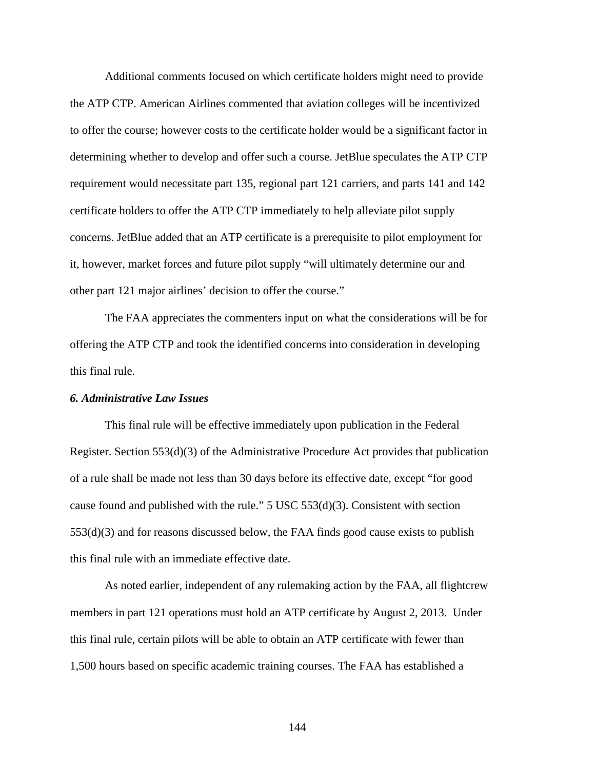Additional comments focused on which certificate holders might need to provide the ATP CTP. American Airlines commented that aviation colleges will be incentivized to offer the course; however costs to the certificate holder would be a significant factor in determining whether to develop and offer such a course. JetBlue speculates the ATP CTP requirement would necessitate part 135, regional part 121 carriers, and parts 141 and 142 certificate holders to offer the ATP CTP immediately to help alleviate pilot supply concerns. JetBlue added that an ATP certificate is a prerequisite to pilot employment for it, however, market forces and future pilot supply "will ultimately determine our and other part 121 major airlines' decision to offer the course."

The FAA appreciates the commenters input on what the considerations will be for offering the ATP CTP and took the identified concerns into consideration in developing this final rule.

### *6. Administrative Law Issues*

This final rule will be effective immediately upon publication in the Federal Register. Section 553(d)(3) of the Administrative Procedure Act provides that publication of a rule shall be made not less than 30 days before its effective date, except "for good cause found and published with the rule." 5 USC 553(d)(3). Consistent with section 553(d)(3) and for reasons discussed below, the FAA finds good cause exists to publish this final rule with an immediate effective date.

As noted earlier, independent of any rulemaking action by the FAA, all flightcrew members in part 121 operations must hold an ATP certificate by August 2, 2013. Under this final rule, certain pilots will be able to obtain an ATP certificate with fewer than 1,500 hours based on specific academic training courses. The FAA has established a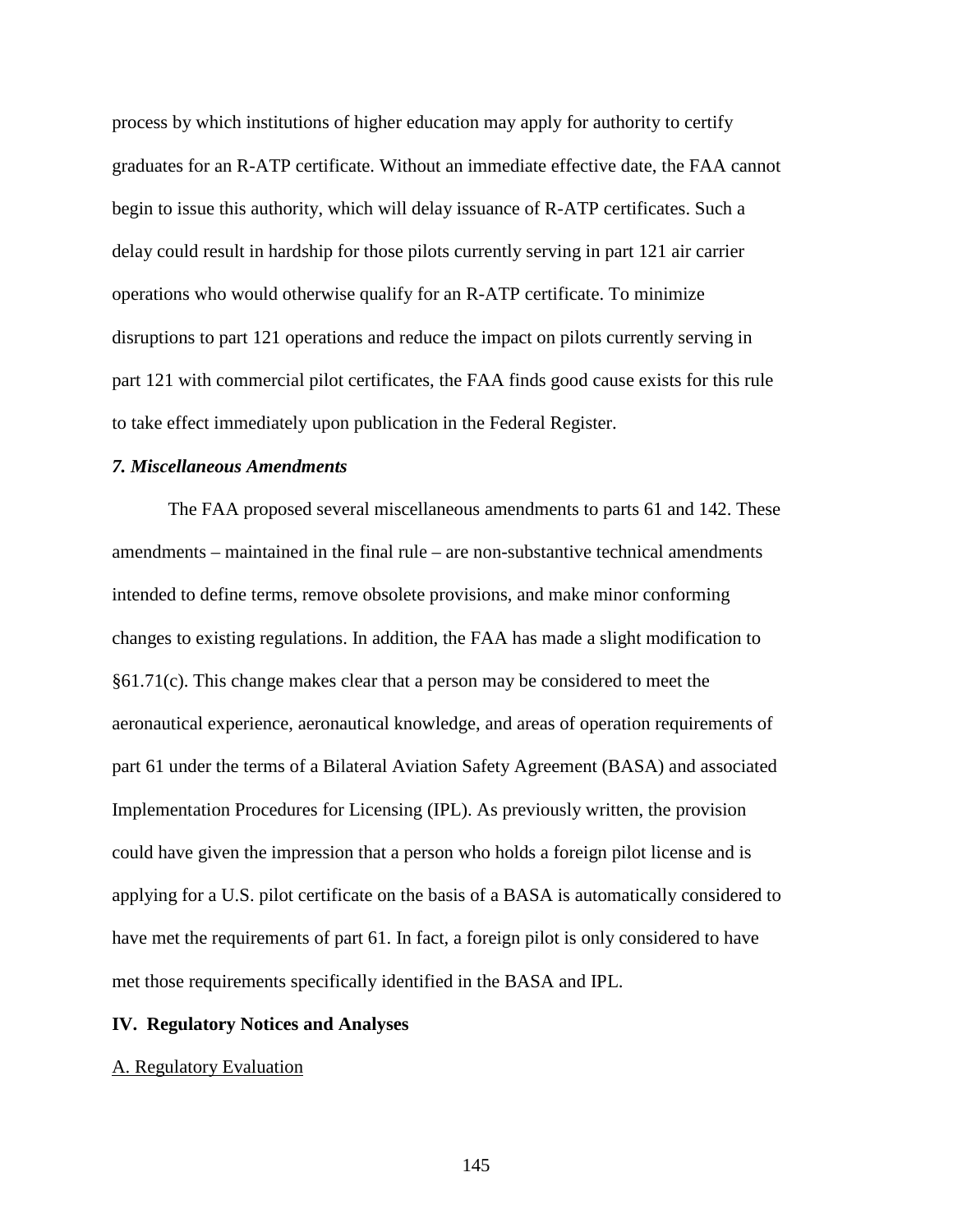process by which institutions of higher education may apply for authority to certify graduates for an R-ATP certificate. Without an immediate effective date, the FAA cannot begin to issue this authority, which will delay issuance of R-ATP certificates. Such a delay could result in hardship for those pilots currently serving in part 121 air carrier operations who would otherwise qualify for an R-ATP certificate. To minimize disruptions to part 121 operations and reduce the impact on pilots currently serving in part 121 with commercial pilot certificates, the FAA finds good cause exists for this rule to take effect immediately upon publication in the Federal Register.

### *7. Miscellaneous Amendments*

The FAA proposed several miscellaneous amendments to parts 61 and 142. These amendments – maintained in the final rule – are non-substantive technical amendments intended to define terms, remove obsolete provisions, and make minor conforming changes to existing regulations. In addition, the FAA has made a slight modification to §61.71(c). This change makes clear that a person may be considered to meet the aeronautical experience, aeronautical knowledge, and areas of operation requirements of part 61 under the terms of a Bilateral Aviation Safety Agreement (BASA) and associated Implementation Procedures for Licensing (IPL). As previously written, the provision could have given the impression that a person who holds a foreign pilot license and is applying for a U.S. pilot certificate on the basis of a BASA is automatically considered to have met the requirements of part 61. In fact, a foreign pilot is only considered to have met those requirements specifically identified in the BASA and IPL.

## IV. Regulatory Notices and Analyses

A. Regulatory Evaluation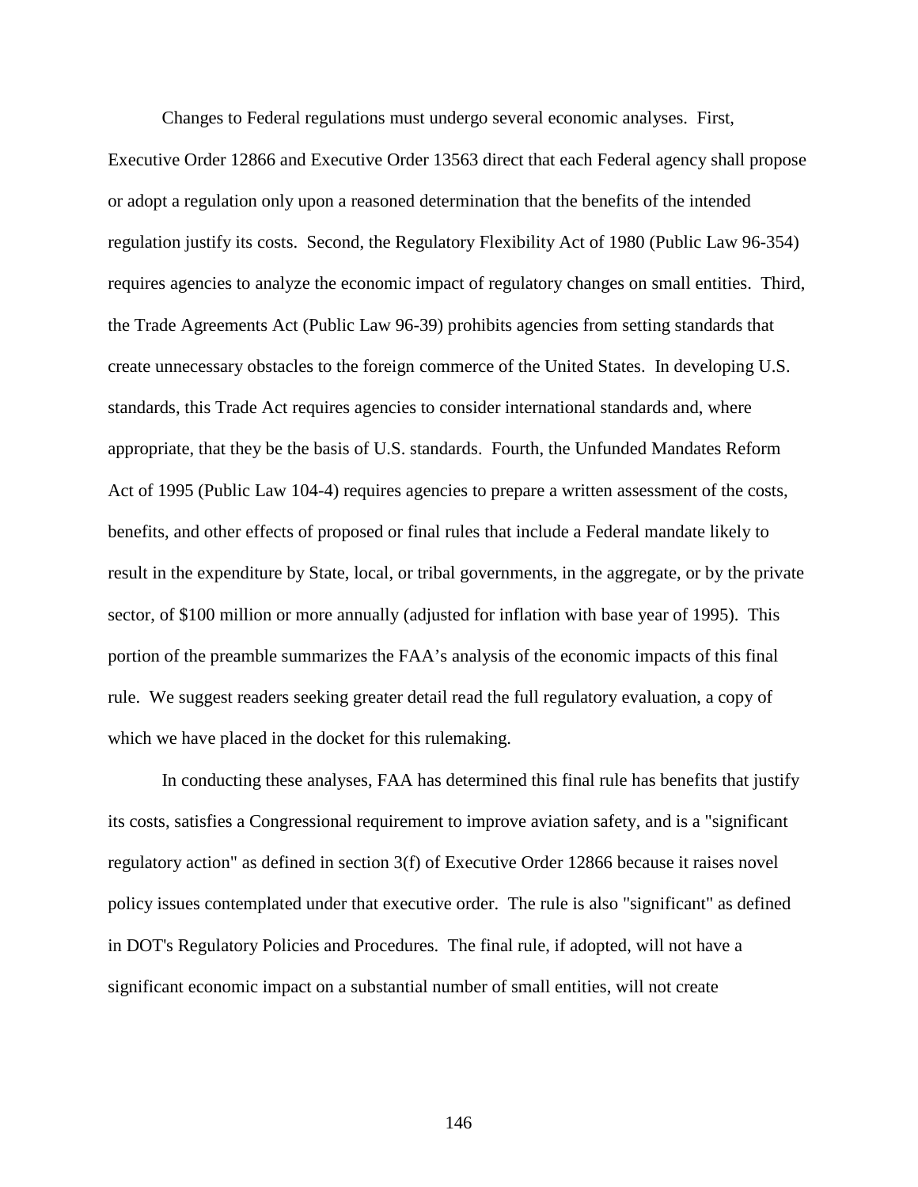Changes to Federal regulations must undergo several economic analyses. First, Executive Order 12866 and Executive Order 13563 direct that each Federal agency shall propose or adopt a regulation only upon a reasoned determination that the benefits of the intended regulation justify its costs. Second, the Regulatory Flexibility Act of 1980 (Public Law 96-354) requires agencies to analyze the economic impact of regulatory changes on small entities. Third, the Trade Agreements Act (Public Law 96-39) prohibits agencies from setting standards that create unnecessary obstacles to the foreign commerce of the United States. In developing U.S. standards, this Trade Act requires agencies to consider international standards and, where appropriate, that they be the basis of U.S. standards. Fourth, the Unfunded Mandates Reform Act of 1995 (Public Law 104-4) requires agencies to prepare a written assessment of the costs, benefits, and other effects of proposed or final rules that include a Federal mandate likely to result in the expenditure by State, local, or tribal governments, in the aggregate, or by the private sector, of $100 million or more annually (adjusted for inflation with base year of 1995). This portion of the preamble summarizes the FAA's analysis of the economic impacts of this final rule. We suggest readers seeking greater detail read the full regulatory evaluation, a copy of which we have placed in the docket for this rulemaking.

In conducting these analyses, FAA has determined this final rule has benefits that justify its costs, satisfies a Congressional requirement to improve aviation safety, and is a "significant regulatory action" as defined in section 3(f) of Executive Order 12866 because it raises novel policy issues contemplated under that executive order. The rule is also "significant" as defined in DOT's Regulatory Policies and Procedures. The final rule, if adopted, will not have a significant economic impact on a substantial number of small entities, will not create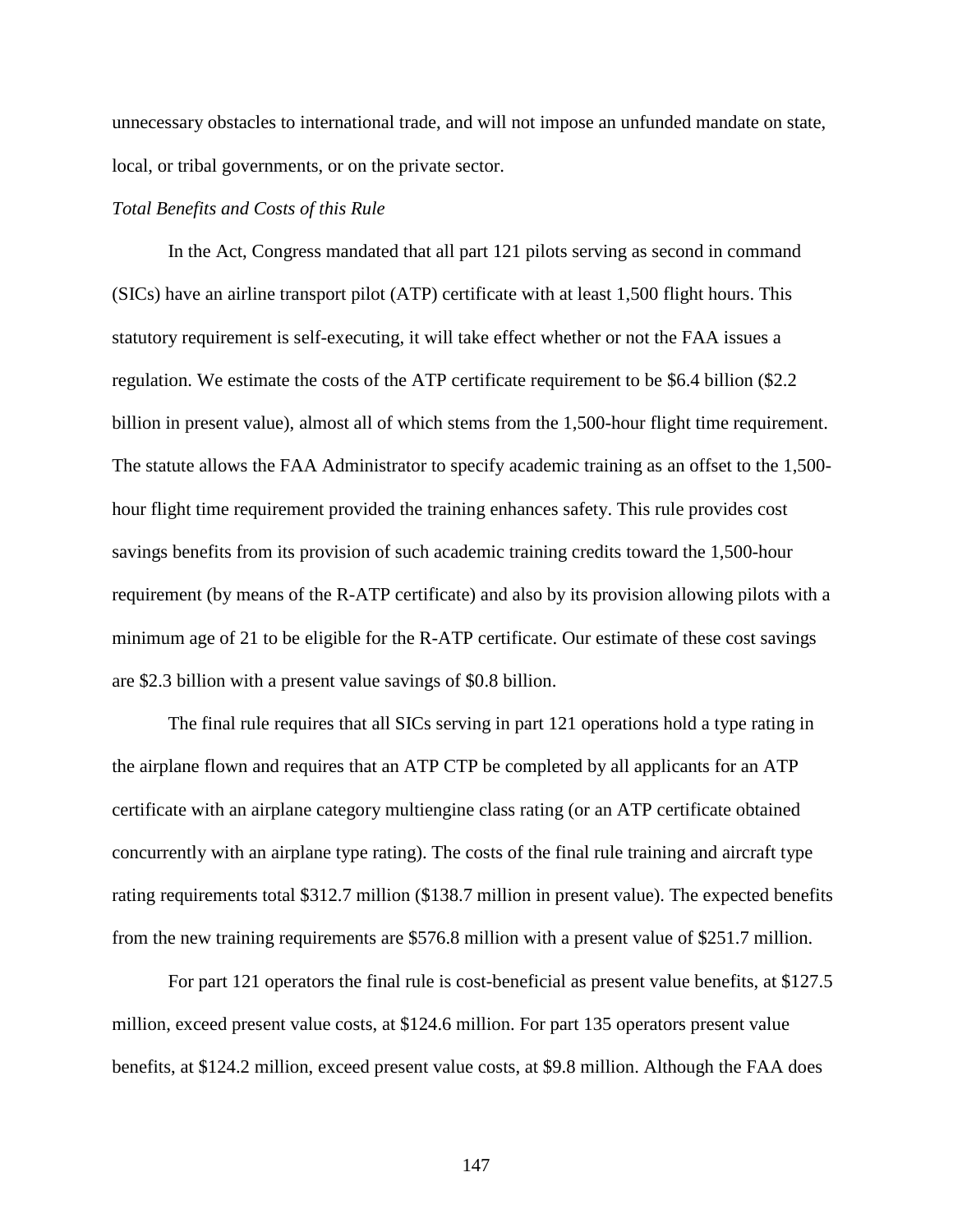unnecessary obstacles to international trade, and will not impose an unfunded mandate on state, local, or tribal governments, or on the private sector.

*Total Benefits and Costs of this Rule*

In the Act, Congress mandated that all part 121 pilots serving as second in command (SICs) have an airline transport pilot (ATP) certificate with at least 1,500 flight hours. This statutory requirement is self-executing, it will take effect whether or not the FAA issues a regulation. We estimate the costs of the ATP certificate requirement to be $6.4 billion ($2.2 billion in present value), almost all of which stems from the 1,500-hour flight time requirement. The statute allows the FAA Administrator to specify academic training as an offset to the 1,500-hour flight time requirement provided the training enhances safety. This rule provides cost savings benefits from its provision of such academic training credits toward the 1,500-hour requirement (by means of the R-ATP certificate) and also by its provision allowing pilots with a minimum age of 21 to be eligible for the R-ATP certificate. Our estimate of these cost savings are $2.3 billion with a present value savings of $0.8 billion.

The final rule requires that all SICs serving in part 121 operations hold a type rating in the airplane flown and requires that an ATP CTP be completed by all applicants for an ATP certificate with an airplane category multiengine class rating (or an ATP certificate obtained concurrently with an airplane type rating). The costs of the final rule training and aircraft type rating requirements total $312.7 million ($138.7 million in present value). The expected benefits from the new training requirements are $576.8 million with a present value of $251.7 million.

For part 121 operators the final rule is cost-beneficial as present value benefits, at $127.5 million, exceed present value costs, at $124.6 million. For part 135 operators present value benefits, at $124.2 million, exceed present value costs, at $9.8 million. Although the FAA does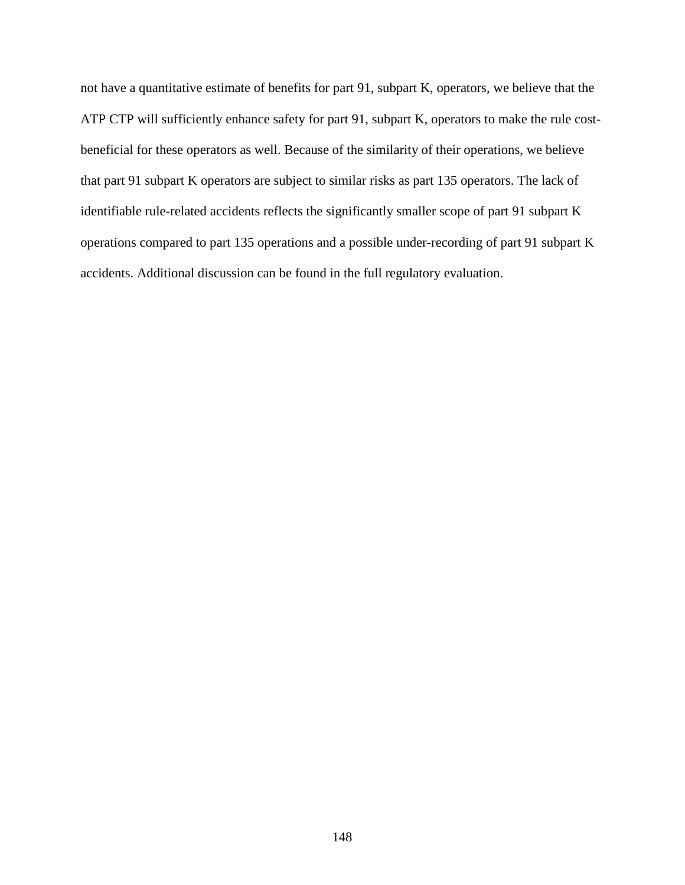not have a quantitative estimate of benefits for part 91, subpart K, operators, we believe that the ATP CTP will sufficiently enhance safety for part 91, subpart K, operators to make the rule cost-beneficial for these operators as well. Because of the similarity of their operations, we believe that part 91 subpart K operators are subject to similar risks as part 135 operators. The lack of identifiable rule-related accidents reflects the significantly smaller scope of part 91 subpart K operations compared to part 135 operations and a possible under-recording of part 91 subpart K accidents. Additional discussion can be found in the full regulatory evaluation.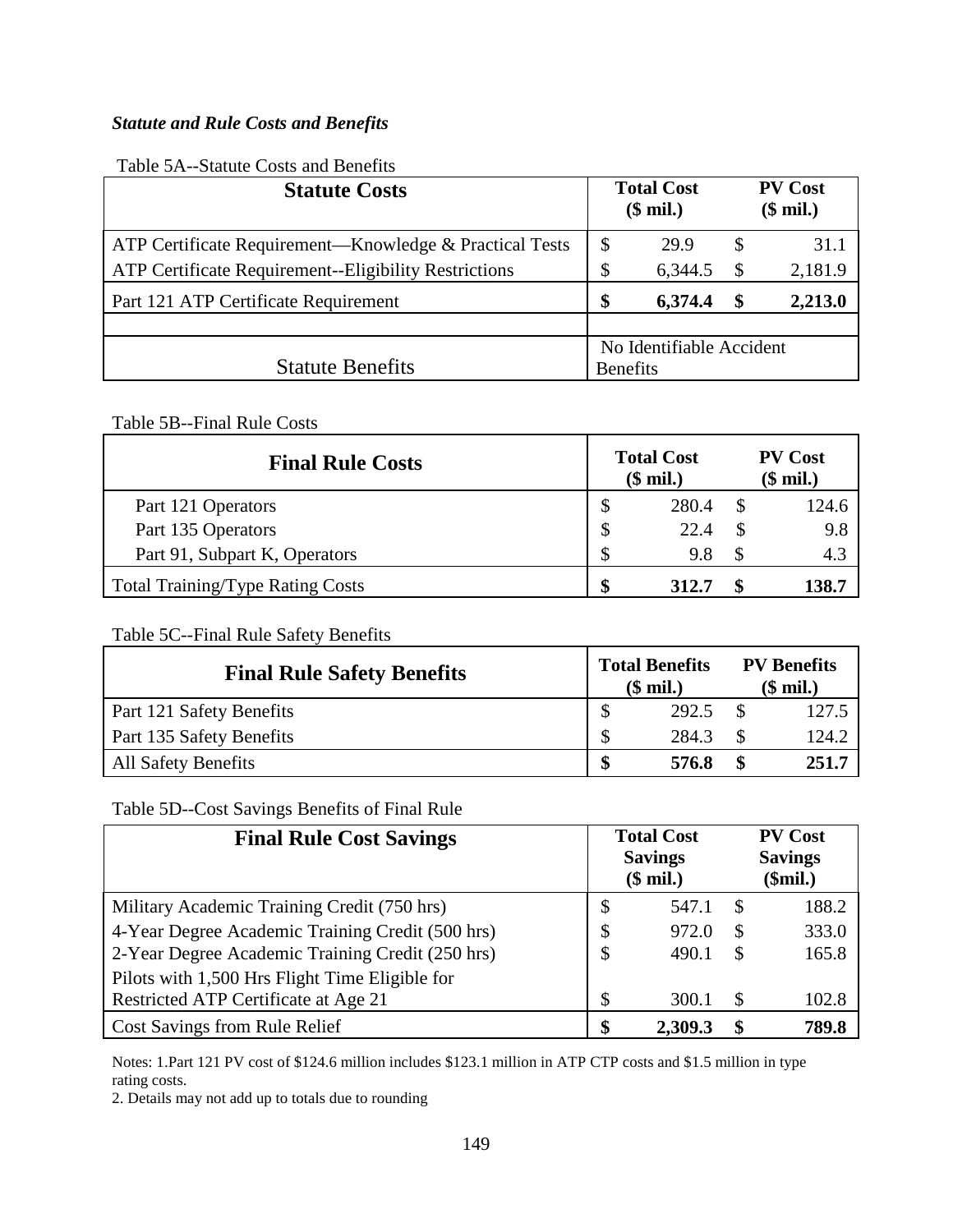***Statute and Rule Costs and Benefits***

Table 5A--Statute Costs and Benefits

| Statute Costs | Total Cost ($ mil.) | PV Cost ($ mil.) |
|---|---|---|
| ATP Certificate Requirement—Knowledge & Practical Tests | $ 29.9 | $ 31.1 |
| ATP Certificate Requirement--Eligibility Restrictions | $ 6,344.5 | $ 2,181.9 |
| Part 121 ATP Certificate Requirement | **$ 6,374.4** | **$ 2,213.0** |
| | | |
| Statute Benefits | No Identifiable Accident Benefits | |

Table 5B--Final Rule Costs

| Final Rule Costs | Total Cost ($ mil.) | PV Cost ($ mil.) |
|---|---|---|
| Part 121 Operators | $ 280.4 | $ 124.6 |
| Part 135 Operators | $ 22.4 | $ 9.8 |
| Part 91, Subpart K, Operators | $ 9.8 | $ 4.3 |
| Total Training/Type Rating Costs | **$ 312.7** | **$ 138.7** |

Table 5C--Final Rule Safety Benefits

| Final Rule Safety Benefits | Total Benefits ($ mil.) | PV Benefits ($ mil.) |
|---|---|---|
| Part 121 Safety Benefits | $ 292.5 | $ 127.5 |
| Part 135 Safety Benefits | $ 284.3 | $ 124.2 |
| All Safety Benefits | **$ 576.8** | **$ 251.7** |

Table 5D--Cost Savings Benefits of Final Rule

| Final Rule Cost Savings | Total Cost Savings ($ mil.) | PV Cost Savings ($mil.) |
|---|---|---|
| Military Academic Training Credit (750 hrs) | $ 547.1 | $ 188.2 |
| 4-Year Degree Academic Training Credit (500 hrs) | $ 972.0 | $ 333.0 |
| 2-Year Degree Academic Training Credit (250 hrs) | $ 490.1 | $ 165.8 |
| Pilots with 1,500 Hrs Flight Time Eligible for Restricted ATP Certificate at Age 21 | $ 300.1 | $ 102.8 |
| Cost Savings from Rule Relief | **$ 2,309.3** | **$ 789.8** |

Notes: 1.Part 121 PV cost of $124.6 million includes $123.1 million in ATP CTP costs and $1.5 million in type rating costs.
2. Details may not add up to totals due to rounding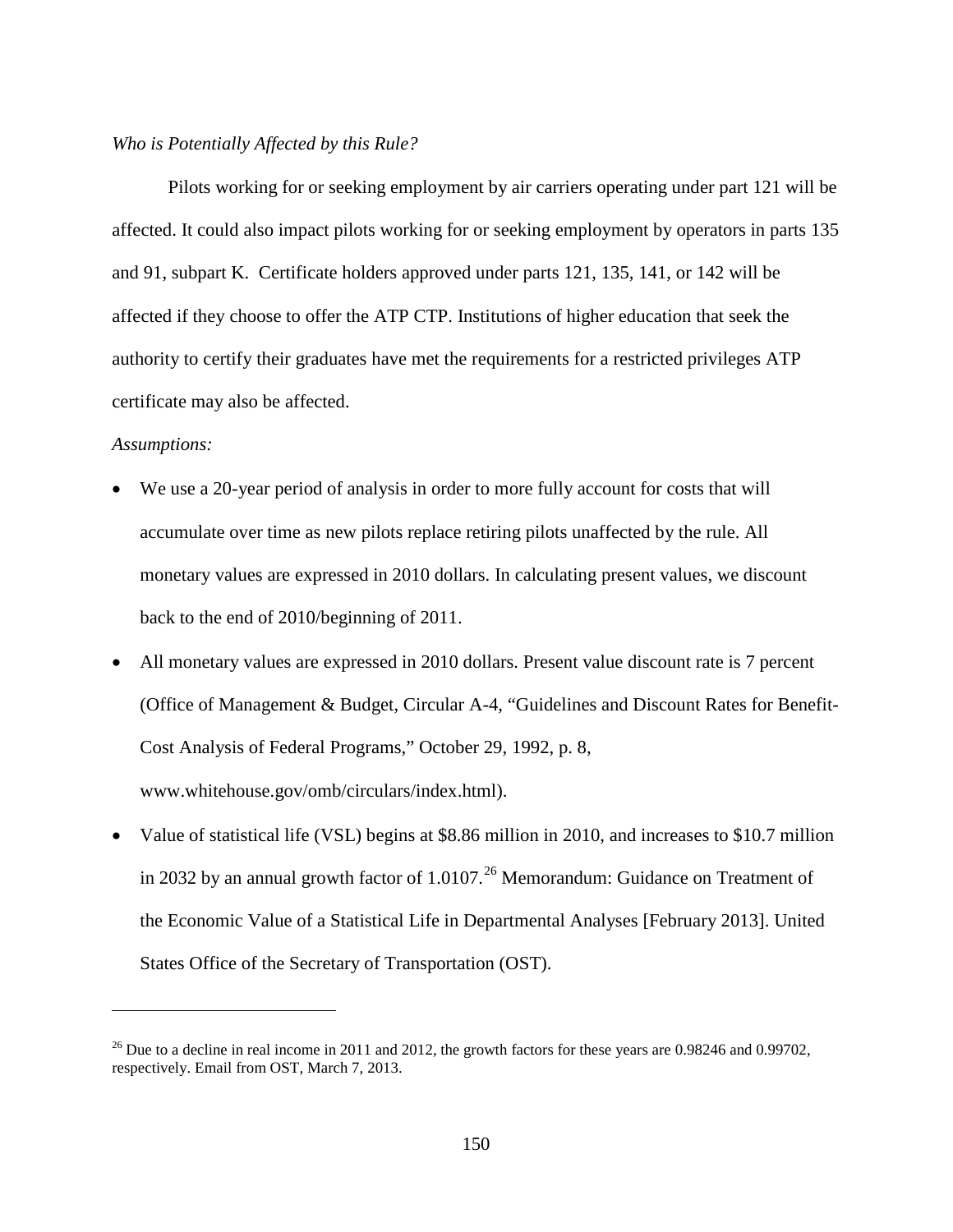*Who is Potentially Affected by this Rule?*

Pilots working for or seeking employment by air carriers operating under part 121 will be affected. It could also impact pilots working for or seeking employment by operators in parts 135 and 91, subpart K. Certificate holders approved under parts 121, 135, 141, or 142 will be affected if they choose to offer the ATP CTP. Institutions of higher education that seek the authority to certify their graduates have met the requirements for a restricted privileges ATP certificate may also be affected.

*Assumptions:*

- We use a 20-year period of analysis in order to more fully account for costs that will accumulate over time as new pilots replace retiring pilots unaffected by the rule. All monetary values are expressed in 2010 dollars. In calculating present values, we discount back to the end of 2010/beginning of 2011.
- All monetary values are expressed in 2010 dollars. Present value discount rate is 7 percent (Office of Management & Budget, Circular A-4, "Guidelines and Discount Rates for Benefit-Cost Analysis of Federal Programs," October 29, 1992, p. 8, www.whitehouse.gov/omb/circulars/index.html).
- Value of statistical life (VSL) begins at $8.86 million in 2010, and increases to $10.7 million in 2032 by an annual growth factor of 1.0107.[26] Memorandum: Guidance on Treatment of the Economic Value of a Statistical Life in Departmental Analyses [February 2013]. United States Office of the Secretary of Transportation (OST).

---

[26] Due to a decline in real income in 2011 and 2012, the growth factors for these years are 0.98246 and 0.99702, respectively. Email from OST, March 7, 2013.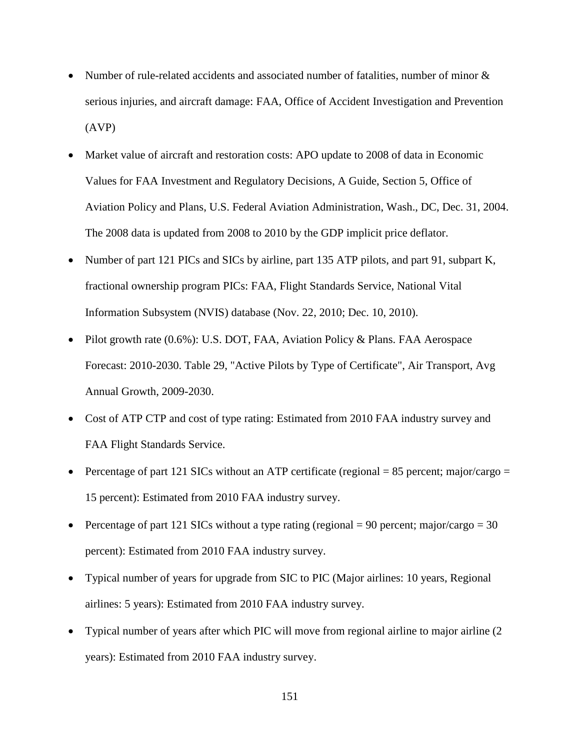- Number of rule-related accidents and associated number of fatalities, number of minor & serious injuries, and aircraft damage: FAA, Office of Accident Investigation and Prevention (AVP)
- Market value of aircraft and restoration costs: APO update to 2008 of data in Economic Values for FAA Investment and Regulatory Decisions, A Guide, Section 5, Office of Aviation Policy and Plans, U.S. Federal Aviation Administration, Wash., DC, Dec. 31, 2004. The 2008 data is updated from 2008 to 2010 by the GDP implicit price deflator.
- Number of part 121 PICs and SICs by airline, part 135 ATP pilots, and part 91, subpart K, fractional ownership program PICs: FAA, Flight Standards Service, National Vital Information Subsystem (NVIS) database (Nov. 22, 2010; Dec. 10, 2010).
- Pilot growth rate (0.6%): U.S. DOT, FAA, Aviation Policy & Plans. FAA Aerospace Forecast: 2010-2030. Table 29, "Active Pilots by Type of Certificate", Air Transport, Avg Annual Growth, 2009-2030.
- Cost of ATP CTP and cost of type rating: Estimated from 2010 FAA industry survey and FAA Flight Standards Service.
- Percentage of part 121 SICs without an ATP certificate (regional = 85 percent; major/cargo = 15 percent): Estimated from 2010 FAA industry survey.
- Percentage of part 121 SICs without a type rating (regional = 90 percent; major/cargo = 30 percent): Estimated from 2010 FAA industry survey.
- Typical number of years for upgrade from SIC to PIC (Major airlines: 10 years, Regional airlines: 5 years): Estimated from 2010 FAA industry survey.
- Typical number of years after which PIC will move from regional airline to major airline (2 years): Estimated from 2010 FAA industry survey.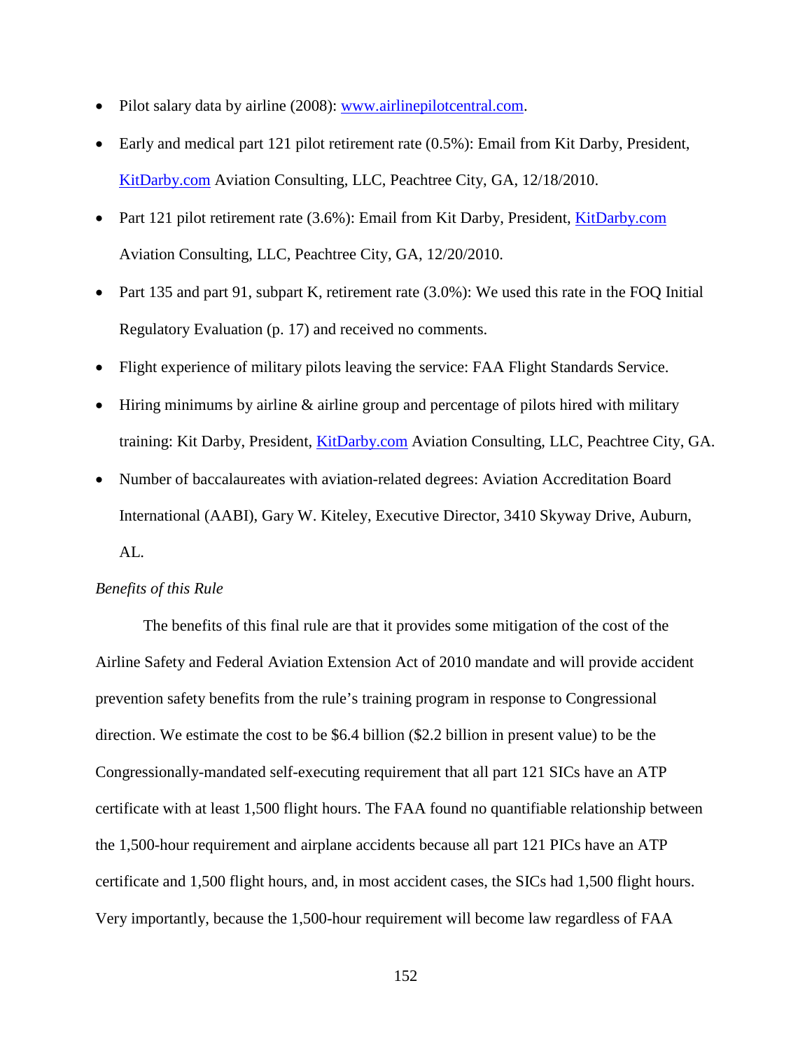- Pilot salary data by airline (2008): www.airlinepilotcentral.com.
- Early and medical part 121 pilot retirement rate (0.5%): Email from Kit Darby, President, KitDarby.com Aviation Consulting, LLC, Peachtree City, GA, 12/18/2010.
- Part 121 pilot retirement rate (3.6%): Email from Kit Darby, President, KitDarby.com Aviation Consulting, LLC, Peachtree City, GA, 12/20/2010.
- Part 135 and part 91, subpart K, retirement rate (3.0%): We used this rate in the FOQ Initial Regulatory Evaluation (p. 17) and received no comments.
- Flight experience of military pilots leaving the service: FAA Flight Standards Service.
- Hiring minimums by airline & airline group and percentage of pilots hired with military training: Kit Darby, President, KitDarby.com Aviation Consulting, LLC, Peachtree City, GA.
- Number of baccalaureates with aviation-related degrees: Aviation Accreditation Board International (AABI), Gary W. Kiteley, Executive Director, 3410 Skyway Drive, Auburn, AL.

*Benefits of this Rule*

The benefits of this final rule are that it provides some mitigation of the cost of the Airline Safety and Federal Aviation Extension Act of 2010 mandate and will provide accident prevention safety benefits from the rule's training program in response to Congressional direction. We estimate the cost to be $6.4 billion ($2.2 billion in present value) to be the Congressionally-mandated self-executing requirement that all part 121 SICs have an ATP certificate with at least 1,500 flight hours. The FAA found no quantifiable relationship between the 1,500-hour requirement and airplane accidents because all part 121 PICs have an ATP certificate and 1,500 flight hours, and, in most accident cases, the SICs had 1,500 flight hours. Very importantly, because the 1,500-hour requirement will become law regardless of FAA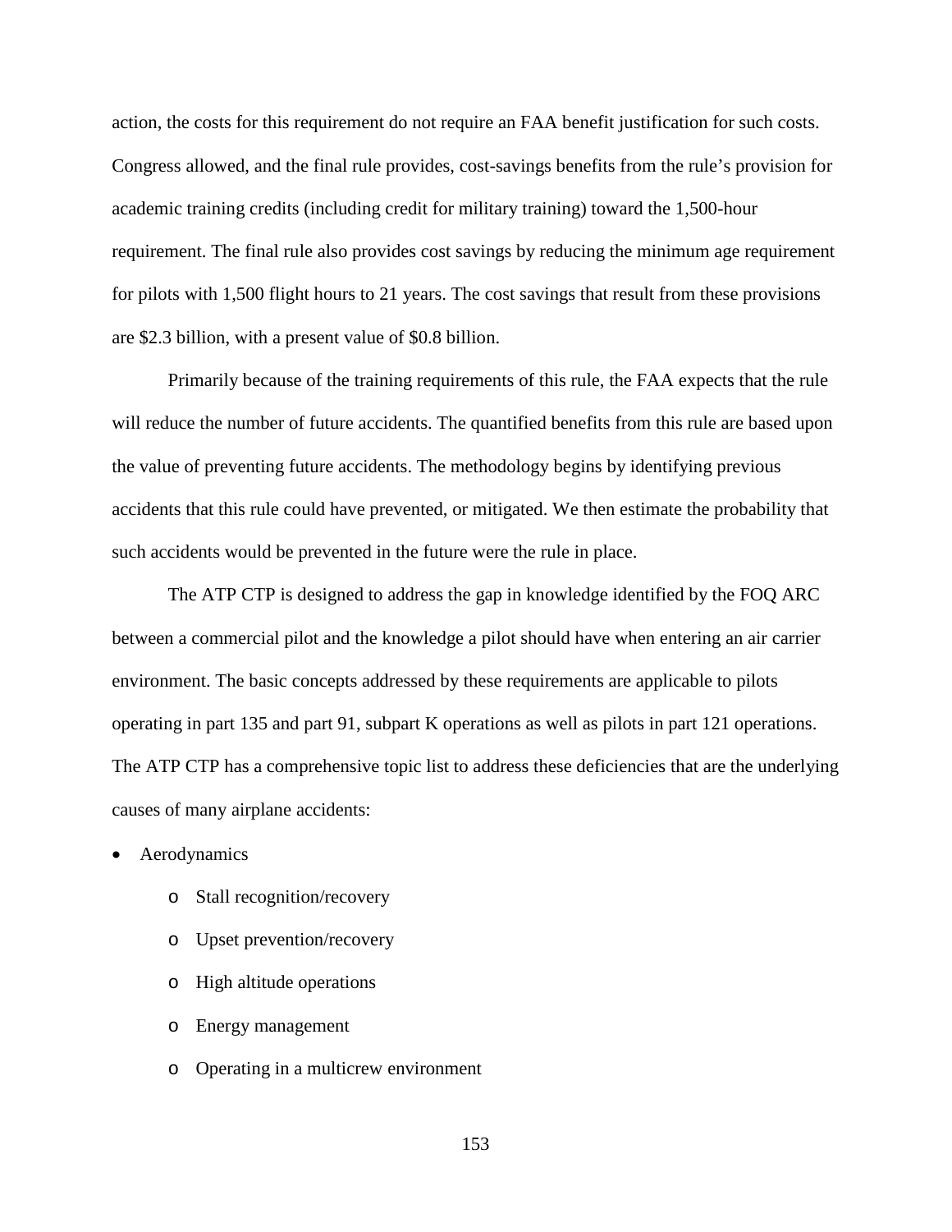action, the costs for this requirement do not require an FAA benefit justification for such costs. Congress allowed, and the final rule provides, cost-savings benefits from the rule's provision for academic training credits (including credit for military training) toward the 1,500-hour requirement. The final rule also provides cost savings by reducing the minimum age requirement for pilots with 1,500 flight hours to 21 years. The cost savings that result from these provisions are $2.3 billion, with a present value of $0.8 billion.

Primarily because of the training requirements of this rule, the FAA expects that the rule will reduce the number of future accidents. The quantified benefits from this rule are based upon the value of preventing future accidents. The methodology begins by identifying previous accidents that this rule could have prevented, or mitigated. We then estimate the probability that such accidents would be prevented in the future were the rule in place.

The ATP CTP is designed to address the gap in knowledge identified by the FOQ ARC between a commercial pilot and the knowledge a pilot should have when entering an air carrier environment. The basic concepts addressed by these requirements are applicable to pilots operating in part 135 and part 91, subpart K operations as well as pilots in part 121 operations. The ATP CTP has a comprehensive topic list to address these deficiencies that are the underlying causes of many airplane accidents:

- Aerodynamics
  - Stall recognition/recovery
  - Upset prevention/recovery
  - High altitude operations
  - Energy management
  - Operating in a multicrew environment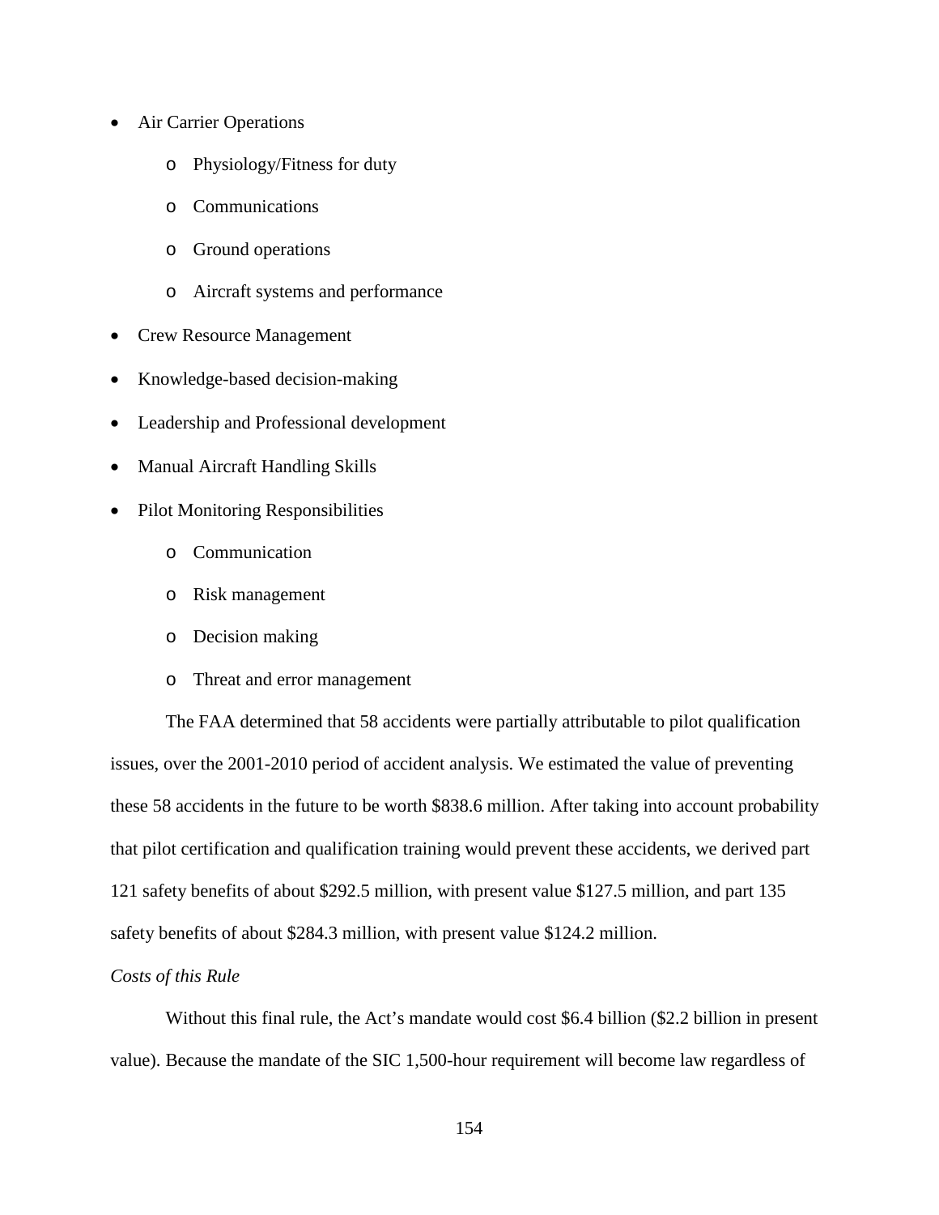- Air Carrier Operations
    - Physiology/Fitness for duty
    - Communications
    - Ground operations
    - Aircraft systems and performance
- Crew Resource Management
- Knowledge-based decision-making
- Leadership and Professional development
- Manual Aircraft Handling Skills
- Pilot Monitoring Responsibilities
    - Communication
    - Risk management
    - Decision making
    - Threat and error management

The FAA determined that 58 accidents were partially attributable to pilot qualification issues, over the 2001-2010 period of accident analysis. We estimated the value of preventing these 58 accidents in the future to be worth $838.6 million. After taking into account probability that pilot certification and qualification training would prevent these accidents, we derived part 121 safety benefits of about $292.5 million, with present value $127.5 million, and part 135 safety benefits of about $284.3 million, with present value $124.2 million.

*Costs of this Rule*

Without this final rule, the Act's mandate would cost $6.4 billion ($2.2 billion in present value). Because the mandate of the SIC 1,500-hour requirement will become law regardless of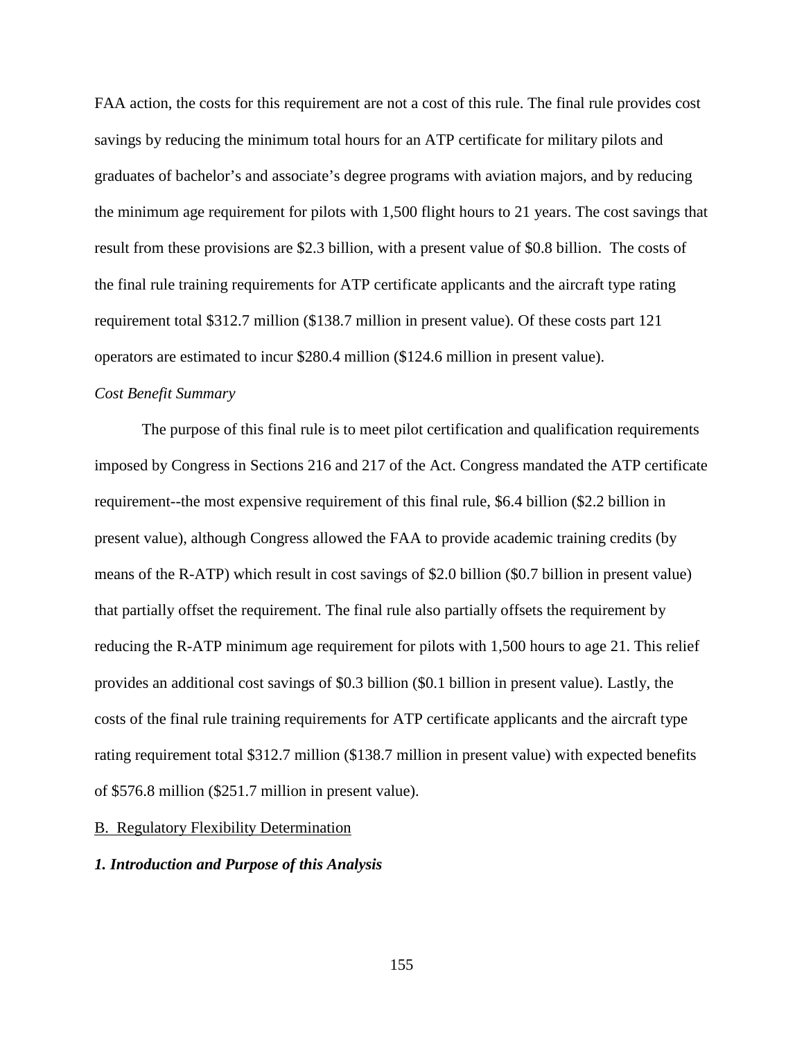FAA action, the costs for this requirement are not a cost of this rule. The final rule provides cost savings by reducing the minimum total hours for an ATP certificate for military pilots and graduates of bachelor's and associate's degree programs with aviation majors, and by reducing the minimum age requirement for pilots with 1,500 flight hours to 21 years. The cost savings that result from these provisions are $2.3 billion, with a present value of $0.8 billion. The costs of the final rule training requirements for ATP certificate applicants and the aircraft type rating requirement total $312.7 million ($138.7 million in present value). Of these costs part 121 operators are estimated to incur $280.4 million ($124.6 million in present value).

*Cost Benefit Summary*

The purpose of this final rule is to meet pilot certification and qualification requirements imposed by Congress in Sections 216 and 217 of the Act. Congress mandated the ATP certificate requirement--the most expensive requirement of this final rule, $6.4 billion ($2.2 billion in present value), although Congress allowed the FAA to provide academic training credits (by means of the R-ATP) which result in cost savings of $2.0 billion ($0.7 billion in present value) that partially offset the requirement. The final rule also partially offsets the requirement by reducing the R-ATP minimum age requirement for pilots with 1,500 hours to age 21. This relief provides an additional cost savings of $0.3 billion ($0.1 billion in present value). Lastly, the costs of the final rule training requirements for ATP certificate applicants and the aircraft type rating requirement total $312.7 million ($138.7 million in present value) with expected benefits of $576.8 million ($251.7 million in present value).

B. Regulatory Flexibility Determination

***1. Introduction and Purpose of this Analysis***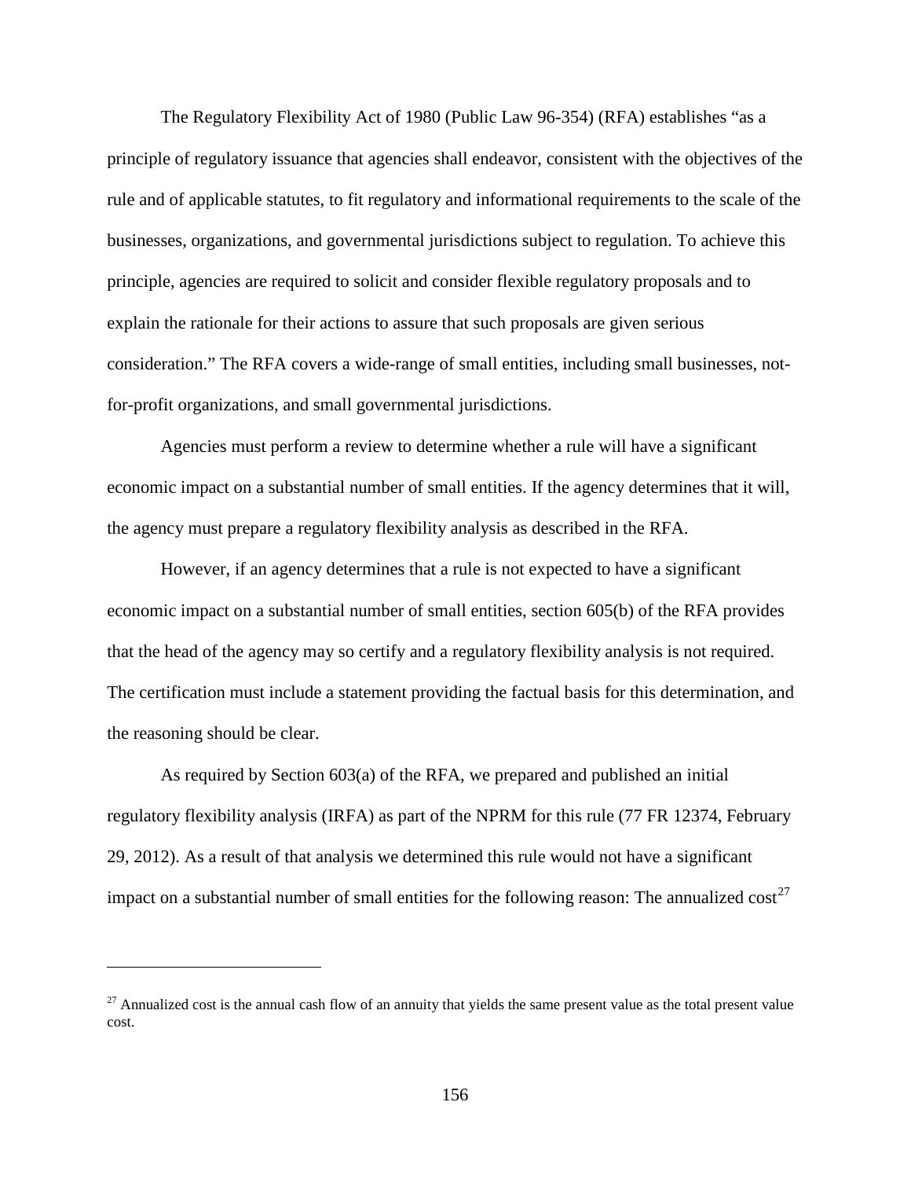The Regulatory Flexibility Act of 1980 (Public Law 96-354) (RFA) establishes "as a principle of regulatory issuance that agencies shall endeavor, consistent with the objectives of the rule and of applicable statutes, to fit regulatory and informational requirements to the scale of the businesses, organizations, and governmental jurisdictions subject to regulation. To achieve this principle, agencies are required to solicit and consider flexible regulatory proposals and to explain the rationale for their actions to assure that such proposals are given serious consideration." The RFA covers a wide-range of small entities, including small businesses, not-for-profit organizations, and small governmental jurisdictions.

Agencies must perform a review to determine whether a rule will have a significant economic impact on a substantial number of small entities. If the agency determines that it will, the agency must prepare a regulatory flexibility analysis as described in the RFA.

However, if an agency determines that a rule is not expected to have a significant economic impact on a substantial number of small entities, section 605(b) of the RFA provides that the head of the agency may so certify and a regulatory flexibility analysis is not required. The certification must include a statement providing the factual basis for this determination, and the reasoning should be clear.

As required by Section 603(a) of the RFA, we prepared and published an initial regulatory flexibility analysis (IRFA) as part of the NPRM for this rule (77 FR 12374, February 29, 2012). As a result of that analysis we determined this rule would not have a significant impact on a substantial number of small entities for the following reason: The annualized cost[27]

---

[27] Annualized cost is the annual cash flow of an annuity that yields the same present value as the total present value cost.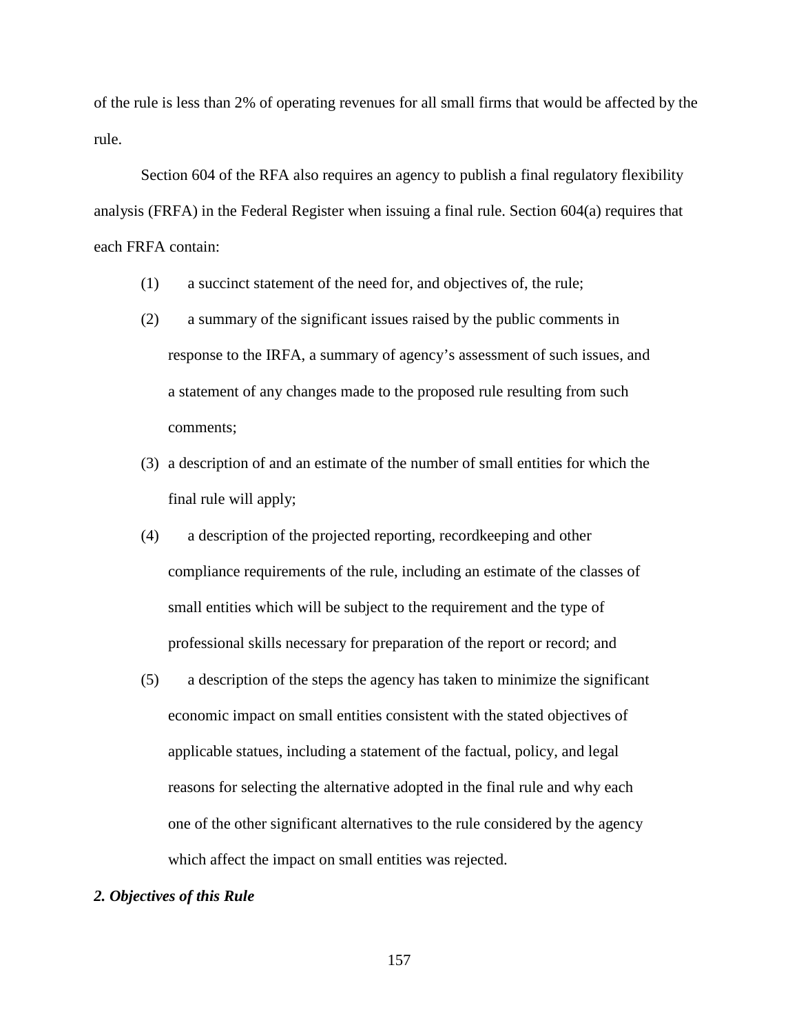of the rule is less than 2% of operating revenues for all small firms that would be affected by the rule.

Section 604 of the RFA also requires an agency to publish a final regulatory flexibility analysis (FRFA) in the Federal Register when issuing a final rule. Section 604(a) requires that each FRFA contain:

(1) a succinct statement of the need for, and objectives of, the rule;

(2) a summary of the significant issues raised by the public comments in response to the IRFA, a summary of agency's assessment of such issues, and a statement of any changes made to the proposed rule resulting from such comments;

(3) a description of and an estimate of the number of small entities for which the final rule will apply;

(4) a description of the projected reporting, recordkeeping and other compliance requirements of the rule, including an estimate of the classes of small entities which will be subject to the requirement and the type of professional skills necessary for preparation of the report or record; and

(5) a description of the steps the agency has taken to minimize the significant economic impact on small entities consistent with the stated objectives of applicable statues, including a statement of the factual, policy, and legal reasons for selecting the alternative adopted in the final rule and why each one of the other significant alternatives to the rule considered by the agency which affect the impact on small entities was rejected.

***2. Objectives of this Rule***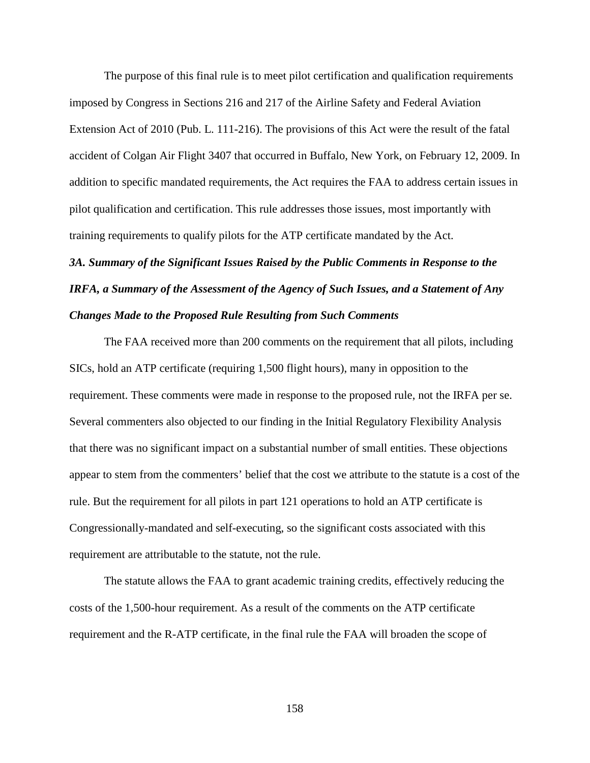The purpose of this final rule is to meet pilot certification and qualification requirements imposed by Congress in Sections 216 and 217 of the Airline Safety and Federal Aviation Extension Act of 2010 (Pub. L. 111-216). The provisions of this Act were the result of the fatal accident of Colgan Air Flight 3407 that occurred in Buffalo, New York, on February 12, 2009. In addition to specific mandated requirements, the Act requires the FAA to address certain issues in pilot qualification and certification. This rule addresses those issues, most importantly with training requirements to qualify pilots for the ATP certificate mandated by the Act.

### *3A. Summary of the Significant Issues Raised by the Public Comments in Response to the IRFA, a Summary of the Assessment of the Agency of Such Issues, and a Statement of Any Changes Made to the Proposed Rule Resulting from Such Comments*

The FAA received more than 200 comments on the requirement that all pilots, including SICs, hold an ATP certificate (requiring 1,500 flight hours), many in opposition to the requirement. These comments were made in response to the proposed rule, not the IRFA per se. Several commenters also objected to our finding in the Initial Regulatory Flexibility Analysis that there was no significant impact on a substantial number of small entities. These objections appear to stem from the commenters' belief that the cost we attribute to the statute is a cost of the rule. But the requirement for all pilots in part 121 operations to hold an ATP certificate is Congressionally-mandated and self-executing, so the significant costs associated with this requirement are attributable to the statute, not the rule.

The statute allows the FAA to grant academic training credits, effectively reducing the costs of the 1,500-hour requirement. As a result of the comments on the ATP certificate requirement and the R-ATP certificate, in the final rule the FAA will broaden the scope of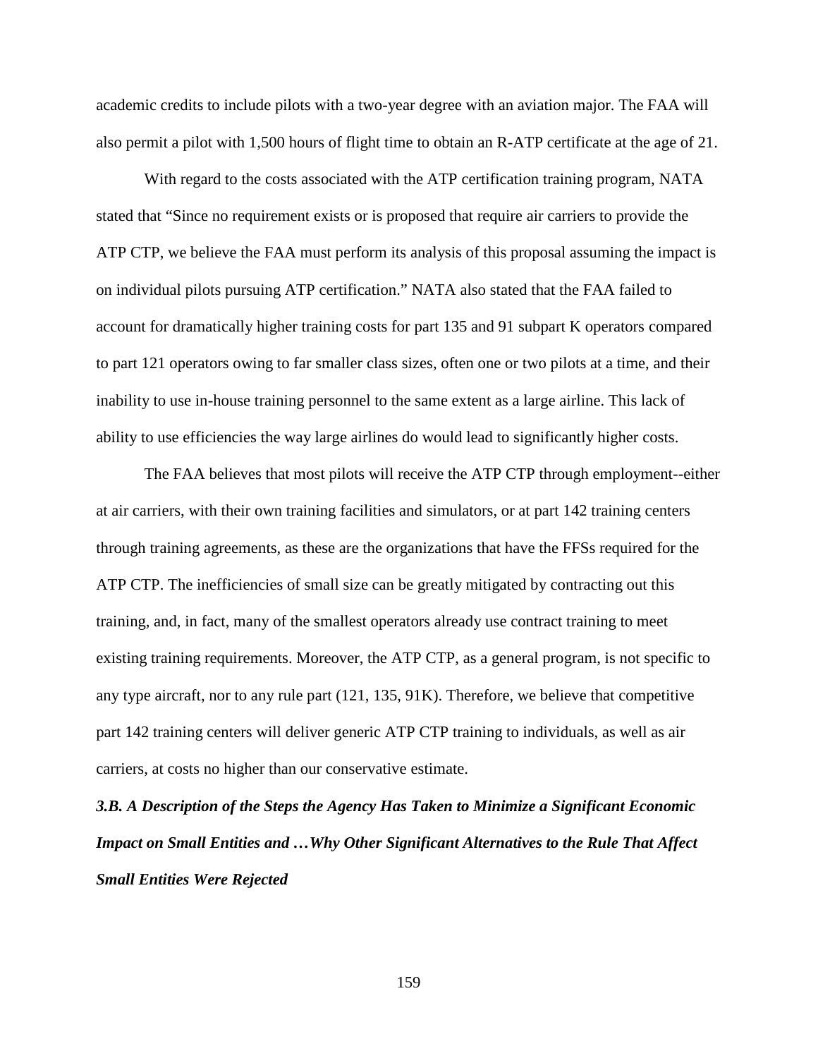academic credits to include pilots with a two-year degree with an aviation major. The FAA will also permit a pilot with 1,500 hours of flight time to obtain an R-ATP certificate at the age of 21.

With regard to the costs associated with the ATP certification training program, NATA stated that "Since no requirement exists or is proposed that require air carriers to provide the ATP CTP, we believe the FAA must perform its analysis of this proposal assuming the impact is on individual pilots pursuing ATP certification." NATA also stated that the FAA failed to account for dramatically higher training costs for part 135 and 91 subpart K operators compared to part 121 operators owing to far smaller class sizes, often one or two pilots at a time, and their inability to use in-house training personnel to the same extent as a large airline. This lack of ability to use efficiencies the way large airlines do would lead to significantly higher costs.

The FAA believes that most pilots will receive the ATP CTP through employment--either at air carriers, with their own training facilities and simulators, or at part 142 training centers through training agreements, as these are the organizations that have the FFSs required for the ATP CTP. The inefficiencies of small size can be greatly mitigated by contracting out this training, and, in fact, many of the smallest operators already use contract training to meet existing training requirements. Moreover, the ATP CTP, as a general program, is not specific to any type aircraft, nor to any rule part (121, 135, 91K). Therefore, we believe that competitive part 142 training centers will deliver generic ATP CTP training to individuals, as well as air carriers, at costs no higher than our conservative estimate.

***3.B. A Description of the Steps the Agency Has Taken to Minimize a Significant Economic Impact on Small Entities and …Why Other Significant Alternatives to the Rule That Affect Small Entities Were Rejected***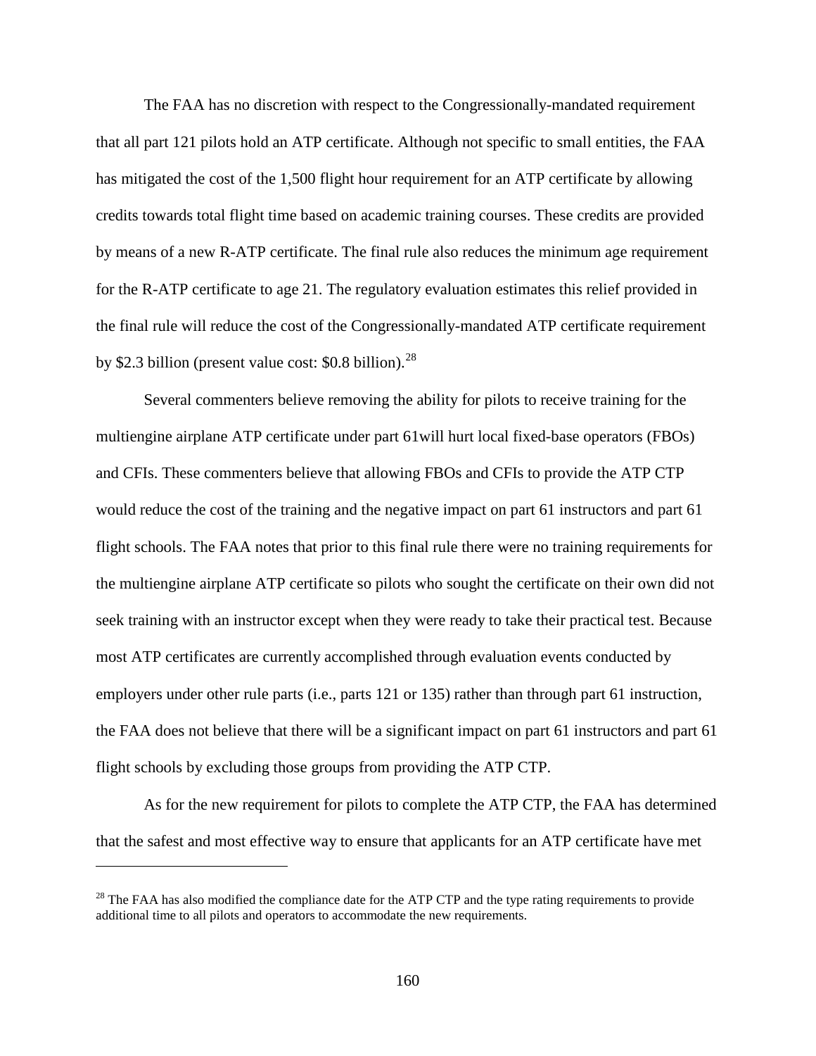The FAA has no discretion with respect to the Congressionally-mandated requirement that all part 121 pilots hold an ATP certificate. Although not specific to small entities, the FAA has mitigated the cost of the 1,500 flight hour requirement for an ATP certificate by allowing credits towards total flight time based on academic training courses. These credits are provided by means of a new R-ATP certificate. The final rule also reduces the minimum age requirement for the R-ATP certificate to age 21. The regulatory evaluation estimates this relief provided in the final rule will reduce the cost of the Congressionally-mandated ATP certificate requirement by $2.3 billion (present value cost: $0.8 billion).[28]

Several commenters believe removing the ability for pilots to receive training for the multiengine airplane ATP certificate under part 61will hurt local fixed-base operators (FBOs) and CFIs. These commenters believe that allowing FBOs and CFIs to provide the ATP CTP would reduce the cost of the training and the negative impact on part 61 instructors and part 61 flight schools. The FAA notes that prior to this final rule there were no training requirements for the multiengine airplane ATP certificate so pilots who sought the certificate on their own did not seek training with an instructor except when they were ready to take their practical test. Because most ATP certificates are currently accomplished through evaluation events conducted by employers under other rule parts (i.e., parts 121 or 135) rather than through part 61 instruction, the FAA does not believe that there will be a significant impact on part 61 instructors and part 61 flight schools by excluding those groups from providing the ATP CTP.

As for the new requirement for pilots to complete the ATP CTP, the FAA has determined that the safest and most effective way to ensure that applicants for an ATP certificate have met

[28] The FAA has also modified the compliance date for the ATP CTP and the type rating requirements to provide additional time to all pilots and operators to accommodate the new requirements.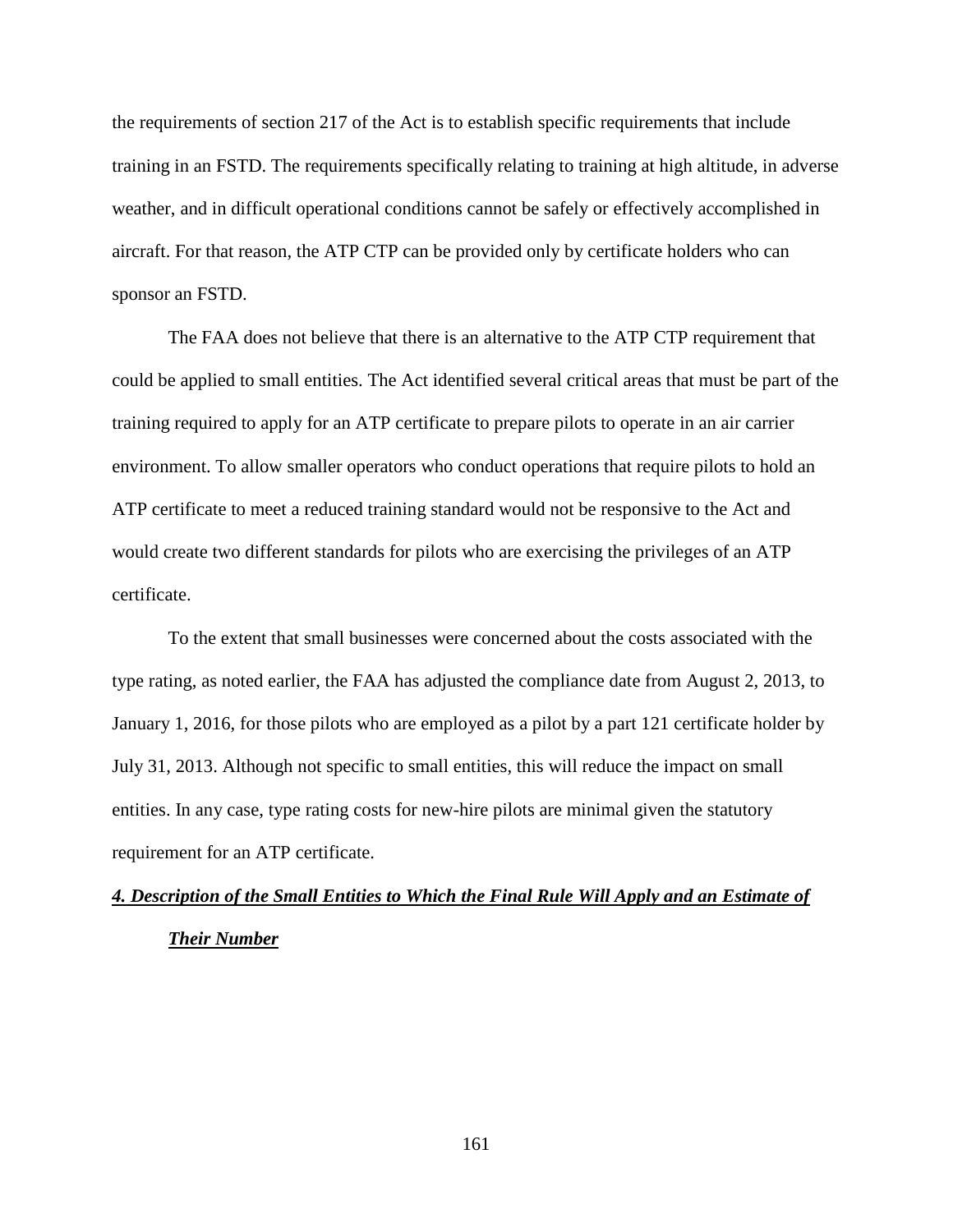the requirements of section 217 of the Act is to establish specific requirements that include training in an FSTD. The requirements specifically relating to training at high altitude, in adverse weather, and in difficult operational conditions cannot be safely or effectively accomplished in aircraft. For that reason, the ATP CTP can be provided only by certificate holders who can sponsor an FSTD.

The FAA does not believe that there is an alternative to the ATP CTP requirement that could be applied to small entities. The Act identified several critical areas that must be part of the training required to apply for an ATP certificate to prepare pilots to operate in an air carrier environment. To allow smaller operators who conduct operations that require pilots to hold an ATP certificate to meet a reduced training standard would not be responsive to the Act and would create two different standards for pilots who are exercising the privileges of an ATP certificate.

To the extent that small businesses were concerned about the costs associated with the type rating, as noted earlier, the FAA has adjusted the compliance date from August 2, 2013, to January 1, 2016, for those pilots who are employed as a pilot by a part 121 certificate holder by July 31, 2013. Although not specific to small entities, this will reduce the impact on small entities. In any case, type rating costs for new-hire pilots are minimal given the statutory requirement for an ATP certificate.

***4. Description of the Small Entities to Which the Final Rule Will Apply and an Estimate of Their Number***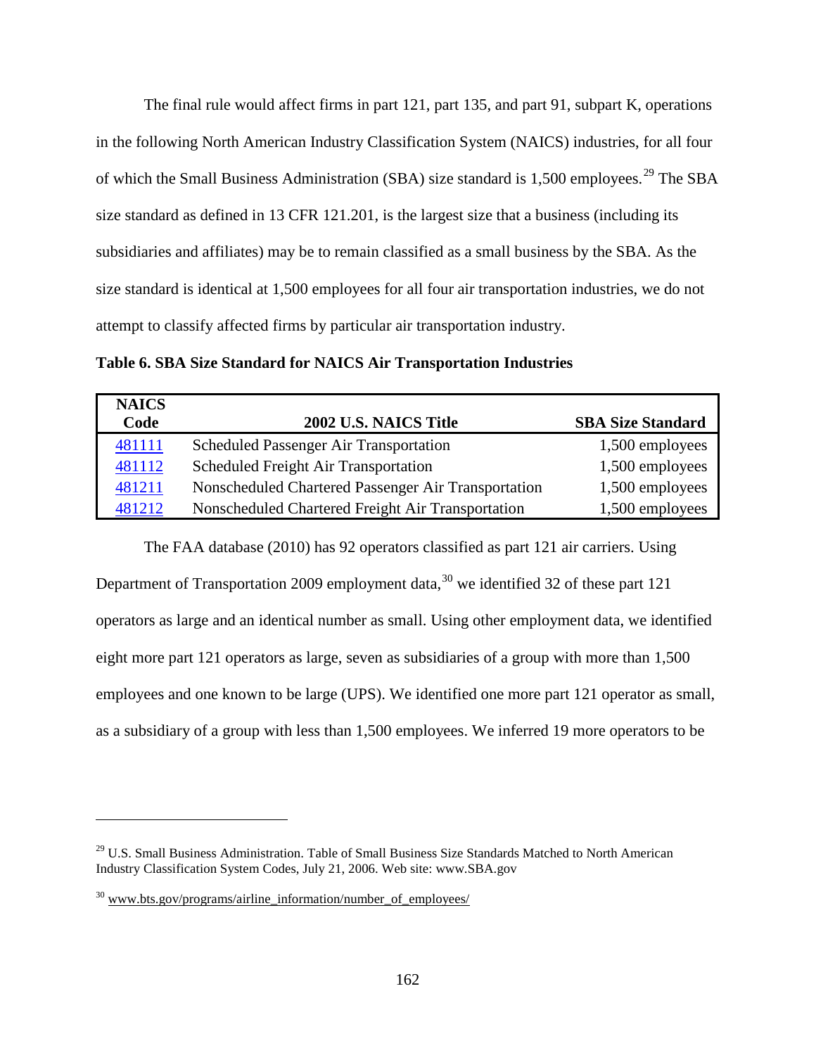The final rule would affect firms in part 121, part 135, and part 91, subpart K, operations in the following North American Industry Classification System (NAICS) industries, for all four of which the Small Business Administration (SBA) size standard is 1,500 employees.[29] The SBA size standard as defined in 13 CFR 121.201, is the largest size that a business (including its subsidiaries and affiliates) may be to remain classified as a small business by the SBA. As the size standard is identical at 1,500 employees for all four air transportation industries, we do not attempt to classify affected firms by particular air transportation industry.

**Table 6. SBA Size Standard for NAICS Air Transportation Industries**

| NAICS Code | 2002 U.S. NAICS Title | SBA Size Standard |
|---|---|---|
| 481111 | Scheduled Passenger Air Transportation | 1,500 employees |
| 481112 | Scheduled Freight Air Transportation | 1,500 employees |
| 481211 | Nonscheduled Chartered Passenger Air Transportation | 1,500 employees |
| 481212 | Nonscheduled Chartered Freight Air Transportation | 1,500 employees |

The FAA database (2010) has 92 operators classified as part 121 air carriers. Using Department of Transportation 2009 employment data,[30] we identified 32 of these part 121 operators as large and an identical number as small. Using other employment data, we identified eight more part 121 operators as large, seven as subsidiaries of a group with more than 1,500 employees and one known to be large (UPS). We identified one more part 121 operator as small, as a subsidiary of a group with less than 1,500 employees. We inferred 19 more operators to be

---

[29] U.S. Small Business Administration. Table of Small Business Size Standards Matched to North American Industry Classification System Codes, July 21, 2006. Web site: www.SBA.gov

[30] www.bts.gov/programs/airline_information/number_of_employees/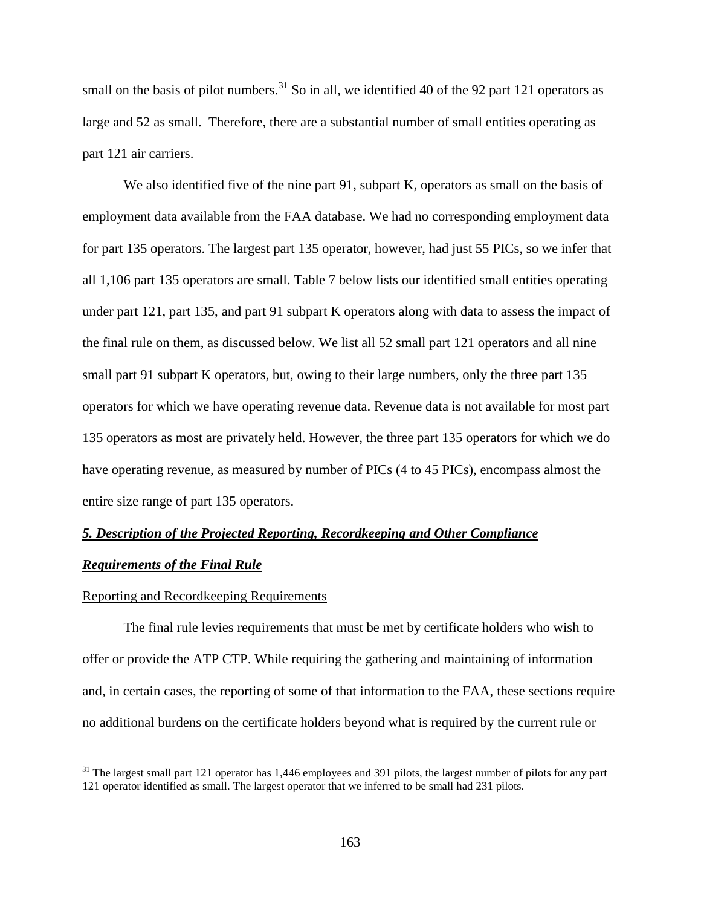small on the basis of pilot numbers.[31] So in all, we identified 40 of the 92 part 121 operators as large and 52 as small. Therefore, there are a substantial number of small entities operating as part 121 air carriers.

We also identified five of the nine part 91, subpart K, operators as small on the basis of employment data available from the FAA database. We had no corresponding employment data for part 135 operators. The largest part 135 operator, however, had just 55 PICs, so we infer that all 1,106 part 135 operators are small. Table 7 below lists our identified small entities operating under part 121, part 135, and part 91 subpart K operators along with data to assess the impact of the final rule on them, as discussed below. We list all 52 small part 121 operators and all nine small part 91 subpart K operators, but, owing to their large numbers, only the three part 135 operators for which we have operating revenue data. Revenue data is not available for most part 135 operators as most are privately held. However, the three part 135 operators for which we do have operating revenue, as measured by number of PICs (4 to 45 PICs), encompass almost the entire size range of part 135 operators.

***5. Description of the Projected Reporting, Recordkeeping and Other Compliance Requirements of the Final Rule***

Reporting and Recordkeeping Requirements

The final rule levies requirements that must be met by certificate holders who wish to offer or provide the ATP CTP. While requiring the gathering and maintaining of information and, in certain cases, the reporting of some of that information to the FAA, these sections require no additional burdens on the certificate holders beyond what is required by the current rule or

[31] The largest small part 121 operator has 1,446 employees and 391 pilots, the largest number of pilots for any part 121 operator identified as small. The largest operator that we inferred to be small had 231 pilots.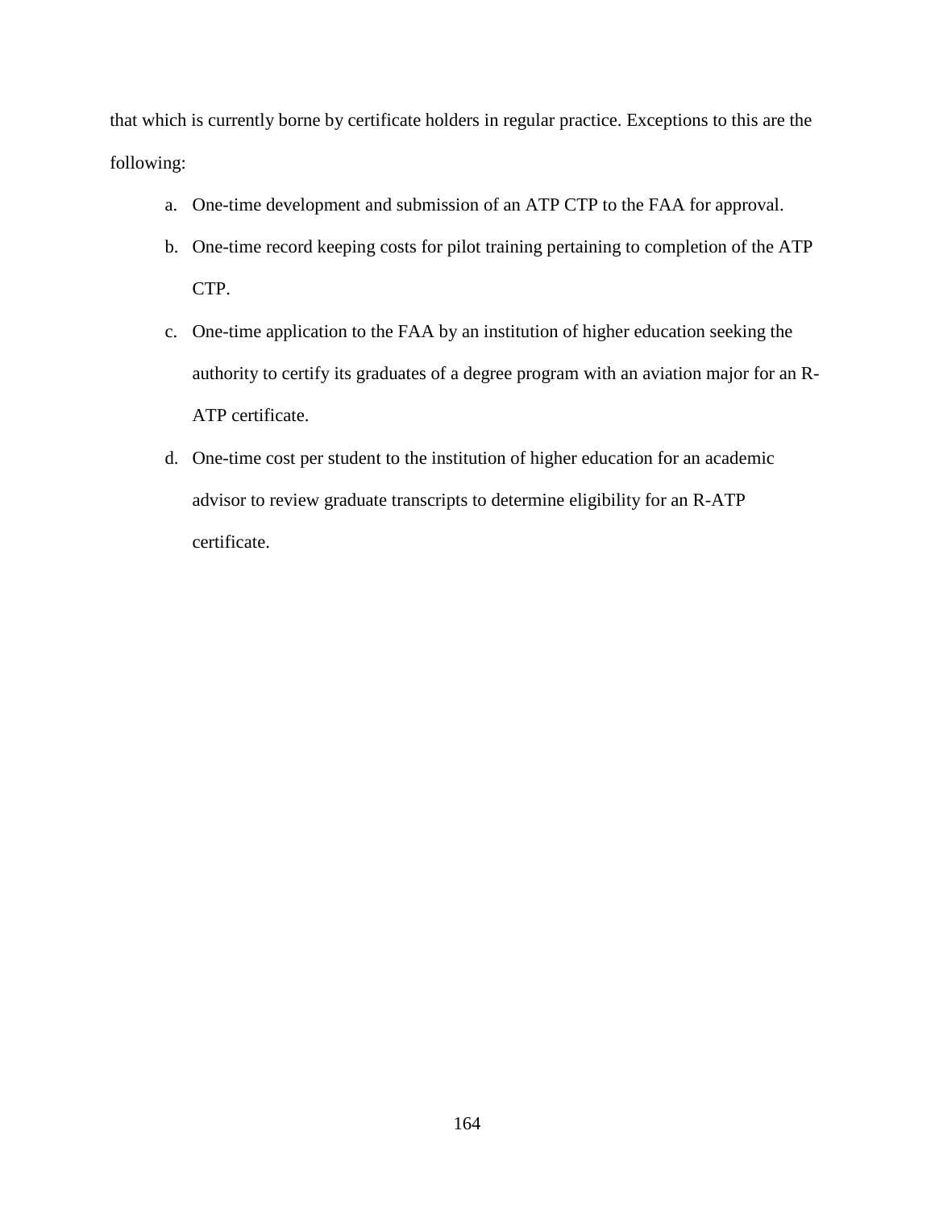that which is currently borne by certificate holders in regular practice. Exceptions to this are the following:

a. One-time development and submission of an ATP CTP to the FAA for approval.
b. One-time record keeping costs for pilot training pertaining to completion of the ATP CTP.
c. One-time application to the FAA by an institution of higher education seeking the authority to certify its graduates of a degree program with an aviation major for an R-ATP certificate.
d. One-time cost per student to the institution of higher education for an academic advisor to review graduate transcripts to determine eligibility for an R-ATP certificate.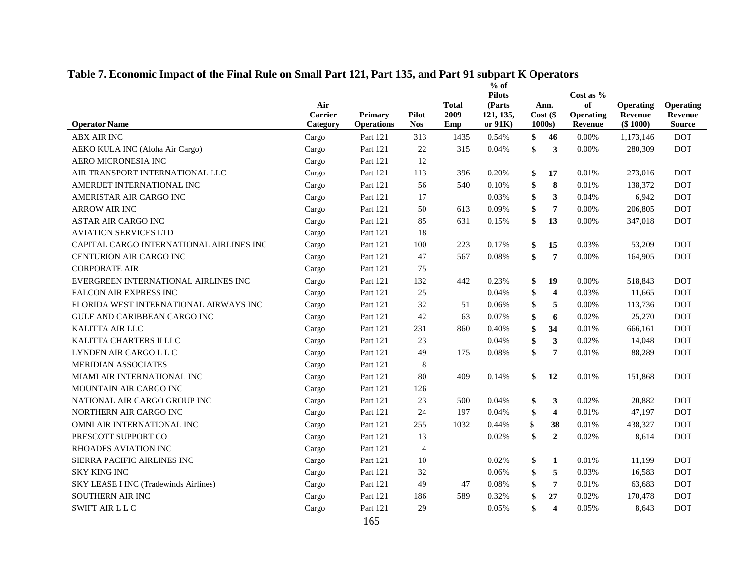# Table 7. Economic Impact of the Final Rule on Small Part 121, Part 135, and Part 91 subpart K Operators

| Operator Name | Air Carrier Category | Primary Operations | Pilot Nos | Total 2009 Emp | % of Pilots (Parts 121, 135, or 91K) | Ann. Cost ($ 1000s) | Cost as % of Operating Revenue | Operating Revenue ($ 1000) | Operating Revenue Source |
|---|---|---|---|---|---|---|---|---|---|
| ABX AIR INC | Cargo | Part 121 | 313 | 1435 | 0.54% | $ 46 | 0.00% | 1,173,146 | DOT |
| AEKO KULA INC (Aloha Air Cargo) | Cargo | Part 121 | 22 | 315 | 0.04% | $ 3 | 0.00% | 280,309 | DOT |
| AERO MICRONESIA INC | Cargo | Part 121 | 12 | | | | | | |
| AIR TRANSPORT INTERNATIONAL LLC | Cargo | Part 121 | 113 | 396 | 0.20% | $ 17 | 0.01% | 273,016 | DOT |
| AMERIJET INTERNATIONAL INC | Cargo | Part 121 | 56 | 540 | 0.10% | $ 8 | 0.01% | 138,372 | DOT |
| AMERISTAR AIR CARGO INC | Cargo | Part 121 | 17 | | 0.03% | $ 3 | 0.04% | 6,942 | DOT |
| ARROW AIR INC | Cargo | Part 121 | 50 | 613 | 0.09% | $ 7 | 0.00% | 206,805 | DOT |
| ASTAR AIR CARGO INC | Cargo | Part 121 | 85 | 631 | 0.15% | $ 13 | 0.00% | 347,018 | DOT |
| AVIATION SERVICES LTD | Cargo | Part 121 | 18 | | | | | | |
| CAPITAL CARGO INTERNATIONAL AIRLINES INC | Cargo | Part 121 | 100 | 223 | 0.17% | $ 15 | 0.03% | 53,209 | DOT |
| CENTURION AIR CARGO INC | Cargo | Part 121 | 47 | 567 | 0.08% | $ 7 | 0.00% | 164,905 | DOT |
| CORPORATE AIR | Cargo | Part 121 | 75 | | | | | | |
| EVERGREEN INTERNATIONAL AIRLINES INC | Cargo | Part 121 | 132 | 442 | 0.23% | $ 19 | 0.00% | 518,843 | DOT |
| FALCON AIR EXPRESS INC | Cargo | Part 121 | 25 | | 0.04% | $ 4 | 0.03% | 11,665 | DOT |
| FLORIDA WEST INTERNATIONAL AIRWAYS INC | Cargo | Part 121 | 32 | 51 | 0.06% | $ 5 | 0.00% | 113,736 | DOT |
| GULF AND CARIBBEAN CARGO INC | Cargo | Part 121 | 42 | 63 | 0.07% | $ 6 | 0.02% | 25,270 | DOT |
| KALITTA AIR LLC | Cargo | Part 121 | 231 | 860 | 0.40% | $ 34 | 0.01% | 666,161 | DOT |
| KALITTA CHARTERS II LLC | Cargo | Part 121 | 23 | | 0.04% | $ 3 | 0.02% | 14,048 | DOT |
| LYNDEN AIR CARGO L L C | Cargo | Part 121 | 49 | 175 | 0.08% | $ 7 | 0.01% | 88,289 | DOT |
| MERIDIAN ASSOCIATES | Cargo | Part 121 | 8 | | | | | | |
| MIAMI AIR INTERNATIONAL INC | Cargo | Part 121 | 80 | 409 | 0.14% | $ 12 | 0.01% | 151,868 | DOT |
| MOUNTAIN AIR CARGO INC | Cargo | Part 121 | 126 | | | | | | |
| NATIONAL AIR CARGO GROUP INC | Cargo | Part 121 | 23 | 500 | 0.04% | $ 3 | 0.02% | 20,882 | DOT |
| NORTHERN AIR CARGO INC | Cargo | Part 121 | 24 | 197 | 0.04% | $ 4 | 0.01% | 47,197 | DOT |
| OMNI AIR INTERNATIONAL INC | Cargo | Part 121 | 255 | 1032 | 0.44% | $ 38 | 0.01% | 438,327 | DOT |
| PRESCOTT SUPPORT CO | Cargo | Part 121 | 13 | | 0.02% | $ 2 | 0.02% | 8,614 | DOT |
| RHOADES AVIATION INC | Cargo | Part 121 | 4 | | | | | | |
| SIERRA PACIFIC AIRLINES INC | Cargo | Part 121 | 10 | | 0.02% | $ 1 | 0.01% | 11,199 | DOT |
| SKY KING INC | Cargo | Part 121 | 32 | | 0.06% | $ 5 | 0.03% | 16,583 | DOT |
| SKY LEASE I INC (Tradewinds Airlines) | Cargo | Part 121 | 49 | 47 | 0.08% | $ 7 | 0.01% | 63,683 | DOT |
| SOUTHERN AIR INC | Cargo | Part 121 | 186 | 589 | 0.32% | $ 27 | 0.02% | 170,478 | DOT |
| SWIFT AIR L L C | Cargo | Part 121 | 29 | | 0.05% | $ 4 | 0.05% | 8,643 | DOT |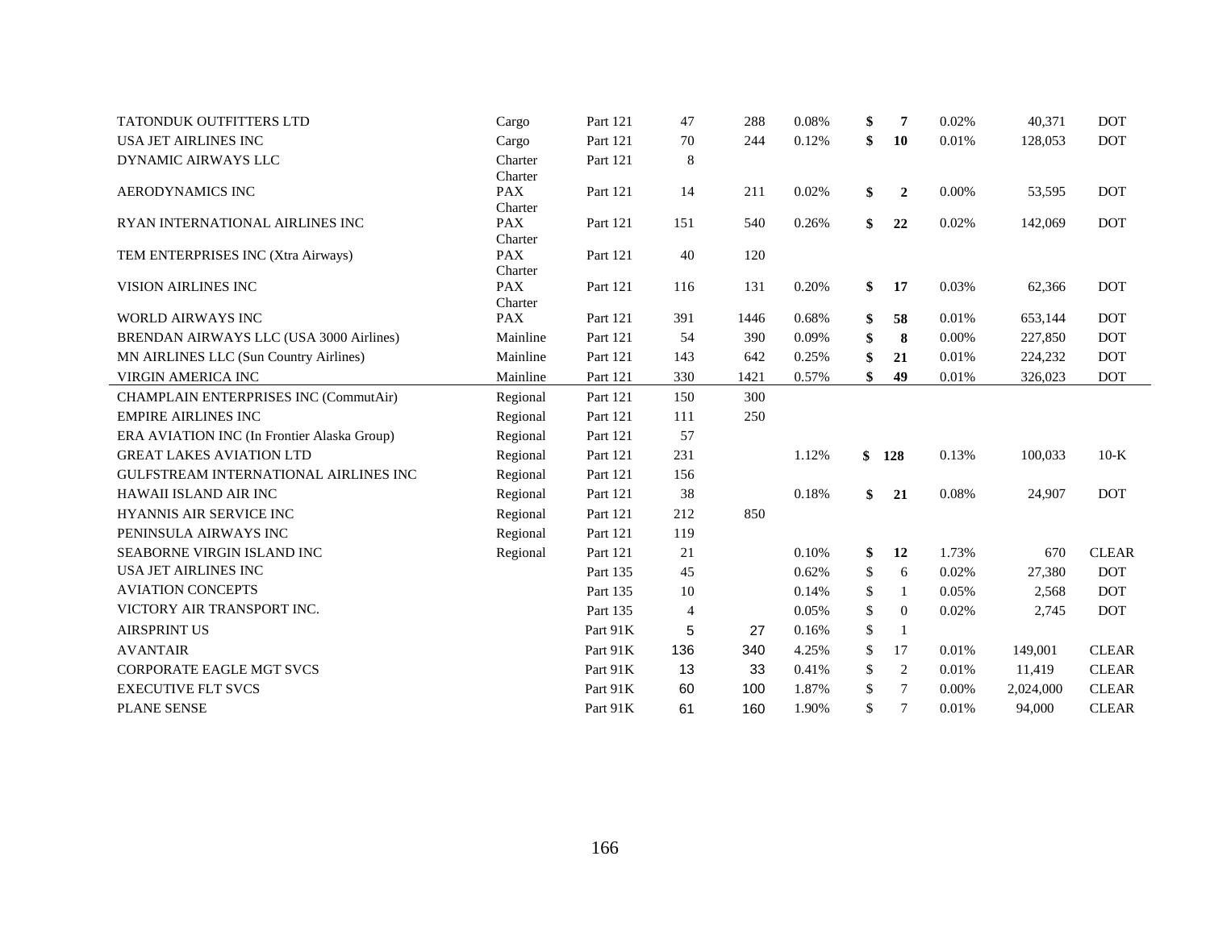| | | | | | | | | | |
|---|---|---|---|---|---|---|---|---|---|
| TATONDUK OUTFITTERS LTD | Cargo | Part 121 | 47 | 288 | 0.08% | $ 7 | 0.02% | 40,371 | DOT |
| USA JET AIRLINES INC | Cargo | Part 121 | 70 | 244 | 0.12% | $ 10 | 0.01% | 128,053 | DOT |
| DYNAMIC AIRWAYS LLC | Charter | Part 121 | 8 | | | | | | |
| AERODYNAMICS INC | Charter PAX | Part 121 | 14 | 211 | 0.02% | $ 2 | 0.00% | 53,595 | DOT |
| RYAN INTERNATIONAL AIRLINES INC | Charter PAX | Part 121 | 151 | 540 | 0.26% | $ 22 | 0.02% | 142,069 | DOT |
| TEM ENTERPRISES INC (Xtra Airways) | Charter PAX | Part 121 | 40 | 120 | | | | | |
| VISION AIRLINES INC | Charter PAX | Part 121 | 116 | 131 | 0.20% | $ 17 | 0.03% | 62,366 | DOT |
| WORLD AIRWAYS INC | Charter PAX | Part 121 | 391 | 1446 | 0.68% | $ 58 | 0.01% | 653,144 | DOT |
| BRENDAN AIRWAYS LLC (USA 3000 Airlines) | Mainline | Part 121 | 54 | 390 | 0.09% | $ 8 | 0.00% | 227,850 | DOT |
| MN AIRLINES LLC (Sun Country Airlines) | Mainline | Part 121 | 143 | 642 | 0.25% | $ 21 | 0.01% | 224,232 | DOT |
| VIRGIN AMERICA INC | Mainline | Part 121 | 330 | 1421 | 0.57% | $ 49 | 0.01% | 326,023 | DOT |
| CHAMPLAIN ENTERPRISES INC (CommutAir) | Regional | Part 121 | 150 | 300 | | | | | |
| EMPIRE AIRLINES INC | Regional | Part 121 | 111 | 250 | | | | | |
| ERA AVIATION INC (In Frontier Alaska Group) | Regional | Part 121 | 57 | | | | | | |
| GREAT LAKES AVIATION LTD | Regional | Part 121 | 231 | | 1.12% | $ 128 | 0.13% | 100,033 | 10-K |
| GULFSTREAM INTERNATIONAL AIRLINES INC | Regional | Part 121 | 156 | | | | | | |
| HAWAII ISLAND AIR INC | Regional | Part 121 | 38 | | 0.18% | $ 21 | 0.08% | 24,907 | DOT |
| HYANNIS AIR SERVICE INC | Regional | Part 121 | 212 | 850 | | | | | |
| PENINSULA AIRWAYS INC | Regional | Part 121 | 119 | | | | | | |
| SEABORNE VIRGIN ISLAND INC | Regional | Part 121 | 21 | | 0.10% | $ 12 | 1.73% | 670 | CLEAR |
| USA JET AIRLINES INC | | Part 135 | 45 | | 0.62% | $ 6 | 0.02% | 27,380 | DOT |
| AVIATION CONCEPTS | | Part 135 | 10 | | 0.14% | $ 1 | 0.05% | 2,568 | DOT |
| VICTORY AIR TRANSPORT INC. | | Part 135 | 4 | | 0.05% | $ 0 | 0.02% | 2,745 | DOT |
| AIRSPRINT US | | Part 91K | 5 | 27 | 0.16% | $ 1 | | | |
| AVANTAIR | | Part 91K | 136 | 340 | 4.25% | $ 17 | 0.01% | 149,001 | CLEAR |
| CORPORATE EAGLE MGT SVCS | | Part 91K | 13 | 33 | 0.41% | $ 2 | 0.01% | 11,419 | CLEAR |
| EXECUTIVE FLT SVCS | | Part 91K | 60 | 100 | 1.87% | $ 7 | 0.00% | 2,024,000 | CLEAR |
| PLANE SENSE | | Part 91K | 61 | 160 | 1.90% | $ 7 | 0.01% | 94,000 | CLEAR |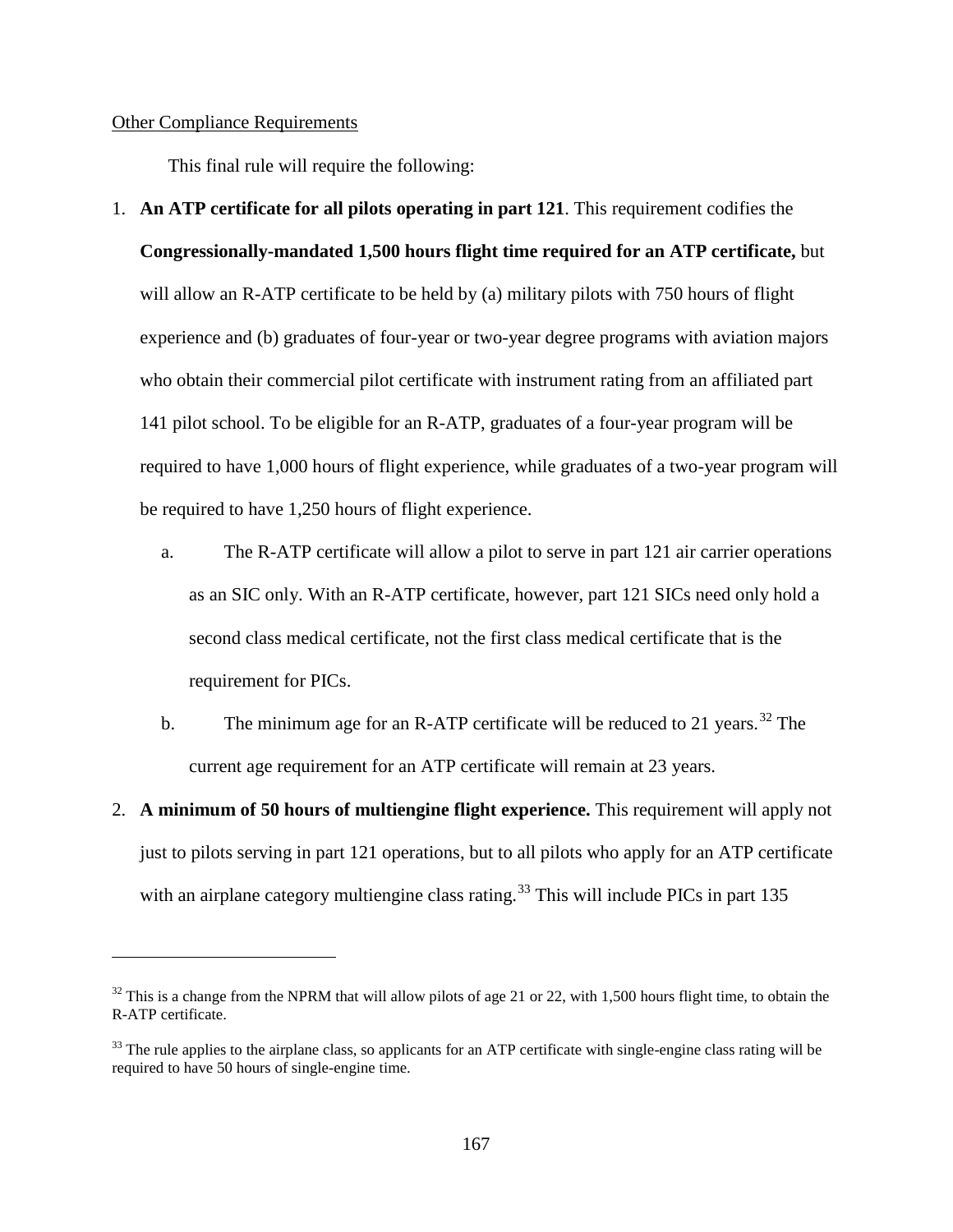Other Compliance Requirements

This final rule will require the following:

1. **An ATP certificate for all pilots operating in part 121**. This requirement codifies the **Congressionally-mandated 1,500 hours flight time required for an ATP certificate,** but will allow an R-ATP certificate to be held by (a) military pilots with 750 hours of flight experience and (b) graduates of four-year or two-year degree programs with aviation majors who obtain their commercial pilot certificate with instrument rating from an affiliated part 141 pilot school. To be eligible for an R-ATP, graduates of a four-year program will be required to have 1,000 hours of flight experience, while graduates of a two-year program will be required to have 1,250 hours of flight experience.
   a. The R-ATP certificate will allow a pilot to serve in part 121 air carrier operations as an SIC only. With an R-ATP certificate, however, part 121 SICs need only hold a second class medical certificate, not the first class medical certificate that is the requirement for PICs.
   b. The minimum age for an R-ATP certificate will be reduced to 21 years.[32] The current age requirement for an ATP certificate will remain at 23 years.
2. **A minimum of 50 hours of multiengine flight experience.** This requirement will apply not just to pilots serving in part 121 operations, but to all pilots who apply for an ATP certificate with an airplane category multiengine class rating.[33] This will include PICs in part 135

---

[32] This is a change from the NPRM that will allow pilots of age 21 or 22, with 1,500 hours flight time, to obtain the R-ATP certificate.

[33] The rule applies to the airplane class, so applicants for an ATP certificate with single-engine class rating will be required to have 50 hours of single-engine time.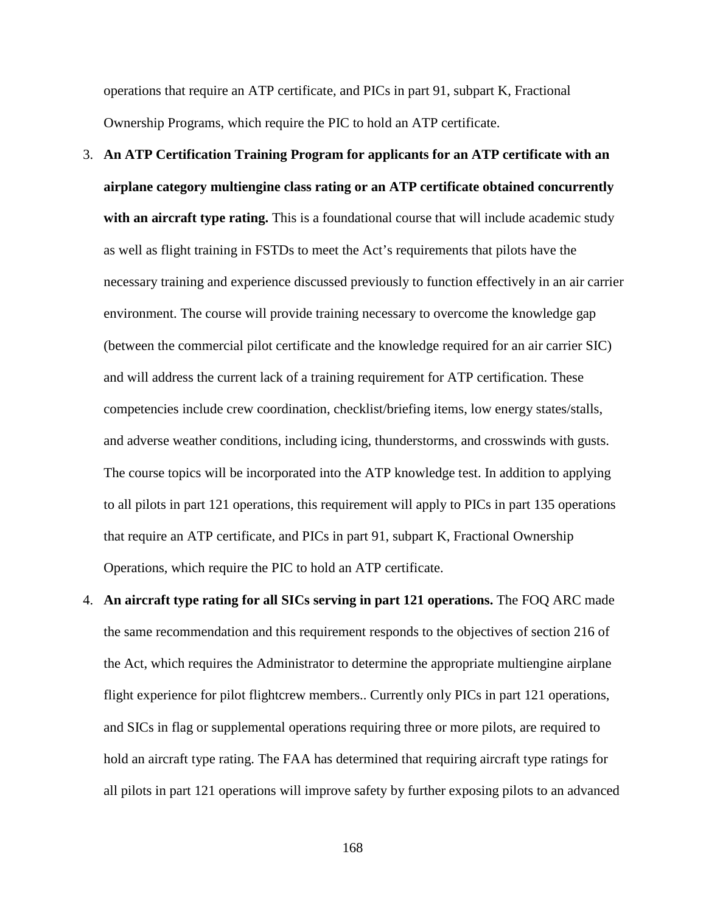operations that require an ATP certificate, and PICs in part 91, subpart K, Fractional Ownership Programs, which require the PIC to hold an ATP certificate.

3. **An ATP Certification Training Program for applicants for an ATP certificate with an airplane category multiengine class rating or an ATP certificate obtained concurrently with an aircraft type rating.** This is a foundational course that will include academic study as well as flight training in FSTDs to meet the Act's requirements that pilots have the necessary training and experience discussed previously to function effectively in an air carrier environment. The course will provide training necessary to overcome the knowledge gap (between the commercial pilot certificate and the knowledge required for an air carrier SIC) and will address the current lack of a training requirement for ATP certification. These competencies include crew coordination, checklist/briefing items, low energy states/stalls, and adverse weather conditions, including icing, thunderstorms, and crosswinds with gusts. The course topics will be incorporated into the ATP knowledge test. In addition to applying to all pilots in part 121 operations, this requirement will apply to PICs in part 135 operations that require an ATP certificate, and PICs in part 91, subpart K, Fractional Ownership Operations, which require the PIC to hold an ATP certificate.
4. **An aircraft type rating for all SICs serving in part 121 operations.** The FOQ ARC made the same recommendation and this requirement responds to the objectives of section 216 of the Act, which requires the Administrator to determine the appropriate multiengine airplane flight experience for pilot flightcrew members.. Currently only PICs in part 121 operations, and SICs in flag or supplemental operations requiring three or more pilots, are required to hold an aircraft type rating. The FAA has determined that requiring aircraft type ratings for all pilots in part 121 operations will improve safety by further exposing pilots to an advanced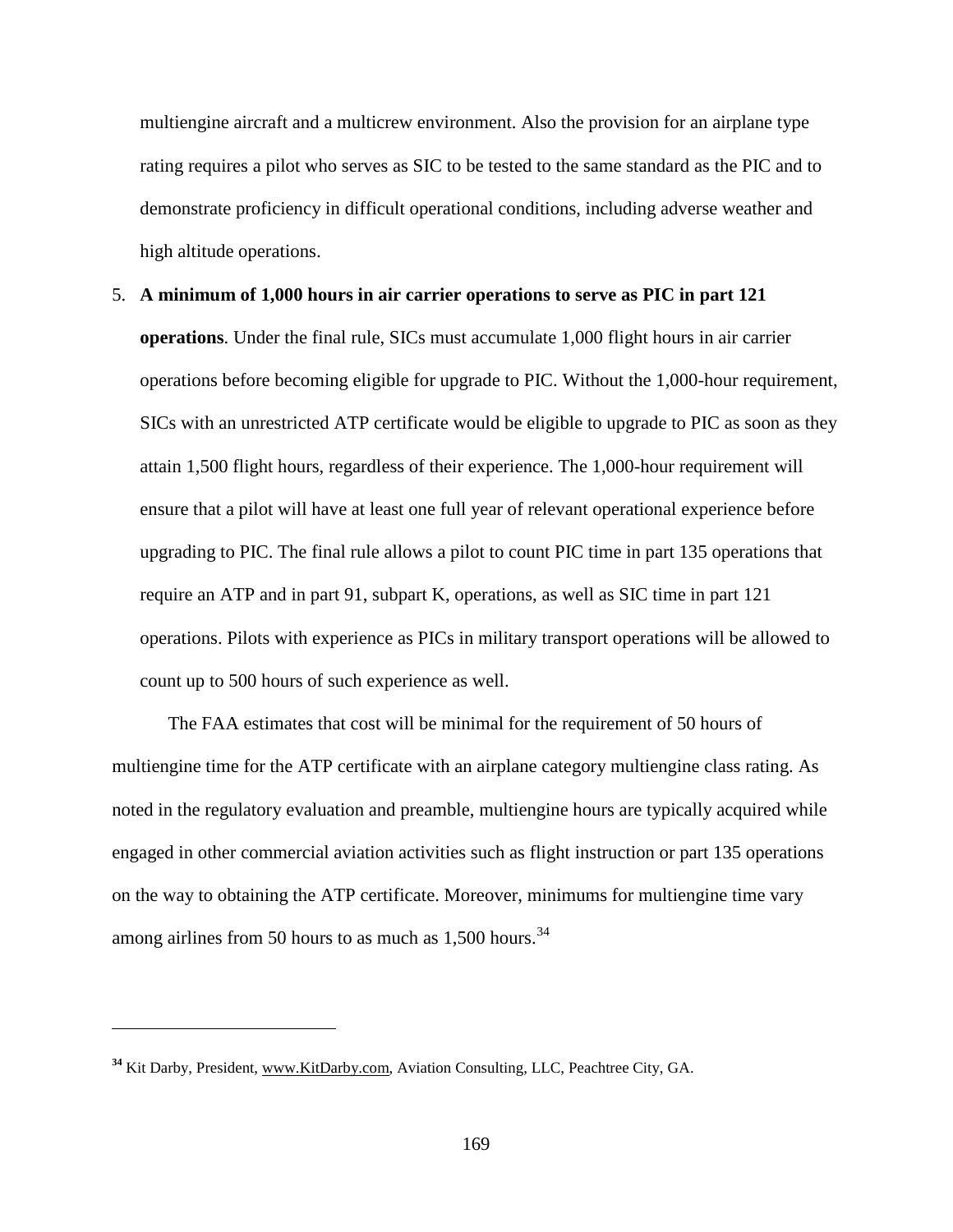multiengine aircraft and a multicrew environment. Also the provision for an airplane type rating requires a pilot who serves as SIC to be tested to the same standard as the PIC and to demonstrate proficiency in difficult operational conditions, including adverse weather and high altitude operations.

5. **A minimum of 1,000 hours in air carrier operations to serve as PIC in part 121 operations**. Under the final rule, SICs must accumulate 1,000 flight hours in air carrier operations before becoming eligible for upgrade to PIC. Without the 1,000-hour requirement, SICs with an unrestricted ATP certificate would be eligible to upgrade to PIC as soon as they attain 1,500 flight hours, regardless of their experience. The 1,000-hour requirement will ensure that a pilot will have at least one full year of relevant operational experience before upgrading to PIC. The final rule allows a pilot to count PIC time in part 135 operations that require an ATP and in part 91, subpart K, operations, as well as SIC time in part 121 operations. Pilots with experience as PICs in military transport operations will be allowed to count up to 500 hours of such experience as well.

The FAA estimates that cost will be minimal for the requirement of 50 hours of multiengine time for the ATP certificate with an airplane category multiengine class rating. As noted in the regulatory evaluation and preamble, multiengine hours are typically acquired while engaged in other commercial aviation activities such as flight instruction or part 135 operations on the way to obtaining the ATP certificate. Moreover, minimums for multiengine time vary among airlines from 50 hours to as much as 1,500 hours.[34]

---

[34] Kit Darby, President, www.KitDarby.com, Aviation Consulting, LLC, Peachtree City, GA.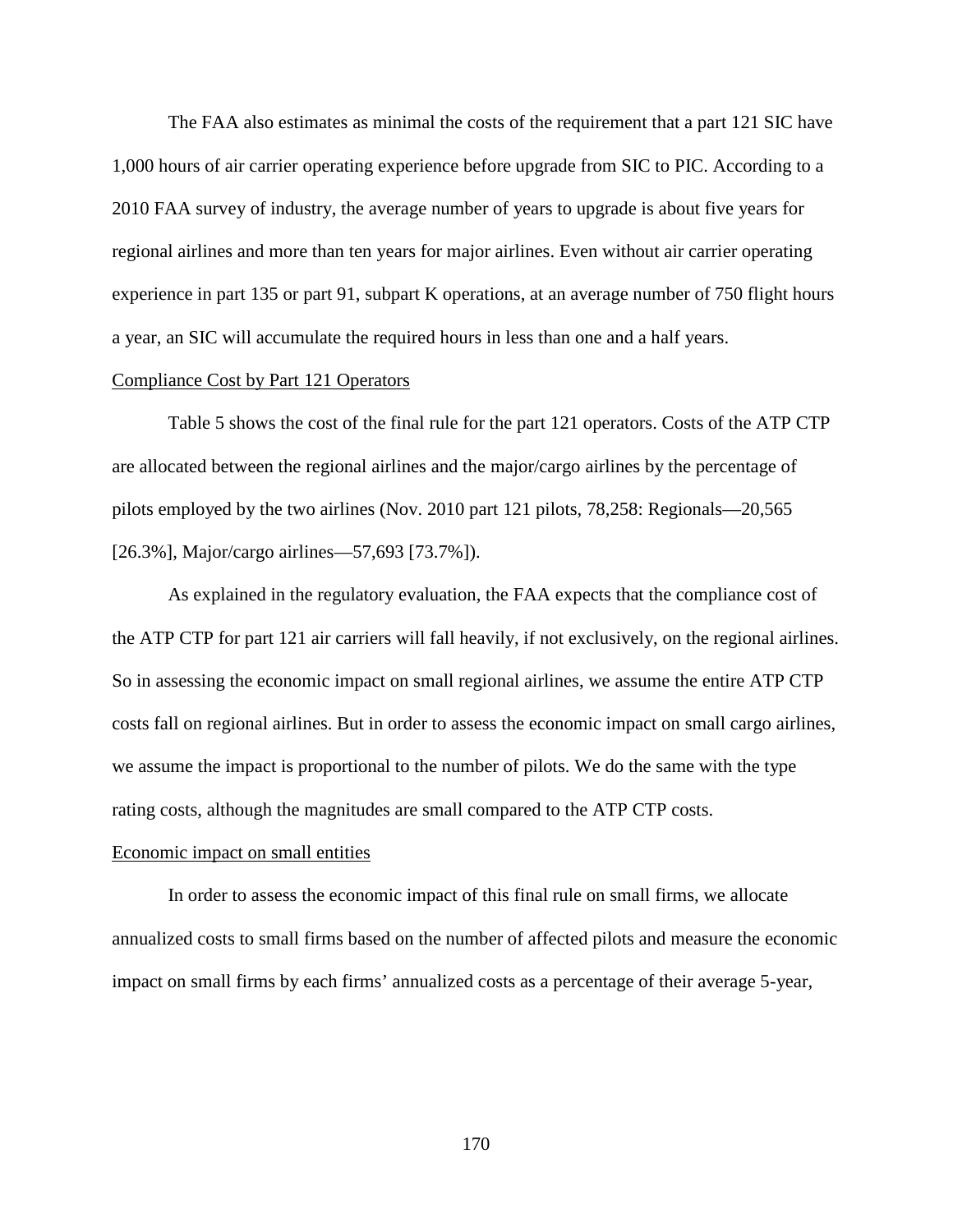The FAA also estimates as minimal the costs of the requirement that a part 121 SIC have 1,000 hours of air carrier operating experience before upgrade from SIC to PIC. According to a 2010 FAA survey of industry, the average number of years to upgrade is about five years for regional airlines and more than ten years for major airlines. Even without air carrier operating experience in part 135 or part 91, subpart K operations, at an average number of 750 flight hours a year, an SIC will accumulate the required hours in less than one and a half years.

Compliance Cost by Part 121 Operators

Table 5 shows the cost of the final rule for the part 121 operators. Costs of the ATP CTP are allocated between the regional airlines and the major/cargo airlines by the percentage of pilots employed by the two airlines (Nov. 2010 part 121 pilots, 78,258: Regionals—20,565 [26.3%], Major/cargo airlines—57,693 [73.7%]).

As explained in the regulatory evaluation, the FAA expects that the compliance cost of the ATP CTP for part 121 air carriers will fall heavily, if not exclusively, on the regional airlines. So in assessing the economic impact on small regional airlines, we assume the entire ATP CTP costs fall on regional airlines. But in order to assess the economic impact on small cargo airlines, we assume the impact is proportional to the number of pilots. We do the same with the type rating costs, although the magnitudes are small compared to the ATP CTP costs.

Economic impact on small entities

In order to assess the economic impact of this final rule on small firms, we allocate annualized costs to small firms based on the number of affected pilots and measure the economic impact on small firms by each firms' annualized costs as a percentage of their average 5-year,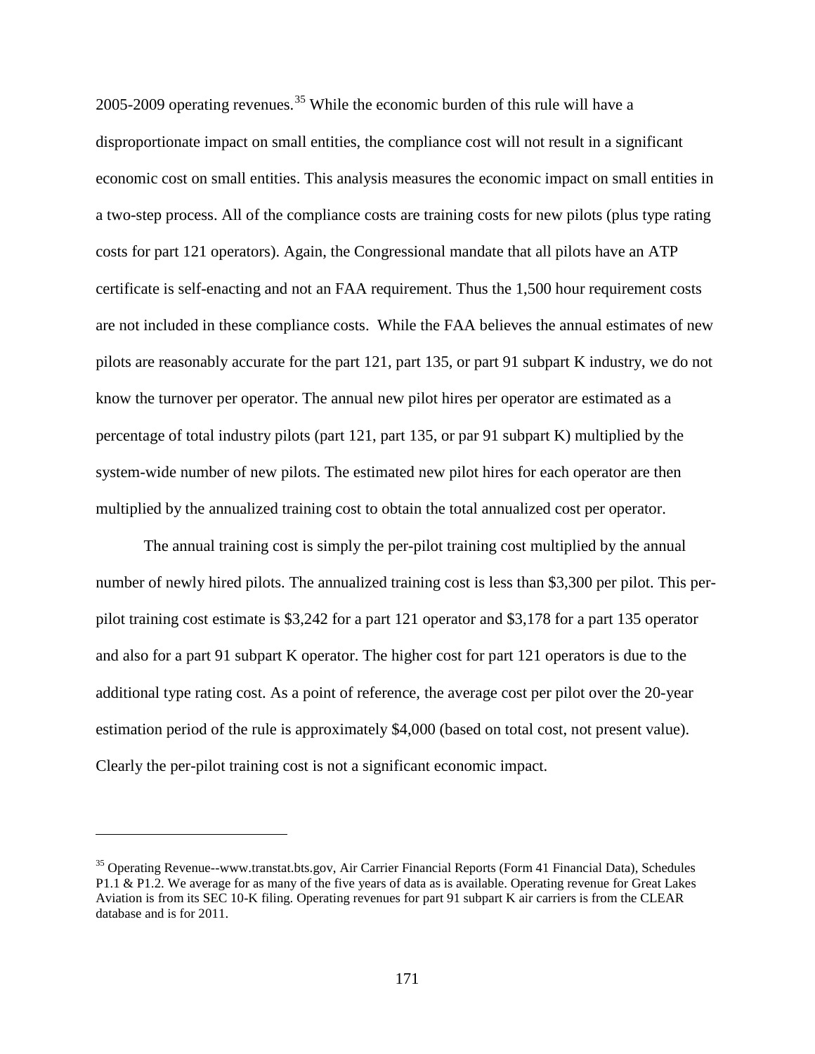2005-2009 operating revenues.[35] While the economic burden of this rule will have a disproportionate impact on small entities, the compliance cost will not result in a significant economic cost on small entities. This analysis measures the economic impact on small entities in a two-step process. All of the compliance costs are training costs for new pilots (plus type rating costs for part 121 operators). Again, the Congressional mandate that all pilots have an ATP certificate is self-enacting and not an FAA requirement. Thus the 1,500 hour requirement costs are not included in these compliance costs. While the FAA believes the annual estimates of new pilots are reasonably accurate for the part 121, part 135, or part 91 subpart K industry, we do not know the turnover per operator. The annual new pilot hires per operator are estimated as a percentage of total industry pilots (part 121, part 135, or par 91 subpart K) multiplied by the system-wide number of new pilots. The estimated new pilot hires for each operator are then multiplied by the annualized training cost to obtain the total annualized cost per operator.

The annual training cost is simply the per-pilot training cost multiplied by the annual number of newly hired pilots. The annualized training cost is less than $3,300 per pilot. This per-pilot training cost estimate is $3,242 for a part 121 operator and $3,178 for a part 135 operator and also for a part 91 subpart K operator. The higher cost for part 121 operators is due to the additional type rating cost. As a point of reference, the average cost per pilot over the 20-year estimation period of the rule is approximately $4,000 (based on total cost, not present value). Clearly the per-pilot training cost is not a significant economic impact.

[35] Operating Revenue--www.transtat.bts.gov, Air Carrier Financial Reports (Form 41 Financial Data), Schedules P1.1 & P1.2. We average for as many of the five years of data as is available. Operating revenue for Great Lakes Aviation is from its SEC 10-K filing. Operating revenues for part 91 subpart K air carriers is from the CLEAR database and is for 2011.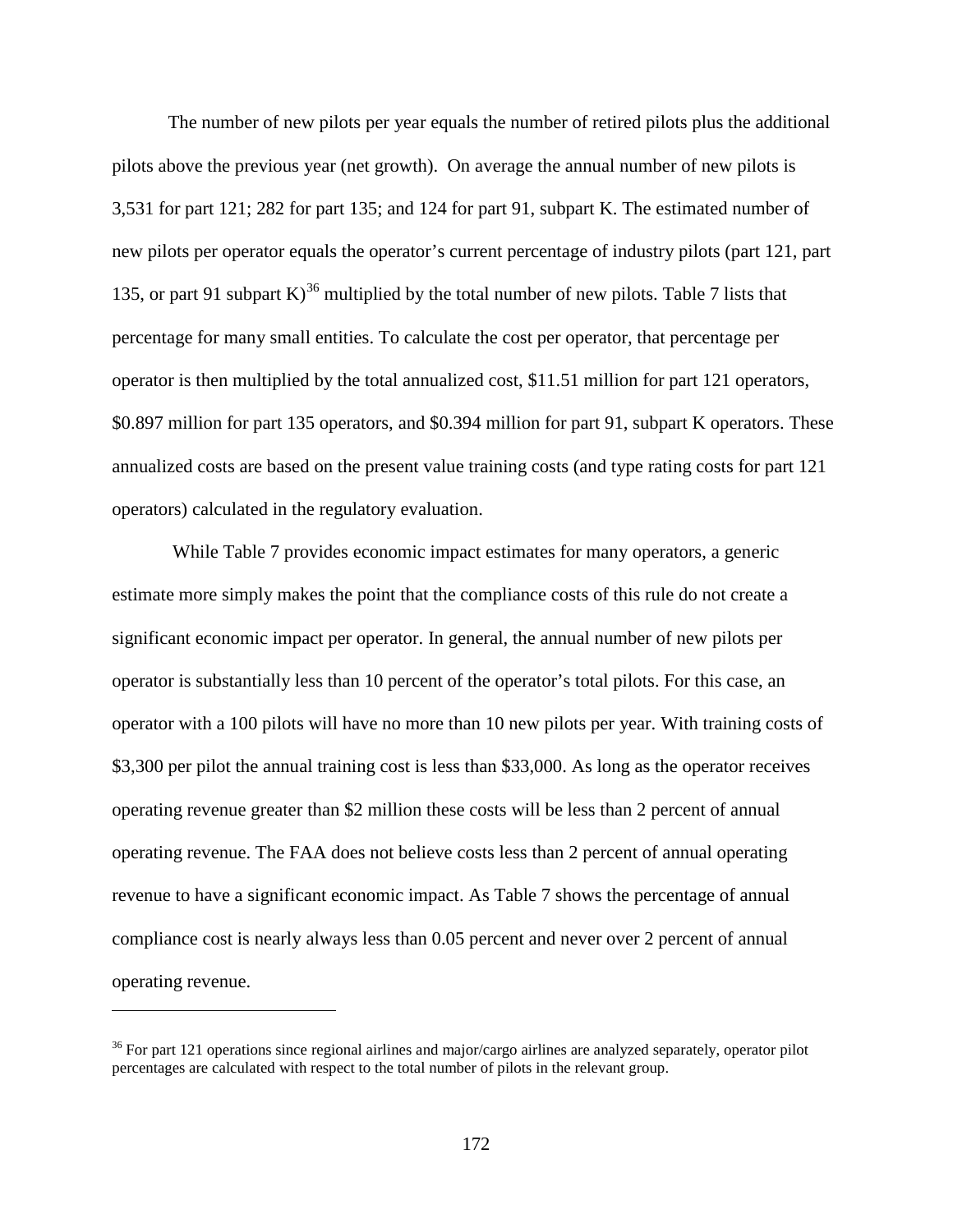The number of new pilots per year equals the number of retired pilots plus the additional pilots above the previous year (net growth). On average the annual number of new pilots is 3,531 for part 121; 282 for part 135; and 124 for part 91, subpart K. The estimated number of new pilots per operator equals the operator's current percentage of industry pilots (part 121, part 135, or part 91 subpart K)[36] multiplied by the total number of new pilots. Table 7 lists that percentage for many small entities. To calculate the cost per operator, that percentage per operator is then multiplied by the total annualized cost, $11.51 million for part 121 operators, $0.897 million for part 135 operators, and $0.394 million for part 91, subpart K operators. These annualized costs are based on the present value training costs (and type rating costs for part 121 operators) calculated in the regulatory evaluation.

While Table 7 provides economic impact estimates for many operators, a generic estimate more simply makes the point that the compliance costs of this rule do not create a significant economic impact per operator. In general, the annual number of new pilots per operator is substantially less than 10 percent of the operator's total pilots. For this case, an operator with a 100 pilots will have no more than 10 new pilots per year. With training costs of $3,300 per pilot the annual training cost is less than $33,000. As long as the operator receives operating revenue greater than $2 million these costs will be less than 2 percent of annual operating revenue. The FAA does not believe costs less than 2 percent of annual operating revenue to have a significant economic impact. As Table 7 shows the percentage of annual compliance cost is nearly always less than 0.05 percent and never over 2 percent of annual operating revenue.

[36] For part 121 operations since regional airlines and major/cargo airlines are analyzed separately, operator pilot percentages are calculated with respect to the total number of pilots in the relevant group.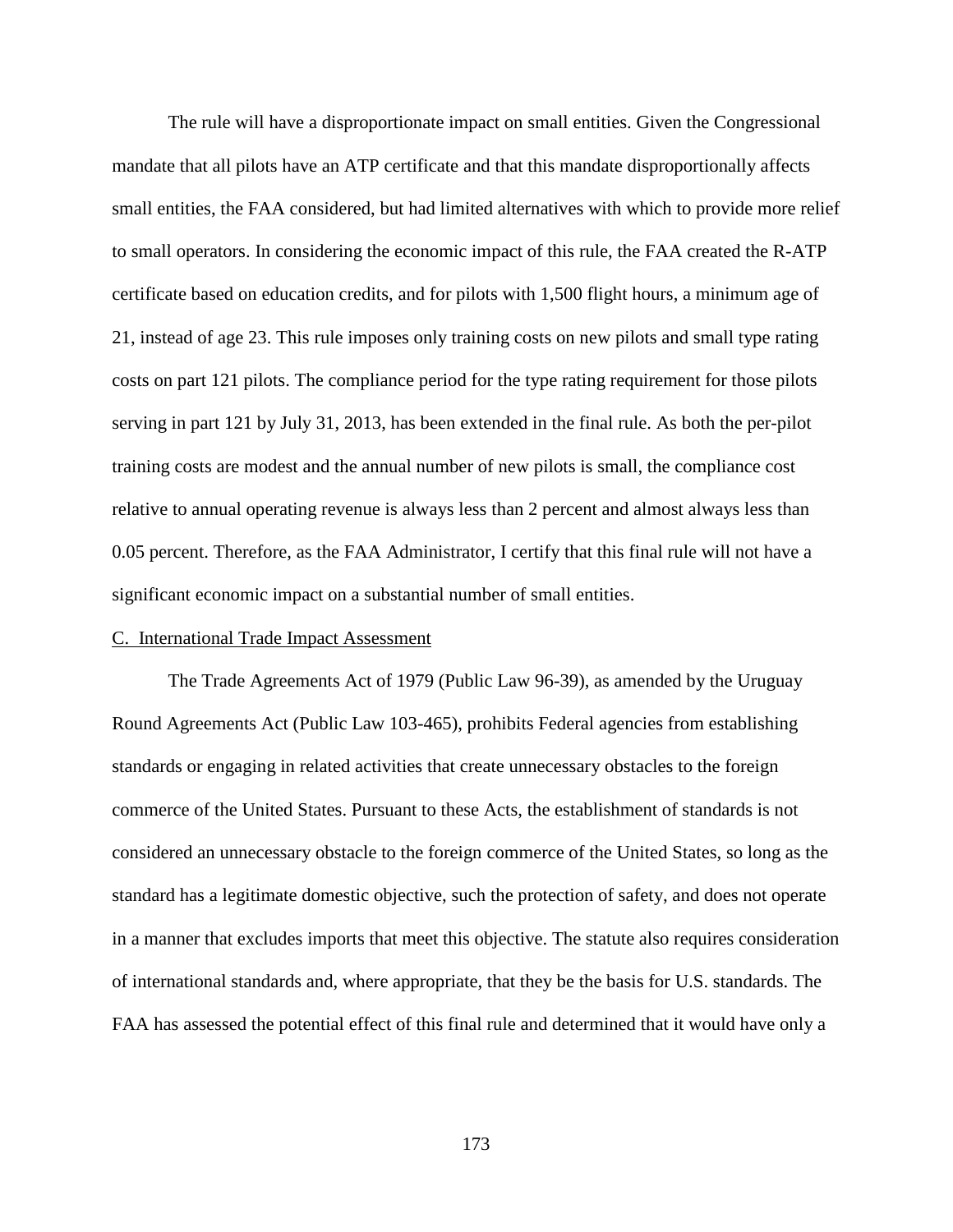The rule will have a disproportionate impact on small entities. Given the Congressional mandate that all pilots have an ATP certificate and that this mandate disproportionally affects small entities, the FAA considered, but had limited alternatives with which to provide more relief to small operators. In considering the economic impact of this rule, the FAA created the R-ATP certificate based on education credits, and for pilots with 1,500 flight hours, a minimum age of 21, instead of age 23. This rule imposes only training costs on new pilots and small type rating costs on part 121 pilots. The compliance period for the type rating requirement for those pilots serving in part 121 by July 31, 2013, has been extended in the final rule. As both the per-pilot training costs are modest and the annual number of new pilots is small, the compliance cost relative to annual operating revenue is always less than 2 percent and almost always less than 0.05 percent. Therefore, as the FAA Administrator, I certify that this final rule will not have a significant economic impact on a substantial number of small entities.

### C. International Trade Impact Assessment

The Trade Agreements Act of 1979 (Public Law 96-39), as amended by the Uruguay Round Agreements Act (Public Law 103-465), prohibits Federal agencies from establishing standards or engaging in related activities that create unnecessary obstacles to the foreign commerce of the United States. Pursuant to these Acts, the establishment of standards is not considered an unnecessary obstacle to the foreign commerce of the United States, so long as the standard has a legitimate domestic objective, such the protection of safety, and does not operate in a manner that excludes imports that meet this objective. The statute also requires consideration of international standards and, where appropriate, that they be the basis for U.S. standards. The FAA has assessed the potential effect of this final rule and determined that it would have only a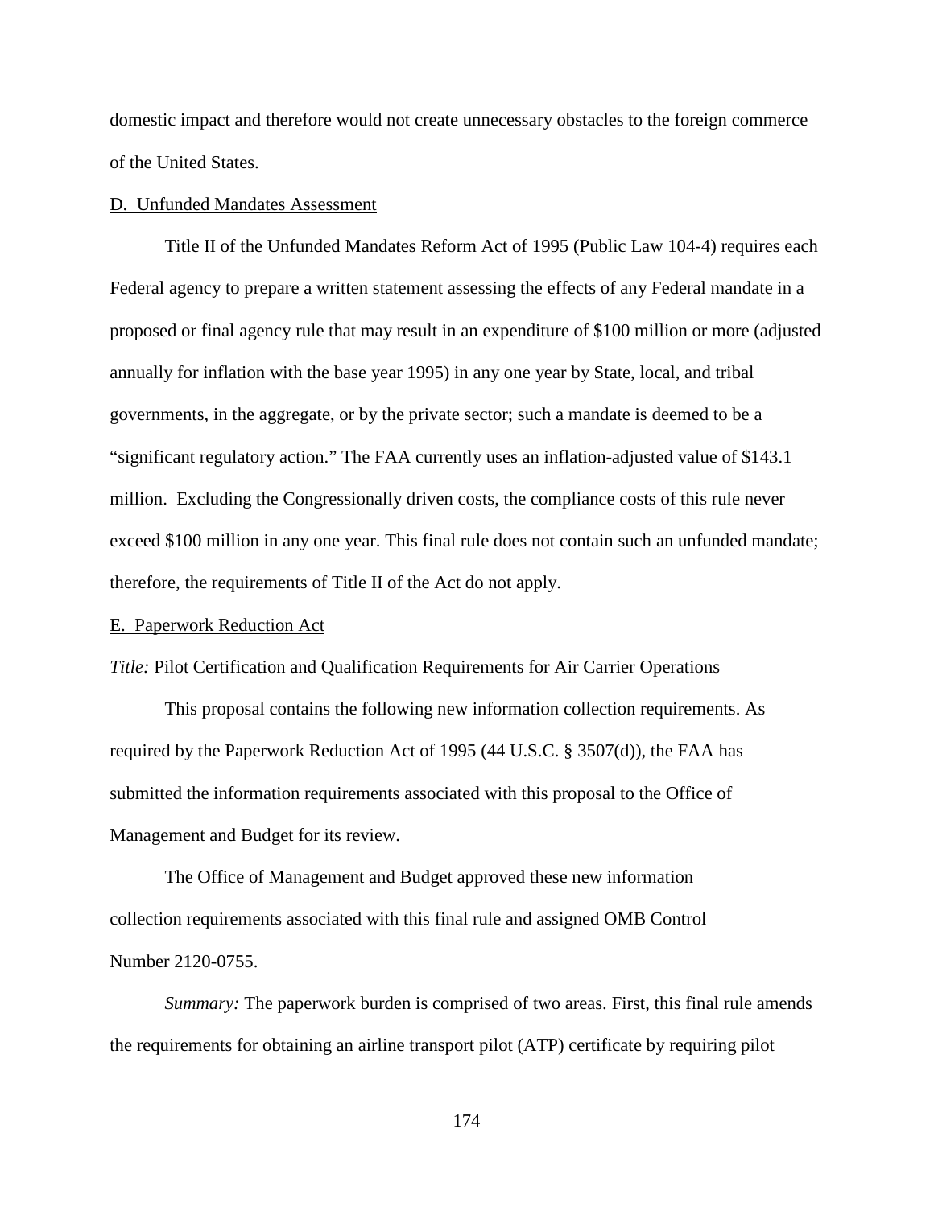domestic impact and therefore would not create unnecessary obstacles to the foreign commerce of the United States.

## D. Unfunded Mandates Assessment

Title II of the Unfunded Mandates Reform Act of 1995 (Public Law 104-4) requires each Federal agency to prepare a written statement assessing the effects of any Federal mandate in a proposed or final agency rule that may result in an expenditure of $100 million or more (adjusted annually for inflation with the base year 1995) in any one year by State, local, and tribal governments, in the aggregate, or by the private sector; such a mandate is deemed to be a "significant regulatory action." The FAA currently uses an inflation-adjusted value of $143.1 million. Excluding the Congressionally driven costs, the compliance costs of this rule never exceed $100 million in any one year. This final rule does not contain such an unfunded mandate; therefore, the requirements of Title II of the Act do not apply.

## E. Paperwork Reduction Act

*Title:* Pilot Certification and Qualification Requirements for Air Carrier Operations

This proposal contains the following new information collection requirements. As required by the Paperwork Reduction Act of 1995 (44 U.S.C. § 3507(d)), the FAA has submitted the information requirements associated with this proposal to the Office of Management and Budget for its review.

The Office of Management and Budget approved these new information collection requirements associated with this final rule and assigned OMB Control Number 2120-0755.

*Summary:* The paperwork burden is comprised of two areas. First, this final rule amends the requirements for obtaining an airline transport pilot (ATP) certificate by requiring pilot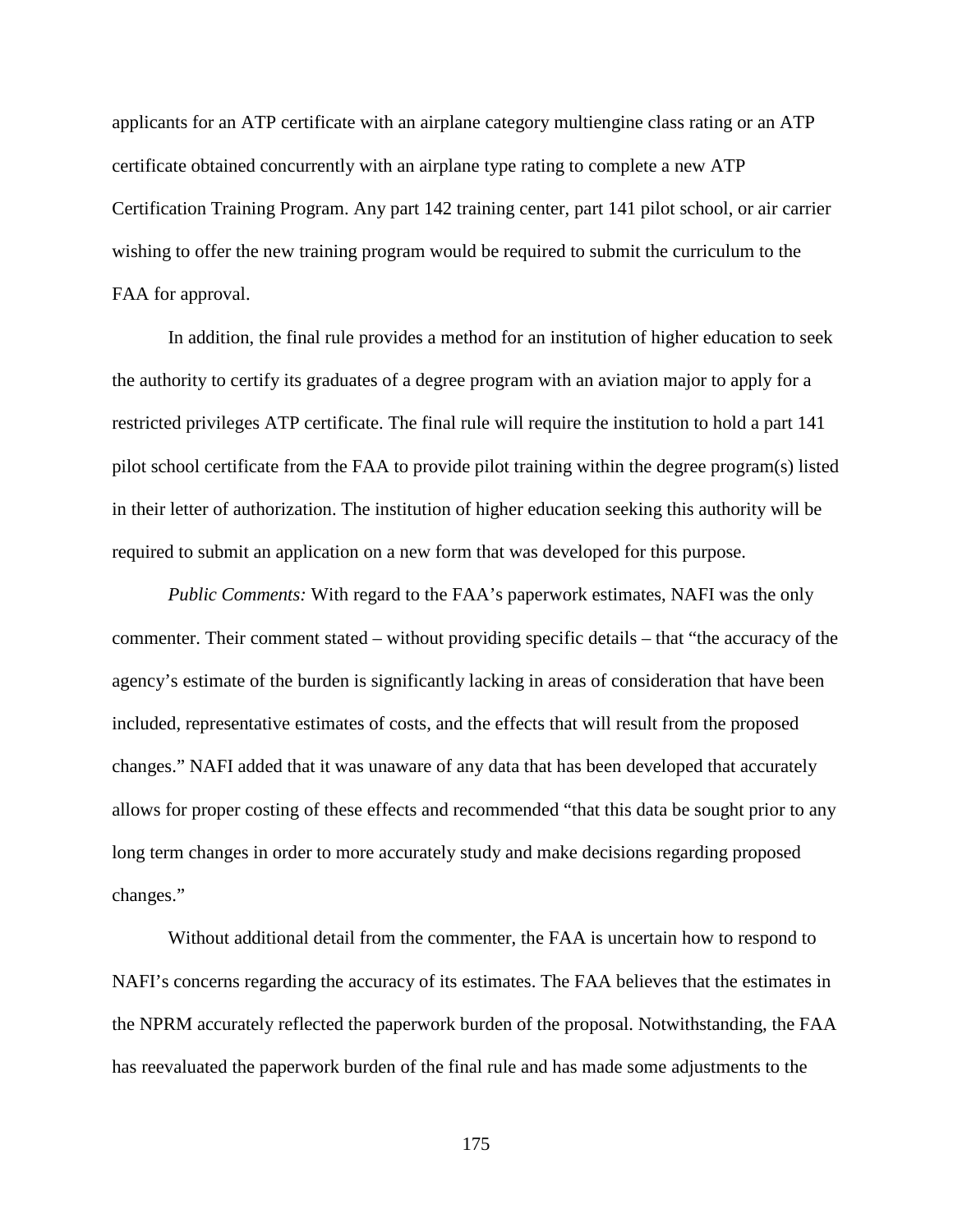applicants for an ATP certificate with an airplane category multiengine class rating or an ATP certificate obtained concurrently with an airplane type rating to complete a new ATP Certification Training Program. Any part 142 training center, part 141 pilot school, or air carrier wishing to offer the new training program would be required to submit the curriculum to the FAA for approval.

In addition, the final rule provides a method for an institution of higher education to seek the authority to certify its graduates of a degree program with an aviation major to apply for a restricted privileges ATP certificate. The final rule will require the institution to hold a part 141 pilot school certificate from the FAA to provide pilot training within the degree program(s) listed in their letter of authorization. The institution of higher education seeking this authority will be required to submit an application on a new form that was developed for this purpose.

*Public Comments:* With regard to the FAA's paperwork estimates, NAFI was the only commenter. Their comment stated – without providing specific details – that "the accuracy of the agency's estimate of the burden is significantly lacking in areas of consideration that have been included, representative estimates of costs, and the effects that will result from the proposed changes." NAFI added that it was unaware of any data that has been developed that accurately allows for proper costing of these effects and recommended "that this data be sought prior to any long term changes in order to more accurately study and make decisions regarding proposed changes."

Without additional detail from the commenter, the FAA is uncertain how to respond to NAFI's concerns regarding the accuracy of its estimates. The FAA believes that the estimates in the NPRM accurately reflected the paperwork burden of the proposal. Notwithstanding, the FAA has reevaluated the paperwork burden of the final rule and has made some adjustments to the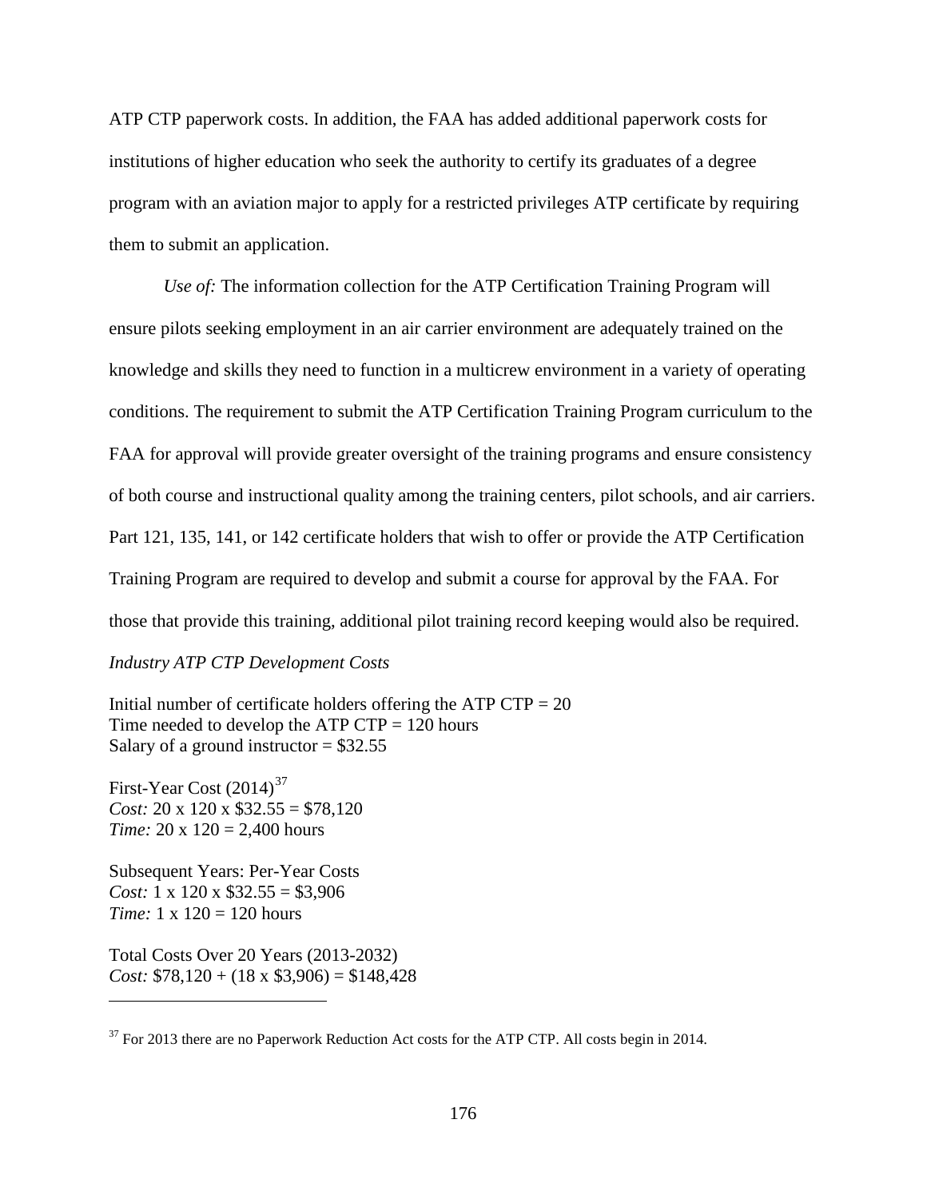ATP CTP paperwork costs. In addition, the FAA has added additional paperwork costs for institutions of higher education who seek the authority to certify its graduates of a degree program with an aviation major to apply for a restricted privileges ATP certificate by requiring them to submit an application.

*Use of:* The information collection for the ATP Certification Training Program will ensure pilots seeking employment in an air carrier environment are adequately trained on the knowledge and skills they need to function in a multicrew environment in a variety of operating conditions. The requirement to submit the ATP Certification Training Program curriculum to the FAA for approval will provide greater oversight of the training programs and ensure consistency of both course and instructional quality among the training centers, pilot schools, and air carriers. Part 121, 135, 141, or 142 certificate holders that wish to offer or provide the ATP Certification Training Program are required to develop and submit a course for approval by the FAA. For those that provide this training, additional pilot training record keeping would also be required.

*Industry ATP CTP Development Costs*

Initial number of certificate holders offering the ATP CTP = 20
Time needed to develop the ATP CTP = 120 hours
Salary of a ground instructor = $32.55

First-Year Cost (2014)[37]
*Cost:* 20 x 120 x $32.55 = $78,120
*Time:* 20 x 120 = 2,400 hours

Subsequent Years: Per-Year Costs
*Cost:* 1 x 120 x $32.55 = $3,906
*Time:* 1 x 120 = 120 hours

Total Costs Over 20 Years (2013-2032)
*Cost:* $78,120 + (18 x $3,906) = $148,428

[37] For 2013 there are no Paperwork Reduction Act costs for the ATP CTP. All costs begin in 2014.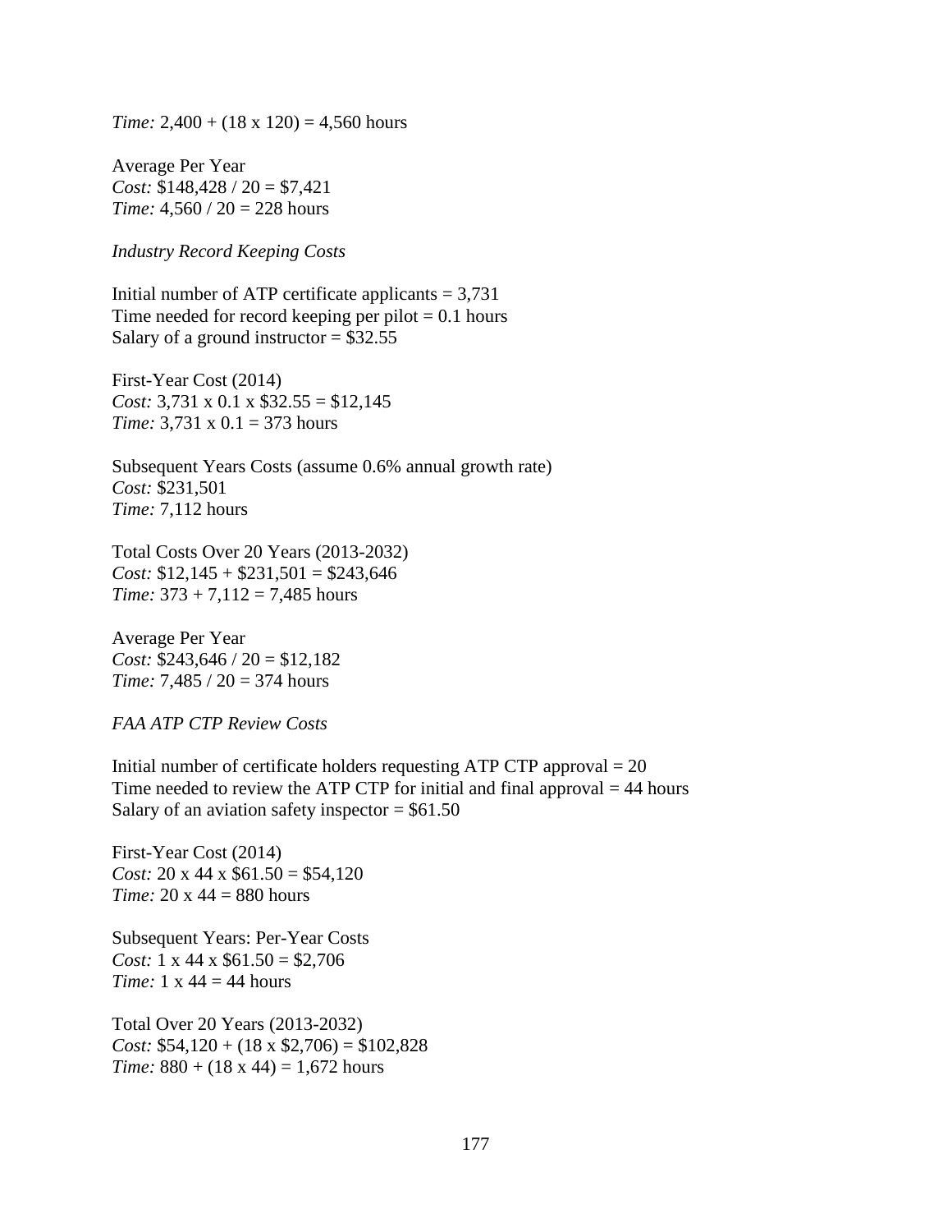*Time:* 2,400 + (18 x 120) = 4,560 hours

Average Per Year
*Cost:* $148,428 / 20 = $7,421
*Time:* 4,560 / 20 = 228 hours

*Industry Record Keeping Costs*

Initial number of ATP certificate applicants = 3,731
Time needed for record keeping per pilot = 0.1 hours
Salary of a ground instructor = $32.55

First-Year Cost (2014)
*Cost:* 3,731 x 0.1 x $32.55 = $12,145
*Time:* 3,731 x 0.1 = 373 hours

Subsequent Years Costs (assume 0.6% annual growth rate)
*Cost:* $231,501
*Time:* 7,112 hours

Total Costs Over 20 Years (2013-2032)
*Cost:* $12,145 + $231,501 = $243,646
*Time:* 373 + 7,112 = 7,485 hours

Average Per Year
*Cost:* $243,646 / 20 = $12,182
*Time:* 7,485 / 20 = 374 hours

*FAA ATP CTP Review Costs*

Initial number of certificate holders requesting ATP CTP approval = 20
Time needed to review the ATP CTP for initial and final approval = 44 hours
Salary of an aviation safety inspector = $61.50

First-Year Cost (2014)
*Cost:* 20 x 44 x $61.50 = $54,120
*Time:* 20 x 44 = 880 hours

Subsequent Years: Per-Year Costs
*Cost:* 1 x 44 x $61.50 = $2,706
*Time:* 1 x 44 = 44 hours

Total Over 20 Years (2013-2032)
*Cost:* $54,120 + (18 x $2,706) = $102,828
*Time:* 880 + (18 x 44) = 1,672 hours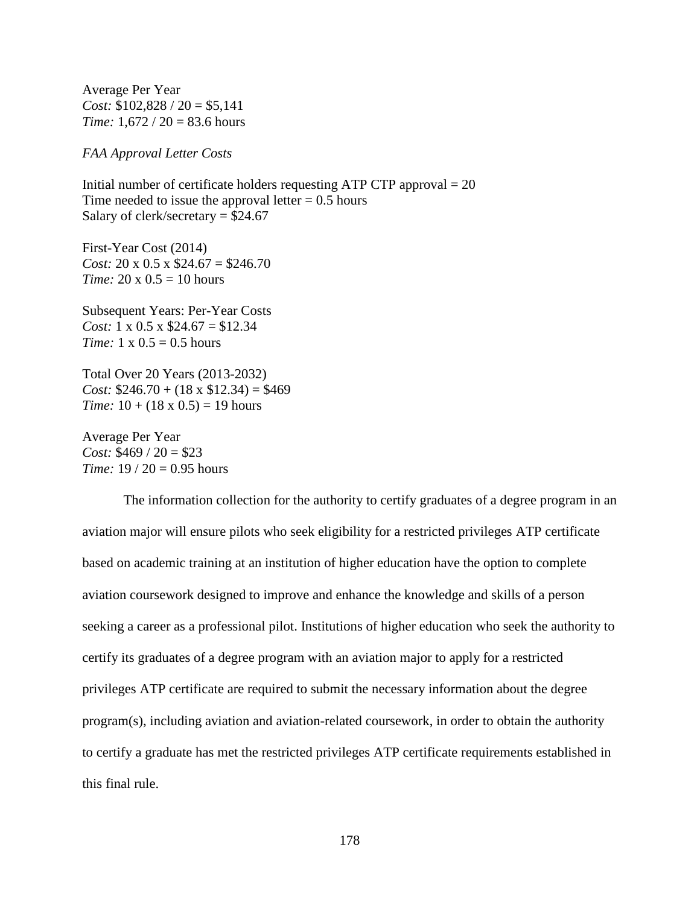Average Per Year  
*Cost:* \$102,828 / 20 = \$5,141  
*Time:* 1,672 / 20 = 83.6 hours

*FAA Approval Letter Costs*

Initial number of certificate holders requesting ATP CTP approval = 20  
Time needed to issue the approval letter = 0.5 hours  
Salary of clerk/secretary = \$24.67

First-Year Cost (2014)  
*Cost:* 20 x 0.5 x \$24.67 = \$246.70  
*Time:* 20 x 0.5 = 10 hours

Subsequent Years: Per-Year Costs  
*Cost:* 1 x 0.5 x \$24.67 = \$12.34  
*Time:* 1 x 0.5 = 0.5 hours

Total Over 20 Years (2013-2032)  
*Cost:* \$246.70 + (18 x \$12.34) = \$469  
*Time:* 10 + (18 x 0.5) = 19 hours

Average Per Year  
*Cost:* \$469 / 20 = \$23  
*Time:* 19 / 20 = 0.95 hours

The information collection for the authority to certify graduates of a degree program in an aviation major will ensure pilots who seek eligibility for a restricted privileges ATP certificate based on academic training at an institution of higher education have the option to complete aviation coursework designed to improve and enhance the knowledge and skills of a person seeking a career as a professional pilot. Institutions of higher education who seek the authority to certify its graduates of a degree program with an aviation major to apply for a restricted privileges ATP certificate are required to submit the necessary information about the degree program(s), including aviation and aviation-related coursework, in order to obtain the authority to certify a graduate has met the restricted privileges ATP certificate requirements established in this final rule.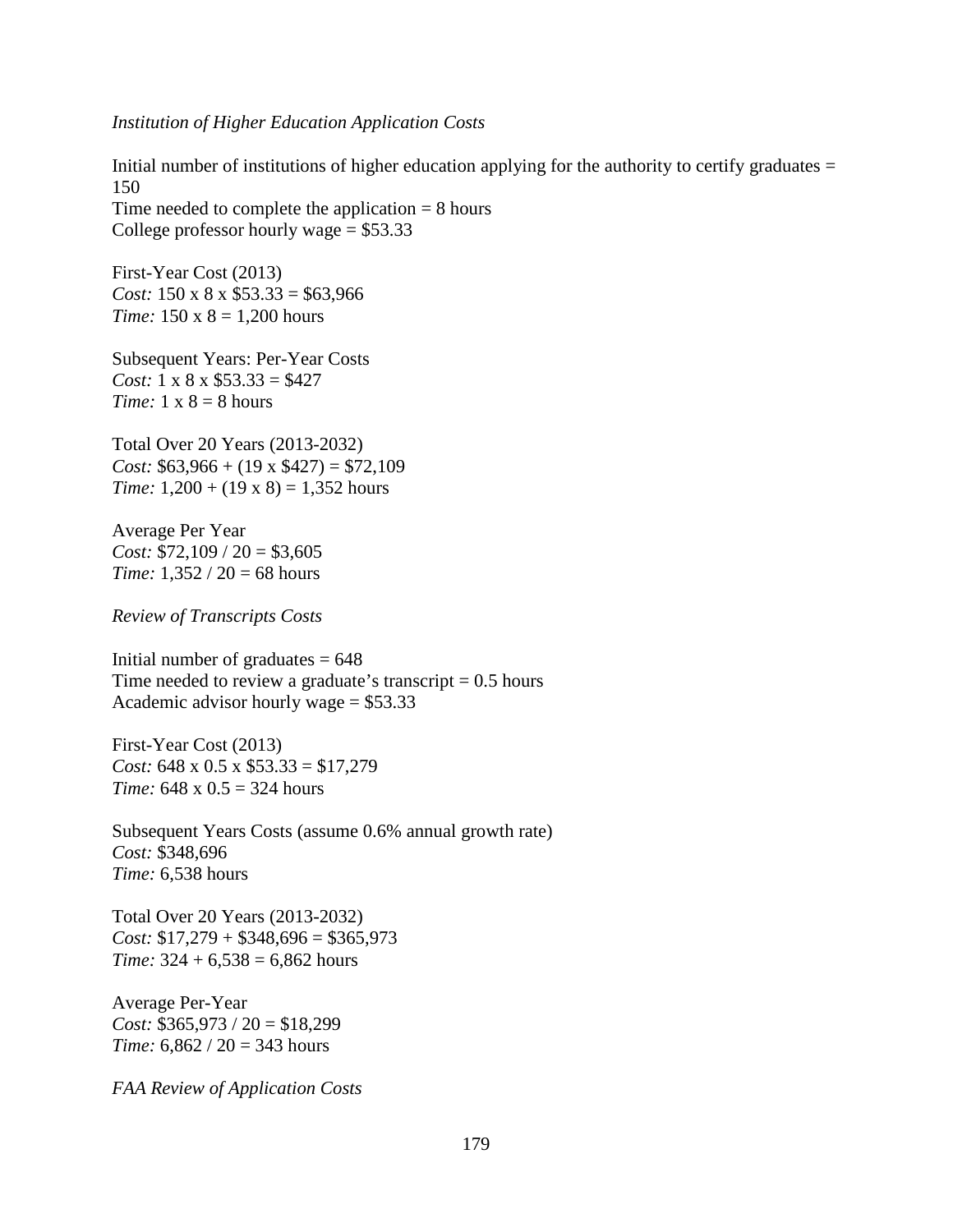*Institution of Higher Education Application Costs*

Initial number of institutions of higher education applying for the authority to certify graduates = 150
Time needed to complete the application = 8 hours
College professor hourly wage = $53.33

First-Year Cost (2013)
*Cost:* 150 x 8 x $53.33 = $63,966
*Time:* 150 x 8 = 1,200 hours

Subsequent Years: Per-Year Costs
*Cost:* 1 x 8 x $53.33 = $427
*Time:* 1 x 8 = 8 hours

Total Over 20 Years (2013-2032)
*Cost:* $63,966 + (19 x $427) = $72,109
*Time:* 1,200 + (19 x 8) = 1,352 hours

Average Per Year
*Cost:* $72,109 / 20 = $3,605
*Time:* 1,352 / 20 = 68 hours

*Review of Transcripts Costs*

Initial number of graduates = 648
Time needed to review a graduate's transcript = 0.5 hours
Academic advisor hourly wage = $53.33

First-Year Cost (2013)
*Cost:* 648 x 0.5 x $53.33 = $17,279
*Time:* 648 x 0.5 = 324 hours

Subsequent Years Costs (assume 0.6% annual growth rate)
*Cost:* $348,696
*Time:* 6,538 hours

Total Over 20 Years (2013-2032)
*Cost:* $17,279 + $348,696 = $365,973
*Time:* 324 + 6,538 = 6,862 hours

Average Per-Year
*Cost:* $365,973 / 20 = $18,299
*Time:* 6,862 / 20 = 343 hours

*FAA Review of Application Costs*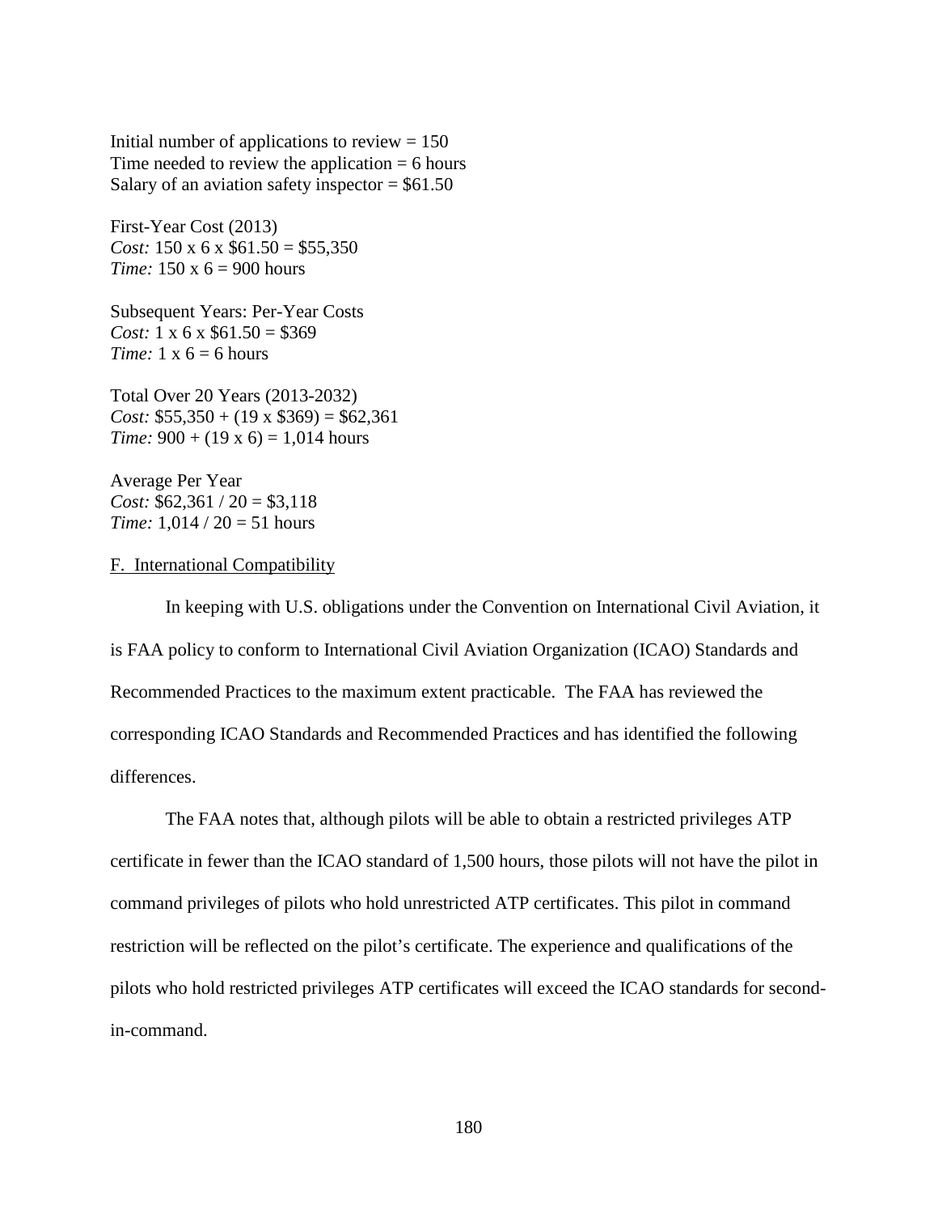Initial number of applications to review = 150
Time needed to review the application = 6 hours
Salary of an aviation safety inspector = $61.50

First-Year Cost (2013)
*Cost:* 150 x 6 x $61.50 = $55,350
*Time:* 150 x 6 = 900 hours

Subsequent Years: Per-Year Costs
*Cost:* 1 x 6 x $61.50 = $369
*Time:* 1 x 6 = 6 hours

Total Over 20 Years (2013-2032)
*Cost:* $55,350 + (19 x $369) = $62,361
*Time:* 900 + (19 x 6) = 1,014 hours

Average Per Year
*Cost:* $62,361 / 20 = $3,118
*Time:* 1,014 / 20 = 51 hours

F. International Compatibility

In keeping with U.S. obligations under the Convention on International Civil Aviation, it is FAA policy to conform to International Civil Aviation Organization (ICAO) Standards and Recommended Practices to the maximum extent practicable. The FAA has reviewed the corresponding ICAO Standards and Recommended Practices and has identified the following differences.

The FAA notes that, although pilots will be able to obtain a restricted privileges ATP certificate in fewer than the ICAO standard of 1,500 hours, those pilots will not have the pilot in command privileges of pilots who hold unrestricted ATP certificates. This pilot in command restriction will be reflected on the pilot's certificate. The experience and qualifications of the pilots who hold restricted privileges ATP certificates will exceed the ICAO standards for second-in-command.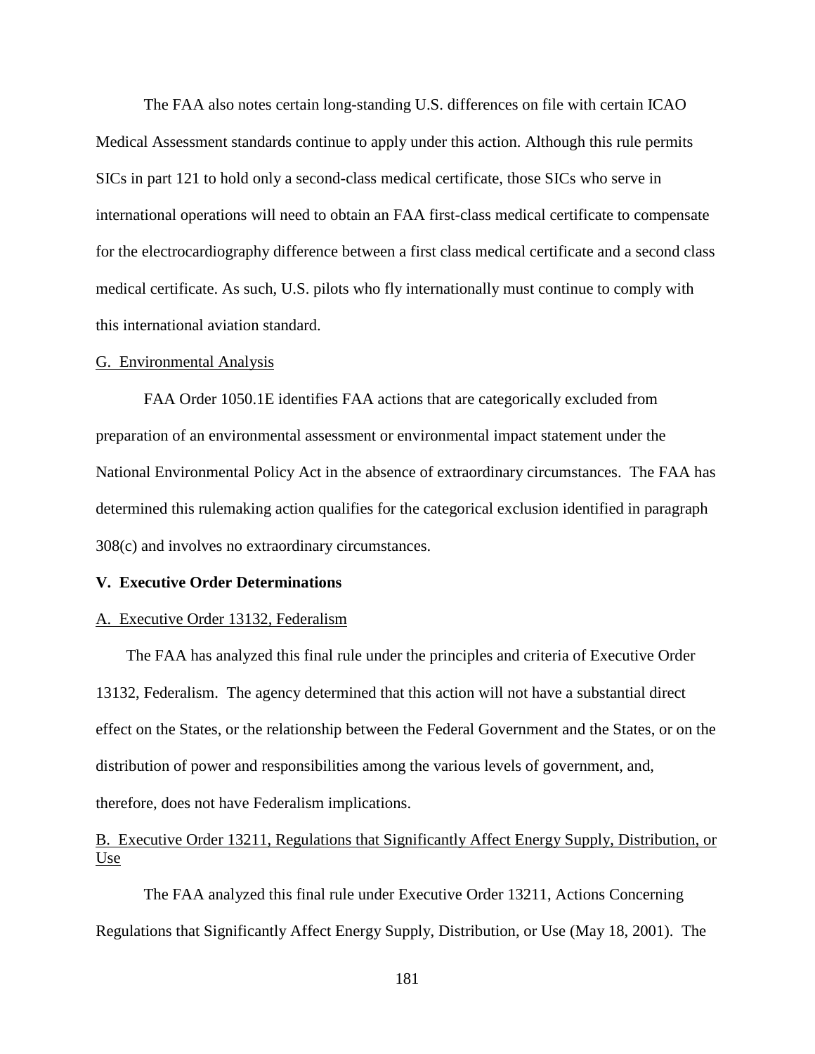The FAA also notes certain long-standing U.S. differences on file with certain ICAO Medical Assessment standards continue to apply under this action. Although this rule permits SICs in part 121 to hold only a second-class medical certificate, those SICs who serve in international operations will need to obtain an FAA first-class medical certificate to compensate for the electrocardiography difference between a first class medical certificate and a second class medical certificate. As such, U.S. pilots who fly internationally must continue to comply with this international aviation standard.

### G. Environmental Analysis

FAA Order 1050.1E identifies FAA actions that are categorically excluded from preparation of an environmental assessment or environmental impact statement under the National Environmental Policy Act in the absence of extraordinary circumstances. The FAA has determined this rulemaking action qualifies for the categorical exclusion identified in paragraph 308(c) and involves no extraordinary circumstances.

## V. Executive Order Determinations

### A. Executive Order 13132, Federalism

The FAA has analyzed this final rule under the principles and criteria of Executive Order 13132, Federalism. The agency determined that this action will not have a substantial direct effect on the States, or the relationship between the Federal Government and the States, or on the distribution of power and responsibilities among the various levels of government, and, therefore, does not have Federalism implications.

### B. Executive Order 13211, Regulations that Significantly Affect Energy Supply, Distribution, or Use

The FAA analyzed this final rule under Executive Order 13211, Actions Concerning Regulations that Significantly Affect Energy Supply, Distribution, or Use (May 18, 2001). The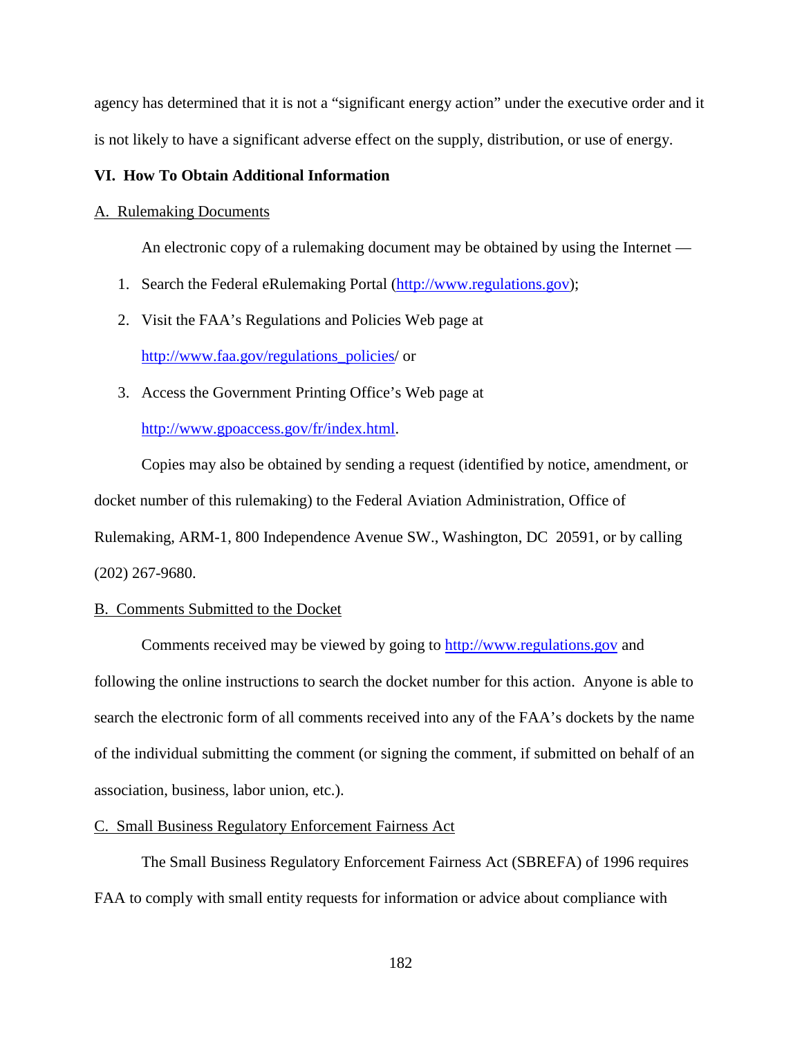agency has determined that it is not a "significant energy action" under the executive order and it is not likely to have a significant adverse effect on the supply, distribution, or use of energy.

## VI. How To Obtain Additional Information

### A. Rulemaking Documents

An electronic copy of a rulemaking document may be obtained by using the Internet —

1. Search the Federal eRulemaking Portal (http://www.regulations.gov);
2. Visit the FAA's Regulations and Policies Web page at http://www.faa.gov/regulations_policies/ or
3. Access the Government Printing Office's Web page at http://www.gpoaccess.gov/fr/index.html.

Copies may also be obtained by sending a request (identified by notice, amendment, or docket number of this rulemaking) to the Federal Aviation Administration, Office of Rulemaking, ARM-1, 800 Independence Avenue SW., Washington, DC 20591, or by calling (202) 267-9680.

### B. Comments Submitted to the Docket

Comments received may be viewed by going to http://www.regulations.gov and following the online instructions to search the docket number for this action. Anyone is able to search the electronic form of all comments received into any of the FAA's dockets by the name of the individual submitting the comment (or signing the comment, if submitted on behalf of an association, business, labor union, etc.).

### C. Small Business Regulatory Enforcement Fairness Act

The Small Business Regulatory Enforcement Fairness Act (SBREFA) of 1996 requires FAA to comply with small entity requests for information or advice about compliance with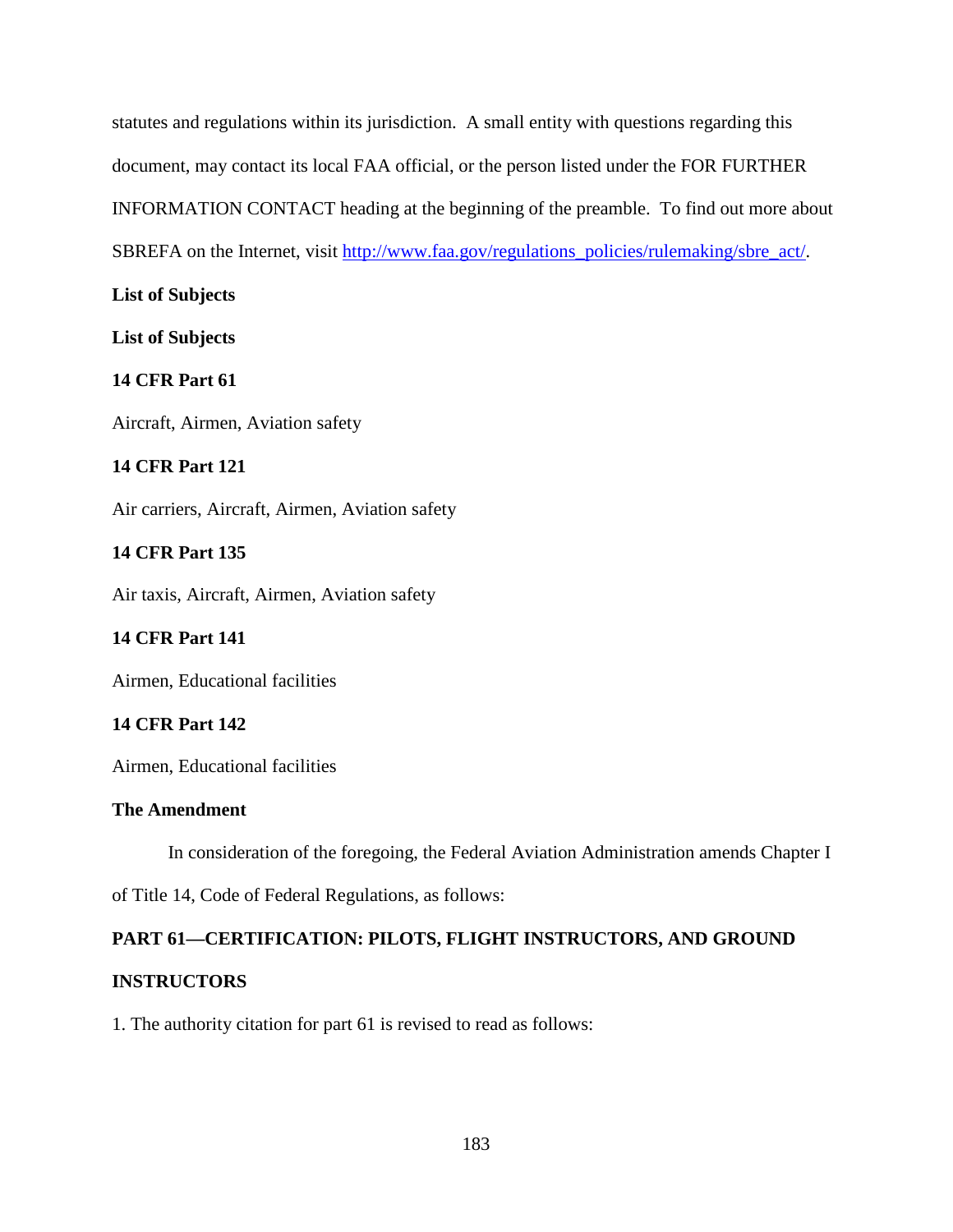statutes and regulations within its jurisdiction. A small entity with questions regarding this document, may contact its local FAA official, or the person listed under the FOR FURTHER INFORMATION CONTACT heading at the beginning of the preamble. To find out more about SBREFA on the Internet, visit [http://www.faa.gov/regulations_policies/rulemaking/sbre_act/](http://www.faa.gov/regulations_policies/rulemaking/sbre_act/).

**List of Subjects**

**List of Subjects**

**14 CFR Part 61**

Aircraft, Airmen, Aviation safety

**14 CFR Part 121**

Air carriers, Aircraft, Airmen, Aviation safety

**14 CFR Part 135**

Air taxis, Aircraft, Airmen, Aviation safety

**14 CFR Part 141**

Airmen, Educational facilities

**14 CFR Part 142**

Airmen, Educational facilities

**The Amendment**

In consideration of the foregoing, the Federal Aviation Administration amends Chapter I of Title 14, Code of Federal Regulations, as follows:

**PART 61—CERTIFICATION: PILOTS, FLIGHT INSTRUCTORS, AND GROUND INSTRUCTORS**

1. The authority citation for part 61 is revised to read as follows: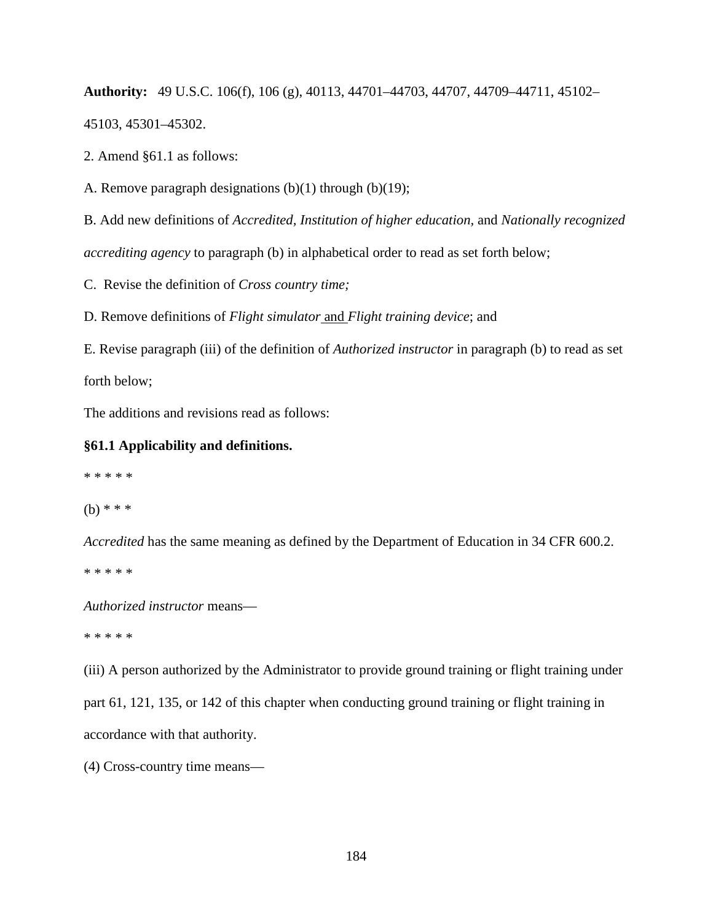**Authority:** 49 U.S.C. 106(f), 106 (g), 40113, 44701–44703, 44707, 44709–44711, 45102–45103, 45301–45302.

2. Amend §61.1 as follows:

A. Remove paragraph designations (b)(1) through (b)(19);

B. Add new definitions of *Accredited, Institution of higher education*, and *Nationally recognized accrediting agency* to paragraph (b) in alphabetical order to read as set forth below;

C. Revise the definition of *Cross country time;*

D. Remove definitions of *Flight simulator* and *Flight training device*; and

E. Revise paragraph (iii) of the definition of *Authorized instructor* in paragraph (b) to read as set forth below;

The additions and revisions read as follows:

**§61.1 Applicability and definitions.**

* * * * *

(b) * * *

*Accredited* has the same meaning as defined by the Department of Education in 34 CFR 600.2.

* * * * *

*Authorized instructor* means—

* * * * *

(iii) A person authorized by the Administrator to provide ground training or flight training under part 61, 121, 135, or 142 of this chapter when conducting ground training or flight training in accordance with that authority.

(4) Cross-country time means—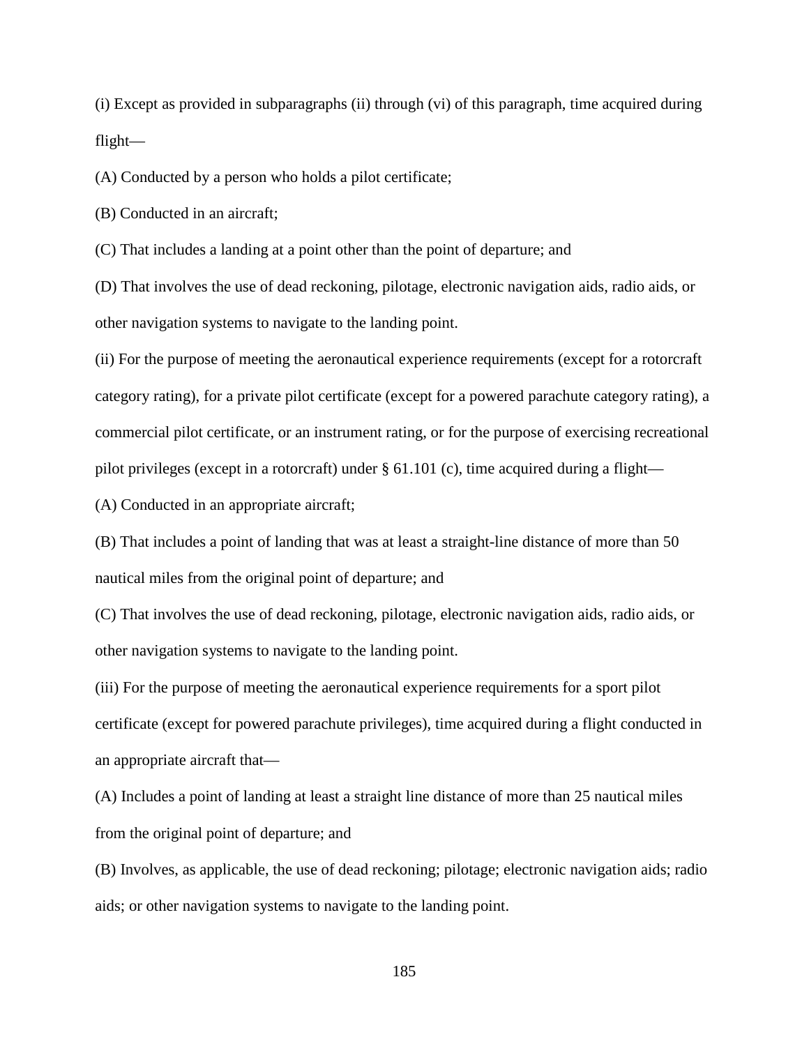(i) Except as provided in subparagraphs (ii) through (vi) of this paragraph, time acquired during flight—

(A) Conducted by a person who holds a pilot certificate;

(B) Conducted in an aircraft;

(C) That includes a landing at a point other than the point of departure; and

(D) That involves the use of dead reckoning, pilotage, electronic navigation aids, radio aids, or other navigation systems to navigate to the landing point.

(ii) For the purpose of meeting the aeronautical experience requirements (except for a rotorcraft category rating), for a private pilot certificate (except for a powered parachute category rating), a commercial pilot certificate, or an instrument rating, or for the purpose of exercising recreational pilot privileges (except in a rotorcraft) under § 61.101 (c), time acquired during a flight—

(A) Conducted in an appropriate aircraft;

(B) That includes a point of landing that was at least a straight-line distance of more than 50 nautical miles from the original point of departure; and

(C) That involves the use of dead reckoning, pilotage, electronic navigation aids, radio aids, or other navigation systems to navigate to the landing point.

(iii) For the purpose of meeting the aeronautical experience requirements for a sport pilot certificate (except for powered parachute privileges), time acquired during a flight conducted in an appropriate aircraft that—

(A) Includes a point of landing at least a straight line distance of more than 25 nautical miles from the original point of departure; and

(B) Involves, as applicable, the use of dead reckoning; pilotage; electronic navigation aids; radio aids; or other navigation systems to navigate to the landing point.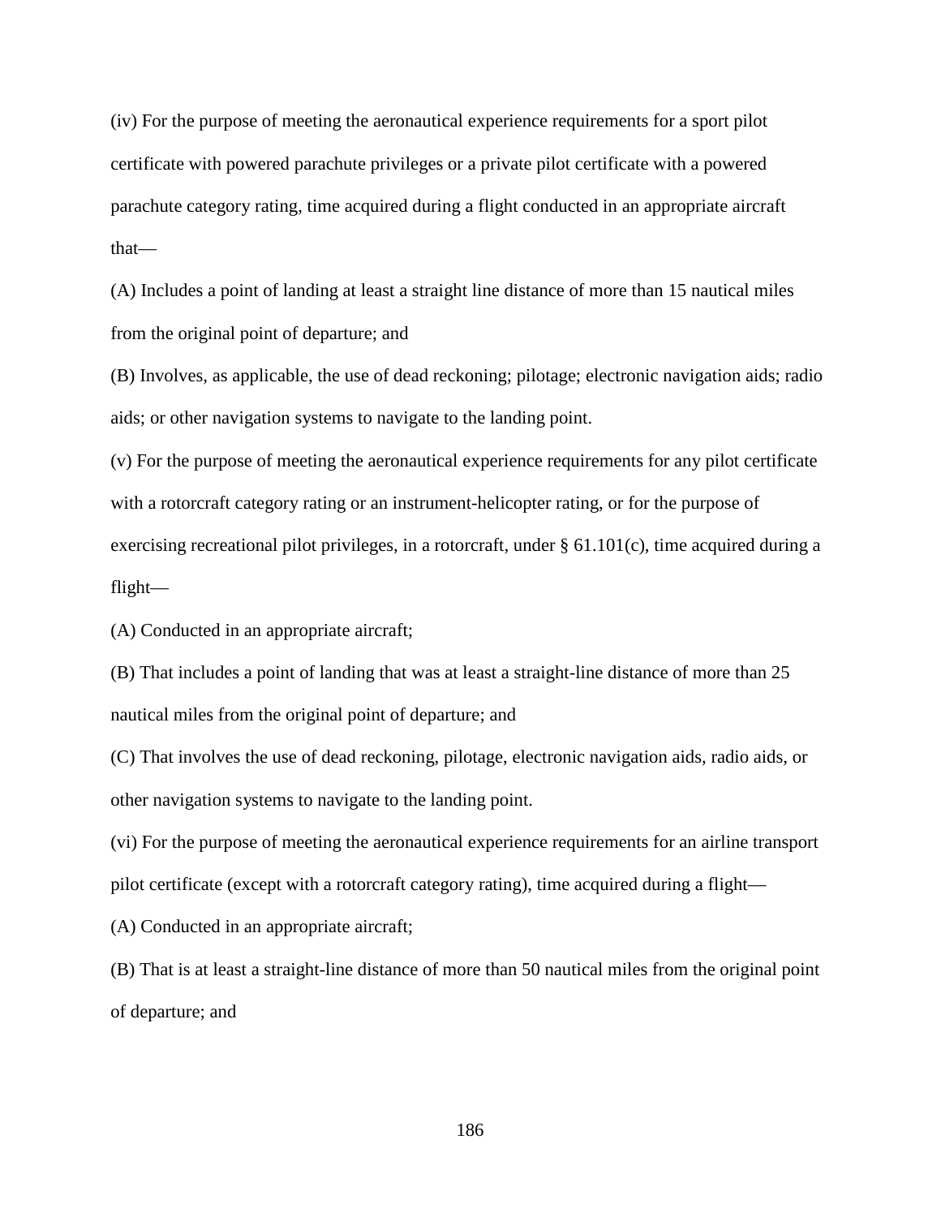(iv) For the purpose of meeting the aeronautical experience requirements for a sport pilot certificate with powered parachute privileges or a private pilot certificate with a powered parachute category rating, time acquired during a flight conducted in an appropriate aircraft that—

(A) Includes a point of landing at least a straight line distance of more than 15 nautical miles from the original point of departure; and

(B) Involves, as applicable, the use of dead reckoning; pilotage; electronic navigation aids; radio aids; or other navigation systems to navigate to the landing point.

(v) For the purpose of meeting the aeronautical experience requirements for any pilot certificate with a rotorcraft category rating or an instrument-helicopter rating, or for the purpose of exercising recreational pilot privileges, in a rotorcraft, under § 61.101(c), time acquired during a flight—

(A) Conducted in an appropriate aircraft;

(B) That includes a point of landing that was at least a straight-line distance of more than 25 nautical miles from the original point of departure; and

(C) That involves the use of dead reckoning, pilotage, electronic navigation aids, radio aids, or other navigation systems to navigate to the landing point.

(vi) For the purpose of meeting the aeronautical experience requirements for an airline transport pilot certificate (except with a rotorcraft category rating), time acquired during a flight—

(A) Conducted in an appropriate aircraft;

(B) That is at least a straight-line distance of more than 50 nautical miles from the original point of departure; and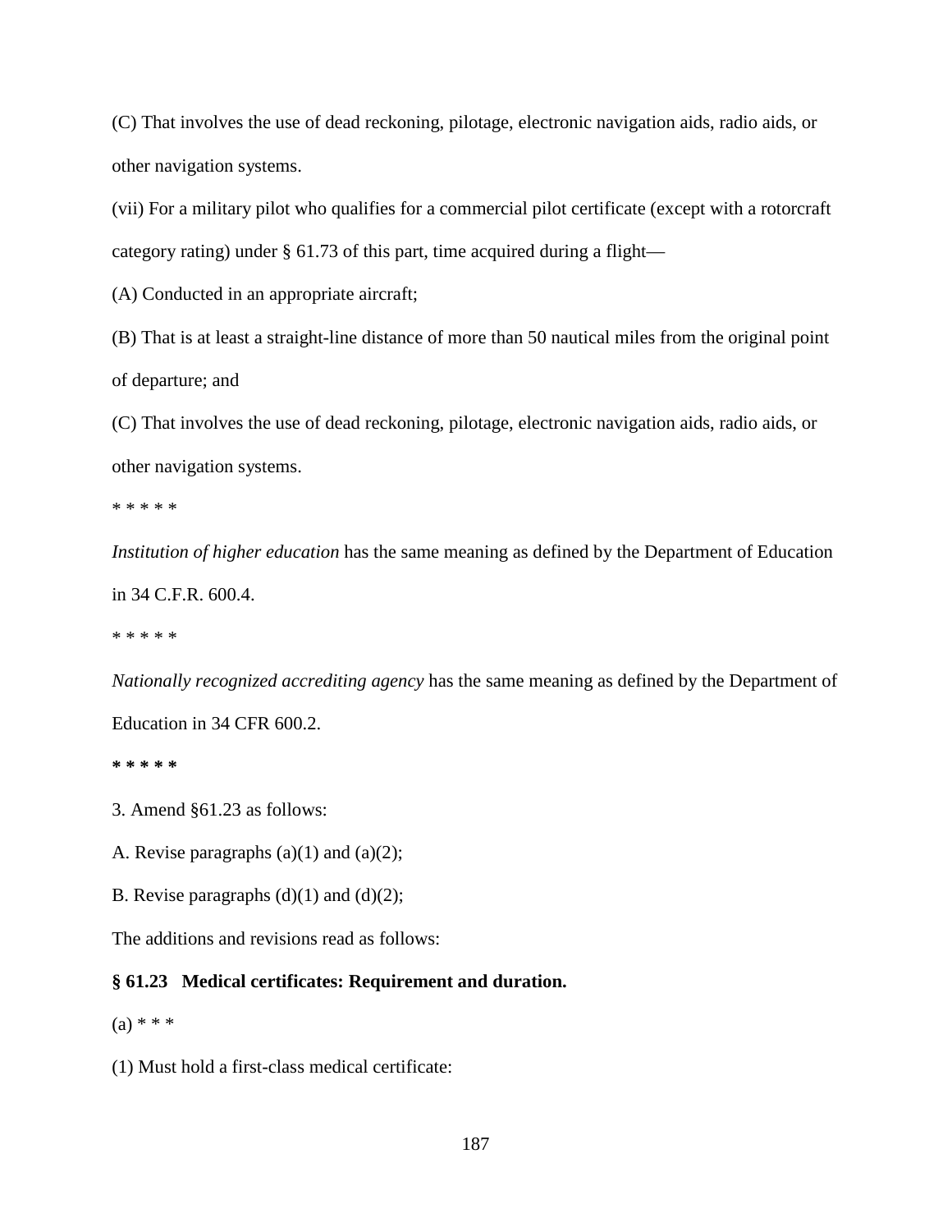(C) That involves the use of dead reckoning, pilotage, electronic navigation aids, radio aids, or other navigation systems.

(vii) For a military pilot who qualifies for a commercial pilot certificate (except with a rotorcraft category rating) under § 61.73 of this part, time acquired during a flight—

(A) Conducted in an appropriate aircraft;

(B) That is at least a straight-line distance of more than 50 nautical miles from the original point of departure; and

(C) That involves the use of dead reckoning, pilotage, electronic navigation aids, radio aids, or other navigation systems.

\* \* \* \* \*

*Institution of higher education* has the same meaning as defined by the Department of Education in 34 C.F.R. 600.4.

\* \* \* \* \*

*Nationally recognized accrediting agency* has the same meaning as defined by the Department of Education in 34 CFR 600.2.

**\* \* \* \* \***

3. Amend §61.23 as follows:

A. Revise paragraphs (a)(1) and (a)(2);

B. Revise paragraphs (d)(1) and (d)(2);

The additions and revisions read as follows:

**§ 61.23 Medical certificates: Requirement and duration.**

(a) \* \* \*

(1) Must hold a first-class medical certificate: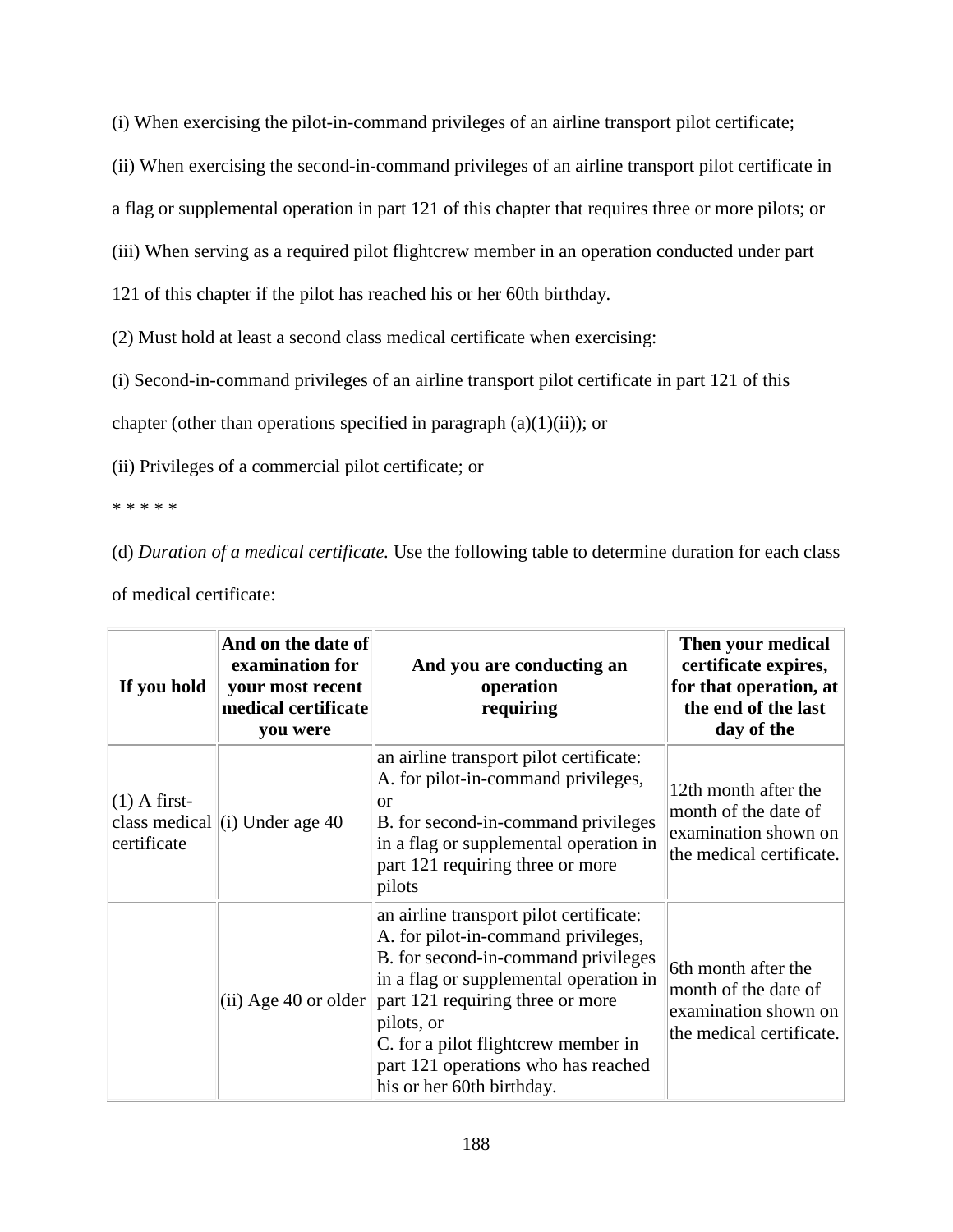(i) When exercising the pilot-in-command privileges of an airline transport pilot certificate;

(ii) When exercising the second-in-command privileges of an airline transport pilot certificate in a flag or supplemental operation in part 121 of this chapter that requires three or more pilots; or

(iii) When serving as a required pilot flightcrew member in an operation conducted under part 121 of this chapter if the pilot has reached his or her 60th birthday.

(2) Must hold at least a second class medical certificate when exercising:

(i) Second-in-command privileges of an airline transport pilot certificate in part 121 of this chapter (other than operations specified in paragraph (a)(1)(ii)); or

(ii) Privileges of a commercial pilot certificate; or

\* \* \* \* \*

(d) *Duration of a medical certificate.* Use the following table to determine duration for each class of medical certificate:

| If you hold | And on the date of examination for your most recent medical certificate you were | And you are conducting an operation requiring | Then your medical certificate expires, for that operation, at the end of the last day of the |
|---|---|---|---|
| (1) A first-class medical certificate | (i) Under age 40 | an airline transport pilot certificate:<br>A. for pilot-in-command privileges, or<br>B. for second-in-command privileges in a flag or supplemental operation in part 121 requiring three or more pilots | 12th month after the month of the date of examination shown on the medical certificate. |
| | (ii) Age 40 or older | an airline transport pilot certificate:<br>A. for pilot-in-command privileges,<br>B. for second-in-command privileges in a flag or supplemental operation in part 121 requiring three or more pilots, or<br>C. for a pilot flightcrew member in part 121 operations who has reached his or her 60th birthday. | 6th month after the month of the date of examination shown on the medical certificate. |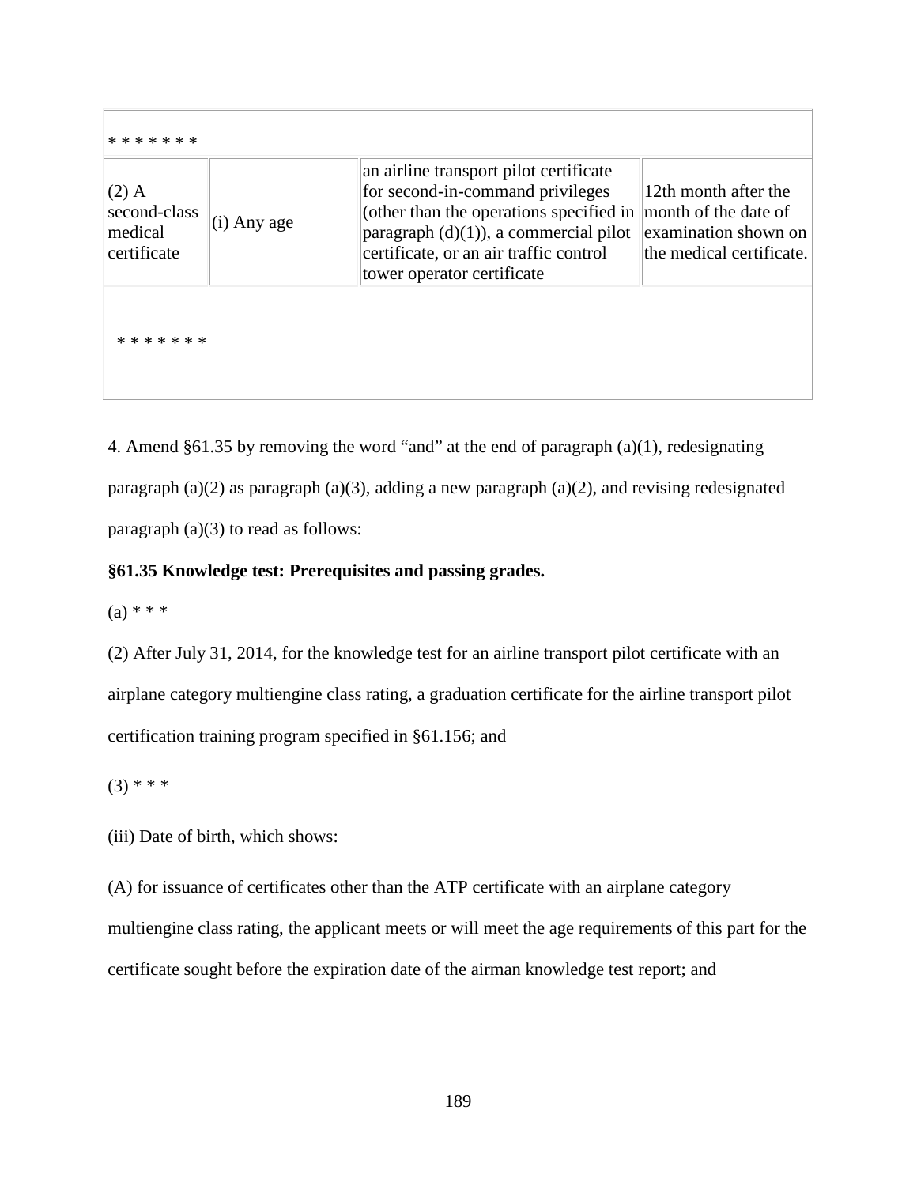| | | | |
|---|---|---|---|
| * * * * * * * | | | |
| (2) A second-class medical certificate | (i) Any age | an airline transport pilot certificate for second-in-command privileges (other than the operations specified in paragraph (d)(1)), a commercial pilot certificate, or an air traffic control tower operator certificate | 12th month after the month of the date of examination shown on the medical certificate. |
| * * * * * * * | | | |

4. Amend §61.35 by removing the word "and" at the end of paragraph (a)(1), redesignating paragraph (a)(2) as paragraph (a)(3), adding a new paragraph (a)(2), and revising redesignated paragraph (a)(3) to read as follows:

**§61.35 Knowledge test: Prerequisites and passing grades.**

(a) * * *

(2) After July 31, 2014, for the knowledge test for an airline transport pilot certificate with an airplane category multiengine class rating, a graduation certificate for the airline transport pilot certification training program specified in §61.156; and

(3) * * *

(iii) Date of birth, which shows:

(A) for issuance of certificates other than the ATP certificate with an airplane category multiengine class rating, the applicant meets or will meet the age requirements of this part for the certificate sought before the expiration date of the airman knowledge test report; and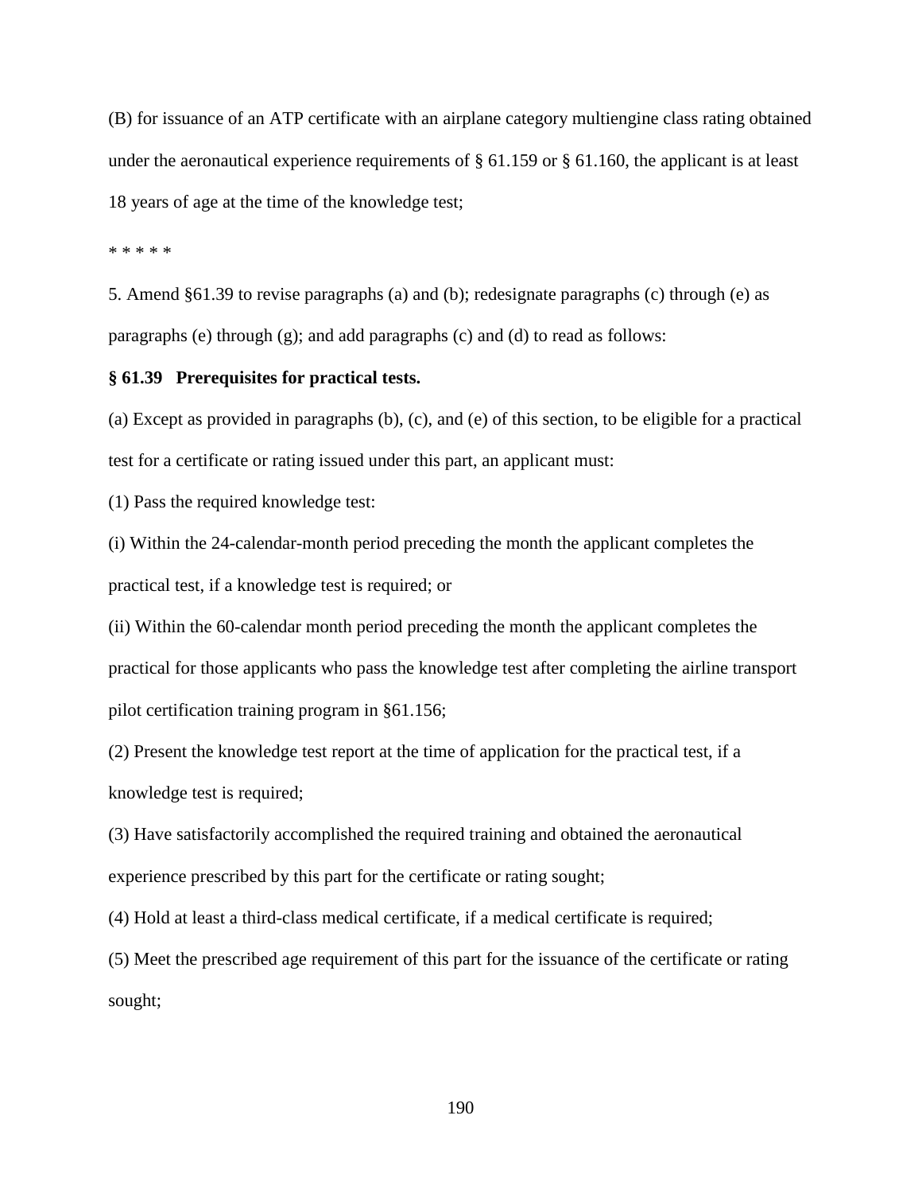(B) for issuance of an ATP certificate with an airplane category multiengine class rating obtained under the aeronautical experience requirements of § 61.159 or § 61.160, the applicant is at least 18 years of age at the time of the knowledge test;

* * * * *

5. Amend §61.39 to revise paragraphs (a) and (b); redesignate paragraphs (c) through (e) as paragraphs (e) through (g); and add paragraphs (c) and (d) to read as follows:

**§ 61.39 Prerequisites for practical tests.**

(a) Except as provided in paragraphs (b), (c), and (e) of this section, to be eligible for a practical test for a certificate or rating issued under this part, an applicant must:

(1) Pass the required knowledge test:

(i) Within the 24-calendar-month period preceding the month the applicant completes the practical test, if a knowledge test is required; or

(ii) Within the 60-calendar month period preceding the month the applicant completes the practical for those applicants who pass the knowledge test after completing the airline transport pilot certification training program in §61.156;

(2) Present the knowledge test report at the time of application for the practical test, if a knowledge test is required;

(3) Have satisfactorily accomplished the required training and obtained the aeronautical experience prescribed by this part for the certificate or rating sought;

(4) Hold at least a third-class medical certificate, if a medical certificate is required;

(5) Meet the prescribed age requirement of this part for the issuance of the certificate or rating sought;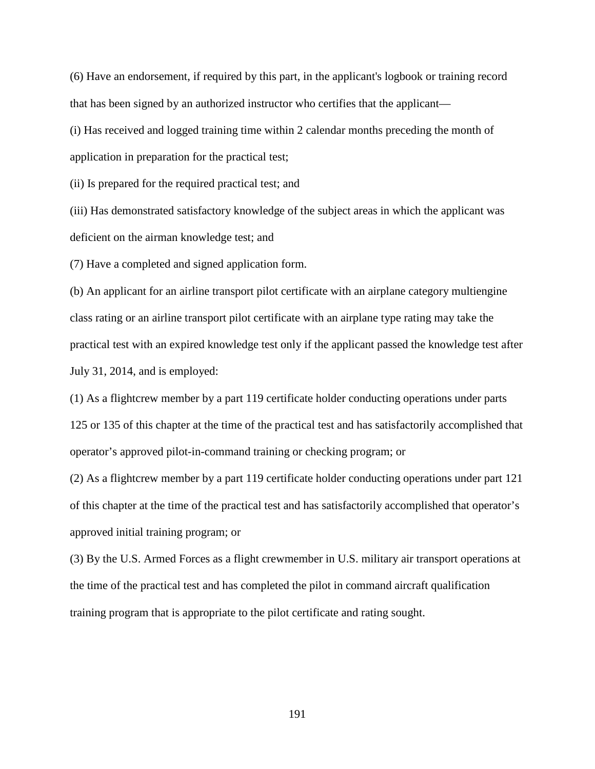(6) Have an endorsement, if required by this part, in the applicant's logbook or training record that has been signed by an authorized instructor who certifies that the applicant—

(i) Has received and logged training time within 2 calendar months preceding the month of application in preparation for the practical test;

(ii) Is prepared for the required practical test; and

(iii) Has demonstrated satisfactory knowledge of the subject areas in which the applicant was deficient on the airman knowledge test; and

(7) Have a completed and signed application form.

(b) An applicant for an airline transport pilot certificate with an airplane category multiengine class rating or an airline transport pilot certificate with an airplane type rating may take the practical test with an expired knowledge test only if the applicant passed the knowledge test after July 31, 2014, and is employed:

(1) As a flightcrew member by a part 119 certificate holder conducting operations under parts 125 or 135 of this chapter at the time of the practical test and has satisfactorily accomplished that operator's approved pilot-in-command training or checking program; or

(2) As a flightcrew member by a part 119 certificate holder conducting operations under part 121 of this chapter at the time of the practical test and has satisfactorily accomplished that operator's approved initial training program; or

(3) By the U.S. Armed Forces as a flight crewmember in U.S. military air transport operations at the time of the practical test and has completed the pilot in command aircraft qualification training program that is appropriate to the pilot certificate and rating sought.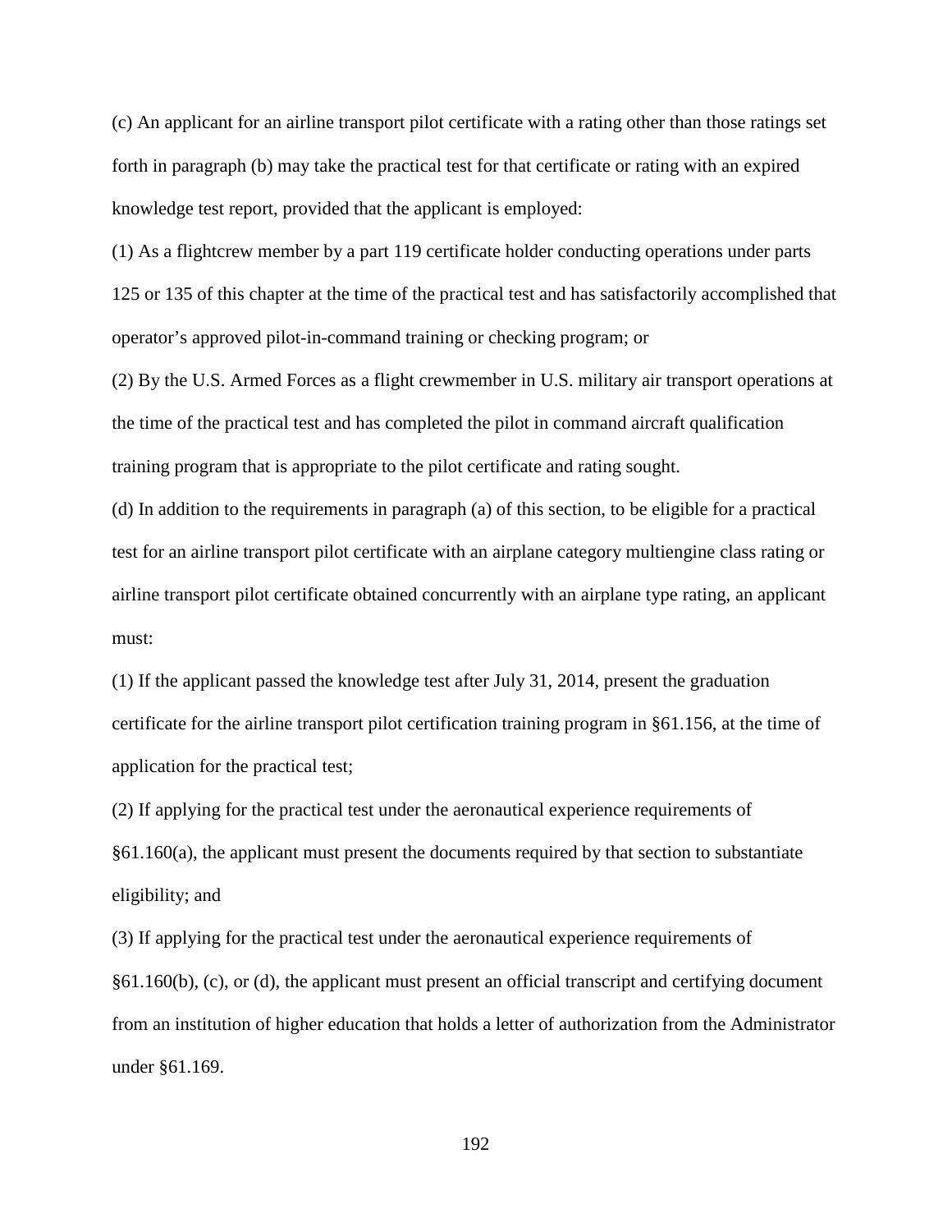(c) An applicant for an airline transport pilot certificate with a rating other than those ratings set forth in paragraph (b) may take the practical test for that certificate or rating with an expired knowledge test report, provided that the applicant is employed:

(1) As a flightcrew member by a part 119 certificate holder conducting operations under parts 125 or 135 of this chapter at the time of the practical test and has satisfactorily accomplished that operator's approved pilot-in-command training or checking program; or

(2) By the U.S. Armed Forces as a flight crewmember in U.S. military air transport operations at the time of the practical test and has completed the pilot in command aircraft qualification training program that is appropriate to the pilot certificate and rating sought.

(d) In addition to the requirements in paragraph (a) of this section, to be eligible for a practical test for an airline transport pilot certificate with an airplane category multiengine class rating or airline transport pilot certificate obtained concurrently with an airplane type rating, an applicant must:

(1) If the applicant passed the knowledge test after July 31, 2014, present the graduation certificate for the airline transport pilot certification training program in §61.156, at the time of application for the practical test;

(2) If applying for the practical test under the aeronautical experience requirements of §61.160(a), the applicant must present the documents required by that section to substantiate eligibility; and

(3) If applying for the practical test under the aeronautical experience requirements of §61.160(b), (c), or (d), the applicant must present an official transcript and certifying document from an institution of higher education that holds a letter of authorization from the Administrator under §61.169.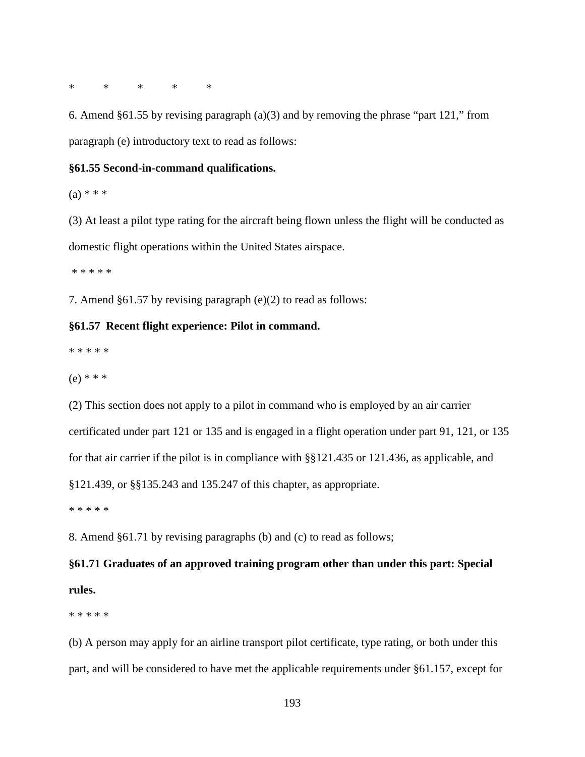\*     \*     \*     \*     \*

6. Amend §61.55 by revising paragraph (a)(3) and by removing the phrase "part 121," from paragraph (e) introductory text to read as follows:

**§61.55 Second-in-command qualifications.**

(a) * * *

(3) At least a pilot type rating for the aircraft being flown unless the flight will be conducted as domestic flight operations within the United States airspace.

\* * * * *

7. Amend §61.57 by revising paragraph (e)(2) to read as follows:

**§61.57 Recent flight experience: Pilot in command.**

\* * * * *

(e) * * *

(2) This section does not apply to a pilot in command who is employed by an air carrier certificated under part 121 or 135 and is engaged in a flight operation under part 91, 121, or 135 for that air carrier if the pilot is in compliance with §§121.435 or 121.436, as applicable, and §121.439, or §§135.243 and 135.247 of this chapter, as appropriate.

\* * * * *

8. Amend §61.71 by revising paragraphs (b) and (c) to read as follows;

**§61.71 Graduates of an approved training program other than under this part: Special rules.**

\* * * * *

(b) A person may apply for an airline transport pilot certificate, type rating, or both under this part, and will be considered to have met the applicable requirements under §61.157, except for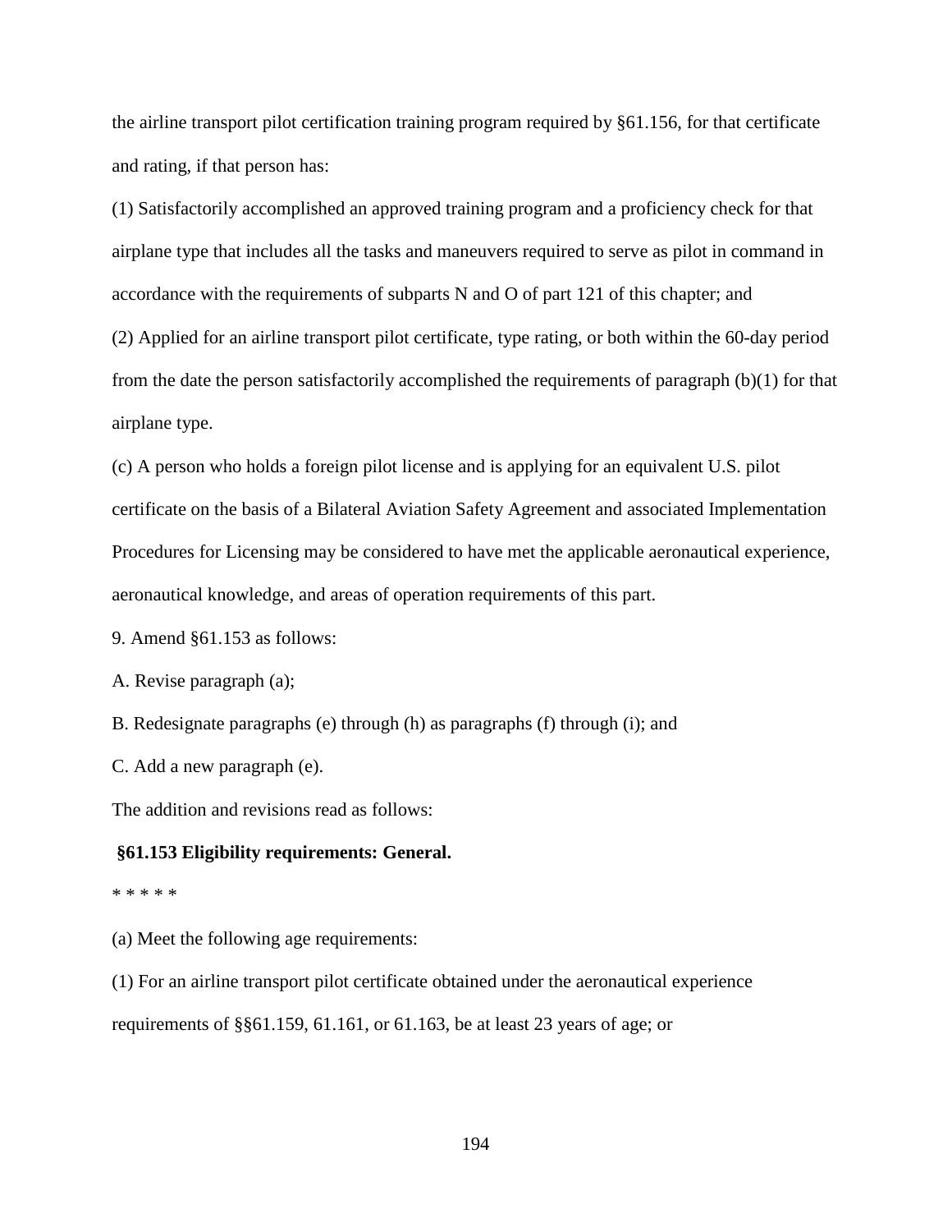the airline transport pilot certification training program required by §61.156, for that certificate and rating, if that person has:

(1) Satisfactorily accomplished an approved training program and a proficiency check for that airplane type that includes all the tasks and maneuvers required to serve as pilot in command in accordance with the requirements of subparts N and O of part 121 of this chapter; and

(2) Applied for an airline transport pilot certificate, type rating, or both within the 60-day period from the date the person satisfactorily accomplished the requirements of paragraph (b)(1) for that airplane type.

(c) A person who holds a foreign pilot license and is applying for an equivalent U.S. pilot certificate on the basis of a Bilateral Aviation Safety Agreement and associated Implementation Procedures for Licensing may be considered to have met the applicable aeronautical experience, aeronautical knowledge, and areas of operation requirements of this part.

9. Amend §61.153 as follows:

A. Revise paragraph (a);

B. Redesignate paragraphs (e) through (h) as paragraphs (f) through (i); and

C. Add a new paragraph (e).

The addition and revisions read as follows:

**§61.153 Eligibility requirements: General.**

\* \* \* \* \*

(a) Meet the following age requirements:

(1) For an airline transport pilot certificate obtained under the aeronautical experience requirements of §§61.159, 61.161, or 61.163, be at least 23 years of age; or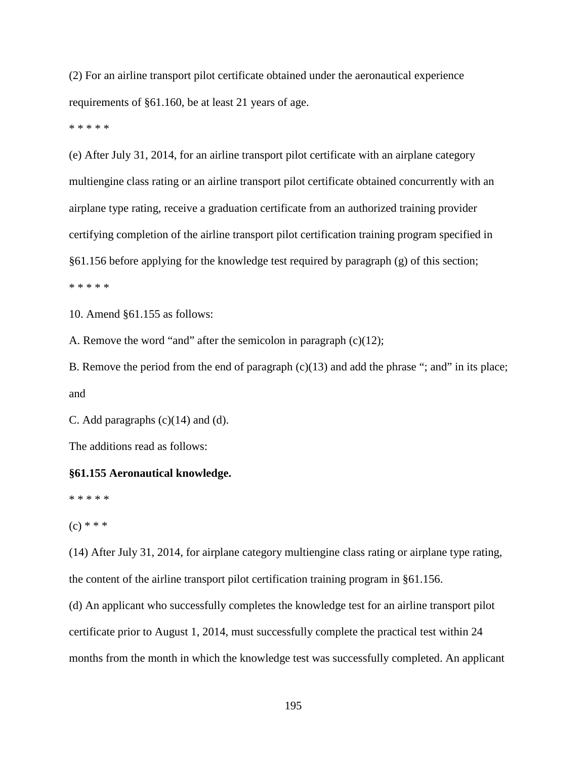(2) For an airline transport pilot certificate obtained under the aeronautical experience requirements of §61.160, be at least 21 years of age.

* * * * *

(e) After July 31, 2014, for an airline transport pilot certificate with an airplane category multiengine class rating or an airline transport pilot certificate obtained concurrently with an airplane type rating, receive a graduation certificate from an authorized training provider certifying completion of the airline transport pilot certification training program specified in §61.156 before applying for the knowledge test required by paragraph (g) of this section;

* * * * *

10. Amend §61.155 as follows:

A. Remove the word "and" after the semicolon in paragraph (c)(12);

B. Remove the period from the end of paragraph (c)(13) and add the phrase "; and" in its place; and

C. Add paragraphs (c)(14) and (d).

The additions read as follows:

**§61.155 Aeronautical knowledge.**

* * * * *

(c) * * *

(14) After July 31, 2014, for airplane category multiengine class rating or airplane type rating, the content of the airline transport pilot certification training program in §61.156.

(d) An applicant who successfully completes the knowledge test for an airline transport pilot certificate prior to August 1, 2014, must successfully complete the practical test within 24 months from the month in which the knowledge test was successfully completed. An applicant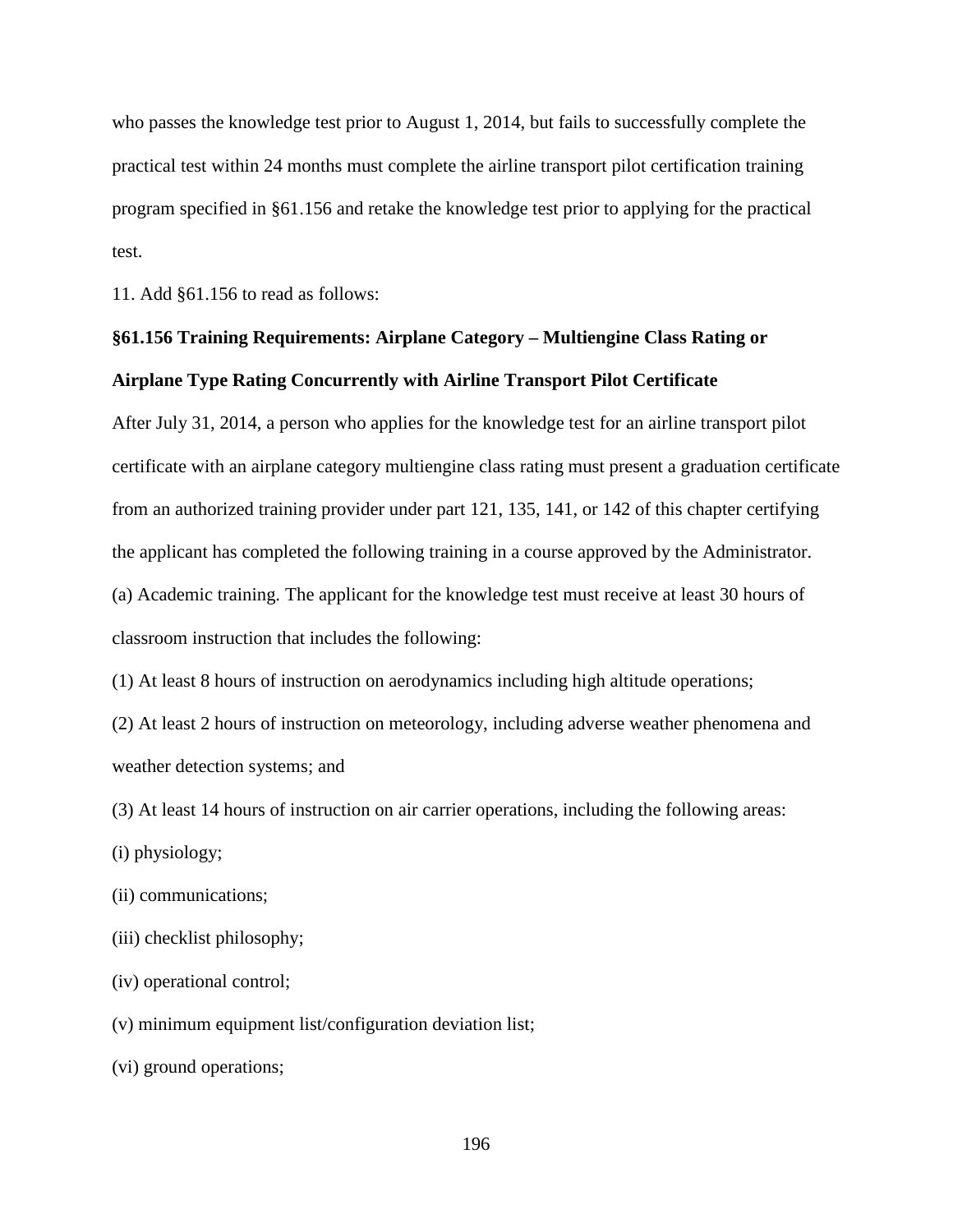who passes the knowledge test prior to August 1, 2014, but fails to successfully complete the practical test within 24 months must complete the airline transport pilot certification training program specified in §61.156 and retake the knowledge test prior to applying for the practical test.

11. Add §61.156 to read as follows:

**§61.156 Training Requirements: Airplane Category – Multiengine Class Rating or Airplane Type Rating Concurrently with Airline Transport Pilot Certificate**

After July 31, 2014, a person who applies for the knowledge test for an airline transport pilot certificate with an airplane category multiengine class rating must present a graduation certificate from an authorized training provider under part 121, 135, 141, or 142 of this chapter certifying the applicant has completed the following training in a course approved by the Administrator.

(a) Academic training. The applicant for the knowledge test must receive at least 30 hours of classroom instruction that includes the following:

(1) At least 8 hours of instruction on aerodynamics including high altitude operations;

(2) At least 2 hours of instruction on meteorology, including adverse weather phenomena and weather detection systems; and

(3) At least 14 hours of instruction on air carrier operations, including the following areas:

(i) physiology;

(ii) communications;

(iii) checklist philosophy;

(iv) operational control;

(v) minimum equipment list/configuration deviation list;

(vi) ground operations;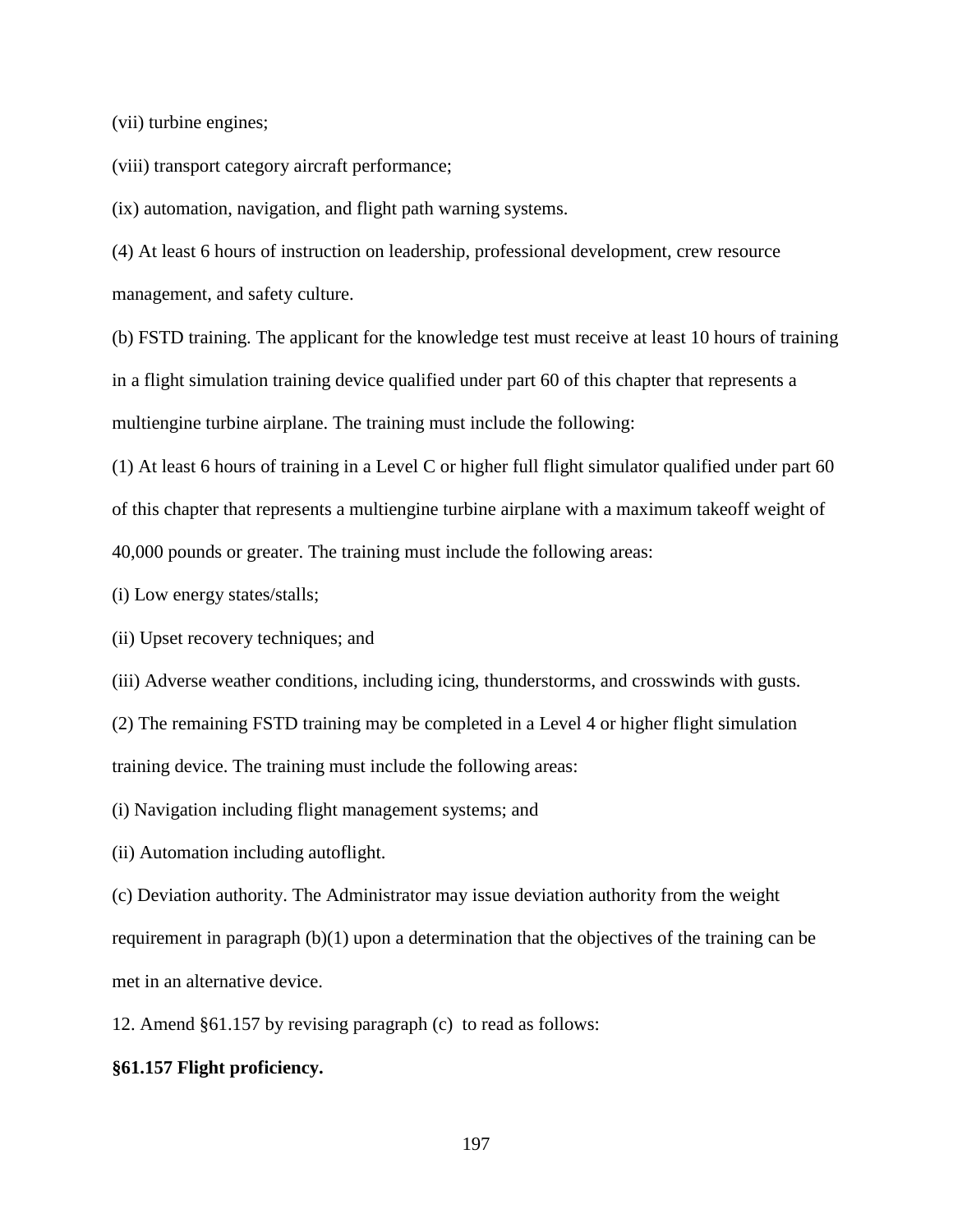(vii) turbine engines;

(viii) transport category aircraft performance;

(ix) automation, navigation, and flight path warning systems.

(4) At least 6 hours of instruction on leadership, professional development, crew resource management, and safety culture.

(b) FSTD training. The applicant for the knowledge test must receive at least 10 hours of training in a flight simulation training device qualified under part 60 of this chapter that represents a multiengine turbine airplane. The training must include the following:

(1) At least 6 hours of training in a Level C or higher full flight simulator qualified under part 60 of this chapter that represents a multiengine turbine airplane with a maximum takeoff weight of 40,000 pounds or greater. The training must include the following areas:

(i) Low energy states/stalls;

(ii) Upset recovery techniques; and

(iii) Adverse weather conditions, including icing, thunderstorms, and crosswinds with gusts.

(2) The remaining FSTD training may be completed in a Level 4 or higher flight simulation training device. The training must include the following areas:

(i) Navigation including flight management systems; and

(ii) Automation including autoflight.

(c) Deviation authority. The Administrator may issue deviation authority from the weight requirement in paragraph (b)(1) upon a determination that the objectives of the training can be met in an alternative device.

12. Amend §61.157 by revising paragraph (c) to read as follows:

**§61.157 Flight proficiency.**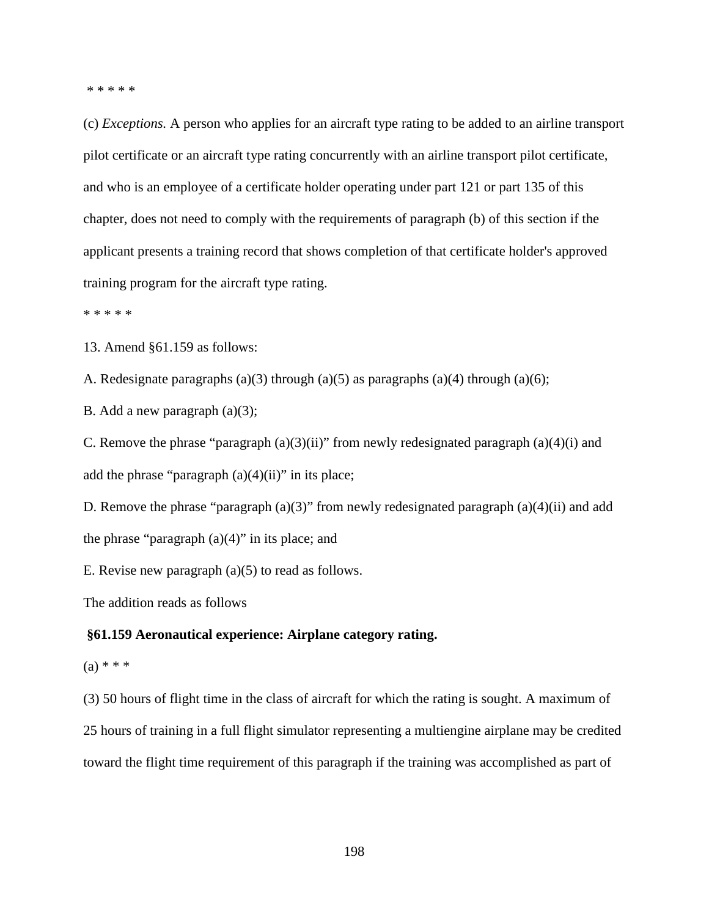* * * * *

(c) *Exceptions.* A person who applies for an aircraft type rating to be added to an airline transport pilot certificate or an aircraft type rating concurrently with an airline transport pilot certificate, and who is an employee of a certificate holder operating under part 121 or part 135 of this chapter, does not need to comply with the requirements of paragraph (b) of this section if the applicant presents a training record that shows completion of that certificate holder's approved training program for the aircraft type rating.

* * * * *

13. Amend §61.159 as follows:

A. Redesignate paragraphs (a)(3) through (a)(5) as paragraphs (a)(4) through (a)(6);

B. Add a new paragraph (a)(3);

C. Remove the phrase “paragraph (a)(3)(ii)” from newly redesignated paragraph (a)(4)(i) and add the phrase “paragraph (a)(4)(ii)” in its place;

D. Remove the phrase “paragraph (a)(3)” from newly redesignated paragraph (a)(4)(ii) and add the phrase “paragraph (a)(4)” in its place; and

E. Revise new paragraph (a)(5) to read as follows.

The addition reads as follows

**§61.159 Aeronautical experience: Airplane category rating.**

(a) * * *

(3) 50 hours of flight time in the class of aircraft for which the rating is sought. A maximum of 25 hours of training in a full flight simulator representing a multiengine airplane may be credited toward the flight time requirement of this paragraph if the training was accomplished as part of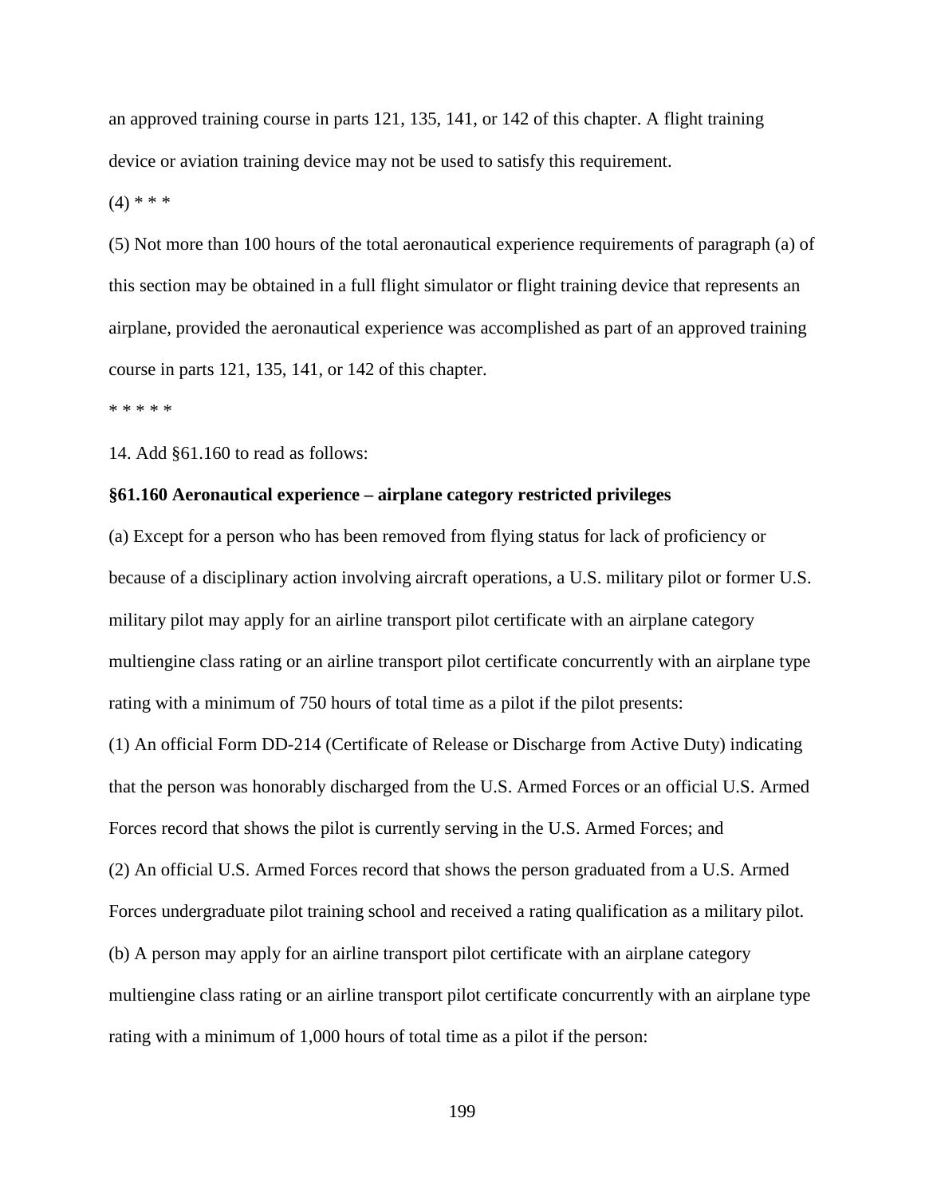an approved training course in parts 121, 135, 141, or 142 of this chapter. A flight training device or aviation training device may not be used to satisfy this requirement.

(4) * * *

(5) Not more than 100 hours of the total aeronautical experience requirements of paragraph (a) of this section may be obtained in a full flight simulator or flight training device that represents an airplane, provided the aeronautical experience was accomplished as part of an approved training course in parts 121, 135, 141, or 142 of this chapter.

* * * * *

14. Add §61.160 to read as follows:

**§61.160 Aeronautical experience – airplane category restricted privileges**

(a) Except for a person who has been removed from flying status for lack of proficiency or because of a disciplinary action involving aircraft operations, a U.S. military pilot or former U.S. military pilot may apply for an airline transport pilot certificate with an airplane category multiengine class rating or an airline transport pilot certificate concurrently with an airplane type rating with a minimum of 750 hours of total time as a pilot if the pilot presents:

(1) An official Form DD-214 (Certificate of Release or Discharge from Active Duty) indicating that the person was honorably discharged from the U.S. Armed Forces or an official U.S. Armed Forces record that shows the pilot is currently serving in the U.S. Armed Forces; and

(2) An official U.S. Armed Forces record that shows the person graduated from a U.S. Armed Forces undergraduate pilot training school and received a rating qualification as a military pilot.

(b) A person may apply for an airline transport pilot certificate with an airplane category multiengine class rating or an airline transport pilot certificate concurrently with an airplane type rating with a minimum of 1,000 hours of total time as a pilot if the person: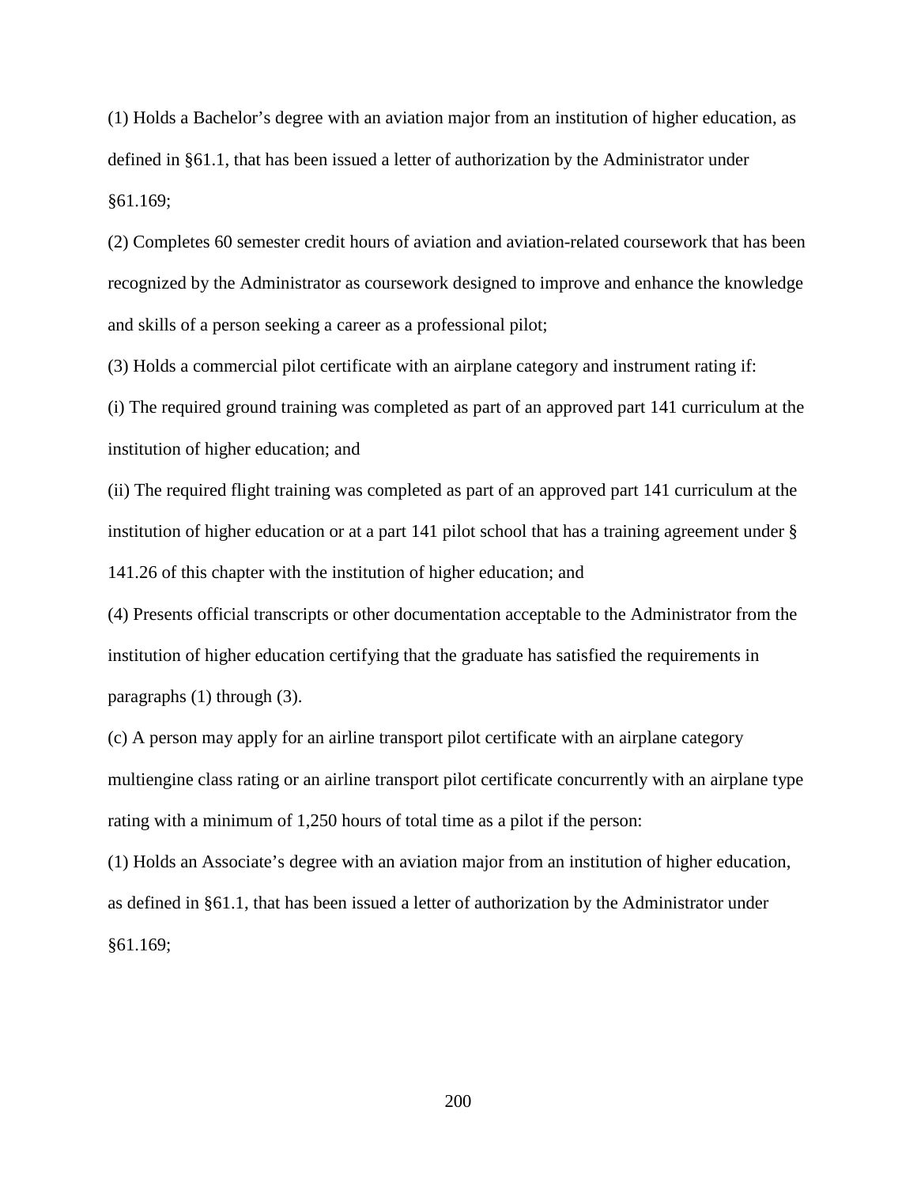(1) Holds a Bachelor's degree with an aviation major from an institution of higher education, as defined in §61.1, that has been issued a letter of authorization by the Administrator under §61.169;

(2) Completes 60 semester credit hours of aviation and aviation-related coursework that has been recognized by the Administrator as coursework designed to improve and enhance the knowledge and skills of a person seeking a career as a professional pilot;

(3) Holds a commercial pilot certificate with an airplane category and instrument rating if:

(i) The required ground training was completed as part of an approved part 141 curriculum at the institution of higher education; and

(ii) The required flight training was completed as part of an approved part 141 curriculum at the institution of higher education or at a part 141 pilot school that has a training agreement under § 141.26 of this chapter with the institution of higher education; and

(4) Presents official transcripts or other documentation acceptable to the Administrator from the institution of higher education certifying that the graduate has satisfied the requirements in paragraphs (1) through (3).

(c) A person may apply for an airline transport pilot certificate with an airplane category multiengine class rating or an airline transport pilot certificate concurrently with an airplane type rating with a minimum of 1,250 hours of total time as a pilot if the person:

(1) Holds an Associate's degree with an aviation major from an institution of higher education, as defined in §61.1, that has been issued a letter of authorization by the Administrator under §61.169;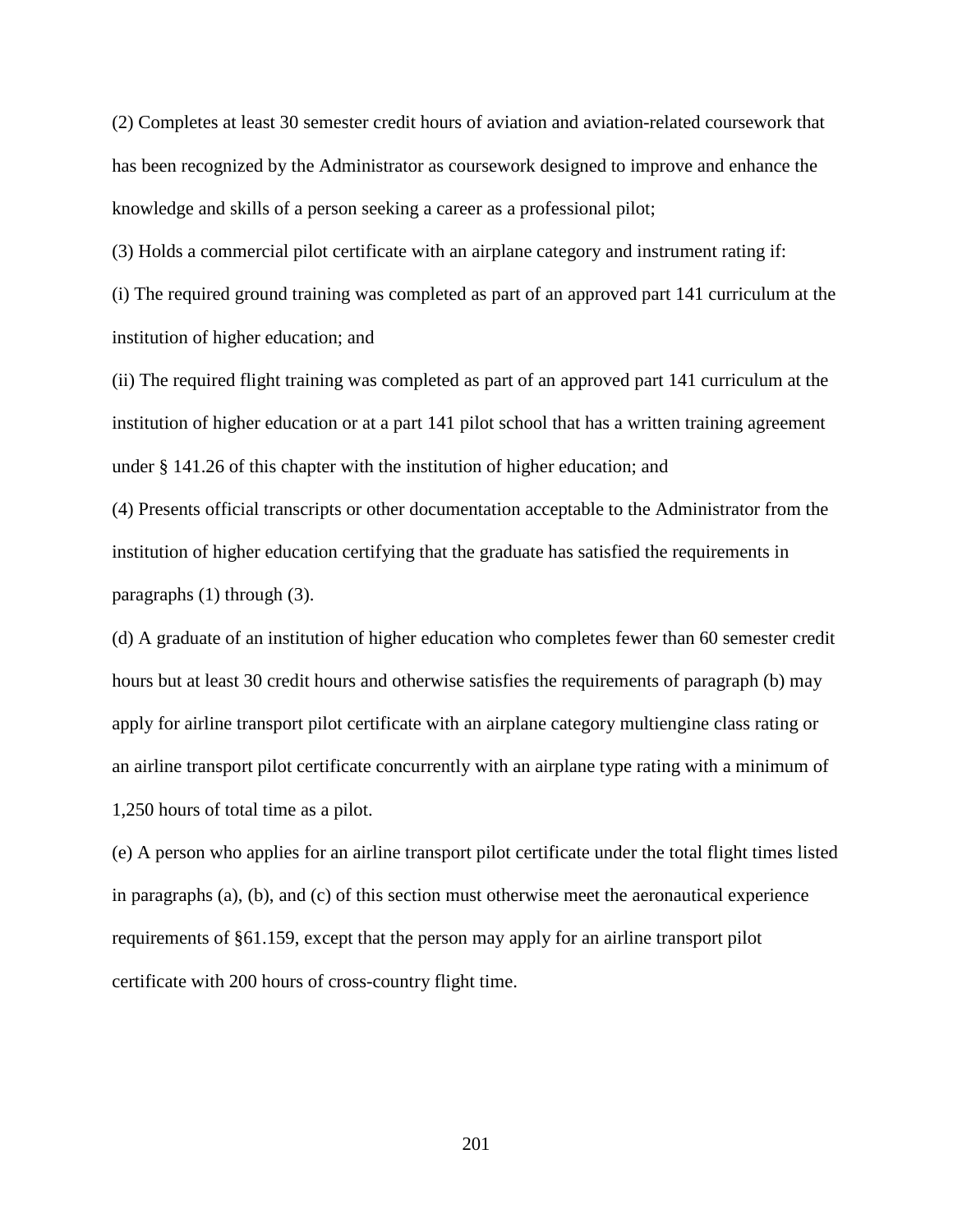(2) Completes at least 30 semester credit hours of aviation and aviation-related coursework that has been recognized by the Administrator as coursework designed to improve and enhance the knowledge and skills of a person seeking a career as a professional pilot;

(3) Holds a commercial pilot certificate with an airplane category and instrument rating if:

(i) The required ground training was completed as part of an approved part 141 curriculum at the institution of higher education; and

(ii) The required flight training was completed as part of an approved part 141 curriculum at the institution of higher education or at a part 141 pilot school that has a written training agreement under § 141.26 of this chapter with the institution of higher education; and

(4) Presents official transcripts or other documentation acceptable to the Administrator from the institution of higher education certifying that the graduate has satisfied the requirements in paragraphs (1) through (3).

(d) A graduate of an institution of higher education who completes fewer than 60 semester credit hours but at least 30 credit hours and otherwise satisfies the requirements of paragraph (b) may apply for airline transport pilot certificate with an airplane category multiengine class rating or an airline transport pilot certificate concurrently with an airplane type rating with a minimum of 1,250 hours of total time as a pilot.

(e) A person who applies for an airline transport pilot certificate under the total flight times listed in paragraphs (a), (b), and (c) of this section must otherwise meet the aeronautical experience requirements of §61.159, except that the person may apply for an airline transport pilot certificate with 200 hours of cross-country flight time.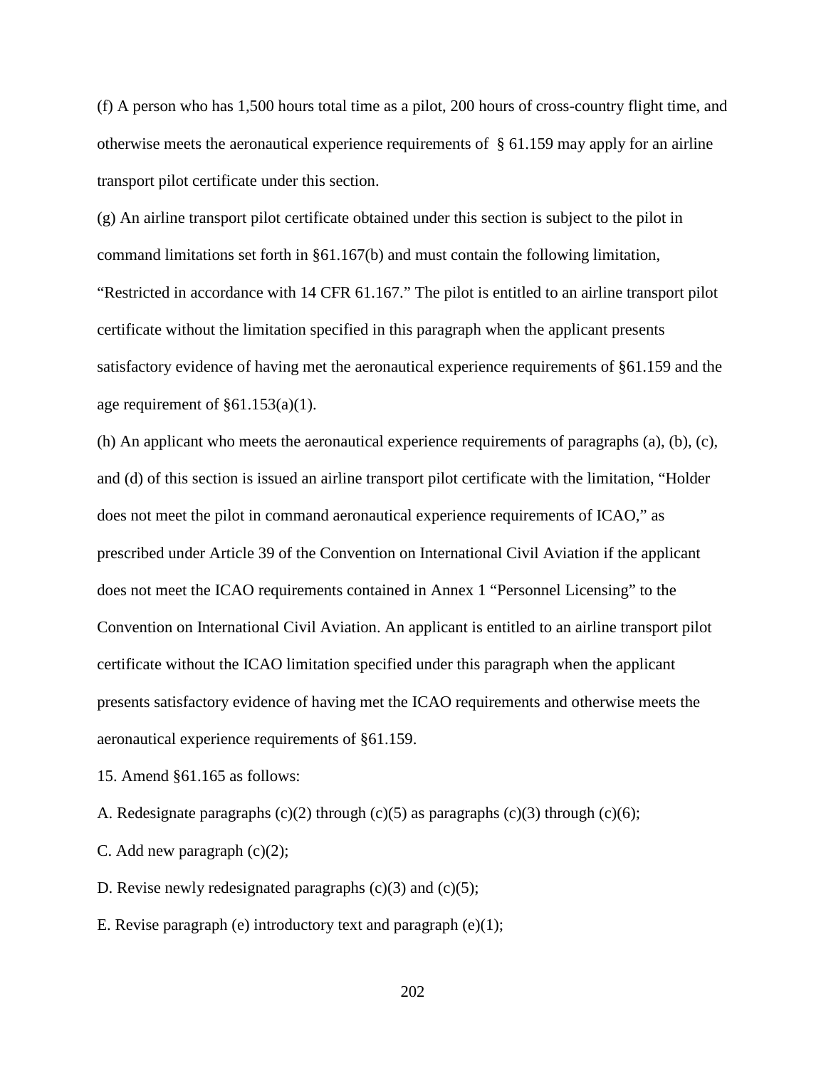(f) A person who has 1,500 hours total time as a pilot, 200 hours of cross-country flight time, and otherwise meets the aeronautical experience requirements of § 61.159 may apply for an airline transport pilot certificate under this section.

(g) An airline transport pilot certificate obtained under this section is subject to the pilot in command limitations set forth in §61.167(b) and must contain the following limitation, "Restricted in accordance with 14 CFR 61.167." The pilot is entitled to an airline transport pilot certificate without the limitation specified in this paragraph when the applicant presents satisfactory evidence of having met the aeronautical experience requirements of §61.159 and the age requirement of §61.153(a)(1).

(h) An applicant who meets the aeronautical experience requirements of paragraphs (a), (b), (c), and (d) of this section is issued an airline transport pilot certificate with the limitation, "Holder does not meet the pilot in command aeronautical experience requirements of ICAO," as prescribed under Article 39 of the Convention on International Civil Aviation if the applicant does not meet the ICAO requirements contained in Annex 1 "Personnel Licensing" to the Convention on International Civil Aviation. An applicant is entitled to an airline transport pilot certificate without the ICAO limitation specified under this paragraph when the applicant presents satisfactory evidence of having met the ICAO requirements and otherwise meets the aeronautical experience requirements of §61.159.

15. Amend §61.165 as follows:

A. Redesignate paragraphs (c)(2) through (c)(5) as paragraphs (c)(3) through (c)(6);

C. Add new paragraph (c)(2);

D. Revise newly redesignated paragraphs (c)(3) and (c)(5);

E. Revise paragraph (e) introductory text and paragraph (e)(1);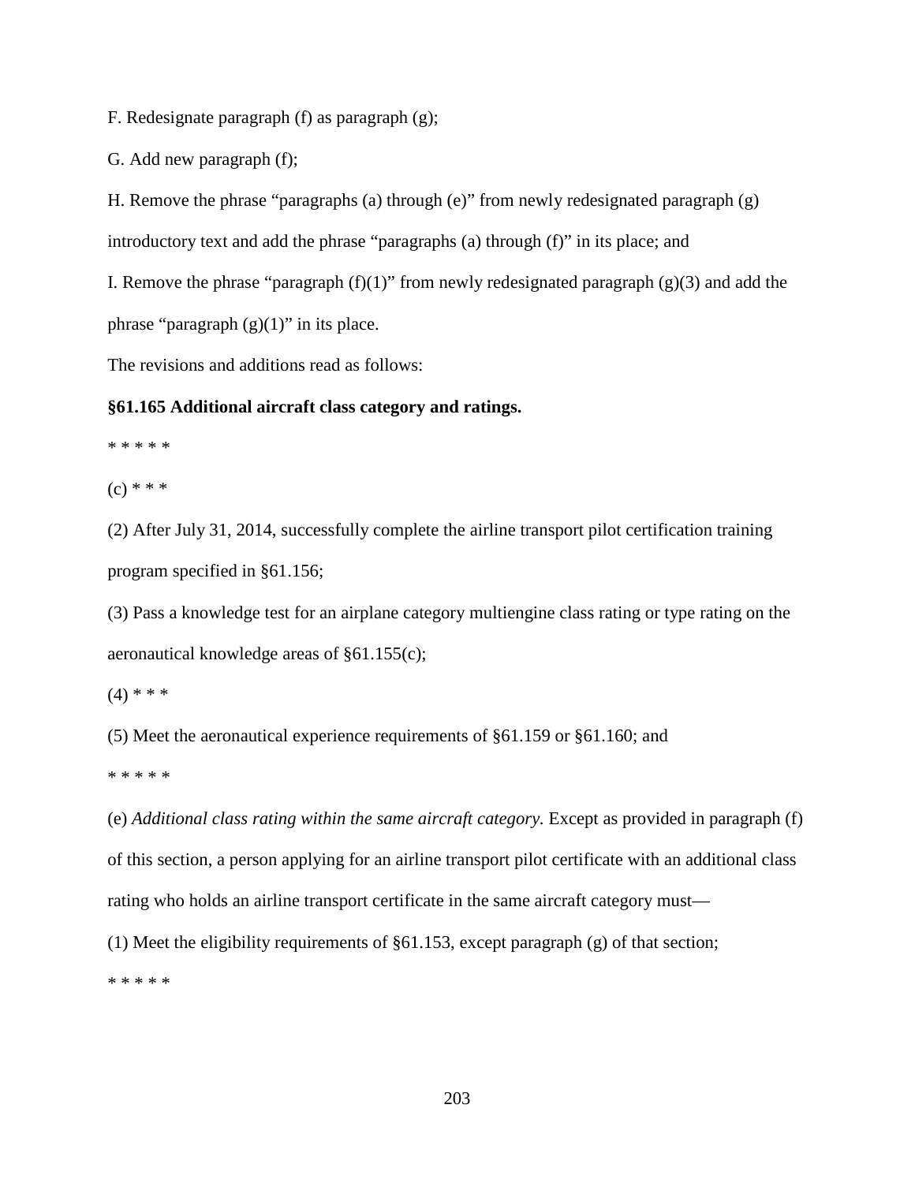F. Redesignate paragraph (f) as paragraph (g);

G. Add new paragraph (f);

H. Remove the phrase “paragraphs (a) through (e)” from newly redesignated paragraph (g) introductory text and add the phrase “paragraphs (a) through (f)” in its place; and

I. Remove the phrase “paragraph (f)(1)” from newly redesignated paragraph (g)(3) and add the phrase “paragraph (g)(1)” in its place.

The revisions and additions read as follows:

**§61.165 Additional aircraft class category and ratings.**

* * * * *

(c) * * *

(2) After July 31, 2014, successfully complete the airline transport pilot certification training program specified in §61.156;

(3) Pass a knowledge test for an airplane category multiengine class rating or type rating on the aeronautical knowledge areas of §61.155(c);

(4) * * *

(5) Meet the aeronautical experience requirements of §61.159 or §61.160; and

* * * * *

(e) *Additional class rating within the same aircraft category.* Except as provided in paragraph (f) of this section, a person applying for an airline transport pilot certificate with an additional class rating who holds an airline transport certificate in the same aircraft category must—

(1) Meet the eligibility requirements of §61.153, except paragraph (g) of that section;

* * * * *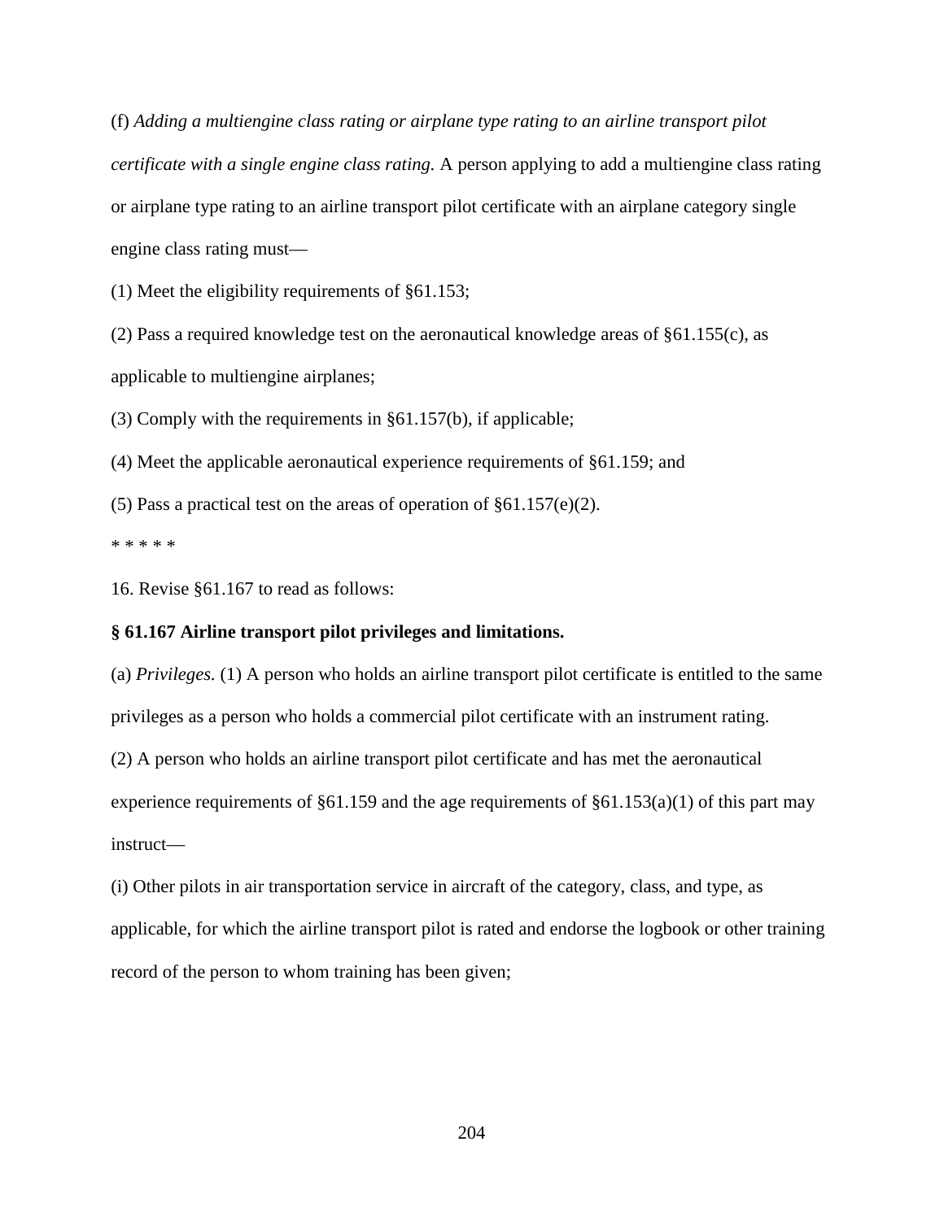(f) *Adding a multiengine class rating or airplane type rating to an airline transport pilot certificate with a single engine class rating.* A person applying to add a multiengine class rating or airplane type rating to an airline transport pilot certificate with an airplane category single engine class rating must—

(1) Meet the eligibility requirements of §61.153;

(2) Pass a required knowledge test on the aeronautical knowledge areas of §61.155(c), as applicable to multiengine airplanes;

(3) Comply with the requirements in §61.157(b), if applicable;

(4) Meet the applicable aeronautical experience requirements of §61.159; and

(5) Pass a practical test on the areas of operation of §61.157(e)(2).

* * * * *

16. Revise §61.167 to read as follows:

**§ 61.167 Airline transport pilot privileges and limitations.**

(a) *Privileges.* (1) A person who holds an airline transport pilot certificate is entitled to the same privileges as a person who holds a commercial pilot certificate with an instrument rating.

(2) A person who holds an airline transport pilot certificate and has met the aeronautical experience requirements of §61.159 and the age requirements of §61.153(a)(1) of this part may instruct—

(i) Other pilots in air transportation service in aircraft of the category, class, and type, as applicable, for which the airline transport pilot is rated and endorse the logbook or other training record of the person to whom training has been given;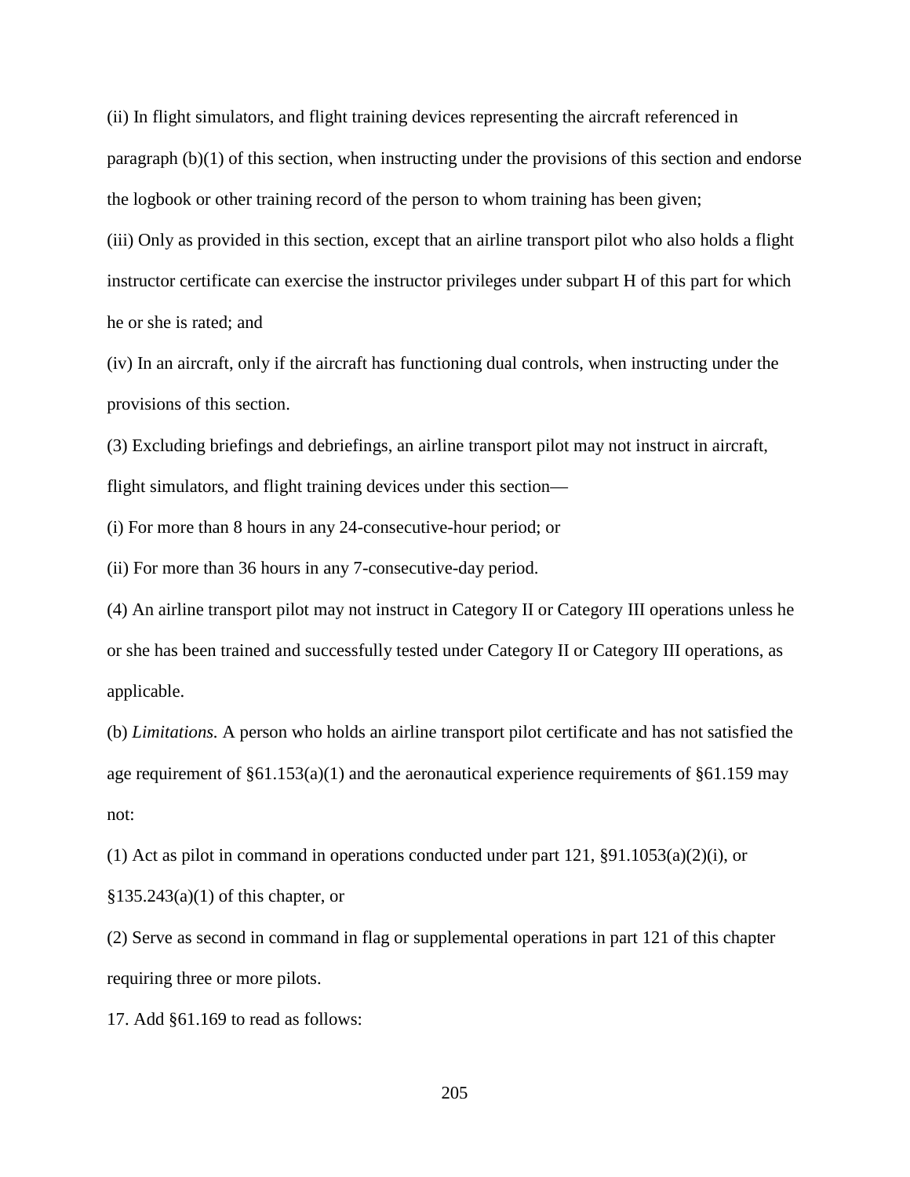(ii) In flight simulators, and flight training devices representing the aircraft referenced in paragraph (b)(1) of this section, when instructing under the provisions of this section and endorse the logbook or other training record of the person to whom training has been given;

(iii) Only as provided in this section, except that an airline transport pilot who also holds a flight instructor certificate can exercise the instructor privileges under subpart H of this part for which he or she is rated; and

(iv) In an aircraft, only if the aircraft has functioning dual controls, when instructing under the provisions of this section.

(3) Excluding briefings and debriefings, an airline transport pilot may not instruct in aircraft, flight simulators, and flight training devices under this section—

(i) For more than 8 hours in any 24-consecutive-hour period; or

(ii) For more than 36 hours in any 7-consecutive-day period.

(4) An airline transport pilot may not instruct in Category II or Category III operations unless he or she has been trained and successfully tested under Category II or Category III operations, as applicable.

(b) *Limitations.* A person who holds an airline transport pilot certificate and has not satisfied the age requirement of §61.153(a)(1) and the aeronautical experience requirements of §61.159 may not:

(1) Act as pilot in command in operations conducted under part 121, §91.1053(a)(2)(i), or §135.243(a)(1) of this chapter, or

(2) Serve as second in command in flag or supplemental operations in part 121 of this chapter requiring three or more pilots.

17. Add §61.169 to read as follows: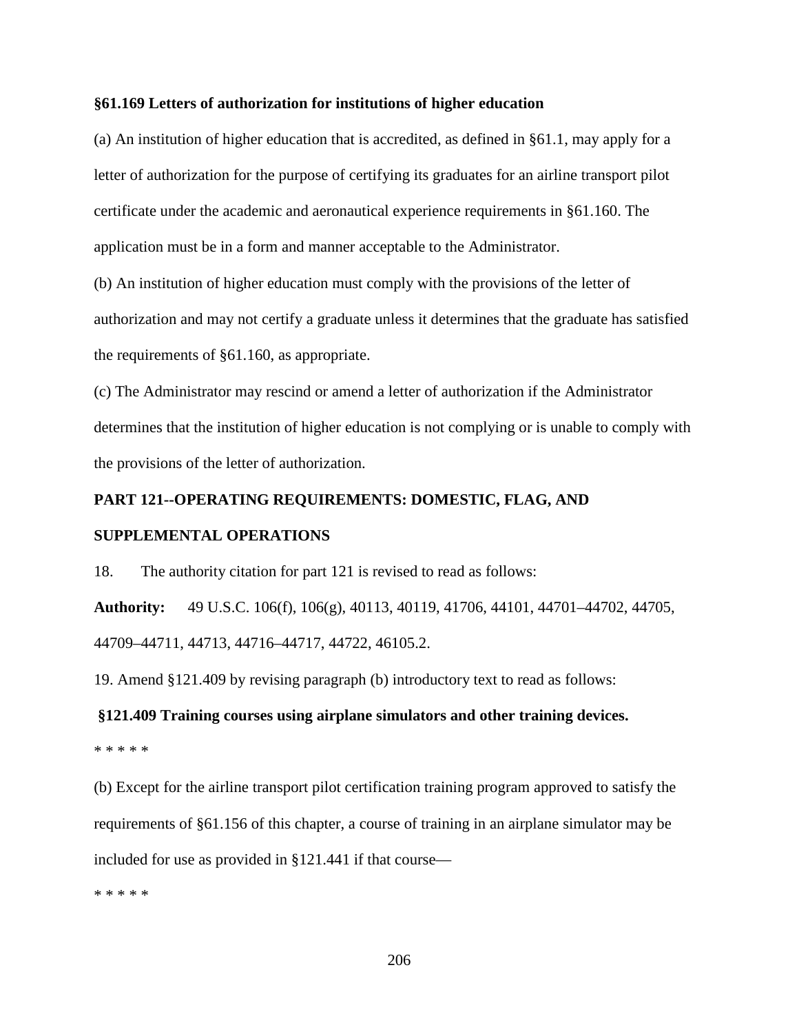**§61.169 Letters of authorization for institutions of higher education**

(a) An institution of higher education that is accredited, as defined in §61.1, may apply for a letter of authorization for the purpose of certifying its graduates for an airline transport pilot certificate under the academic and aeronautical experience requirements in §61.160. The application must be in a form and manner acceptable to the Administrator.

(b) An institution of higher education must comply with the provisions of the letter of authorization and may not certify a graduate unless it determines that the graduate has satisfied the requirements of §61.160, as appropriate.

(c) The Administrator may rescind or amend a letter of authorization if the Administrator determines that the institution of higher education is not complying or is unable to comply with the provisions of the letter of authorization.

**PART 121--OPERATING REQUIREMENTS: DOMESTIC, FLAG, AND SUPPLEMENTAL OPERATIONS**

18. The authority citation for part 121 is revised to read as follows:

**Authority:** 49 U.S.C. 106(f), 106(g), 40113, 40119, 41706, 44101, 44701–44702, 44705, 44709–44711, 44713, 44716–44717, 44722, 46105.2.

19. Amend §121.409 by revising paragraph (b) introductory text to read as follows:

**§121.409 Training courses using airplane simulators and other training devices.**

* * * * *

(b) Except for the airline transport pilot certification training program approved to satisfy the requirements of §61.156 of this chapter, a course of training in an airplane simulator may be included for use as provided in §121.441 if that course—

* * * * *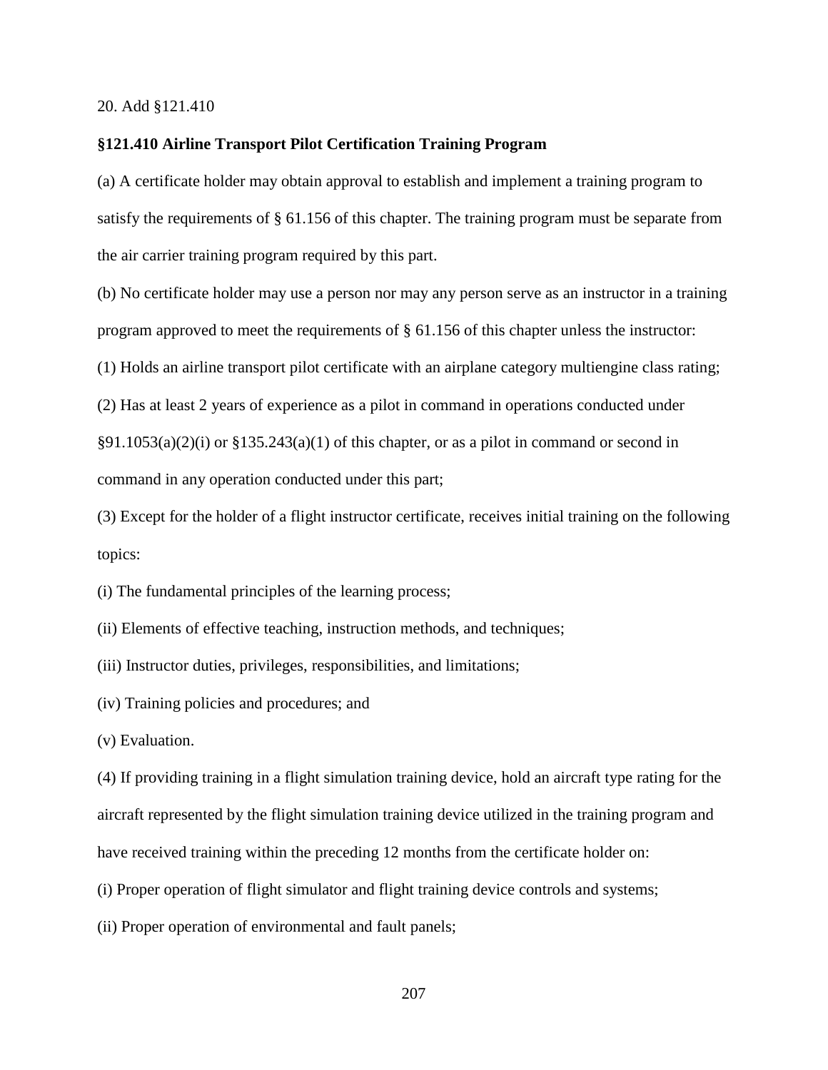20. Add §121.410

**§121.410 Airline Transport Pilot Certification Training Program**

(a) A certificate holder may obtain approval to establish and implement a training program to satisfy the requirements of § 61.156 of this chapter. The training program must be separate from the air carrier training program required by this part.

(b) No certificate holder may use a person nor may any person serve as an instructor in a training program approved to meet the requirements of § 61.156 of this chapter unless the instructor:

(1) Holds an airline transport pilot certificate with an airplane category multiengine class rating;

(2) Has at least 2 years of experience as a pilot in command in operations conducted under §91.1053(a)(2)(i) or §135.243(a)(1) of this chapter, or as a pilot in command or second in command in any operation conducted under this part;

(3) Except for the holder of a flight instructor certificate, receives initial training on the following topics:

(i) The fundamental principles of the learning process;

(ii) Elements of effective teaching, instruction methods, and techniques;

(iii) Instructor duties, privileges, responsibilities, and limitations;

(iv) Training policies and procedures; and

(v) Evaluation.

(4) If providing training in a flight simulation training device, hold an aircraft type rating for the aircraft represented by the flight simulation training device utilized in the training program and have received training within the preceding 12 months from the certificate holder on:

(i) Proper operation of flight simulator and flight training device controls and systems;

(ii) Proper operation of environmental and fault panels;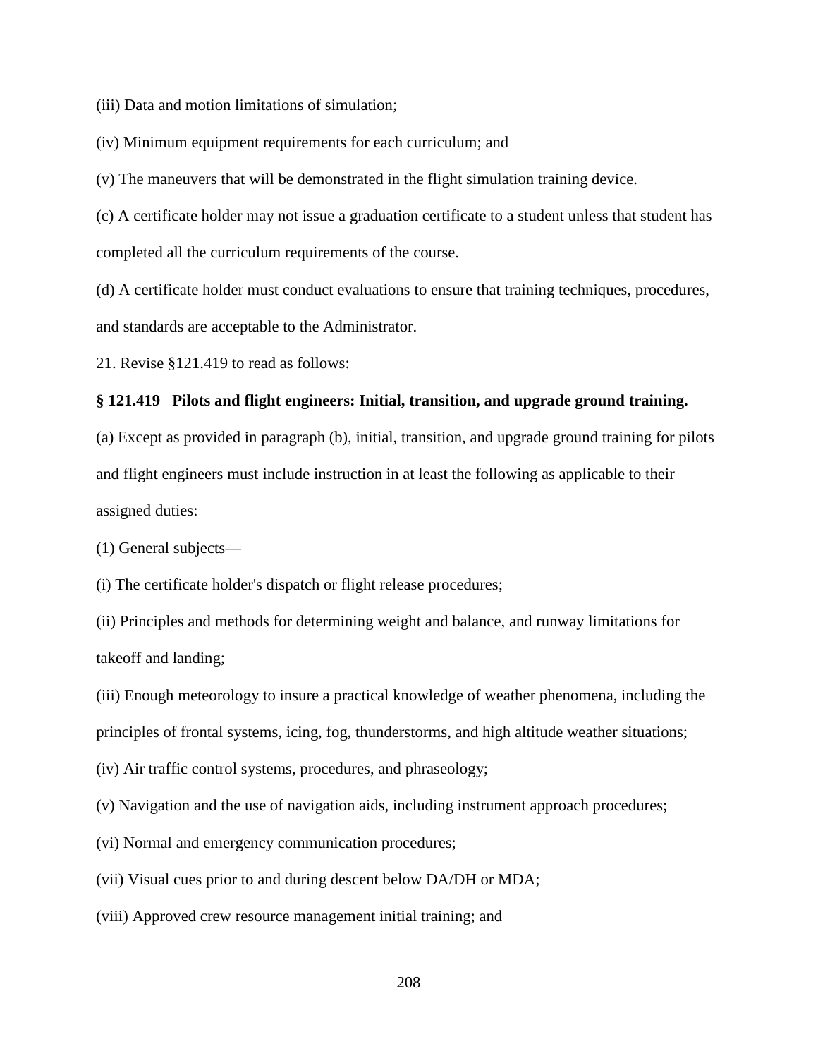(iii) Data and motion limitations of simulation;

(iv) Minimum equipment requirements for each curriculum; and

(v) The maneuvers that will be demonstrated in the flight simulation training device.

(c) A certificate holder may not issue a graduation certificate to a student unless that student has completed all the curriculum requirements of the course.

(d) A certificate holder must conduct evaluations to ensure that training techniques, procedures, and standards are acceptable to the Administrator.

21. Revise §121.419 to read as follows:

**§ 121.419 Pilots and flight engineers: Initial, transition, and upgrade ground training.**

(a) Except as provided in paragraph (b), initial, transition, and upgrade ground training for pilots and flight engineers must include instruction in at least the following as applicable to their assigned duties:

(1) General subjects—

(i) The certificate holder's dispatch or flight release procedures;

(ii) Principles and methods for determining weight and balance, and runway limitations for takeoff and landing;

(iii) Enough meteorology to insure a practical knowledge of weather phenomena, including the principles of frontal systems, icing, fog, thunderstorms, and high altitude weather situations;

(iv) Air traffic control systems, procedures, and phraseology;

(v) Navigation and the use of navigation aids, including instrument approach procedures;

(vi) Normal and emergency communication procedures;

(vii) Visual cues prior to and during descent below DA/DH or MDA;

(viii) Approved crew resource management initial training; and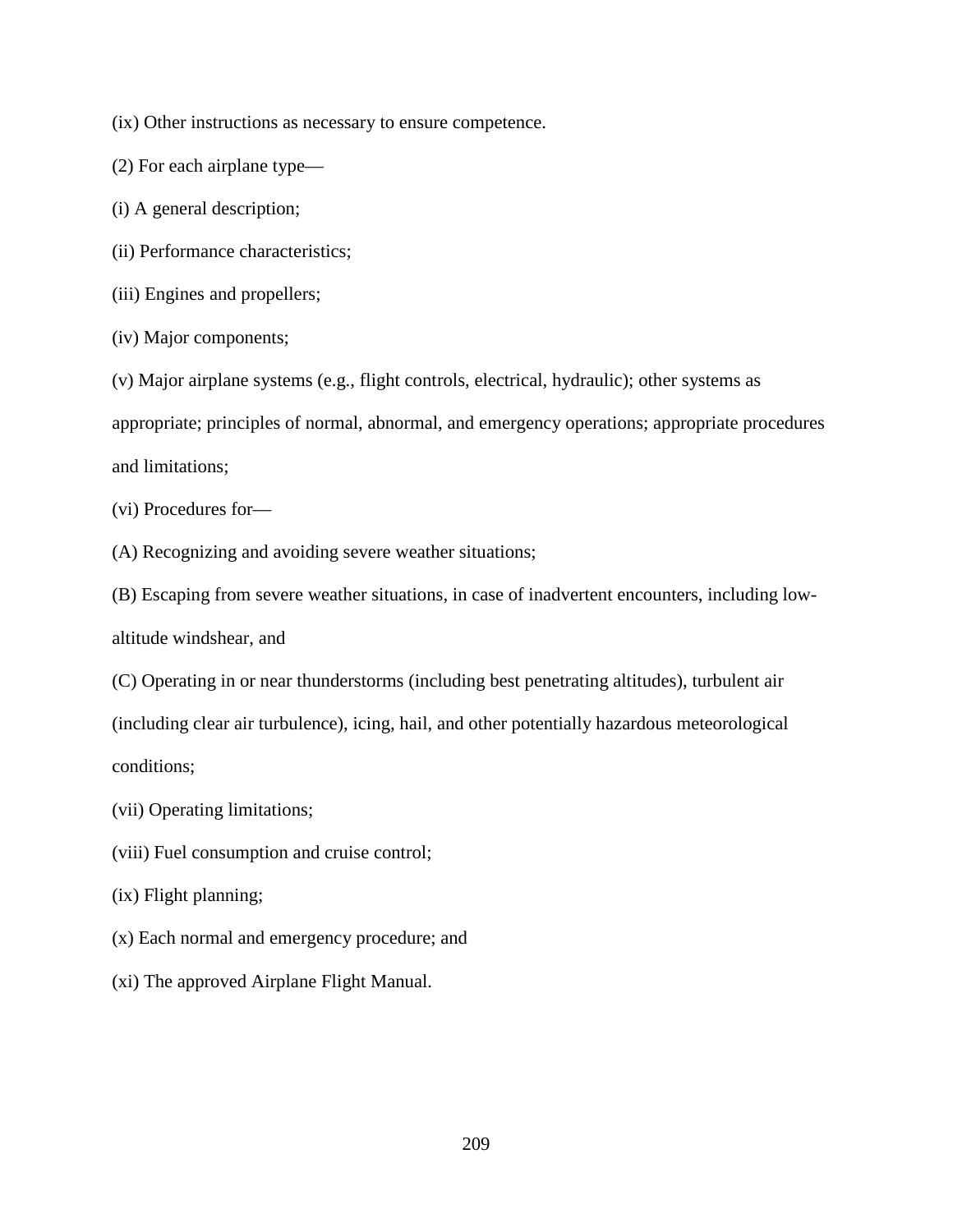(ix) Other instructions as necessary to ensure competence.

(2) For each airplane type—

(i) A general description;

(ii) Performance characteristics;

(iii) Engines and propellers;

(iv) Major components;

(v) Major airplane systems (e.g., flight controls, electrical, hydraulic); other systems as appropriate; principles of normal, abnormal, and emergency operations; appropriate procedures and limitations;

(vi) Procedures for—

(A) Recognizing and avoiding severe weather situations;

(B) Escaping from severe weather situations, in case of inadvertent encounters, including low-altitude windshear, and

(C) Operating in or near thunderstorms (including best penetrating altitudes), turbulent air (including clear air turbulence), icing, hail, and other potentially hazardous meteorological conditions;

(vii) Operating limitations;

(viii) Fuel consumption and cruise control;

(ix) Flight planning;

(x) Each normal and emergency procedure; and

(xi) The approved Airplane Flight Manual.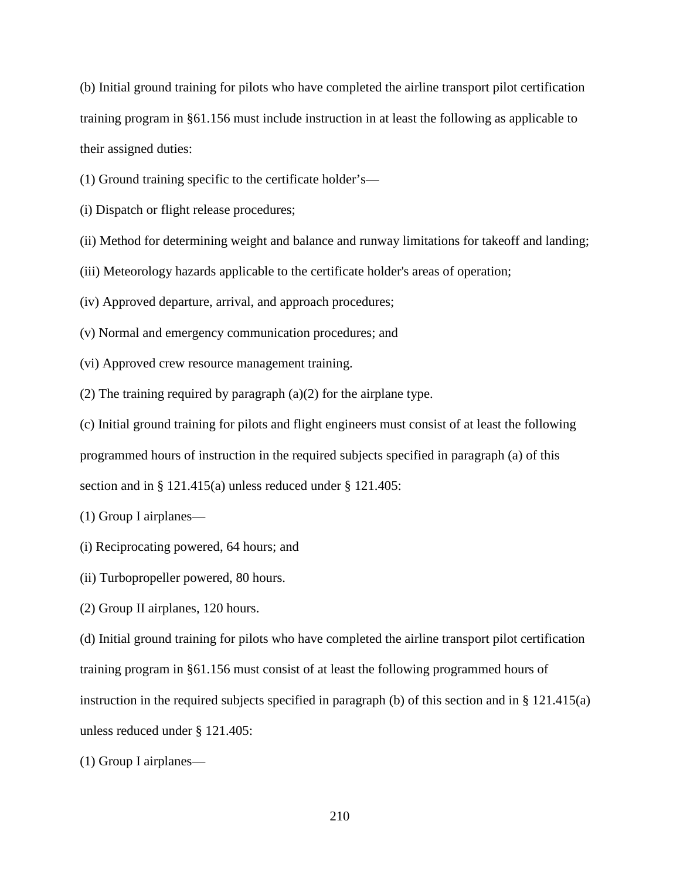(b) Initial ground training for pilots who have completed the airline transport pilot certification training program in §61.156 must include instruction in at least the following as applicable to their assigned duties:

(1) Ground training specific to the certificate holder’s—

(i) Dispatch or flight release procedures;

(ii) Method for determining weight and balance and runway limitations for takeoff and landing;

(iii) Meteorology hazards applicable to the certificate holder's areas of operation;

(iv) Approved departure, arrival, and approach procedures;

(v) Normal and emergency communication procedures; and

(vi) Approved crew resource management training.

(2) The training required by paragraph (a)(2) for the airplane type.

(c) Initial ground training for pilots and flight engineers must consist of at least the following programmed hours of instruction in the required subjects specified in paragraph (a) of this section and in § 121.415(a) unless reduced under § 121.405:

(1) Group I airplanes—

(i) Reciprocating powered, 64 hours; and

(ii) Turbopropeller powered, 80 hours.

(2) Group II airplanes, 120 hours.

(d) Initial ground training for pilots who have completed the airline transport pilot certification training program in §61.156 must consist of at least the following programmed hours of instruction in the required subjects specified in paragraph (b) of this section and in § 121.415(a) unless reduced under § 121.405:

(1) Group I airplanes—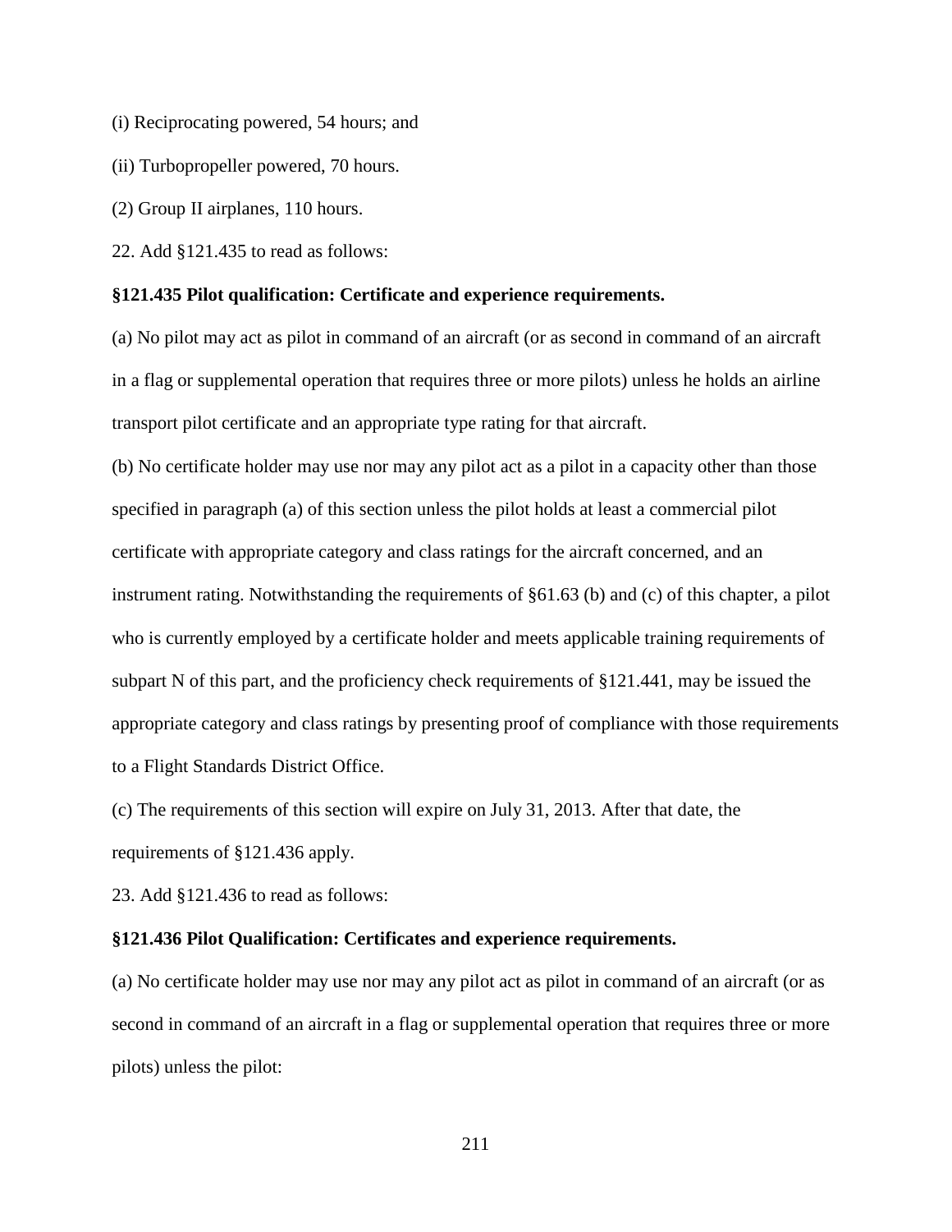(i) Reciprocating powered, 54 hours; and

(ii) Turbopropeller powered, 70 hours.

(2) Group II airplanes, 110 hours.

22. Add §121.435 to read as follows:

**§121.435 Pilot qualification: Certificate and experience requirements.**

(a) No pilot may act as pilot in command of an aircraft (or as second in command of an aircraft in a flag or supplemental operation that requires three or more pilots) unless he holds an airline transport pilot certificate and an appropriate type rating for that aircraft.

(b) No certificate holder may use nor may any pilot act as a pilot in a capacity other than those specified in paragraph (a) of this section unless the pilot holds at least a commercial pilot certificate with appropriate category and class ratings for the aircraft concerned, and an instrument rating. Notwithstanding the requirements of §61.63 (b) and (c) of this chapter, a pilot who is currently employed by a certificate holder and meets applicable training requirements of subpart N of this part, and the proficiency check requirements of §121.441, may be issued the appropriate category and class ratings by presenting proof of compliance with those requirements to a Flight Standards District Office.

(c) The requirements of this section will expire on July 31, 2013. After that date, the requirements of §121.436 apply.

23. Add §121.436 to read as follows:

**§121.436 Pilot Qualification: Certificates and experience requirements.**

(a) No certificate holder may use nor may any pilot act as pilot in command of an aircraft (or as second in command of an aircraft in a flag or supplemental operation that requires three or more pilots) unless the pilot: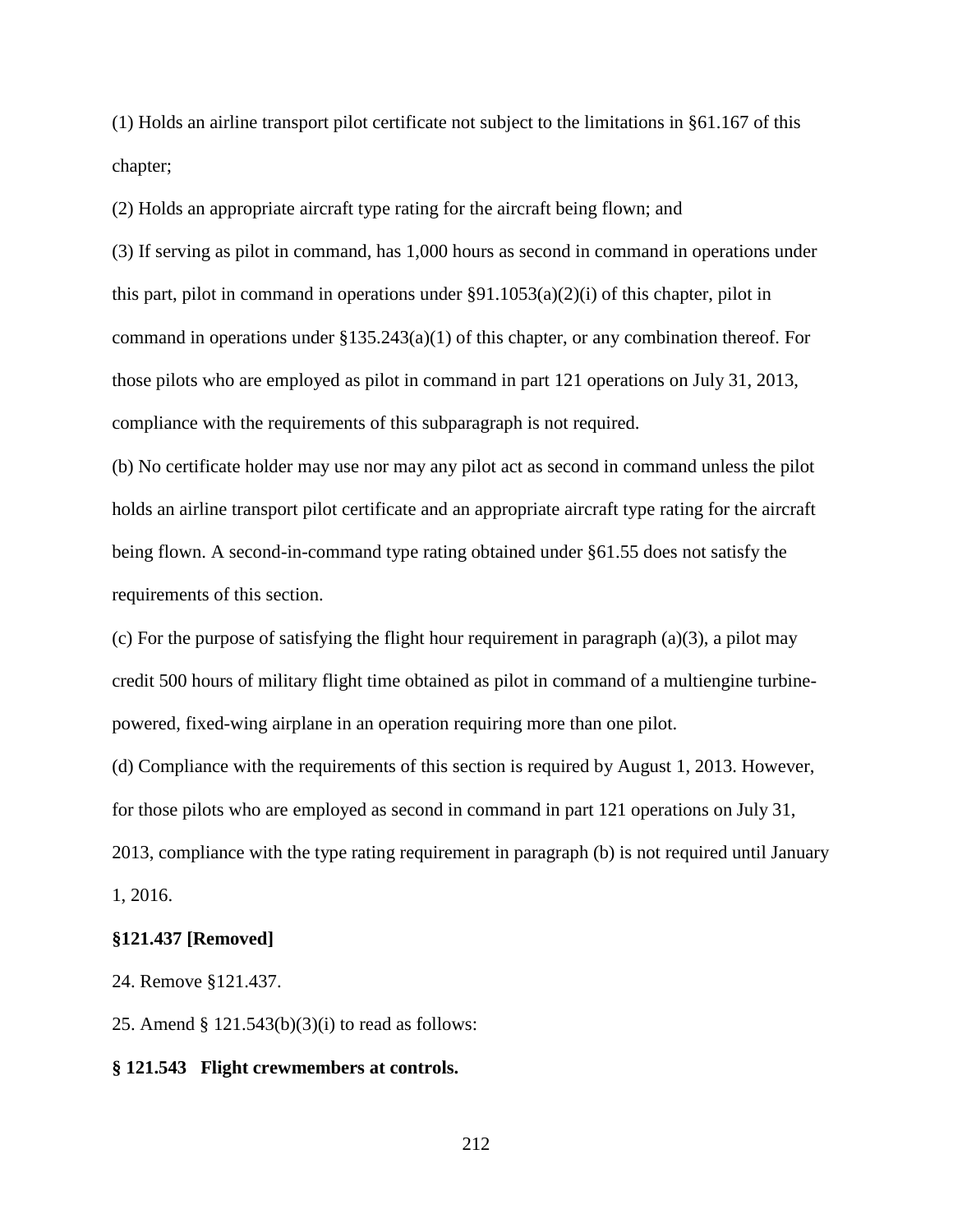(1) Holds an airline transport pilot certificate not subject to the limitations in §61.167 of this chapter;

(2) Holds an appropriate aircraft type rating for the aircraft being flown; and

(3) If serving as pilot in command, has 1,000 hours as second in command in operations under this part, pilot in command in operations under §91.1053(a)(2)(i) of this chapter, pilot in command in operations under §135.243(a)(1) of this chapter, or any combination thereof. For those pilots who are employed as pilot in command in part 121 operations on July 31, 2013, compliance with the requirements of this subparagraph is not required.

(b) No certificate holder may use nor may any pilot act as second in command unless the pilot holds an airline transport pilot certificate and an appropriate aircraft type rating for the aircraft being flown. A second-in-command type rating obtained under §61.55 does not satisfy the requirements of this section.

(c) For the purpose of satisfying the flight hour requirement in paragraph (a)(3), a pilot may credit 500 hours of military flight time obtained as pilot in command of a multiengine turbine-powered, fixed-wing airplane in an operation requiring more than one pilot.

(d) Compliance with the requirements of this section is required by August 1, 2013. However, for those pilots who are employed as second in command in part 121 operations on July 31, 2013, compliance with the type rating requirement in paragraph (b) is not required until January 1, 2016.

**§121.437 [Removed]**

24. Remove §121.437.

25. Amend § 121.543(b)(3)(i) to read as follows:

**§ 121.543 Flight crewmembers at controls.**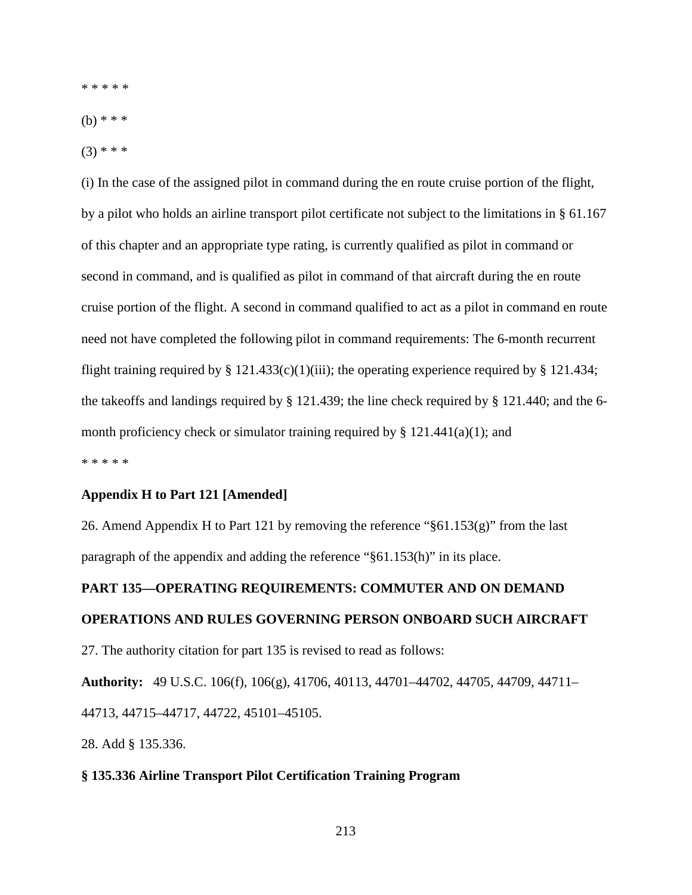* * * * *

(b) * * *

(3) * * *

(i) In the case of the assigned pilot in command during the en route cruise portion of the flight, by a pilot who holds an airline transport pilot certificate not subject to the limitations in § 61.167 of this chapter and an appropriate type rating, is currently qualified as pilot in command or second in command, and is qualified as pilot in command of that aircraft during the en route cruise portion of the flight. A second in command qualified to act as a pilot in command en route need not have completed the following pilot in command requirements: The 6-month recurrent flight training required by § 121.433(c)(1)(iii); the operating experience required by § 121.434; the takeoffs and landings required by § 121.439; the line check required by § 121.440; and the 6-month proficiency check or simulator training required by § 121.441(a)(1); and

* * * * *

**Appendix H to Part 121 [Amended]**

26. Amend Appendix H to Part 121 by removing the reference "§61.153(g)" from the last paragraph of the appendix and adding the reference "§61.153(h)" in its place.

**PART 135—OPERATING REQUIREMENTS: COMMUTER AND ON DEMAND OPERATIONS AND RULES GOVERNING PERSON ONBOARD SUCH AIRCRAFT**

27. The authority citation for part 135 is revised to read as follows:

**Authority:** 49 U.S.C. 106(f), 106(g), 41706, 40113, 44701–44702, 44705, 44709, 44711–44713, 44715–44717, 44722, 45101–45105.

28. Add § 135.336.

**§ 135.336 Airline Transport Pilot Certification Training Program**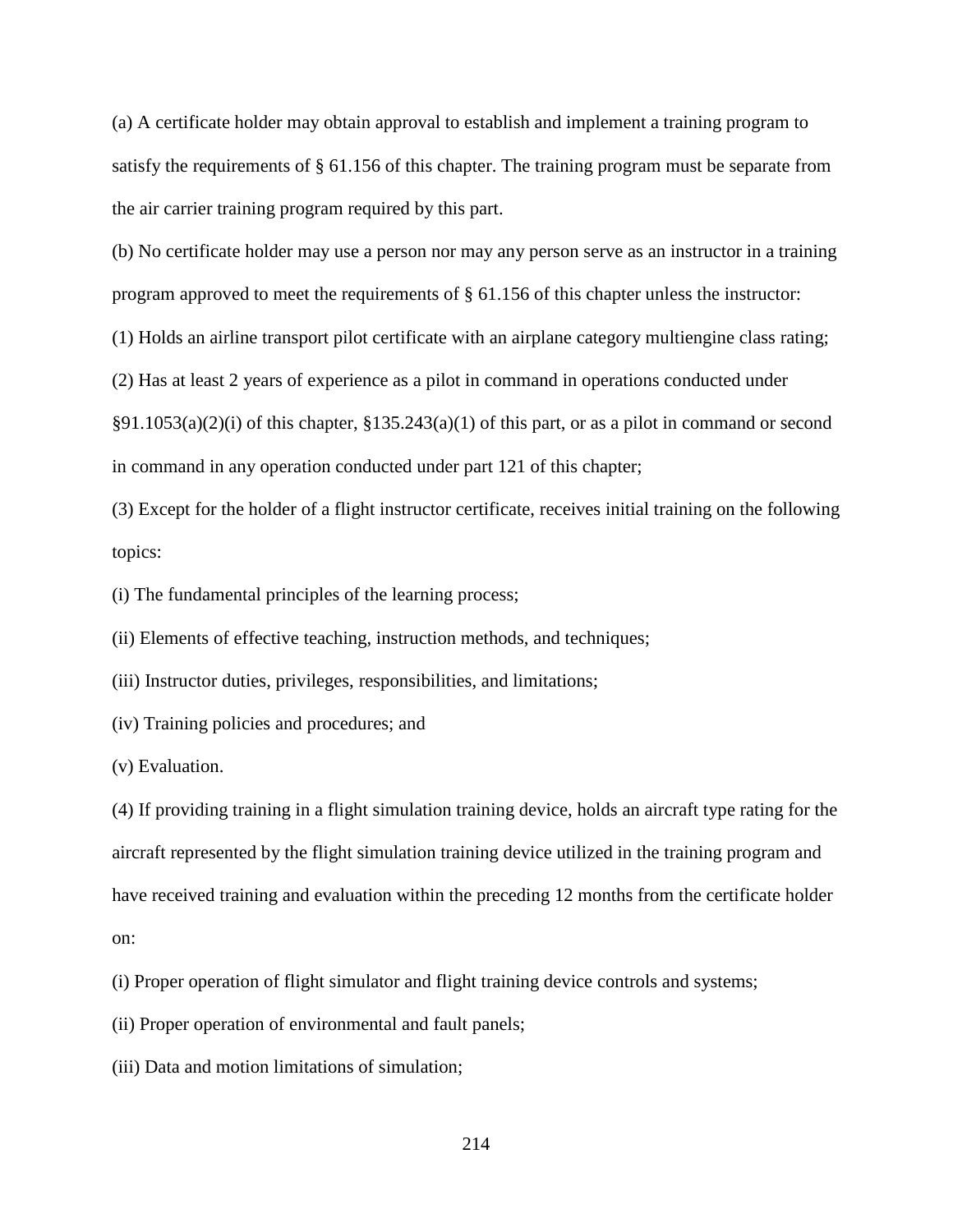(a) A certificate holder may obtain approval to establish and implement a training program to satisfy the requirements of § 61.156 of this chapter. The training program must be separate from the air carrier training program required by this part.

(b) No certificate holder may use a person nor may any person serve as an instructor in a training program approved to meet the requirements of § 61.156 of this chapter unless the instructor:

(1) Holds an airline transport pilot certificate with an airplane category multiengine class rating;

(2) Has at least 2 years of experience as a pilot in command in operations conducted under §91.1053(a)(2)(i) of this chapter, §135.243(a)(1) of this part, or as a pilot in command or second in command in any operation conducted under part 121 of this chapter;

(3) Except for the holder of a flight instructor certificate, receives initial training on the following topics:

(i) The fundamental principles of the learning process;

(ii) Elements of effective teaching, instruction methods, and techniques;

(iii) Instructor duties, privileges, responsibilities, and limitations;

(iv) Training policies and procedures; and

(v) Evaluation.

(4) If providing training in a flight simulation training device, holds an aircraft type rating for the aircraft represented by the flight simulation training device utilized in the training program and have received training and evaluation within the preceding 12 months from the certificate holder on:

(i) Proper operation of flight simulator and flight training device controls and systems;

(ii) Proper operation of environmental and fault panels;

(iii) Data and motion limitations of simulation;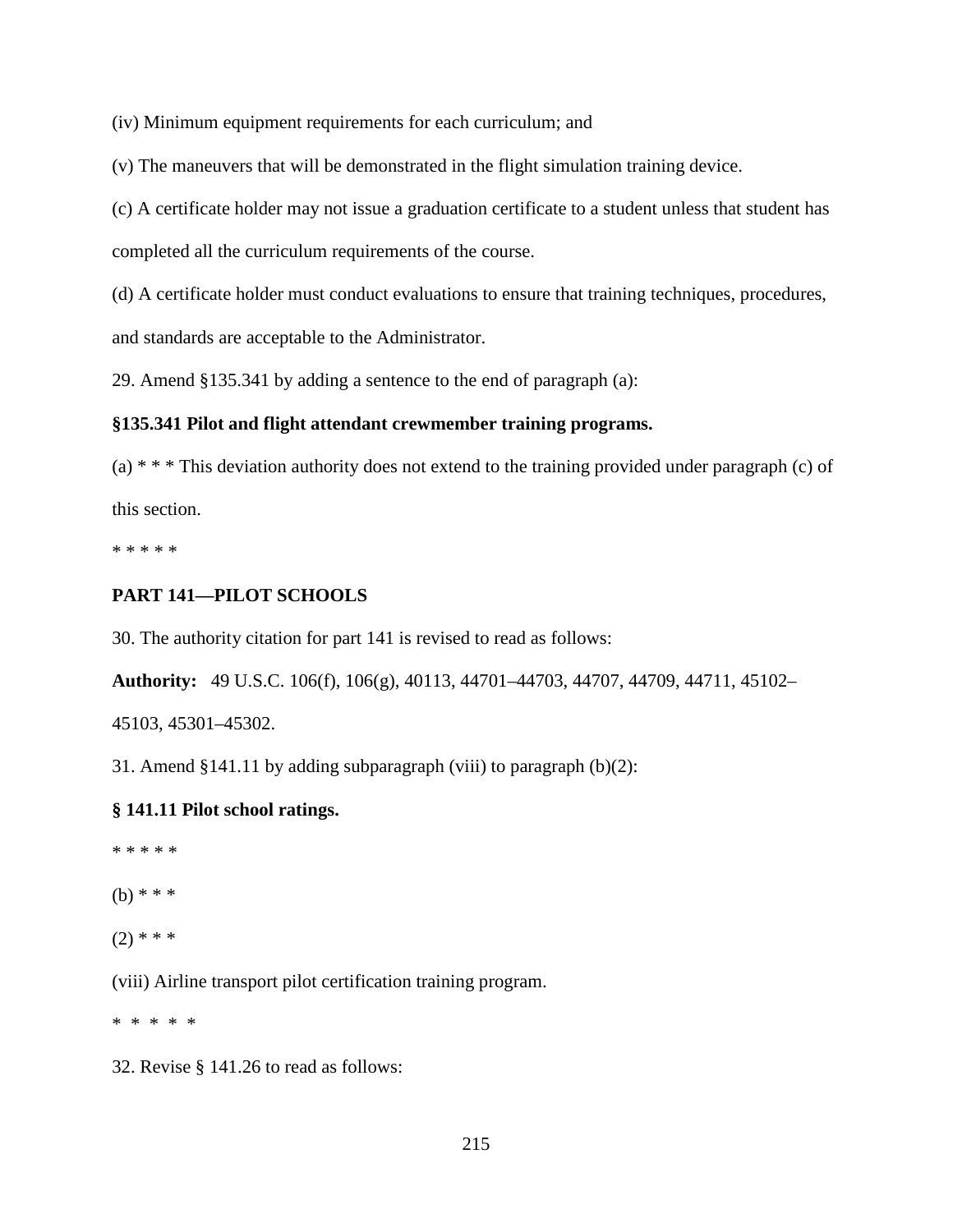(iv) Minimum equipment requirements for each curriculum; and

(v) The maneuvers that will be demonstrated in the flight simulation training device.

(c) A certificate holder may not issue a graduation certificate to a student unless that student has completed all the curriculum requirements of the course.

(d) A certificate holder must conduct evaluations to ensure that training techniques, procedures, and standards are acceptable to the Administrator.

29. Amend §135.341 by adding a sentence to the end of paragraph (a):

**§135.341 Pilot and flight attendant crewmember training programs.**

(a) * * * This deviation authority does not extend to the training provided under paragraph (c) of this section.

* * * * *

**PART 141—PILOT SCHOOLS**

30. The authority citation for part 141 is revised to read as follows:

**Authority:** 49 U.S.C. 106(f), 106(g), 40113, 44701–44703, 44707, 44709, 44711, 45102–45103, 45301–45302.

31. Amend §141.11 by adding subparagraph (viii) to paragraph (b)(2):

**§ 141.11 Pilot school ratings.**

* * * * *

(b) * * *

(2) * * *

(viii) Airline transport pilot certification training program.

* * * * *

32. Revise § 141.26 to read as follows: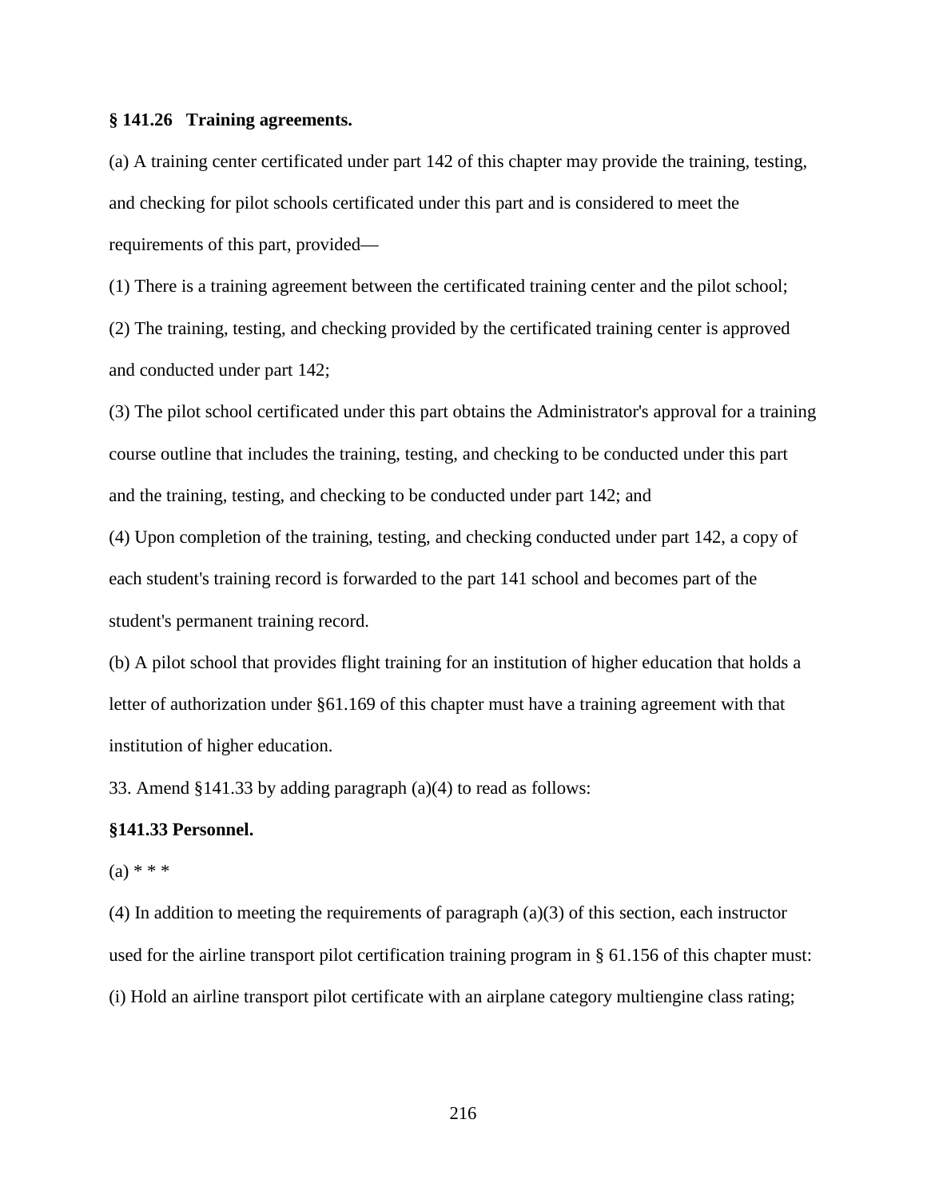**§ 141.26 Training agreements.**

(a) A training center certificated under part 142 of this chapter may provide the training, testing, and checking for pilot schools certificated under this part and is considered to meet the requirements of this part, provided—

(1) There is a training agreement between the certificated training center and the pilot school;

(2) The training, testing, and checking provided by the certificated training center is approved and conducted under part 142;

(3) The pilot school certificated under this part obtains the Administrator's approval for a training course outline that includes the training, testing, and checking to be conducted under this part and the training, testing, and checking to be conducted under part 142; and

(4) Upon completion of the training, testing, and checking conducted under part 142, a copy of each student's training record is forwarded to the part 141 school and becomes part of the student's permanent training record.

(b) A pilot school that provides flight training for an institution of higher education that holds a letter of authorization under §61.169 of this chapter must have a training agreement with that institution of higher education.

33. Amend §141.33 by adding paragraph (a)(4) to read as follows:

**§141.33 Personnel.**

(a) * * *

(4) In addition to meeting the requirements of paragraph (a)(3) of this section, each instructor used for the airline transport pilot certification training program in § 61.156 of this chapter must:

(i) Hold an airline transport pilot certificate with an airplane category multiengine class rating;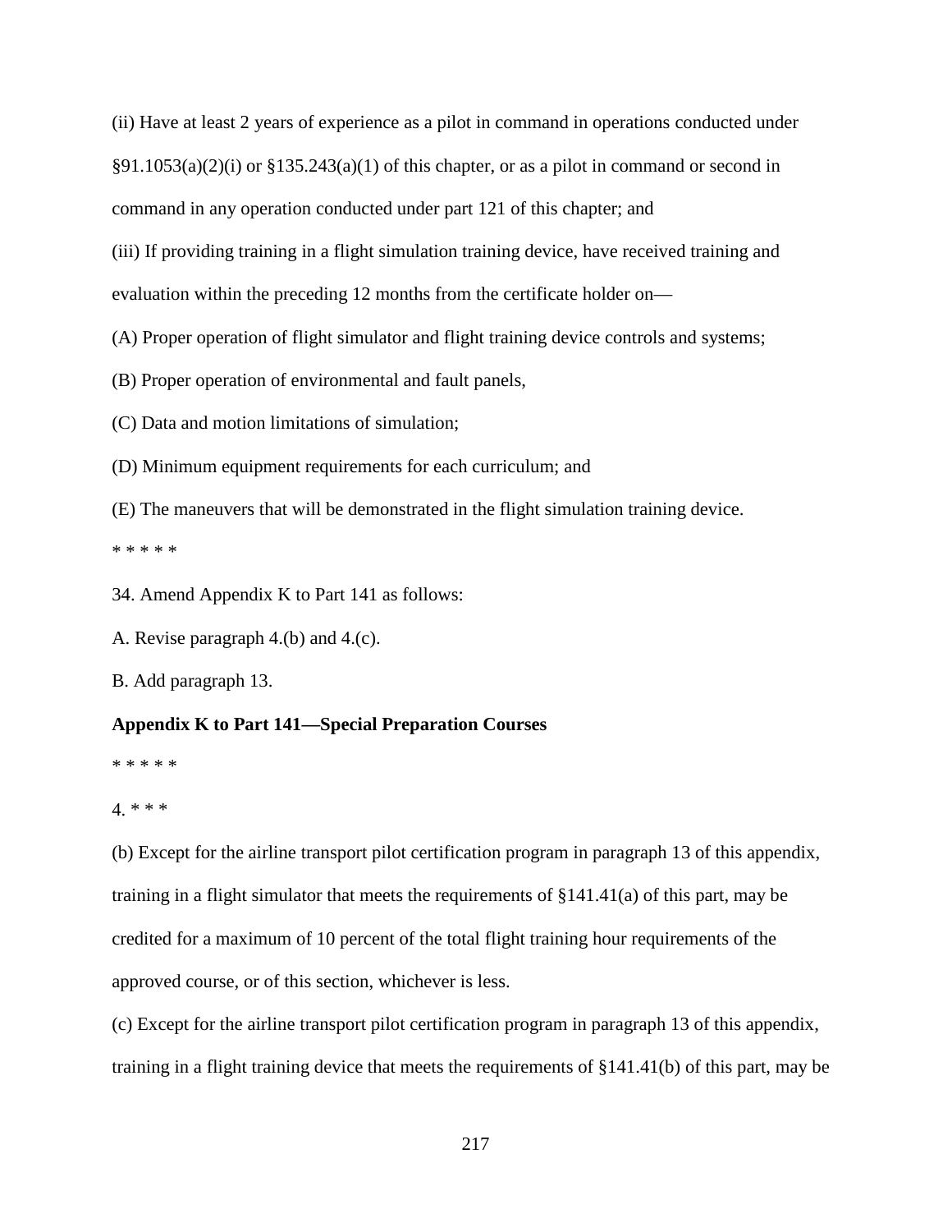(ii) Have at least 2 years of experience as a pilot in command in operations conducted under §91.1053(a)(2)(i) or §135.243(a)(1) of this chapter, or as a pilot in command or second in command in any operation conducted under part 121 of this chapter; and

(iii) If providing training in a flight simulation training device, have received training and evaluation within the preceding 12 months from the certificate holder on—

(A) Proper operation of flight simulator and flight training device controls and systems;

(B) Proper operation of environmental and fault panels,

(C) Data and motion limitations of simulation;

(D) Minimum equipment requirements for each curriculum; and

(E) The maneuvers that will be demonstrated in the flight simulation training device.

* * * * *

34. Amend Appendix K to Part 141 as follows:

A. Revise paragraph 4.(b) and 4.(c).

B. Add paragraph 13.

**Appendix K to Part 141—Special Preparation Courses**

* * * * *

4. * * *

(b) Except for the airline transport pilot certification program in paragraph 13 of this appendix, training in a flight simulator that meets the requirements of §141.41(a) of this part, may be credited for a maximum of 10 percent of the total flight training hour requirements of the approved course, or of this section, whichever is less.

(c) Except for the airline transport pilot certification program in paragraph 13 of this appendix, training in a flight training device that meets the requirements of §141.41(b) of this part, may be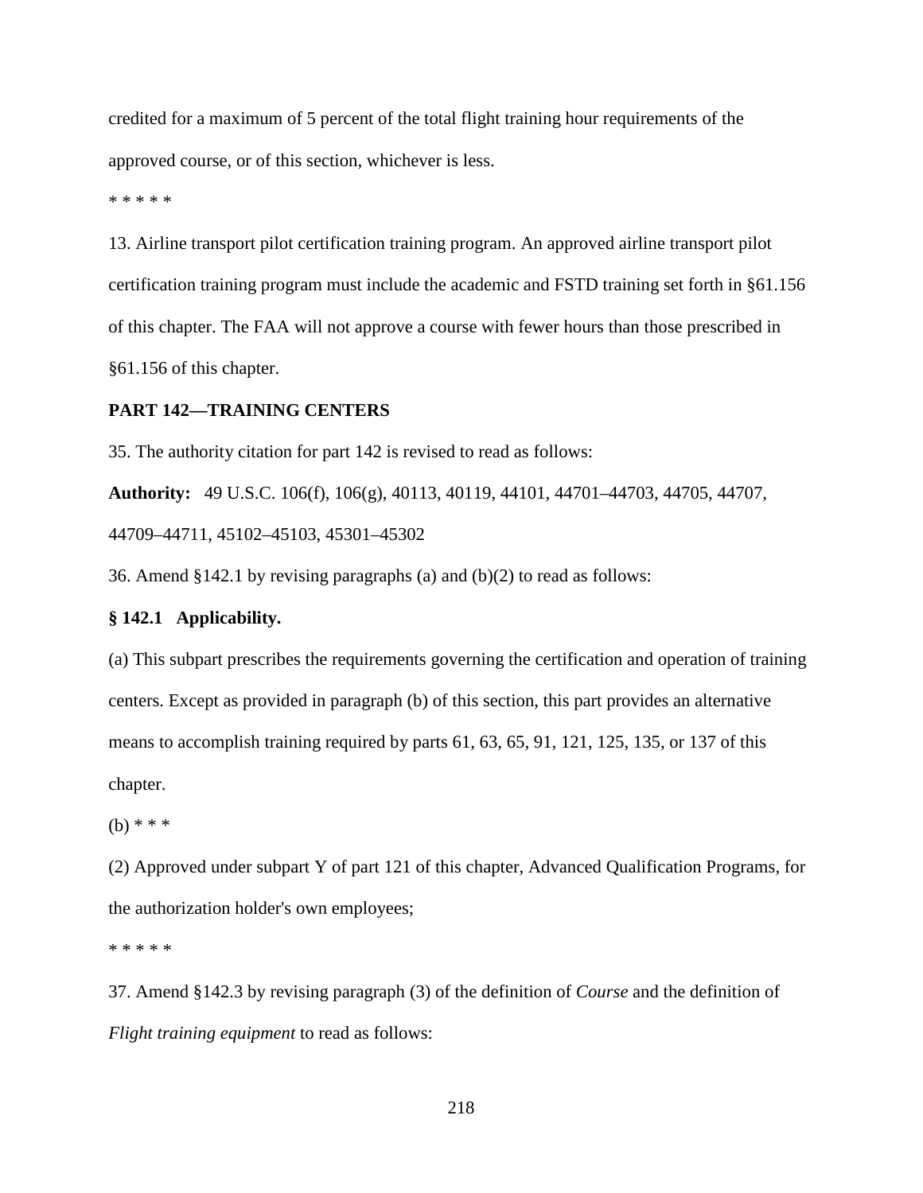credited for a maximum of 5 percent of the total flight training hour requirements of the approved course, or of this section, whichever is less.

* * * * *

13. Airline transport pilot certification training program. An approved airline transport pilot certification training program must include the academic and FSTD training set forth in §61.156 of this chapter. The FAA will not approve a course with fewer hours than those prescribed in §61.156 of this chapter.

**PART 142—TRAINING CENTERS**

35. The authority citation for part 142 is revised to read as follows:

**Authority:** 49 U.S.C. 106(f), 106(g), 40113, 40119, 44101, 44701–44703, 44705, 44707, 44709–44711, 45102–45103, 45301–45302

36. Amend §142.1 by revising paragraphs (a) and (b)(2) to read as follows:

**§ 142.1 Applicability.**

(a) This subpart prescribes the requirements governing the certification and operation of training centers. Except as provided in paragraph (b) of this section, this part provides an alternative means to accomplish training required by parts 61, 63, 65, 91, 121, 125, 135, or 137 of this chapter.

(b) * * *

(2) Approved under subpart Y of part 121 of this chapter, Advanced Qualification Programs, for the authorization holder's own employees;

* * * * *

37. Amend §142.3 by revising paragraph (3) of the definition of *Course* and the definition of *Flight training equipment* to read as follows: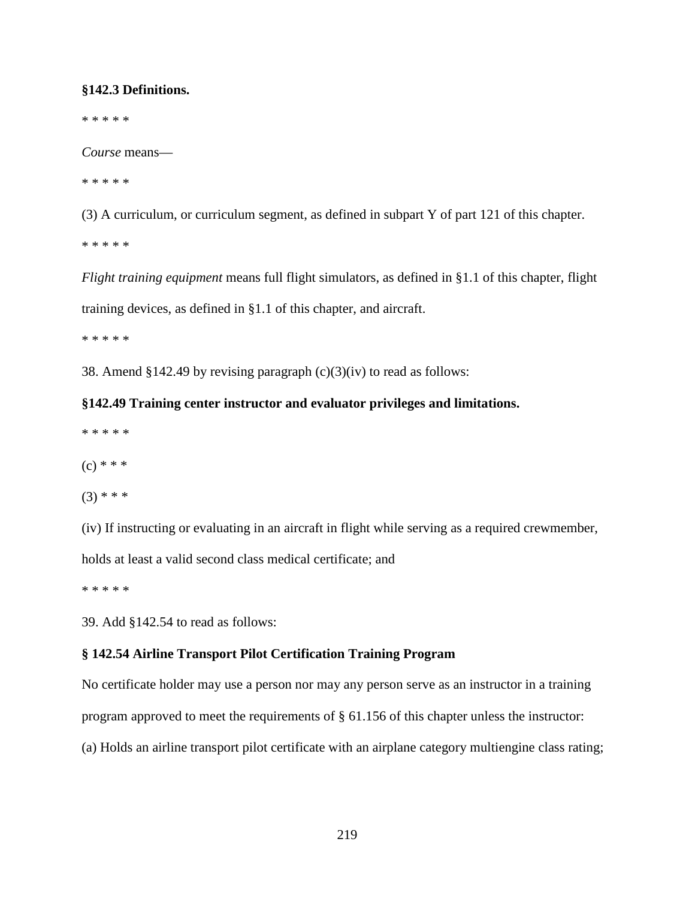**§142.3 Definitions.**

* * * * *

*Course* means—

* * * * *

(3) A curriculum, or curriculum segment, as defined in subpart Y of part 121 of this chapter.

* * * * *

*Flight training equipment* means full flight simulators, as defined in §1.1 of this chapter, flight training devices, as defined in §1.1 of this chapter, and aircraft.

* * * * *

38. Amend §142.49 by revising paragraph (c)(3)(iv) to read as follows:

**§142.49 Training center instructor and evaluator privileges and limitations.**

* * * * *

(c) * * *

(3) * * *

(iv) If instructing or evaluating in an aircraft in flight while serving as a required crewmember, holds at least a valid second class medical certificate; and

* * * * *

39. Add §142.54 to read as follows:

**§ 142.54 Airline Transport Pilot Certification Training Program**

No certificate holder may use a person nor may any person serve as an instructor in a training program approved to meet the requirements of § 61.156 of this chapter unless the instructor:

(a) Holds an airline transport pilot certificate with an airplane category multiengine class rating;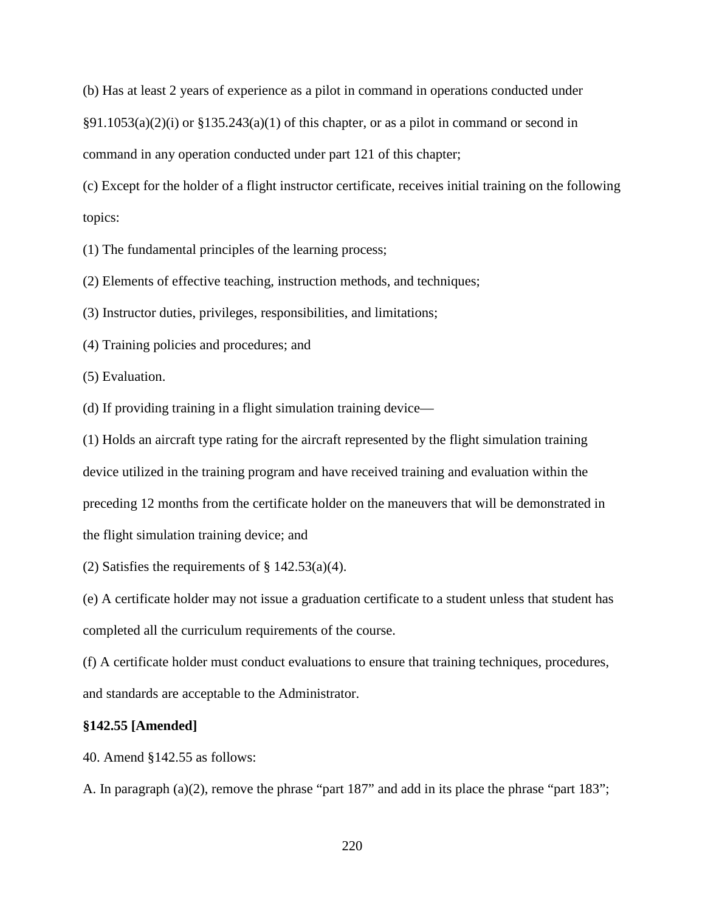(b) Has at least 2 years of experience as a pilot in command in operations conducted under §91.1053(a)(2)(i) or §135.243(a)(1) of this chapter, or as a pilot in command or second in command in any operation conducted under part 121 of this chapter;

(c) Except for the holder of a flight instructor certificate, receives initial training on the following topics:

(1) The fundamental principles of the learning process;

(2) Elements of effective teaching, instruction methods, and techniques;

(3) Instructor duties, privileges, responsibilities, and limitations;

(4) Training policies and procedures; and

(5) Evaluation.

(d) If providing training in a flight simulation training device—

(1) Holds an aircraft type rating for the aircraft represented by the flight simulation training device utilized in the training program and have received training and evaluation within the preceding 12 months from the certificate holder on the maneuvers that will be demonstrated in the flight simulation training device; and

(2) Satisfies the requirements of § 142.53(a)(4).

(e) A certificate holder may not issue a graduation certificate to a student unless that student has completed all the curriculum requirements of the course.

(f) A certificate holder must conduct evaluations to ensure that training techniques, procedures, and standards are acceptable to the Administrator.

**§142.55 [Amended]**

40. Amend §142.55 as follows:

A. In paragraph (a)(2), remove the phrase "part 187" and add in its place the phrase "part 183";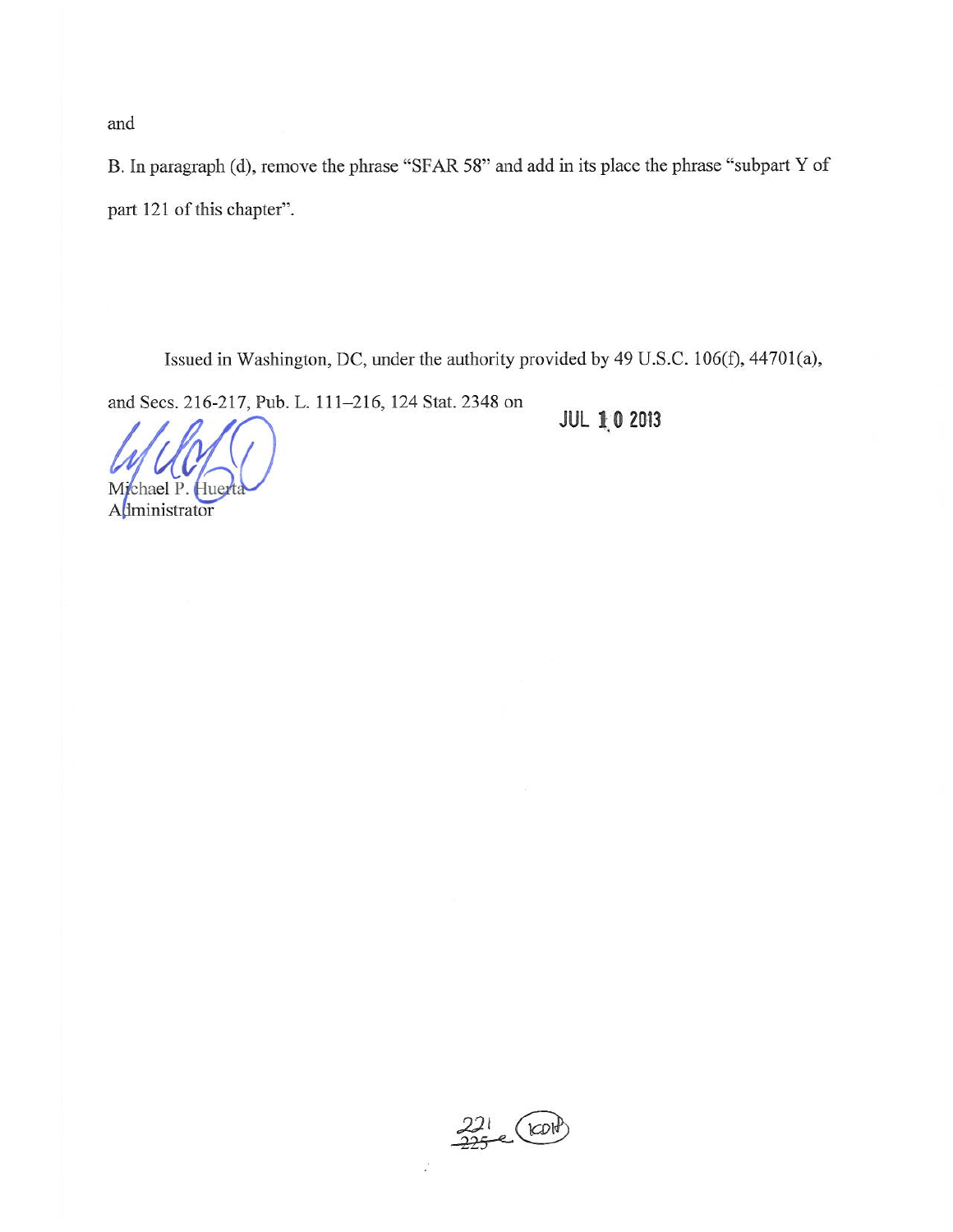and

B. In paragraph (d), remove the phrase "SFAR 58" and add in its place the phrase "subpart Y of part 121 of this chapter".

Issued in Washington, DC, under the authority provided by 49 U.S.C. 106(f), 44701(a), and Secs. 216-217, Pub. L. 111–216, 124 Stat. 2348 on JUL 10 2013

Michael P. Huerta
Administrator